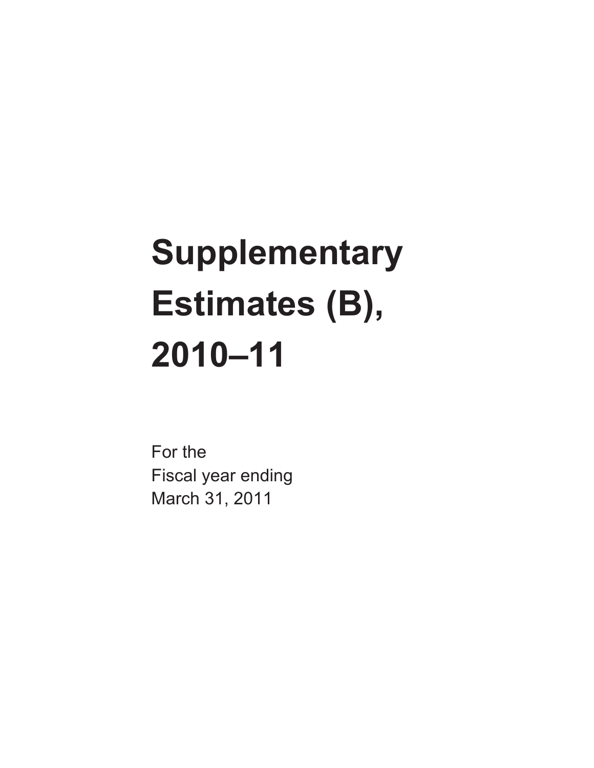# Supplementary Estimates (B), 2010–11

For the
Fiscal year ending
March 31, 2011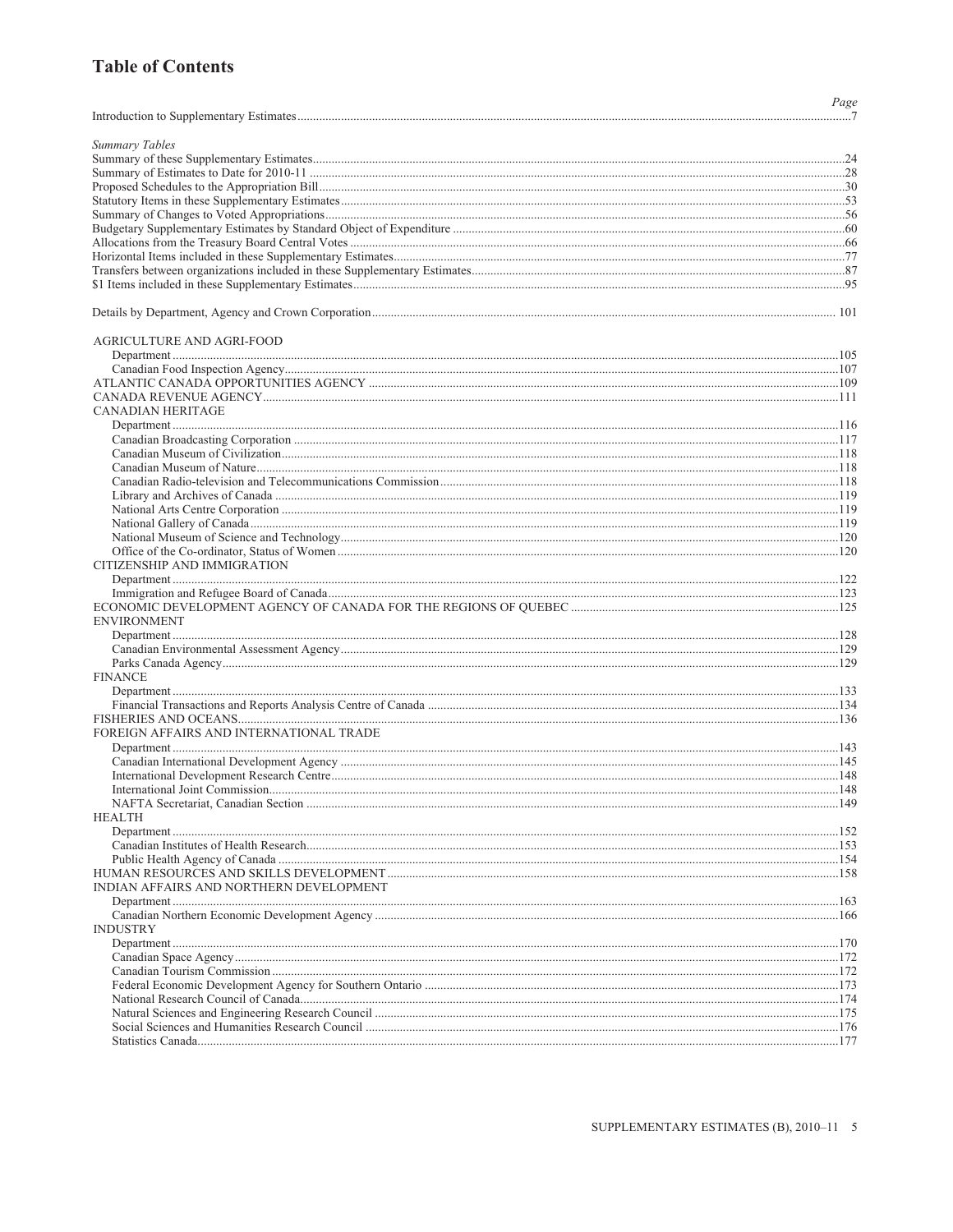# Table of Contents

| | Page |
|---|---|
| Introduction to Supplementary Estimates | 7 |
| *Summary Tables* | |
| Summary of these Supplementary Estimates | 24 |
| Summary of Estimates to Date for 2010-11 | 28 |
| Proposed Schedules to the Appropriation Bill | 30 |
| Statutory Items in these Supplementary Estimates | 53 |
| Summary of Changes to Voted Appropriations | 56 |
| Budgetary Supplementary Estimates by Standard Object of Expenditure | 60 |
| Allocations from the Treasury Board Central Votes | 66 |
| Horizontal Items included in these Supplementary Estimates | 77 |
| Transfers between organizations included in these Supplementary Estimates | 87 |
| $1 Items included in these Supplementary Estimates | 95 |
| Details by Department, Agency and Crown Corporation | 101 |
| AGRICULTURE AND AGRI-FOOD | |
| Department | 105 |
| Canadian Food Inspection Agency | 107 |
| ATLANTIC CANADA OPPORTUNITIES AGENCY | 109 |
| CANADA REVENUE AGENCY | 111 |
| CANADIAN HERITAGE | |
| Department | 116 |
| Canadian Broadcasting Corporation | 117 |
| Canadian Museum of Civilization | 118 |
| Canadian Museum of Nature | 118 |
| Canadian Radio-television and Telecommunications Commission | 118 |
| Library and Archives of Canada | 119 |
| National Arts Centre Corporation | 119 |
| National Gallery of Canada | 119 |
| National Museum of Science and Technology | 120 |
| Office of the Co-ordinator, Status of Women | 120 |
| CITIZENSHIP AND IMMIGRATION | |
| Department | 122 |
| Immigration and Refugee Board of Canada | 123 |
| ECONOMIC DEVELOPMENT AGENCY OF CANADA FOR THE REGIONS OF QUEBEC | 125 |
| ENVIRONMENT | |
| Department | 128 |
| Canadian Environmental Assessment Agency | 129 |
| Parks Canada Agency | 129 |
| FINANCE | |
| Department | 133 |
| Financial Transactions and Reports Analysis Centre of Canada | 134 |
| FISHERIES AND OCEANS | 136 |
| FOREIGN AFFAIRS AND INTERNATIONAL TRADE | |
| Department | 143 |
| Canadian International Development Agency | 145 |
| International Development Research Centre | 148 |
| International Joint Commission | 148 |
| NAFTA Secretariat, Canadian Section | 149 |
| HEALTH | |
| Department | 152 |
| Canadian Institutes of Health Research | 153 |
| Public Health Agency of Canada | 154 |
| HUMAN RESOURCES AND SKILLS DEVELOPMENT | 158 |
| INDIAN AFFAIRS AND NORTHERN DEVELOPMENT | |
| Department | 163 |
| Canadian Northern Economic Development Agency | 166 |
| INDUSTRY | |
| Department | 170 |
| Canadian Space Agency | 172 |
| Canadian Tourism Commission | 172 |
| Federal Economic Development Agency for Southern Ontario | 173 |
| National Research Council of Canada | 174 |
| Natural Sciences and Engineering Research Council | 175 |
| Social Sciences and Humanities Research Council | 176 |
| Statistics Canada | 177 |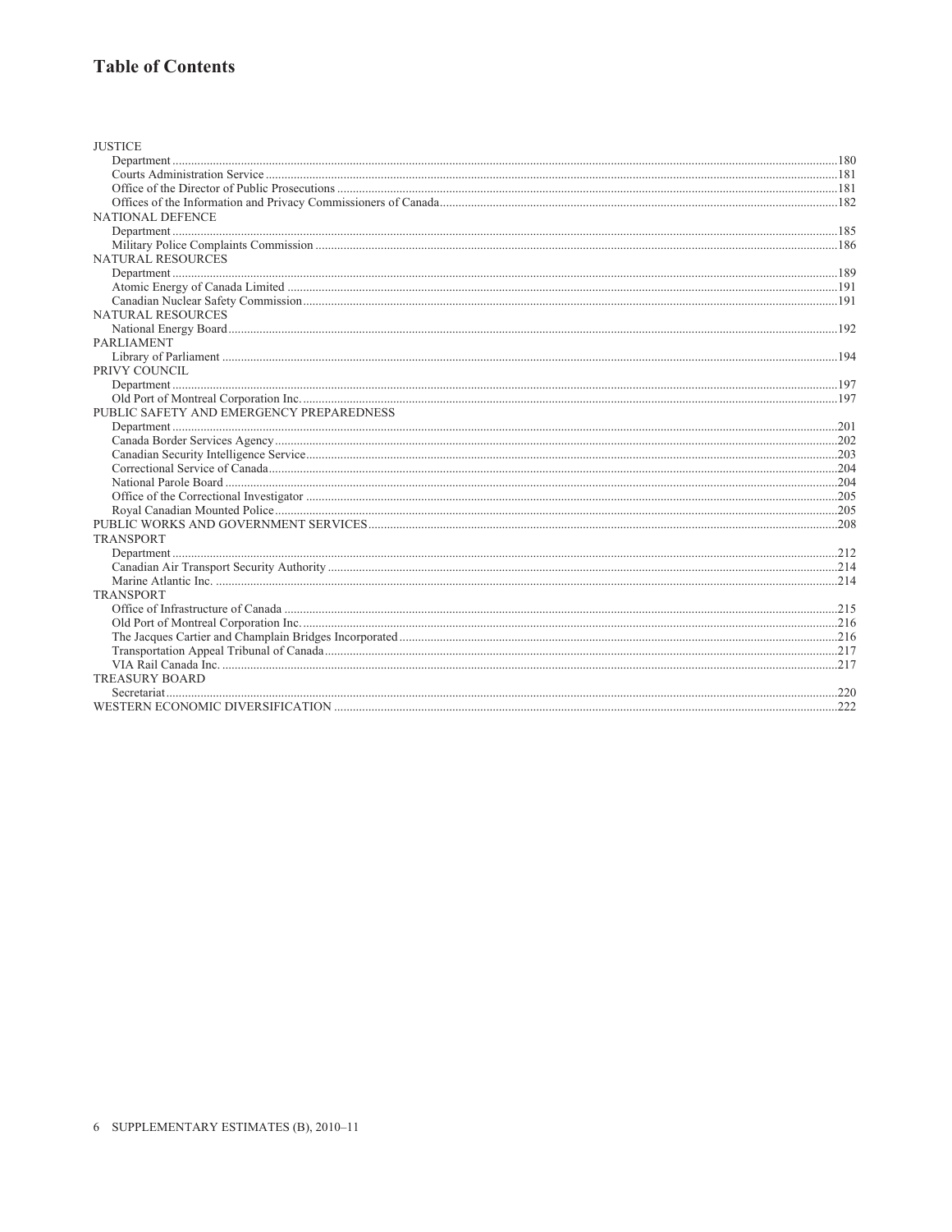## Table of Contents

JUSTICE
- Department ....180
- Courts Administration Service ....181
- Office of the Director of Public Prosecutions ....181
- Offices of the Information and Privacy Commissioners of Canada ....182

NATIONAL DEFENCE
- Department ....185
- Military Police Complaints Commission ....186

NATURAL RESOURCES
- Department ....189
- Atomic Energy of Canada Limited ....191
- Canadian Nuclear Safety Commission ....191

NATURAL RESOURCES
- National Energy Board ....192

PARLIAMENT
- Library of Parliament ....194

PRIVY COUNCIL
- Department ....197
- Old Port of Montreal Corporation Inc. ....197

PUBLIC SAFETY AND EMERGENCY PREPAREDNESS
- Department ....201
- Canada Border Services Agency ....202
- Canadian Security Intelligence Service ....203
- Correctional Service of Canada ....204
- National Parole Board ....204
- Office of the Correctional Investigator ....205
- Royal Canadian Mounted Police ....205

PUBLIC WORKS AND GOVERNMENT SERVICES ....208

TRANSPORT
- Department ....212
- Canadian Air Transport Security Authority ....214
- Marine Atlantic Inc. ....214

TRANSPORT
- Office of Infrastructure of Canada ....215
- Old Port of Montreal Corporation Inc. ....216
- The Jacques Cartier and Champlain Bridges Incorporated ....216
- Transportation Appeal Tribunal of Canada ....217
- VIA Rail Canada Inc. ....217

TREASURY BOARD
- Secretariat ....220

WESTERN ECONOMIC DIVERSIFICATION ....222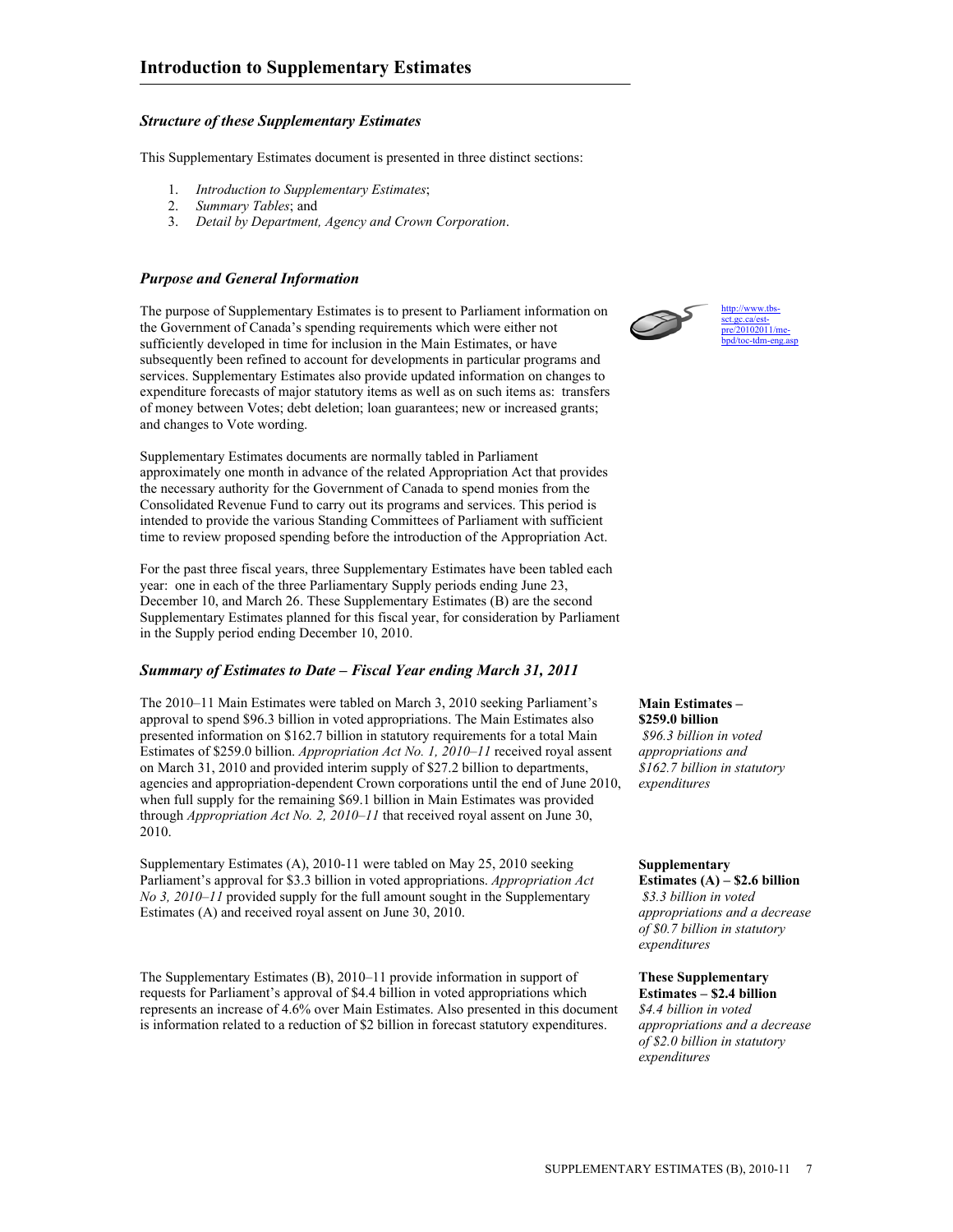# Introduction to Supplementary Estimates

### *Structure of these Supplementary Estimates*

This Supplementary Estimates document is presented in three distinct sections:

1. *Introduction to Supplementary Estimates*;
2. *Summary Tables*; and
3. *Detail by Department, Agency and Crown Corporation*.

### *Purpose and General Information*

The purpose of Supplementary Estimates is to present to Parliament information on the Government of Canada's spending requirements which were either not sufficiently developed in time for inclusion in the Main Estimates, or have subsequently been refined to account for developments in particular programs and services. Supplementary Estimates also provide updated information on changes to expenditure forecasts of major statutory items as well as on such items as: transfers of money between Votes; debt deletion; loan guarantees; new or increased grants; and changes to Vote wording.

http://www.tbs-sct.gc.ca/est-pre/20102011/me-bpd/toc-tdm-eng.asp

Supplementary Estimates documents are normally tabled in Parliament approximately one month in advance of the related Appropriation Act that provides the necessary authority for the Government of Canada to spend monies from the Consolidated Revenue Fund to carry out its programs and services. This period is intended to provide the various Standing Committees of Parliament with sufficient time to review proposed spending before the introduction of the Appropriation Act.

For the past three fiscal years, three Supplementary Estimates have been tabled each year: one in each of the three Parliamentary Supply periods ending June 23, December 10, and March 26. These Supplementary Estimates (B) are the second Supplementary Estimates planned for this fiscal year, for consideration by Parliament in the Supply period ending December 10, 2010.

### *Summary of Estimates to Date – Fiscal Year ending March 31, 2011*

The 2010–11 Main Estimates were tabled on March 3, 2010 seeking Parliament's approval to spend $96.3 billion in voted appropriations. The Main Estimates also presented information on $162.7 billion in statutory requirements for a total Main Estimates of $259.0 billion. *Appropriation Act No. 1, 2010–11* received royal assent on March 31, 2010 and provided interim supply of $27.2 billion to departments, agencies and appropriation-dependent Crown corporations until the end of June 2010, when full supply for the remaining $69.1 billion in Main Estimates was provided through *Appropriation Act No. 2, 2010–11* that received royal assent on June 30, 2010.

**Main Estimates – $259.0 billion**
*$96.3 billion in voted appropriations and $162.7 billion in statutory expenditures*

Supplementary Estimates (A), 2010-11 were tabled on May 25, 2010 seeking Parliament's approval for $3.3 billion in voted appropriations. *Appropriation Act No 3, 2010–11* provided supply for the full amount sought in the Supplementary Estimates (A) and received royal assent on June 30, 2010.

**Supplementary Estimates (A) – $2.6 billion**
*$3.3 billion in voted appropriations and a decrease of $0.7 billion in statutory expenditures*

The Supplementary Estimates (B), 2010–11 provide information in support of requests for Parliament's approval of $4.4 billion in voted appropriations which represents an increase of 4.6% over Main Estimates. Also presented in this document is information related to a reduction of $2 billion in forecast statutory expenditures.

**These Supplementary Estimates – $2.4 billion**
*$4.4 billion in voted appropriations and a decrease of $2.0 billion in statutory expenditures*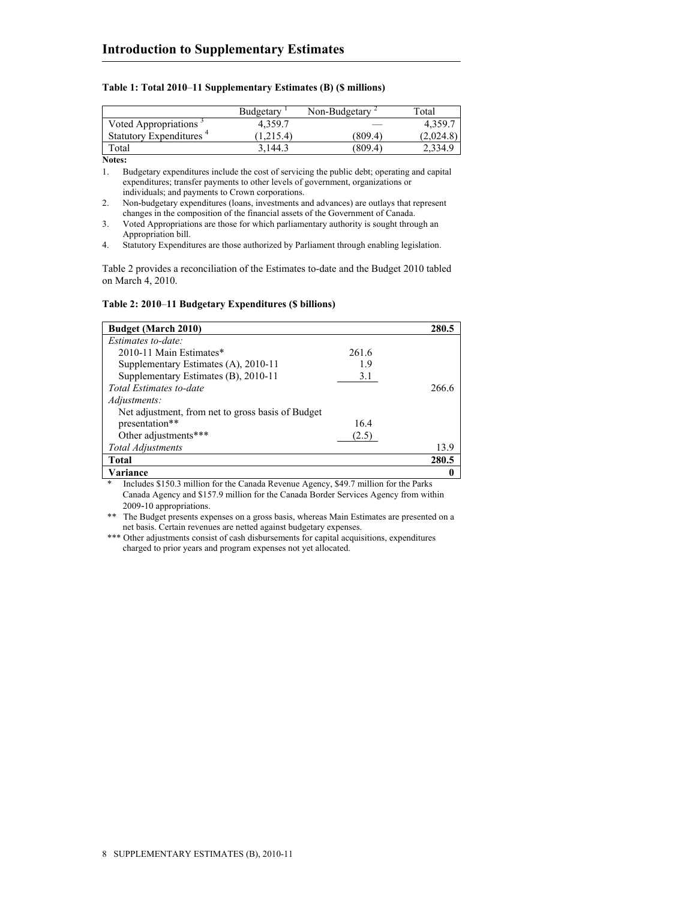## Introduction to Supplementary Estimates

**Table 1: Total 2010–11 Supplementary Estimates (B) ($ millions)**

| | Budgetary [1] | Non-Budgetary [2] | Total |
|---|---|---|---|
| Voted Appropriations [3] | 4,359.7 | — | 4,359.7 |
| Statutory Expenditures [4] | (1,215.4) | (809.4) | (2,024.8) |
| Total | 3,144.3 | (809.4) | 2,334.9 |

**Notes:**

1. Budgetary expenditures include the cost of servicing the public debt; operating and capital expenditures; transfer payments to other levels of government, organizations or individuals; and payments to Crown corporations.
2. Non-budgetary expenditures (loans, investments and advances) are outlays that represent changes in the composition of the financial assets of the Government of Canada.
3. Voted Appropriations are those for which parliamentary authority is sought through an Appropriation bill.
4. Statutory Expenditures are those authorized by Parliament through enabling legislation.

Table 2 provides a reconciliation of the Estimates to-date and the Budget 2010 tabled on March 4, 2010.

**Table 2: 2010–11 Budgetary Expenditures ($ billions)**

| **Budget (March 2010)** | | **280.5** |
|---|---|---|
| *Estimates to-date:* | | |
| 2010-11 Main Estimates* | 261.6 | |
| Supplementary Estimates (A), 2010-11 | 1.9 | |
| Supplementary Estimates (B), 2010-11 | 3.1 | |
| *Total Estimates to-date* | | 266.6 |
| *Adjustments:* | | |
| Net adjustment, from net to gross basis of Budget presentation** | 16.4 | |
| Other adjustments*** | (2.5) | |
| *Total Adjustments* | | 13.9 |
| **Total** | | **280.5** |
| **Variance** | | **0** |

\* Includes $150.3 million for the Canada Revenue Agency, $49.7 million for the Parks Canada Agency and $157.9 million for the Canada Border Services Agency from within 2009-10 appropriations.

** The Budget presents expenses on a gross basis, whereas Main Estimates are presented on a net basis. Certain revenues are netted against budgetary expenses.

*** Other adjustments consist of cash disbursements for capital acquisitions, expenditures charged to prior years and program expenses not yet allocated.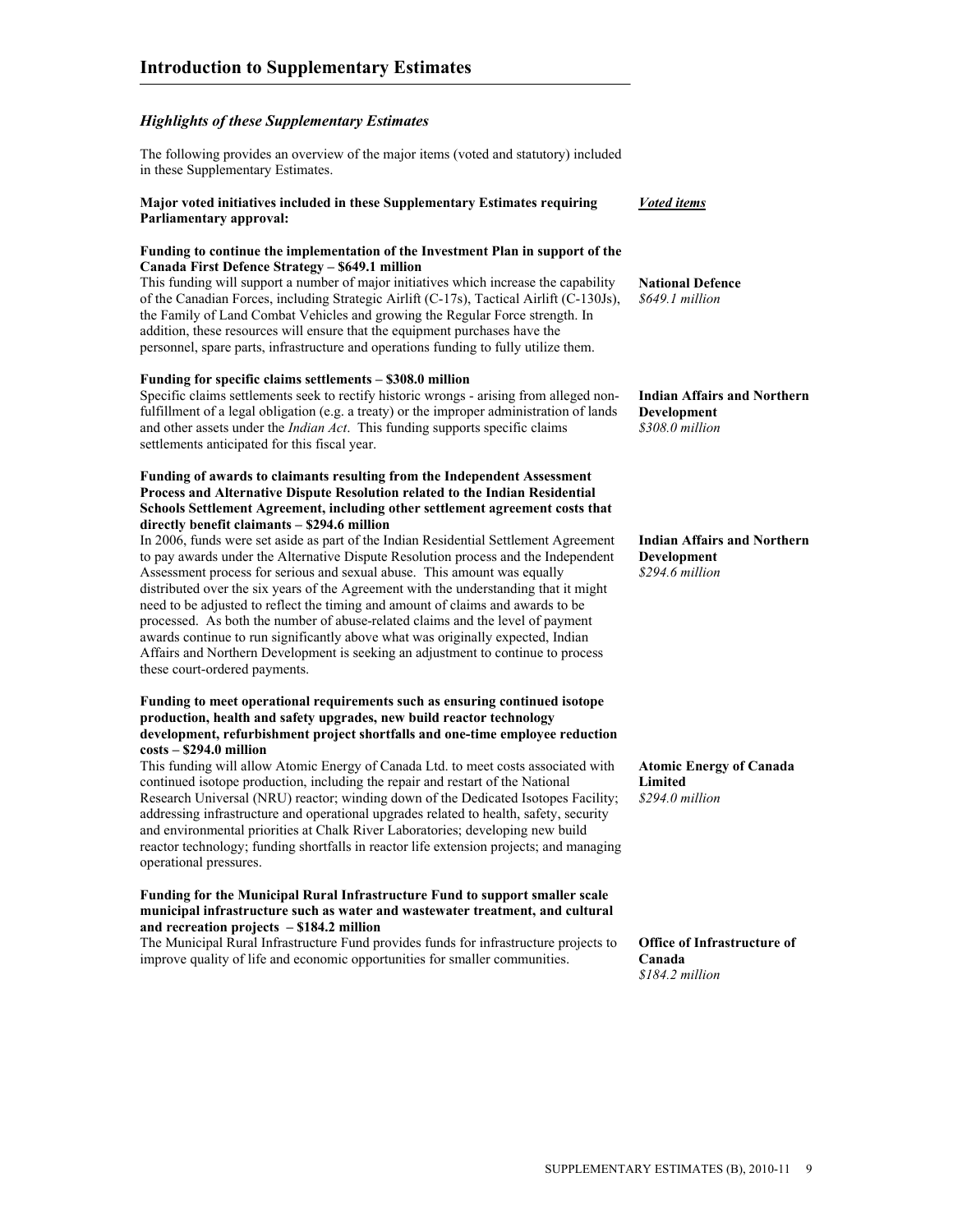## Introduction to Supplementary Estimates

### *Highlights of these Supplementary Estimates*

The following provides an overview of the major items (voted and statutory) included in these Supplementary Estimates.

**Major voted initiatives included in these Supplementary Estimates requiring Parliamentary approval:**

***Voted items***

**Funding to continue the implementation of the Investment Plan in support of the Canada First Defence Strategy – $649.1 million**

This funding will support a number of major initiatives which increase the capability of the Canadian Forces, including Strategic Airlift (C-17s), Tactical Airlift (C-130Js), the Family of Land Combat Vehicles and growing the Regular Force strength. In addition, these resources will ensure that the equipment purchases have the personnel, spare parts, infrastructure and operations funding to fully utilize them.

**National Defence**
*$649.1 million*

**Funding for specific claims settlements – $308.0 million**

Specific claims settlements seek to rectify historic wrongs - arising from alleged non-fulfillment of a legal obligation (e.g. a treaty) or the improper administration of lands and other assets under the *Indian Act*. This funding supports specific claims settlements anticipated for this fiscal year.

**Indian Affairs and Northern Development**
*$308.0 million*

**Funding of awards to claimants resulting from the Independent Assessment Process and Alternative Dispute Resolution related to the Indian Residential Schools Settlement Agreement, including other settlement agreement costs that directly benefit claimants – $294.6 million**

In 2006, funds were set aside as part of the Indian Residential Settlement Agreement to pay awards under the Alternative Dispute Resolution process and the Independent Assessment process for serious and sexual abuse. This amount was equally distributed over the six years of the Agreement with the understanding that it might need to be adjusted to reflect the timing and amount of claims and awards to be processed. As both the number of abuse-related claims and the level of payment awards continue to run significantly above what was originally expected, Indian Affairs and Northern Development is seeking an adjustment to continue to process these court-ordered payments.

**Indian Affairs and Northern Development**
*$294.6 million*

**Funding to meet operational requirements such as ensuring continued isotope production, health and safety upgrades, new build reactor technology development, refurbishment project shortfalls and one-time employee reduction costs – $294.0 million**

This funding will allow Atomic Energy of Canada Ltd. to meet costs associated with continued isotope production, including the repair and restart of the National Research Universal (NRU) reactor; winding down of the Dedicated Isotopes Facility; addressing infrastructure and operational upgrades related to health, safety, security and environmental priorities at Chalk River Laboratories; developing new build reactor technology; funding shortfalls in reactor life extension projects; and managing operational pressures.

**Atomic Energy of Canada Limited**
*$294.0 million*

**Funding for the Municipal Rural Infrastructure Fund to support smaller scale municipal infrastructure such as water and wastewater treatment, and cultural and recreation projects – $184.2 million**

The Municipal Rural Infrastructure Fund provides funds for infrastructure projects to improve quality of life and economic opportunities for smaller communities.

**Office of Infrastructure of Canada**
*$184.2 million*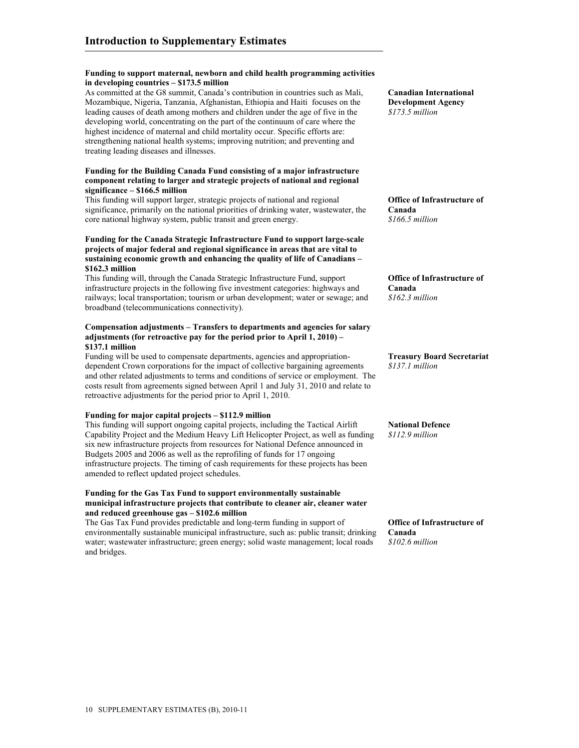## Introduction to Supplementary Estimates

**Funding to support maternal, newborn and child health programming activities in developing countries – $173.5 million**

As committed at the G8 summit, Canada's contribution in countries such as Mali, Mozambique, Nigeria, Tanzania, Afghanistan, Ethiopia and Haiti focuses on the leading causes of death among mothers and children under the age of five in the developing world, concentrating on the part of the continuum of care where the highest incidence of maternal and child mortality occur. Specific efforts are: strengthening national health systems; improving nutrition; and preventing and treating leading diseases and illnesses.

**Canadian International Development Agency**
*$173.5 million*

**Funding for the Building Canada Fund consisting of a major infrastructure component relating to larger and strategic projects of national and regional significance – $166.5 million**

This funding will support larger, strategic projects of national and regional significance, primarily on the national priorities of drinking water, wastewater, the core national highway system, public transit and green energy.

**Office of Infrastructure of Canada**
*$166.5 million*

**Funding for the Canada Strategic Infrastructure Fund to support large-scale projects of major federal and regional significance in areas that are vital to sustaining economic growth and enhancing the quality of life of Canadians – $162.3 million**

This funding will, through the Canada Strategic Infrastructure Fund, support infrastructure projects in the following five investment categories: highways and railways; local transportation; tourism or urban development; water or sewage; and broadband (telecommunications connectivity).

**Office of Infrastructure of Canada**
*$162.3 million*

**Compensation adjustments – Transfers to departments and agencies for salary adjustments (for retroactive pay for the period prior to April 1, 2010) – $137.1 million**

Funding will be used to compensate departments, agencies and appropriation-dependent Crown corporations for the impact of collective bargaining agreements and other related adjustments to terms and conditions of service or employment. The costs result from agreements signed between April 1 and July 31, 2010 and relate to retroactive adjustments for the period prior to April 1, 2010.

**Treasury Board Secretariat**
*$137.1 million*

**Funding for major capital projects – $112.9 million**

This funding will support ongoing capital projects, including the Tactical Airlift Capability Project and the Medium Heavy Lift Helicopter Project, as well as funding six new infrastructure projects from resources for National Defence announced in Budgets 2005 and 2006 as well as the reprofiling of funds for 17 ongoing infrastructure projects. The timing of cash requirements for these projects has been amended to reflect updated project schedules.

**National Defence**
*$112.9 million*

**Funding for the Gas Tax Fund to support environmentally sustainable municipal infrastructure projects that contribute to cleaner air, cleaner water and reduced greenhouse gas – $102.6 million**

The Gas Tax Fund provides predictable and long-term funding in support of environmentally sustainable municipal infrastructure, such as: public transit; drinking water; wastewater infrastructure; green energy; solid waste management; local roads and bridges.

**Office of Infrastructure of Canada**
*$102.6 million*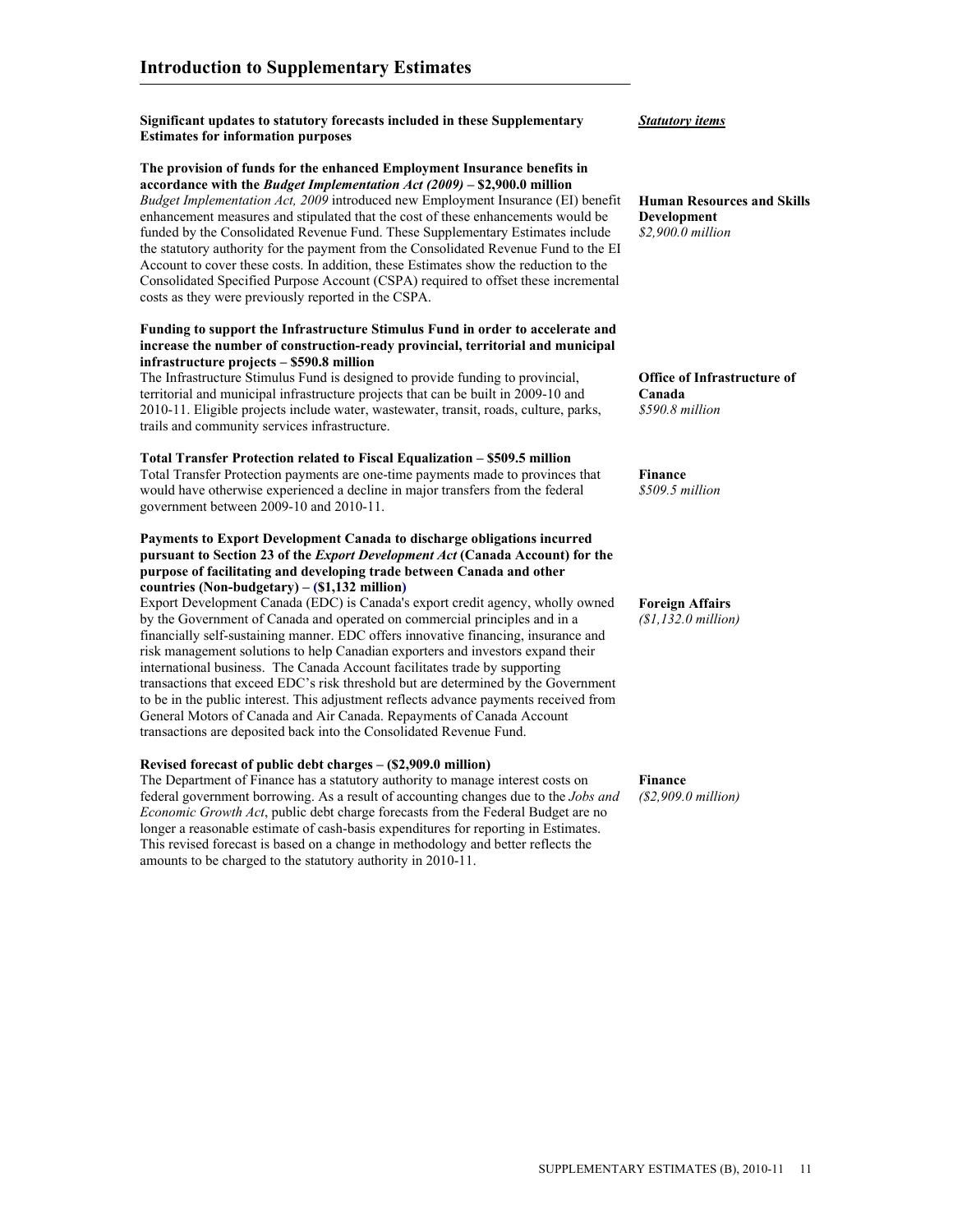## Introduction to Supplementary Estimates

**Significant updates to statutory forecasts included in these Supplementary Estimates for information purposes**

***Statutory items***

**The provision of funds for the enhanced Employment Insurance benefits in accordance with the *Budget Implementation Act (2009)* – $2,900.0 million**

*Budget Implementation Act, 2009* introduced new Employment Insurance (EI) benefit enhancement measures and stipulated that the cost of these enhancements would be funded by the Consolidated Revenue Fund. These Supplementary Estimates include the statutory authority for the payment from the Consolidated Revenue Fund to the EI Account to cover these costs. In addition, these Estimates show the reduction to the Consolidated Specified Purpose Account (CSPA) required to offset these incremental costs as they were previously reported in the CSPA.

**Human Resources and Skills Development**
*$2,900.0 million*

**Funding to support the Infrastructure Stimulus Fund in order to accelerate and increase the number of construction-ready provincial, territorial and municipal infrastructure projects – $590.8 million**

The Infrastructure Stimulus Fund is designed to provide funding to provincial, territorial and municipal infrastructure projects that can be built in 2009-10 and 2010-11. Eligible projects include water, wastewater, transit, roads, culture, parks, trails and community services infrastructure.

**Office of Infrastructure of Canada**
*$590.8 million*

**Total Transfer Protection related to Fiscal Equalization – $509.5 million**

Total Transfer Protection payments are one-time payments made to provinces that would have otherwise experienced a decline in major transfers from the federal government between 2009-10 and 2010-11.

**Finance**
*$509.5 million*

**Payments to Export Development Canada to discharge obligations incurred pursuant to Section 23 of the *Export Development Act* (Canada Account) for the purpose of facilitating and developing trade between Canada and other countries (Non-budgetary) – ($1,132 million)**

Export Development Canada (EDC) is Canada's export credit agency, wholly owned by the Government of Canada and operated on commercial principles and in a financially self-sustaining manner. EDC offers innovative financing, insurance and risk management solutions to help Canadian exporters and investors expand their international business. The Canada Account facilitates trade by supporting transactions that exceed EDC's risk threshold but are determined by the Government to be in the public interest. This adjustment reflects advance payments received from General Motors of Canada and Air Canada. Repayments of Canada Account transactions are deposited back into the Consolidated Revenue Fund.

**Foreign Affairs**
*($1,132.0 million)*

**Revised forecast of public debt charges – ($2,909.0 million)**

The Department of Finance has a statutory authority to manage interest costs on federal government borrowing. As a result of accounting changes due to the *Jobs and Economic Growth Act*, public debt charge forecasts from the Federal Budget are no longer a reasonable estimate of cash-basis expenditures for reporting in Estimates. This revised forecast is based on a change in methodology and better reflects the amounts to be charged to the statutory authority in 2010-11.

**Finance**
*($2,909.0 million)*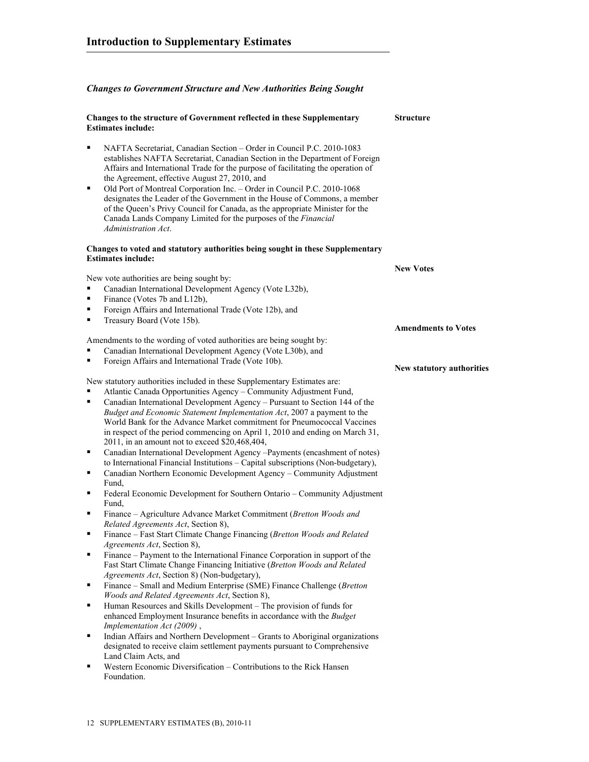## Changes to Government Structure and New Authorities Being Sought

**Structure**

**Changes to the structure of Government reflected in these Supplementary Estimates include:**

- NAFTA Secretariat, Canadian Section – Order in Council P.C. 2010-1083 establishes NAFTA Secretariat, Canadian Section in the Department of Foreign Affairs and International Trade for the purpose of facilitating the operation of the Agreement, effective August 27, 2010, and
- Old Port of Montreal Corporation Inc. – Order in Council P.C. 2010-1068 designates the Leader of the Government in the House of Commons, a member of the Queen's Privy Council for Canada, as the appropriate Minister for the Canada Lands Company Limited for the purposes of the *Financial Administration Act*.

**Changes to voted and statutory authorities being sought in these Supplementary Estimates include:**

**New Votes**

New vote authorities are being sought by:

- Canadian International Development Agency (Vote L32b),
- Finance (Votes 7b and L12b),
- Foreign Affairs and International Trade (Vote 12b), and
- Treasury Board (Vote 15b).

**Amendments to Votes**

Amendments to the wording of voted authorities are being sought by:

- Canadian International Development Agency (Vote L30b), and
- Foreign Affairs and International Trade (Vote 10b).

**New statutory authorities**

New statutory authorities included in these Supplementary Estimates are:

- Atlantic Canada Opportunities Agency – Community Adjustment Fund,
- Canadian International Development Agency – Pursuant to Section 144 of the *Budget and Economic Statement Implementation Act*, 2007 a payment to the World Bank for the Advance Market commitment for Pneumococcal Vaccines in respect of the period commencing on April 1, 2010 and ending on March 31, 2011, in an amount not to exceed $20,468,404,
- Canadian International Development Agency –Payments (encashment of notes) to International Financial Institutions – Capital subscriptions (Non-budgetary),
- Canadian Northern Economic Development Agency – Community Adjustment Fund,
- Federal Economic Development for Southern Ontario – Community Adjustment Fund,
- Finance – Agriculture Advance Market Commitment (*Bretton Woods and Related Agreements Act*, Section 8),
- Finance – Fast Start Climate Change Financing (*Bretton Woods and Related Agreements Act*, Section 8),
- Finance – Payment to the International Finance Corporation in support of the Fast Start Climate Change Financing Initiative (*Bretton Woods and Related Agreements Act*, Section 8) (Non-budgetary),
- Finance – Small and Medium Enterprise (SME) Finance Challenge (*Bretton Woods and Related Agreements Act*, Section 8),
- Human Resources and Skills Development – The provision of funds for enhanced Employment Insurance benefits in accordance with the *Budget Implementation Act (2009)* ,
- Indian Affairs and Northern Development – Grants to Aboriginal organizations designated to receive claim settlement payments pursuant to Comprehensive Land Claim Acts, and
- Western Economic Diversification – Contributions to the Rick Hansen Foundation.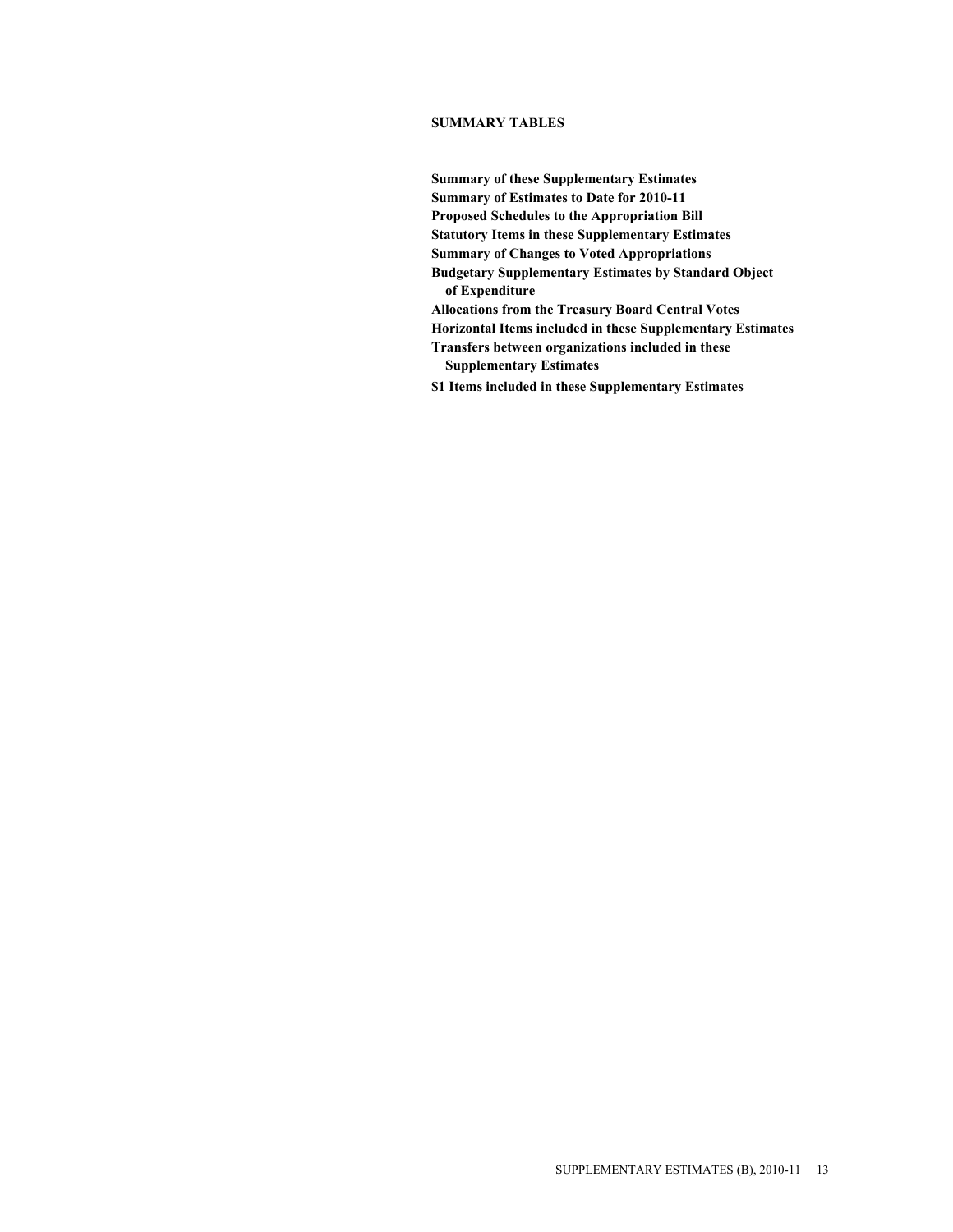## SUMMARY TABLES

**Summary of these Supplementary Estimates**
**Summary of Estimates to Date for 2010-11**
**Proposed Schedules to the Appropriation Bill**
**Statutory Items in these Supplementary Estimates**
**Summary of Changes to Voted Appropriations**
**Budgetary Supplementary Estimates by Standard Object of Expenditure**
**Allocations from the Treasury Board Central Votes**
**Horizontal Items included in these Supplementary Estimates**
**Transfers between organizations included in these Supplementary Estimates**
**$1 Items included in these Supplementary Estimates**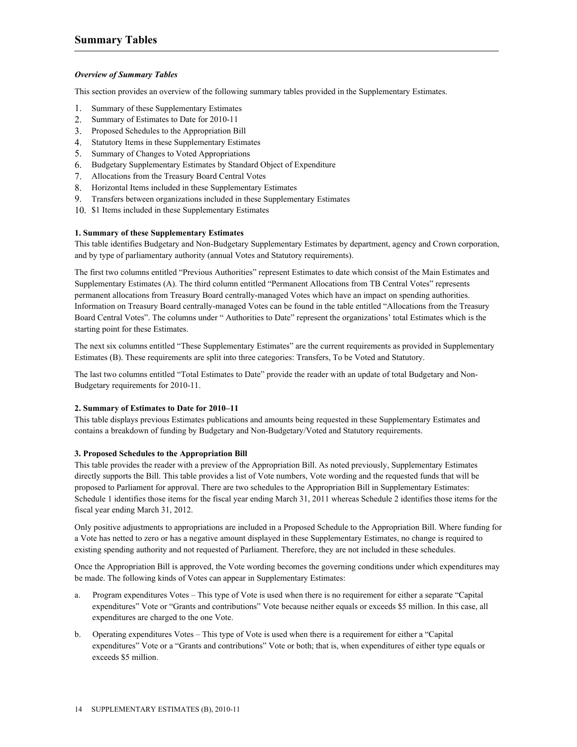# Summary Tables

***Overview of Summary Tables***

This section provides an overview of the following summary tables provided in the Supplementary Estimates.

1. Summary of these Supplementary Estimates
2. Summary of Estimates to Date for 2010-11
3. Proposed Schedules to the Appropriation Bill
4. Statutory Items in these Supplementary Estimates
5. Summary of Changes to Voted Appropriations
6. Budgetary Supplementary Estimates by Standard Object of Expenditure
7. Allocations from the Treasury Board Central Votes
8. Horizontal Items included in these Supplementary Estimates
9. Transfers between organizations included in these Supplementary Estimates
10. $1 Items included in these Supplementary Estimates

**1. Summary of these Supplementary Estimates**

This table identifies Budgetary and Non-Budgetary Supplementary Estimates by department, agency and Crown corporation, and by type of parliamentary authority (annual Votes and Statutory requirements).

The first two columns entitled "Previous Authorities" represent Estimates to date which consist of the Main Estimates and Supplementary Estimates (A). The third column entitled "Permanent Allocations from TB Central Votes" represents permanent allocations from Treasury Board centrally-managed Votes which have an impact on spending authorities. Information on Treasury Board centrally-managed Votes can be found in the table entitled "Allocations from the Treasury Board Central Votes". The columns under " Authorities to Date" represent the organizations' total Estimates which is the starting point for these Estimates.

The next six columns entitled "These Supplementary Estimates" are the current requirements as provided in Supplementary Estimates (B). These requirements are split into three categories: Transfers, To be Voted and Statutory.

The last two columns entitled "Total Estimates to Date" provide the reader with an update of total Budgetary and Non-Budgetary requirements for 2010-11.

**2. Summary of Estimates to Date for 2010–11**

This table displays previous Estimates publications and amounts being requested in these Supplementary Estimates and contains a breakdown of funding by Budgetary and Non-Budgetary/Voted and Statutory requirements.

**3. Proposed Schedules to the Appropriation Bill**

This table provides the reader with a preview of the Appropriation Bill. As noted previously, Supplementary Estimates directly supports the Bill. This table provides a list of Vote numbers, Vote wording and the requested funds that will be proposed to Parliament for approval. There are two schedules to the Appropriation Bill in Supplementary Estimates: Schedule 1 identifies those items for the fiscal year ending March 31, 2011 whereas Schedule 2 identifies those items for the fiscal year ending March 31, 2012.

Only positive adjustments to appropriations are included in a Proposed Schedule to the Appropriation Bill. Where funding for a Vote has netted to zero or has a negative amount displayed in these Supplementary Estimates, no change is required to existing spending authority and not requested of Parliament. Therefore, they are not included in these schedules.

Once the Appropriation Bill is approved, the Vote wording becomes the governing conditions under which expenditures may be made. The following kinds of Votes can appear in Supplementary Estimates:

a. Program expenditures Votes – This type of Vote is used when there is no requirement for either a separate "Capital expenditures" Vote or "Grants and contributions" Vote because neither equals or exceeds $5 million. In this case, all expenditures are charged to the one Vote.

b. Operating expenditures Votes – This type of Vote is used when there is a requirement for either a "Capital expenditures" Vote or a "Grants and contributions" Vote or both; that is, when expenditures of either type equals or exceeds $5 million.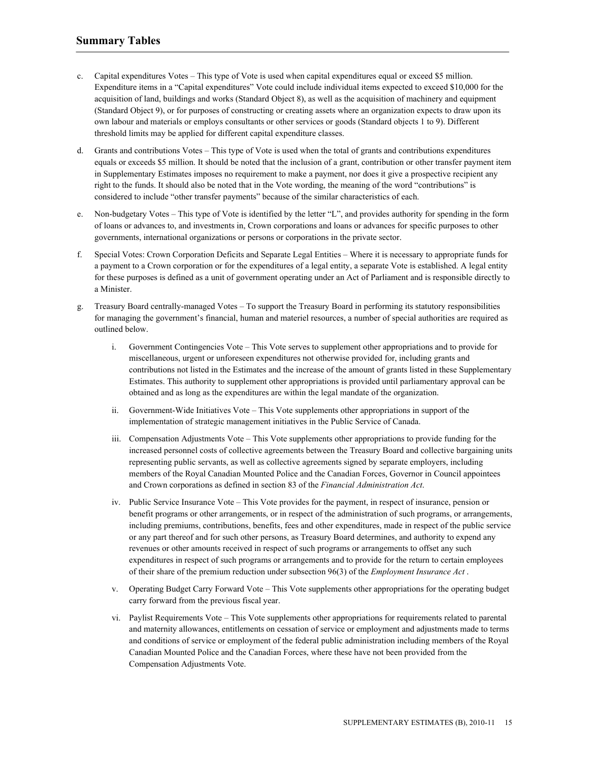c. Capital expenditures Votes – This type of Vote is used when capital expenditures equal or exceed $5 million. Expenditure items in a "Capital expenditures" Vote could include individual items expected to exceed $10,000 for the acquisition of land, buildings and works (Standard Object 8), as well as the acquisition of machinery and equipment (Standard Object 9), or for purposes of constructing or creating assets where an organization expects to draw upon its own labour and materials or employs consultants or other services or goods (Standard objects 1 to 9). Different threshold limits may be applied for different capital expenditure classes.

d. Grants and contributions Votes – This type of Vote is used when the total of grants and contributions expenditures equals or exceeds $5 million. It should be noted that the inclusion of a grant, contribution or other transfer payment item in Supplementary Estimates imposes no requirement to make a payment, nor does it give a prospective recipient any right to the funds. It should also be noted that in the Vote wording, the meaning of the word "contributions" is considered to include "other transfer payments" because of the similar characteristics of each.

e. Non-budgetary Votes – This type of Vote is identified by the letter "L", and provides authority for spending in the form of loans or advances to, and investments in, Crown corporations and loans or advances for specific purposes to other governments, international organizations or persons or corporations in the private sector.

f. Special Votes: Crown Corporation Deficits and Separate Legal Entities – Where it is necessary to appropriate funds for a payment to a Crown corporation or for the expenditures of a legal entity, a separate Vote is established. A legal entity for these purposes is defined as a unit of government operating under an Act of Parliament and is responsible directly to a Minister.

g. Treasury Board centrally-managed Votes – To support the Treasury Board in performing its statutory responsibilities for managing the government's financial, human and materiel resources, a number of special authorities are required as outlined below.

   i. Government Contingencies Vote – This Vote serves to supplement other appropriations and to provide for miscellaneous, urgent or unforeseen expenditures not otherwise provided for, including grants and contributions not listed in the Estimates and the increase of the amount of grants listed in these Supplementary Estimates. This authority to supplement other appropriations is provided until parliamentary approval can be obtained and as long as the expenditures are within the legal mandate of the organization.

   ii. Government-Wide Initiatives Vote – This Vote supplements other appropriations in support of the implementation of strategic management initiatives in the Public Service of Canada.

   iii. Compensation Adjustments Vote – This Vote supplements other appropriations to provide funding for the increased personnel costs of collective agreements between the Treasury Board and collective bargaining units representing public servants, as well as collective agreements signed by separate employers, including members of the Royal Canadian Mounted Police and the Canadian Forces, Governor in Council appointees and Crown corporations as defined in section 83 of the *Financial Administration Act*.

   iv. Public Service Insurance Vote – This Vote provides for the payment, in respect of insurance, pension or benefit programs or other arrangements, or in respect of the administration of such programs, or arrangements, including premiums, contributions, benefits, fees and other expenditures, made in respect of the public service or any part thereof and for such other persons, as Treasury Board determines, and authority to expend any revenues or other amounts received in respect of such programs or arrangements to offset any such expenditures in respect of such programs or arrangements and to provide for the return to certain employees of their share of the premium reduction under subsection 96(3) of the *Employment Insurance Act* .

   v. Operating Budget Carry Forward Vote – This Vote supplements other appropriations for the operating budget carry forward from the previous fiscal year.

   vi. Paylist Requirements Vote – This Vote supplements other appropriations for requirements related to parental and maternity allowances, entitlements on cessation of service or employment and adjustments made to terms and conditions of service or employment of the federal public administration including members of the Royal Canadian Mounted Police and the Canadian Forces, where these have not been provided from the Compensation Adjustments Vote.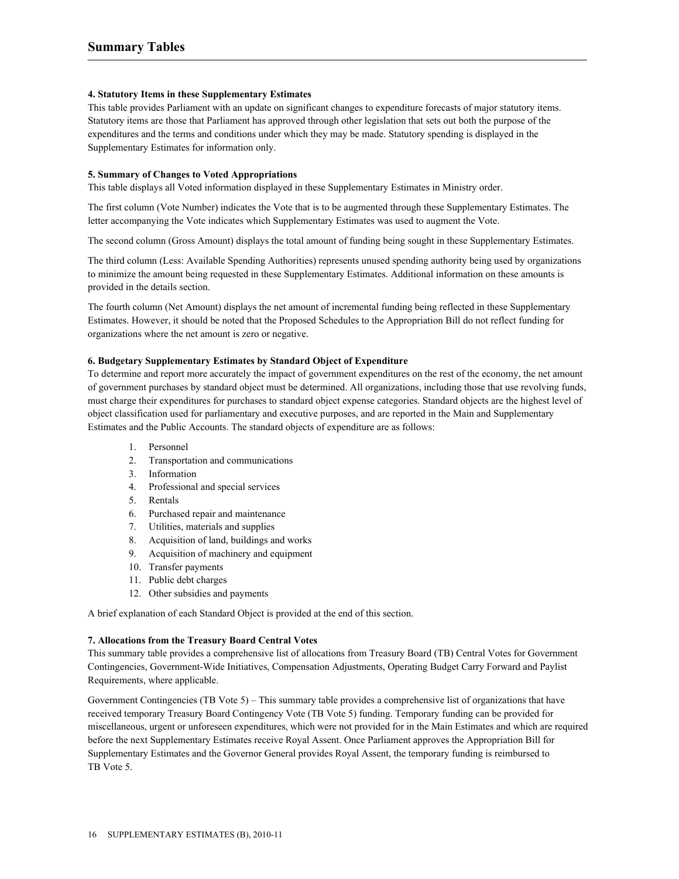## Summary Tables

#### 4. Statutory Items in these Supplementary Estimates

This table provides Parliament with an update on significant changes to expenditure forecasts of major statutory items. Statutory items are those that Parliament has approved through other legislation that sets out both the purpose of the expenditures and the terms and conditions under which they may be made. Statutory spending is displayed in the Supplementary Estimates for information only.

#### 5. Summary of Changes to Voted Appropriations

This table displays all Voted information displayed in these Supplementary Estimates in Ministry order.

The first column (Vote Number) indicates the Vote that is to be augmented through these Supplementary Estimates. The letter accompanying the Vote indicates which Supplementary Estimates was used to augment the Vote.

The second column (Gross Amount) displays the total amount of funding being sought in these Supplementary Estimates.

The third column (Less: Available Spending Authorities) represents unused spending authority being used by organizations to minimize the amount being requested in these Supplementary Estimates. Additional information on these amounts is provided in the details section.

The fourth column (Net Amount) displays the net amount of incremental funding being reflected in these Supplementary Estimates. However, it should be noted that the Proposed Schedules to the Appropriation Bill do not reflect funding for organizations where the net amount is zero or negative.

#### 6. Budgetary Supplementary Estimates by Standard Object of Expenditure

To determine and report more accurately the impact of government expenditures on the rest of the economy, the net amount of government purchases by standard object must be determined. All organizations, including those that use revolving funds, must charge their expenditures for purchases to standard object expense categories. Standard objects are the highest level of object classification used for parliamentary and executive purposes, and are reported in the Main and Supplementary Estimates and the Public Accounts. The standard objects of expenditure are as follows:

1. Personnel
2. Transportation and communications
3. Information
4. Professional and special services
5. Rentals
6. Purchased repair and maintenance
7. Utilities, materials and supplies
8. Acquisition of land, buildings and works
9. Acquisition of machinery and equipment
10. Transfer payments
11. Public debt charges
12. Other subsidies and payments

A brief explanation of each Standard Object is provided at the end of this section.

#### 7. Allocations from the Treasury Board Central Votes

This summary table provides a comprehensive list of allocations from Treasury Board (TB) Central Votes for Government Contingencies, Government-Wide Initiatives, Compensation Adjustments, Operating Budget Carry Forward and Paylist Requirements, where applicable.

Government Contingencies (TB Vote 5) – This summary table provides a comprehensive list of organizations that have received temporary Treasury Board Contingency Vote (TB Vote 5) funding. Temporary funding can be provided for miscellaneous, urgent or unforeseen expenditures, which were not provided for in the Main Estimates and which are required before the next Supplementary Estimates receive Royal Assent. Once Parliament approves the Appropriation Bill for Supplementary Estimates and the Governor General provides Royal Assent, the temporary funding is reimbursed to TB Vote 5.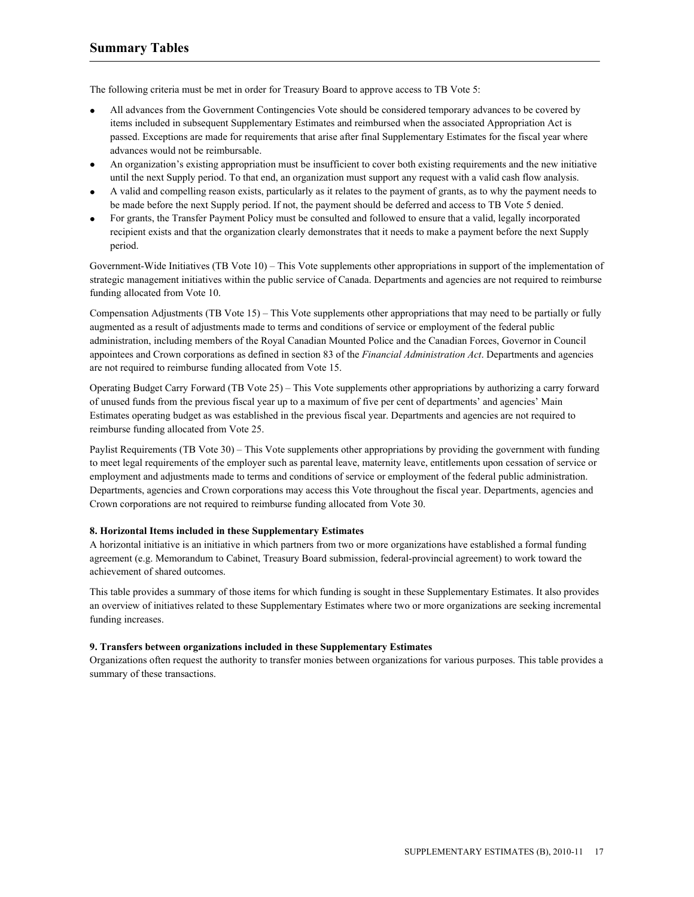The following criteria must be met in order for Treasury Board to approve access to TB Vote 5:

- All advances from the Government Contingencies Vote should be considered temporary advances to be covered by items included in subsequent Supplementary Estimates and reimbursed when the associated Appropriation Act is passed. Exceptions are made for requirements that arise after final Supplementary Estimates for the fiscal year where advances would not be reimbursable.
- An organization's existing appropriation must be insufficient to cover both existing requirements and the new initiative until the next Supply period. To that end, an organization must support any request with a valid cash flow analysis.
- A valid and compelling reason exists, particularly as it relates to the payment of grants, as to why the payment needs to be made before the next Supply period. If not, the payment should be deferred and access to TB Vote 5 denied.
- For grants, the Transfer Payment Policy must be consulted and followed to ensure that a valid, legally incorporated recipient exists and that the organization clearly demonstrates that it needs to make a payment before the next Supply period.

Government-Wide Initiatives (TB Vote 10) – This Vote supplements other appropriations in support of the implementation of strategic management initiatives within the public service of Canada. Departments and agencies are not required to reimburse funding allocated from Vote 10.

Compensation Adjustments (TB Vote 15) – This Vote supplements other appropriations that may need to be partially or fully augmented as a result of adjustments made to terms and conditions of service or employment of the federal public administration, including members of the Royal Canadian Mounted Police and the Canadian Forces, Governor in Council appointees and Crown corporations as defined in section 83 of the *Financial Administration Act*. Departments and agencies are not required to reimburse funding allocated from Vote 15.

Operating Budget Carry Forward (TB Vote 25) – This Vote supplements other appropriations by authorizing a carry forward of unused funds from the previous fiscal year up to a maximum of five per cent of departments' and agencies' Main Estimates operating budget as was established in the previous fiscal year. Departments and agencies are not required to reimburse funding allocated from Vote 25.

Paylist Requirements (TB Vote 30) – This Vote supplements other appropriations by providing the government with funding to meet legal requirements of the employer such as parental leave, maternity leave, entitlements upon cessation of service or employment and adjustments made to terms and conditions of service or employment of the federal public administration. Departments, agencies and Crown corporations may access this Vote throughout the fiscal year. Departments, agencies and Crown corporations are not required to reimburse funding allocated from Vote 30.

**8. Horizontal Items included in these Supplementary Estimates**

A horizontal initiative is an initiative in which partners from two or more organizations have established a formal funding agreement (e.g. Memorandum to Cabinet, Treasury Board submission, federal-provincial agreement) to work toward the achievement of shared outcomes.

This table provides a summary of those items for which funding is sought in these Supplementary Estimates. It also provides an overview of initiatives related to these Supplementary Estimates where two or more organizations are seeking incremental funding increases.

**9. Transfers between organizations included in these Supplementary Estimates**

Organizations often request the authority to transfer monies between organizations for various purposes. This table provides a summary of these transactions.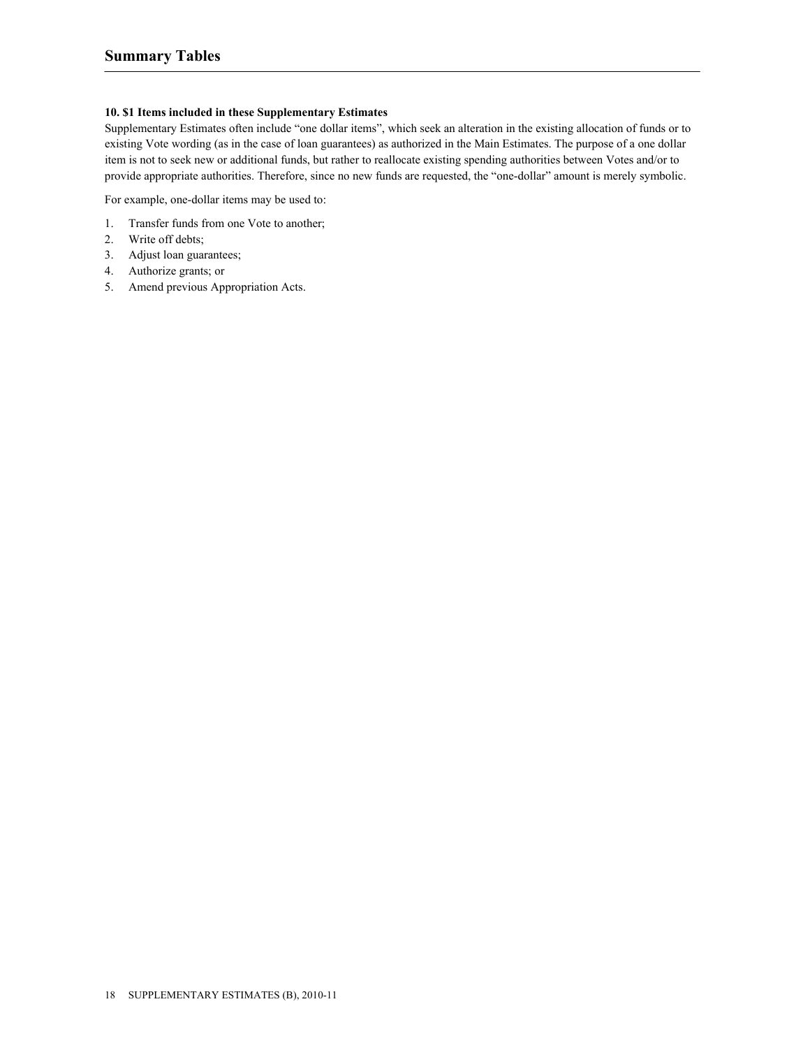## Summary Tables

### 10. $1 Items included in these Supplementary Estimates

Supplementary Estimates often include "one dollar items", which seek an alteration in the existing allocation of funds or to existing Vote wording (as in the case of loan guarantees) as authorized in the Main Estimates. The purpose of a one dollar item is not to seek new or additional funds, but rather to reallocate existing spending authorities between Votes and/or to provide appropriate authorities. Therefore, since no new funds are requested, the "one-dollar" amount is merely symbolic.

For example, one-dollar items may be used to:

1. Transfer funds from one Vote to another;
2. Write off debts;
3. Adjust loan guarantees;
4. Authorize grants; or
5. Amend previous Appropriation Acts.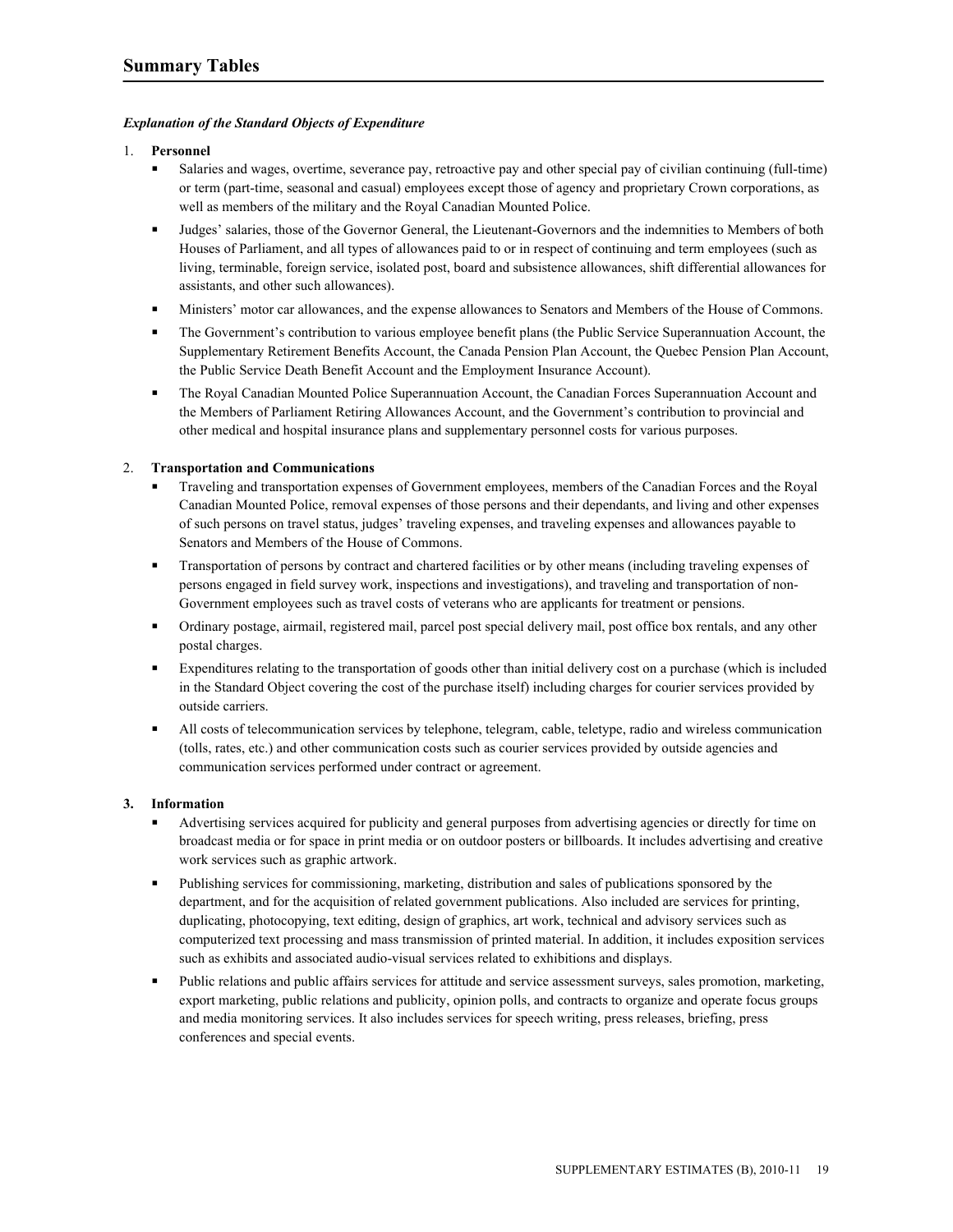## Summary Tables

***Explanation of the Standard Objects of Expenditure***

1. **Personnel**
   - Salaries and wages, overtime, severance pay, retroactive pay and other special pay of civilian continuing (full-time) or term (part-time, seasonal and casual) employees except those of agency and proprietary Crown corporations, as well as members of the military and the Royal Canadian Mounted Police.
   - Judges' salaries, those of the Governor General, the Lieutenant-Governors and the indemnities to Members of both Houses of Parliament, and all types of allowances paid to or in respect of continuing and term employees (such as living, terminable, foreign service, isolated post, board and subsistence allowances, shift differential allowances for assistants, and other such allowances).
   - Ministers' motor car allowances, and the expense allowances to Senators and Members of the House of Commons.
   - The Government's contribution to various employee benefit plans (the Public Service Superannuation Account, the Supplementary Retirement Benefits Account, the Canada Pension Plan Account, the Quebec Pension Plan Account, the Public Service Death Benefit Account and the Employment Insurance Account).
   - The Royal Canadian Mounted Police Superannuation Account, the Canadian Forces Superannuation Account and the Members of Parliament Retiring Allowances Account, and the Government's contribution to provincial and other medical and hospital insurance plans and supplementary personnel costs for various purposes.

2. **Transportation and Communications**
   - Traveling and transportation expenses of Government employees, members of the Canadian Forces and the Royal Canadian Mounted Police, removal expenses of those persons and their dependants, and living and other expenses of such persons on travel status, judges' traveling expenses, and traveling expenses and allowances payable to Senators and Members of the House of Commons.
   - Transportation of persons by contract and chartered facilities or by other means (including traveling expenses of persons engaged in field survey work, inspections and investigations), and traveling and transportation of non-Government employees such as travel costs of veterans who are applicants for treatment or pensions.
   - Ordinary postage, airmail, registered mail, parcel post special delivery mail, post office box rentals, and any other postal charges.
   - Expenditures relating to the transportation of goods other than initial delivery cost on a purchase (which is included in the Standard Object covering the cost of the purchase itself) including charges for courier services provided by outside carriers.
   - All costs of telecommunication services by telephone, telegram, cable, teletype, radio and wireless communication (tolls, rates, etc.) and other communication costs such as courier services provided by outside agencies and communication services performed under contract or agreement.

3. **Information**
   - Advertising services acquired for publicity and general purposes from advertising agencies or directly for time on broadcast media or for space in print media or on outdoor posters or billboards. It includes advertising and creative work services such as graphic artwork.
   - Publishing services for commissioning, marketing, distribution and sales of publications sponsored by the department, and for the acquisition of related government publications. Also included are services for printing, duplicating, photocopying, text editing, design of graphics, art work, technical and advisory services such as computerized text processing and mass transmission of printed material. In addition, it includes exposition services such as exhibits and associated audio-visual services related to exhibitions and displays.
   - Public relations and public affairs services for attitude and service assessment surveys, sales promotion, marketing, export marketing, public relations and publicity, opinion polls, and contracts to organize and operate focus groups and media monitoring services. It also includes services for speech writing, press releases, briefing, press conferences and special events.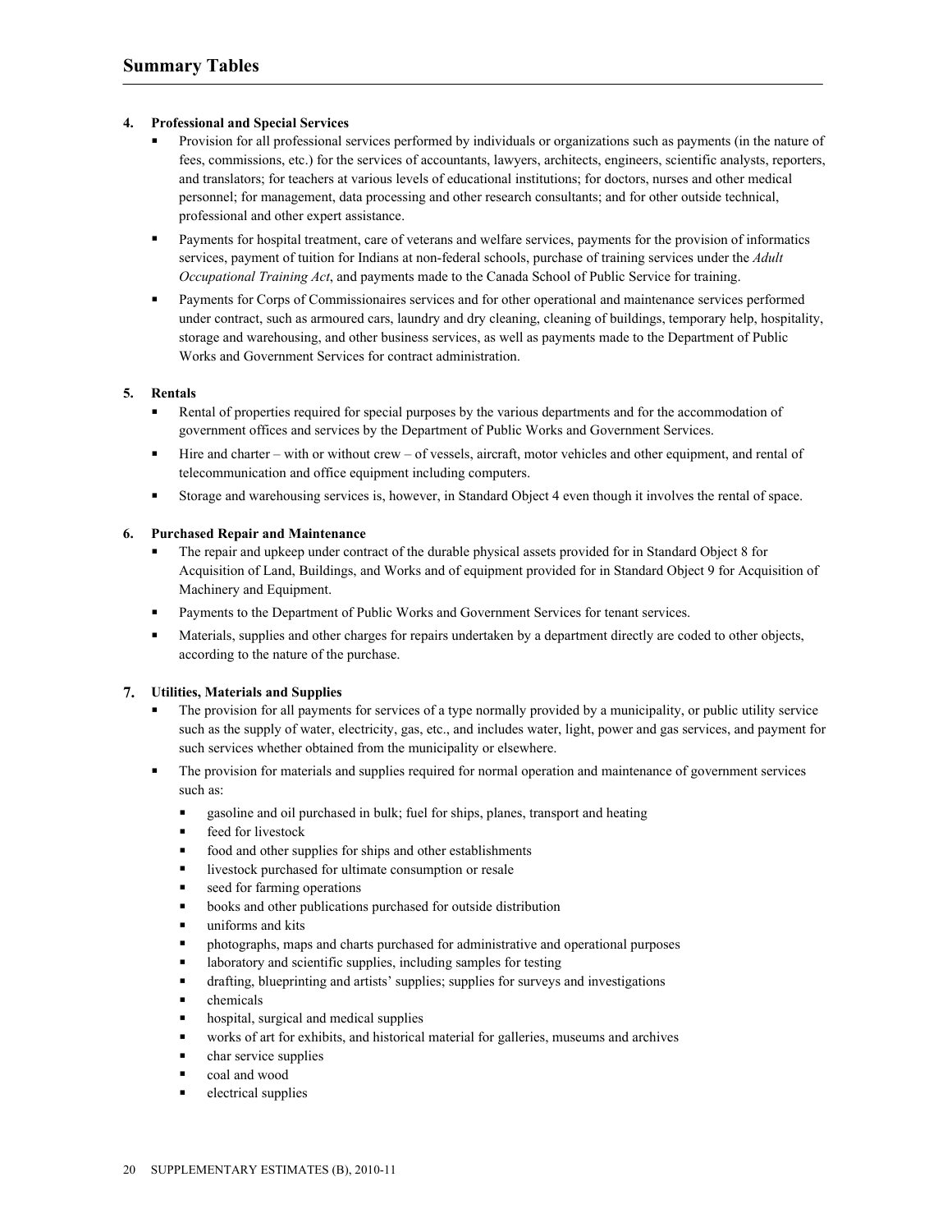**4. Professional and Special Services**

- Provision for all professional services performed by individuals or organizations such as payments (in the nature of fees, commissions, etc.) for the services of accountants, lawyers, architects, engineers, scientific analysts, reporters, and translators; for teachers at various levels of educational institutions; for doctors, nurses and other medical personnel; for management, data processing and other research consultants; and for other outside technical, professional and other expert assistance.
- Payments for hospital treatment, care of veterans and welfare services, payments for the provision of informatics services, payment of tuition for Indians at non-federal schools, purchase of training services under the *Adult Occupational Training Act*, and payments made to the Canada School of Public Service for training.
- Payments for Corps of Commissionaires services and for other operational and maintenance services performed under contract, such as armoured cars, laundry and dry cleaning, cleaning of buildings, temporary help, hospitality, storage and warehousing, and other business services, as well as payments made to the Department of Public Works and Government Services for contract administration.

**5. Rentals**

- Rental of properties required for special purposes by the various departments and for the accommodation of government offices and services by the Department of Public Works and Government Services.
- Hire and charter – with or without crew – of vessels, aircraft, motor vehicles and other equipment, and rental of telecommunication and office equipment including computers.
- Storage and warehousing services is, however, in Standard Object 4 even though it involves the rental of space.

**6. Purchased Repair and Maintenance**

- The repair and upkeep under contract of the durable physical assets provided for in Standard Object 8 for Acquisition of Land, Buildings, and Works and of equipment provided for in Standard Object 9 for Acquisition of Machinery and Equipment.
- Payments to the Department of Public Works and Government Services for tenant services.
- Materials, supplies and other charges for repairs undertaken by a department directly are coded to other objects, according to the nature of the purchase.

**7. Utilities, Materials and Supplies**

- The provision for all payments for services of a type normally provided by a municipality, or public utility service such as the supply of water, electricity, gas, etc., and includes water, light, power and gas services, and payment for such services whether obtained from the municipality or elsewhere.
- The provision for materials and supplies required for normal operation and maintenance of government services such as:
  - gasoline and oil purchased in bulk; fuel for ships, planes, transport and heating
  - feed for livestock
  - food and other supplies for ships and other establishments
  - livestock purchased for ultimate consumption or resale
  - seed for farming operations
  - books and other publications purchased for outside distribution
  - uniforms and kits
  - photographs, maps and charts purchased for administrative and operational purposes
  - laboratory and scientific supplies, including samples for testing
  - drafting, blueprinting and artists' supplies; supplies for surveys and investigations
  - chemicals
  - hospital, surgical and medical supplies
  - works of art for exhibits, and historical material for galleries, museums and archives
  - char service supplies
  - coal and wood
  - electrical supplies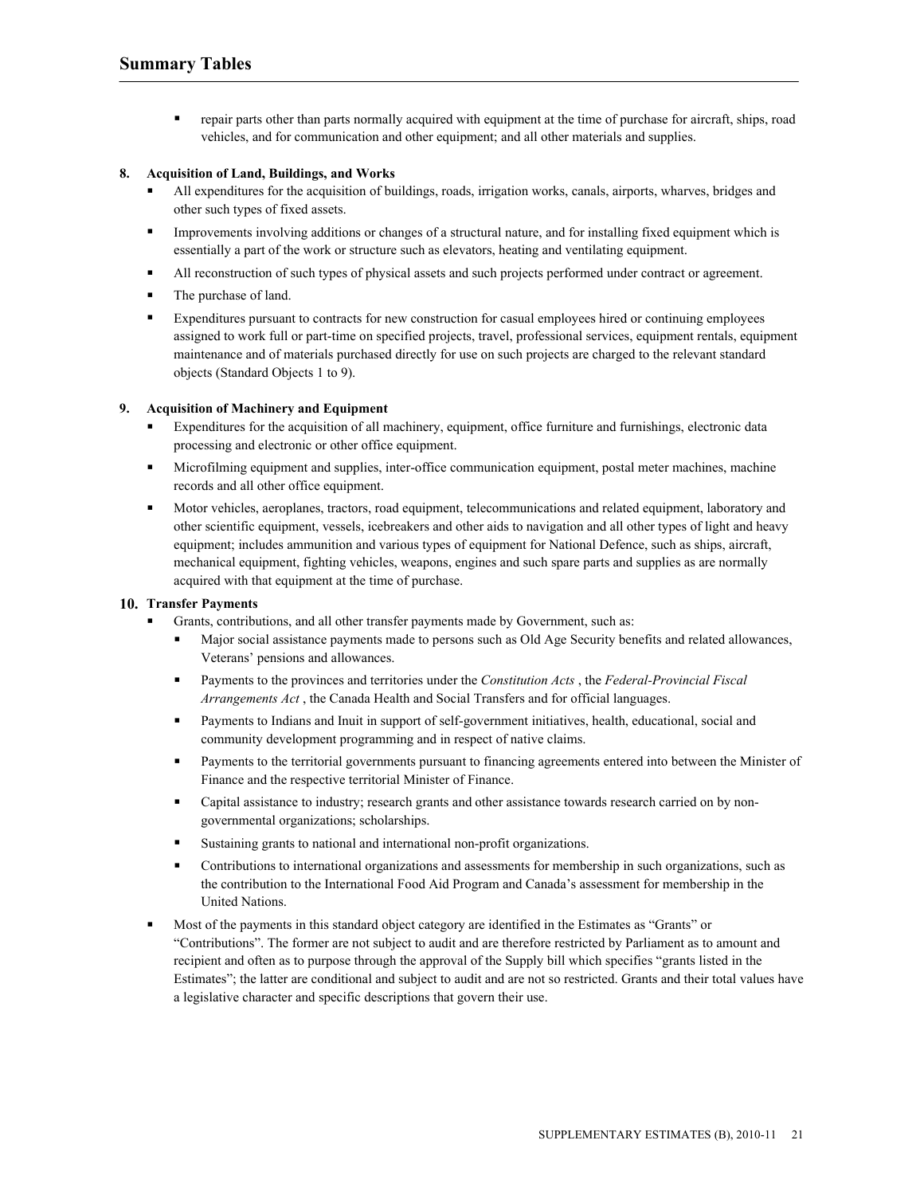- repair parts other than parts normally acquired with equipment at the time of purchase for aircraft, ships, road vehicles, and for communication and other equipment; and all other materials and supplies.

**8. Acquisition of Land, Buildings, and Works**

- All expenditures for the acquisition of buildings, roads, irrigation works, canals, airports, wharves, bridges and other such types of fixed assets.
- Improvements involving additions or changes of a structural nature, and for installing fixed equipment which is essentially a part of the work or structure such as elevators, heating and ventilating equipment.
- All reconstruction of such types of physical assets and such projects performed under contract or agreement.
- The purchase of land.
- Expenditures pursuant to contracts for new construction for casual employees hired or continuing employees assigned to work full or part-time on specified projects, travel, professional services, equipment rentals, equipment maintenance and of materials purchased directly for use on such projects are charged to the relevant standard objects (Standard Objects 1 to 9).

**9. Acquisition of Machinery and Equipment**

- Expenditures for the acquisition of all machinery, equipment, office furniture and furnishings, electronic data processing and electronic or other office equipment.
- Microfilming equipment and supplies, inter-office communication equipment, postal meter machines, machine records and all other office equipment.
- Motor vehicles, aeroplanes, tractors, road equipment, telecommunications and related equipment, laboratory and other scientific equipment, vessels, icebreakers and other aids to navigation and all other types of light and heavy equipment; includes ammunition and various types of equipment for National Defence, such as ships, aircraft, mechanical equipment, fighting vehicles, weapons, engines and such spare parts and supplies as are normally acquired with that equipment at the time of purchase.

**10. Transfer Payments**

- Grants, contributions, and all other transfer payments made by Government, such as:
  - Major social assistance payments made to persons such as Old Age Security benefits and related allowances, Veterans' pensions and allowances.
  - Payments to the provinces and territories under the *Constitution Acts* , the *Federal-Provincial Fiscal Arrangements Act* , the Canada Health and Social Transfers and for official languages.
  - Payments to Indians and Inuit in support of self-government initiatives, health, educational, social and community development programming and in respect of native claims.
  - Payments to the territorial governments pursuant to financing agreements entered into between the Minister of Finance and the respective territorial Minister of Finance.
  - Capital assistance to industry; research grants and other assistance towards research carried on by non-governmental organizations; scholarships.
  - Sustaining grants to national and international non-profit organizations.
  - Contributions to international organizations and assessments for membership in such organizations, such as the contribution to the International Food Aid Program and Canada's assessment for membership in the United Nations.
- Most of the payments in this standard object category are identified in the Estimates as "Grants" or "Contributions". The former are not subject to audit and are therefore restricted by Parliament as to amount and recipient and often as to purpose through the approval of the Supply bill which specifies "grants listed in the Estimates"; the latter are conditional and subject to audit and are not so restricted. Grants and their total values have a legislative character and specific descriptions that govern their use.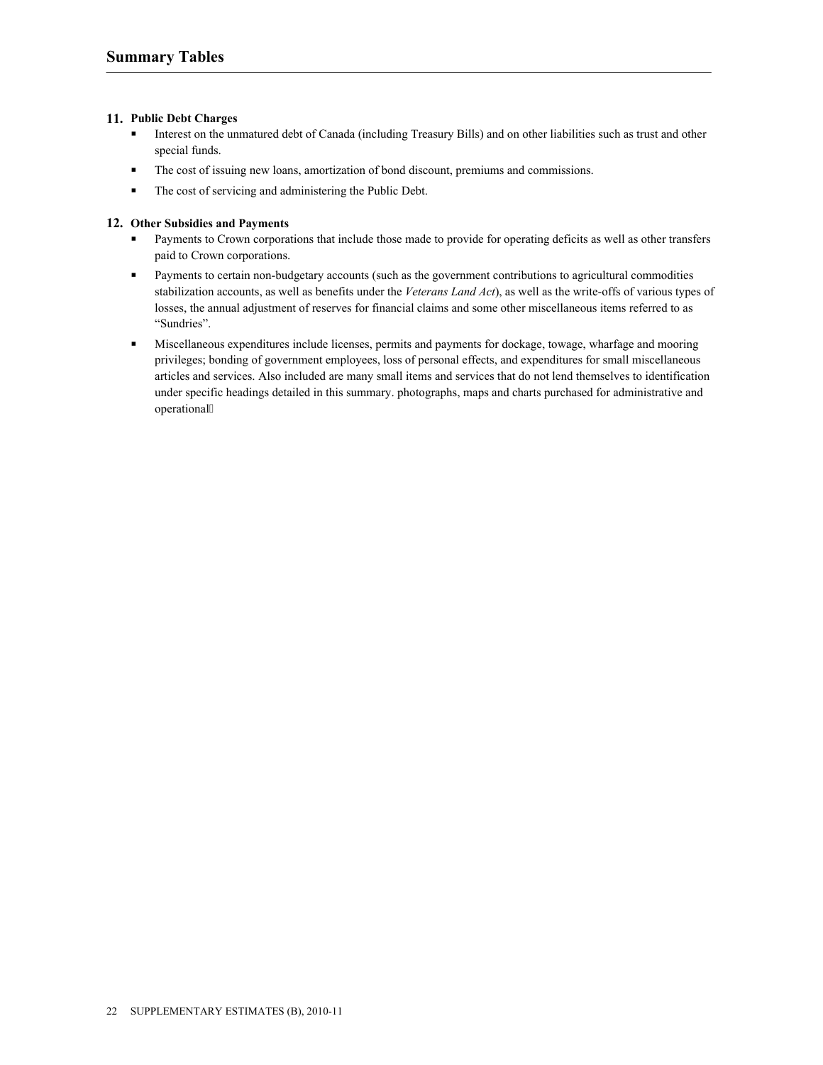**11. Public Debt Charges**

- Interest on the unmatured debt of Canada (including Treasury Bills) and on other liabilities such as trust and other special funds.
- The cost of issuing new loans, amortization of bond discount, premiums and commissions.
- The cost of servicing and administering the Public Debt.

**12. Other Subsidies and Payments**

- Payments to Crown corporations that include those made to provide for operating deficits as well as other transfers paid to Crown corporations.
- Payments to certain non-budgetary accounts (such as the government contributions to agricultural commodities stabilization accounts, as well as benefits under the *Veterans Land Act*), as well as the write-offs of various types of losses, the annual adjustment of reserves for financial claims and some other miscellaneous items referred to as "Sundries".
- Miscellaneous expenditures include licenses, permits and payments for dockage, towage, wharfage and mooring privileges; bonding of government employees, loss of personal effects, and expenditures for small miscellaneous articles and services. Also included are many small items and services that do not lend themselves to identification under specific headings detailed in this summary. photographs, maps and charts purchased for administrative and operational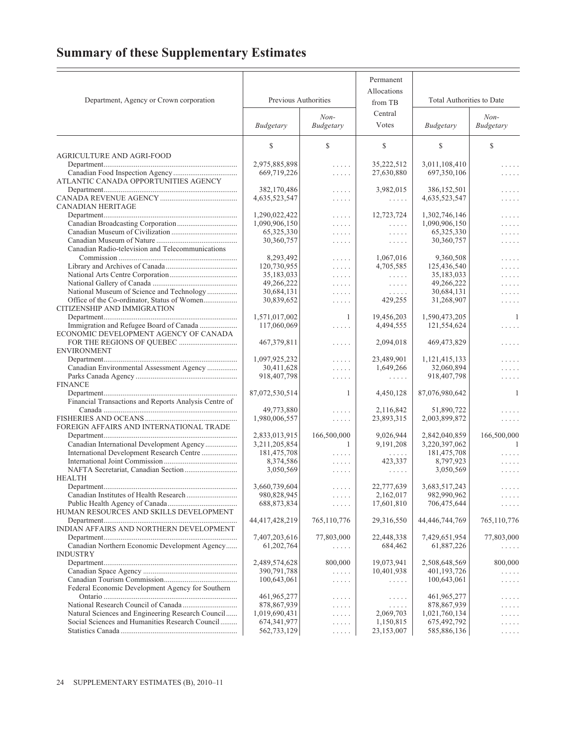# Summary of these Supplementary Estimates

| Department, Agency or Crown corporation | Previous Authorities | | Permanent Allocations from TB Central Votes | Total Authorities to Date | |
|---|---|---|---|---|---|
| | *Budgetary* | *Non-Budgetary* | | *Budgetary* | *Non-Budgetary* |
| | $ | $ | $ | $ | $ |
| AGRICULTURE AND AGRI-FOOD | | | | | |
| Department | 2,975,885,898 | ..... | 35,222,512 | 3,011,108,410 | ..... |
| Canadian Food Inspection Agency | 669,719,226 | ..... | 27,630,880 | 697,350,106 | ..... |
| ATLANTIC CANADA OPPORTUNITIES AGENCY | | | | | |
| Department | 382,170,486 | ..... | 3,982,015 | 386,152,501 | ..... |
| CANADA REVENUE AGENCY | 4,635,523,547 | ..... | ..... | 4,635,523,547 | ..... |
| CANADIAN HERITAGE | | | | | |
| Department | 1,290,022,422 | ..... | 12,723,724 | 1,302,746,146 | ..... |
| Canadian Broadcasting Corporation | 1,090,906,150 | ..... | ..... | 1,090,906,150 | ..... |
| Canadian Museum of Civilization | 65,325,330 | ..... | ..... | 65,325,330 | ..... |
| Canadian Museum of Nature | 30,360,757 | ..... | ..... | 30,360,757 | ..... |
| Canadian Radio-television and Telecommunications Commission | 8,293,492 | ..... | 1,067,016 | 9,360,508 | ..... |
| Library and Archives of Canada | 120,730,955 | ..... | 4,705,585 | 125,436,540 | ..... |
| National Arts Centre Corporation | 35,183,033 | ..... | ..... | 35,183,033 | ..... |
| National Gallery of Canada | 49,266,222 | ..... | ..... | 49,266,222 | ..... |
| National Museum of Science and Technology | 30,684,131 | ..... | ..... | 30,684,131 | ..... |
| Office of the Co-ordinator, Status of Women | 30,839,652 | ..... | 429,255 | 31,268,907 | ..... |
| CITIZENSHIP AND IMMIGRATION | | | | | |
| Department | 1,571,017,002 | 1 | 19,456,203 | 1,590,473,205 | 1 |
| Immigration and Refugee Board of Canada | 117,060,069 | ..... | 4,494,555 | 121,554,624 | ..... |
| ECONOMIC DEVELOPMENT AGENCY OF CANADA FOR THE REGIONS OF QUEBEC | 467,379,811 | ..... | 2,094,018 | 469,473,829 | ..... |
| ENVIRONMENT | | | | | |
| Department | 1,097,925,232 | ..... | 23,489,901 | 1,121,415,133 | ..... |
| Canadian Environmental Assessment Agency | 30,411,628 | ..... | 1,649,266 | 32,060,894 | ..... |
| Parks Canada Agency | 918,407,798 | ..... | ..... | 918,407,798 | ..... |
| FINANCE | | | | | |
| Department | 87,072,530,514 | 1 | 4,450,128 | 87,076,980,642 | 1 |
| Financial Transactions and Reports Analysis Centre of Canada | 49,773,880 | ..... | 2,116,842 | 51,890,722 | ..... |
| FISHERIES AND OCEANS | 1,980,006,557 | ..... | 23,893,315 | 2,003,899,872 | ..... |
| FOREIGN AFFAIRS AND INTERNATIONAL TRADE | | | | | |
| Department | 2,833,013,915 | 166,500,000 | 9,026,944 | 2,842,040,859 | 166,500,000 |
| Canadian International Development Agency | 3,211,205,854 | 1 | 9,191,208 | 3,220,397,062 | 1 |
| International Development Research Centre | 181,475,708 | ..... | ..... | 181,475,708 | ..... |
| International Joint Commission | 8,374,586 | ..... | 423,337 | 8,797,923 | ..... |
| NAFTA Secretariat, Canadian Section | 3,050,569 | ..... | ..... | 3,050,569 | ..... |
| HEALTH | | | | | |
| Department | 3,660,739,604 | ..... | 22,777,639 | 3,683,517,243 | ..... |
| Canadian Institutes of Health Research | 980,828,945 | ..... | 2,162,017 | 982,990,962 | ..... |
| Public Health Agency of Canada | 688,873,834 | ..... | 17,601,810 | 706,475,644 | ..... |
| HUMAN RESOURCES AND SKILLS DEVELOPMENT | | | | | |
| Department | 44,417,428,219 | 765,110,776 | 29,316,550 | 44,446,744,769 | 765,110,776 |
| INDIAN AFFAIRS AND NORTHERN DEVELOPMENT | | | | | |
| Department | 7,407,203,616 | 77,803,000 | 22,448,338 | 7,429,651,954 | 77,803,000 |
| Canadian Northern Economic Development Agency | 61,202,764 | ..... | 684,462 | 61,887,226 | ..... |
| INDUSTRY | | | | | |
| Department | 2,489,574,628 | 800,000 | 19,073,941 | 2,508,648,569 | 800,000 |
| Canadian Space Agency | 390,791,788 | ..... | 10,401,938 | 401,193,726 | ..... |
| Canadian Tourism Commission | 100,643,061 | ..... | ..... | 100,643,061 | ..... |
| Federal Economic Development Agency for Southern Ontario | 461,965,277 | ..... | ..... | 461,965,277 | ..... |
| National Research Council of Canada | 878,867,939 | ..... | ..... | 878,867,939 | ..... |
| Natural Sciences and Engineering Research Council | 1,019,690,431 | ..... | 2,069,703 | 1,021,760,134 | ..... |
| Social Sciences and Humanities Research Council | 674,341,977 | ..... | 1,150,815 | 675,492,792 | ..... |
| Statistics Canada | 562,733,129 | ..... | 23,153,007 | 585,886,136 | ..... |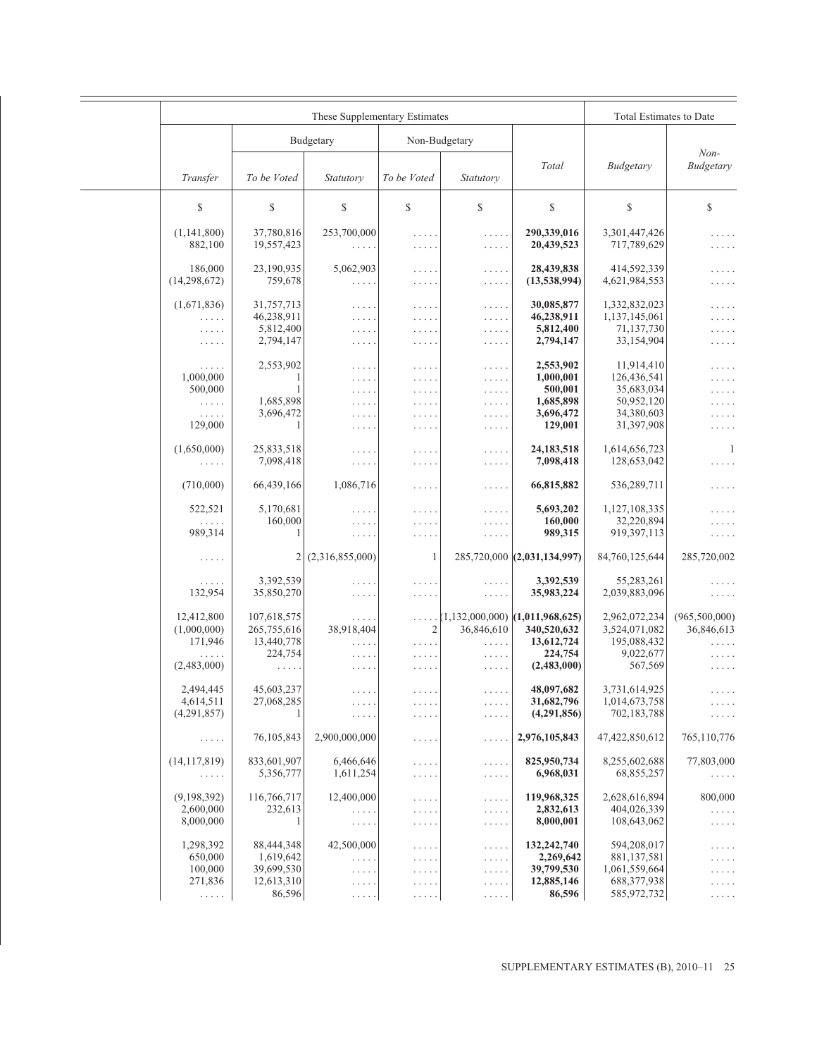| | These Supplementary Estimates | | | | | | Total Estimates to Date | |
|---|---|---|---|---|---|---|---|---|
| | | Budgetary | | Non-Budgetary | | | | |
| | *Transfer* | *To be Voted* | *Statutory* | *To be Voted* | *Statutory* | *Total* | *Budgetary* | *Non-Budgetary* |
| | $ | $ | $ | $ | $ | $ | $ | $ |
| | (1,141,800) | 37,780,816 | 253,700,000 | ..... | ..... | **290,339,016** | 3,301,447,426 | ..... |
| | 882,100 | 19,557,423 | ..... | ..... | ..... | **20,439,523** | 717,789,629 | ..... |
| | 186,000 | 23,190,935 | 5,062,903 | ..... | ..... | **28,439,838** | 414,592,339 | ..... |
| | (14,298,672) | 759,678 | ..... | ..... | ..... | **(13,538,994)** | 4,621,984,553 | ..... |
| | (1,671,836) | 31,757,713 | ..... | ..... | ..... | **30,085,877** | 1,332,832,023 | ..... |
| | ..... | 46,238,911 | ..... | ..... | ..... | **46,238,911** | 1,137,145,061 | ..... |
| | ..... | 5,812,400 | ..... | ..... | ..... | **5,812,400** | 71,137,730 | ..... |
| | ..... | 2,794,147 | ..... | ..... | ..... | **2,794,147** | 33,154,904 | ..... |
| | ..... | 2,553,902 | ..... | ..... | ..... | **2,553,902** | 11,914,410 | ..... |
| | 1,000,000 | 1 | ..... | ..... | ..... | **1,000,001** | 126,436,541 | ..... |
| | 500,000 | 1 | ..... | ..... | ..... | **500,001** | 35,683,034 | ..... |
| | ..... | 1,685,898 | ..... | ..... | ..... | **1,685,898** | 50,952,120 | ..... |
| | ..... | 3,696,472 | ..... | ..... | ..... | **3,696,472** | 34,380,603 | ..... |
| | 129,000 | 1 | ..... | ..... | ..... | **129,001** | 31,397,908 | ..... |
| | (1,650,000) | 25,833,518 | ..... | ..... | ..... | **24,183,518** | 1,614,656,723 | 1 |
| | ..... | 7,098,418 | ..... | ..... | ..... | **7,098,418** | 128,653,042 | ..... |
| | (710,000) | 66,439,166 | 1,086,716 | ..... | ..... | **66,815,882** | 536,289,711 | ..... |
| | 522,521 | 5,170,681 | ..... | ..... | ..... | **5,693,202** | 1,127,108,335 | ..... |
| | ..... | 160,000 | ..... | ..... | ..... | **160,000** | 32,220,894 | ..... |
| | 989,314 | 1 | ..... | ..... | ..... | **989,315** | 919,397,113 | ..... |
| | ..... | 2 | (2,316,855,000) | 1 | 285,720,000 | **(2,031,134,997)** | 84,760,125,644 | 285,720,002 |
| | ..... | 3,392,539 | ..... | ..... | ..... | **3,392,539** | 55,283,261 | ..... |
| | 132,954 | 35,850,270 | ..... | ..... | ..... | **35,983,224** | 2,039,883,096 | ..... |
| | 12,412,800 | 107,618,575 | ..... | ..... | (1,132,000,000) | **(1,011,968,625)** | 2,962,072,234 | (965,500,000) |
| | (1,000,000) | 265,755,616 | 38,918,404 | 2 | 36,846,610 | **340,520,632** | 3,524,071,082 | 36,846,613 |
| | 171,946 | 13,440,778 | ..... | ..... | ..... | **13,612,724** | 195,088,432 | ..... |
| | ..... | 224,754 | ..... | ..... | ..... | **224,754** | 9,022,677 | ..... |
| | (2,483,000) | ..... | ..... | ..... | ..... | **(2,483,000)** | 567,569 | ..... |
| | 2,494,445 | 45,603,237 | ..... | ..... | ..... | **48,097,682** | 3,731,614,925 | ..... |
| | 4,614,511 | 27,068,285 | ..... | ..... | ..... | **31,682,796** | 1,014,673,758 | ..... |
| | (4,291,857) | 1 | ..... | ..... | ..... | **(4,291,856)** | 702,183,788 | ..... |
| | ..... | 76,105,843 | 2,900,000,000 | ..... | ..... | **2,976,105,843** | 47,422,850,612 | 765,110,776 |
| | (14,117,819) | 833,601,907 | 6,466,646 | ..... | ..... | **825,950,734** | 8,255,602,688 | 77,803,000 |
| | ..... | 5,356,777 | 1,611,254 | ..... | ..... | **6,968,031** | 68,855,257 | ..... |
| | (9,198,392) | 116,766,717 | 12,400,000 | ..... | ..... | **119,968,325** | 2,628,616,894 | 800,000 |
| | 2,600,000 | 232,613 | ..... | ..... | ..... | **2,832,613** | 404,026,339 | ..... |
| | 8,000,000 | 1 | ..... | ..... | ..... | **8,000,001** | 108,643,062 | ..... |
| | 1,298,392 | 88,444,348 | 42,500,000 | ..... | ..... | **132,242,740** | 594,208,017 | ..... |
| | 650,000 | 1,619,642 | ..... | ..... | ..... | **2,269,642** | 881,137,581 | ..... |
| | 100,000 | 39,699,530 | ..... | ..... | ..... | **39,799,530** | 1,061,559,664 | ..... |
| | 271,836 | 12,613,310 | ..... | ..... | ..... | **12,885,146** | 688,377,938 | ..... |
| | ..... | 86,596 | ..... | ..... | ..... | **86,596** | 585,972,732 | ..... |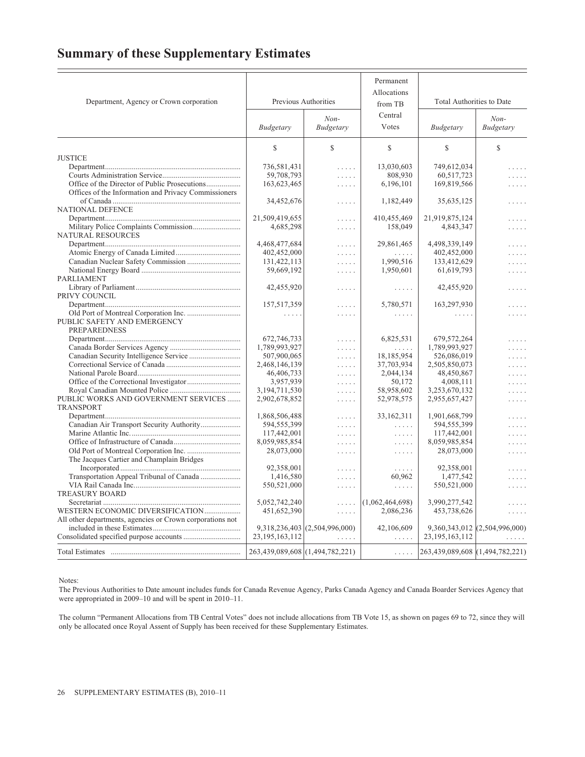## Summary of these Supplementary Estimates

| Department, Agency or Crown corporation | Previous Authorities | | Permanent Allocations from TB Central Votes | Total Authorities to Date | |
|---|---|---|---|---|---|
| | *Budgetary* | *Non-Budgetary* | | *Budgetary* | *Non-Budgetary* |
| | $ | $ | $ | $ | $ |
| JUSTICE | | | | | |
| Department | 736,581,431 | ..... | 13,030,603 | 749,612,034 | ..... |
| Courts Administration Service | 59,708,793 | ..... | 808,930 | 60,517,723 | ..... |
| Office of the Director of Public Prosecutions | 163,623,465 | ..... | 6,196,101 | 169,819,566 | ..... |
| Offices of the Information and Privacy Commissioners of Canada | 34,452,676 | ..... | 1,182,449 | 35,635,125 | ..... |
| NATIONAL DEFENCE | | | | | |
| Department | 21,509,419,655 | ..... | 410,455,469 | 21,919,875,124 | ..... |
| Military Police Complaints Commission | 4,685,298 | ..... | 158,049 | 4,843,347 | ..... |
| NATURAL RESOURCES | | | | | |
| Department | 4,468,477,684 | ..... | 29,861,465 | 4,498,339,149 | ..... |
| Atomic Energy of Canada Limited | 402,452,000 | ..... | ..... | 402,452,000 | ..... |
| Canadian Nuclear Safety Commission | 131,422,113 | ..... | 1,990,516 | 133,412,629 | ..... |
| National Energy Board | 59,669,192 | ..... | 1,950,601 | 61,619,793 | ..... |
| PARLIAMENT | | | | | |
| Library of Parliament | 42,455,920 | ..... | ..... | 42,455,920 | ..... |
| PRIVY COUNCIL | | | | | |
| Department | 157,517,359 | ..... | 5,780,571 | 163,297,930 | ..... |
| Old Port of Montreal Corporation Inc. | ..... | ..... | ..... | ..... | ..... |
| PUBLIC SAFETY AND EMERGENCY PREPAREDNESS | | | | | |
| Department | 672,746,733 | ..... | 6,825,531 | 679,572,264 | ..... |
| Canada Border Services Agency | 1,789,993,927 | ..... | ..... | 1,789,993,927 | ..... |
| Canadian Security Intelligence Service | 507,900,065 | ..... | 18,185,954 | 526,086,019 | ..... |
| Correctional Service of Canada | 2,468,146,139 | ..... | 37,703,934 | 2,505,850,073 | ..... |
| National Parole Board | 46,406,733 | ..... | 2,044,134 | 48,450,867 | ..... |
| Office of the Correctional Investigator | 3,957,939 | ..... | 50,172 | 4,008,111 | ..... |
| Royal Canadian Mounted Police | 3,194,711,530 | ..... | 58,958,602 | 3,253,670,132 | ..... |
| PUBLIC WORKS AND GOVERNMENT SERVICES | 2,902,678,852 | ..... | 52,978,575 | 2,955,657,427 | ..... |
| TRANSPORT | | | | | |
| Department | 1,868,506,488 | ..... | 33,162,311 | 1,901,668,799 | ..... |
| Canadian Air Transport Security Authority | 594,555,399 | ..... | ..... | 594,555,399 | ..... |
| Marine Atlantic Inc. | 117,442,001 | ..... | ..... | 117,442,001 | ..... |
| Office of Infrastructure of Canada | 8,059,985,854 | ..... | ..... | 8,059,985,854 | ..... |
| Old Port of Montreal Corporation Inc. | 28,073,000 | ..... | ..... | 28,073,000 | ..... |
| The Jacques Cartier and Champlain Bridges Incorporated | 92,358,001 | ..... | ..... | 92,358,001 | ..... |
| Transportation Appeal Tribunal of Canada | 1,416,580 | ..... | 60,962 | 1,477,542 | ..... |
| VIA Rail Canada Inc. | 550,521,000 | ..... | ..... | 550,521,000 | ..... |
| TREASURY BOARD | | | | | |
| Secretariat | 5,052,742,240 | ..... | (1,062,464,698) | 3,990,277,542 | ..... |
| WESTERN ECONOMIC DIVERSIFICATION | 451,652,390 | ..... | 2,086,236 | 453,738,626 | ..... |
| All other departments, agencies or Crown corporations not included in these Estimates | 9,318,236,403 | (2,504,996,000) | 42,106,609 | 9,360,343,012 | (2,504,996,000) |
| Consolidated specified purpose accounts | 23,195,163,112 | ..... | ..... | 23,195,163,112 | ..... |
| Total Estimates | 263,439,089,608 | (1,494,782,221) | ..... | 263,439,089,608 | (1,494,782,221) |

Notes:

The Previous Authorities to Date amount includes funds for Canada Revenue Agency, Parks Canada Agency and Canada Boarder Services Agency that were appropriated in 2009–10 and will be spent in 2010–11.

The column "Permanent Allocations from TB Central Votes" does not include allocations from TB Vote 15, as shown on pages 69 to 72, since they will only be allocated once Royal Assent of Supply has been received for these Supplementary Estimates.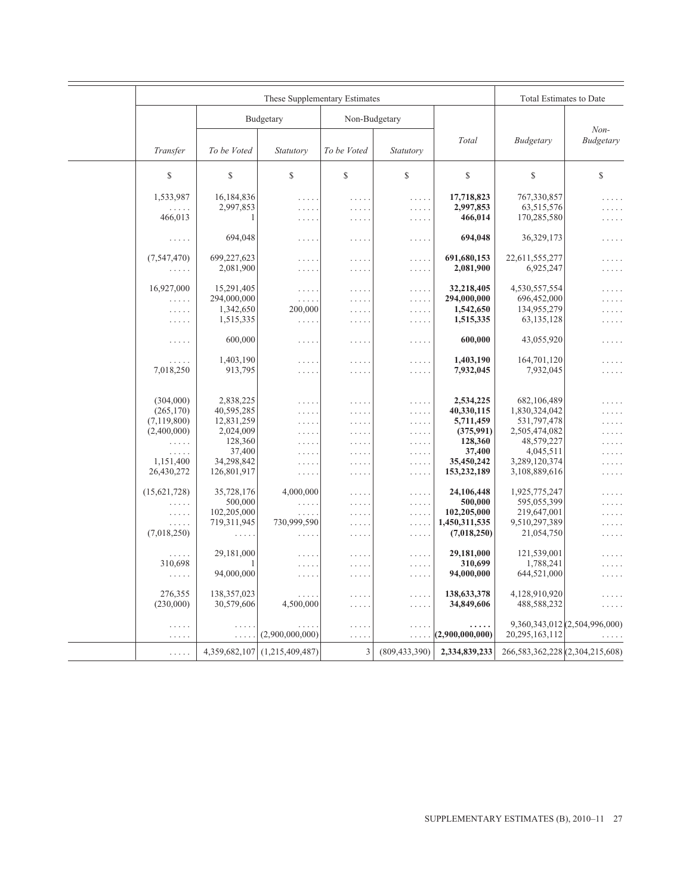| | These Supplementary Estimates | | | | | | Total Estimates to Date | |
|---|---|---|---|---|---|---|---|---|
| | | Budgetary | | Non-Budgetary | | | | |
| | Transfer | To be Voted | Statutory | To be Voted | Statutory | Total | Budgetary | Non-Budgetary |
| | $ | $ | $ | $ | $ | $ | $ | $ |
| | 1,533,987 | 16,184,836 | ..... | ..... | ..... | **17,718,823** | 767,330,857 | ..... |
| | ..... | 2,997,853 | ..... | ..... | ..... | **2,997,853** | 63,515,576 | ..... |
| | 466,013 | 1 | ..... | ..... | ..... | **466,014** | 170,285,580 | ..... |
| | ..... | 694,048 | ..... | ..... | ..... | **694,048** | 36,329,173 | ..... |
| | (7,547,470) | 699,227,623 | ..... | ..... | ..... | **691,680,153** | 22,611,555,277 | ..... |
| | ..... | 2,081,900 | ..... | ..... | ..... | **2,081,900** | 6,925,247 | ..... |
| | 16,927,000 | 15,291,405 | ..... | ..... | ..... | **32,218,405** | 4,530,557,554 | ..... |
| | ..... | 294,000,000 | ..... | ..... | ..... | **294,000,000** | 696,452,000 | ..... |
| | ..... | 1,342,650 | 200,000 | ..... | ..... | **1,542,650** | 134,955,279 | ..... |
| | ..... | 1,515,335 | ..... | ..... | ..... | **1,515,335** | 63,135,128 | ..... |
| | ..... | 600,000 | ..... | ..... | ..... | **600,000** | 43,055,920 | ..... |
| | ..... | 1,403,190 | ..... | ..... | ..... | **1,403,190** | 164,701,120 | ..... |
| | 7,018,250 | 913,795 | ..... | ..... | ..... | **7,932,045** | 7,932,045 | ..... |
| | (304,000) | 2,838,225 | ..... | ..... | ..... | **2,534,225** | 682,106,489 | ..... |
| | (265,170) | 40,595,285 | ..... | ..... | ..... | **40,330,115** | 1,830,324,042 | ..... |
| | (7,119,800) | 12,831,259 | ..... | ..... | ..... | **5,711,459** | 531,797,478 | ..... |
| | (2,400,000) | 2,024,009 | ..... | ..... | ..... | **(375,991)** | 2,505,474,082 | ..... |
| | ..... | 128,360 | ..... | ..... | ..... | **128,360** | 48,579,227 | ..... |
| | ..... | 37,400 | ..... | ..... | ..... | **37,400** | 4,045,511 | ..... |
| | 1,151,400 | 34,298,842 | ..... | ..... | ..... | **35,450,242** | 3,289,120,374 | ..... |
| | 26,430,272 | 126,801,917 | ..... | ..... | ..... | **153,232,189** | 3,108,889,616 | ..... |
| | (15,621,728) | 35,728,176 | 4,000,000 | ..... | ..... | **24,106,448** | 1,925,775,247 | ..... |
| | ..... | 500,000 | ..... | ..... | ..... | **500,000** | 595,055,399 | ..... |
| | ..... | 102,205,000 | ..... | ..... | ..... | **102,205,000** | 219,647,001 | ..... |
| | ..... | 719,311,945 | 730,999,590 | ..... | ..... | **1,450,311,535** | 9,510,297,389 | ..... |
| | (7,018,250) | ..... | ..... | ..... | ..... | **(7,018,250)** | 21,054,750 | ..... |
| | ..... | 29,181,000 | ..... | ..... | ..... | **29,181,000** | 121,539,001 | ..... |
| | 310,698 | 1 | ..... | ..... | ..... | **310,699** | 1,788,241 | ..... |
| | ..... | 94,000,000 | ..... | ..... | ..... | **94,000,000** | 644,521,000 | ..... |
| | 276,355 | 138,357,023 | ..... | ..... | ..... | **138,633,378** | 4,128,910,920 | ..... |
| | (230,000) | 30,579,606 | 4,500,000 | ..... | ..... | **34,849,606** | 488,588,232 | ..... |
| | ..... | ..... | ..... | ..... | ..... | **.....** | 9,360,343,012 | (2,504,996,000) |
| | ..... | ..... | (2,900,000,000) | ..... | ..... | **(2,900,000,000)** | 20,295,163,112 | ..... |
| | ..... | 4,359,682,107 | (1,215,409,487) | 3 | (809,433,390) | **2,334,839,233** | 266,583,362,228 | (2,304,215,608) |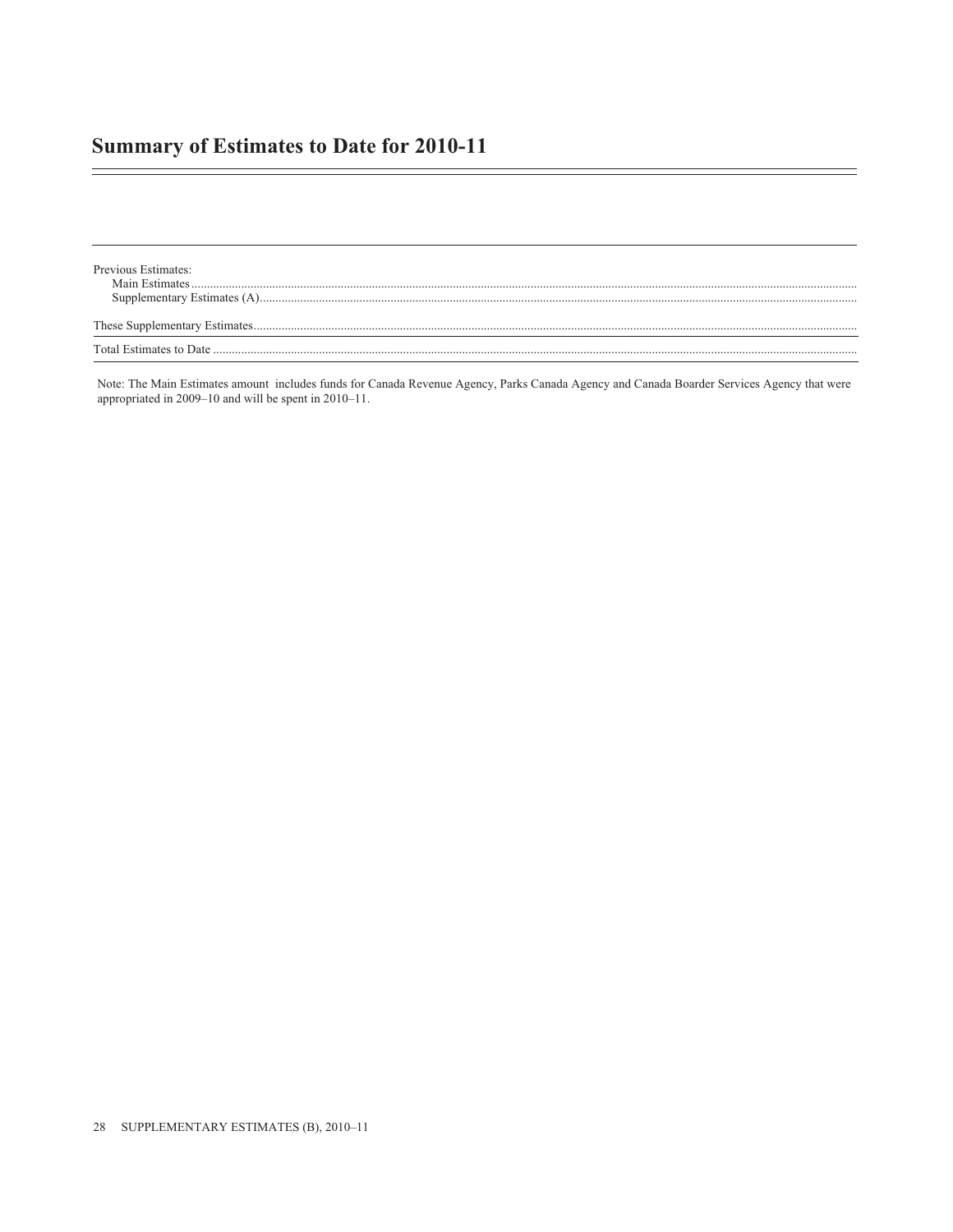## Summary of Estimates to Date for 2010-11

Previous Estimates:

- Main Estimates
- Supplementary Estimates (A)

These Supplementary Estimates

Total Estimates to Date

Note: The Main Estimates amount includes funds for Canada Revenue Agency, Parks Canada Agency and Canada Boarder Services Agency that were appropriated in 2009–10 and will be spent in 2010–11.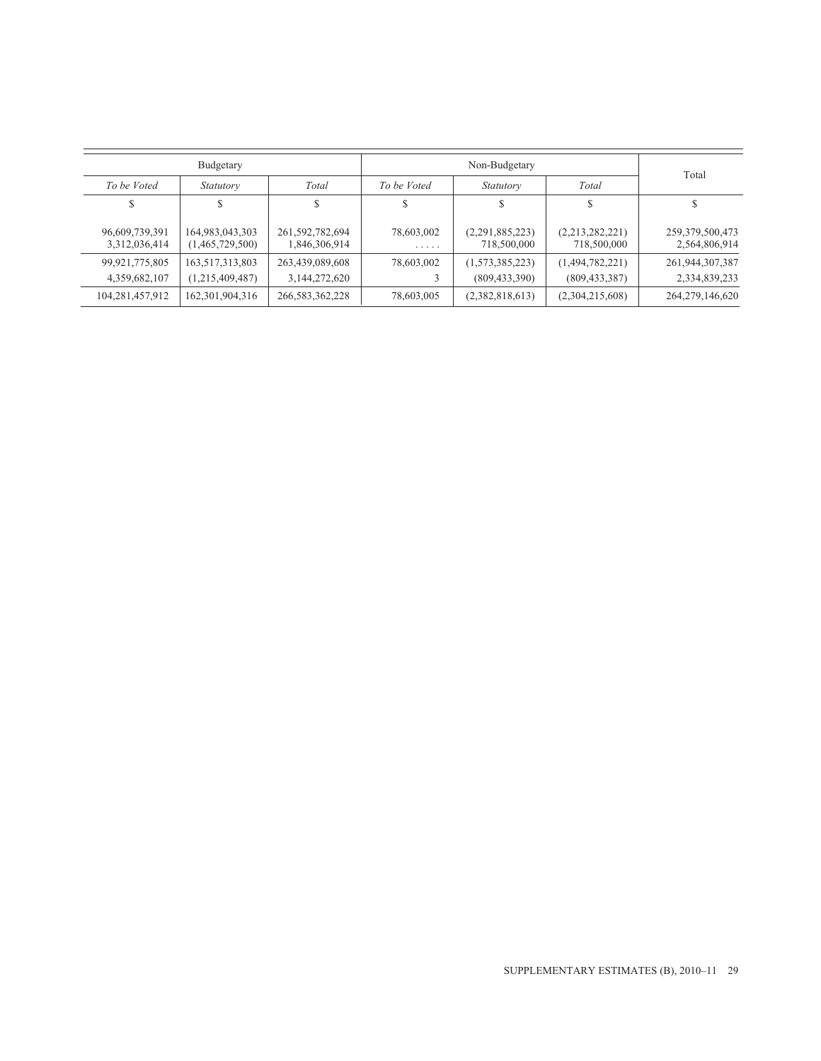| Budgetary | | | Non-Budgetary | | | Total |
|---|---|---|---|---|---|---|
| *To be Voted* | *Statutory* | *Total* | *To be Voted* | *Statutory* | *Total* | |
| $ | $ | $ | $ | $ | $ | $ |
| 96,609,739,391 | 164,983,043,303 | 261,592,782,694 | 78,603,002 | (2,291,885,223) | (2,213,282,221) | 259,379,500,473 |
| 3,312,036,414 | (1,465,729,500) | 1,846,306,914 | . . . . . | 718,500,000 | 718,500,000 | 2,564,806,914 |
| 99,921,775,805 | 163,517,313,803 | 263,439,089,608 | 78,603,002 | (1,573,385,223) | (1,494,782,221) | 261,944,307,387 |
| 4,359,682,107 | (1,215,409,487) | 3,144,272,620 | 3 | (809,433,390) | (809,433,387) | 2,334,839,233 |
| 104,281,457,912 | 162,301,904,316 | 266,583,362,228 | 78,603,005 | (2,382,818,613) | (2,304,215,608) | 264,279,146,620 |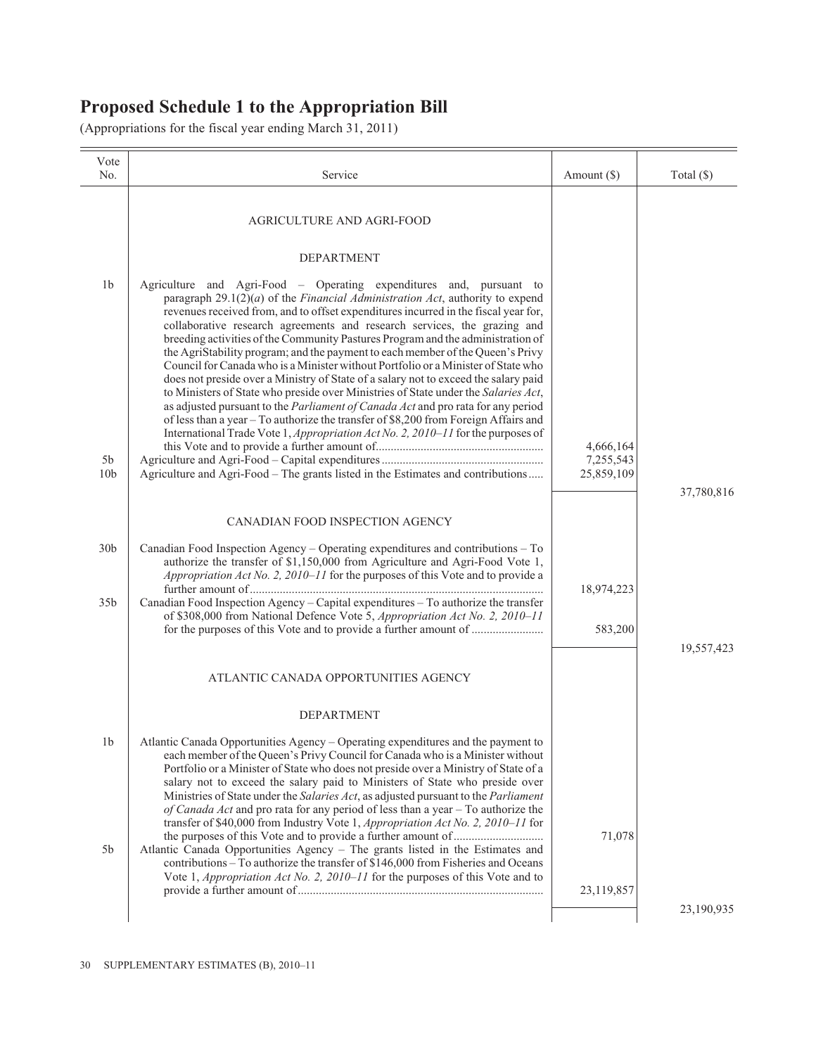# Proposed Schedule 1 to the Appropriation Bill

(Appropriations for the fiscal year ending March 31, 2011)

| Vote No. | Service | Amount ($) | Total ($) |
|---|---|---|---|
| | AGRICULTURE AND AGRI-FOOD | | |
| | DEPARTMENT | | |
| 1b | Agriculture and Agri-Food – Operating expenditures and, pursuant to paragraph 29.1(2)(*a*) of the *Financial Administration Act*, authority to expend revenues received from, and to offset expenditures incurred in the fiscal year for, collaborative research agreements and research services, the grazing and breeding activities of the Community Pastures Program and the administration of the AgriStability program; and the payment to each member of the Queen's Privy Council for Canada who is a Minister without Portfolio or a Minister of State who does not preside over a Ministry of State of a salary not to exceed the salary paid to Ministers of State who preside over Ministries of State under the *Salaries Act*, as adjusted pursuant to the *Parliament of Canada Act* and pro rata for any period of less than a year – To authorize the transfer of $8,200 from Foreign Affairs and International Trade Vote 1, *Appropriation Act No. 2, 2010–11* for the purposes of this Vote and to provide a further amount of | 4,666,164 | |
| 5b | Agriculture and Agri-Food – Capital expenditures | 7,255,543 | |
| 10b | Agriculture and Agri-Food – The grants listed in the Estimates and contributions | 25,859,109 | |
| | | | 37,780,816 |
| | CANADIAN FOOD INSPECTION AGENCY | | |
| 30b | Canadian Food Inspection Agency – Operating expenditures and contributions – To authorize the transfer of $1,150,000 from Agriculture and Agri-Food Vote 1, *Appropriation Act No. 2, 2010–11* for the purposes of this Vote and to provide a further amount of | 18,974,223 | |
| 35b | Canadian Food Inspection Agency – Capital expenditures – To authorize the transfer of $308,000 from National Defence Vote 5, *Appropriation Act No. 2, 2010–11* for the purposes of this Vote and to provide a further amount of | 583,200 | |
| | | | 19,557,423 |
| | ATLANTIC CANADA OPPORTUNITIES AGENCY | | |
| | DEPARTMENT | | |
| 1b | Atlantic Canada Opportunities Agency – Operating expenditures and the payment to each member of the Queen's Privy Council for Canada who is a Minister without Portfolio or a Minister of State who does not preside over a Ministry of State of a salary not to exceed the salary paid to Ministers of State who preside over Ministries of State under the *Salaries Act*, as adjusted pursuant to the *Parliament of Canada Act* and pro rata for any period of less than a year – To authorize the transfer of $40,000 from Industry Vote 1, *Appropriation Act No. 2, 2010–11* for the purposes of this Vote and to provide a further amount of | 71,078 | |
| 5b | Atlantic Canada Opportunities Agency – The grants listed in the Estimates and contributions – To authorize the transfer of $146,000 from Fisheries and Oceans Vote 1, *Appropriation Act No. 2, 2010–11* for the purposes of this Vote and to provide a further amount of | 23,119,857 | |
| | | | 23,190,935 |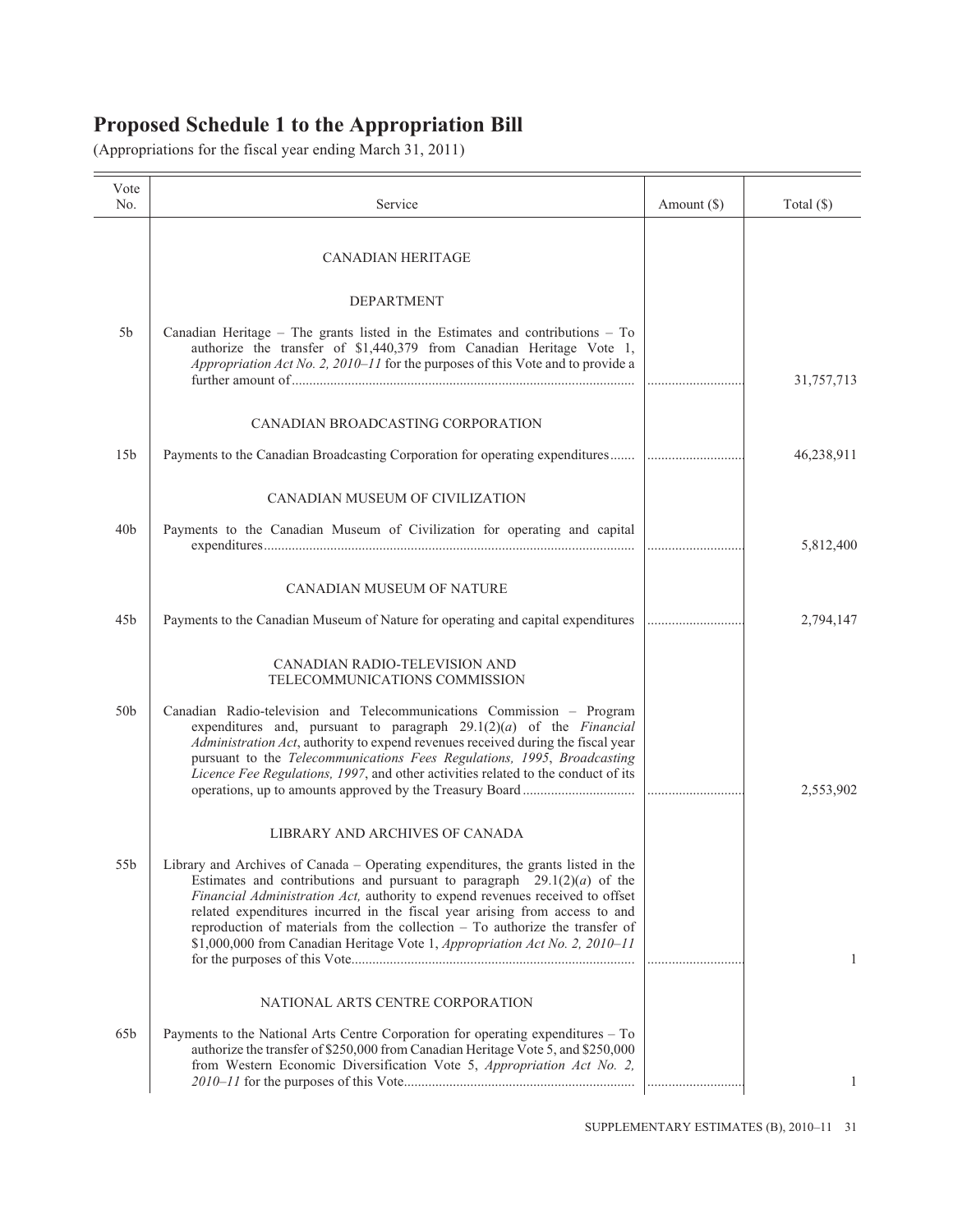# Proposed Schedule 1 to the Appropriation Bill

(Appropriations for the fiscal year ending March 31, 2011)

| Vote No. | Service | Amount ($) | Total ($) |
|---|---|---|---|
| | CANADIAN HERITAGE | | |
| | DEPARTMENT | | |
| 5b | Canadian Heritage – The grants listed in the Estimates and contributions – To authorize the transfer of $1,440,379 from Canadian Heritage Vote 1, *Appropriation Act No. 2, 2010–11* for the purposes of this Vote and to provide a further amount of | | 31,757,713 |
| | CANADIAN BROADCASTING CORPORATION | | |
| 15b | Payments to the Canadian Broadcasting Corporation for operating expenditures | | 46,238,911 |
| | CANADIAN MUSEUM OF CIVILIZATION | | |
| 40b | Payments to the Canadian Museum of Civilization for operating and capital expenditures | | 5,812,400 |
| | CANADIAN MUSEUM OF NATURE | | |
| 45b | Payments to the Canadian Museum of Nature for operating and capital expenditures | | 2,794,147 |
| | CANADIAN RADIO-TELEVISION AND TELECOMMUNICATIONS COMMISSION | | |
| 50b | Canadian Radio-television and Telecommunications Commission – Program expenditures and, pursuant to paragraph 29.1(2)(*a*) of the *Financial Administration Act*, authority to expend revenues received during the fiscal year pursuant to the *Telecommunications Fees Regulations, 1995*, *Broadcasting Licence Fee Regulations, 1997*, and other activities related to the conduct of its operations, up to amounts approved by the Treasury Board | | 2,553,902 |
| | LIBRARY AND ARCHIVES OF CANADA | | |
| 55b | Library and Archives of Canada – Operating expenditures, the grants listed in the Estimates and contributions and pursuant to paragraph 29.1(2)(*a*) of the *Financial Administration Act,* authority to expend revenues received to offset related expenditures incurred in the fiscal year arising from access to and reproduction of materials from the collection – To authorize the transfer of $1,000,000 from Canadian Heritage Vote 1, *Appropriation Act No. 2, 2010–11* for the purposes of this Vote | | 1 |
| | NATIONAL ARTS CENTRE CORPORATION | | |
| 65b | Payments to the National Arts Centre Corporation for operating expenditures – To authorize the transfer of $250,000 from Canadian Heritage Vote 5, and $250,000 from Western Economic Diversification Vote 5, *Appropriation Act No. 2, 2010–11* for the purposes of this Vote | | 1 |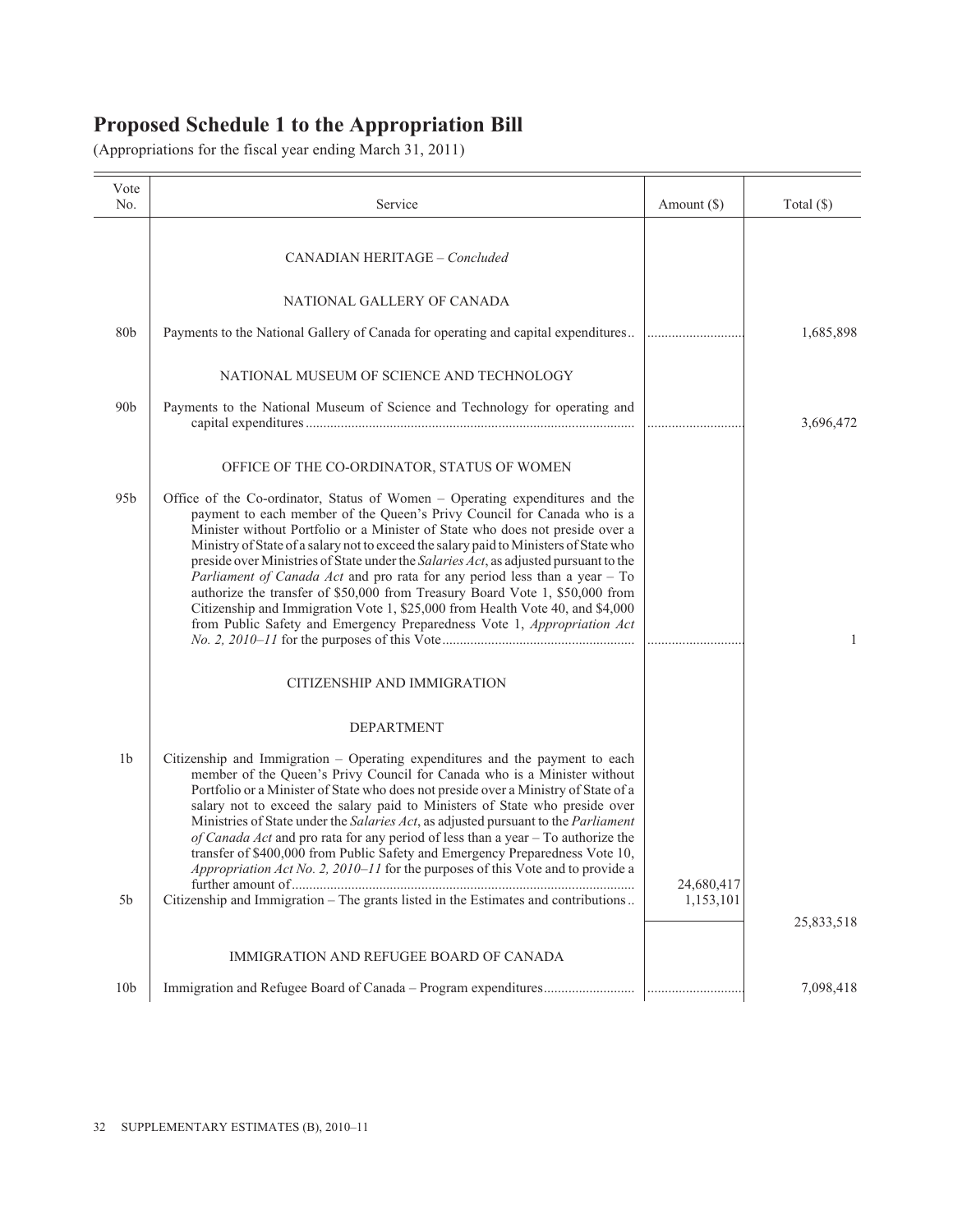# Proposed Schedule 1 to the Appropriation Bill

(Appropriations for the fiscal year ending March 31, 2011)

| Vote No. | Service | Amount ($) | Total ($) |
|---|---|---|---|
| | CANADIAN HERITAGE – *Concluded* | | |
| | NATIONAL GALLERY OF CANADA | | |
| 80b | Payments to the National Gallery of Canada for operating and capital expenditures | | 1,685,898 |
| | NATIONAL MUSEUM OF SCIENCE AND TECHNOLOGY | | |
| 90b | Payments to the National Museum of Science and Technology for operating and capital expenditures | | 3,696,472 |
| | OFFICE OF THE CO-ORDINATOR, STATUS OF WOMEN | | |
| 95b | Office of the Co-ordinator, Status of Women – Operating expenditures and the payment to each member of the Queen's Privy Council for Canada who is a Minister without Portfolio or a Minister of State who does not preside over a Ministry of State of a salary not to exceed the salary paid to Ministers of State who preside over Ministries of State under the *Salaries Act*, as adjusted pursuant to the *Parliament of Canada Act* and pro rata for any period less than a year – To authorize the transfer of $50,000 from Treasury Board Vote 1, $50,000 from Citizenship and Immigration Vote 1, $25,000 from Health Vote 40, and $4,000 from Public Safety and Emergency Preparedness Vote 1, *Appropriation Act No. 2, 2010–11* for the purposes of this Vote | | 1 |
| | CITIZENSHIP AND IMMIGRATION | | |
| | DEPARTMENT | | |
| 1b | Citizenship and Immigration – Operating expenditures and the payment to each member of the Queen's Privy Council for Canada who is a Minister without Portfolio or a Minister of State who does not preside over a Ministry of State of a salary not to exceed the salary paid to Ministers of State who preside over Ministries of State under the *Salaries Act*, as adjusted pursuant to the *Parliament of Canada Act* and pro rata for any period of less than a year – To authorize the transfer of $400,000 from Public Safety and Emergency Preparedness Vote 10, *Appropriation Act No. 2, 2010–11* for the purposes of this Vote and to provide a further amount of | 24,680,417 | |
| 5b | Citizenship and Immigration – The grants listed in the Estimates and contributions | 1,153,101 | |
| | | | 25,833,518 |
| | IMMIGRATION AND REFUGEE BOARD OF CANADA | | |
| 10b | Immigration and Refugee Board of Canada – Program expenditures | | 7,098,418 |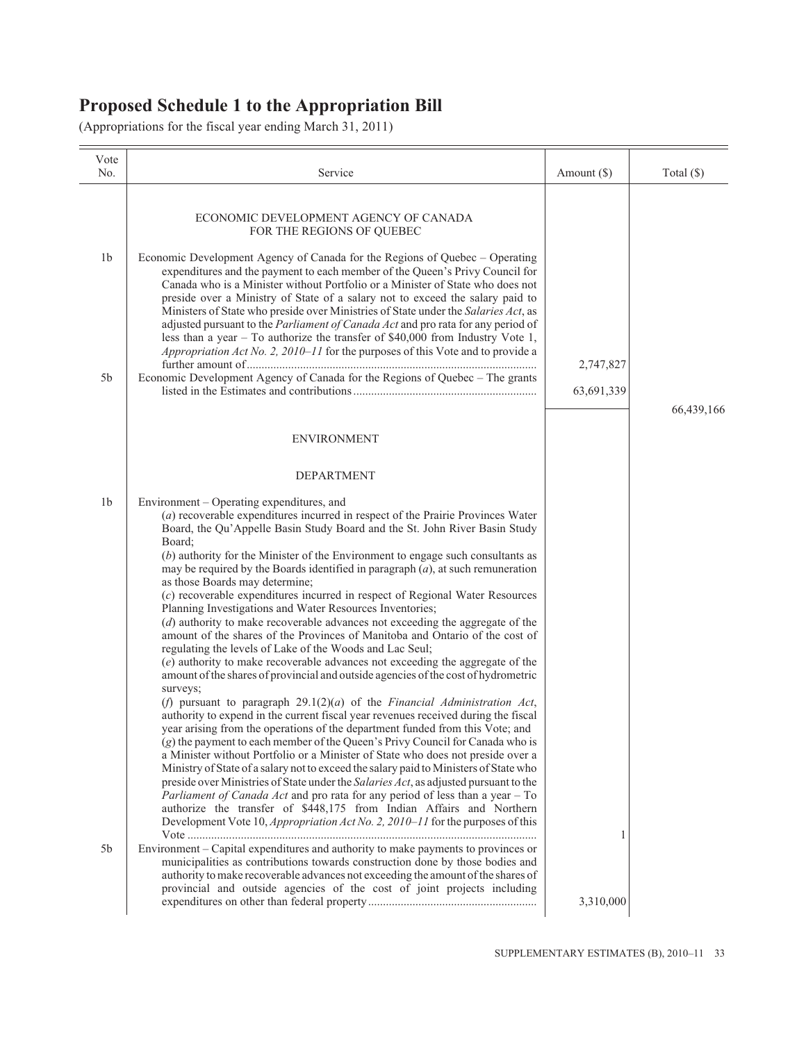# Proposed Schedule 1 to the Appropriation Bill

(Appropriations for the fiscal year ending March 31, 2011)

| Vote No. | Service | Amount ($) | Total ($) |
|---|---|---|---|
| | ECONOMIC DEVELOPMENT AGENCY OF CANADA FOR THE REGIONS OF QUEBEC | | |
| 1b | Economic Development Agency of Canada for the Regions of Quebec – Operating expenditures and the payment to each member of the Queen's Privy Council for Canada who is a Minister without Portfolio or a Minister of State who does not preside over a Ministry of State of a salary not to exceed the salary paid to Ministers of State who preside over Ministries of State under the *Salaries Act*, as adjusted pursuant to the *Parliament of Canada Act* and pro rata for any period of less than a year – To authorize the transfer of $40,000 from Industry Vote 1, *Appropriation Act No. 2, 2010–11* for the purposes of this Vote and to provide a further amount of | 2,747,827 | |
| 5b | Economic Development Agency of Canada for the Regions of Quebec – The grants listed in the Estimates and contributions | 63,691,339 | |
| | | | 66,439,166 |
| | ENVIRONMENT | | |
| | DEPARTMENT | | |
| 1b | Environment – Operating expenditures, and<br>(*a*) recoverable expenditures incurred in respect of the Prairie Provinces Water Board, the Qu'Appelle Basin Study Board and the St. John River Basin Study Board;<br>(*b*) authority for the Minister of the Environment to engage such consultants as may be required by the Boards identified in paragraph (*a*), at such remuneration as those Boards may determine;<br>(*c*) recoverable expenditures incurred in respect of Regional Water Resources Planning Investigations and Water Resources Inventories;<br>(*d*) authority to make recoverable advances not exceeding the aggregate of the amount of the shares of the Provinces of Manitoba and Ontario of the cost of regulating the levels of Lake of the Woods and Lac Seul;<br>(*e*) authority to make recoverable advances not exceeding the aggregate of the amount of the shares of provincial and outside agencies of the cost of hydrometric surveys;<br>(*f*) pursuant to paragraph 29.1(2)(*a*) of the *Financial Administration Act*, authority to expend in the current fiscal year revenues received during the fiscal year arising from the operations of the department funded from this Vote; and<br>(*g*) the payment to each member of the Queen's Privy Council for Canada who is a Minister without Portfolio or a Minister of State who does not preside over a Ministry of State of a salary not to exceed the salary paid to Ministers of State who preside over Ministries of State under the *Salaries Act*, as adjusted pursuant to the *Parliament of Canada Act* and pro rata for any period of less than a year – To authorize the transfer of $448,175 from Indian Affairs and Northern Development Vote 10, *Appropriation Act No. 2, 2010–11* for the purposes of this Vote | 1 | |
| 5b | Environment – Capital expenditures and authority to make payments to provinces or municipalities as contributions towards construction done by those bodies and authority to make recoverable advances not exceeding the amount of the shares of provincial and outside agencies of the cost of joint projects including expenditures on other than federal property | 3,310,000 | |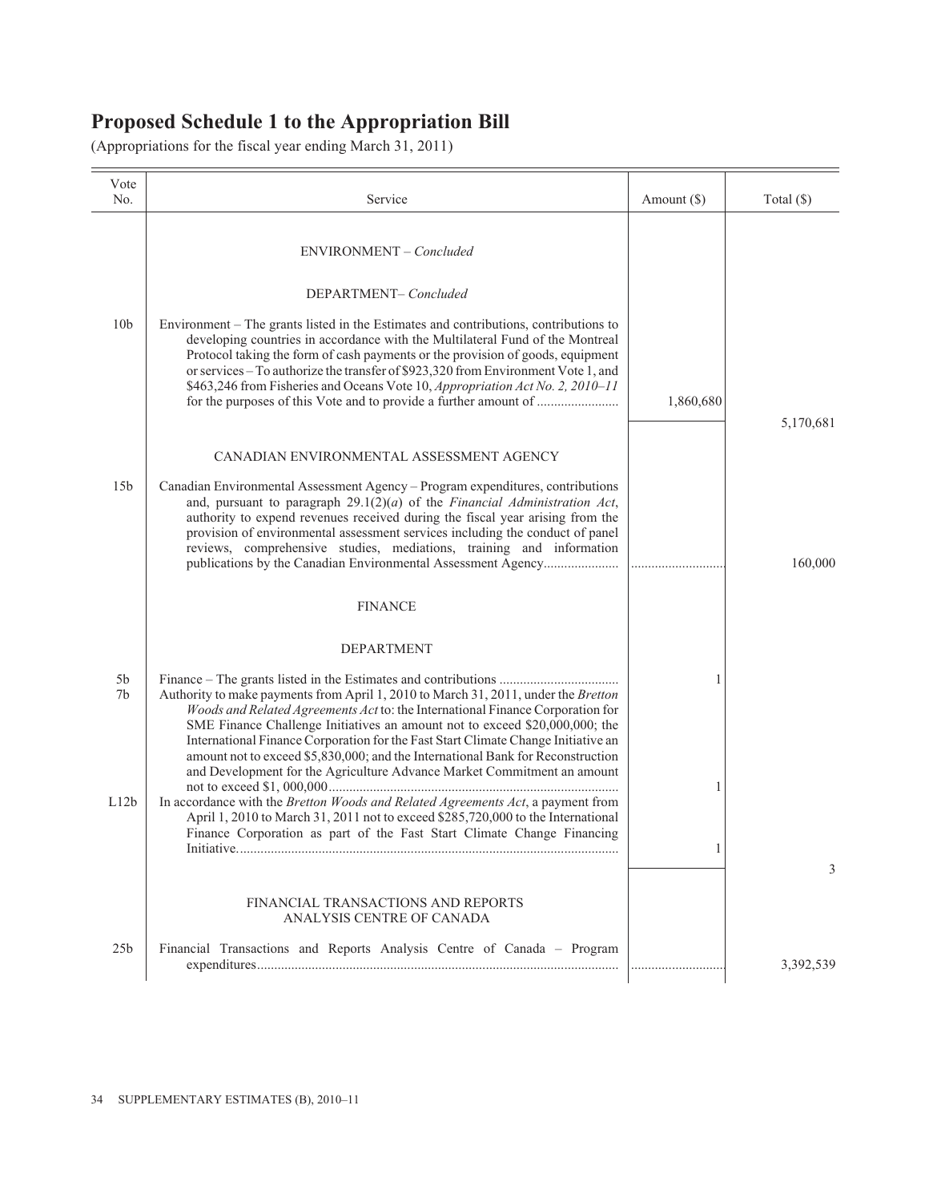# Proposed Schedule 1 to the Appropriation Bill

(Appropriations for the fiscal year ending March 31, 2011)

| Vote No. | Service | Amount ($) | Total ($) |
|---|---|---|---|
| | ENVIRONMENT – *Concluded* | | |
| | DEPARTMENT– *Concluded* | | |
| 10b | Environment – The grants listed in the Estimates and contributions, contributions to developing countries in accordance with the Multilateral Fund of the Montreal Protocol taking the form of cash payments or the provision of goods, equipment or services – To authorize the transfer of $923,320 from Environment Vote 1, and $463,246 from Fisheries and Oceans Vote 10, *Appropriation Act No. 2, 2010–11* for the purposes of this Vote and to provide a further amount of | 1,860,680 | |
| | | | 5,170,681 |
| | CANADIAN ENVIRONMENTAL ASSESSMENT AGENCY | | |
| 15b | Canadian Environmental Assessment Agency – Program expenditures, contributions and, pursuant to paragraph 29.1(2)(*a*) of the *Financial Administration Act*, authority to expend revenues received during the fiscal year arising from the provision of environmental assessment services including the conduct of panel reviews, comprehensive studies, mediations, training and information publications by the Canadian Environmental Assessment Agency | | 160,000 |
| | FINANCE | | |
| | DEPARTMENT | | |
| 5b | Finance – The grants listed in the Estimates and contributions | 1 | |
| 7b | Authority to make payments from April 1, 2010 to March 31, 2011, under the *Bretton Woods and Related Agreements Act* to: the International Finance Corporation for SME Finance Challenge Initiatives an amount not to exceed $20,000,000; the International Finance Corporation for the Fast Start Climate Change Initiative an amount not to exceed $5,830,000; and the International Bank for Reconstruction and Development for the Agriculture Advance Market Commitment an amount not to exceed $1, 000,000 | 1 | |
| L12b | In accordance with the *Bretton Woods and Related Agreements Act*, a payment from April 1, 2010 to March 31, 2011 not to exceed $285,720,000 to the International Finance Corporation as part of the Fast Start Climate Change Financing Initiative | 1 | |
| | | | 3 |
| | FINANCIAL TRANSACTIONS AND REPORTS ANALYSIS CENTRE OF CANADA | | |
| 25b | Financial Transactions and Reports Analysis Centre of Canada – Program expenditures | | 3,392,539 |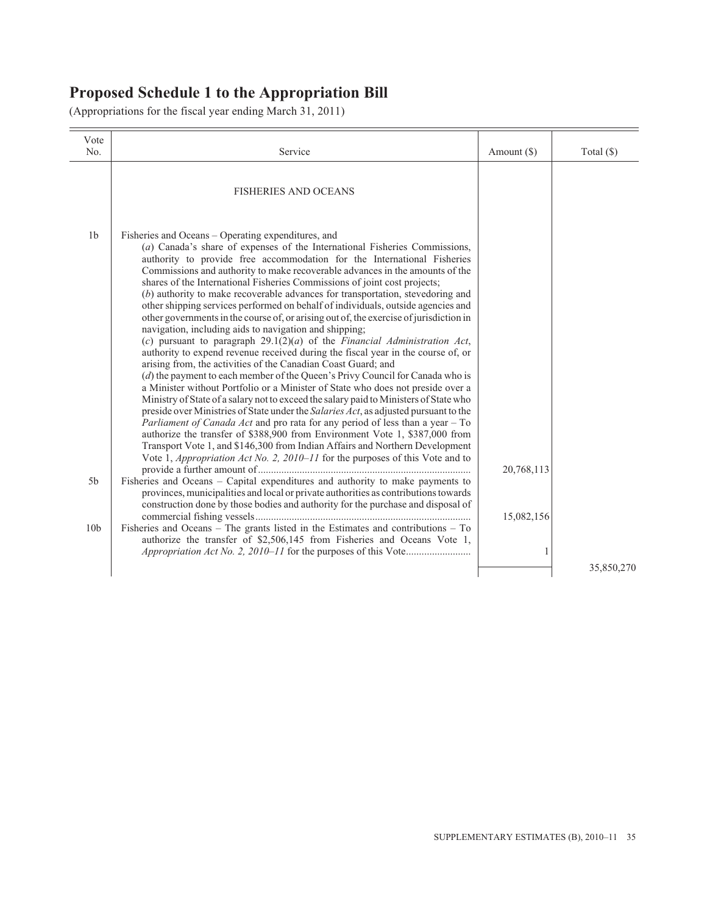# Proposed Schedule 1 to the Appropriation Bill

(Appropriations for the fiscal year ending March 31, 2011)

| Vote No. | Service | Amount ($) | Total ($) |
|---|---|---|---|
| | FISHERIES AND OCEANS | | |
| 1b | Fisheries and Oceans – Operating expenditures, and (*a*) Canada's share of expenses of the International Fisheries Commissions, authority to provide free accommodation for the International Fisheries Commissions and authority to make recoverable advances in the amounts of the shares of the International Fisheries Commissions of joint cost projects; (*b*) authority to make recoverable advances for transportation, stevedoring and other shipping services performed on behalf of individuals, outside agencies and other governments in the course of, or arising out of, the exercise of jurisdiction in navigation, including aids to navigation and shipping; (*c*) pursuant to paragraph 29.1(2)(*a*) of the *Financial Administration Act*, authority to expend revenue received during the fiscal year in the course of, or arising from, the activities of the Canadian Coast Guard; and (*d*) the payment to each member of the Queen's Privy Council for Canada who is a Minister without Portfolio or a Minister of State who does not preside over a Ministry of State of a salary not to exceed the salary paid to Ministers of State who preside over Ministries of State under the *Salaries Act*, as adjusted pursuant to the *Parliament of Canada Act* and pro rata for any period of less than a year – To authorize the transfer of $388,900 from Environment Vote 1, $387,000 from Transport Vote 1, and $146,300 from Indian Affairs and Northern Development Vote 1, *Appropriation Act No. 2, 2010–11* for the purposes of this Vote and to provide a further amount of | 20,768,113 | |
| 5b | Fisheries and Oceans – Capital expenditures and authority to make payments to provinces, municipalities and local or private authorities as contributions towards construction done by those bodies and authority for the purchase and disposal of commercial fishing vessels | 15,082,156 | |
| 10b | Fisheries and Oceans – The grants listed in the Estimates and contributions – To authorize the transfer of $2,506,145 from Fisheries and Oceans Vote 1, *Appropriation Act No. 2, 2010–11* for the purposes of this Vote | 1 | |
| | | | 35,850,270 |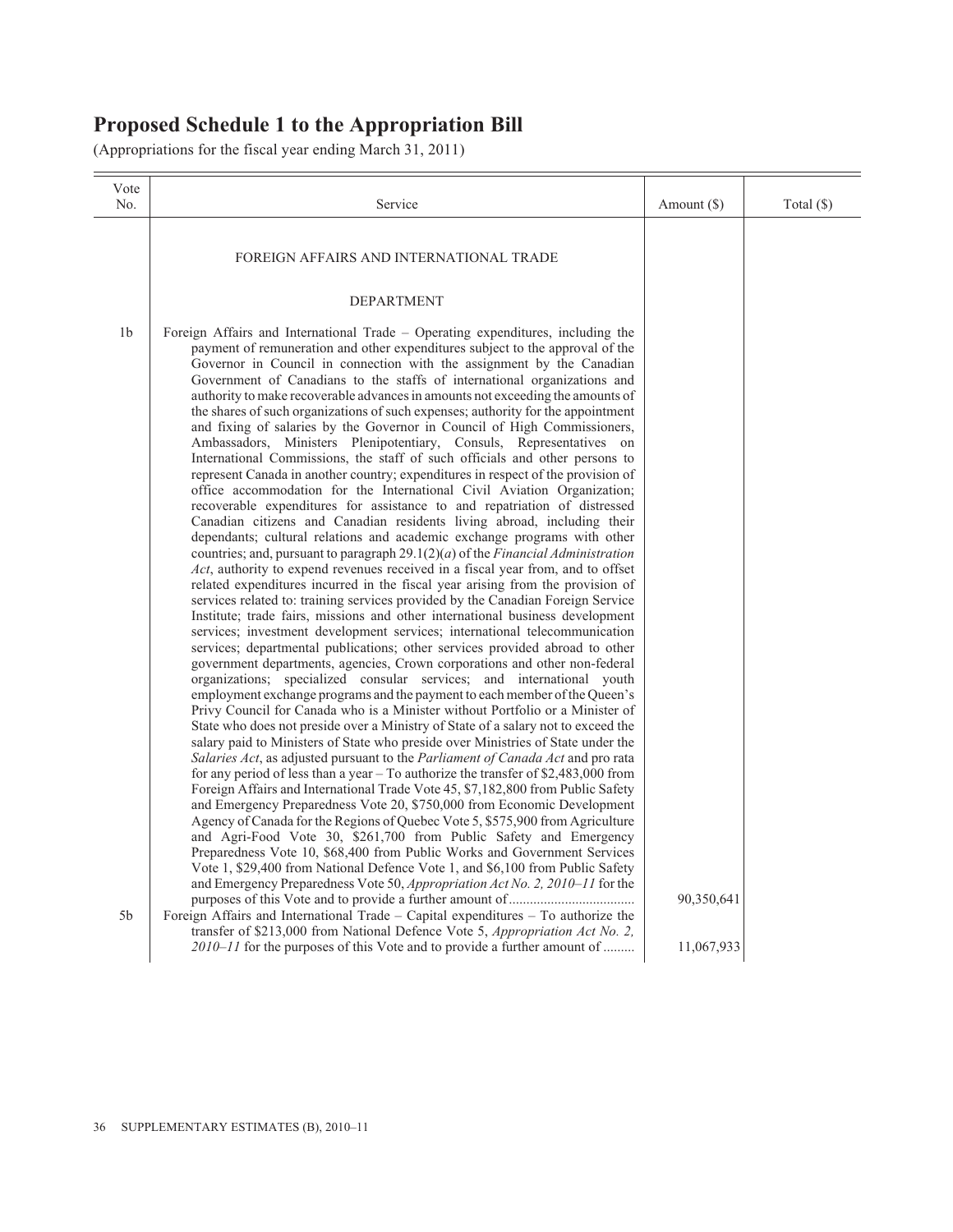# Proposed Schedule 1 to the Appropriation Bill

(Appropriations for the fiscal year ending March 31, 2011)

| Vote No. | Service | Amount ($) | Total ($) |
|---|---|---|---|
| | FOREIGN AFFAIRS AND INTERNATIONAL TRADE | | |
| | DEPARTMENT | | |
| 1b | Foreign Affairs and International Trade – Operating expenditures, including the payment of remuneration and other expenditures subject to the approval of the Governor in Council in connection with the assignment by the Canadian Government of Canadians to the staffs of international organizations and authority to make recoverable advances in amounts not exceeding the amounts of the shares of such organizations of such expenses; authority for the appointment and fixing of salaries by the Governor in Council of High Commissioners, Ambassadors, Ministers Plenipotentiary, Consuls, Representatives on International Commissions, the staff of such officials and other persons to represent Canada in another country; expenditures in respect of the provision of office accommodation for the International Civil Aviation Organization; recoverable expenditures for assistance to and repatriation of distressed Canadian citizens and Canadian residents living abroad, including their dependants; cultural relations and academic exchange programs with other countries; and, pursuant to paragraph 29.1(2)(*a*) of the *Financial Administration Act*, authority to expend revenues received in a fiscal year from, and to offset related expenditures incurred in the fiscal year arising from the provision of services related to: training services provided by the Canadian Foreign Service Institute; trade fairs, missions and other international business development services; investment development services; international telecommunication services; departmental publications; other services provided abroad to other government departments, agencies, Crown corporations and other non-federal organizations; specialized consular services; and international youth employment exchange programs and the payment to each member of the Queen's Privy Council for Canada who is a Minister without Portfolio or a Minister of State who does not preside over a Ministry of State of a salary not to exceed the salary paid to Ministers of State who preside over Ministries of State under the *Salaries Act*, as adjusted pursuant to the *Parliament of Canada Act* and pro rata for any period of less than a year – To authorize the transfer of $2,483,000 from Foreign Affairs and International Trade Vote 45, $7,182,800 from Public Safety and Emergency Preparedness Vote 20, $750,000 from Economic Development Agency of Canada for the Regions of Quebec Vote 5, $575,900 from Agriculture and Agri-Food Vote 30, $261,700 from Public Safety and Emergency Preparedness Vote 10, $68,400 from Public Works and Government Services Vote 1, $29,400 from National Defence Vote 1, and $6,100 from Public Safety and Emergency Preparedness Vote 50, *Appropriation Act No. 2, 2010–11* for the purposes of this Vote and to provide a further amount of .................................... | 90,350,641 | |
| 5b | Foreign Affairs and International Trade – Capital expenditures – To authorize the transfer of $213,000 from National Defence Vote 5, *Appropriation Act No. 2, 2010–11* for the purposes of this Vote and to provide a further amount of ......... | 11,067,933 | |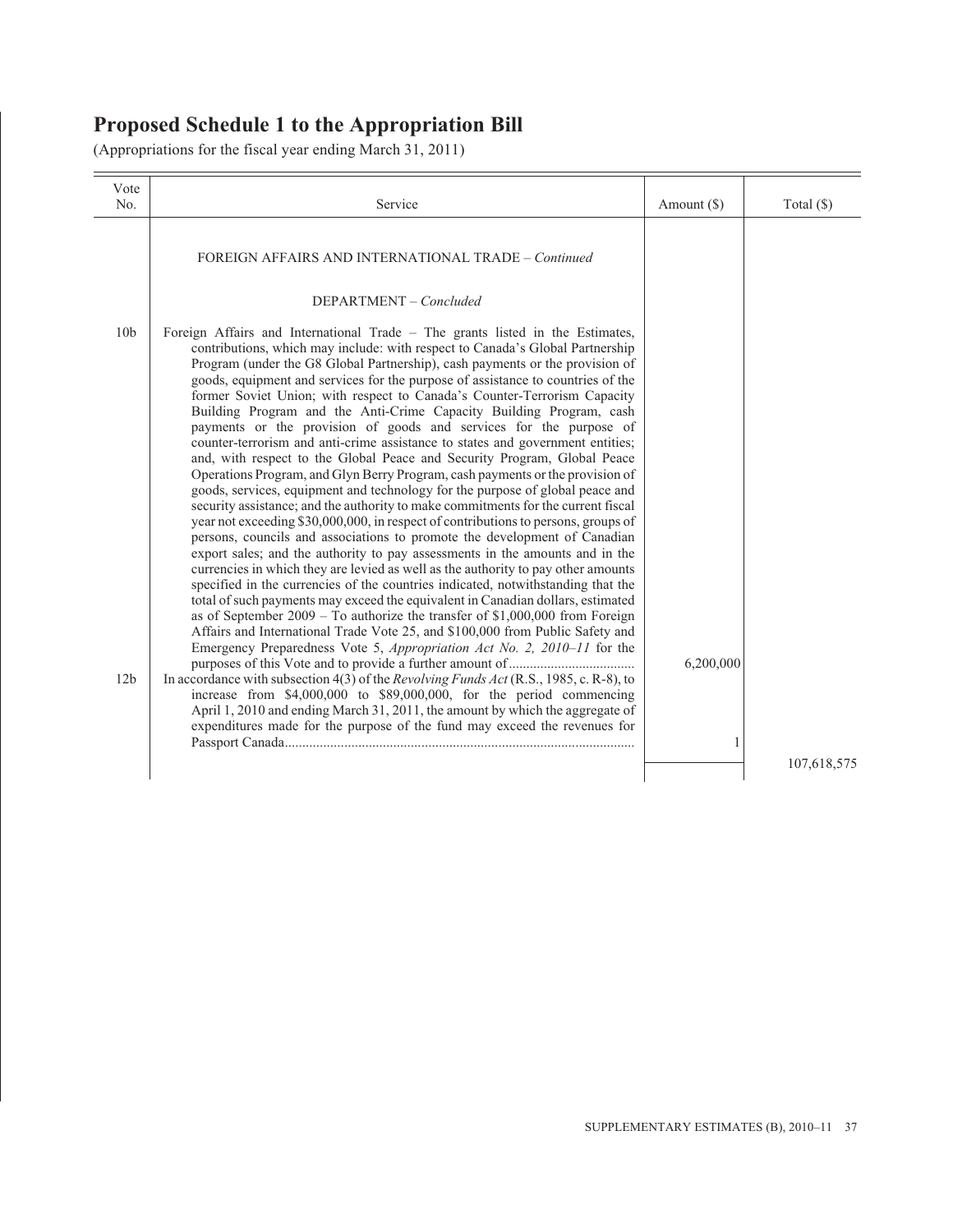# Proposed Schedule 1 to the Appropriation Bill

(Appropriations for the fiscal year ending March 31, 2011)

| Vote No. | Service | Amount ($) | Total ($) |
|---|---|---|---|
| | FOREIGN AFFAIRS AND INTERNATIONAL TRADE – *Continued* | | |
| | DEPARTMENT – *Concluded* | | |
| 10b | Foreign Affairs and International Trade – The grants listed in the Estimates, contributions, which may include: with respect to Canada's Global Partnership Program (under the G8 Global Partnership), cash payments or the provision of goods, equipment and services for the purpose of assistance to countries of the former Soviet Union; with respect to Canada's Counter-Terrorism Capacity Building Program and the Anti-Crime Capacity Building Program, cash payments or the provision of goods and services for the purpose of counter-terrorism and anti-crime assistance to states and government entities; and, with respect to the Global Peace and Security Program, Global Peace Operations Program, and Glyn Berry Program, cash payments or the provision of goods, services, equipment and technology for the purpose of global peace and security assistance; and the authority to make commitments for the current fiscal year not exceeding $30,000,000, in respect of contributions to persons, groups of persons, councils and associations to promote the development of Canadian export sales; and the authority to pay assessments in the amounts and in the currencies in which they are levied as well as the authority to pay other amounts specified in the currencies of the countries indicated, notwithstanding that the total of such payments may exceed the equivalent in Canadian dollars, estimated as of September 2009 – To authorize the transfer of $1,000,000 from Foreign Affairs and International Trade Vote 25, and $100,000 from Public Safety and Emergency Preparedness Vote 5, *Appropriation Act No. 2, 2010–11* for the purposes of this Vote and to provide a further amount of | 6,200,000 | |
| 12b | In accordance with subsection 4(3) of the *Revolving Funds Act* (R.S., 1985, c. R-8), to increase from $4,000,000 to $89,000,000, for the period commencing April 1, 2010 and ending March 31, 2011, the amount by which the aggregate of expenditures made for the purpose of the fund may exceed the revenues for Passport Canada | 1 | |
| | | | 107,618,575 |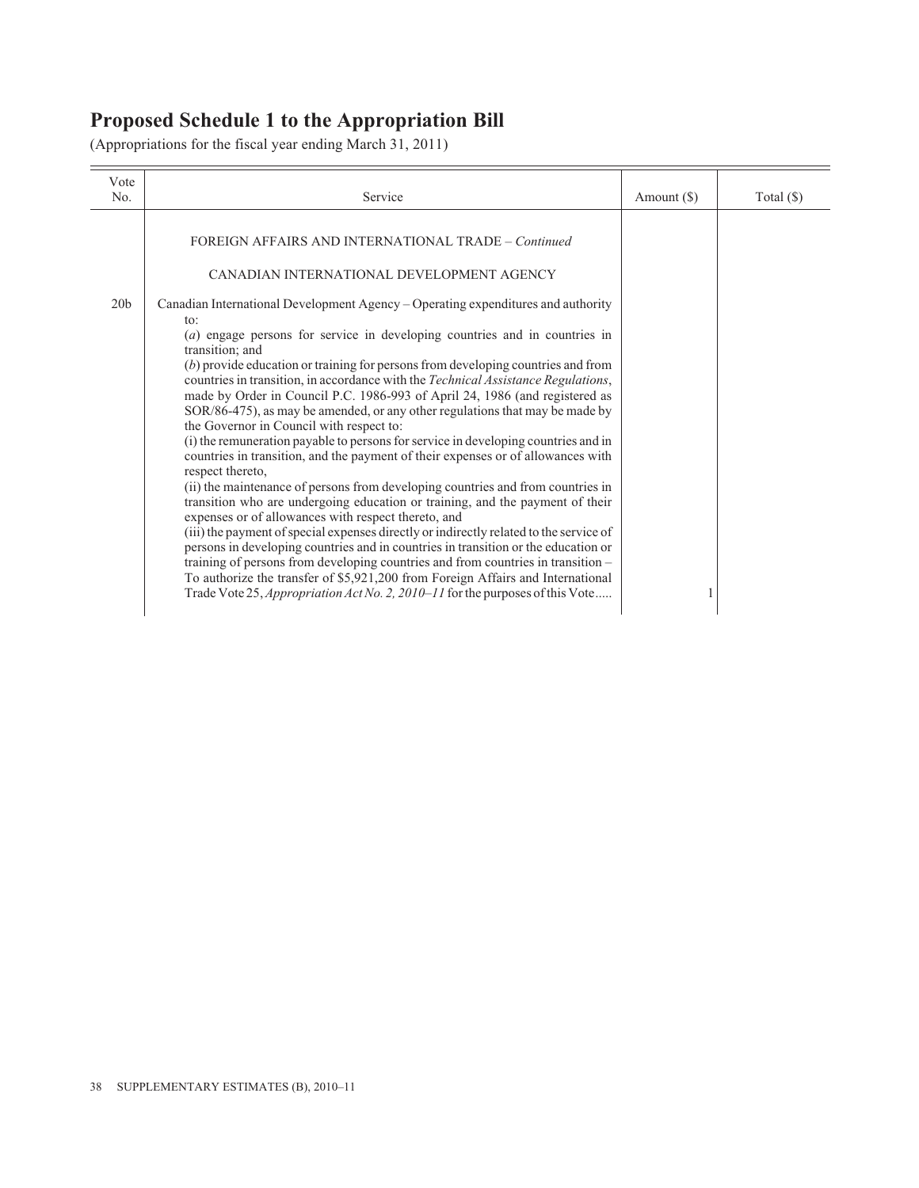# Proposed Schedule 1 to the Appropriation Bill

(Appropriations for the fiscal year ending March 31, 2011)

| Vote No. | Service | Amount ($) | Total ($) |
| --- | --- | --- | --- |
| | FOREIGN AFFAIRS AND INTERNATIONAL TRADE – *Continued* | | |
| | CANADIAN INTERNATIONAL DEVELOPMENT AGENCY | | |
| 20b | Canadian International Development Agency – Operating expenditures and authority to: (*a*) engage persons for service in developing countries and in countries in transition; and (*b*) provide education or training for persons from developing countries and from countries in transition, in accordance with the *Technical Assistance Regulations*, made by Order in Council P.C. 1986-993 of April 24, 1986 (and registered as SOR/86-475), as may be amended, or any other regulations that may be made by the Governor in Council with respect to: (i) the remuneration payable to persons for service in developing countries and in countries in transition, and the payment of their expenses or of allowances with respect thereto, (ii) the maintenance of persons from developing countries and from countries in transition who are undergoing education or training, and the payment of their expenses or of allowances with respect thereto, and (iii) the payment of special expenses directly or indirectly related to the service of persons in developing countries and in countries in transition or the education or training of persons from developing countries and from countries in transition – To authorize the transfer of $5,921,200 from Foreign Affairs and International Trade Vote 25, *Appropriation Act No. 2, 2010–11* for the purposes of this Vote..... | 1 | |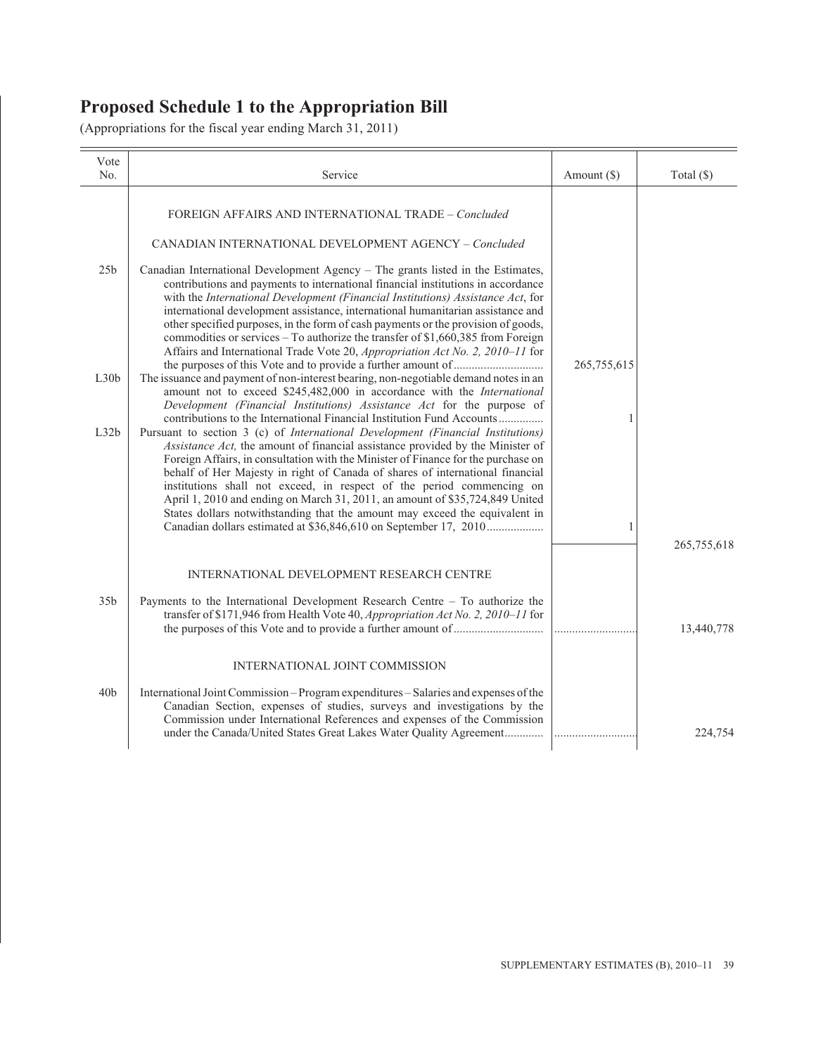# Proposed Schedule 1 to the Appropriation Bill

(Appropriations for the fiscal year ending March 31, 2011)

| Vote No. | Service | Amount ($) | Total ($) |
|---|---|---|---|
| | FOREIGN AFFAIRS AND INTERNATIONAL TRADE – *Concluded* | | |
| | CANADIAN INTERNATIONAL DEVELOPMENT AGENCY – *Concluded* | | |
| 25b | Canadian International Development Agency – The grants listed in the Estimates, contributions and payments to international financial institutions in accordance with the *International Development (Financial Institutions) Assistance Act*, for international development assistance, international humanitarian assistance and other specified purposes, in the form of cash payments or the provision of goods, commodities or services – To authorize the transfer of $1,660,385 from Foreign Affairs and International Trade Vote 20, *Appropriation Act No. 2, 2010–11* for the purposes of this Vote and to provide a further amount of | 265,755,615 | |
| L30b | The issuance and payment of non-interest bearing, non-negotiable demand notes in an amount not to exceed $245,482,000 in accordance with the *International Development (Financial Institutions) Assistance Act* for the purpose of contributions to the International Financial Institution Fund Accounts | 1 | |
| L32b | Pursuant to section 3 (c) of *International Development (Financial Institutions) Assistance Act,* the amount of financial assistance provided by the Minister of Foreign Affairs, in consultation with the Minister of Finance for the purchase on behalf of Her Majesty in right of Canada of shares of international financial institutions shall not exceed, in respect of the period commencing on April 1, 2010 and ending on March 31, 2011, an amount of $35,724,849 United States dollars notwithstanding that the amount may exceed the equivalent in Canadian dollars estimated at $36,846,610 on September 17, 2010 | 1 | |
| | | | 265,755,618 |
| | INTERNATIONAL DEVELOPMENT RESEARCH CENTRE | | |
| 35b | Payments to the International Development Research Centre – To authorize the transfer of $171,946 from Health Vote 40, *Appropriation Act No. 2, 2010–11* for the purposes of this Vote and to provide a further amount of | | 13,440,778 |
| | INTERNATIONAL JOINT COMMISSION | | |
| 40b | International Joint Commission – Program expenditures – Salaries and expenses of the Canadian Section, expenses of studies, surveys and investigations by the Commission under International References and expenses of the Commission under the Canada/United States Great Lakes Water Quality Agreement | | 224,754 |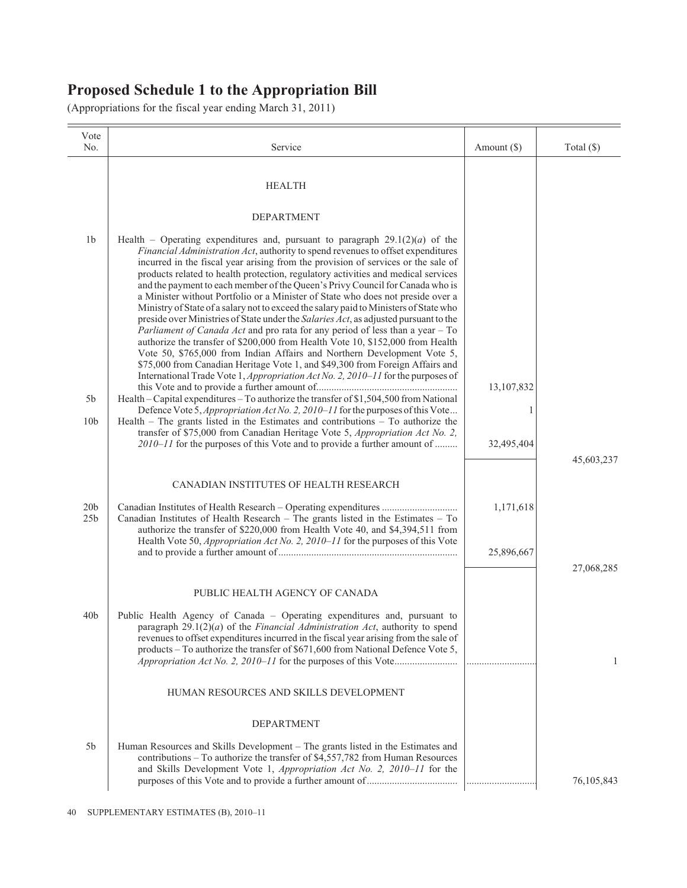# Proposed Schedule 1 to the Appropriation Bill

(Appropriations for the fiscal year ending March 31, 2011)

| Vote No. | Service | Amount ($) | Total ($) |
|---|---|---|---|
| | HEALTH | | |
| | DEPARTMENT | | |
| 1b | Health – Operating expenditures and, pursuant to paragraph 29.1(2)(*a*) of the *Financial Administration Act*, authority to spend revenues to offset expenditures incurred in the fiscal year arising from the provision of services or the sale of products related to health protection, regulatory activities and medical services and the payment to each member of the Queen's Privy Council for Canada who is a Minister without Portfolio or a Minister of State who does not preside over a Ministry of State of a salary not to exceed the salary paid to Ministers of State who preside over Ministries of State under the *Salaries Act*, as adjusted pursuant to the *Parliament of Canada Act* and pro rata for any period of less than a year – To authorize the transfer of $200,000 from Health Vote 10, $152,000 from Health Vote 50, $765,000 from Indian Affairs and Northern Development Vote 5, $75,000 from Canadian Heritage Vote 1, and $49,300 from Foreign Affairs and International Trade Vote 1, *Appropriation Act No. 2, 2010–11* for the purposes of this Vote and to provide a further amount of | 13,107,832 | |
| 5b | Health – Capital expenditures – To authorize the transfer of $1,504,500 from National Defence Vote 5, *Appropriation Act No. 2, 2010–11* for the purposes of this Vote | 1 | |
| 10b | Health – The grants listed in the Estimates and contributions – To authorize the transfer of $75,000 from Canadian Heritage Vote 5, *Appropriation Act No. 2, 2010–11* for the purposes of this Vote and to provide a further amount of | 32,495,404 | |
| | | | 45,603,237 |
| | CANADIAN INSTITUTES OF HEALTH RESEARCH | | |
| 20b | Canadian Institutes of Health Research – Operating expenditures | 1,171,618 | |
| 25b | Canadian Institutes of Health Research – The grants listed in the Estimates – To authorize the transfer of $220,000 from Health Vote 40, and $4,394,511 from Health Vote 50, *Appropriation Act No. 2, 2010–11* for the purposes of this Vote and to provide a further amount of | 25,896,667 | |
| | | | 27,068,285 |
| | PUBLIC HEALTH AGENCY OF CANADA | | |
| 40b | Public Health Agency of Canada – Operating expenditures and, pursuant to paragraph 29.1(2)(*a*) of the *Financial Administration Act*, authority to spend revenues to offset expenditures incurred in the fiscal year arising from the sale of products – To authorize the transfer of $671,600 from National Defence Vote 5, *Appropriation Act No. 2, 2010–11* for the purposes of this Vote | | 1 |
| | HUMAN RESOURCES AND SKILLS DEVELOPMENT | | |
| | DEPARTMENT | | |
| 5b | Human Resources and Skills Development – The grants listed in the Estimates and contributions – To authorize the transfer of $4,557,782 from Human Resources and Skills Development Vote 1, *Appropriation Act No. 2, 2010–11* for the purposes of this Vote and to provide a further amount of | | 76,105,843 |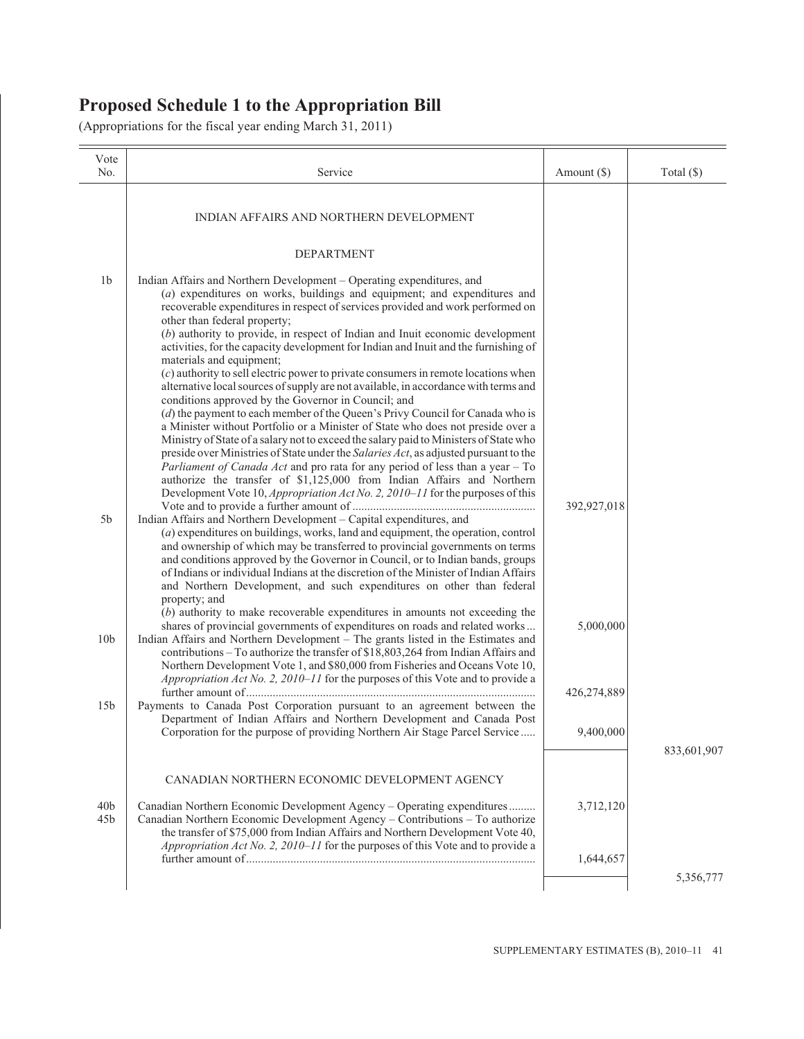# Proposed Schedule 1 to the Appropriation Bill

(Appropriations for the fiscal year ending March 31, 2011)

| Vote No. | Service | Amount ($) | Total ($) |
|---|---|---|---|
| | INDIAN AFFAIRS AND NORTHERN DEVELOPMENT | | |
| | DEPARTMENT | | |
| 1b | Indian Affairs and Northern Development – Operating expenditures, and (*a*) expenditures on works, buildings and equipment; and expenditures and recoverable expenditures in respect of services provided and work performed on other than federal property; (*b*) authority to provide, in respect of Indian and Inuit economic development activities, for the capacity development for Indian and Inuit and the furnishing of materials and equipment; (*c*) authority to sell electric power to private consumers in remote locations when alternative local sources of supply are not available, in accordance with terms and conditions approved by the Governor in Council; and (*d*) the payment to each member of the Queen's Privy Council for Canada who is a Minister without Portfolio or a Minister of State who does not preside over a Ministry of State of a salary not to exceed the salary paid to Ministers of State who preside over Ministries of State under the *Salaries Act*, as adjusted pursuant to the *Parliament of Canada Act* and pro rata for any period of less than a year – To authorize the transfer of $1,125,000 from Indian Affairs and Northern Development Vote 10, *Appropriation Act No. 2, 2010–11* for the purposes of this Vote and to provide a further amount of | 392,927,018 | |
| 5b | Indian Affairs and Northern Development – Capital expenditures, and (*a*) expenditures on buildings, works, land and equipment, the operation, control and ownership of which may be transferred to provincial governments on terms and conditions approved by the Governor in Council, or to Indian bands, groups of Indians or individual Indians at the discretion of the Minister of Indian Affairs and Northern Development, and such expenditures on other than federal property; and (*b*) authority to make recoverable expenditures in amounts not exceeding the shares of provincial governments of expenditures on roads and related works | 5,000,000 | |
| 10b | Indian Affairs and Northern Development – The grants listed in the Estimates and contributions – To authorize the transfer of $18,803,264 from Indian Affairs and Northern Development Vote 1, and $80,000 from Fisheries and Oceans Vote 10, *Appropriation Act No. 2, 2010–11* for the purposes of this Vote and to provide a further amount of | 426,274,889 | |
| 15b | Payments to Canada Post Corporation pursuant to an agreement between the Department of Indian Affairs and Northern Development and Canada Post Corporation for the purpose of providing Northern Air Stage Parcel Service | 9,400,000 | |
| | | | 833,601,907 |
| | CANADIAN NORTHERN ECONOMIC DEVELOPMENT AGENCY | | |
| 40b | Canadian Northern Economic Development Agency – Operating expenditures | 3,712,120 | |
| 45b | Canadian Northern Economic Development Agency – Contributions – To authorize the transfer of $75,000 from Indian Affairs and Northern Development Vote 40, *Appropriation Act No. 2, 2010–11* for the purposes of this Vote and to provide a further amount of | 1,644,657 | |
| | | | 5,356,777 |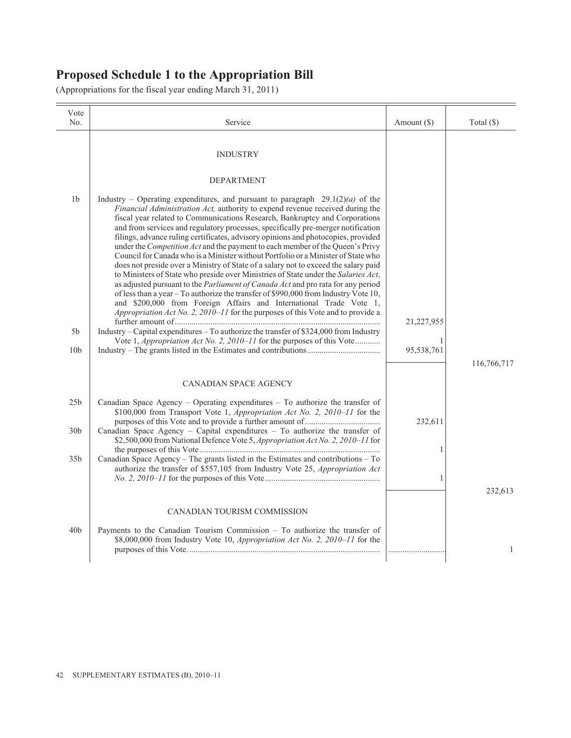# Proposed Schedule 1 to the Appropriation Bill

(Appropriations for the fiscal year ending March 31, 2011)

| Vote No. | Service | Amount ($) | Total ($) |
|---|---|---|---|
| | **INDUSTRY** | | |
| | **DEPARTMENT** | | |
| 1b | Industry – Operating expenditures, and pursuant to paragraph 29.1(2)*(a)* of the *Financial Administration Act,* authority to expend revenue received during the fiscal year related to Communications Research, Bankruptcy and Corporations and from services and regulatory processes, specifically pre-merger notification filings, advance ruling certificates, advisory opinions and photocopies, provided under the *Competition Act* and the payment to each member of the Queen's Privy Council for Canada who is a Minister without Portfolio or a Minister of State who does not preside over a Ministry of State of a salary not to exceed the salary paid to Ministers of State who preside over Ministries of State under the *Salaries Act*, as adjusted pursuant to the *Parliament of Canada Act* and pro rata for any period of less than a year – To authorize the transfer of $990,000 from Industry Vote 10, and $200,000 from Foreign Affairs and International Trade Vote 1, *Appropriation Act No. 2, 2010–11* for the purposes of this Vote and to provide a further amount of | 21,227,955 | |
| 5b | Industry – Capital expenditures – To authorize the transfer of $324,000 from Industry Vote 1, *Appropriation Act No. 2, 2010–11* for the purposes of this Vote | 1 | |
| 10b | Industry – The grants listed in the Estimates and contributions | 95,538,761 | |
| | | | 116,766,717 |
| | **CANADIAN SPACE AGENCY** | | |
| 25b | Canadian Space Agency – Operating expenditures – To authorize the transfer of $100,000 from Transport Vote 1, *Appropriation Act No. 2, 2010–11* for the purposes of this Vote and to provide a further amount of | 232,611 | |
| 30b | Canadian Space Agency – Capital expenditures – To authorize the transfer of $2,500,000 from National Defence Vote 5, *Appropriation Act No. 2, 2010–11* for the purposes of this Vote | 1 | |
| 35b | Canadian Space Agency – The grants listed in the Estimates and contributions – To authorize the transfer of $557,105 from Industry Vote 25, *Appropriation Act No. 2, 2010–11* for the purposes of this Vote | 1 | |
| | | | 232,613 |
| | **CANADIAN TOURISM COMMISSION** | | |
| 40b | Payments to the Canadian Tourism Commission – To authorize the transfer of $8,000,000 from Industry Vote 10, *Appropriation Act No. 2, 2010–11* for the purposes of this Vote. | | 1 |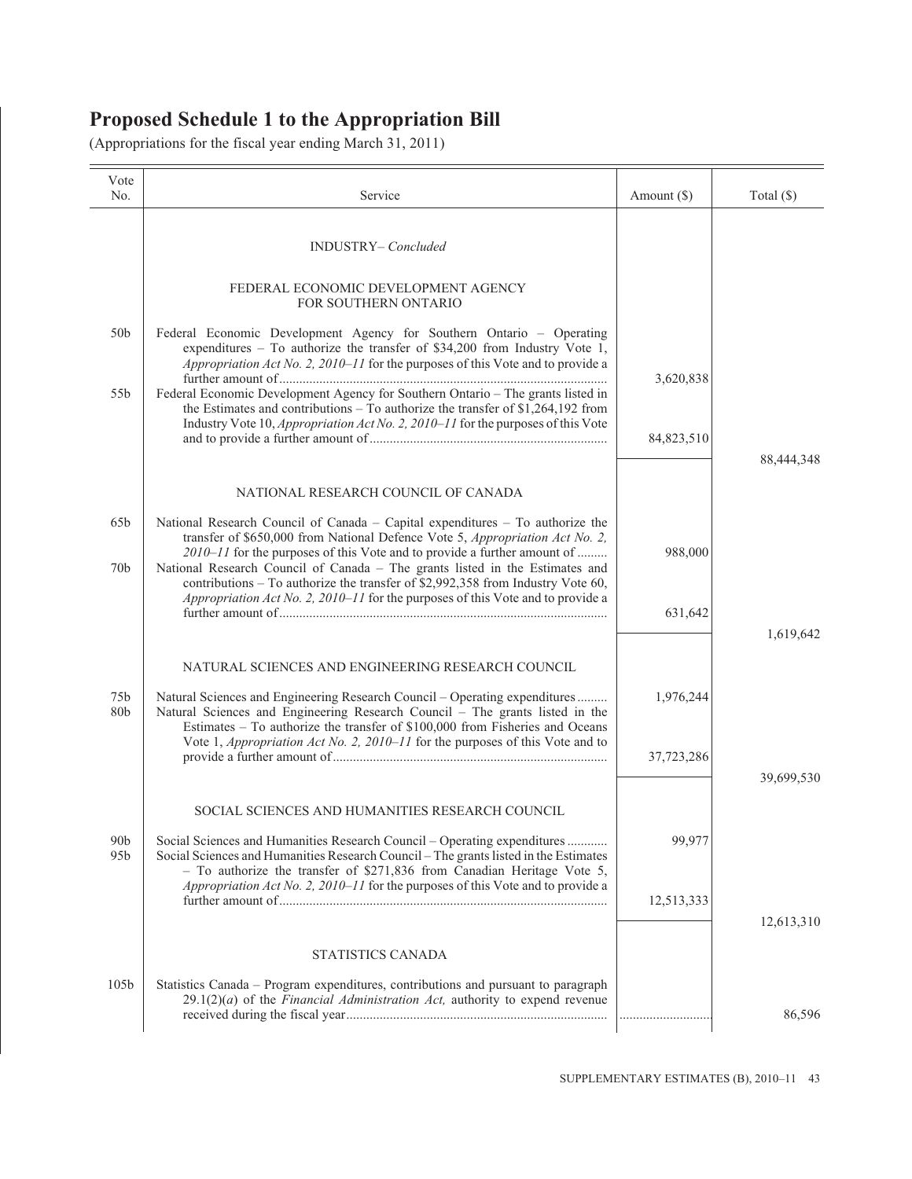# Proposed Schedule 1 to the Appropriation Bill

(Appropriations for the fiscal year ending March 31, 2011)

| Vote No. | Service | Amount ($) | Total ($) |
|---|---|---|---|
| | INDUSTRY– *Concluded* | | |
| | FEDERAL ECONOMIC DEVELOPMENT AGENCY FOR SOUTHERN ONTARIO | | |
| 50b | Federal Economic Development Agency for Southern Ontario – Operating expenditures – To authorize the transfer of $34,200 from Industry Vote 1, *Appropriation Act No. 2, 2010–11* for the purposes of this Vote and to provide a further amount of | 3,620,838 | |
| 55b | Federal Economic Development Agency for Southern Ontario – The grants listed in the Estimates and contributions – To authorize the transfer of $1,264,192 from Industry Vote 10, *Appropriation Act No. 2, 2010–11* for the purposes of this Vote and to provide a further amount of | 84,823,510 | |
| | | | 88,444,348 |
| | NATIONAL RESEARCH COUNCIL OF CANADA | | |
| 65b | National Research Council of Canada – Capital expenditures – To authorize the transfer of $650,000 from National Defence Vote 5, *Appropriation Act No. 2, 2010–11* for the purposes of this Vote and to provide a further amount of | 988,000 | |
| 70b | National Research Council of Canada – The grants listed in the Estimates and contributions – To authorize the transfer of $2,992,358 from Industry Vote 60, *Appropriation Act No. 2, 2010–11* for the purposes of this Vote and to provide a further amount of | 631,642 | |
| | | | 1,619,642 |
| | NATURAL SCIENCES AND ENGINEERING RESEARCH COUNCIL | | |
| 75b | Natural Sciences and Engineering Research Council – Operating expenditures | 1,976,244 | |
| 80b | Natural Sciences and Engineering Research Council – The grants listed in the Estimates – To authorize the transfer of $100,000 from Fisheries and Oceans Vote 1, *Appropriation Act No. 2, 2010–11* for the purposes of this Vote and to provide a further amount of | 37,723,286 | |
| | | | 39,699,530 |
| | SOCIAL SCIENCES AND HUMANITIES RESEARCH COUNCIL | | |
| 90b | Social Sciences and Humanities Research Council – Operating expenditures | 99,977 | |
| 95b | Social Sciences and Humanities Research Council – The grants listed in the Estimates – To authorize the transfer of $271,836 from Canadian Heritage Vote 5, *Appropriation Act No. 2, 2010–11* for the purposes of this Vote and to provide a further amount of | 12,513,333 | |
| | | | 12,613,310 |
| | STATISTICS CANADA | | |
| 105b | Statistics Canada – Program expenditures, contributions and pursuant to paragraph 29.1(2)(*a*) of the *Financial Administration Act,* authority to expend revenue received during the fiscal year | | 86,596 |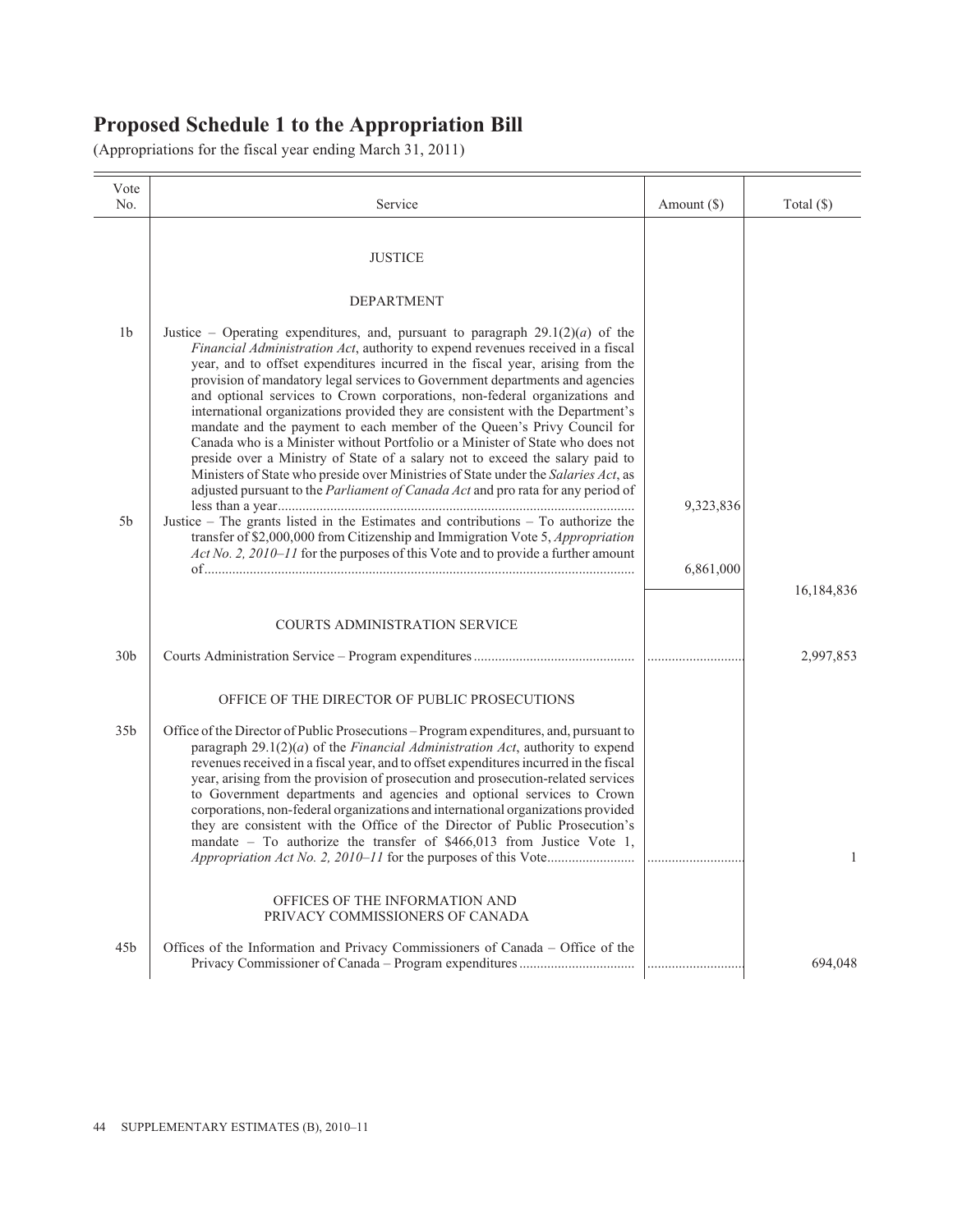# Proposed Schedule 1 to the Appropriation Bill

(Appropriations for the fiscal year ending March 31, 2011)

| Vote No. | Service | Amount ($) | Total ($) |
|---|---|---|---|
| | JUSTICE | | |
| | DEPARTMENT | | |
| 1b | Justice – Operating expenditures, and, pursuant to paragraph 29.1(2)(*a*) of the *Financial Administration Act*, authority to expend revenues received in a fiscal year, and to offset expenditures incurred in the fiscal year, arising from the provision of mandatory legal services to Government departments and agencies and optional services to Crown corporations, non-federal organizations and international organizations provided they are consistent with the Department's mandate and the payment to each member of the Queen's Privy Council for Canada who is a Minister without Portfolio or a Minister of State who does not preside over a Ministry of State of a salary not to exceed the salary paid to Ministers of State who preside over Ministries of State under the *Salaries Act*, as adjusted pursuant to the *Parliament of Canada Act* and pro rata for any period of less than a year | 9,323,836 | |
| 5b | Justice – The grants listed in the Estimates and contributions – To authorize the transfer of $2,000,000 from Citizenship and Immigration Vote 5, *Appropriation Act No. 2, 2010–11* for the purposes of this Vote and to provide a further amount of | 6,861,000 | |
| | | | 16,184,836 |
| | COURTS ADMINISTRATION SERVICE | | |
| 30b | Courts Administration Service – Program expenditures | | 2,997,853 |
| | OFFICE OF THE DIRECTOR OF PUBLIC PROSECUTIONS | | |
| 35b | Office of the Director of Public Prosecutions – Program expenditures, and, pursuant to paragraph 29.1(2)(*a*) of the *Financial Administration Act*, authority to expend revenues received in a fiscal year, and to offset expenditures incurred in the fiscal year, arising from the provision of prosecution and prosecution-related services to Government departments and agencies and optional services to Crown corporations, non-federal organizations and international organizations provided they are consistent with the Office of the Director of Public Prosecution's mandate – To authorize the transfer of $466,013 from Justice Vote 1, *Appropriation Act No. 2, 2010–11* for the purposes of this Vote | | 1 |
| | OFFICES OF THE INFORMATION AND PRIVACY COMMISSIONERS OF CANADA | | |
| 45b | Offices of the Information and Privacy Commissioners of Canada – Office of the Privacy Commissioner of Canada – Program expenditures | | 694,048 |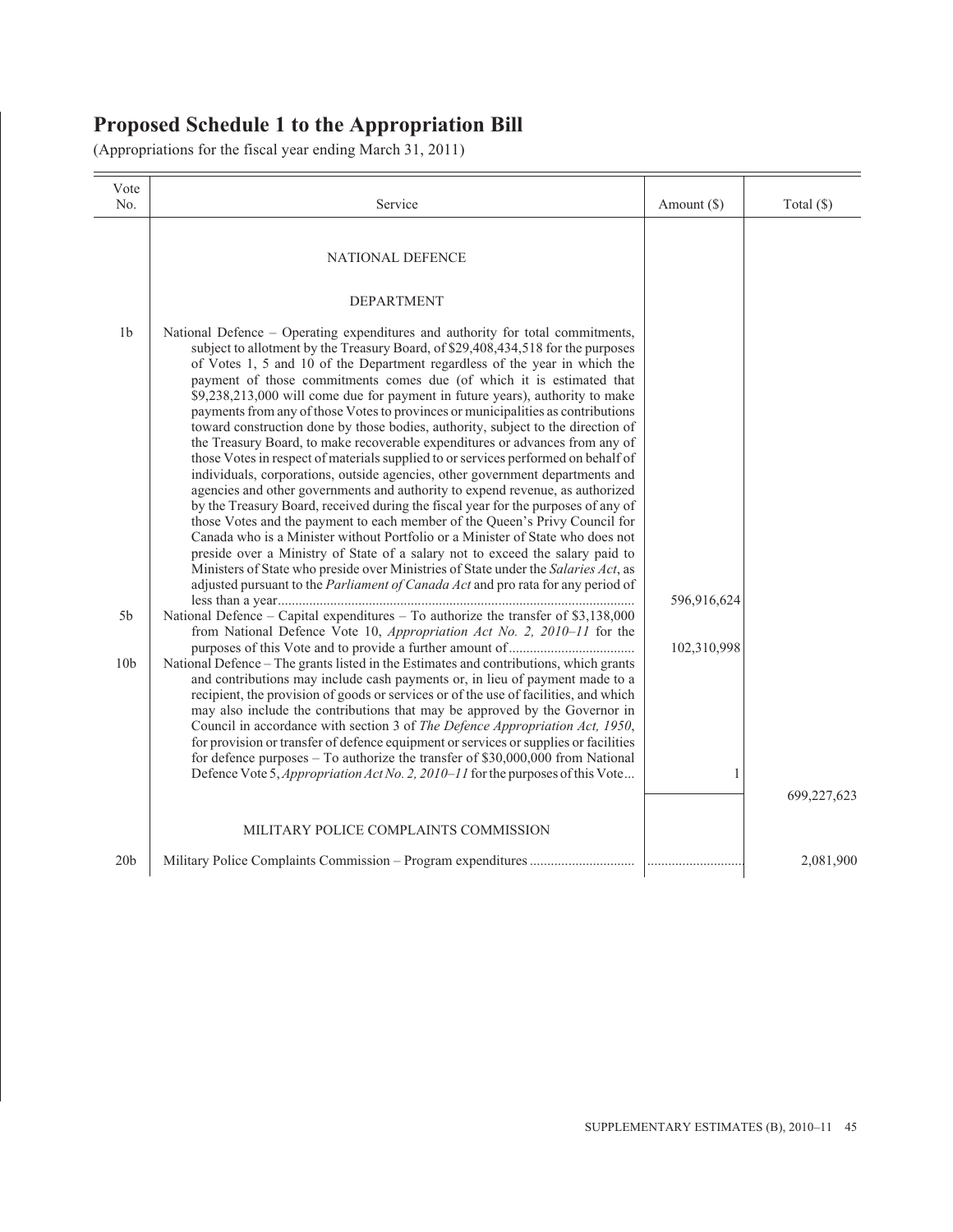# Proposed Schedule 1 to the Appropriation Bill

(Appropriations for the fiscal year ending March 31, 2011)

| Vote No. | Service | Amount ($) | Total ($) |
|---|---|---|---|
| | NATIONAL DEFENCE | | |
| | DEPARTMENT | | |
| 1b | National Defence – Operating expenditures and authority for total commitments, subject to allotment by the Treasury Board, of $29,408,434,518 for the purposes of Votes 1, 5 and 10 of the Department regardless of the year in which the payment of those commitments comes due (of which it is estimated that $9,238,213,000 will come due for payment in future years), authority to make payments from any of those Votes to provinces or municipalities as contributions toward construction done by those bodies, authority, subject to the direction of the Treasury Board, to make recoverable expenditures or advances from any of those Votes in respect of materials supplied to or services performed on behalf of individuals, corporations, outside agencies, other government departments and agencies and other governments and authority to expend revenue, as authorized by the Treasury Board, received during the fiscal year for the purposes of any of those Votes and the payment to each member of the Queen's Privy Council for Canada who is a Minister without Portfolio or a Minister of State who does not preside over a Ministry of State of a salary not to exceed the salary paid to Ministers of State who preside over Ministries of State under the *Salaries Act*, as adjusted pursuant to the *Parliament of Canada Act* and pro rata for any period of less than a year | 596,916,624 | |
| 5b | National Defence – Capital expenditures – To authorize the transfer of $3,138,000 from National Defence Vote 10, *Appropriation Act No. 2, 2010–11* for the purposes of this Vote and to provide a further amount of | 102,310,998 | |
| 10b | National Defence – The grants listed in the Estimates and contributions, which grants and contributions may include cash payments or, in lieu of payment made to a recipient, the provision of goods or services or of the use of facilities, and which may also include the contributions that may be approved by the Governor in Council in accordance with section 3 of *The Defence Appropriation Act, 1950*, for provision or transfer of defence equipment or services or supplies or facilities for defence purposes – To authorize the transfer of $30,000,000 from National Defence Vote 5, *Appropriation Act No. 2, 2010–11* for the purposes of this Vote | 1 | |
| | | | 699,227,623 |
| | MILITARY POLICE COMPLAINTS COMMISSION | | |
| 20b | Military Police Complaints Commission – Program expenditures | | 2,081,900 |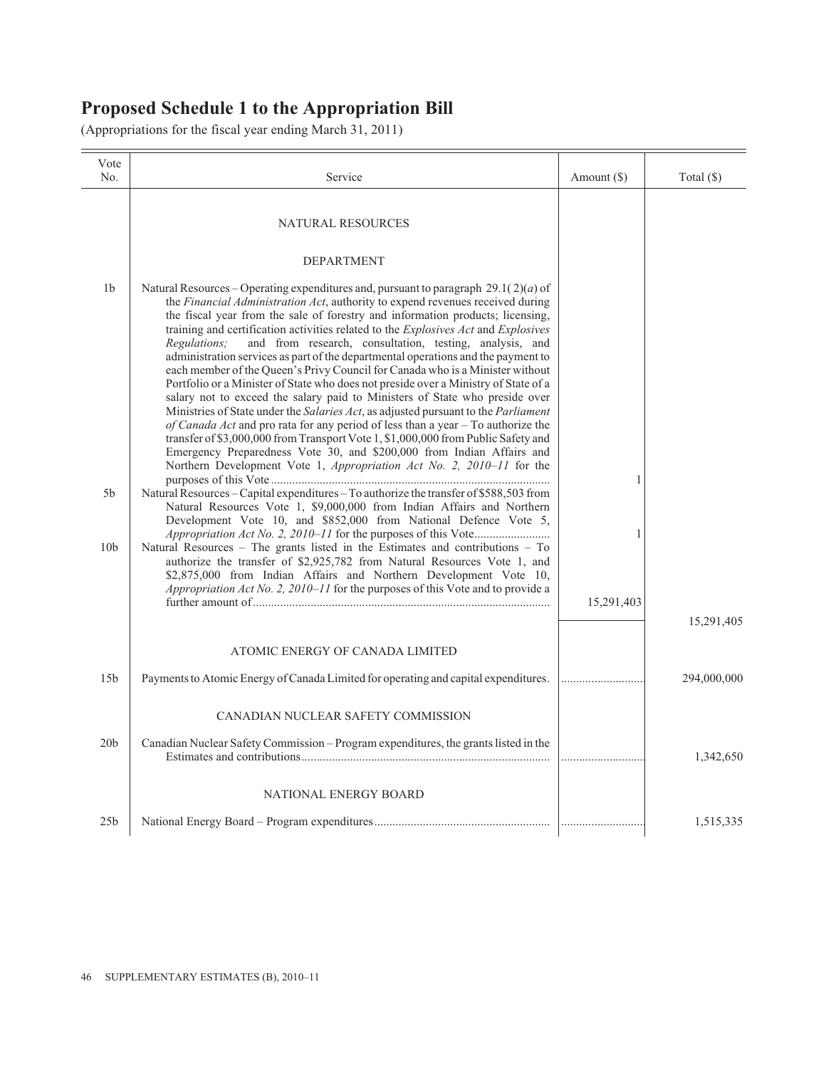# Proposed Schedule 1 to the Appropriation Bill

(Appropriations for the fiscal year ending March 31, 2011)

| Vote No. | Service | Amount ($) | Total ($) |
|---|---|---|---|
| | NATURAL RESOURCES | | |
| | DEPARTMENT | | |
| 1b | Natural Resources – Operating expenditures and, pursuant to paragraph 29.1(2)(*a*) of the *Financial Administration Act*, authority to expend revenues received during the fiscal year from the sale of forestry and information products; licensing, training and certification activities related to the *Explosives Act* and *Explosives Regulations;* and from research, consultation, testing, analysis, and administration services as part of the departmental operations and the payment to each member of the Queen's Privy Council for Canada who is a Minister without Portfolio or a Minister of State who does not preside over a Ministry of State of a salary not to exceed the salary paid to Ministers of State who preside over Ministries of State under the *Salaries Act*, as adjusted pursuant to the *Parliament of Canada Act* and pro rata for any period of less than a year – To authorize the transfer of $3,000,000 from Transport Vote 1, $1,000,000 from Public Safety and Emergency Preparedness Vote 30, and $200,000 from Indian Affairs and Northern Development Vote 1, *Appropriation Act No. 2, 2010–11* for the purposes of this Vote | 1 | |
| 5b | Natural Resources – Capital expenditures – To authorize the transfer of $588,503 from Natural Resources Vote 1, $9,000,000 from Indian Affairs and Northern Development Vote 10, and $852,000 from National Defence Vote 5, *Appropriation Act No. 2, 2010–11* for the purposes of this Vote | 1 | |
| 10b | Natural Resources – The grants listed in the Estimates and contributions – To authorize the transfer of $2,925,782 from Natural Resources Vote 1, and $2,875,000 from Indian Affairs and Northern Development Vote 10, *Appropriation Act No. 2, 2010–11* for the purposes of this Vote and to provide a further amount of | 15,291,403 | |
| | | | 15,291,405 |
| | ATOMIC ENERGY OF CANADA LIMITED | | |
| 15b | Payments to Atomic Energy of Canada Limited for operating and capital expenditures. | | 294,000,000 |
| | CANADIAN NUCLEAR SAFETY COMMISSION | | |
| 20b | Canadian Nuclear Safety Commission – Program expenditures, the grants listed in the Estimates and contributions | | 1,342,650 |
| | NATIONAL ENERGY BOARD | | |
| 25b | National Energy Board – Program expenditures | | 1,515,335 |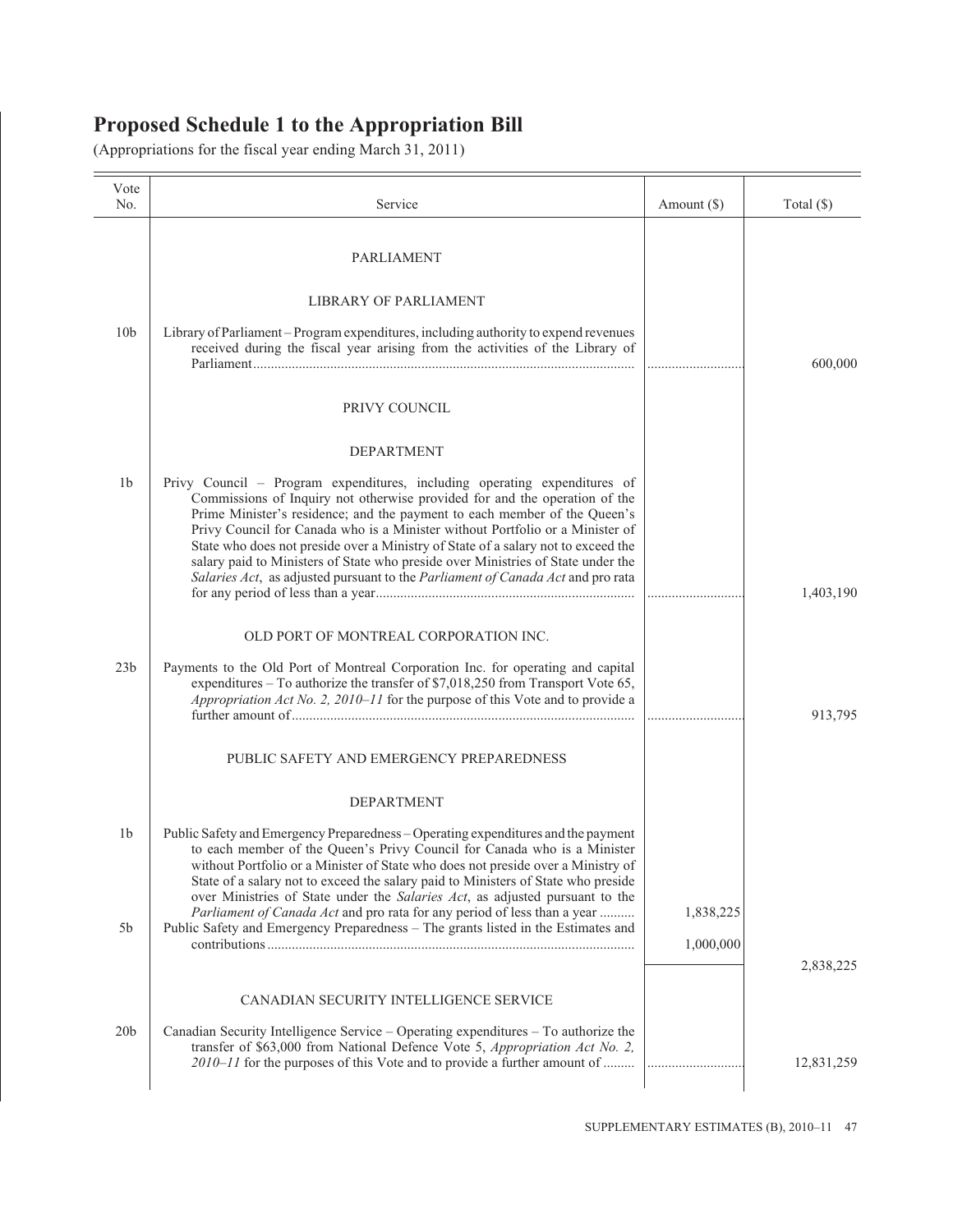# Proposed Schedule 1 to the Appropriation Bill

(Appropriations for the fiscal year ending March 31, 2011)

| Vote No. | Service | Amount ($) | Total ($) |
|---|---|---|---|
| | PARLIAMENT | | |
| | LIBRARY OF PARLIAMENT | | |
| 10b | Library of Parliament – Program expenditures, including authority to expend revenues received during the fiscal year arising from the activities of the Library of Parliament | | 600,000 |
| | PRIVY COUNCIL | | |
| | DEPARTMENT | | |
| 1b | Privy Council – Program expenditures, including operating expenditures of Commissions of Inquiry not otherwise provided for and the operation of the Prime Minister's residence; and the payment to each member of the Queen's Privy Council for Canada who is a Minister without Portfolio or a Minister of State who does not preside over a Ministry of State of a salary not to exceed the salary paid to Ministers of State who preside over Ministries of State under the *Salaries Act*, as adjusted pursuant to the *Parliament of Canada Act* and pro rata for any period of less than a year | | 1,403,190 |
| | OLD PORT OF MONTREAL CORPORATION INC. | | |
| 23b | Payments to the Old Port of Montreal Corporation Inc. for operating and capital expenditures – To authorize the transfer of $7,018,250 from Transport Vote 65, *Appropriation Act No. 2, 2010–11* for the purpose of this Vote and to provide a further amount of | | 913,795 |
| | PUBLIC SAFETY AND EMERGENCY PREPAREDNESS | | |
| | DEPARTMENT | | |
| 1b | Public Safety and Emergency Preparedness – Operating expenditures and the payment to each member of the Queen's Privy Council for Canada who is a Minister without Portfolio or a Minister of State who does not preside over a Ministry of State of a salary not to exceed the salary paid to Ministers of State who preside over Ministries of State under the *Salaries Act*, as adjusted pursuant to the *Parliament of Canada Act* and pro rata for any period of less than a year | 1,838,225 | |
| 5b | Public Safety and Emergency Preparedness – The grants listed in the Estimates and contributions | 1,000,000 | |
| | | | 2,838,225 |
| | CANADIAN SECURITY INTELLIGENCE SERVICE | | |
| 20b | Canadian Security Intelligence Service – Operating expenditures – To authorize the transfer of $63,000 from National Defence Vote 5, *Appropriation Act No. 2, 2010–11* for the purposes of this Vote and to provide a further amount of | | 12,831,259 |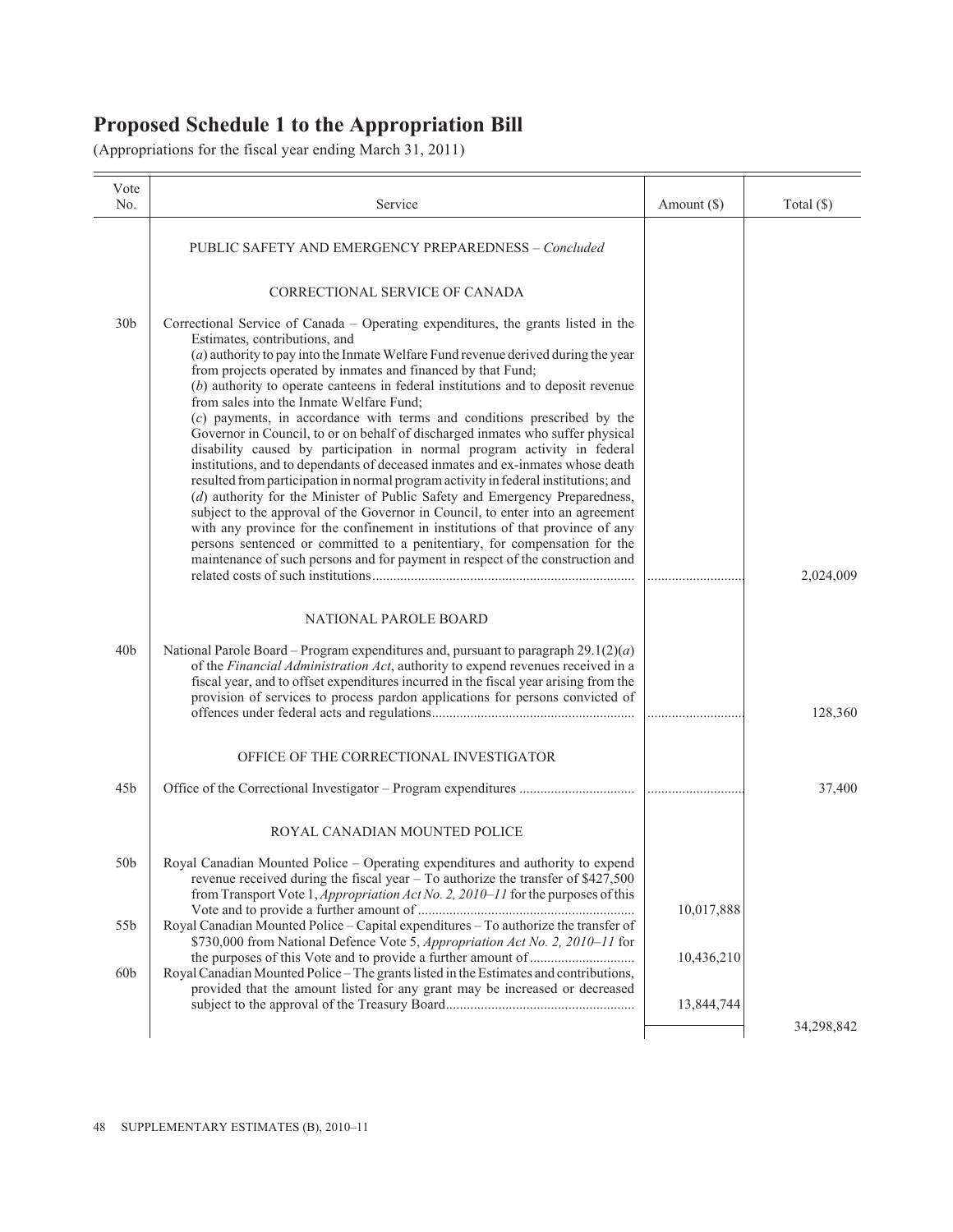# Proposed Schedule 1 to the Appropriation Bill

(Appropriations for the fiscal year ending March 31, 2011)

| Vote No. | Service | Amount ($) | Total ($) |
|---|---|---|---|
| | PUBLIC SAFETY AND EMERGENCY PREPAREDNESS – *Concluded* | | |
| | CORRECTIONAL SERVICE OF CANADA | | |
| 30b | Correctional Service of Canada – Operating expenditures, the grants listed in the Estimates, contributions, and (*a*) authority to pay into the Inmate Welfare Fund revenue derived during the year from projects operated by inmates and financed by that Fund; (*b*) authority to operate canteens in federal institutions and to deposit revenue from sales into the Inmate Welfare Fund; (*c*) payments, in accordance with terms and conditions prescribed by the Governor in Council, to or on behalf of discharged inmates who suffer physical disability caused by participation in normal program activity in federal institutions, and to dependants of deceased inmates and ex-inmates whose death resulted from participation in normal program activity in federal institutions; and (*d*) authority for the Minister of Public Safety and Emergency Preparedness, subject to the approval of the Governor in Council, to enter into an agreement with any province for the confinement in institutions of that province of any persons sentenced or committed to a penitentiary, for compensation for the maintenance of such persons and for payment in respect of the construction and related costs of such institutions | ............................ | 2,024,009 |
| | NATIONAL PAROLE BOARD | | |
| 40b | National Parole Board – Program expenditures and, pursuant to paragraph 29.1(2)(*a*) of the *Financial Administration Act*, authority to expend revenues received in a fiscal year, and to offset expenditures incurred in the fiscal year arising from the provision of services to process pardon applications for persons convicted of offences under federal acts and regulations | ............................ | 128,360 |
| | OFFICE OF THE CORRECTIONAL INVESTIGATOR | | |
| 45b | Office of the Correctional Investigator – Program expenditures | ............................ | 37,400 |
| | ROYAL CANADIAN MOUNTED POLICE | | |
| 50b | Royal Canadian Mounted Police – Operating expenditures and authority to expend revenue received during the fiscal year – To authorize the transfer of $427,500 from Transport Vote 1, *Appropriation Act No. 2, 2010–11* for the purposes of this Vote and to provide a further amount of | 10,017,888 | |
| 55b | Royal Canadian Mounted Police – Capital expenditures – To authorize the transfer of $730,000 from National Defence Vote 5, *Appropriation Act No. 2, 2010–11* for the purposes of this Vote and to provide a further amount of | 10,436,210 | |
| 60b | Royal Canadian Mounted Police – The grants listed in the Estimates and contributions, provided that the amount listed for any grant may be increased or decreased subject to the approval of the Treasury Board | 13,844,744 | |
| | | | 34,298,842 |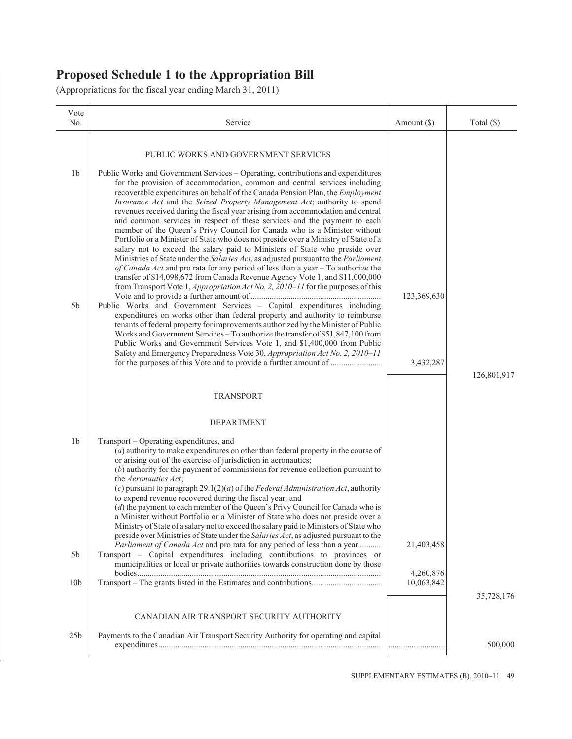# Proposed Schedule 1 to the Appropriation Bill

(Appropriations for the fiscal year ending March 31, 2011)

| Vote No. | Service | Amount ($) | Total ($) |
|---|---|---|---|
| | PUBLIC WORKS AND GOVERNMENT SERVICES | | |
| 1b | Public Works and Government Services – Operating, contributions and expenditures for the provision of accommodation, common and central services including recoverable expenditures on behalf of the Canada Pension Plan, the *Employment Insurance Act* and the *Seized Property Management Act*; authority to spend revenues received during the fiscal year arising from accommodation and central and common services in respect of these services and the payment to each member of the Queen's Privy Council for Canada who is a Minister without Portfolio or a Minister of State who does not preside over a Ministry of State of a salary not to exceed the salary paid to Ministers of State who preside over Ministries of State under the *Salaries Act*, as adjusted pursuant to the *Parliament of Canada Act* and pro rata for any period of less than a year – To authorize the transfer of $14,098,672 from Canada Revenue Agency Vote 1, and $11,000,000 from Transport Vote 1, *Appropriation Act No. 2, 2010–11* for the purposes of this Vote and to provide a further amount of | 123,369,630 | |
| 5b | Public Works and Government Services – Capital expenditures including expenditures on works other than federal property and authority to reimburse tenants of federal property for improvements authorized by the Minister of Public Works and Government Services – To authorize the transfer of $51,847,100 from Public Works and Government Services Vote 1, and $1,400,000 from Public Safety and Emergency Preparedness Vote 30, *Appropriation Act No. 2, 2010–11* for the purposes of this Vote and to provide a further amount of | 3,432,287 | |
| | | | 126,801,917 |
| | TRANSPORT | | |
| | DEPARTMENT | | |
| 1b | Transport – Operating expenditures, and<br>(*a*) authority to make expenditures on other than federal property in the course of or arising out of the exercise of jurisdiction in aeronautics;<br>(*b*) authority for the payment of commissions for revenue collection pursuant to the *Aeronautics Act*;<br>(*c*) pursuant to paragraph 29.1(2)(*a*) of the *Federal Administration Act*, authority to expend revenue recovered during the fiscal year; and<br>(*d*) the payment to each member of the Queen's Privy Council for Canada who is a Minister without Portfolio or a Minister of State who does not preside over a Ministry of State of a salary not to exceed the salary paid to Ministers of State who preside over Ministries of State under the *Salaries Act*, as adjusted pursuant to the *Parliament of Canada Act* and pro rata for any period of less than a year | 21,403,458 | |
| 5b | Transport – Capital expenditures including contributions to provinces or municipalities or local or private authorities towards construction done by those bodies | 4,260,876 | |
| 10b | Transport – The grants listed in the Estimates and contributions | 10,063,842 | |
| | | | 35,728,176 |
| | CANADIAN AIR TRANSPORT SECURITY AUTHORITY | | |
| 25b | Payments to the Canadian Air Transport Security Authority for operating and capital expenditures | | 500,000 |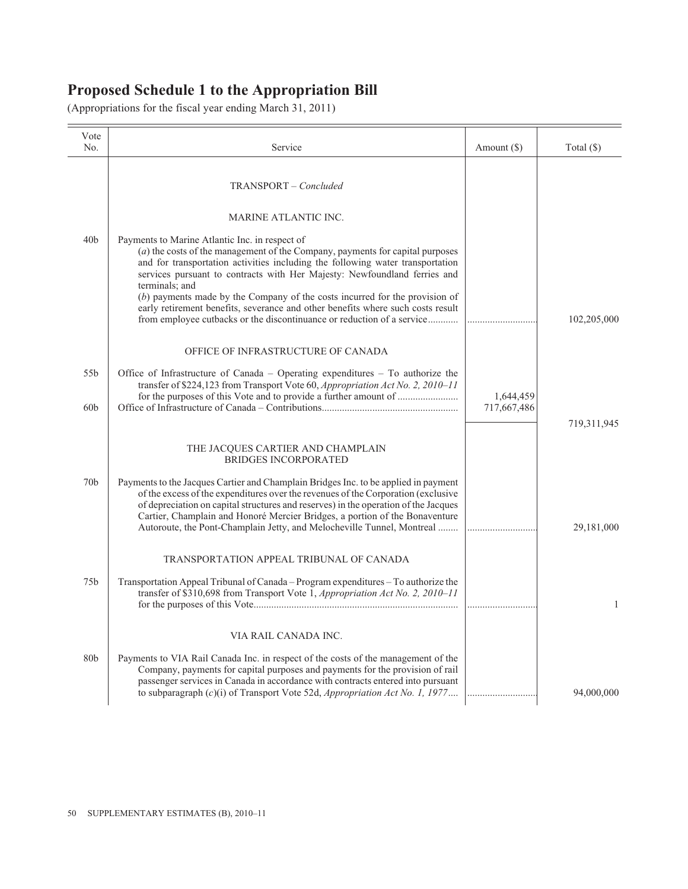# Proposed Schedule 1 to the Appropriation Bill

(Appropriations for the fiscal year ending March 31, 2011)

| Vote No. | Service | Amount ($) | Total ($) |
|---|---|---|---|
| | TRANSPORT – *Concluded* | | |
| | MARINE ATLANTIC INC. | | |
| 40b | Payments to Marine Atlantic Inc. in respect of (*a*) the costs of the management of the Company, payments for capital purposes and for transportation activities including the following water transportation services pursuant to contracts with Her Majesty: Newfoundland ferries and terminals; and (*b*) payments made by the Company of the costs incurred for the provision of early retirement benefits, severance and other benefits where such costs result from employee cutbacks or the discontinuance or reduction of a service | ............................ | 102,205,000 |
| | OFFICE OF INFRASTRUCTURE OF CANADA | | |
| 55b | Office of Infrastructure of Canada – Operating expenditures – To authorize the transfer of $224,123 from Transport Vote 60, *Appropriation Act No. 2, 2010–11* for the purposes of this Vote and to provide a further amount of | 1,644,459 | |
| 60b | Office of Infrastructure of Canada – Contributions | 717,667,486 | |
| | | | 719,311,945 |
| | THE JACQUES CARTIER AND CHAMPLAIN BRIDGES INCORPORATED | | |
| 70b | Payments to the Jacques Cartier and Champlain Bridges Inc. to be applied in payment of the excess of the expenditures over the revenues of the Corporation (exclusive of depreciation on capital structures and reserves) in the operation of the Jacques Cartier, Champlain and Honoré Mercier Bridges, a portion of the Bonaventure Autoroute, the Pont-Champlain Jetty, and Melocheville Tunnel, Montreal | ............................ | 29,181,000 |
| | TRANSPORTATION APPEAL TRIBUNAL OF CANADA | | |
| 75b | Transportation Appeal Tribunal of Canada – Program expenditures – To authorize the transfer of $310,698 from Transport Vote 1, *Appropriation Act No. 2, 2010–11* for the purposes of this Vote | ............................ | 1 |
| | VIA RAIL CANADA INC. | | |
| 80b | Payments to VIA Rail Canada Inc. in respect of the costs of the management of the Company, payments for capital purposes and payments for the provision of rail passenger services in Canada in accordance with contracts entered into pursuant to subparagraph (*c*)(i) of Transport Vote 52d, *Appropriation Act No. 1, 1977* | ............................ | 94,000,000 |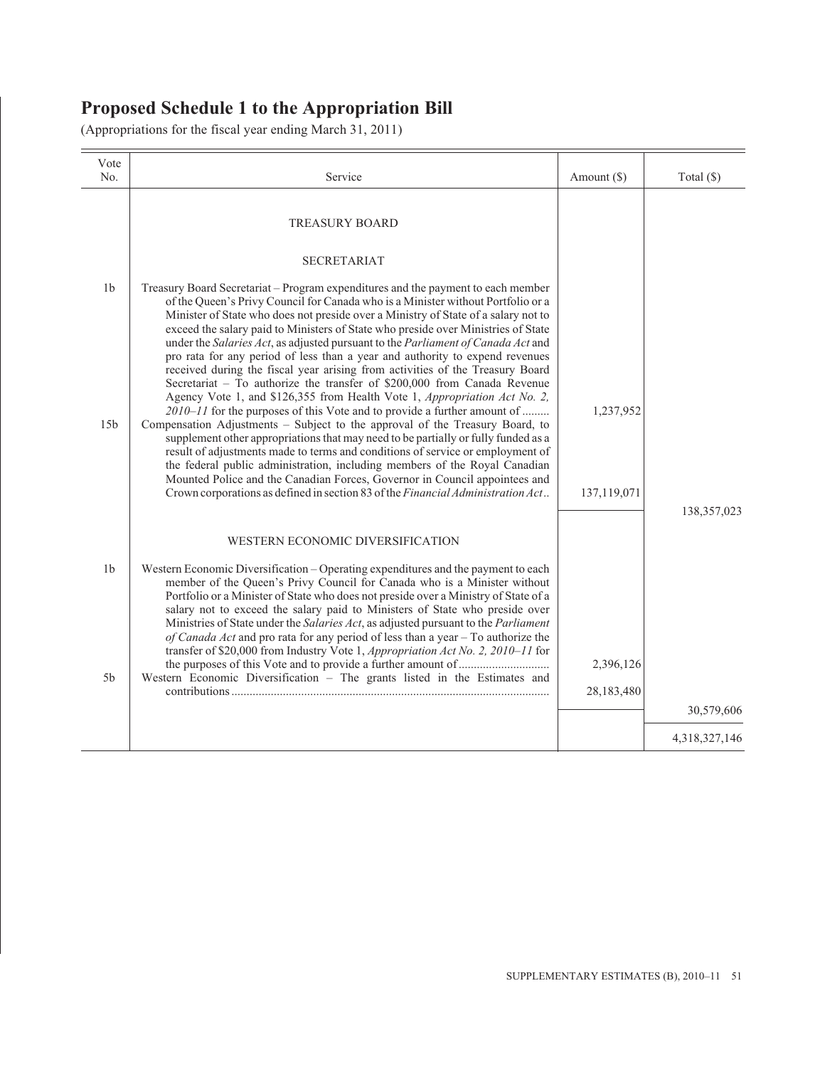# Proposed Schedule 1 to the Appropriation Bill

(Appropriations for the fiscal year ending March 31, 2011)

| Vote No. | Service | Amount ($) | Total ($) |
|---|---|---|---|
| | TREASURY BOARD | | |
| | SECRETARIAT | | |
| 1b | Treasury Board Secretariat – Program expenditures and the payment to each member of the Queen's Privy Council for Canada who is a Minister without Portfolio or a Minister of State who does not preside over a Ministry of State of a salary not to exceed the salary paid to Ministers of State who preside over Ministries of State under the *Salaries Act*, as adjusted pursuant to the *Parliament of Canada Act* and pro rata for any period of less than a year and authority to expend revenues received during the fiscal year arising from activities of the Treasury Board Secretariat – To authorize the transfer of $200,000 from Canada Revenue Agency Vote 1, and $126,355 from Health Vote 1, *Appropriation Act No. 2, 2010–11* for the purposes of this Vote and to provide a further amount of ......... | 1,237,952 | |
| 15b | Compensation Adjustments – Subject to the approval of the Treasury Board, to supplement other appropriations that may need to be partially or fully funded as a result of adjustments made to terms and conditions of service or employment of the federal public administration, including members of the Royal Canadian Mounted Police and the Canadian Forces, Governor in Council appointees and Crown corporations as defined in section 83 of the *Financial Administration Act*.. | 137,119,071 | |
| | | | 138,357,023 |
| | WESTERN ECONOMIC DIVERSIFICATION | | |
| 1b | Western Economic Diversification – Operating expenditures and the payment to each member of the Queen's Privy Council for Canada who is a Minister without Portfolio or a Minister of State who does not preside over a Ministry of State of a salary not to exceed the salary paid to Ministers of State who preside over Ministries of State under the *Salaries Act*, as adjusted pursuant to the *Parliament of Canada Act* and pro rata for any period of less than a year – To authorize the transfer of $20,000 from Industry Vote 1, *Appropriation Act No. 2, 2010–11* for the purposes of this Vote and to provide a further amount of ............................. | 2,396,126 | |
| 5b | Western Economic Diversification – The grants listed in the Estimates and contributions ........................................................................................................ | 28,183,480 | |
| | | | 30,579,606 |
| | | | 4,318,327,146 |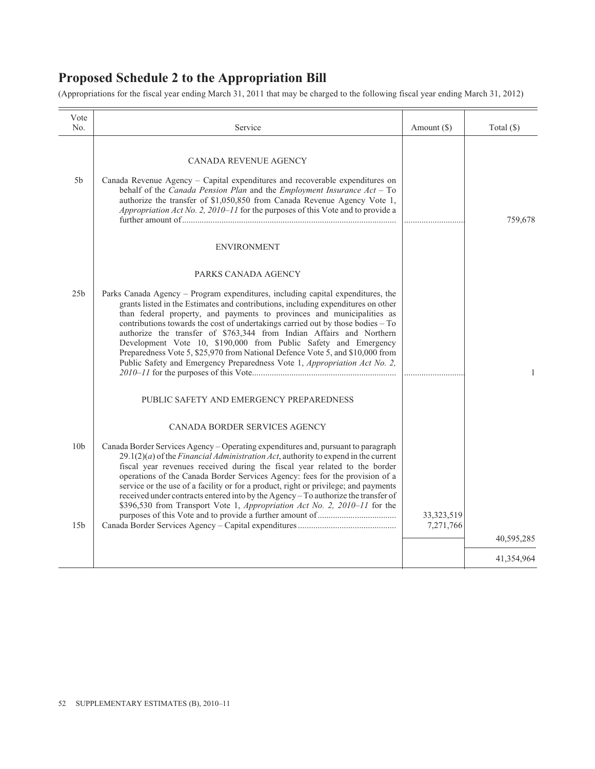# Proposed Schedule 2 to the Appropriation Bill

(Appropriations for the fiscal year ending March 31, 2011 that may be charged to the following fiscal year ending March 31, 2012)

| Vote No. | Service | Amount ($) | Total ($) |
|---|---|---|---|
| | CANADA REVENUE AGENCY | | |
| 5b | Canada Revenue Agency – Capital expenditures and recoverable expenditures on behalf of the *Canada Pension Plan* and the *Employment Insurance Act* – To authorize the transfer of $1,050,850 from Canada Revenue Agency Vote 1, *Appropriation Act No. 2, 2010–11* for the purposes of this Vote and to provide a further amount of | ............................ | 759,678 |
| | ENVIRONMENT | | |
| | PARKS CANADA AGENCY | | |
| 25b | Parks Canada Agency – Program expenditures, including capital expenditures, the grants listed in the Estimates and contributions, including expenditures on other than federal property, and payments to provinces and municipalities as contributions towards the cost of undertakings carried out by those bodies – To authorize the transfer of $763,344 from Indian Affairs and Northern Development Vote 10, $190,000 from Public Safety and Emergency Preparedness Vote 5, $25,970 from National Defence Vote 5, and $10,000 from Public Safety and Emergency Preparedness Vote 1, *Appropriation Act No. 2, 2010–11* for the purposes of this Vote | ............................ | 1 |
| | PUBLIC SAFETY AND EMERGENCY PREPAREDNESS | | |
| | CANADA BORDER SERVICES AGENCY | | |
| 10b | Canada Border Services Agency – Operating expenditures and, pursuant to paragraph 29.1(2)(*a*) of the *Financial Administration Act*, authority to expend in the current fiscal year revenues received during the fiscal year related to the border operations of the Canada Border Services Agency: fees for the provision of a service or the use of a facility or for a product, right or privilege; and payments received under contracts entered into by the Agency – To authorize the transfer of $396,530 from Transport Vote 1, *Appropriation Act No. 2, 2010–11* for the purposes of this Vote and to provide a further amount of | 33,323,519 | |
| 15b | Canada Border Services Agency – Capital expenditures | 7,271,766 | |
| | | | 40,595,285 |
| | | | 41,354,964 |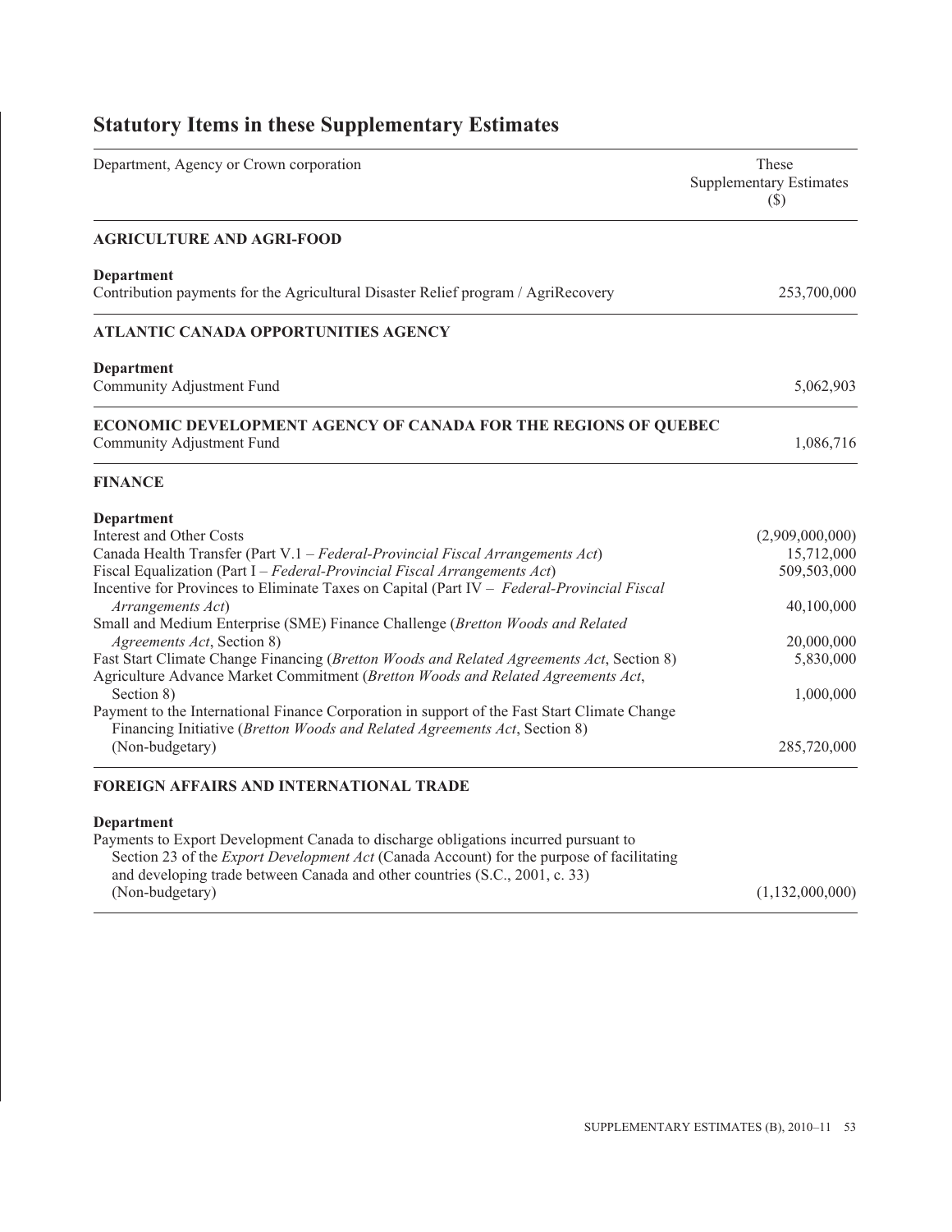# Statutory Items in these Supplementary Estimates

| Department, Agency or Crown corporation | These Supplementary Estimates ($) |
|---|---|
| **AGRICULTURE AND AGRI-FOOD** | |
| **Department** | |
| Contribution payments for the Agricultural Disaster Relief program / AgriRecovery | 253,700,000 |
| **ATLANTIC CANADA OPPORTUNITIES AGENCY** | |
| **Department** | |
| Community Adjustment Fund | 5,062,903 |
| **ECONOMIC DEVELOPMENT AGENCY OF CANADA FOR THE REGIONS OF QUEBEC** | |
| Community Adjustment Fund | 1,086,716 |
| **FINANCE** | |
| **Department** | |
| Interest and Other Costs | (2,909,000,000) |
| Canada Health Transfer (Part V.1 – *Federal-Provincial Fiscal Arrangements Act*) | 15,712,000 |
| Fiscal Equalization (Part I – *Federal-Provincial Fiscal Arrangements Act*) | 509,503,000 |
| Incentive for Provinces to Eliminate Taxes on Capital (Part IV – *Federal-Provincial Fiscal Arrangements Act*) | 40,100,000 |
| Small and Medium Enterprise (SME) Finance Challenge (*Bretton Woods and Related Agreements Act*, Section 8) | 20,000,000 |
| Fast Start Climate Change Financing (*Bretton Woods and Related Agreements Act*, Section 8) | 5,830,000 |
| Agriculture Advance Market Commitment (*Bretton Woods and Related Agreements Act*, Section 8) | 1,000,000 |
| Payment to the International Finance Corporation in support of the Fast Start Climate Change Financing Initiative (*Bretton Woods and Related Agreements Act*, Section 8) (Non-budgetary) | 285,720,000 |
| **FOREIGN AFFAIRS AND INTERNATIONAL TRADE** | |
| **Department** | |
| Payments to Export Development Canada to discharge obligations incurred pursuant to Section 23 of the *Export Development Act* (Canada Account) for the purpose of facilitating and developing trade between Canada and other countries (S.C., 2001, c. 33) (Non-budgetary) | (1,132,000,000) |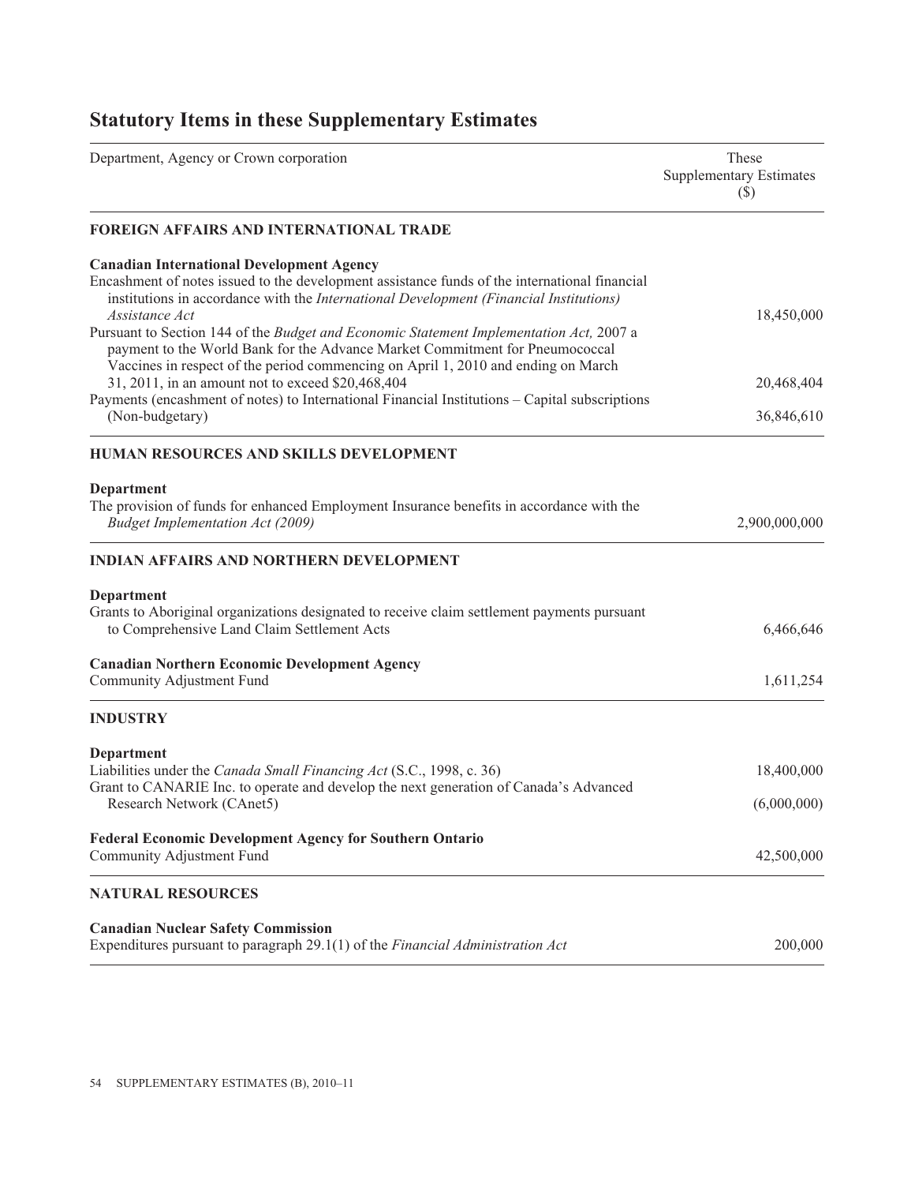## Statutory Items in these Supplementary Estimates

| Department, Agency or Crown corporation | These Supplementary Estimates ($) |
|---|---|
| **FOREIGN AFFAIRS AND INTERNATIONAL TRADE** | |
| **Canadian International Development Agency** | |
| Encashment of notes issued to the development assistance funds of the international financial institutions in accordance with the *International Development (Financial Institutions) Assistance Act* | 18,450,000 |
| Pursuant to Section 144 of the *Budget and Economic Statement Implementation Act,* 2007 a payment to the World Bank for the Advance Market Commitment for Pneumococcal Vaccines in respect of the period commencing on April 1, 2010 and ending on March 31, 2011, in an amount not to exceed $20,468,404 | 20,468,404 |
| Payments (encashment of notes) to International Financial Institutions – Capital subscriptions (Non-budgetary) | 36,846,610 |
| **HUMAN RESOURCES AND SKILLS DEVELOPMENT** | |
| **Department** | |
| The provision of funds for enhanced Employment Insurance benefits in accordance with the *Budget Implementation Act (2009)* | 2,900,000,000 |
| **INDIAN AFFAIRS AND NORTHERN DEVELOPMENT** | |
| **Department** | |
| Grants to Aboriginal organizations designated to receive claim settlement payments pursuant to Comprehensive Land Claim Settlement Acts | 6,466,646 |
| **Canadian Northern Economic Development Agency** | |
| Community Adjustment Fund | 1,611,254 |
| **INDUSTRY** | |
| **Department** | |
| Liabilities under the *Canada Small Financing Act* (S.C., 1998, c. 36) | 18,400,000 |
| Grant to CANARIE Inc. to operate and develop the next generation of Canada's Advanced Research Network (CAnet5) | (6,000,000) |
| **Federal Economic Development Agency for Southern Ontario** | |
| Community Adjustment Fund | 42,500,000 |
| **NATURAL RESOURCES** | |
| **Canadian Nuclear Safety Commission** | |
| Expenditures pursuant to paragraph 29.1(1) of the *Financial Administration Act* | 200,000 |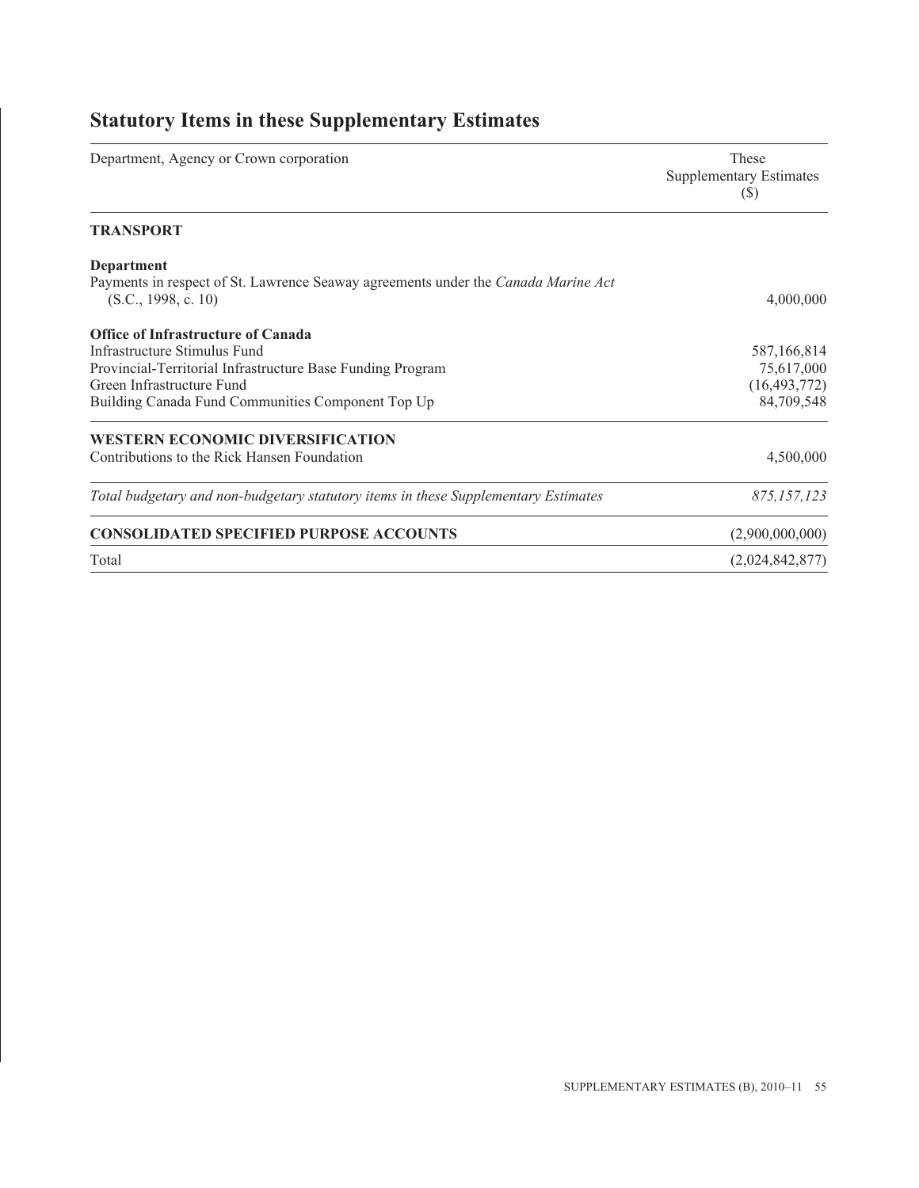## Statutory Items in these Supplementary Estimates

| Department, Agency or Crown corporation | These Supplementary Estimates ($) |
|---|---|
| **TRANSPORT** | |
| **Department** | |
| Payments in respect of St. Lawrence Seaway agreements under the *Canada Marine Act* (S.C., 1998, c. 10) | 4,000,000 |
| **Office of Infrastructure of Canada** | |
| Infrastructure Stimulus Fund | 587,166,814 |
| Provincial-Territorial Infrastructure Base Funding Program | 75,617,000 |
| Green Infrastructure Fund | (16,493,772) |
| Building Canada Fund Communities Component Top Up | 84,709,548 |
| **WESTERN ECONOMIC DIVERSIFICATION** | |
| Contributions to the Rick Hansen Foundation | 4,500,000 |
| *Total budgetary and non-budgetary statutory items in these Supplementary Estimates* | *875,157,123* |
| **CONSOLIDATED SPECIFIED PURPOSE ACCOUNTS** | (2,900,000,000) |
| Total | (2,024,842,877) |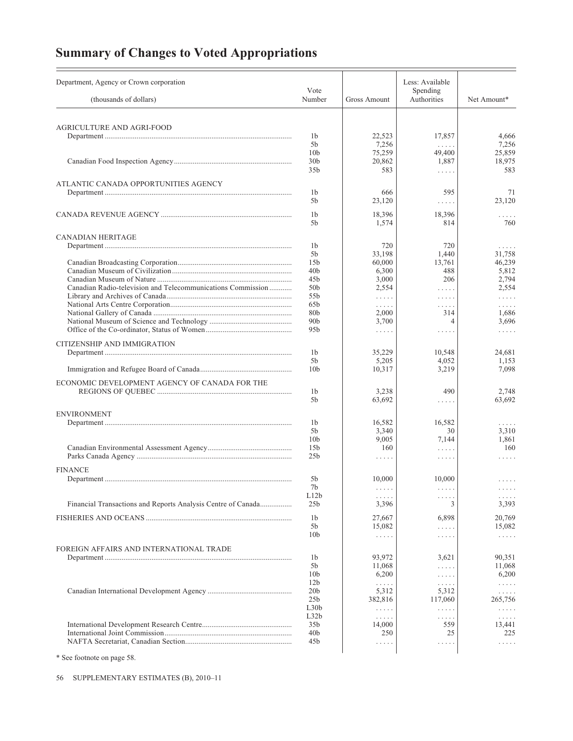# Summary of Changes to Voted Appropriations

| Department, Agency or Crown corporation (thousands of dollars) | Vote Number | Gross Amount | Less: Available Spending Authorities | Net Amount* |
|---|---|---|---|---|
| AGRICULTURE AND AGRI-FOOD | | | | |
| Department | 1b | 22,523 | 17,857 | 4,666 |
| | 5b | 7,256 | ..... | 7,256 |
| | 10b | 75,259 | 49,400 | 25,859 |
| Canadian Food Inspection Agency | 30b | 20,862 | 1,887 | 18,975 |
| | 35b | 583 | ..... | 583 |
| ATLANTIC CANADA OPPORTUNITIES AGENCY | | | | |
| Department | 1b | 666 | 595 | 71 |
| | 5b | 23,120 | ..... | 23,120 |
| CANADA REVENUE AGENCY | 1b | 18,396 | 18,396 | ..... |
| | 5b | 1,574 | 814 | 760 |
| CANADIAN HERITAGE | | | | |
| Department | 1b | 720 | 720 | ..... |
| | 5b | 33,198 | 1,440 | 31,758 |
| Canadian Broadcasting Corporation | 15b | 60,000 | 13,761 | 46,239 |
| Canadian Museum of Civilization | 40b | 6,300 | 488 | 5,812 |
| Canadian Museum of Nature | 45b | 3,000 | 206 | 2,794 |
| Canadian Radio-television and Telecommunications Commission | 50b | 2,554 | ..... | 2,554 |
| Library and Archives of Canada | 55b | ..... | ..... | ..... |
| National Arts Centre Corporation | 65b | ..... | ..... | ..... |
| National Gallery of Canada | 80b | 2,000 | 314 | 1,686 |
| National Museum of Science and Technology | 90b | 3,700 | 4 | 3,696 |
| Office of the Co-ordinator, Status of Women | 95b | ..... | ..... | ..... |
| CITIZENSHIP AND IMMIGRATION | | | | |
| Department | 1b | 35,229 | 10,548 | 24,681 |
| | 5b | 5,205 | 4,052 | 1,153 |
| Immigration and Refugee Board of Canada | 10b | 10,317 | 3,219 | 7,098 |
| ECONOMIC DEVELOPMENT AGENCY OF CANADA FOR THE REGIONS OF QUEBEC | 1b | 3,238 | 490 | 2,748 |
| | 5b | 63,692 | ..... | 63,692 |
| ENVIRONMENT | | | | |
| Department | 1b | 16,582 | 16,582 | ..... |
| | 5b | 3,340 | 30 | 3,310 |
| | 10b | 9,005 | 7,144 | 1,861 |
| Canadian Environmental Assessment Agency | 15b | 160 | ..... | 160 |
| Parks Canada Agency | 25b | ..... | ..... | ..... |
| FINANCE | | | | |
| Department | 5b | 10,000 | 10,000 | ..... |
| | 7b | ..... | ..... | ..... |
| | L12b | ..... | ..... | ..... |
| Financial Transactions and Reports Analysis Centre of Canada | 25b | 3,396 | 3 | 3,393 |
| FISHERIES AND OCEANS | 1b | 27,667 | 6,898 | 20,769 |
| | 5b | 15,082 | ..... | 15,082 |
| | 10b | ..... | ..... | ..... |
| FOREIGN AFFAIRS AND INTERNATIONAL TRADE | | | | |
| Department | 1b | 93,972 | 3,621 | 90,351 |
| | 5b | 11,068 | ..... | 11,068 |
| | 10b | 6,200 | ..... | 6,200 |
| | 12b | ..... | ..... | ..... |
| Canadian International Development Agency | 20b | 5,312 | 5,312 | ..... |
| | 25b | 382,816 | 117,060 | 265,756 |
| | L30b | ..... | ..... | ..... |
| | L32b | ..... | ..... | ..... |
| International Development Research Centre | 35b | 14,000 | 559 | 13,441 |
| International Joint Commission | 40b | 250 | 25 | 225 |
| NAFTA Secretariat, Canadian Section | 45b | ..... | ..... | ..... |

\* See footnote on page 58.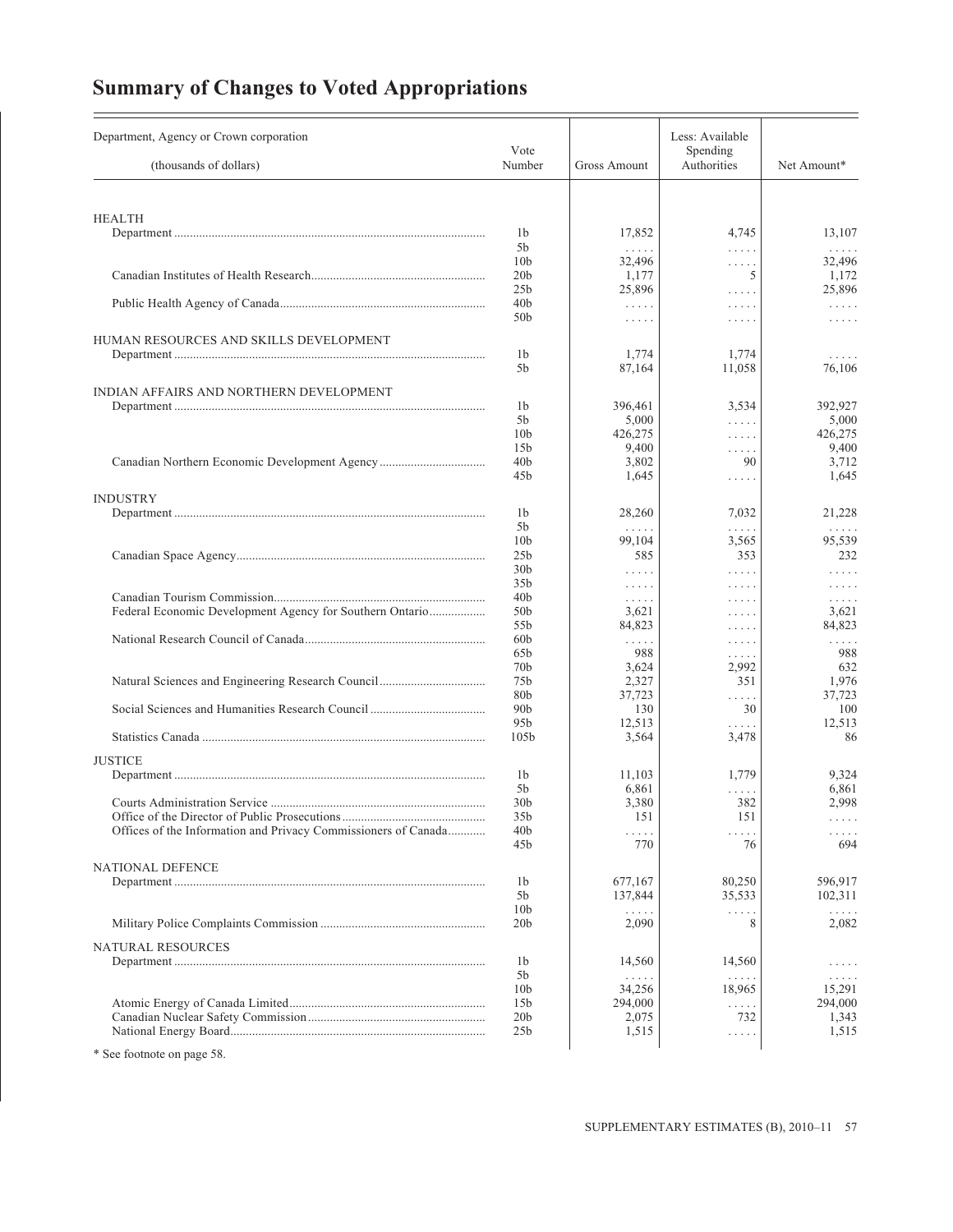# Summary of Changes to Voted Appropriations

| Department, Agency or Crown corporation (thousands of dollars) | Vote Number | Gross Amount | Less: Available Spending Authorities | Net Amount* |
|---|---|---|---|---|
| **HEALTH** | | | | |
| Department | 1b | 17,852 | 4,745 | 13,107 |
| | 5b | ..... | ..... | ..... |
| | 10b | 32,496 | ..... | 32,496 |
| Canadian Institutes of Health Research | 20b | 1,177 | 5 | 1,172 |
| | 25b | 25,896 | ..... | 25,896 |
| Public Health Agency of Canada | 40b | ..... | ..... | ..... |
| | 50b | ..... | ..... | ..... |
| **HUMAN RESOURCES AND SKILLS DEVELOPMENT** | | | | |
| Department | 1b | 1,774 | 1,774 | ..... |
| | 5b | 87,164 | 11,058 | 76,106 |
| **INDIAN AFFAIRS AND NORTHERN DEVELOPMENT** | | | | |
| Department | 1b | 396,461 | 3,534 | 392,927 |
| | 5b | 5,000 | ..... | 5,000 |
| | 10b | 426,275 | ..... | 426,275 |
| | 15b | 9,400 | ..... | 9,400 |
| Canadian Northern Economic Development Agency | 40b | 3,802 | 90 | 3,712 |
| | 45b | 1,645 | ..... | 1,645 |
| **INDUSTRY** | | | | |
| Department | 1b | 28,260 | 7,032 | 21,228 |
| | 5b | ..... | ..... | ..... |
| | 10b | 99,104 | 3,565 | 95,539 |
| Canadian Space Agency | 25b | 585 | 353 | 232 |
| | 30b | ..... | ..... | ..... |
| | 35b | ..... | ..... | ..... |
| Canadian Tourism Commission | 40b | ..... | ..... | ..... |
| Federal Economic Development Agency for Southern Ontario | 50b | 3,621 | ..... | 3,621 |
| | 55b | 84,823 | ..... | 84,823 |
| National Research Council of Canada | 60b | ..... | ..... | ..... |
| | 65b | 988 | ..... | 988 |
| | 70b | 3,624 | 2,992 | 632 |
| Natural Sciences and Engineering Research Council | 75b | 2,327 | 351 | 1,976 |
| | 80b | 37,723 | ..... | 37,723 |
| Social Sciences and Humanities Research Council | 90b | 130 | 30 | 100 |
| | 95b | 12,513 | ..... | 12,513 |
| Statistics Canada | 105b | 3,564 | 3,478 | 86 |
| **JUSTICE** | | | | |
| Department | 1b | 11,103 | 1,779 | 9,324 |
| | 5b | 6,861 | ..... | 6,861 |
| Courts Administration Service | 30b | 3,380 | 382 | 2,998 |
| Office of the Director of Public Prosecutions | 35b | 151 | 151 | ..... |
| Offices of the Information and Privacy Commissioners of Canada | 40b | ..... | ..... | ..... |
| | 45b | 770 | 76 | 694 |
| **NATIONAL DEFENCE** | | | | |
| Department | 1b | 677,167 | 80,250 | 596,917 |
| | 5b | 137,844 | 35,533 | 102,311 |
| | 10b | ..... | ..... | ..... |
| Military Police Complaints Commission | 20b | 2,090 | 8 | 2,082 |
| **NATURAL RESOURCES** | | | | |
| Department | 1b | 14,560 | 14,560 | ..... |
| | 5b | ..... | ..... | ..... |
| | 10b | 34,256 | 18,965 | 15,291 |
| Atomic Energy of Canada Limited | 15b | 294,000 | ..... | 294,000 |
| Canadian Nuclear Safety Commission | 20b | 2,075 | 732 | 1,343 |
| National Energy Board | 25b | 1,515 | ..... | 1,515 |

* See footnote on page 58.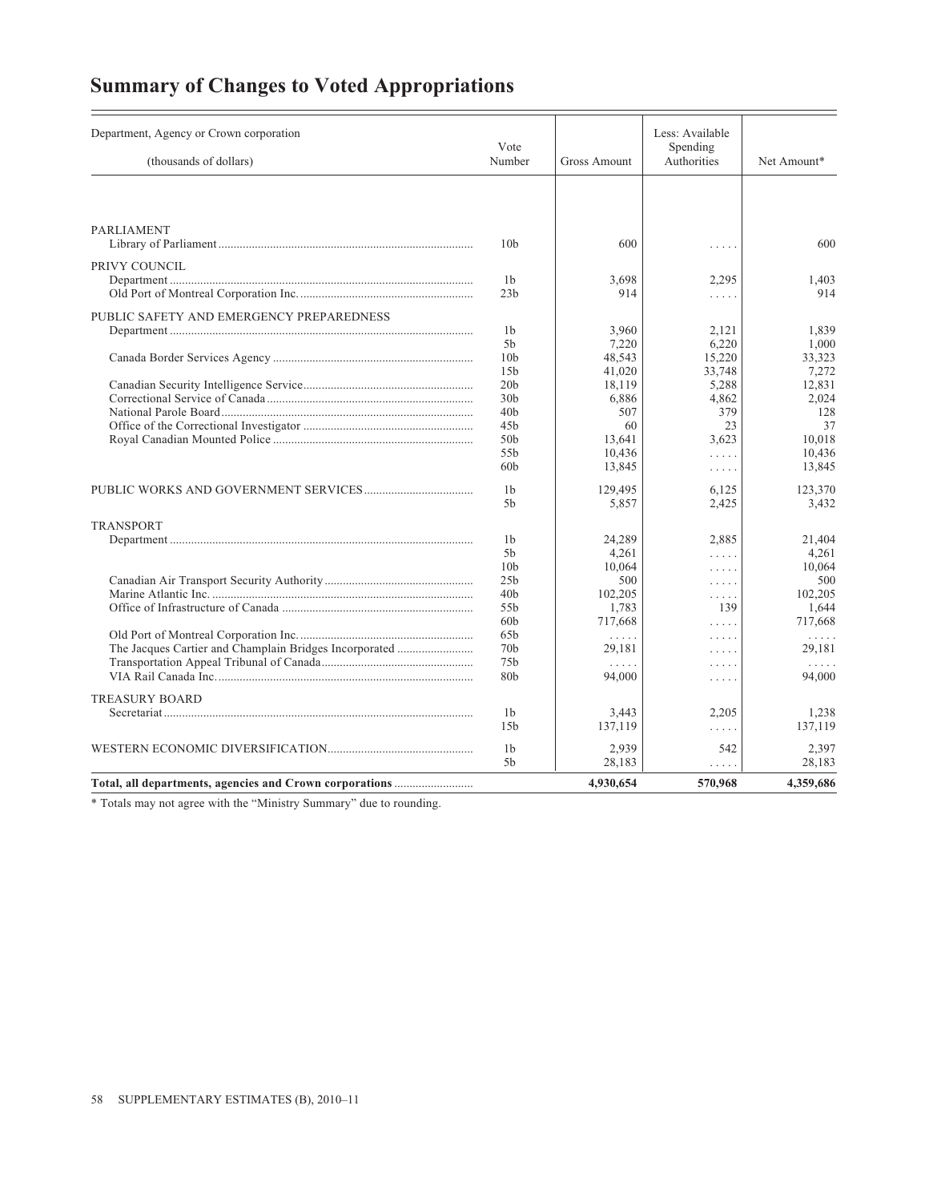# Summary of Changes to Voted Appropriations

| Department, Agency or Crown corporation (thousands of dollars) | Vote Number | Gross Amount | Less: Available Spending Authorities | Net Amount* |
|---|---|---|---|---|
| PARLIAMENT | | | | |
| Library of Parliament | 10b | 600 | ..... | 600 |
| PRIVY COUNCIL | | | | |
| Department | 1b | 3,698 | 2,295 | 1,403 |
| Old Port of Montreal Corporation Inc. | 23b | 914 | ..... | 914 |
| PUBLIC SAFETY AND EMERGENCY PREPAREDNESS | | | | |
| Department | 1b | 3,960 | 2,121 | 1,839 |
| | 5b | 7,220 | 6,220 | 1,000 |
| Canada Border Services Agency | 10b | 48,543 | 15,220 | 33,323 |
| | 15b | 41,020 | 33,748 | 7,272 |
| Canadian Security Intelligence Service | 20b | 18,119 | 5,288 | 12,831 |
| Correctional Service of Canada | 30b | 6,886 | 4,862 | 2,024 |
| National Parole Board | 40b | 507 | 379 | 128 |
| Office of the Correctional Investigator | 45b | 60 | 23 | 37 |
| Royal Canadian Mounted Police | 50b | 13,641 | 3,623 | 10,018 |
| | 55b | 10,436 | ..... | 10,436 |
| | 60b | 13,845 | ..... | 13,845 |
| PUBLIC WORKS AND GOVERNMENT SERVICES | 1b | 129,495 | 6,125 | 123,370 |
| | 5b | 5,857 | 2,425 | 3,432 |
| TRANSPORT | | | | |
| Department | 1b | 24,289 | 2,885 | 21,404 |
| | 5b | 4,261 | ..... | 4,261 |
| | 10b | 10,064 | ..... | 10,064 |
| Canadian Air Transport Security Authority | 25b | 500 | ..... | 500 |
| Marine Atlantic Inc. | 40b | 102,205 | ..... | 102,205 |
| Office of Infrastructure of Canada | 55b | 1,783 | 139 | 1,644 |
| | 60b | 717,668 | ..... | 717,668 |
| Old Port of Montreal Corporation Inc. | 65b | ..... | ..... | ..... |
| The Jacques Cartier and Champlain Bridges Incorporated | 70b | 29,181 | ..... | 29,181 |
| Transportation Appeal Tribunal of Canada | 75b | ..... | ..... | ..... |
| VIA Rail Canada Inc. | 80b | 94,000 | ..... | 94,000 |
| TREASURY BOARD | | | | |
| Secretariat | 1b | 3,443 | 2,205 | 1,238 |
| | 15b | 137,119 | ..... | 137,119 |
| WESTERN ECONOMIC DIVERSIFICATION | 1b | 2,939 | 542 | 2,397 |
| | 5b | 28,183 | ..... | 28,183 |
| **Total, all departments, agencies and Crown corporations** | | **4,930,654** | **570,968** | **4,359,686** |

\* Totals may not agree with the "Ministry Summary" due to rounding.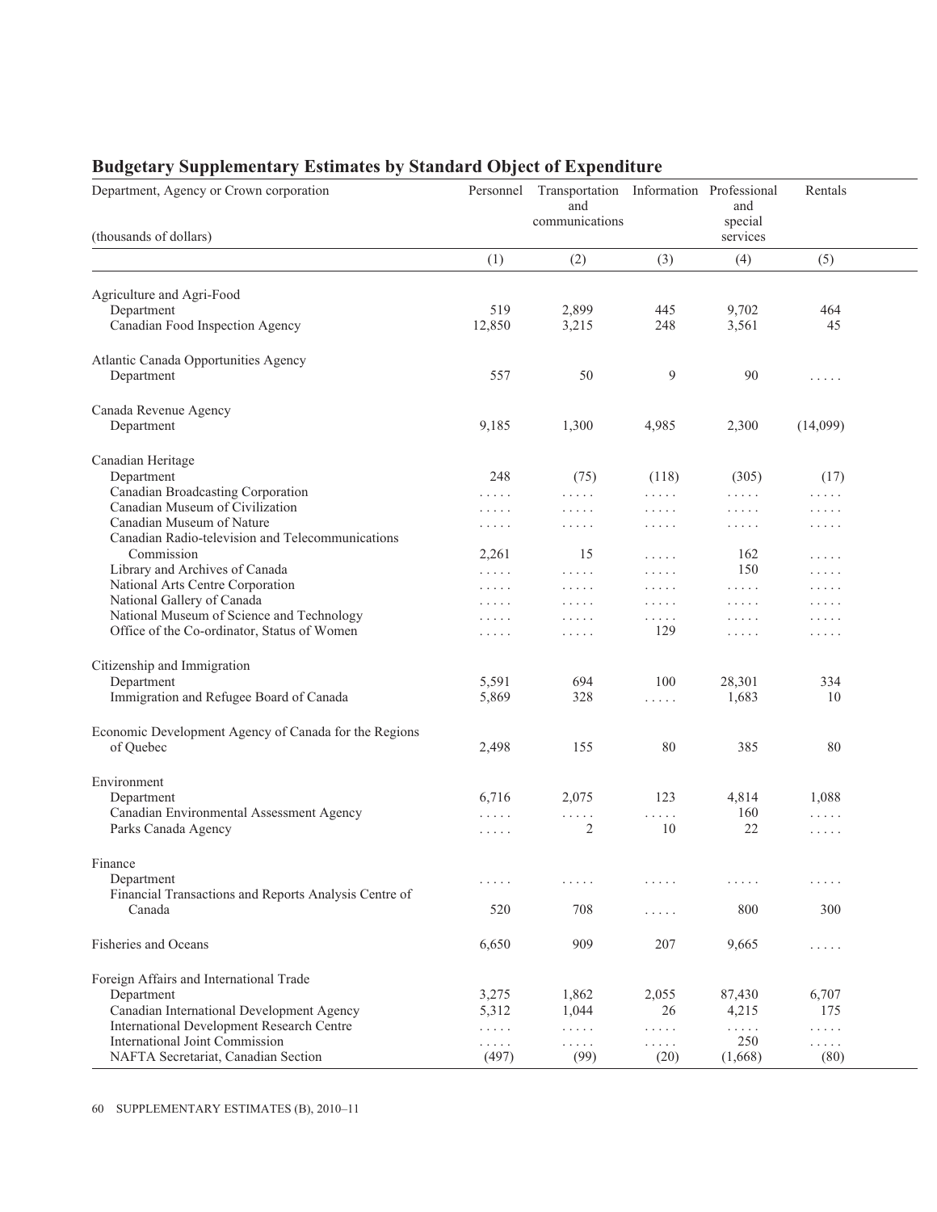## Budgetary Supplementary Estimates by Standard Object of Expenditure

| Department, Agency or Crown corporation (thousands of dollars) | Personnel | Transportation and communications | Information | Professional and special services | Rentals |
|---|---|---|---|---|---|
| | (1) | (2) | (3) | (4) | (5) |
| Agriculture and Agri-Food | | | | | |
| Department | 519 | 2,899 | 445 | 9,702 | 464 |
| Canadian Food Inspection Agency | 12,850 | 3,215 | 248 | 3,561 | 45 |
| Atlantic Canada Opportunities Agency | | | | | |
| Department | 557 | 50 | 9 | 90 | ..... |
| Canada Revenue Agency | | | | | |
| Department | 9,185 | 1,300 | 4,985 | 2,300 | (14,099) |
| Canadian Heritage | | | | | |
| Department | 248 | (75) | (118) | (305) | (17) |
| Canadian Broadcasting Corporation | ..... | ..... | ..... | ..... | ..... |
| Canadian Museum of Civilization | ..... | ..... | ..... | ..... | ..... |
| Canadian Museum of Nature | ..... | ..... | ..... | ..... | ..... |
| Canadian Radio-television and Telecommunications Commission | 2,261 | 15 | ..... | 162 | ..... |
| Library and Archives of Canada | ..... | ..... | ..... | 150 | ..... |
| National Arts Centre Corporation | ..... | ..... | ..... | ..... | ..... |
| National Gallery of Canada | ..... | ..... | ..... | ..... | ..... |
| National Museum of Science and Technology | ..... | ..... | ..... | ..... | ..... |
| Office of the Co-ordinator, Status of Women | ..... | ..... | 129 | ..... | ..... |
| Citizenship and Immigration | | | | | |
| Department | 5,591 | 694 | 100 | 28,301 | 334 |
| Immigration and Refugee Board of Canada | 5,869 | 328 | ..... | 1,683 | 10 |
| Economic Development Agency of Canada for the Regions of Quebec | 2,498 | 155 | 80 | 385 | 80 |
| Environment | | | | | |
| Department | 6,716 | 2,075 | 123 | 4,814 | 1,088 |
| Canadian Environmental Assessment Agency | ..... | ..... | ..... | 160 | ..... |
| Parks Canada Agency | ..... | 2 | 10 | 22 | ..... |
| Finance | | | | | |
| Department | ..... | ..... | ..... | ..... | ..... |
| Financial Transactions and Reports Analysis Centre of Canada | 520 | 708 | ..... | 800 | 300 |
| Fisheries and Oceans | 6,650 | 909 | 207 | 9,665 | ..... |
| Foreign Affairs and International Trade | | | | | |
| Department | 3,275 | 1,862 | 2,055 | 87,430 | 6,707 |
| Canadian International Development Agency | 5,312 | 1,044 | 26 | 4,215 | 175 |
| International Development Research Centre | ..... | ..... | ..... | ..... | ..... |
| International Joint Commission | ..... | ..... | ..... | 250 | ..... |
| NAFTA Secretariat, Canadian Section | (497) | (99) | (20) | (1,668) | (80) |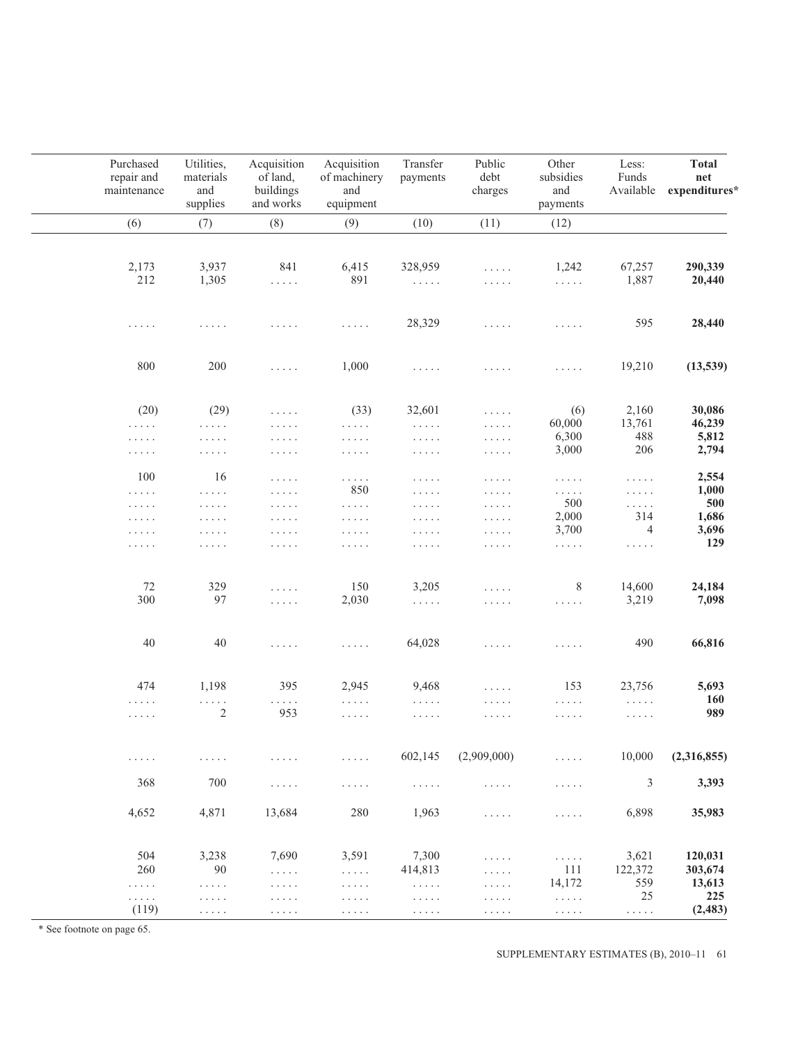| Purchased repair and maintenance | Utilities, materials and supplies | Acquisition of land, buildings and works | Acquisition of machinery and equipment | Transfer payments | Public debt charges | Other subsidies and payments | Less: Funds Available | **Total net expenditures*** |
|---|---|---|---|---|---|---|---|---|
| (6) | (7) | (8) | (9) | (10) | (11) | (12) | | |
| 2,173 | 3,937 | 841 | 6,415 | 328,959 | ..... | 1,242 | 67,257 | **290,339** |
| 212 | 1,305 | ..... | 891 | ..... | ..... | ..... | 1,887 | **20,440** |
| ..... | ..... | ..... | ..... | 28,329 | ..... | ..... | 595 | **28,440** |
| 800 | 200 | ..... | 1,000 | ..... | ..... | ..... | 19,210 | **(13,539)** |
| (20) | (29) | ..... | (33) | 32,601 | ..... | (6) | 2,160 | **30,086** |
| ..... | ..... | ..... | ..... | ..... | ..... | 60,000 | 13,761 | **46,239** |
| ..... | ..... | ..... | ..... | ..... | ..... | 6,300 | 488 | **5,812** |
| ..... | ..... | ..... | ..... | ..... | ..... | 3,000 | 206 | **2,794** |
| 100 | 16 | ..... | ..... | ..... | ..... | ..... | ..... | **2,554** |
| ..... | ..... | ..... | 850 | ..... | ..... | ..... | ..... | **1,000** |
| ..... | ..... | ..... | ..... | ..... | ..... | 500 | ..... | **500** |
| ..... | ..... | ..... | ..... | ..... | ..... | 2,000 | 314 | **1,686** |
| ..... | ..... | ..... | ..... | ..... | ..... | 3,700 | 4 | **3,696** |
| ..... | ..... | ..... | ..... | ..... | ..... | ..... | ..... | **129** |
| 72 | 329 | ..... | 150 | 3,205 | ..... | 8 | 14,600 | **24,184** |
| 300 | 97 | ..... | 2,030 | ..... | ..... | ..... | 3,219 | **7,098** |
| 40 | 40 | ..... | ..... | 64,028 | ..... | ..... | 490 | **66,816** |
| 474 | 1,198 | 395 | 2,945 | 9,468 | ..... | 153 | 23,756 | **5,693** |
| ..... | ..... | ..... | ..... | ..... | ..... | ..... | ..... | **160** |
| ..... | 2 | 953 | ..... | ..... | ..... | ..... | ..... | **989** |
| ..... | ..... | ..... | ..... | 602,145 | (2,909,000) | ..... | 10,000 | **(2,316,855)** |
| 368 | 700 | ..... | ..... | ..... | ..... | ..... | 3 | **3,393** |
| 4,652 | 4,871 | 13,684 | 280 | 1,963 | ..... | ..... | 6,898 | **35,983** |
| 504 | 3,238 | 7,690 | 3,591 | 7,300 | ..... | ..... | 3,621 | **120,031** |
| 260 | 90 | ..... | ..... | 414,813 | ..... | 111 | 122,372 | **303,674** |
| ..... | ..... | ..... | ..... | ..... | ..... | 14,172 | 559 | **13,613** |
| ..... | ..... | ..... | ..... | ..... | ..... | ..... | 25 | **225** |
| (119) | ..... | ..... | ..... | ..... | ..... | ..... | ..... | **(2,483)** |

* See footnote on page 65.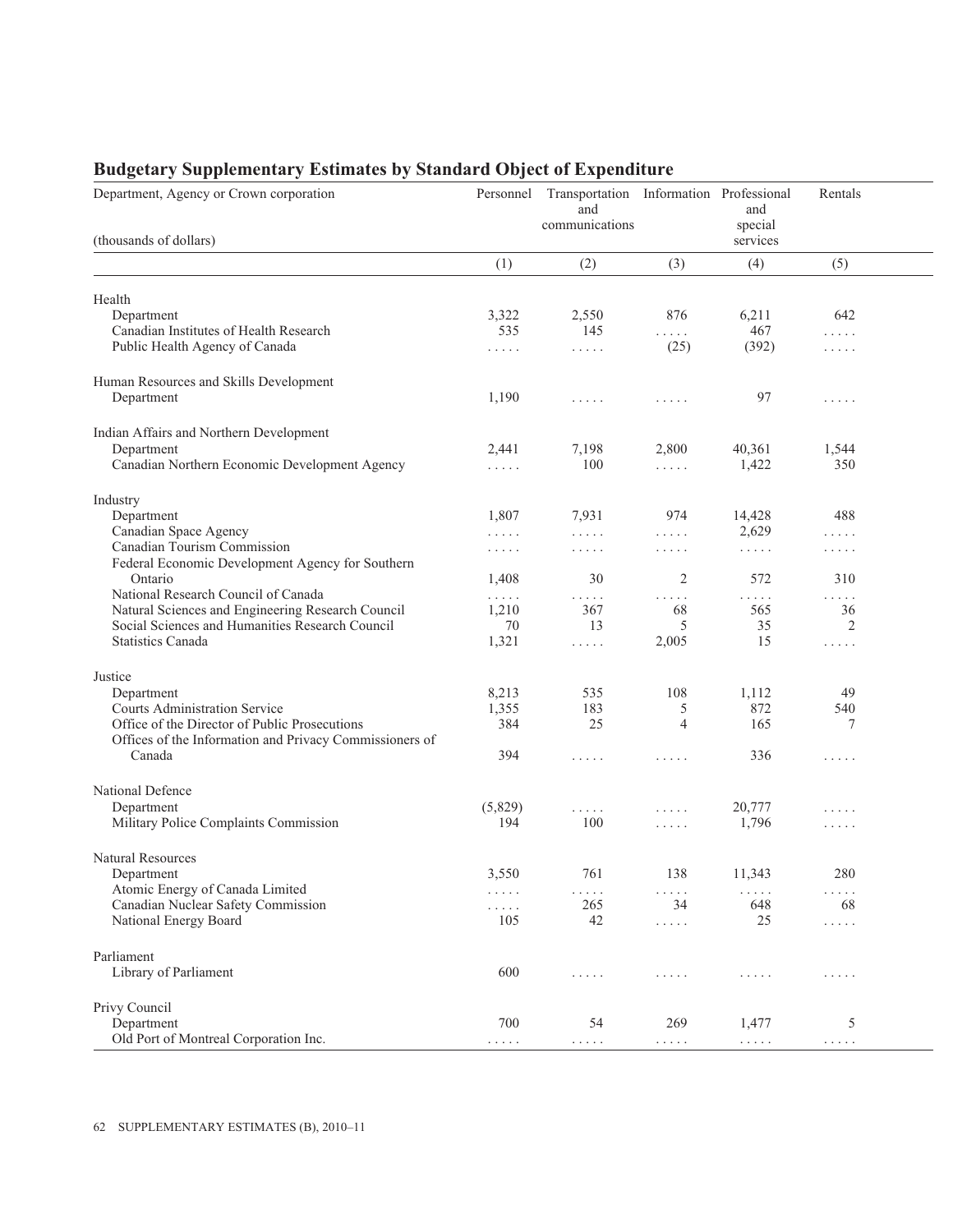## Budgetary Supplementary Estimates by Standard Object of Expenditure

| Department, Agency or Crown corporation (thousands of dollars) | Personnel | Transportation and communications | Information | Professional and special services | Rentals |
|---|---|---|---|---|---|
| | (1) | (2) | (3) | (4) | (5) |
| **Health** | | | | | |
| Department | 3,322 | 2,550 | 876 | 6,211 | 642 |
| Canadian Institutes of Health Research | 535 | 145 | ..... | 467 | ..... |
| Public Health Agency of Canada | ..... | ..... | (25) | (392) | ..... |
| **Human Resources and Skills Development** | | | | | |
| Department | 1,190 | ..... | ..... | 97 | ..... |
| **Indian Affairs and Northern Development** | | | | | |
| Department | 2,441 | 7,198 | 2,800 | 40,361 | 1,544 |
| Canadian Northern Economic Development Agency | ..... | 100 | ..... | 1,422 | 350 |
| **Industry** | | | | | |
| Department | 1,807 | 7,931 | 974 | 14,428 | 488 |
| Canadian Space Agency | ..... | ..... | ..... | 2,629 | ..... |
| Canadian Tourism Commission | ..... | ..... | ..... | ..... | ..... |
| Federal Economic Development Agency for Southern Ontario | 1,408 | 30 | 2 | 572 | 310 |
| National Research Council of Canada | ..... | ..... | ..... | ..... | ..... |
| Natural Sciences and Engineering Research Council | 1,210 | 367 | 68 | 565 | 36 |
| Social Sciences and Humanities Research Council | 70 | 13 | 5 | 35 | 2 |
| Statistics Canada | 1,321 | ..... | 2,005 | 15 | ..... |
| **Justice** | | | | | |
| Department | 8,213 | 535 | 108 | 1,112 | 49 |
| Courts Administration Service | 1,355 | 183 | 5 | 872 | 540 |
| Office of the Director of Public Prosecutions | 384 | 25 | 4 | 165 | 7 |
| Offices of the Information and Privacy Commissioners of Canada | 394 | ..... | ..... | 336 | ..... |
| **National Defence** | | | | | |
| Department | (5,829) | ..... | ..... | 20,777 | ..... |
| Military Police Complaints Commission | 194 | 100 | ..... | 1,796 | ..... |
| **Natural Resources** | | | | | |
| Department | 3,550 | 761 | 138 | 11,343 | 280 |
| Atomic Energy of Canada Limited | ..... | ..... | ..... | ..... | ..... |
| Canadian Nuclear Safety Commission | ..... | 265 | 34 | 648 | 68 |
| National Energy Board | 105 | 42 | ..... | 25 | ..... |
| **Parliament** | | | | | |
| Library of Parliament | 600 | ..... | ..... | ..... | ..... |
| **Privy Council** | | | | | |
| Department | 700 | 54 | 269 | 1,477 | 5 |
| Old Port of Montreal Corporation Inc. | ..... | ..... | ..... | ..... | ..... |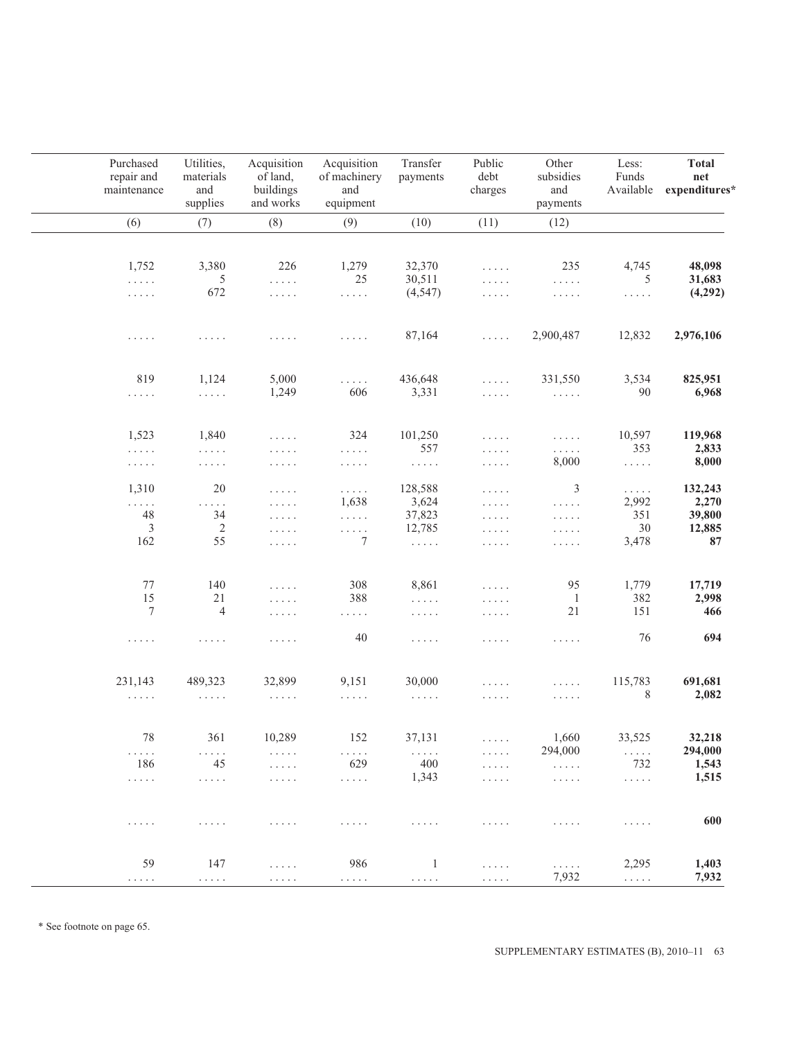| Purchased repair and maintenance | Utilities, materials and supplies | Acquisition of land, buildings and works | Acquisition of machinery and equipment | Transfer payments | Public debt charges | Other subsidies and payments | Less: Funds Available | **Total net expenditures*** |
|---|---|---|---|---|---|---|---|---|
| (6) | (7) | (8) | (9) | (10) | (11) | (12) | | |
| 1,752 | 3,380 | 226 | 1,279 | 32,370 | ..... | 235 | 4,745 | **48,098** |
| ..... | 5 | ..... | 25 | 30,511 | ..... | ..... | 5 | **31,683** |
| ..... | 672 | ..... | ..... | (4,547) | ..... | ..... | ..... | **(4,292)** |
| ..... | ..... | ..... | ..... | 87,164 | ..... | 2,900,487 | 12,832 | **2,976,106** |
| 819 | 1,124 | 5,000 | ..... | 436,648 | ..... | 331,550 | 3,534 | **825,951** |
| ..... | ..... | 1,249 | 606 | 3,331 | ..... | ..... | 90 | **6,968** |
| 1,523 | 1,840 | ..... | 324 | 101,250 | ..... | ..... | 10,597 | **119,968** |
| ..... | ..... | ..... | ..... | 557 | ..... | ..... | 353 | **2,833** |
| ..... | ..... | ..... | ..... | ..... | ..... | 8,000 | ..... | **8,000** |
| 1,310 | 20 | ..... | ..... | 128,588 | ..... | 3 | ..... | **132,243** |
| ..... | ..... | ..... | 1,638 | 3,624 | ..... | ..... | 2,992 | **2,270** |
| 48 | 34 | ..... | ..... | 37,823 | ..... | ..... | 351 | **39,800** |
| 3 | 2 | ..... | ..... | 12,785 | ..... | ..... | 30 | **12,885** |
| 162 | 55 | ..... | 7 | ..... | ..... | ..... | 3,478 | **87** |
| 77 | 140 | ..... | 308 | 8,861 | ..... | 95 | 1,779 | **17,719** |
| 15 | 21 | ..... | 388 | ..... | ..... | 1 | 382 | **2,998** |
| 7 | 4 | ..... | ..... | ..... | ..... | 21 | 151 | **466** |
| ..... | ..... | ..... | 40 | ..... | ..... | ..... | 76 | **694** |
| 231,143 | 489,323 | 32,899 | 9,151 | 30,000 | ..... | ..... | 115,783 | **691,681** |
| ..... | ..... | ..... | ..... | ..... | ..... | ..... | 8 | **2,082** |
| 78 | 361 | 10,289 | 152 | 37,131 | ..... | 1,660 | 33,525 | **32,218** |
| ..... | ..... | ..... | ..... | ..... | ..... | 294,000 | ..... | **294,000** |
| 186 | 45 | ..... | 629 | 400 | ..... | ..... | 732 | **1,543** |
| ..... | ..... | ..... | ..... | 1,343 | ..... | ..... | ..... | **1,515** |
| ..... | ..... | ..... | ..... | ..... | ..... | ..... | ..... | **600** |
| 59 | 147 | ..... | 986 | 1 | ..... | ..... | 2,295 | **1,403** |
| ..... | ..... | ..... | ..... | ..... | ..... | 7,932 | ..... | **7,932** |

* See footnote on page 65.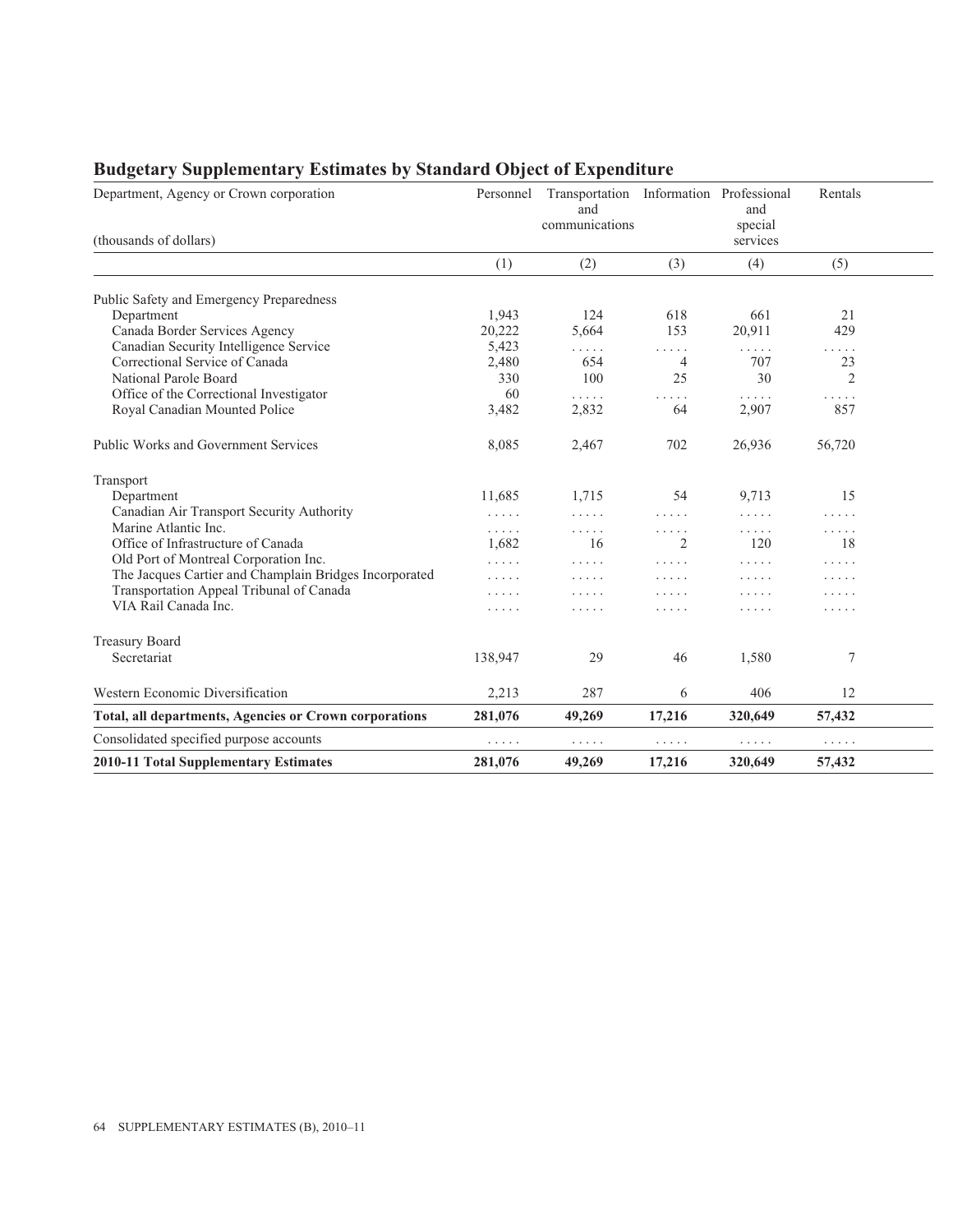## Budgetary Supplementary Estimates by Standard Object of Expenditure

| Department, Agency or Crown corporation (thousands of dollars) | Personnel | Transportation and communications | Information | Professional and special services | Rentals |
|---|---|---|---|---|---|
| | (1) | (2) | (3) | (4) | (5) |
| Public Safety and Emergency Preparedness | | | | | |
| Department | 1,943 | 124 | 618 | 661 | 21 |
| Canada Border Services Agency | 20,222 | 5,664 | 153 | 20,911 | 429 |
| Canadian Security Intelligence Service | 5,423 | ..... | ..... | ..... | ..... |
| Correctional Service of Canada | 2,480 | 654 | 4 | 707 | 23 |
| National Parole Board | 330 | 100 | 25 | 30 | 2 |
| Office of the Correctional Investigator | 60 | ..... | ..... | ..... | ..... |
| Royal Canadian Mounted Police | 3,482 | 2,832 | 64 | 2,907 | 857 |
| Public Works and Government Services | 8,085 | 2,467 | 702 | 26,936 | 56,720 |
| Transport | | | | | |
| Department | 11,685 | 1,715 | 54 | 9,713 | 15 |
| Canadian Air Transport Security Authority | ..... | ..... | ..... | ..... | ..... |
| Marine Atlantic Inc. | ..... | ..... | ..... | ..... | ..... |
| Office of Infrastructure of Canada | 1,682 | 16 | 2 | 120 | 18 |
| Old Port of Montreal Corporation Inc. | ..... | ..... | ..... | ..... | ..... |
| The Jacques Cartier and Champlain Bridges Incorporated | ..... | ..... | ..... | ..... | ..... |
| Transportation Appeal Tribunal of Canada | ..... | ..... | ..... | ..... | ..... |
| VIA Rail Canada Inc. | ..... | ..... | ..... | ..... | ..... |
| Treasury Board | | | | | |
| Secretariat | 138,947 | 29 | 46 | 1,580 | 7 |
| Western Economic Diversification | 2,213 | 287 | 6 | 406 | 12 |
| **Total, all departments, Agencies or Crown corporations** | **281,076** | **49,269** | **17,216** | **320,649** | **57,432** |
| Consolidated specified purpose accounts | ..... | ..... | ..... | ..... | ..... |
| **2010-11 Total Supplementary Estimates** | **281,076** | **49,269** | **17,216** | **320,649** | **57,432** |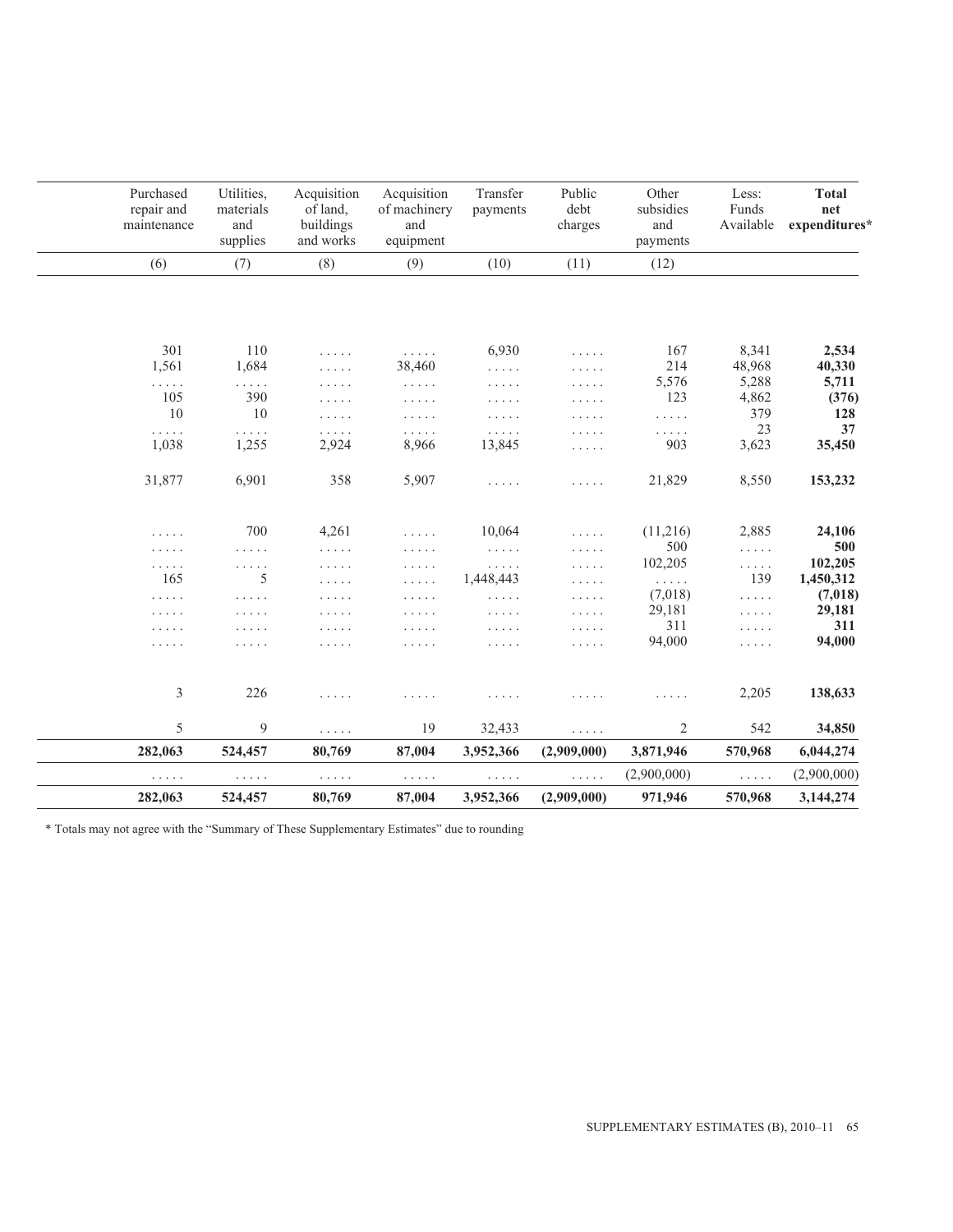| Purchased repair and maintenance | Utilities, materials and supplies | Acquisition of land, buildings and works | Acquisition of machinery and equipment | Transfer payments | Public debt charges | Other subsidies and payments | Less: Funds Available | **Total net expenditures*** |
|---|---|---|---|---|---|---|---|---|
| (6) | (7) | (8) | (9) | (10) | (11) | (12) | | |
| 301 | 110 | ..... | ..... | 6,930 | ..... | 167 | 8,341 | **2,534** |
| 1,561 | 1,684 | ..... | 38,460 | ..... | ..... | 214 | 48,968 | **40,330** |
| ..... | ..... | ..... | ..... | ..... | ..... | 5,576 | 5,288 | **5,711** |
| 105 | 390 | ..... | ..... | ..... | ..... | 123 | 4,862 | **(376)** |
| 10 | 10 | ..... | ..... | ..... | ..... | ..... | 379 | **128** |
| ..... | ..... | ..... | ..... | ..... | ..... | ..... | 23 | **37** |
| 1,038 | 1,255 | 2,924 | 8,966 | 13,845 | ..... | 903 | 3,623 | **35,450** |
| 31,877 | 6,901 | 358 | 5,907 | ..... | ..... | 21,829 | 8,550 | **153,232** |
| ..... | 700 | 4,261 | ..... | 10,064 | ..... | (11,216) | 2,885 | **24,106** |
| ..... | ..... | ..... | ..... | ..... | ..... | 500 | ..... | **500** |
| ..... | ..... | ..... | ..... | ..... | ..... | 102,205 | ..... | **102,205** |
| 165 | 5 | ..... | ..... | 1,448,443 | ..... | ..... | 139 | **1,450,312** |
| ..... | ..... | ..... | ..... | ..... | ..... | (7,018) | ..... | **(7,018)** |
| ..... | ..... | ..... | ..... | ..... | ..... | 29,181 | ..... | **29,181** |
| ..... | ..... | ..... | ..... | ..... | ..... | 311 | ..... | **311** |
| ..... | ..... | ..... | ..... | ..... | ..... | 94,000 | ..... | **94,000** |
| 3 | 226 | ..... | ..... | ..... | ..... | ..... | 2,205 | **138,633** |
| 5 | 9 | ..... | 19 | 32,433 | ..... | 2 | 542 | **34,850** |
| **282,063** | **524,457** | **80,769** | **87,004** | **3,952,366** | **(2,909,000)** | **3,871,946** | **570,968** | **6,044,274** |
| ..... | ..... | ..... | ..... | ..... | ..... | (2,900,000) | ..... | (2,900,000) |
| **282,063** | **524,457** | **80,769** | **87,004** | **3,952,366** | **(2,909,000)** | **971,946** | **570,968** | **3,144,274** |

* Totals may not agree with the "Summary of These Supplementary Estimates" due to rounding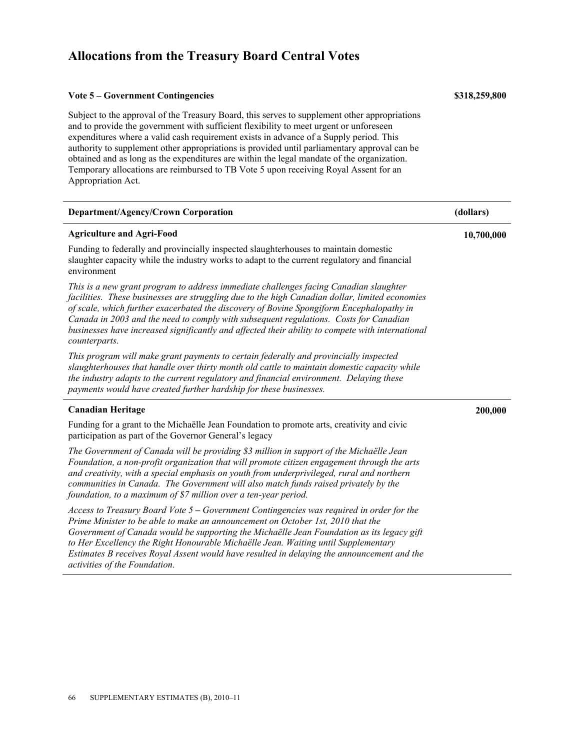# Allocations from the Treasury Board Central Votes

**Vote 5 – Government Contingencies** **$318,259,800**

Subject to the approval of the Treasury Board, this serves to supplement other appropriations and to provide the government with sufficient flexibility to meet urgent or unforeseen expenditures where a valid cash requirement exists in advance of a Supply period. This authority to supplement other appropriations is provided until parliamentary approval can be obtained and as long as the expenditures are within the legal mandate of the organization. Temporary allocations are reimbursed to TB Vote 5 upon receiving Royal Assent for an Appropriation Act.

| Department/Agency/Crown Corporation | (dollars) |
|---|---|
| **Agriculture and Agri-Food** | **10,700,000** |

Funding to federally and provincially inspected slaughterhouses to maintain domestic slaughter capacity while the industry works to adapt to the current regulatory and financial environment

*This is a new grant program to address immediate challenges facing Canadian slaughter facilities. These businesses are struggling due to the high Canadian dollar, limited economies of scale, which further exacerbated the discovery of Bovine Spongiform Encephalopathy in Canada in 2003 and the need to comply with subsequent regulations. Costs for Canadian businesses have increased significantly and affected their ability to compete with international counterparts.*

*This program will make grant payments to certain federally and provincially inspected slaughterhouses that handle over thirty month old cattle to maintain domestic capacity while the industry adapts to the current regulatory and financial environment. Delaying these payments would have created further hardship for these businesses.*

| | |
|---|---|
| **Canadian Heritage** | **200,000** |

Funding for a grant to the Michaëlle Jean Foundation to promote arts, creativity and civic participation as part of the Governor General's legacy

*The Government of Canada will be providing $3 million in support of the Michaëlle Jean Foundation, a non-profit organization that will promote citizen engagement through the arts and creativity, with a special emphasis on youth from underprivileged, rural and northern communities in Canada. The Government will also match funds raised privately by the foundation, to a maximum of $7 million over a ten-year period.*

*Access to Treasury Board Vote 5 – Government Contingencies was required in order for the Prime Minister to be able to make an announcement on October 1st, 2010 that the Government of Canada would be supporting the Michaëlle Jean Foundation as its legacy gift to Her Excellency the Right Honourable Michaëlle Jean. Waiting until Supplementary Estimates B receives Royal Assent would have resulted in delaying the announcement and the activities of the Foundation.*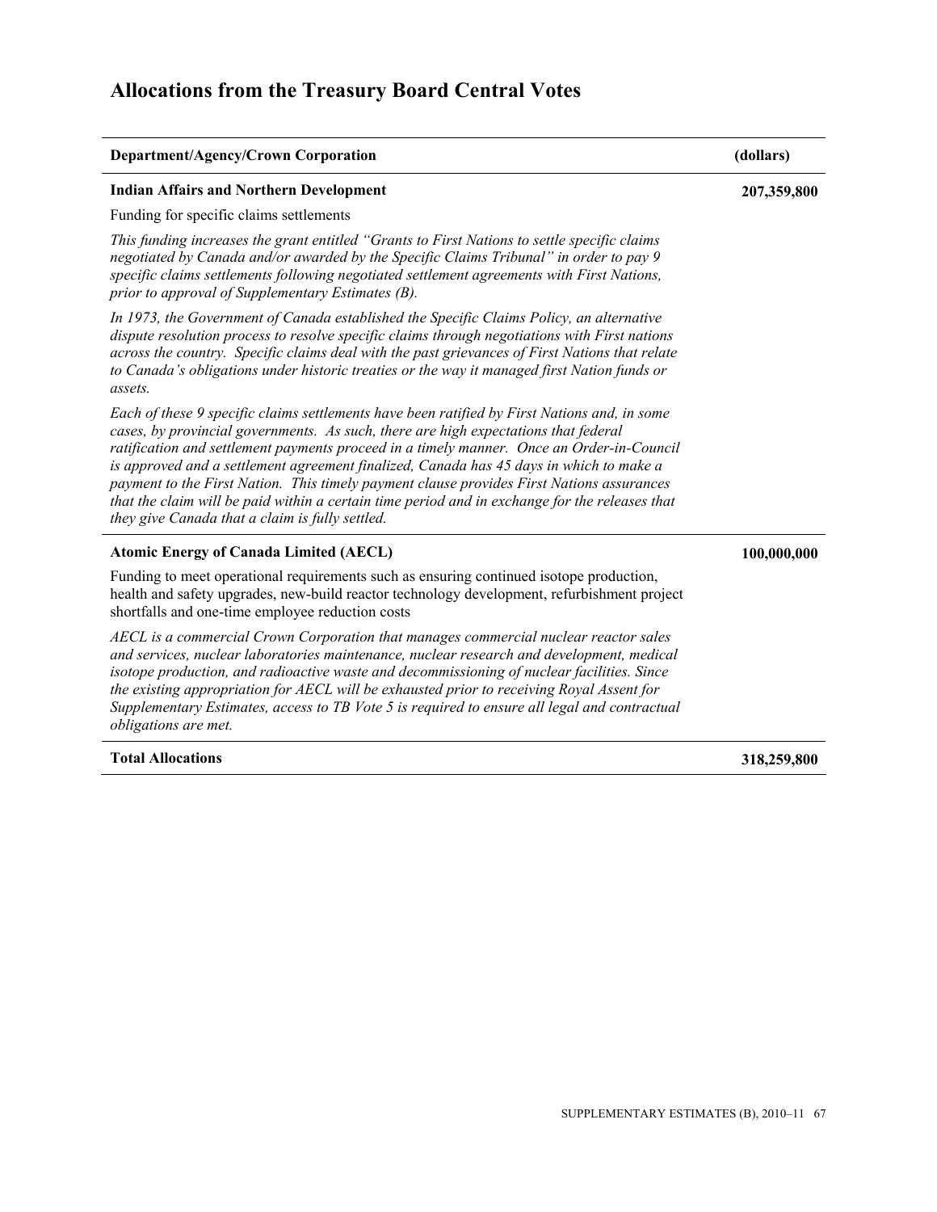# Allocations from the Treasury Board Central Votes

| Department/Agency/Crown Corporation | (dollars) |
| --- | --- |
| **Indian Affairs and Northern Development**<br>Funding for specific claims settlements<br>*This funding increases the grant entitled "Grants to First Nations to settle specific claims negotiated by Canada and/or awarded by the Specific Claims Tribunal" in order to pay 9 specific claims settlements following negotiated settlement agreements with First Nations, prior to approval of Supplementary Estimates (B).*<br>*In 1973, the Government of Canada established the Specific Claims Policy, an alternative dispute resolution process to resolve specific claims through negotiations with First nations across the country. Specific claims deal with the past grievances of First Nations that relate to Canada's obligations under historic treaties or the way it managed first Nation funds or assets.*<br>*Each of these 9 specific claims settlements have been ratified by First Nations and, in some cases, by provincial governments. As such, there are high expectations that federal ratification and settlement payments proceed in a timely manner. Once an Order-in-Council is approved and a settlement agreement finalized, Canada has 45 days in which to make a payment to the First Nation. This timely payment clause provides First Nations assurances that the claim will be paid within a certain time period and in exchange for the releases that they give Canada that a claim is fully settled.* | **207,359,800** |
| **Atomic Energy of Canada Limited (AECL)**<br>Funding to meet operational requirements such as ensuring continued isotope production, health and safety upgrades, new-build reactor technology development, refurbishment project shortfalls and one-time employee reduction costs<br>*AECL is a commercial Crown Corporation that manages commercial nuclear reactor sales and services, nuclear laboratories maintenance, nuclear research and development, medical isotope production, and radioactive waste and decommissioning of nuclear facilities. Since the existing appropriation for AECL will be exhausted prior to receiving Royal Assent for Supplementary Estimates, access to TB Vote 5 is required to ensure all legal and contractual obligations are met.* | **100,000,000** |
| **Total Allocations** | **318,259,800** |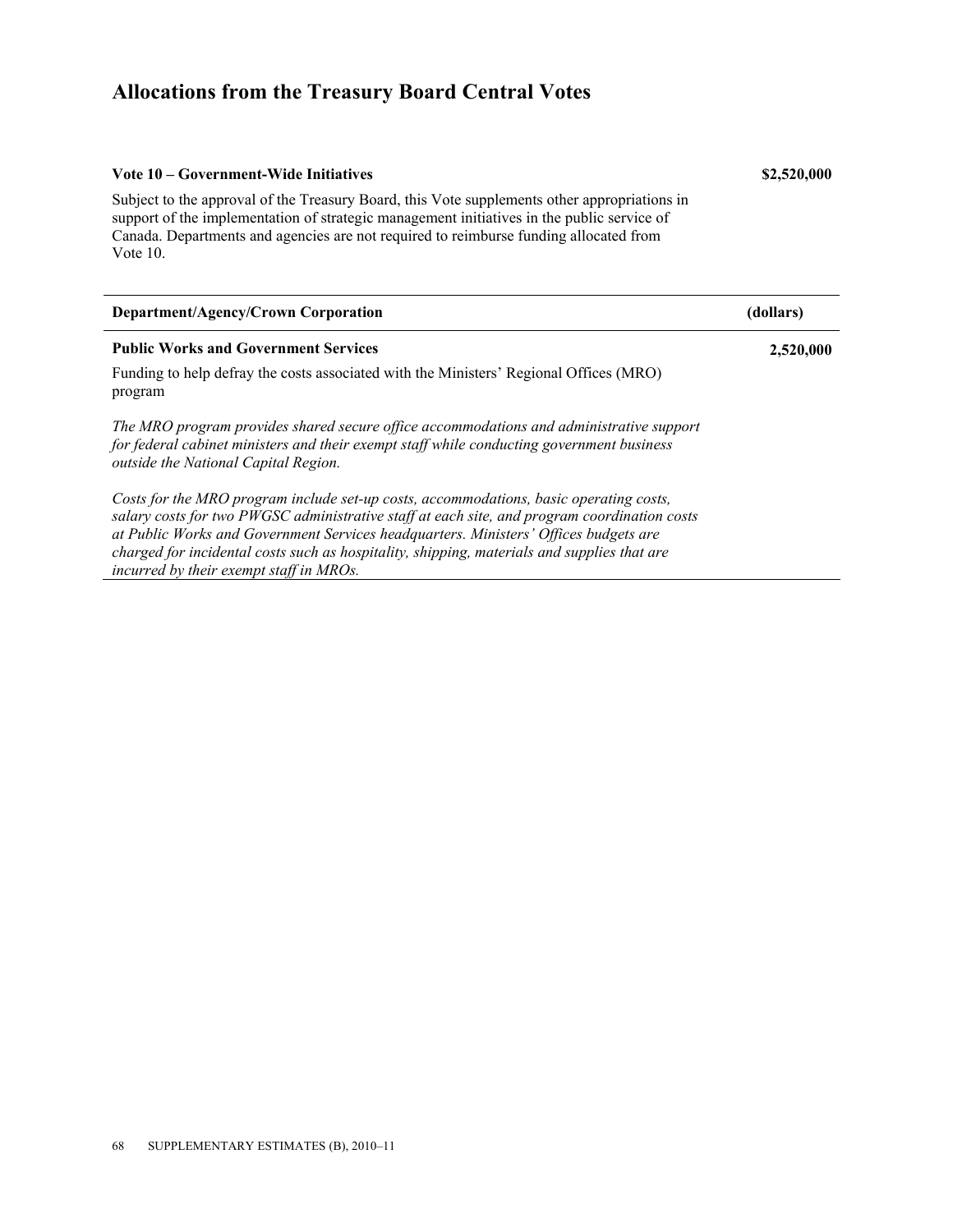# Allocations from the Treasury Board Central Votes

**Vote 10 – Government-Wide Initiatives** **$2,520,000**

Subject to the approval of the Treasury Board, this Vote supplements other appropriations in support of the implementation of strategic management initiatives in the public service of Canada. Departments and agencies are not required to reimburse funding allocated from Vote 10.

| Department/Agency/Crown Corporation | (dollars) |
|---|---|
| **Public Works and Government Services** | **2,520,000** |
| Funding to help defray the costs associated with the Ministers' Regional Offices (MRO) program | |
| *The MRO program provides shared secure office accommodations and administrative support for federal cabinet ministers and their exempt staff while conducting government business outside the National Capital Region.* | |
| *Costs for the MRO program include set-up costs, accommodations, basic operating costs, salary costs for two PWGSC administrative staff at each site, and program coordination costs at Public Works and Government Services headquarters. Ministers' Offices budgets are charged for incidental costs such as hospitality, shipping, materials and supplies that are incurred by their exempt staff in MROs.* | |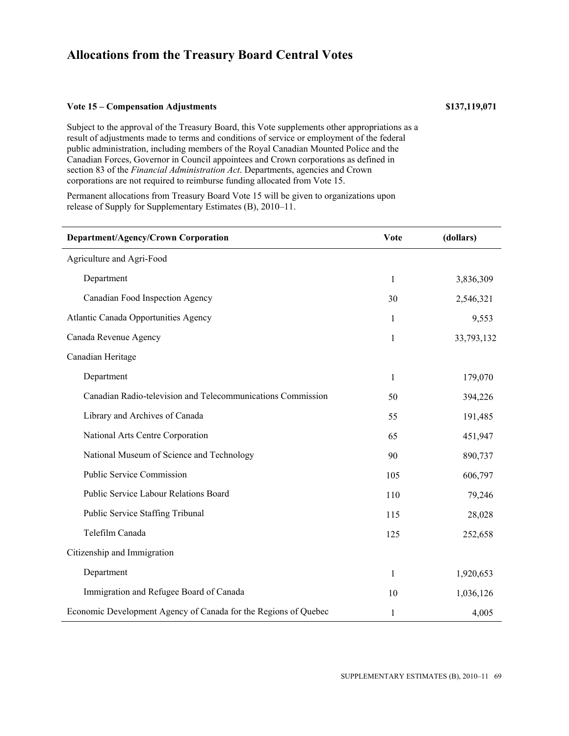# Allocations from the Treasury Board Central Votes

**Vote 15 – Compensation Adjustments** **$137,119,071**

Subject to the approval of the Treasury Board, this Vote supplements other appropriations as a result of adjustments made to terms and conditions of service or employment of the federal public administration, including members of the Royal Canadian Mounted Police and the Canadian Forces, Governor in Council appointees and Crown corporations as defined in section 83 of the *Financial Administration Act*. Departments, agencies and Crown corporations are not required to reimburse funding allocated from Vote 15.

Permanent allocations from Treasury Board Vote 15 will be given to organizations upon release of Supply for Supplementary Estimates (B), 2010–11.

| Department/Agency/Crown Corporation | Vote | (dollars) |
|---|---|---|
| Agriculture and Agri-Food | | |
| Department | 1 | 3,836,309 |
| Canadian Food Inspection Agency | 30 | 2,546,321 |
| Atlantic Canada Opportunities Agency | 1 | 9,553 |
| Canada Revenue Agency | 1 | 33,793,132 |
| Canadian Heritage | | |
| Department | 1 | 179,070 |
| Canadian Radio-television and Telecommunications Commission | 50 | 394,226 |
| Library and Archives of Canada | 55 | 191,485 |
| National Arts Centre Corporation | 65 | 451,947 |
| National Museum of Science and Technology | 90 | 890,737 |
| Public Service Commission | 105 | 606,797 |
| Public Service Labour Relations Board | 110 | 79,246 |
| Public Service Staffing Tribunal | 115 | 28,028 |
| Telefilm Canada | 125 | 252,658 |
| Citizenship and Immigration | | |
| Department | 1 | 1,920,653 |
| Immigration and Refugee Board of Canada | 10 | 1,036,126 |
| Economic Development Agency of Canada for the Regions of Quebec | 1 | 4,005 |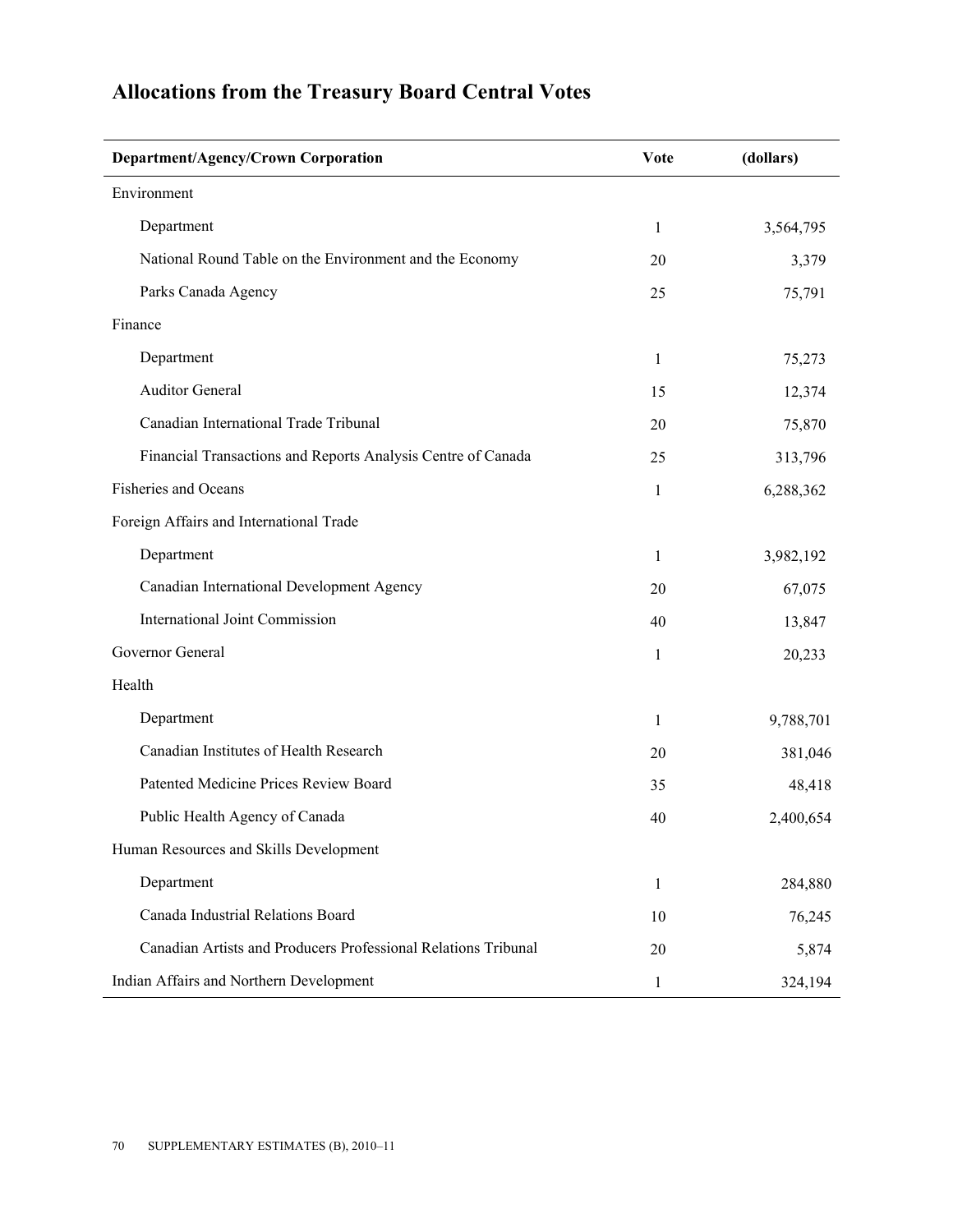## Allocations from the Treasury Board Central Votes

| Department/Agency/Crown Corporation | Vote | (dollars) |
|---|---|---|
| Environment | | |
| Department | 1 | 3,564,795 |
| National Round Table on the Environment and the Economy | 20 | 3,379 |
| Parks Canada Agency | 25 | 75,791 |
| Finance | | |
| Department | 1 | 75,273 |
| Auditor General | 15 | 12,374 |
| Canadian International Trade Tribunal | 20 | 75,870 |
| Financial Transactions and Reports Analysis Centre of Canada | 25 | 313,796 |
| Fisheries and Oceans | 1 | 6,288,362 |
| Foreign Affairs and International Trade | | |
| Department | 1 | 3,982,192 |
| Canadian International Development Agency | 20 | 67,075 |
| International Joint Commission | 40 | 13,847 |
| Governor General | 1 | 20,233 |
| Health | | |
| Department | 1 | 9,788,701 |
| Canadian Institutes of Health Research | 20 | 381,046 |
| Patented Medicine Prices Review Board | 35 | 48,418 |
| Public Health Agency of Canada | 40 | 2,400,654 |
| Human Resources and Skills Development | | |
| Department | 1 | 284,880 |
| Canada Industrial Relations Board | 10 | 76,245 |
| Canadian Artists and Producers Professional Relations Tribunal | 20 | 5,874 |
| Indian Affairs and Northern Development | 1 | 324,194 |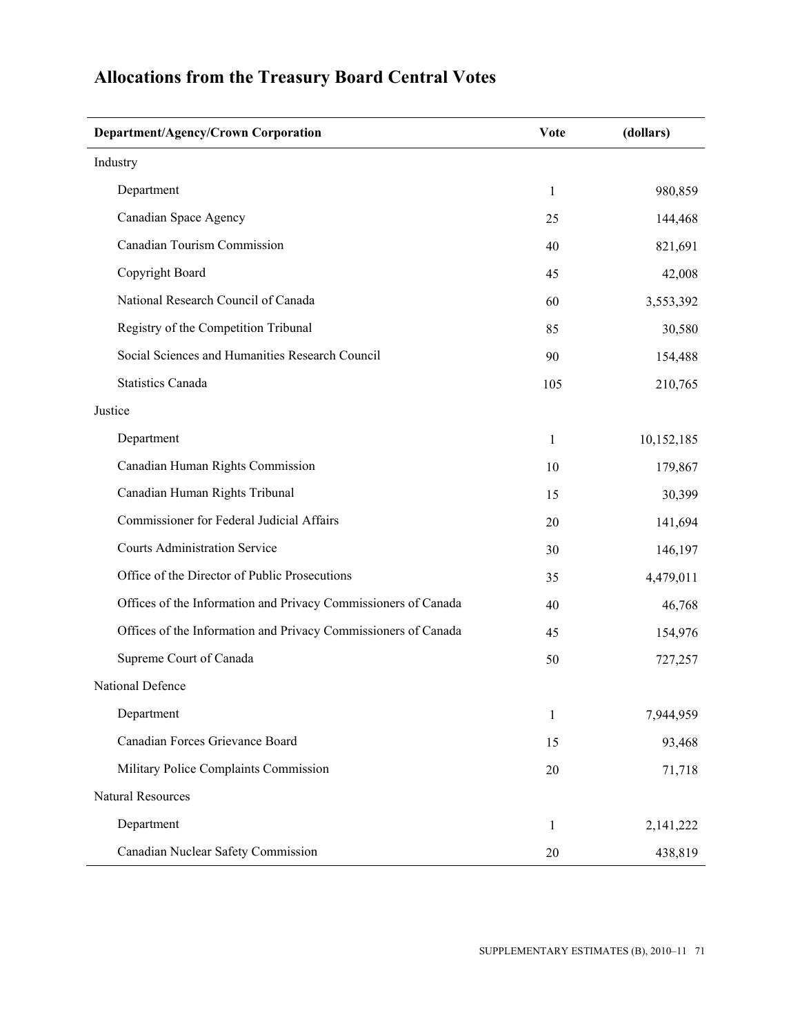## Allocations from the Treasury Board Central Votes

| Department/Agency/Crown Corporation | Vote | (dollars) |
| --- | --- | --- |
| Industry | | |
| Department | 1 | 980,859 |
| Canadian Space Agency | 25 | 144,468 |
| Canadian Tourism Commission | 40 | 821,691 |
| Copyright Board | 45 | 42,008 |
| National Research Council of Canada | 60 | 3,553,392 |
| Registry of the Competition Tribunal | 85 | 30,580 |
| Social Sciences and Humanities Research Council | 90 | 154,488 |
| Statistics Canada | 105 | 210,765 |
| Justice | | |
| Department | 1 | 10,152,185 |
| Canadian Human Rights Commission | 10 | 179,867 |
| Canadian Human Rights Tribunal | 15 | 30,399 |
| Commissioner for Federal Judicial Affairs | 20 | 141,694 |
| Courts Administration Service | 30 | 146,197 |
| Office of the Director of Public Prosecutions | 35 | 4,479,011 |
| Offices of the Information and Privacy Commissioners of Canada | 40 | 46,768 |
| Offices of the Information and Privacy Commissioners of Canada | 45 | 154,976 |
| Supreme Court of Canada | 50 | 727,257 |
| National Defence | | |
| Department | 1 | 7,944,959 |
| Canadian Forces Grievance Board | 15 | 93,468 |
| Military Police Complaints Commission | 20 | 71,718 |
| Natural Resources | | |
| Department | 1 | 2,141,222 |
| Canadian Nuclear Safety Commission | 20 | 438,819 |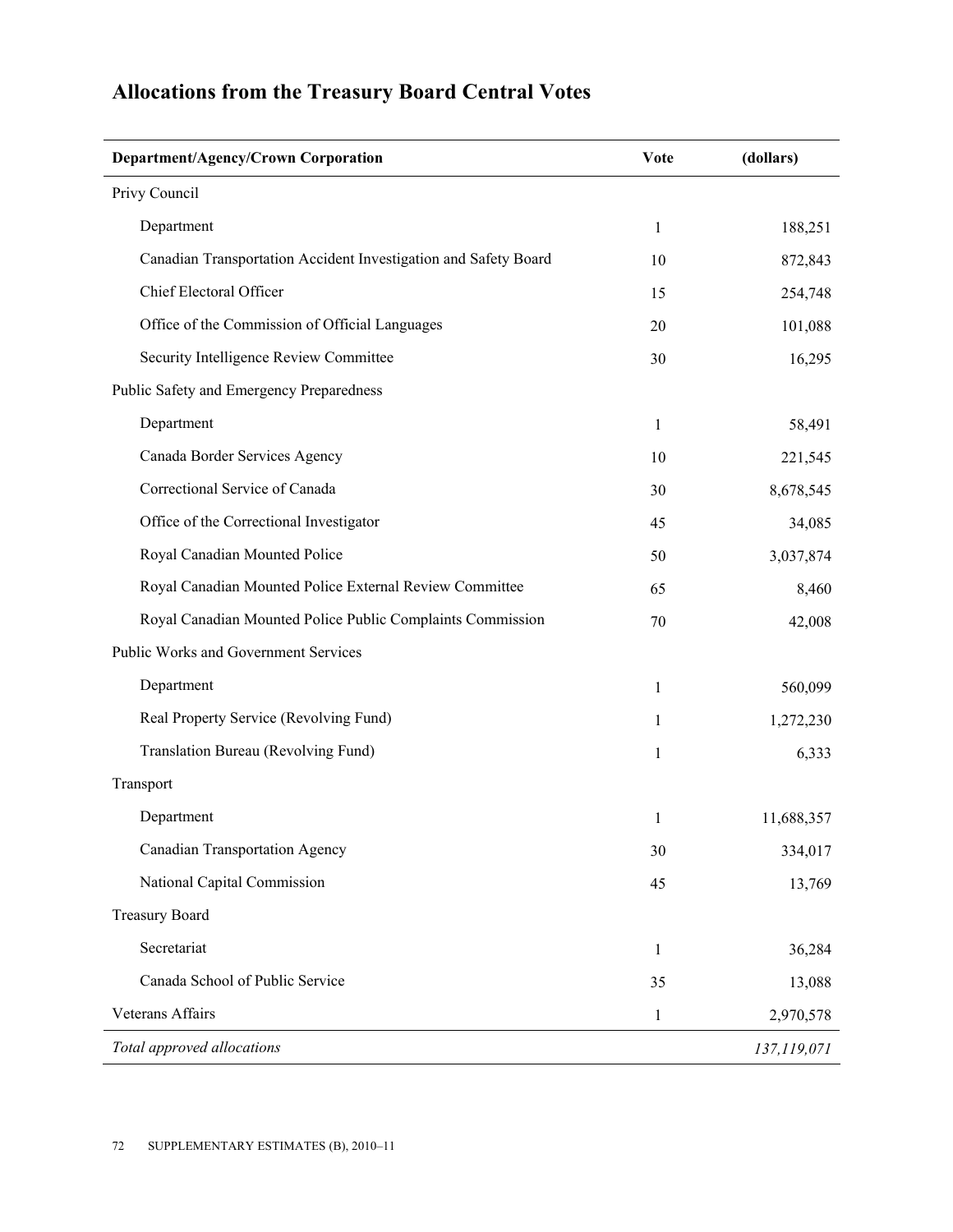## Allocations from the Treasury Board Central Votes

| Department/Agency/Crown Corporation | Vote | (dollars) |
|---|---|---|
| Privy Council | | |
| Department | 1 | 188,251 |
| Canadian Transportation Accident Investigation and Safety Board | 10 | 872,843 |
| Chief Electoral Officer | 15 | 254,748 |
| Office of the Commission of Official Languages | 20 | 101,088 |
| Security Intelligence Review Committee | 30 | 16,295 |
| Public Safety and Emergency Preparedness | | |
| Department | 1 | 58,491 |
| Canada Border Services Agency | 10 | 221,545 |
| Correctional Service of Canada | 30 | 8,678,545 |
| Office of the Correctional Investigator | 45 | 34,085 |
| Royal Canadian Mounted Police | 50 | 3,037,874 |
| Royal Canadian Mounted Police External Review Committee | 65 | 8,460 |
| Royal Canadian Mounted Police Public Complaints Commission | 70 | 42,008 |
| Public Works and Government Services | | |
| Department | 1 | 560,099 |
| Real Property Service (Revolving Fund) | 1 | 1,272,230 |
| Translation Bureau (Revolving Fund) | 1 | 6,333 |
| Transport | | |
| Department | 1 | 11,688,357 |
| Canadian Transportation Agency | 30 | 334,017 |
| National Capital Commission | 45 | 13,769 |
| Treasury Board | | |
| Secretariat | 1 | 36,284 |
| Canada School of Public Service | 35 | 13,088 |
| Veterans Affairs | 1 | 2,970,578 |
| *Total approved allocations* | | *137,119,071* |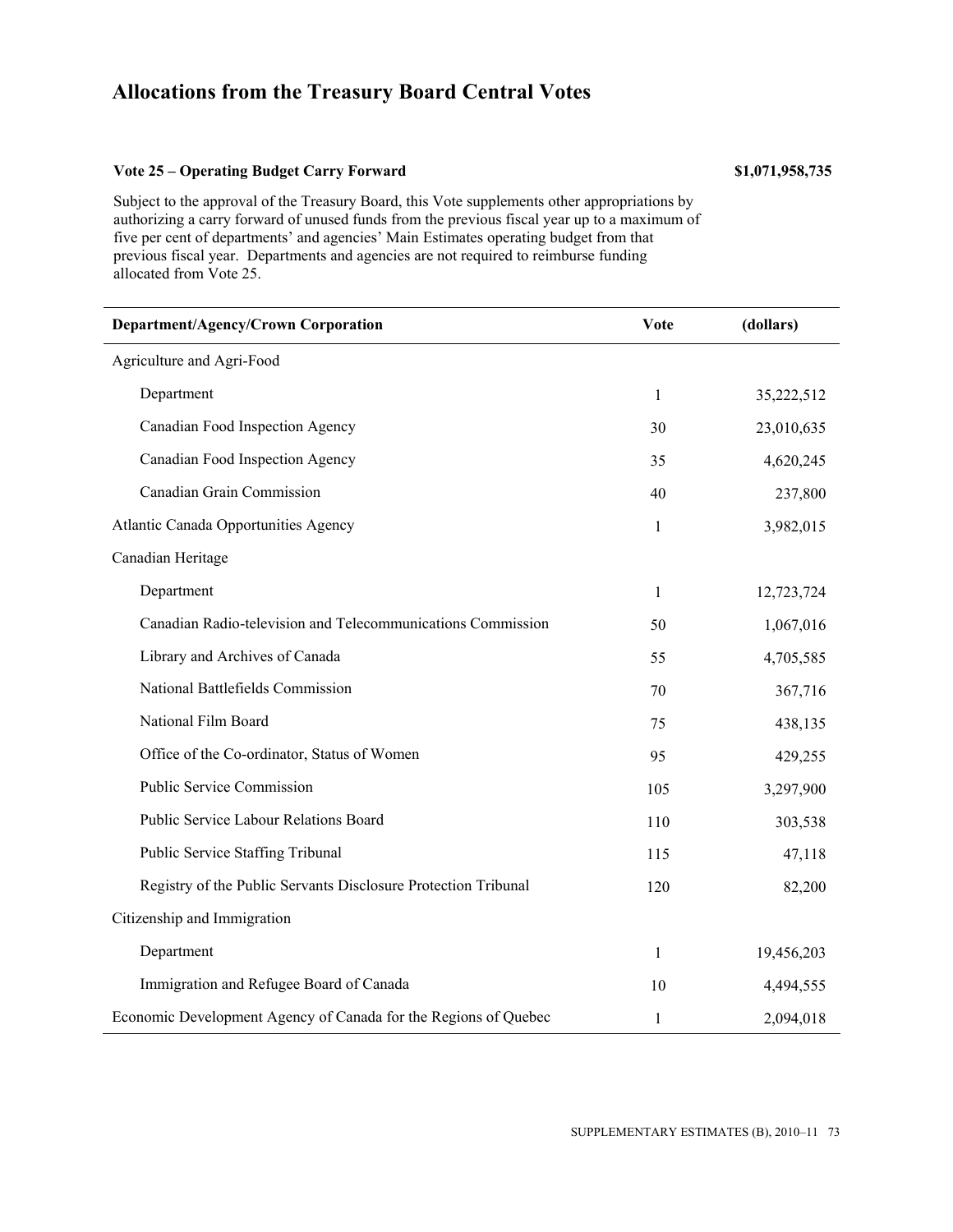# Allocations from the Treasury Board Central Votes

**Vote 25 – Operating Budget Carry Forward** **$1,071,958,735**

Subject to the approval of the Treasury Board, this Vote supplements other appropriations by authorizing a carry forward of unused funds from the previous fiscal year up to a maximum of five per cent of departments' and agencies' Main Estimates operating budget from that previous fiscal year. Departments and agencies are not required to reimburse funding allocated from Vote 25.

| Department/Agency/Crown Corporation | Vote | (dollars) |
|---|---|---|
| Agriculture and Agri-Food | | |
| Department | 1 | 35,222,512 |
| Canadian Food Inspection Agency | 30 | 23,010,635 |
| Canadian Food Inspection Agency | 35 | 4,620,245 |
| Canadian Grain Commission | 40 | 237,800 |
| Atlantic Canada Opportunities Agency | 1 | 3,982,015 |
| Canadian Heritage | | |
| Department | 1 | 12,723,724 |
| Canadian Radio-television and Telecommunications Commission | 50 | 1,067,016 |
| Library and Archives of Canada | 55 | 4,705,585 |
| National Battlefields Commission | 70 | 367,716 |
| National Film Board | 75 | 438,135 |
| Office of the Co-ordinator, Status of Women | 95 | 429,255 |
| Public Service Commission | 105 | 3,297,900 |
| Public Service Labour Relations Board | 110 | 303,538 |
| Public Service Staffing Tribunal | 115 | 47,118 |
| Registry of the Public Servants Disclosure Protection Tribunal | 120 | 82,200 |
| Citizenship and Immigration | | |
| Department | 1 | 19,456,203 |
| Immigration and Refugee Board of Canada | 10 | 4,494,555 |
| Economic Development Agency of Canada for the Regions of Quebec | 1 | 2,094,018 |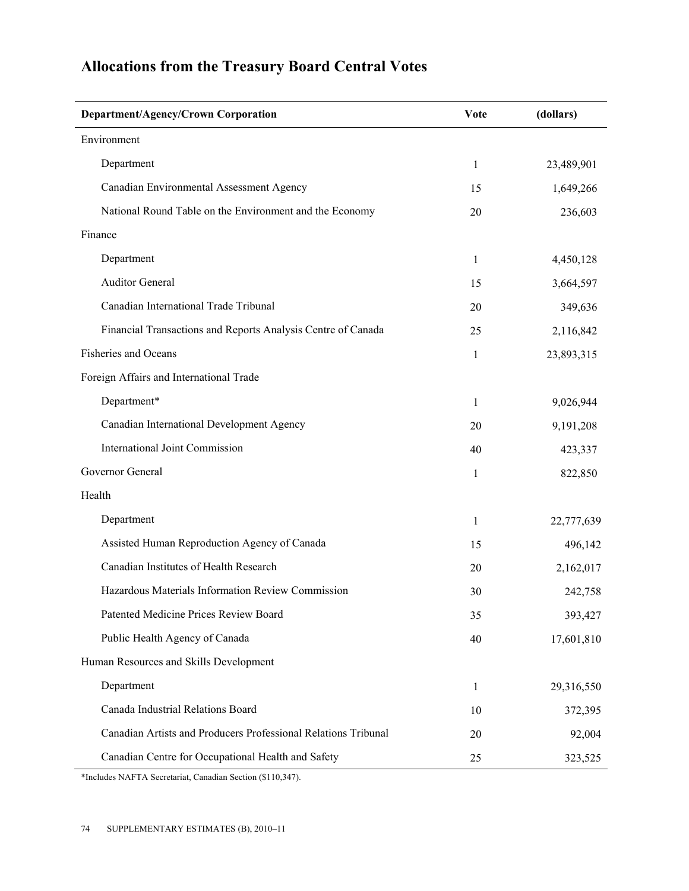# Allocations from the Treasury Board Central Votes

| Department/Agency/Crown Corporation | Vote | (dollars) |
|---|---|---|
| Environment | | |
| Department | 1 | 23,489,901 |
| Canadian Environmental Assessment Agency | 15 | 1,649,266 |
| National Round Table on the Environment and the Economy | 20 | 236,603 |
| Finance | | |
| Department | 1 | 4,450,128 |
| Auditor General | 15 | 3,664,597 |
| Canadian International Trade Tribunal | 20 | 349,636 |
| Financial Transactions and Reports Analysis Centre of Canada | 25 | 2,116,842 |
| Fisheries and Oceans | 1 | 23,893,315 |
| Foreign Affairs and International Trade | | |
| Department* | 1 | 9,026,944 |
| Canadian International Development Agency | 20 | 9,191,208 |
| International Joint Commission | 40 | 423,337 |
| Governor General | 1 | 822,850 |
| Health | | |
| Department | 1 | 22,777,639 |
| Assisted Human Reproduction Agency of Canada | 15 | 496,142 |
| Canadian Institutes of Health Research | 20 | 2,162,017 |
| Hazardous Materials Information Review Commission | 30 | 242,758 |
| Patented Medicine Prices Review Board | 35 | 393,427 |
| Public Health Agency of Canada | 40 | 17,601,810 |
| Human Resources and Skills Development | | |
| Department | 1 | 29,316,550 |
| Canada Industrial Relations Board | 10 | 372,395 |
| Canadian Artists and Producers Professional Relations Tribunal | 20 | 92,004 |
| Canadian Centre for Occupational Health and Safety | 25 | 323,525 |

*Includes NAFTA Secretariat, Canadian Section ($110,347).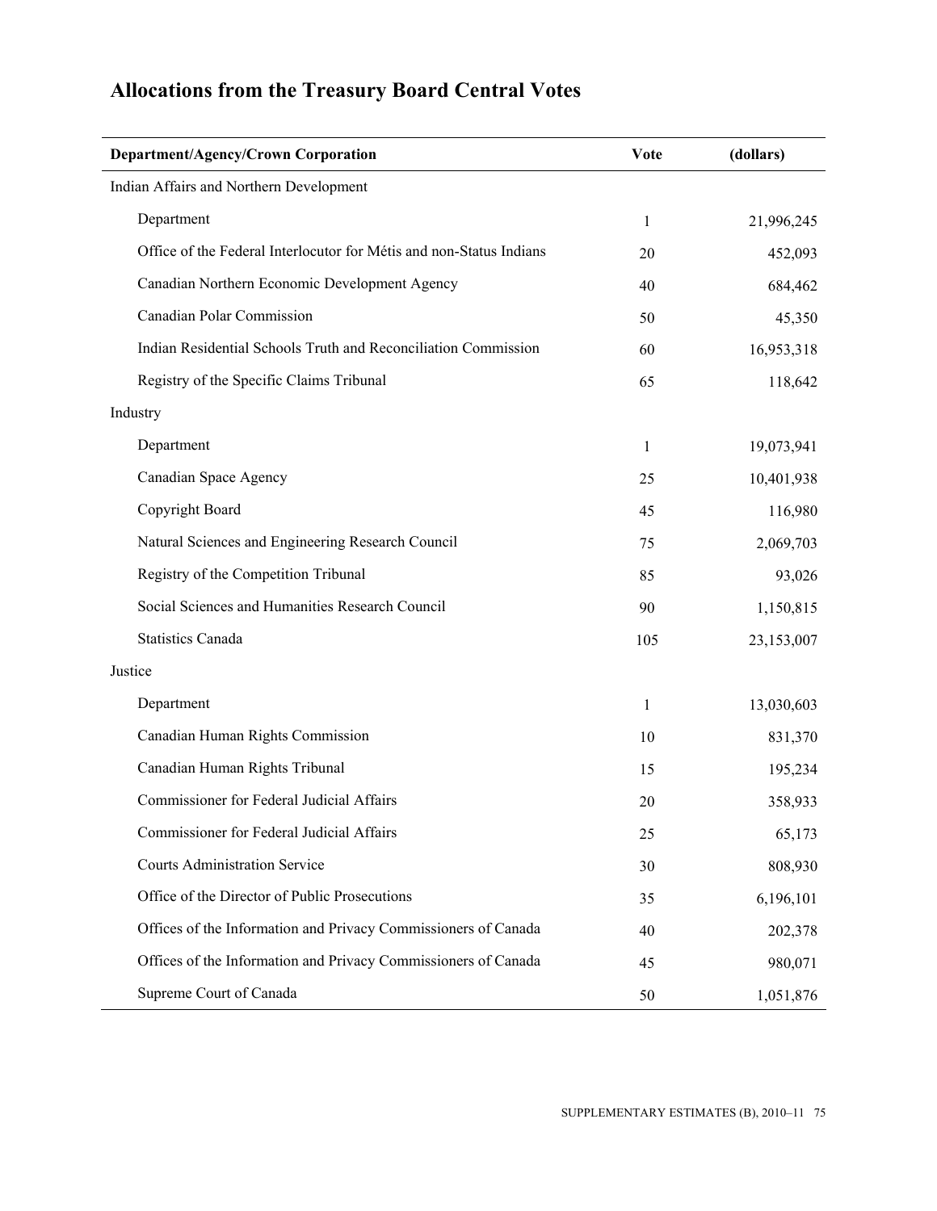## Allocations from the Treasury Board Central Votes

| Department/Agency/Crown Corporation | Vote | (dollars) |
|---|---|---|
| Indian Affairs and Northern Development | | |
| Department | 1 | 21,996,245 |
| Office of the Federal Interlocutor for Métis and non-Status Indians | 20 | 452,093 |
| Canadian Northern Economic Development Agency | 40 | 684,462 |
| Canadian Polar Commission | 50 | 45,350 |
| Indian Residential Schools Truth and Reconciliation Commission | 60 | 16,953,318 |
| Registry of the Specific Claims Tribunal | 65 | 118,642 |
| Industry | | |
| Department | 1 | 19,073,941 |
| Canadian Space Agency | 25 | 10,401,938 |
| Copyright Board | 45 | 116,980 |
| Natural Sciences and Engineering Research Council | 75 | 2,069,703 |
| Registry of the Competition Tribunal | 85 | 93,026 |
| Social Sciences and Humanities Research Council | 90 | 1,150,815 |
| Statistics Canada | 105 | 23,153,007 |
| Justice | | |
| Department | 1 | 13,030,603 |
| Canadian Human Rights Commission | 10 | 831,370 |
| Canadian Human Rights Tribunal | 15 | 195,234 |
| Commissioner for Federal Judicial Affairs | 20 | 358,933 |
| Commissioner for Federal Judicial Affairs | 25 | 65,173 |
| Courts Administration Service | 30 | 808,930 |
| Office of the Director of Public Prosecutions | 35 | 6,196,101 |
| Offices of the Information and Privacy Commissioners of Canada | 40 | 202,378 |
| Offices of the Information and Privacy Commissioners of Canada | 45 | 980,071 |
| Supreme Court of Canada | 50 | 1,051,876 |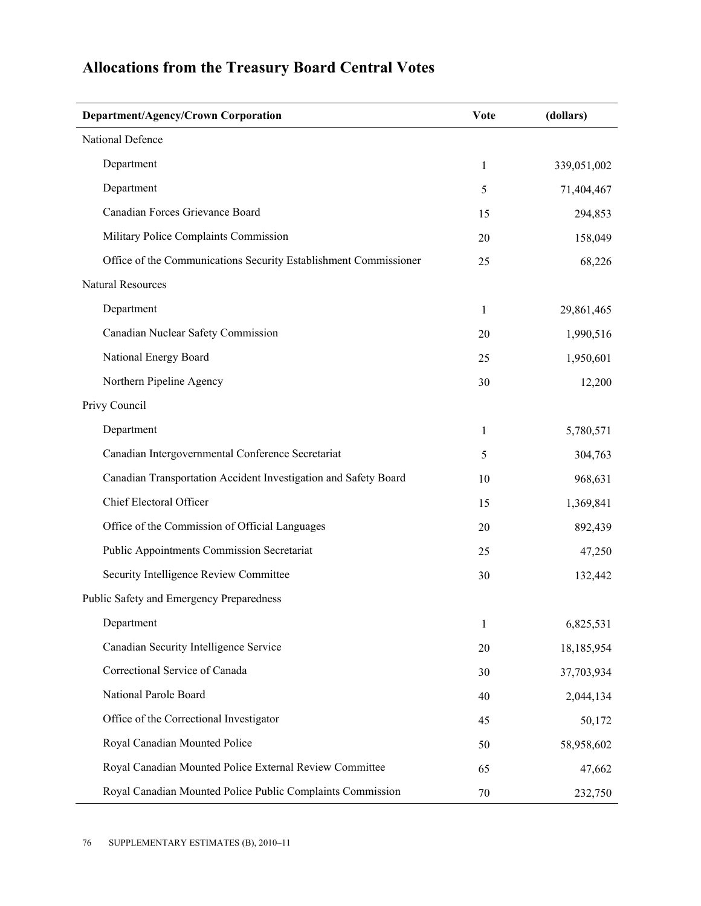# Allocations from the Treasury Board Central Votes

| Department/Agency/Crown Corporation | Vote | (dollars) |
|---|---|---|
| National Defence | | |
| Department | 1 | 339,051,002 |
| Department | 5 | 71,404,467 |
| Canadian Forces Grievance Board | 15 | 294,853 |
| Military Police Complaints Commission | 20 | 158,049 |
| Office of the Communications Security Establishment Commissioner | 25 | 68,226 |
| Natural Resources | | |
| Department | 1 | 29,861,465 |
| Canadian Nuclear Safety Commission | 20 | 1,990,516 |
| National Energy Board | 25 | 1,950,601 |
| Northern Pipeline Agency | 30 | 12,200 |
| Privy Council | | |
| Department | 1 | 5,780,571 |
| Canadian Intergovernmental Conference Secretariat | 5 | 304,763 |
| Canadian Transportation Accident Investigation and Safety Board | 10 | 968,631 |
| Chief Electoral Officer | 15 | 1,369,841 |
| Office of the Commission of Official Languages | 20 | 892,439 |
| Public Appointments Commission Secretariat | 25 | 47,250 |
| Security Intelligence Review Committee | 30 | 132,442 |
| Public Safety and Emergency Preparedness | | |
| Department | 1 | 6,825,531 |
| Canadian Security Intelligence Service | 20 | 18,185,954 |
| Correctional Service of Canada | 30 | 37,703,934 |
| National Parole Board | 40 | 2,044,134 |
| Office of the Correctional Investigator | 45 | 50,172 |
| Royal Canadian Mounted Police | 50 | 58,958,602 |
| Royal Canadian Mounted Police External Review Committee | 65 | 47,662 |
| Royal Canadian Mounted Police Public Complaints Commission | 70 | 232,750 |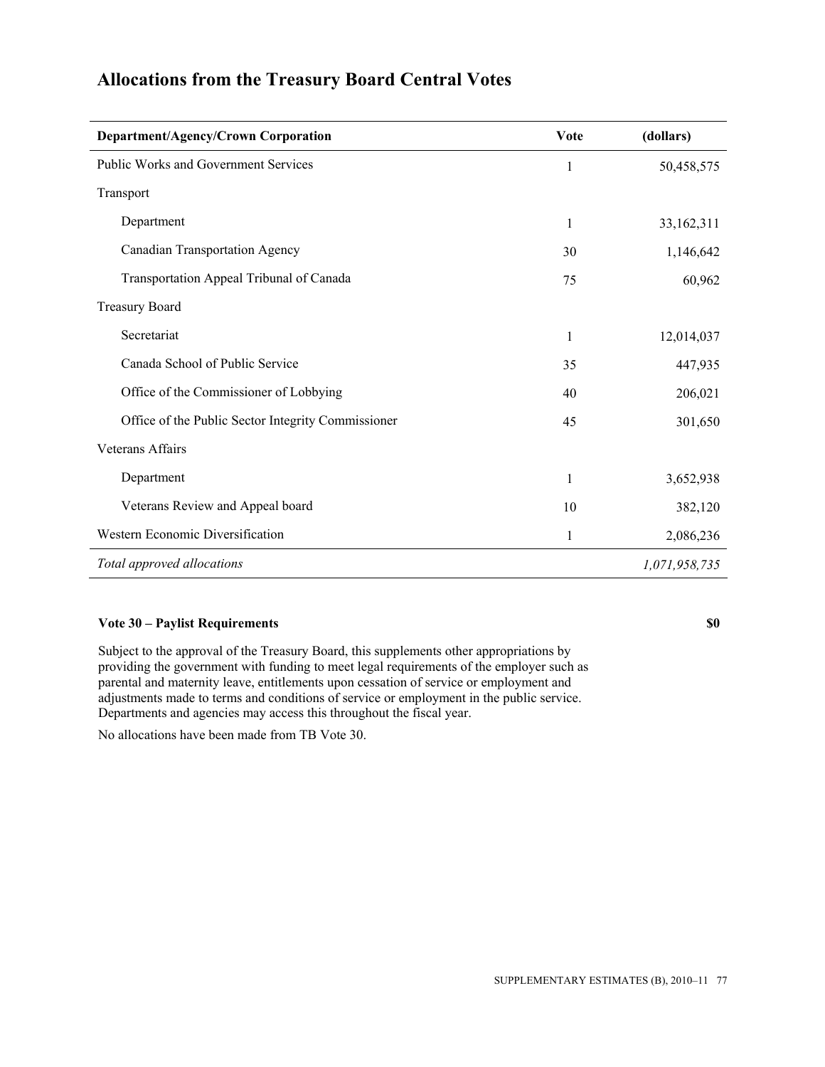## Allocations from the Treasury Board Central Votes

| Department/Agency/Crown Corporation | Vote | (dollars) |
|---|---|---|
| Public Works and Government Services | 1 | 50,458,575 |
| Transport | | |
| Department | 1 | 33,162,311 |
| Canadian Transportation Agency | 30 | 1,146,642 |
| Transportation Appeal Tribunal of Canada | 75 | 60,962 |
| Treasury Board | | |
| Secretariat | 1 | 12,014,037 |
| Canada School of Public Service | 35 | 447,935 |
| Office of the Commissioner of Lobbying | 40 | 206,021 |
| Office of the Public Sector Integrity Commissioner | 45 | 301,650 |
| Veterans Affairs | | |
| Department | 1 | 3,652,938 |
| Veterans Review and Appeal board | 10 | 382,120 |
| Western Economic Diversification | 1 | 2,086,236 |
| *Total approved allocations* | | *1,071,958,735* |

**Vote 30 – Paylist Requirements** **$0**

Subject to the approval of the Treasury Board, this supplements other appropriations by providing the government with funding to meet legal requirements of the employer such as parental and maternity leave, entitlements upon cessation of service or employment and adjustments made to terms and conditions of service or employment in the public service. Departments and agencies may access this throughout the fiscal year.

No allocations have been made from TB Vote 30.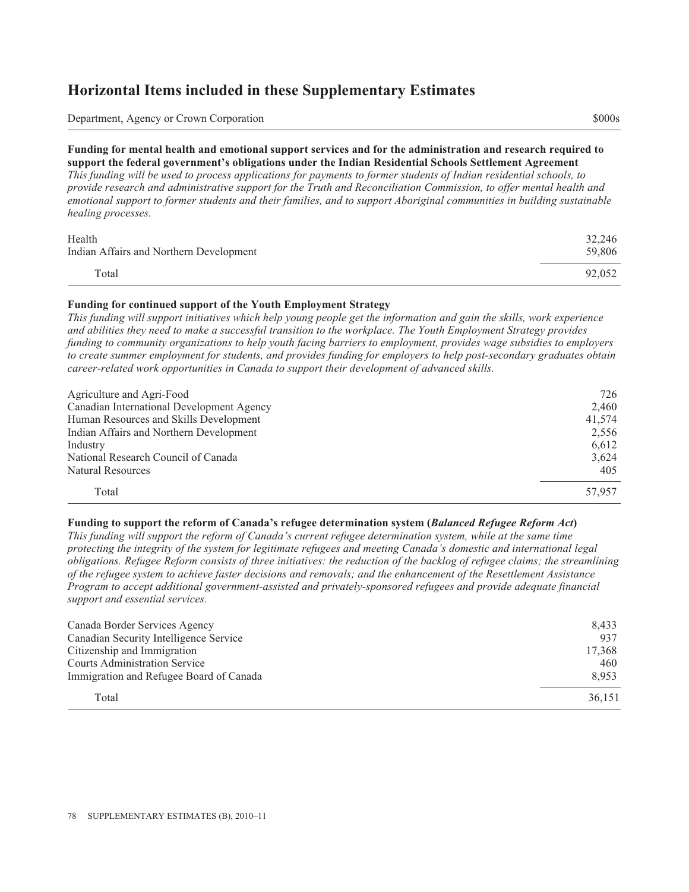# Horizontal Items included in these Supplementary Estimates

| Department, Agency or Crown Corporation | $000s |
|---|---|

**Funding for mental health and emotional support services and for the administration and research required to support the federal government's obligations under the Indian Residential Schools Settlement Agreement**

*This funding will be used to process applications for payments to former students of Indian residential schools, to provide research and administrative support for the Truth and Reconciliation Commission, to offer mental health and emotional support to former students and their families, and to support Aboriginal communities in building sustainable healing processes.*

| Department, Agency or Crown Corporation | $000s |
|---|---|
| Health | 32,246 |
| Indian Affairs and Northern Development | 59,806 |
| Total | 92,052 |

**Funding for continued support of the Youth Employment Strategy**

*This funding will support initiatives which help young people get the information and gain the skills, work experience and abilities they need to make a successful transition to the workplace. The Youth Employment Strategy provides funding to community organizations to help youth facing barriers to employment, provides wage subsidies to employers to create summer employment for students, and provides funding for employers to help post-secondary graduates obtain career-related work opportunities in Canada to support their development of advanced skills.*

| Department, Agency or Crown Corporation | $000s |
|---|---|
| Agriculture and Agri-Food | 726 |
| Canadian International Development Agency | 2,460 |
| Human Resources and Skills Development | 41,574 |
| Indian Affairs and Northern Development | 2,556 |
| Industry | 6,612 |
| National Research Council of Canada | 3,624 |
| Natural Resources | 405 |
| Total | 57,957 |

**Funding to support the reform of Canada's refugee determination system (*Balanced Refugee Reform Act*)**

*This funding will support the reform of Canada's current refugee determination system, while at the same time protecting the integrity of the system for legitimate refugees and meeting Canada's domestic and international legal obligations. Refugee Reform consists of three initiatives: the reduction of the backlog of refugee claims; the streamlining of the refugee system to achieve faster decisions and removals; and the enhancement of the Resettlement Assistance Program to accept additional government-assisted and privately-sponsored refugees and provide adequate financial support and essential services.*

| Department, Agency or Crown Corporation | $000s |
|---|---|
| Canada Border Services Agency | 8,433 |
| Canadian Security Intelligence Service | 937 |
| Citizenship and Immigration | 17,368 |
| Courts Administration Service | 460 |
| Immigration and Refugee Board of Canada | 8,953 |
| Total | 36,151 |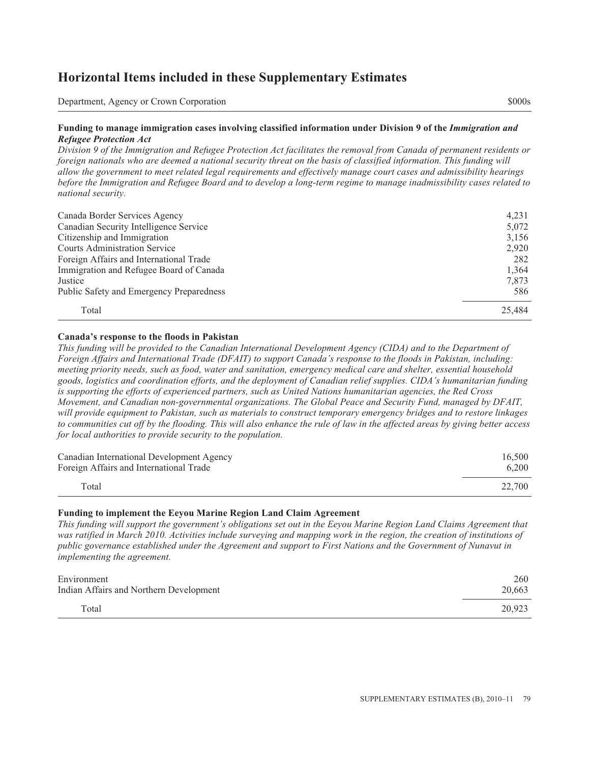## Horizontal Items included in these Supplementary Estimates

| Department, Agency or Crown Corporation | $000s |
| --- | --- |

**Funding to manage immigration cases involving classified information under Division 9 of the *Immigration and Refugee Protection Act***

*Division 9 of the Immigration and Refugee Protection Act facilitates the removal from Canada of permanent residents or foreign nationals who are deemed a national security threat on the basis of classified information. This funding will allow the government to meet related legal requirements and effectively manage court cases and admissibility hearings before the Immigration and Refugee Board and to develop a long-term regime to manage inadmissibility cases related to national security.*

| Department, Agency or Crown Corporation | $000s |
| --- | --- |
| Canada Border Services Agency | 4,231 |
| Canadian Security Intelligence Service | 5,072 |
| Citizenship and Immigration | 3,156 |
| Courts Administration Service | 2,920 |
| Foreign Affairs and International Trade | 282 |
| Immigration and Refugee Board of Canada | 1,364 |
| Justice | 7,873 |
| Public Safety and Emergency Preparedness | 586 |
| Total | 25,484 |

**Canada's response to the floods in Pakistan**

*This funding will be provided to the Canadian International Development Agency (CIDA) and to the Department of Foreign Affairs and International Trade (DFAIT) to support Canada's response to the floods in Pakistan, including: meeting priority needs, such as food, water and sanitation, emergency medical care and shelter, essential household goods, logistics and coordination efforts, and the deployment of Canadian relief supplies. CIDA's humanitarian funding is supporting the efforts of experienced partners, such as United Nations humanitarian agencies, the Red Cross Movement, and Canadian non-governmental organizations. The Global Peace and Security Fund, managed by DFAIT, will provide equipment to Pakistan, such as materials to construct temporary emergency bridges and to restore linkages to communities cut off by the flooding. This will also enhance the rule of law in the affected areas by giving better access for local authorities to provide security to the population.*

| Department, Agency or Crown Corporation | $000s |
| --- | --- |
| Canadian International Development Agency | 16,500 |
| Foreign Affairs and International Trade | 6,200 |
| Total | 22,700 |

**Funding to implement the Eeyou Marine Region Land Claim Agreement**

*This funding will support the government's obligations set out in the Eeyou Marine Region Land Claims Agreement that was ratified in March 2010. Activities include surveying and mapping work in the region, the creation of institutions of public governance established under the Agreement and support to First Nations and the Government of Nunavut in implementing the agreement.*

| Department, Agency or Crown Corporation | $000s |
| --- | --- |
| Environment | 260 |
| Indian Affairs and Northern Development | 20,663 |
| Total | 20,923 |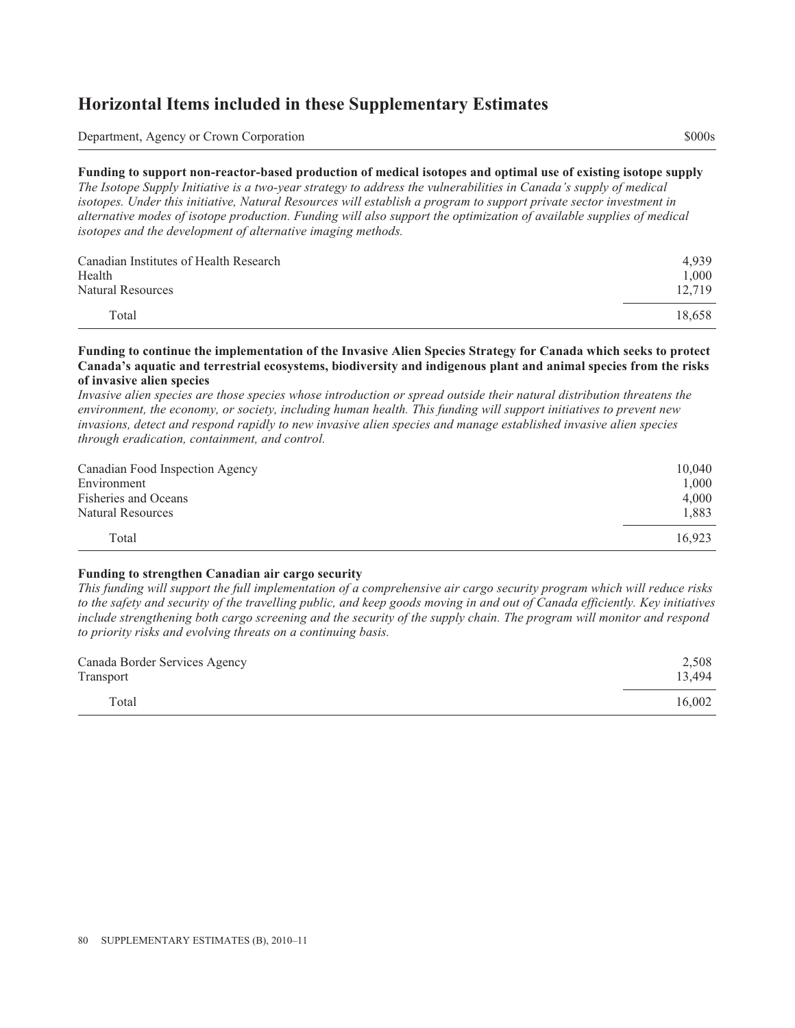## Horizontal Items included in these Supplementary Estimates

| Department, Agency or Crown Corporation | $000s |
|---|---|

**Funding to support non-reactor-based production of medical isotopes and optimal use of existing isotope supply**

*The Isotope Supply Initiative is a two-year strategy to address the vulnerabilities in Canada's supply of medical isotopes. Under this initiative, Natural Resources will establish a program to support private sector investment in alternative modes of isotope production. Funding will also support the optimization of available supplies of medical isotopes and the development of alternative imaging methods.*

| | |
|---|---|
| Canadian Institutes of Health Research | 4,939 |
| Health | 1,000 |
| Natural Resources | 12,719 |
| Total | 18,658 |

**Funding to continue the implementation of the Invasive Alien Species Strategy for Canada which seeks to protect Canada's aquatic and terrestrial ecosystems, biodiversity and indigenous plant and animal species from the risks of invasive alien species**

*Invasive alien species are those species whose introduction or spread outside their natural distribution threatens the environment, the economy, or society, including human health. This funding will support initiatives to prevent new invasions, detect and respond rapidly to new invasive alien species and manage established invasive alien species through eradication, containment, and control.*

| | |
|---|---|
| Canadian Food Inspection Agency | 10,040 |
| Environment | 1,000 |
| Fisheries and Oceans | 4,000 |
| Natural Resources | 1,883 |
| Total | 16,923 |

**Funding to strengthen Canadian air cargo security**

*This funding will support the full implementation of a comprehensive air cargo security program which will reduce risks to the safety and security of the travelling public, and keep goods moving in and out of Canada efficiently. Key initiatives include strengthening both cargo screening and the security of the supply chain. The program will monitor and respond to priority risks and evolving threats on a continuing basis.*

| | |
|---|---|
| Canada Border Services Agency | 2,508 |
| Transport | 13,494 |
| Total | 16,002 |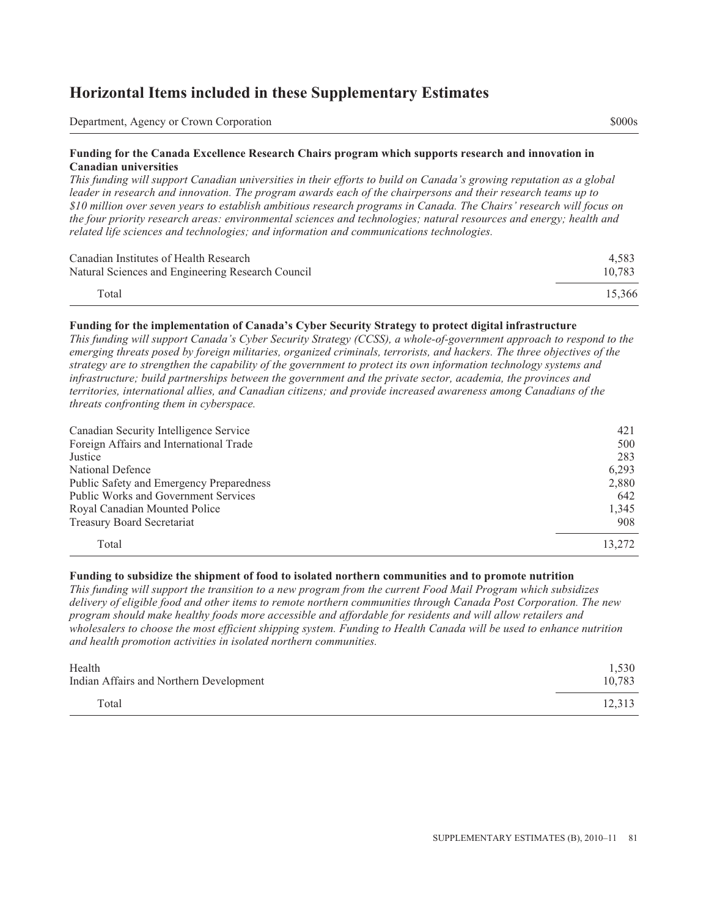## Horizontal Items included in these Supplementary Estimates

| Department, Agency or Crown Corporation | $000s |
| --- | --- |

**Funding for the Canada Excellence Research Chairs program which supports research and innovation in Canadian universities**

*This funding will support Canadian universities in their efforts to build on Canada's growing reputation as a global leader in research and innovation. The program awards each of the chairpersons and their research teams up to $10 million over seven years to establish ambitious research programs in Canada. The Chairs' research will focus on the four priority research areas: environmental sciences and technologies; natural resources and energy; health and related life sciences and technologies; and information and communications technologies.*

| Department, Agency or Crown Corporation | $000s |
| --- | --- |
| Canadian Institutes of Health Research | 4,583 |
| Natural Sciences and Engineering Research Council | 10,783 |
| Total | 15,366 |

**Funding for the implementation of Canada's Cyber Security Strategy to protect digital infrastructure**

*This funding will support Canada's Cyber Security Strategy (CCSS), a whole-of-government approach to respond to the emerging threats posed by foreign militaries, organized criminals, terrorists, and hackers. The three objectives of the strategy are to strengthen the capability of the government to protect its own information technology systems and infrastructure; build partnerships between the government and the private sector, academia, the provinces and territories, international allies, and Canadian citizens; and provide increased awareness among Canadians of the threats confronting them in cyberspace.*

| Department, Agency or Crown Corporation | $000s |
| --- | --- |
| Canadian Security Intelligence Service | 421 |
| Foreign Affairs and International Trade | 500 |
| Justice | 283 |
| National Defence | 6,293 |
| Public Safety and Emergency Preparedness | 2,880 |
| Public Works and Government Services | 642 |
| Royal Canadian Mounted Police | 1,345 |
| Treasury Board Secretariat | 908 |
| Total | 13,272 |

**Funding to subsidize the shipment of food to isolated northern communities and to promote nutrition**

*This funding will support the transition to a new program from the current Food Mail Program which subsidizes delivery of eligible food and other items to remote northern communities through Canada Post Corporation. The new program should make healthy foods more accessible and affordable for residents and will allow retailers and wholesalers to choose the most efficient shipping system. Funding to Health Canada will be used to enhance nutrition and health promotion activities in isolated northern communities.*

| Department, Agency or Crown Corporation | $000s |
| --- | --- |
| Health | 1,530 |
| Indian Affairs and Northern Development | 10,783 |
| Total | 12,313 |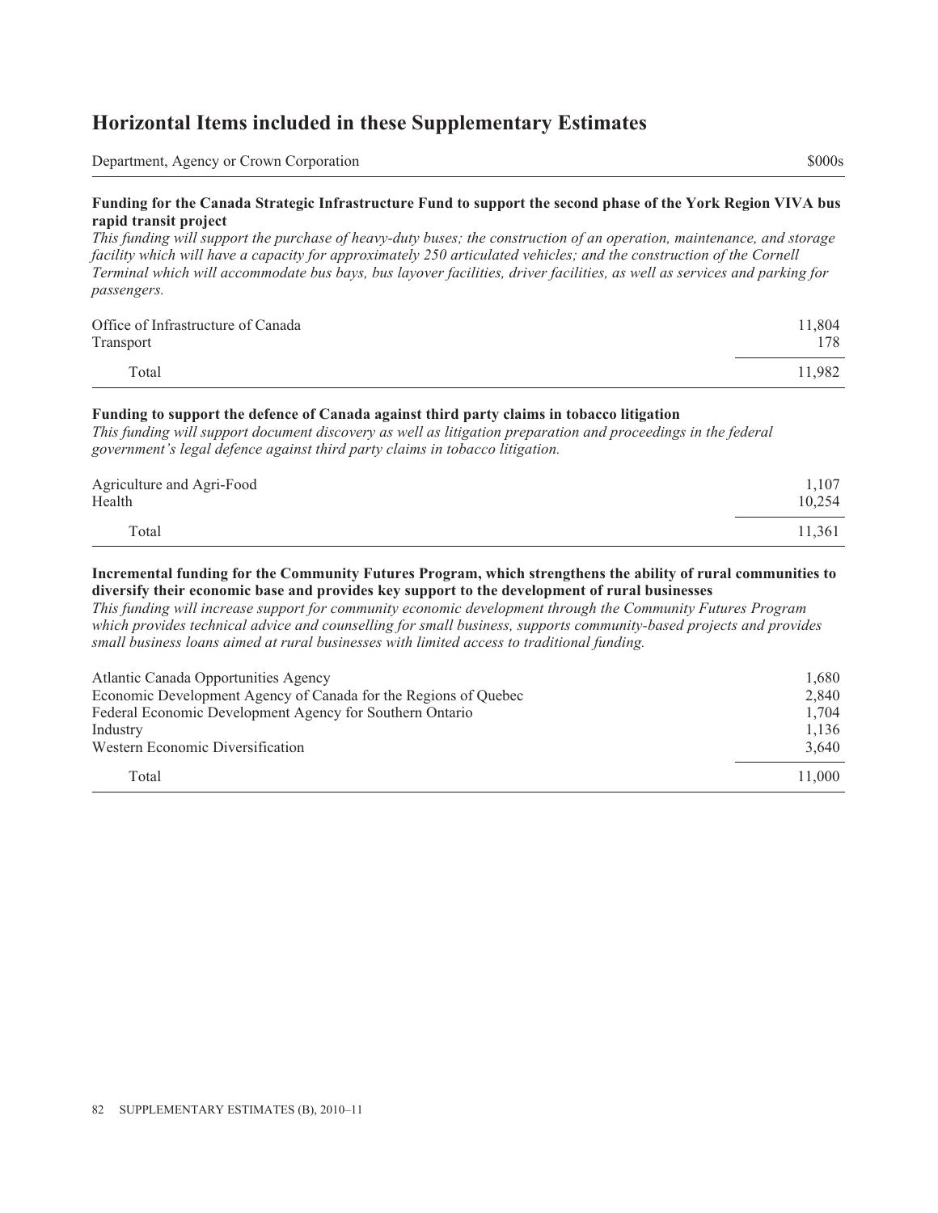## Horizontal Items included in these Supplementary Estimates

| Department, Agency or Crown Corporation | $000s |
| --- | --- |

**Funding for the Canada Strategic Infrastructure Fund to support the second phase of the York Region VIVA bus rapid transit project**

*This funding will support the purchase of heavy-duty buses; the construction of an operation, maintenance, and storage facility which will have a capacity for approximately 250 articulated vehicles; and the construction of the Cornell Terminal which will accommodate bus bays, bus layover facilities, driver facilities, as well as services and parking for passengers.*

| Department, Agency or Crown Corporation | $000s |
| --- | --- |
| Office of Infrastructure of Canada | 11,804 |
| Transport | 178 |
| Total | 11,982 |

**Funding to support the defence of Canada against third party claims in tobacco litigation**

*This funding will support document discovery as well as litigation preparation and proceedings in the federal government's legal defence against third party claims in tobacco litigation.*

| Department, Agency or Crown Corporation | $000s |
| --- | --- |
| Agriculture and Agri-Food | 1,107 |
| Health | 10,254 |
| Total | 11,361 |

**Incremental funding for the Community Futures Program, which strengthens the ability of rural communities to diversify their economic base and provides key support to the development of rural businesses**

*This funding will increase support for community economic development through the Community Futures Program which provides technical advice and counselling for small business, supports community-based projects and provides small business loans aimed at rural businesses with limited access to traditional funding.*

| Department, Agency or Crown Corporation | $000s |
| --- | --- |
| Atlantic Canada Opportunities Agency | 1,680 |
| Economic Development Agency of Canada for the Regions of Quebec | 2,840 |
| Federal Economic Development Agency for Southern Ontario | 1,704 |
| Industry | 1,136 |
| Western Economic Diversification | 3,640 |
| Total | 11,000 |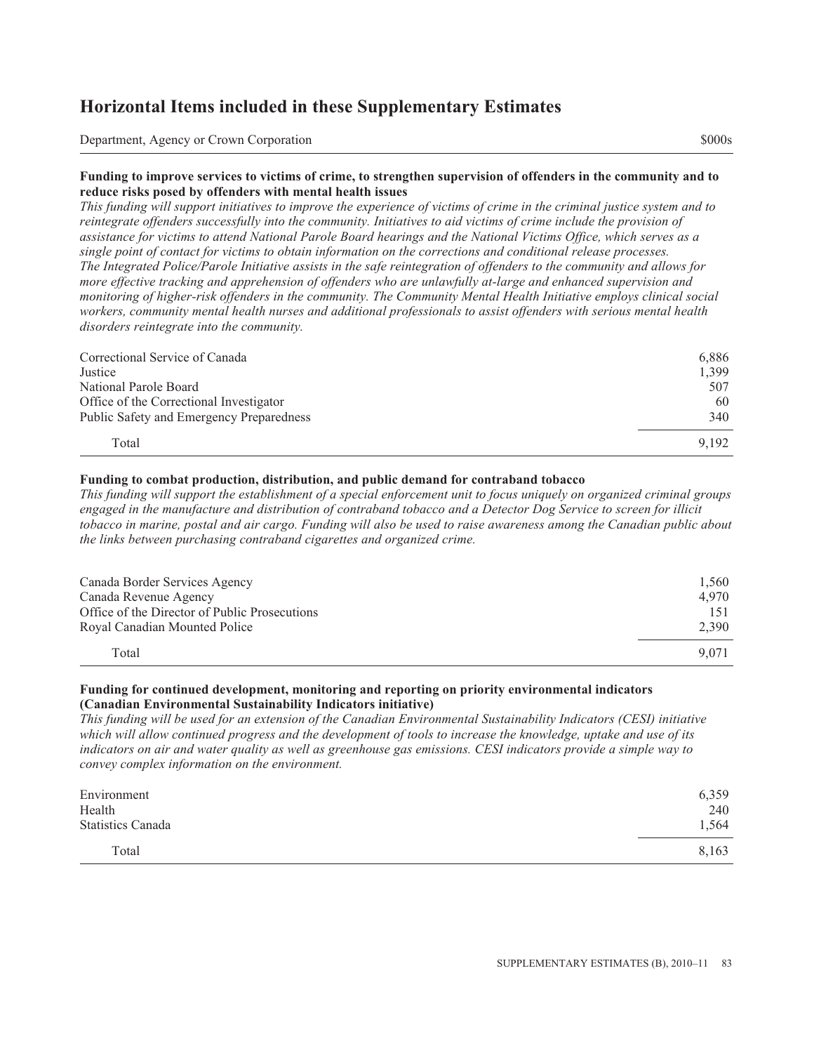## Horizontal Items included in these Supplementary Estimates

| Department, Agency or Crown Corporation | $000s |
| --- | --- |

**Funding to improve services to victims of crime, to strengthen supervision of offenders in the community and to reduce risks posed by offenders with mental health issues**

*This funding will support initiatives to improve the experience of victims of crime in the criminal justice system and to reintegrate offenders successfully into the community. Initiatives to aid victims of crime include the provision of assistance for victims to attend National Parole Board hearings and the National Victims Office, which serves as a single point of contact for victims to obtain information on the corrections and conditional release processes. The Integrated Police/Parole Initiative assists in the safe reintegration of offenders to the community and allows for more effective tracking and apprehension of offenders who are unlawfully at-large and enhanced supervision and monitoring of higher-risk offenders in the community. The Community Mental Health Initiative employs clinical social workers, community mental health nurses and additional professionals to assist offenders with serious mental health disorders reintegrate into the community.*

| Department, Agency or Crown Corporation | $000s |
| --- | --- |
| Correctional Service of Canada | 6,886 |
| Justice | 1,399 |
| National Parole Board | 507 |
| Office of the Correctional Investigator | 60 |
| Public Safety and Emergency Preparedness | 340 |
| Total | 9,192 |

**Funding to combat production, distribution, and public demand for contraband tobacco**

*This funding will support the establishment of a special enforcement unit to focus uniquely on organized criminal groups engaged in the manufacture and distribution of contraband tobacco and a Detector Dog Service to screen for illicit tobacco in marine, postal and air cargo. Funding will also be used to raise awareness among the Canadian public about the links between purchasing contraband cigarettes and organized crime.*

| Department, Agency or Crown Corporation | $000s |
| --- | --- |
| Canada Border Services Agency | 1,560 |
| Canada Revenue Agency | 4,970 |
| Office of the Director of Public Prosecutions | 151 |
| Royal Canadian Mounted Police | 2,390 |
| Total | 9,071 |

**Funding for continued development, monitoring and reporting on priority environmental indicators (Canadian Environmental Sustainability Indicators initiative)**

*This funding will be used for an extension of the Canadian Environmental Sustainability Indicators (CESI) initiative which will allow continued progress and the development of tools to increase the knowledge, uptake and use of its indicators on air and water quality as well as greenhouse gas emissions. CESI indicators provide a simple way to convey complex information on the environment.*

| Department, Agency or Crown Corporation | $000s |
| --- | --- |
| Environment | 6,359 |
| Health | 240 |
| Statistics Canada | 1,564 |
| Total | 8,163 |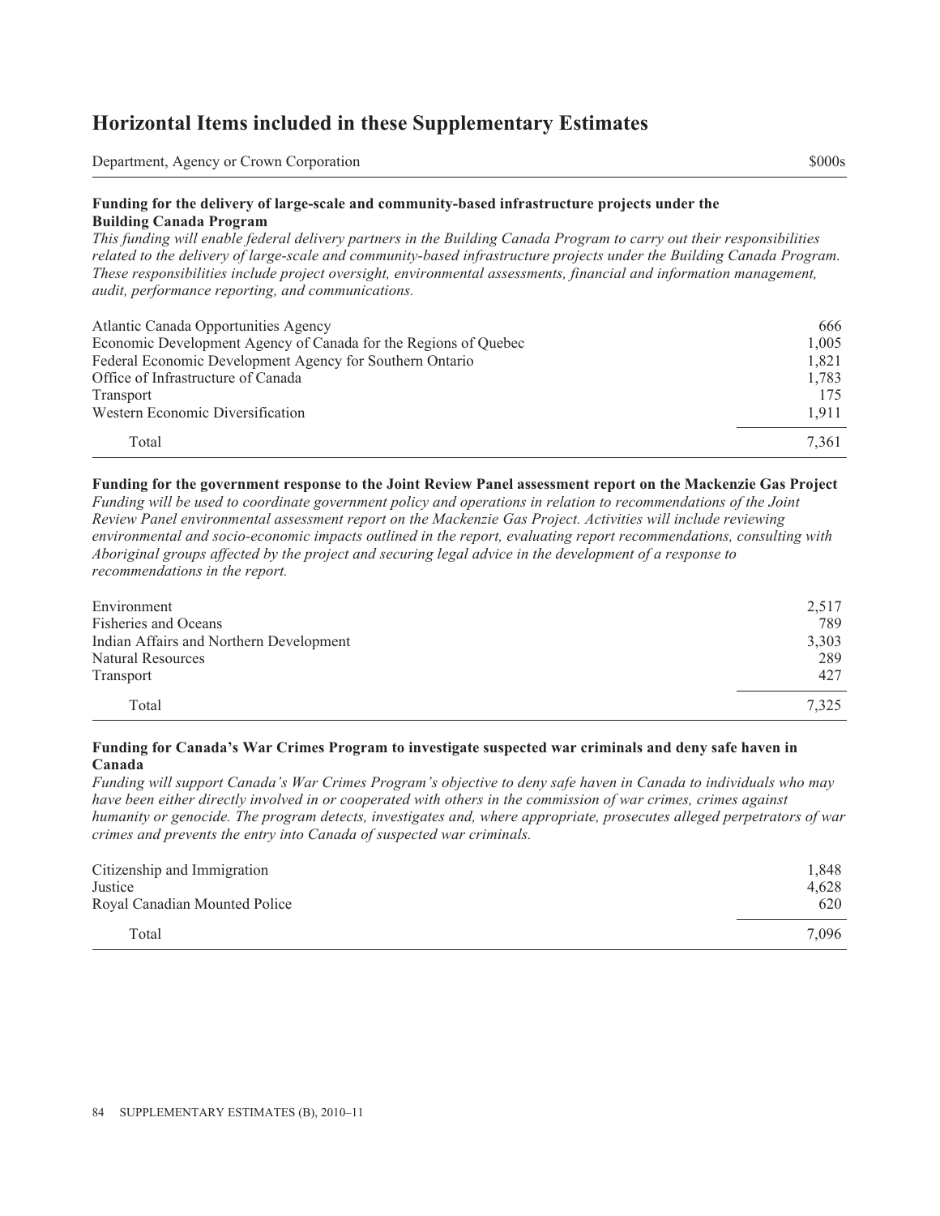# Horizontal Items included in these Supplementary Estimates

| Department, Agency or Crown Corporation | $000s |
| --- | --- |

**Funding for the delivery of large-scale and community-based infrastructure projects under the Building Canada Program**

*This funding will enable federal delivery partners in the Building Canada Program to carry out their responsibilities related to the delivery of large-scale and community-based infrastructure projects under the Building Canada Program. These responsibilities include project oversight, environmental assessments, financial and information management, audit, performance reporting, and communications.*

| Department, Agency or Crown Corporation | $000s |
| --- | --- |
| Atlantic Canada Opportunities Agency | 666 |
| Economic Development Agency of Canada for the Regions of Quebec | 1,005 |
| Federal Economic Development Agency for Southern Ontario | 1,821 |
| Office of Infrastructure of Canada | 1,783 |
| Transport | 175 |
| Western Economic Diversification | 1,911 |
| Total | 7,361 |

**Funding for the government response to the Joint Review Panel assessment report on the Mackenzie Gas Project**

*Funding will be used to coordinate government policy and operations in relation to recommendations of the Joint Review Panel environmental assessment report on the Mackenzie Gas Project. Activities will include reviewing environmental and socio-economic impacts outlined in the report, evaluating report recommendations, consulting with Aboriginal groups affected by the project and securing legal advice in the development of a response to recommendations in the report.*

| Department, Agency or Crown Corporation | $000s |
| --- | --- |
| Environment | 2,517 |
| Fisheries and Oceans | 789 |
| Indian Affairs and Northern Development | 3,303 |
| Natural Resources | 289 |
| Transport | 427 |
| Total | 7,325 |

**Funding for Canada's War Crimes Program to investigate suspected war criminals and deny safe haven in Canada**

*Funding will support Canada's War Crimes Program's objective to deny safe haven in Canada to individuals who may have been either directly involved in or cooperated with others in the commission of war crimes, crimes against humanity or genocide. The program detects, investigates and, where appropriate, prosecutes alleged perpetrators of war crimes and prevents the entry into Canada of suspected war criminals.*

| Department, Agency or Crown Corporation | $000s |
| --- | --- |
| Citizenship and Immigration | 1,848 |
| Justice | 4,628 |
| Royal Canadian Mounted Police | 620 |
| Total | 7,096 |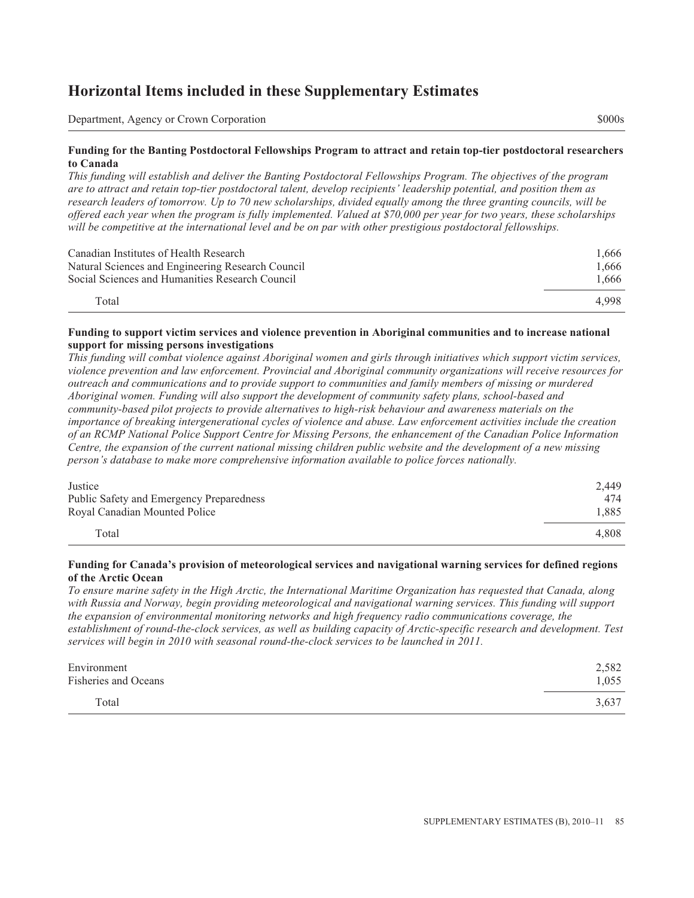# Horizontal Items included in these Supplementary Estimates

| Department, Agency or Crown Corporation | $000s |
| --- | --- |

**Funding for the Banting Postdoctoral Fellowships Program to attract and retain top-tier postdoctoral researchers to Canada**

*This funding will establish and deliver the Banting Postdoctoral Fellowships Program. The objectives of the program are to attract and retain top-tier postdoctoral talent, develop recipients' leadership potential, and position them as research leaders of tomorrow. Up to 70 new scholarships, divided equally among the three granting councils, will be offered each year when the program is fully implemented. Valued at $70,000 per year for two years, these scholarships will be competitive at the international level and be on par with other prestigious postdoctoral fellowships.*

| Department, Agency or Crown Corporation | $000s |
| --- | --- |
| Canadian Institutes of Health Research | 1,666 |
| Natural Sciences and Engineering Research Council | 1,666 |
| Social Sciences and Humanities Research Council | 1,666 |
| Total | 4,998 |

**Funding to support victim services and violence prevention in Aboriginal communities and to increase national support for missing persons investigations**

*This funding will combat violence against Aboriginal women and girls through initiatives which support victim services, violence prevention and law enforcement. Provincial and Aboriginal community organizations will receive resources for outreach and communications and to provide support to communities and family members of missing or murdered Aboriginal women. Funding will also support the development of community safety plans, school-based and community-based pilot projects to provide alternatives to high-risk behaviour and awareness materials on the importance of breaking intergenerational cycles of violence and abuse. Law enforcement activities include the creation of an RCMP National Police Support Centre for Missing Persons, the enhancement of the Canadian Police Information Centre, the expansion of the current national missing children public website and the development of a new missing person's database to make more comprehensive information available to police forces nationally.*

| Department, Agency or Crown Corporation | $000s |
| --- | --- |
| Justice | 2,449 |
| Public Safety and Emergency Preparedness | 474 |
| Royal Canadian Mounted Police | 1,885 |
| Total | 4,808 |

**Funding for Canada's provision of meteorological services and navigational warning services for defined regions of the Arctic Ocean**

*To ensure marine safety in the High Arctic, the International Maritime Organization has requested that Canada, along with Russia and Norway, begin providing meteorological and navigational warning services. This funding will support the expansion of environmental monitoring networks and high frequency radio communications coverage, the establishment of round-the-clock services, as well as building capacity of Arctic-specific research and development. Test services will begin in 2010 with seasonal round-the-clock services to be launched in 2011.*

| Department, Agency or Crown Corporation | $000s |
| --- | --- |
| Environment | 2,582 |
| Fisheries and Oceans | 1,055 |
| Total | 3,637 |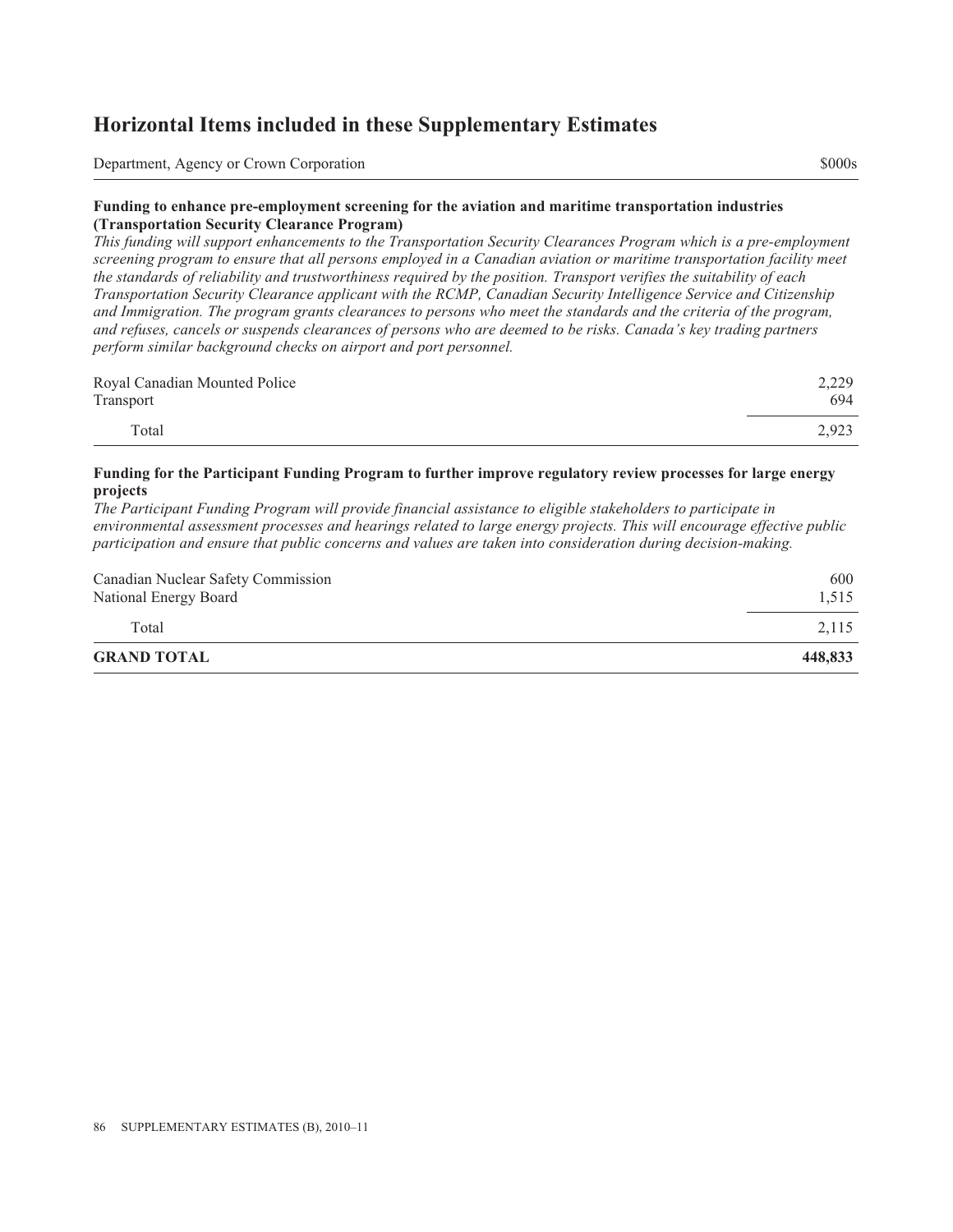## Horizontal Items included in these Supplementary Estimates

| Department, Agency or Crown Corporation | $000s |
| --- | --- |

**Funding to enhance pre-employment screening for the aviation and maritime transportation industries (Transportation Security Clearance Program)**

*This funding will support enhancements to the Transportation Security Clearances Program which is a pre-employment screening program to ensure that all persons employed in a Canadian aviation or maritime transportation facility meet the standards of reliability and trustworthiness required by the position. Transport verifies the suitability of each Transportation Security Clearance applicant with the RCMP, Canadian Security Intelligence Service and Citizenship and Immigration. The program grants clearances to persons who meet the standards and the criteria of the program, and refuses, cancels or suspends clearances of persons who are deemed to be risks. Canada's key trading partners perform similar background checks on airport and port personnel.*

| Department, Agency or Crown Corporation | $000s |
| --- | --- |
| Royal Canadian Mounted Police | 2,229 |
| Transport | 694 |
| Total | 2,923 |

**Funding for the Participant Funding Program to further improve regulatory review processes for large energy projects**

*The Participant Funding Program will provide financial assistance to eligible stakeholders to participate in environmental assessment processes and hearings related to large energy projects. This will encourage effective public participation and ensure that public concerns and values are taken into consideration during decision-making.*

| Department, Agency or Crown Corporation | $000s |
| --- | --- |
| Canadian Nuclear Safety Commission | 600 |
| National Energy Board | 1,515 |
| Total | 2,115 |
| **GRAND TOTAL** | **448,833** |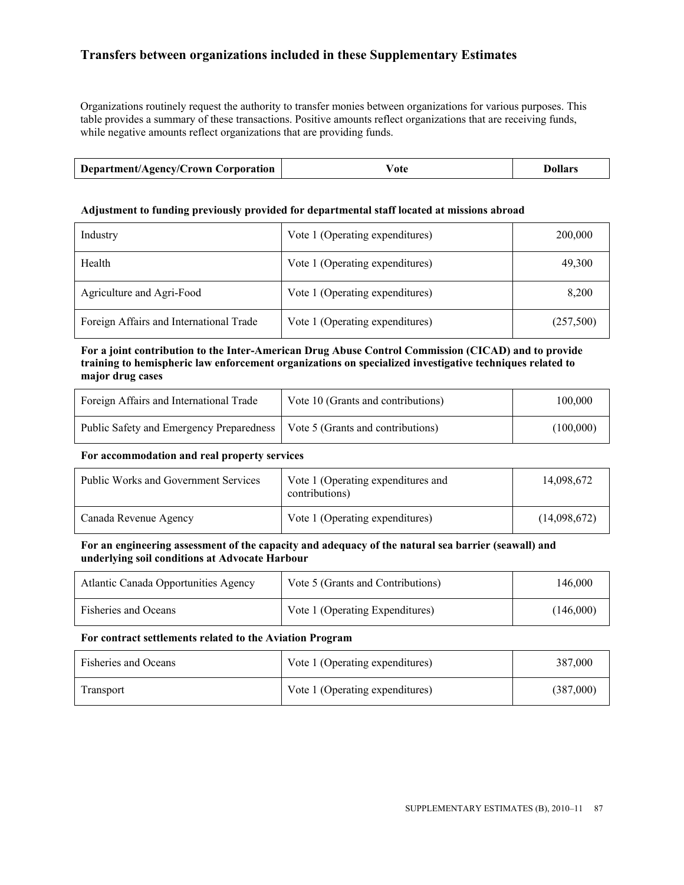## Transfers between organizations included in these Supplementary Estimates

Organizations routinely request the authority to transfer monies between organizations for various purposes. This table provides a summary of these transactions. Positive amounts reflect organizations that are receiving funds, while negative amounts reflect organizations that are providing funds.

| Department/Agency/Crown Corporation | Vote | Dollars |
|---|---|---|
| **Adjustment to funding previously provided for departmental staff located at missions abroad** | | |
| Industry | Vote 1 (Operating expenditures) | 200,000 |
| Health | Vote 1 (Operating expenditures) | 49,300 |
| Agriculture and Agri-Food | Vote 1 (Operating expenditures) | 8,200 |
| Foreign Affairs and International Trade | Vote 1 (Operating expenditures) | (257,500) |
| **For a joint contribution to the Inter-American Drug Abuse Control Commission (CICAD) and to provide training to hemispheric law enforcement organizations on specialized investigative techniques related to major drug cases** | | |
| Foreign Affairs and International Trade | Vote 10 (Grants and contributions) | 100,000 |
| Public Safety and Emergency Preparedness | Vote 5 (Grants and contributions) | (100,000) |
| **For accommodation and real property services** | | |
| Public Works and Government Services | Vote 1 (Operating expenditures and contributions) | 14,098,672 |
| Canada Revenue Agency | Vote 1 (Operating expenditures) | (14,098,672) |
| **For an engineering assessment of the capacity and adequacy of the natural sea barrier (seawall) and underlying soil conditions at Advocate Harbour** | | |
| Atlantic Canada Opportunities Agency | Vote 5 (Grants and Contributions) | 146,000 |
| Fisheries and Oceans | Vote 1 (Operating Expenditures) | (146,000) |
| **For contract settlements related to the Aviation Program** | | |
| Fisheries and Oceans | Vote 1 (Operating expenditures) | 387,000 |
| Transport | Vote 1 (Operating expenditures) | (387,000) |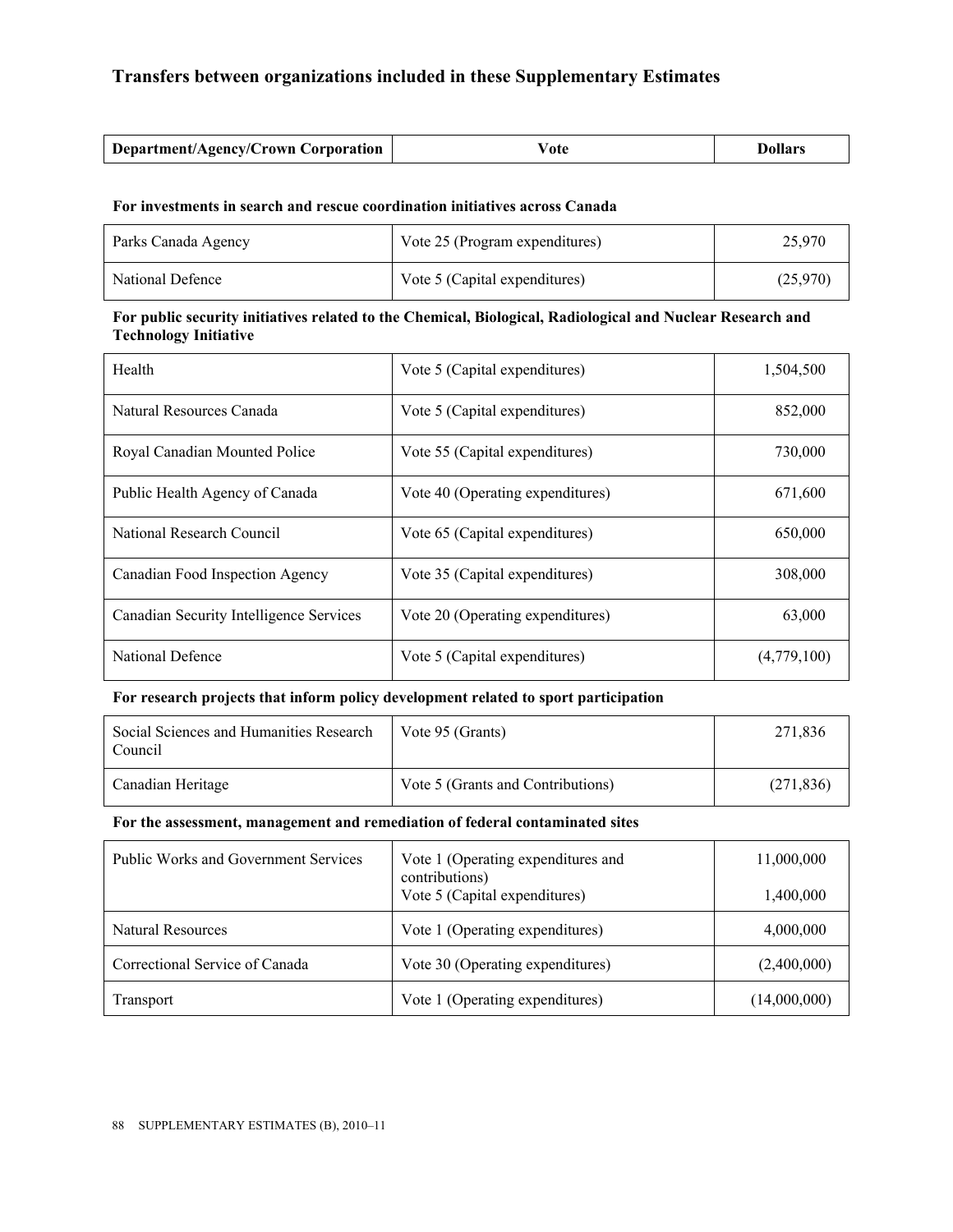## Transfers between organizations included in these Supplementary Estimates

| Department/Agency/Crown Corporation | Vote | Dollars |
|---|---|---|
| **For investments in search and rescue coordination initiatives across Canada** | | |
| Parks Canada Agency | Vote 25 (Program expenditures) | 25,970 |
| National Defence | Vote 5 (Capital expenditures) | (25,970) |
| **For public security initiatives related to the Chemical, Biological, Radiological and Nuclear Research and Technology Initiative** | | |
| Health | Vote 5 (Capital expenditures) | 1,504,500 |
| Natural Resources Canada | Vote 5 (Capital expenditures) | 852,000 |
| Royal Canadian Mounted Police | Vote 55 (Capital expenditures) | 730,000 |
| Public Health Agency of Canada | Vote 40 (Operating expenditures) | 671,600 |
| National Research Council | Vote 65 (Capital expenditures) | 650,000 |
| Canadian Food Inspection Agency | Vote 35 (Capital expenditures) | 308,000 |
| Canadian Security Intelligence Services | Vote 20 (Operating expenditures) | 63,000 |
| National Defence | Vote 5 (Capital expenditures) | (4,779,100) |
| **For research projects that inform policy development related to sport participation** | | |
| Social Sciences and Humanities Research Council | Vote 95 (Grants) | 271,836 |
| Canadian Heritage | Vote 5 (Grants and Contributions) | (271,836) |
| **For the assessment, management and remediation of federal contaminated sites** | | |
| Public Works and Government Services | Vote 1 (Operating expenditures and contributions) | 11,000,000 |
| | Vote 5 (Capital expenditures) | 1,400,000 |
| Natural Resources | Vote 1 (Operating expenditures) | 4,000,000 |
| Correctional Service of Canada | Vote 30 (Operating expenditures) | (2,400,000) |
| Transport | Vote 1 (Operating expenditures) | (14,000,000) |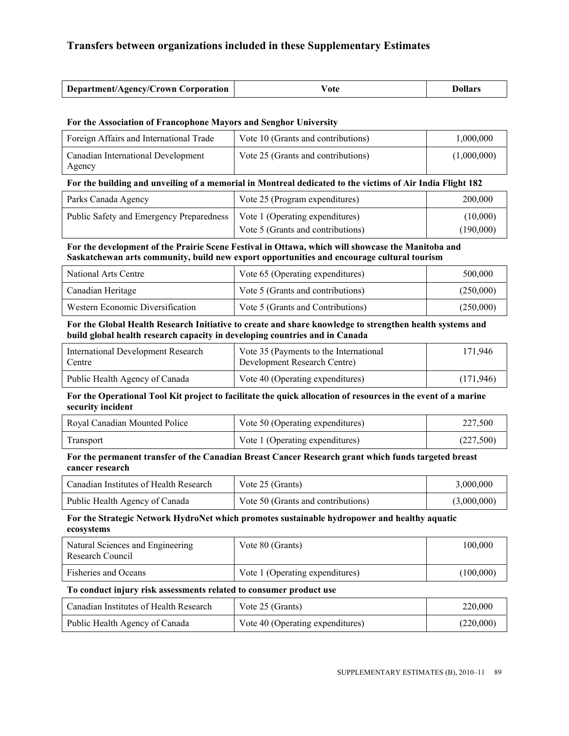## Transfers between organizations included in these Supplementary Estimates

| Department/Agency/Crown Corporation | Vote | Dollars |
|---|---|---|
| **For the Association of Francophone Mayors and Senghor University** | | |
| Foreign Affairs and International Trade | Vote 10 (Grants and contributions) | 1,000,000 |
| Canadian International Development Agency | Vote 25 (Grants and contributions) | (1,000,000) |
| **For the building and unveiling of a memorial in Montreal dedicated to the victims of Air India Flight 182** | | |
| Parks Canada Agency | Vote 25 (Program expenditures) | 200,000 |
| Public Safety and Emergency Preparedness | Vote 1 (Operating expenditures) | (10,000) |
| | Vote 5 (Grants and contributions) | (190,000) |
| **For the development of the Prairie Scene Festival in Ottawa, which will showcase the Manitoba and Saskatchewan arts community, build new export opportunities and encourage cultural tourism** | | |
| National Arts Centre | Vote 65 (Operating expenditures) | 500,000 |
| Canadian Heritage | Vote 5 (Grants and contributions) | (250,000) |
| Western Economic Diversification | Vote 5 (Grants and Contributions) | (250,000) |
| **For the Global Health Research Initiative to create and share knowledge to strengthen health systems and build global health research capacity in developing countries and in Canada** | | |
| International Development Research Centre | Vote 35 (Payments to the International Development Research Centre) | 171,946 |
| Public Health Agency of Canada | Vote 40 (Operating expenditures) | (171,946) |
| **For the Operational Tool Kit project to facilitate the quick allocation of resources in the event of a marine security incident** | | |
| Royal Canadian Mounted Police | Vote 50 (Operating expenditures) | 227,500 |
| Transport | Vote 1 (Operating expenditures) | (227,500) |
| **For the permanent transfer of the Canadian Breast Cancer Research grant which funds targeted breast cancer research** | | |
| Canadian Institutes of Health Research | Vote 25 (Grants) | 3,000,000 |
| Public Health Agency of Canada | Vote 50 (Grants and contributions) | (3,000,000) |
| **For the Strategic Network HydroNet which promotes sustainable hydropower and healthy aquatic ecosystems** | | |
| Natural Sciences and Engineering Research Council | Vote 80 (Grants) | 100,000 |
| Fisheries and Oceans | Vote 1 (Operating expenditures) | (100,000) |
| **To conduct injury risk assessments related to consumer product use** | | |
| Canadian Institutes of Health Research | Vote 25 (Grants) | 220,000 |
| Public Health Agency of Canada | Vote 40 (Operating expenditures) | (220,000) |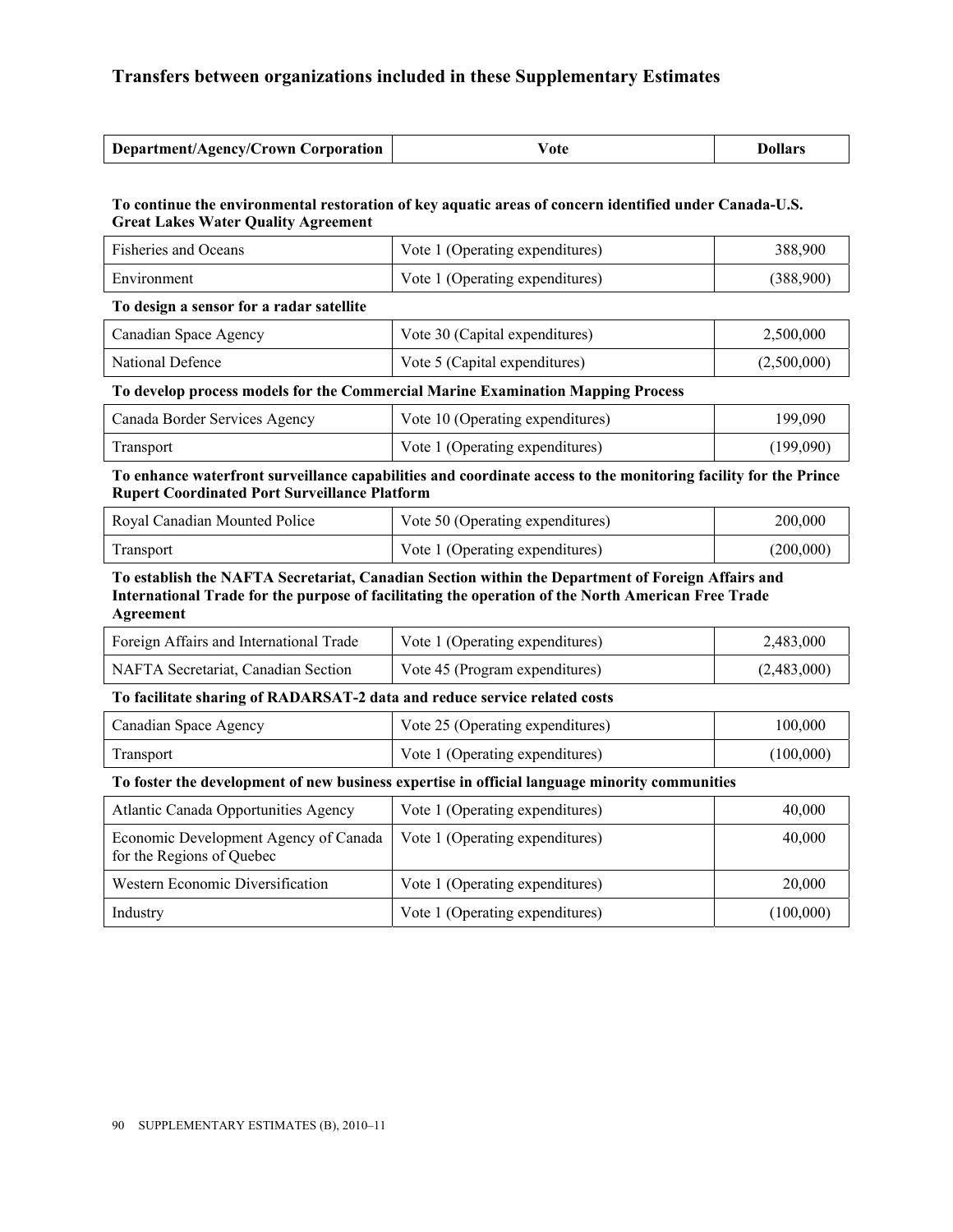## Transfers between organizations included in these Supplementary Estimates

| Department/Agency/Crown Corporation | Vote | Dollars |
|---|---|---|
| **To continue the environmental restoration of key aquatic areas of concern identified under Canada-U.S. Great Lakes Water Quality Agreement** | | |
| Fisheries and Oceans | Vote 1 (Operating expenditures) | 388,900 |
| Environment | Vote 1 (Operating expenditures) | (388,900) |
| **To design a sensor for a radar satellite** | | |
| Canadian Space Agency | Vote 30 (Capital expenditures) | 2,500,000 |
| National Defence | Vote 5 (Capital expenditures) | (2,500,000) |
| **To develop process models for the Commercial Marine Examination Mapping Process** | | |
| Canada Border Services Agency | Vote 10 (Operating expenditures) | 199,090 |
| Transport | Vote 1 (Operating expenditures) | (199,090) |
| **To enhance waterfront surveillance capabilities and coordinate access to the monitoring facility for the Prince Rupert Coordinated Port Surveillance Platform** | | |
| Royal Canadian Mounted Police | Vote 50 (Operating expenditures) | 200,000 |
| Transport | Vote 1 (Operating expenditures) | (200,000) |
| **To establish the NAFTA Secretariat, Canadian Section within the Department of Foreign Affairs and International Trade for the purpose of facilitating the operation of the North American Free Trade Agreement** | | |
| Foreign Affairs and International Trade | Vote 1 (Operating expenditures) | 2,483,000 |
| NAFTA Secretariat, Canadian Section | Vote 45 (Program expenditures) | (2,483,000) |
| **To facilitate sharing of RADARSAT-2 data and reduce service related costs** | | |
| Canadian Space Agency | Vote 25 (Operating expenditures) | 100,000 |
| Transport | Vote 1 (Operating expenditures) | (100,000) |
| **To foster the development of new business expertise in official language minority communities** | | |
| Atlantic Canada Opportunities Agency | Vote 1 (Operating expenditures) | 40,000 |
| Economic Development Agency of Canada for the Regions of Quebec | Vote 1 (Operating expenditures) | 40,000 |
| Western Economic Diversification | Vote 1 (Operating expenditures) | 20,000 |
| Industry | Vote 1 (Operating expenditures) | (100,000) |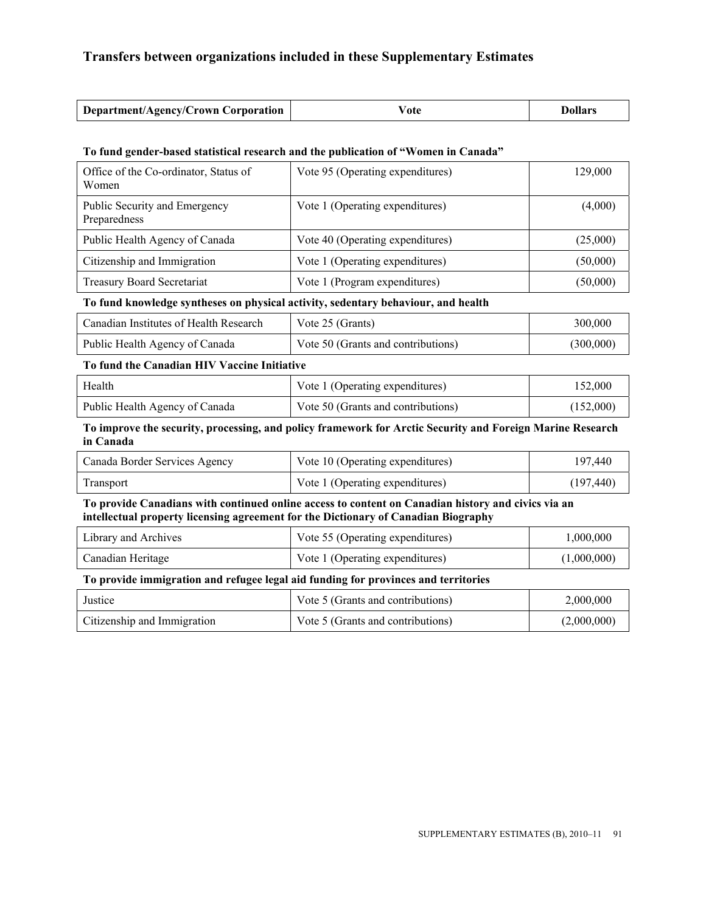## Transfers between organizations included in these Supplementary Estimates

| Department/Agency/Crown Corporation | Vote | Dollars |
|---|---|---|
| **To fund gender-based statistical research and the publication of “Women in Canada”** | | |
| Office of the Co-ordinator, Status of Women | Vote 95 (Operating expenditures) | 129,000 |
| Public Security and Emergency Preparedness | Vote 1 (Operating expenditures) | (4,000) |
| Public Health Agency of Canada | Vote 40 (Operating expenditures) | (25,000) |
| Citizenship and Immigration | Vote 1 (Operating expenditures) | (50,000) |
| Treasury Board Secretariat | Vote 1 (Program expenditures) | (50,000) |
| **To fund knowledge syntheses on physical activity, sedentary behaviour, and health** | | |
| Canadian Institutes of Health Research | Vote 25 (Grants) | 300,000 |
| Public Health Agency of Canada | Vote 50 (Grants and contributions) | (300,000) |
| **To fund the Canadian HIV Vaccine Initiative** | | |
| Health | Vote 1 (Operating expenditures) | 152,000 |
| Public Health Agency of Canada | Vote 50 (Grants and contributions) | (152,000) |
| **To improve the security, processing, and policy framework for Arctic Security and Foreign Marine Research in Canada** | | |
| Canada Border Services Agency | Vote 10 (Operating expenditures) | 197,440 |
| Transport | Vote 1 (Operating expenditures) | (197,440) |
| **To provide Canadians with continued online access to content on Canadian history and civics via an intellectual property licensing agreement for the Dictionary of Canadian Biography** | | |
| Library and Archives | Vote 55 (Operating expenditures) | 1,000,000 |
| Canadian Heritage | Vote 1 (Operating expenditures) | (1,000,000) |
| **To provide immigration and refugee legal aid funding for provinces and territories** | | |
| Justice | Vote 5 (Grants and contributions) | 2,000,000 |
| Citizenship and Immigration | Vote 5 (Grants and contributions) | (2,000,000) |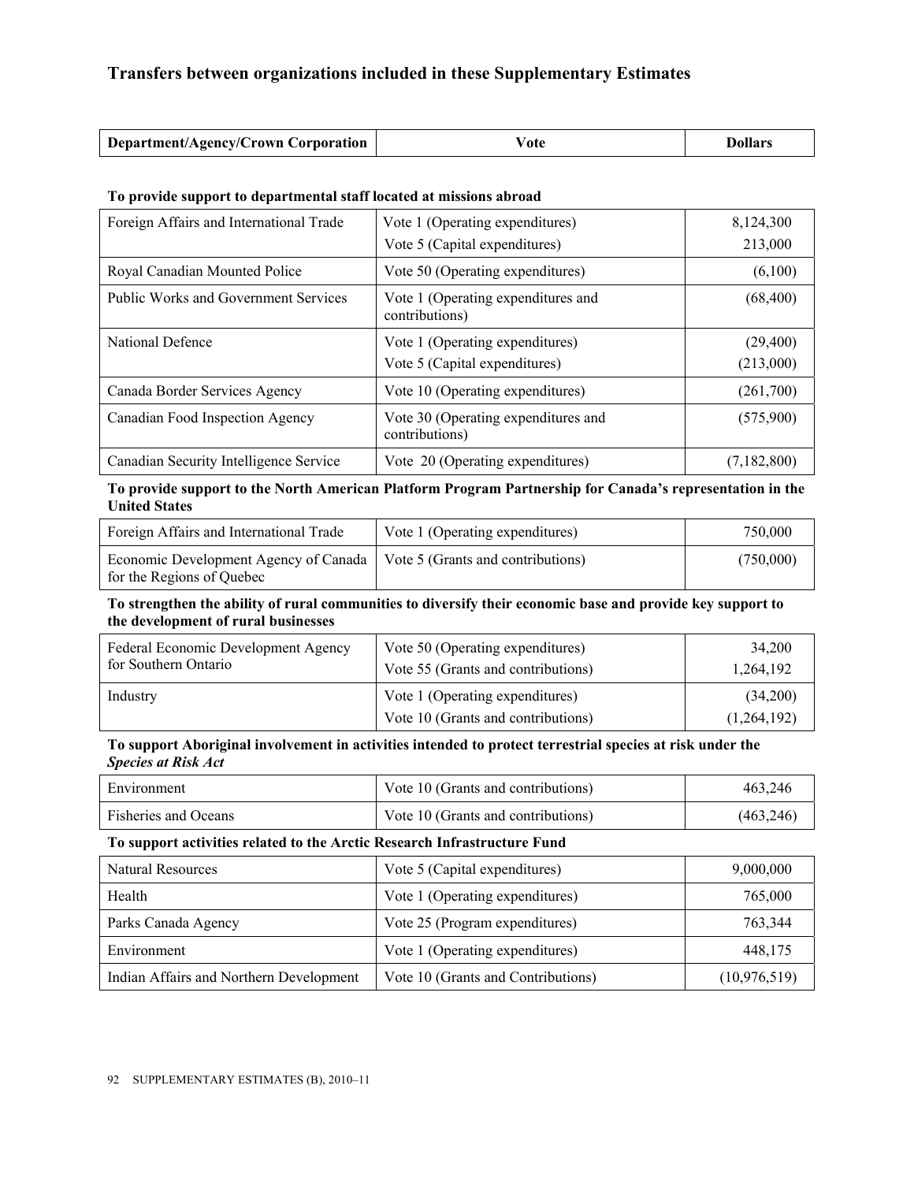## Transfers between organizations included in these Supplementary Estimates

| Department/Agency/Crown Corporation | Vote | Dollars |
|---|---|---|
| **To provide support to departmental staff located at missions abroad** | | |
| Foreign Affairs and International Trade | Vote 1 (Operating expenditures) | 8,124,300 |
| | Vote 5 (Capital expenditures) | 213,000 |
| Royal Canadian Mounted Police | Vote 50 (Operating expenditures) | (6,100) |
| Public Works and Government Services | Vote 1 (Operating expenditures and contributions) | (68,400) |
| National Defence | Vote 1 (Operating expenditures) | (29,400) |
| | Vote 5 (Capital expenditures) | (213,000) |
| Canada Border Services Agency | Vote 10 (Operating expenditures) | (261,700) |
| Canadian Food Inspection Agency | Vote 30 (Operating expenditures and contributions) | (575,900) |
| Canadian Security Intelligence Service | Vote 20 (Operating expenditures) | (7,182,800) |
| **To provide support to the North American Platform Program Partnership for Canada's representation in the United States** | | |
| Foreign Affairs and International Trade | Vote 1 (Operating expenditures) | 750,000 |
| Economic Development Agency of Canada for the Regions of Quebec | Vote 5 (Grants and contributions) | (750,000) |
| **To strengthen the ability of rural communities to diversify their economic base and provide key support to the development of rural businesses** | | |
| Federal Economic Development Agency for Southern Ontario | Vote 50 (Operating expenditures) | 34,200 |
| | Vote 55 (Grants and contributions) | 1,264,192 |
| Industry | Vote 1 (Operating expenditures) | (34,200) |
| | Vote 10 (Grants and contributions) | (1,264,192) |
| **To support Aboriginal involvement in activities intended to protect terrestrial species at risk under the *Species at Risk Act*** | | |
| Environment | Vote 10 (Grants and contributions) | 463,246 |
| Fisheries and Oceans | Vote 10 (Grants and contributions) | (463,246) |
| **To support activities related to the Arctic Research Infrastructure Fund** | | |
| Natural Resources | Vote 5 (Capital expenditures) | 9,000,000 |
| Health | Vote 1 (Operating expenditures) | 765,000 |
| Parks Canada Agency | Vote 25 (Program expenditures) | 763,344 |
| Environment | Vote 1 (Operating expenditures) | 448,175 |
| Indian Affairs and Northern Development | Vote 10 (Grants and Contributions) | (10,976,519) |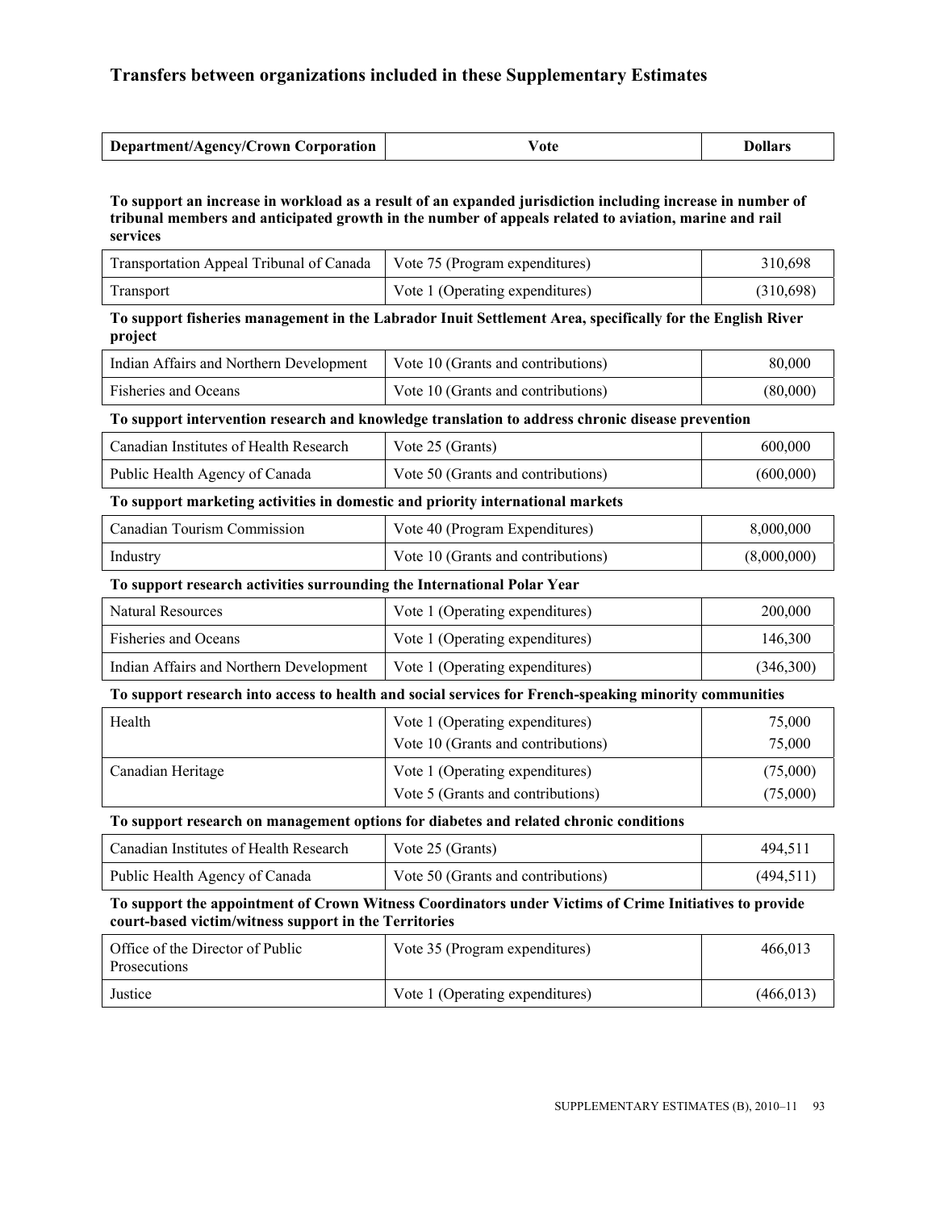## Transfers between organizations included in these Supplementary Estimates

| Department/Agency/Crown Corporation | Vote | Dollars |
|---|---|---|

**To support an increase in workload as a result of an expanded jurisdiction including increase in number of tribunal members and anticipated growth in the number of appeals related to aviation, marine and rail services**

| Department/Agency/Crown Corporation | Vote | Dollars |
|---|---|---|
| Transportation Appeal Tribunal of Canada | Vote 75 (Program expenditures) | 310,698 |
| Transport | Vote 1 (Operating expenditures) | (310,698) |

**To support fisheries management in the Labrador Inuit Settlement Area, specifically for the English River project**

| Department/Agency/Crown Corporation | Vote | Dollars |
|---|---|---|
| Indian Affairs and Northern Development | Vote 10 (Grants and contributions) | 80,000 |
| Fisheries and Oceans | Vote 10 (Grants and contributions) | (80,000) |

**To support intervention research and knowledge translation to address chronic disease prevention**

| Department/Agency/Crown Corporation | Vote | Dollars |
|---|---|---|
| Canadian Institutes of Health Research | Vote 25 (Grants) | 600,000 |
| Public Health Agency of Canada | Vote 50 (Grants and contributions) | (600,000) |

**To support marketing activities in domestic and priority international markets**

| Department/Agency/Crown Corporation | Vote | Dollars |
|---|---|---|
| Canadian Tourism Commission | Vote 40 (Program Expenditures) | 8,000,000 |
| Industry | Vote 10 (Grants and contributions) | (8,000,000) |

**To support research activities surrounding the International Polar Year**

| Department/Agency/Crown Corporation | Vote | Dollars |
|---|---|---|
| Natural Resources | Vote 1 (Operating expenditures) | 200,000 |
| Fisheries and Oceans | Vote 1 (Operating expenditures) | 146,300 |
| Indian Affairs and Northern Development | Vote 1 (Operating expenditures) | (346,300) |

**To support research into access to health and social services for French-speaking minority communities**

| Department/Agency/Crown Corporation | Vote | Dollars |
|---|---|---|
| Health | Vote 1 (Operating expenditures) | 75,000 |
| | Vote 10 (Grants and contributions) | 75,000 |
| Canadian Heritage | Vote 1 (Operating expenditures) | (75,000) |
| | Vote 5 (Grants and contributions) | (75,000) |

**To support research on management options for diabetes and related chronic conditions**

| Department/Agency/Crown Corporation | Vote | Dollars |
|---|---|---|
| Canadian Institutes of Health Research | Vote 25 (Grants) | 494,511 |
| Public Health Agency of Canada | Vote 50 (Grants and contributions) | (494,511) |

**To support the appointment of Crown Witness Coordinators under Victims of Crime Initiatives to provide court-based victim/witness support in the Territories**

| Department/Agency/Crown Corporation | Vote | Dollars |
|---|---|---|
| Office of the Director of Public Prosecutions | Vote 35 (Program expenditures) | 466,013 |
| Justice | Vote 1 (Operating expenditures) | (466,013) |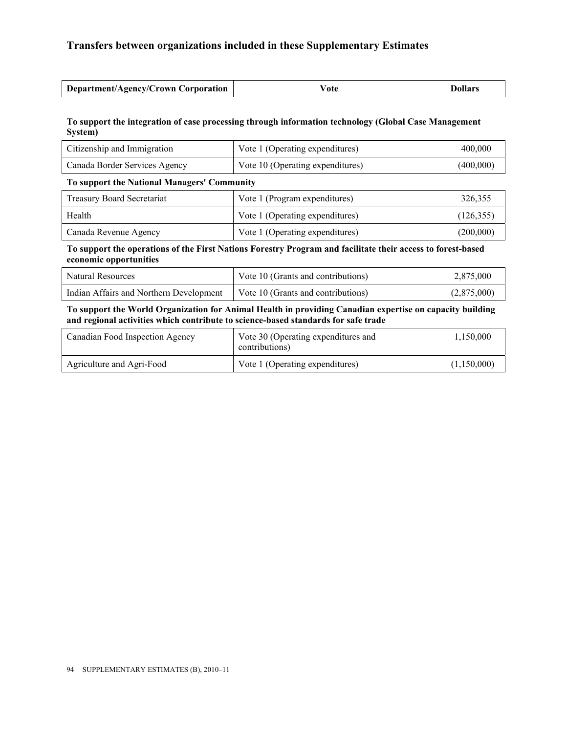## Transfers between organizations included in these Supplementary Estimates

| Department/Agency/Crown Corporation | Vote | Dollars |
| --- | --- | --- |
| **To support the integration of case processing through information technology (Global Case Management System)** | | |
| Citizenship and Immigration | Vote 1 (Operating expenditures) | 400,000 |
| Canada Border Services Agency | Vote 10 (Operating expenditures) | (400,000) |
| **To support the National Managers' Community** | | |
| Treasury Board Secretariat | Vote 1 (Program expenditures) | 326,355 |
| Health | Vote 1 (Operating expenditures) | (126,355) |
| Canada Revenue Agency | Vote 1 (Operating expenditures) | (200,000) |
| **To support the operations of the First Nations Forestry Program and facilitate their access to forest-based economic opportunities** | | |
| Natural Resources | Vote 10 (Grants and contributions) | 2,875,000 |
| Indian Affairs and Northern Development | Vote 10 (Grants and contributions) | (2,875,000) |
| **To support the World Organization for Animal Health in providing Canadian expertise on capacity building and regional activities which contribute to science-based standards for safe trade** | | |
| Canadian Food Inspection Agency | Vote 30 (Operating expenditures and contributions) | 1,150,000 |
| Agriculture and Agri-Food | Vote 1 (Operating expenditures) | (1,150,000) |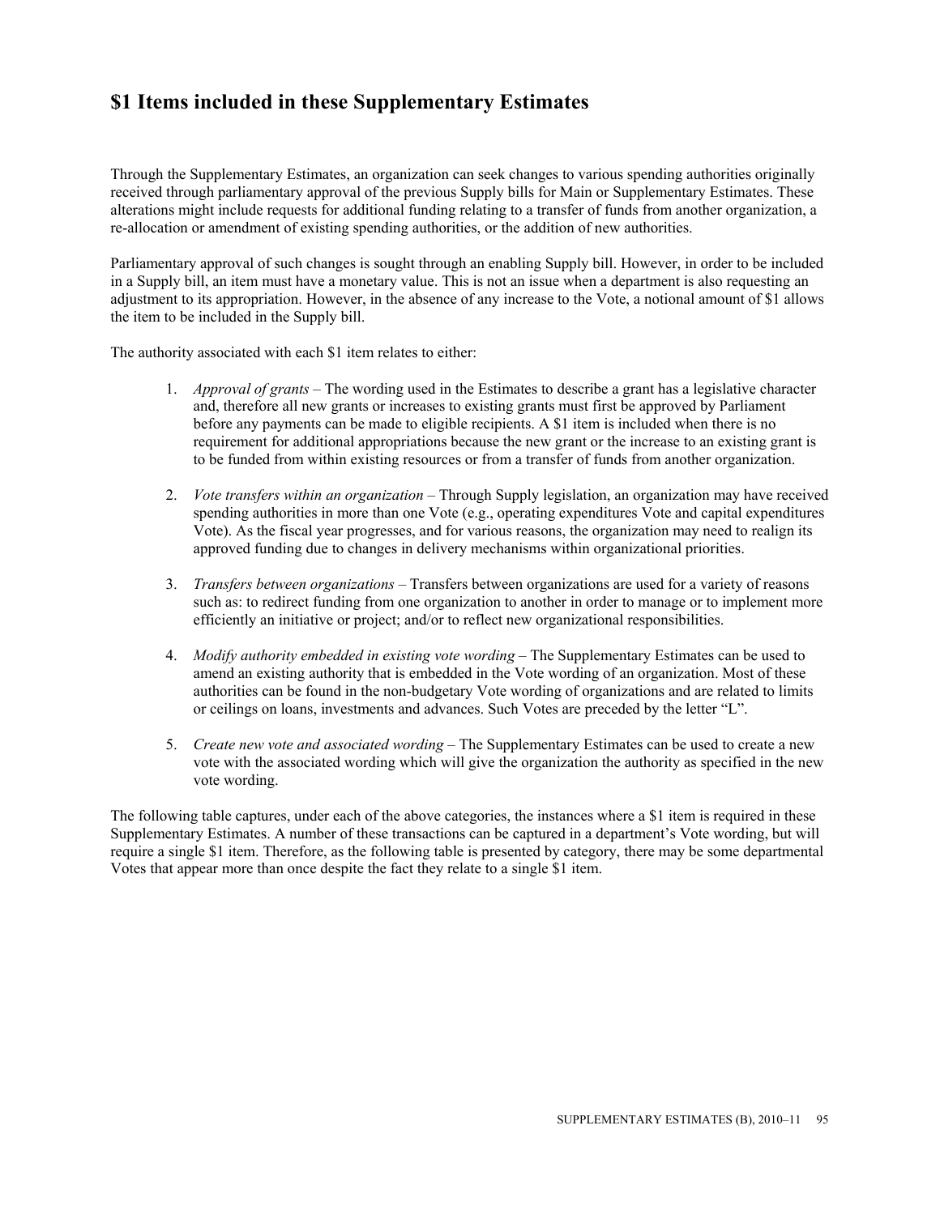# $1 Items included in these Supplementary Estimates

Through the Supplementary Estimates, an organization can seek changes to various spending authorities originally received through parliamentary approval of the previous Supply bills for Main or Supplementary Estimates. These alterations might include requests for additional funding relating to a transfer of funds from another organization, a re-allocation or amendment of existing spending authorities, or the addition of new authorities.

Parliamentary approval of such changes is sought through an enabling Supply bill. However, in order to be included in a Supply bill, an item must have a monetary value. This is not an issue when a department is also requesting an adjustment to its appropriation. However, in the absence of any increase to the Vote, a notional amount of $1 allows the item to be included in the Supply bill.

The authority associated with each $1 item relates to either:

1. *Approval of grants* – The wording used in the Estimates to describe a grant has a legislative character and, therefore all new grants or increases to existing grants must first be approved by Parliament before any payments can be made to eligible recipients. A $1 item is included when there is no requirement for additional appropriations because the new grant or the increase to an existing grant is to be funded from within existing resources or from a transfer of funds from another organization.

2. *Vote transfers within an organization* – Through Supply legislation, an organization may have received spending authorities in more than one Vote (e.g., operating expenditures Vote and capital expenditures Vote). As the fiscal year progresses, and for various reasons, the organization may need to realign its approved funding due to changes in delivery mechanisms within organizational priorities.

3. *Transfers between organizations* – Transfers between organizations are used for a variety of reasons such as: to redirect funding from one organization to another in order to manage or to implement more efficiently an initiative or project; and/or to reflect new organizational responsibilities.

4. *Modify authority embedded in existing vote wording* – The Supplementary Estimates can be used to amend an existing authority that is embedded in the Vote wording of an organization. Most of these authorities can be found in the non-budgetary Vote wording of organizations and are related to limits or ceilings on loans, investments and advances. Such Votes are preceded by the letter "L".

5. *Create new vote and associated wording* – The Supplementary Estimates can be used to create a new vote with the associated wording which will give the organization the authority as specified in the new vote wording.

The following table captures, under each of the above categories, the instances where a $1 item is required in these Supplementary Estimates. A number of these transactions can be captured in a department's Vote wording, but will require a single $1 item. Therefore, as the following table is presented by category, there may be some departmental Votes that appear more than once despite the fact they relate to a single $1 item.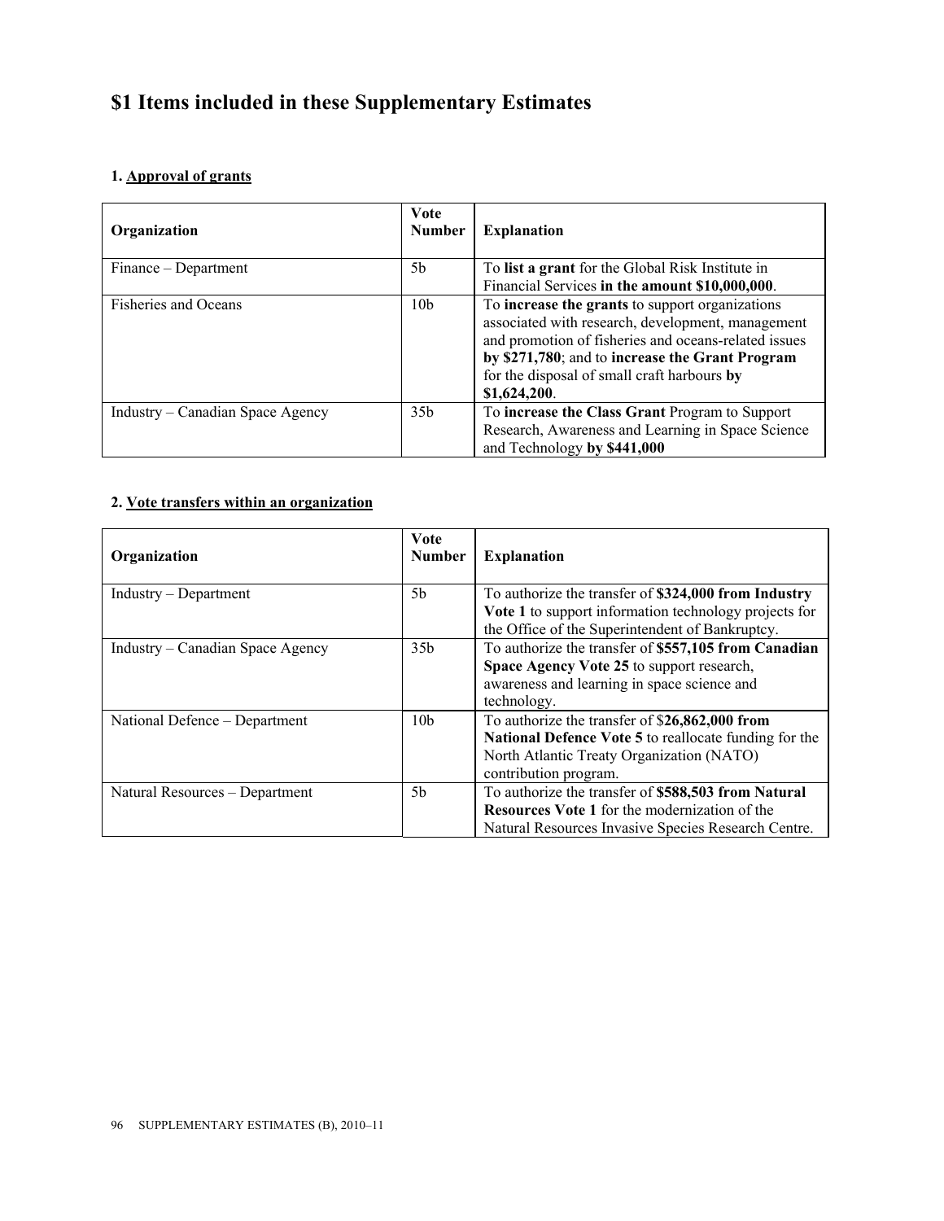# $1 Items included in these Supplementary Estimates

### 1. Approval of grants

| Organization | Vote Number | Explanation |
|---|---|---|
| Finance – Department | 5b | To **list a grant** for the Global Risk Institute in Financial Services **in the amount $10,000,000**. |
| Fisheries and Oceans | 10b | To **increase the grants** to support organizations associated with research, development, management and promotion of fisheries and oceans-related issues **by $271,780**; and to **increase the Grant Program** for the disposal of small craft harbours **by $1,624,200**. |
| Industry – Canadian Space Agency | 35b | To **increase the Class Grant** Program to Support Research, Awareness and Learning in Space Science and Technology **by $441,000** |

### 2. Vote transfers within an organization

| Organization | Vote Number | Explanation |
|---|---|---|
| Industry – Department | 5b | To authorize the transfer of **$324,000 from Industry Vote 1** to support information technology projects for the Office of the Superintendent of Bankruptcy. |
| Industry – Canadian Space Agency | 35b | To authorize the transfer of **$557,105 from Canadian Space Agency Vote 25** to support research, awareness and learning in space science and technology. |
| National Defence – Department | 10b | To authorize the transfer of $**26,862,000 from National Defence Vote 5** to reallocate funding for the North Atlantic Treaty Organization (NATO) contribution program. |
| Natural Resources – Department | 5b | To authorize the transfer of **$588,503 from Natural Resources Vote 1** for the modernization of the Natural Resources Invasive Species Research Centre. |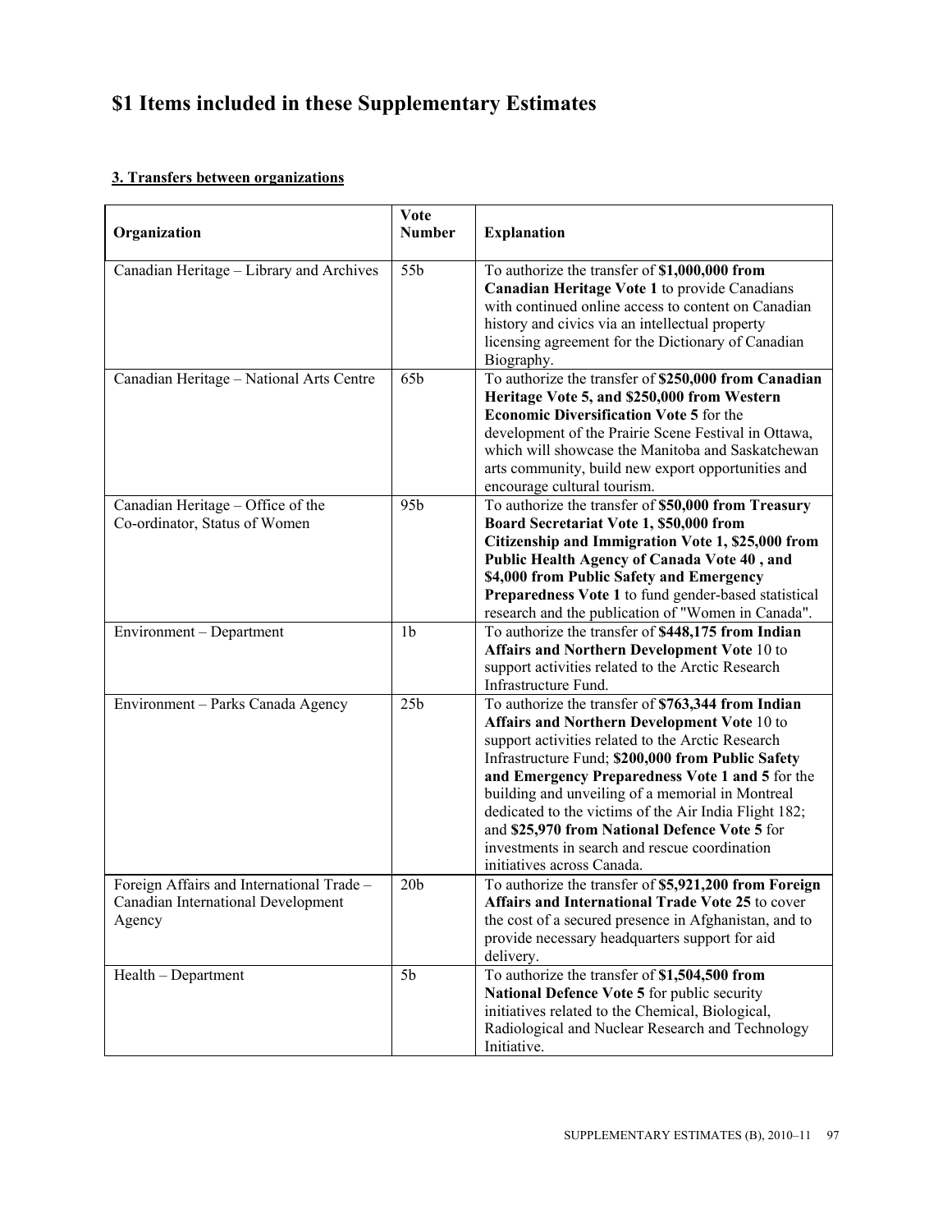# $1 Items included in these Supplementary Estimates

## 3. Transfers between organizations

| Organization | Vote Number | Explanation |
|---|---|---|
| Canadian Heritage – Library and Archives | 55b | To authorize the transfer of **$1,000,000 from Canadian Heritage Vote 1** to provide Canadians with continued online access to content on Canadian history and civics via an intellectual property licensing agreement for the Dictionary of Canadian Biography. |
| Canadian Heritage – National Arts Centre | 65b | To authorize the transfer of **$250,000 from Canadian Heritage Vote 5, and $250,000 from Western Economic Diversification Vote 5** for the development of the Prairie Scene Festival in Ottawa, which will showcase the Manitoba and Saskatchewan arts community, build new export opportunities and encourage cultural tourism. |
| Canadian Heritage – Office of the Co-ordinator, Status of Women | 95b | To authorize the transfer of **$50,000 from Treasury Board Secretariat Vote 1, $50,000 from Citizenship and Immigration Vote 1, $25,000 from Public Health Agency of Canada Vote 40 , and $4,000 from Public Safety and Emergency Preparedness Vote 1** to fund gender-based statistical research and the publication of "Women in Canada". |
| Environment – Department | 1b | To authorize the transfer of **$448,175 from Indian Affairs and Northern Development Vote** 10 to support activities related to the Arctic Research Infrastructure Fund. |
| Environment – Parks Canada Agency | 25b | To authorize the transfer of **$763,344 from Indian Affairs and Northern Development Vote** 10 to support activities related to the Arctic Research Infrastructure Fund; **$200,000 from Public Safety and Emergency Preparedness Vote 1 and 5** for the building and unveiling of a memorial in Montreal dedicated to the victims of the Air India Flight 182; and **$25,970 from National Defence Vote 5** for investments in search and rescue coordination initiatives across Canada. |
| Foreign Affairs and International Trade – Canadian International Development Agency | 20b | To authorize the transfer of **$5,921,200 from Foreign Affairs and International Trade Vote 25** to cover the cost of a secured presence in Afghanistan, and to provide necessary headquarters support for aid delivery. |
| Health – Department | 5b | To authorize the transfer of **$1,504,500 from National Defence Vote 5** for public security initiatives related to the Chemical, Biological, Radiological and Nuclear Research and Technology Initiative. |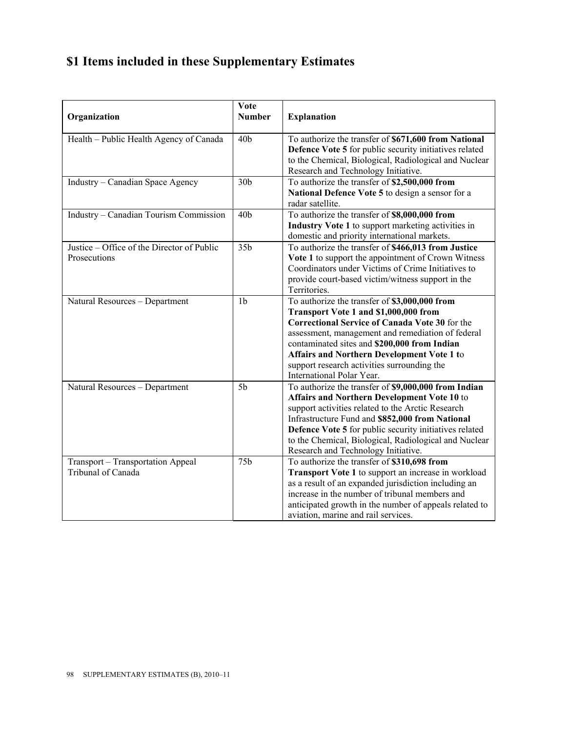# $1 Items included in these Supplementary Estimates

| Organization | Vote Number | Explanation |
| --- | --- | --- |
| Health – Public Health Agency of Canada | 40b | To authorize the transfer of **$671,600 from National Defence Vote 5** for public security initiatives related to the Chemical, Biological, Radiological and Nuclear Research and Technology Initiative. |
| Industry – Canadian Space Agency | 30b | To authorize the transfer of **$2,500,000 from National Defence Vote 5** to design a sensor for a radar satellite. |
| Industry – Canadian Tourism Commission | 40b | To authorize the transfer of **$8,000,000 from Industry Vote 1** to support marketing activities in domestic and priority international markets. |
| Justice – Office of the Director of Public Prosecutions | 35b | To authorize the transfer of **$466,013 from Justice Vote 1** to support the appointment of Crown Witness Coordinators under Victims of Crime Initiatives to provide court-based victim/witness support in the Territories. |
| Natural Resources – Department | 1b | To authorize the transfer of **$3,000,000 from Transport Vote 1 and $1,000,000 from Correctional Service of Canada Vote 30** for the assessment, management and remediation of federal contaminated sites and **$200,000 from Indian Affairs and Northern Development Vote 1 t**o support research activities surrounding the International Polar Year. |
| Natural Resources – Department | 5b | To authorize the transfer of **$9,000,000 from Indian Affairs and Northern Development Vote 10** to support activities related to the Arctic Research Infrastructure Fund and **$852,000 from National Defence Vote 5** for public security initiatives related to the Chemical, Biological, Radiological and Nuclear Research and Technology Initiative. |
| Transport – Transportation Appeal Tribunal of Canada | 75b | To authorize the transfer of **$310,698 from Transport Vote 1** to support an increase in workload as a result of an expanded jurisdiction including an increase in the number of tribunal members and anticipated growth in the number of appeals related to aviation, marine and rail services. |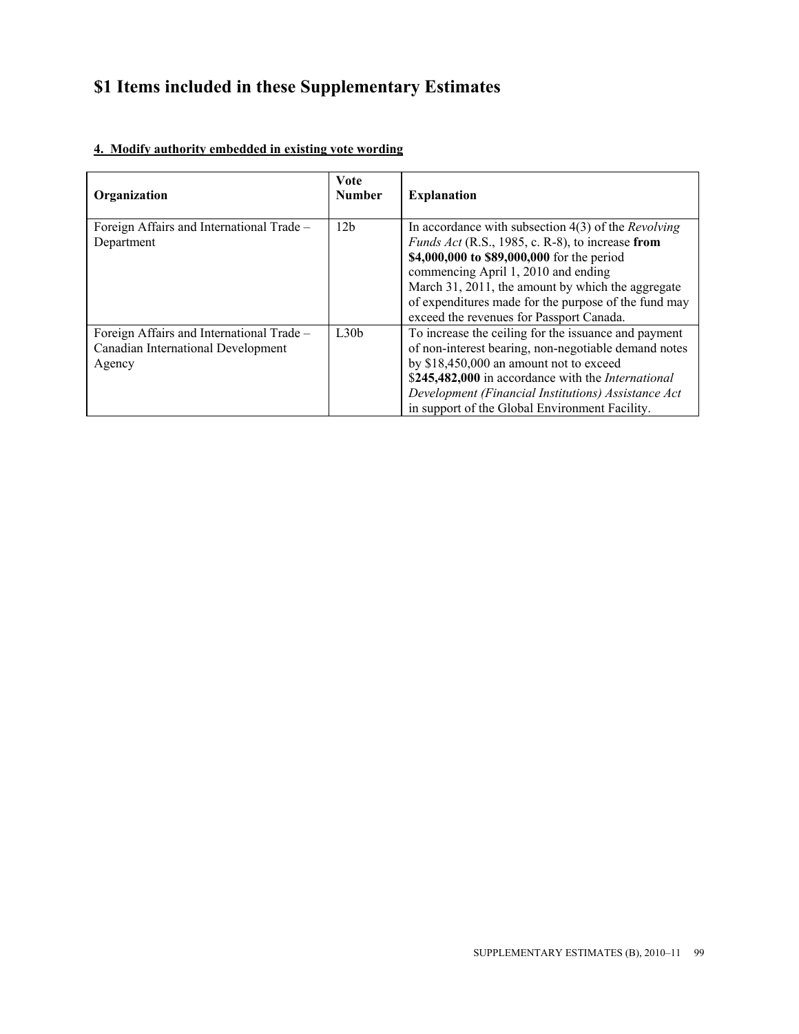# $1 Items included in these Supplementary Estimates

**4. Modify authority embedded in existing vote wording**

| Organization | Vote Number | Explanation |
|---|---|---|
| Foreign Affairs and International Trade – Department | 12b | In accordance with subsection 4(3) of the *Revolving Funds Act* (R.S., 1985, c. R-8), to increase **from $4,000,000 to $89,000,000** for the period commencing April 1, 2010 and ending March 31, 2011, the amount by which the aggregate of expenditures made for the purpose of the fund may exceed the revenues for Passport Canada. |
| Foreign Affairs and International Trade – Canadian International Development Agency | L30b | To increase the ceiling for the issuance and payment of non-interest bearing, non-negotiable demand notes by $18,450,000 an amount not to exceed $**245,482,000** in accordance with the *International Development (Financial Institutions) Assistance Act* in support of the Global Environment Facility. |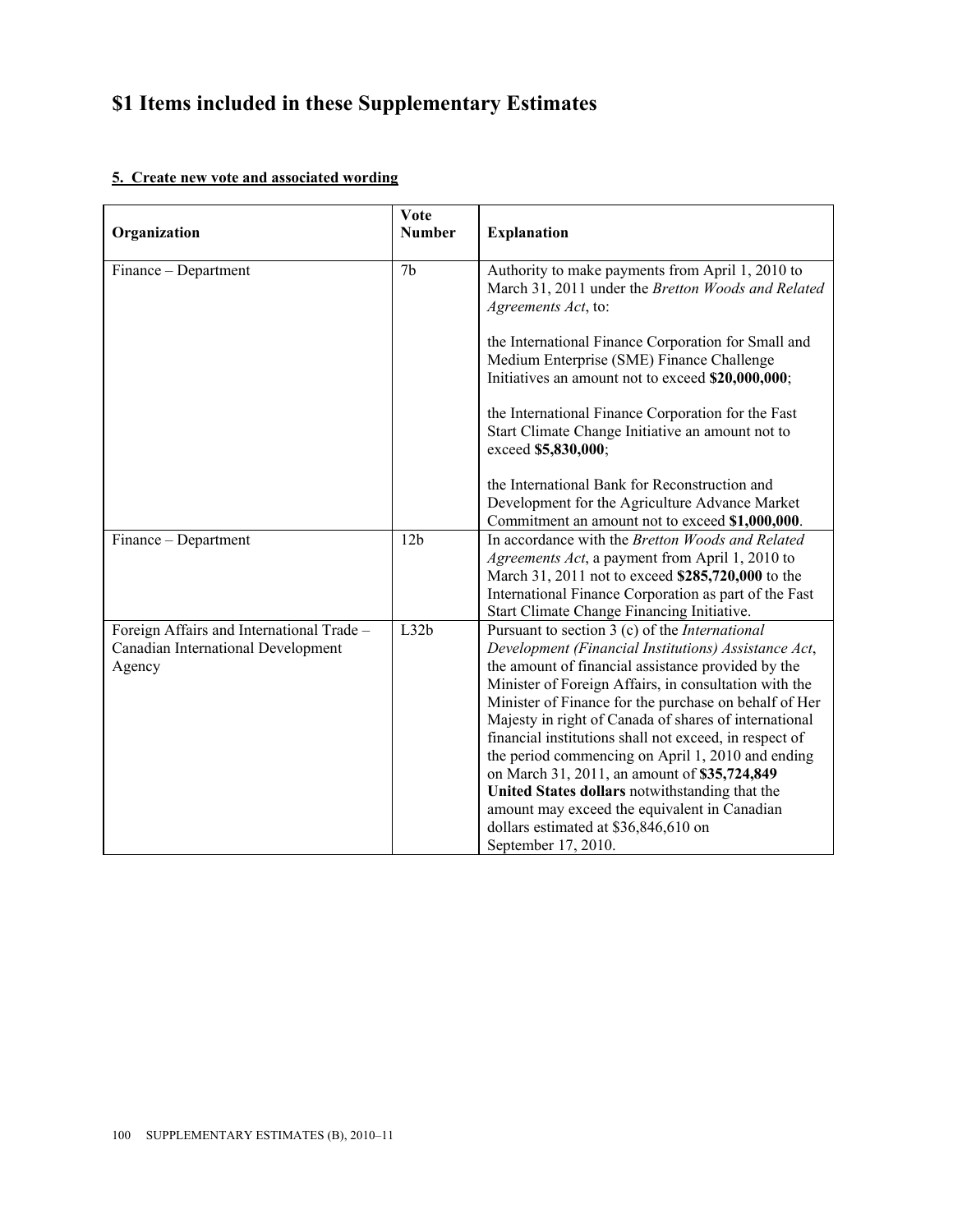# $1 Items included in these Supplementary Estimates

**5. Create new vote and associated wording**

| Organization | Vote Number | Explanation |
|---|---|---|
| Finance – Department | 7b | Authority to make payments from April 1, 2010 to March 31, 2011 under the *Bretton Woods and Related Agreements Act*, to:<br><br>the International Finance Corporation for Small and Medium Enterprise (SME) Finance Challenge Initiatives an amount not to exceed **$20,000,000**;<br><br>the International Finance Corporation for the Fast Start Climate Change Initiative an amount not to exceed **$5,830,000**;<br><br>the International Bank for Reconstruction and Development for the Agriculture Advance Market Commitment an amount not to exceed **$1,000,000**. |
| Finance – Department | 12b | In accordance with the *Bretton Woods and Related Agreements Act*, a payment from April 1, 2010 to March 31, 2011 not to exceed **$285,720,000** to the International Finance Corporation as part of the Fast Start Climate Change Financing Initiative. |
| Foreign Affairs and International Trade – Canadian International Development Agency | L32b | Pursuant to section 3 (c) of the *International Development (Financial Institutions) Assistance Act*, the amount of financial assistance provided by the Minister of Foreign Affairs, in consultation with the Minister of Finance for the purchase on behalf of Her Majesty in right of Canada of shares of international financial institutions shall not exceed, in respect of the period commencing on April 1, 2010 and ending on March 31, 2011, an amount of **$35,724,849 United States dollars** notwithstanding that the amount may exceed the equivalent in Canadian dollars estimated at $36,846,610 on September 17, 2010. |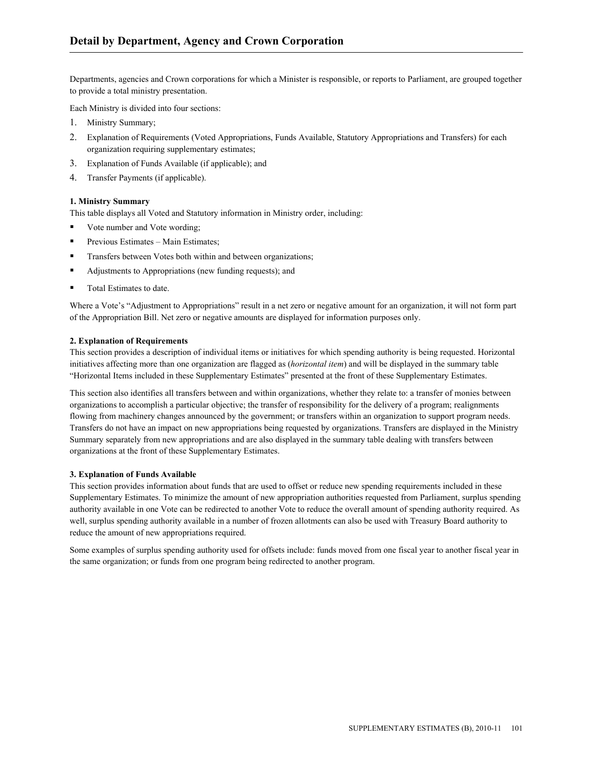# Detail by Department, Agency and Crown Corporation

Departments, agencies and Crown corporations for which a Minister is responsible, or reports to Parliament, are grouped together to provide a total ministry presentation.

Each Ministry is divided into four sections:

1. Ministry Summary;
2. Explanation of Requirements (Voted Appropriations, Funds Available, Statutory Appropriations and Transfers) for each organization requiring supplementary estimates;
3. Explanation of Funds Available (if applicable); and
4. Transfer Payments (if applicable).

**1. Ministry Summary**

This table displays all Voted and Statutory information in Ministry order, including:

- Vote number and Vote wording;
- Previous Estimates – Main Estimates;
- Transfers between Votes both within and between organizations;
- Adjustments to Appropriations (new funding requests); and
- Total Estimates to date.

Where a Vote's "Adjustment to Appropriations" result in a net zero or negative amount for an organization, it will not form part of the Appropriation Bill. Net zero or negative amounts are displayed for information purposes only.

**2. Explanation of Requirements**

This section provides a description of individual items or initiatives for which spending authority is being requested. Horizontal initiatives affecting more than one organization are flagged as (*horizontal item*) and will be displayed in the summary table "Horizontal Items included in these Supplementary Estimates" presented at the front of these Supplementary Estimates.

This section also identifies all transfers between and within organizations, whether they relate to: a transfer of monies between organizations to accomplish a particular objective; the transfer of responsibility for the delivery of a program; realignments flowing from machinery changes announced by the government; or transfers within an organization to support program needs. Transfers do not have an impact on new appropriations being requested by organizations. Transfers are displayed in the Ministry Summary separately from new appropriations and are also displayed in the summary table dealing with transfers between organizations at the front of these Supplementary Estimates.

**3. Explanation of Funds Available**

This section provides information about funds that are used to offset or reduce new spending requirements included in these Supplementary Estimates. To minimize the amount of new appropriation authorities requested from Parliament, surplus spending authority available in one Vote can be redirected to another Vote to reduce the overall amount of spending authority required. As well, surplus spending authority available in a number of frozen allotments can also be used with Treasury Board authority to reduce the amount of new appropriations required.

Some examples of surplus spending authority used for offsets include: funds moved from one fiscal year to another fiscal year in the same organization; or funds from one program being redirected to another program.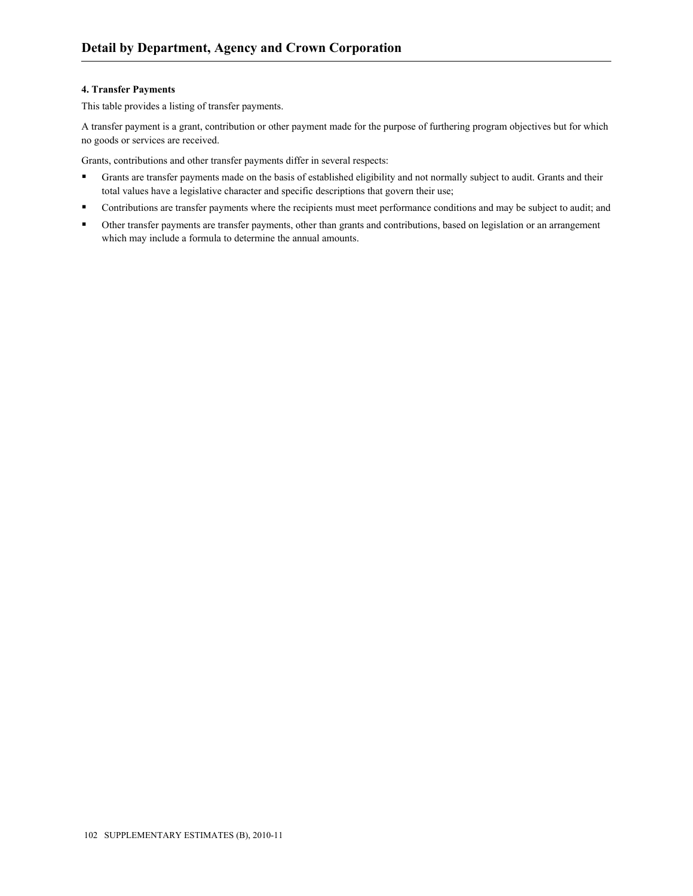#### 4. Transfer Payments

This table provides a listing of transfer payments.

A transfer payment is a grant, contribution or other payment made for the purpose of furthering program objectives but for which no goods or services are received.

Grants, contributions and other transfer payments differ in several respects:

- Grants are transfer payments made on the basis of established eligibility and not normally subject to audit. Grants and their total values have a legislative character and specific descriptions that govern their use;
- Contributions are transfer payments where the recipients must meet performance conditions and may be subject to audit; and
- Other transfer payments are transfer payments, other than grants and contributions, based on legislation or an arrangement which may include a formula to determine the annual amounts.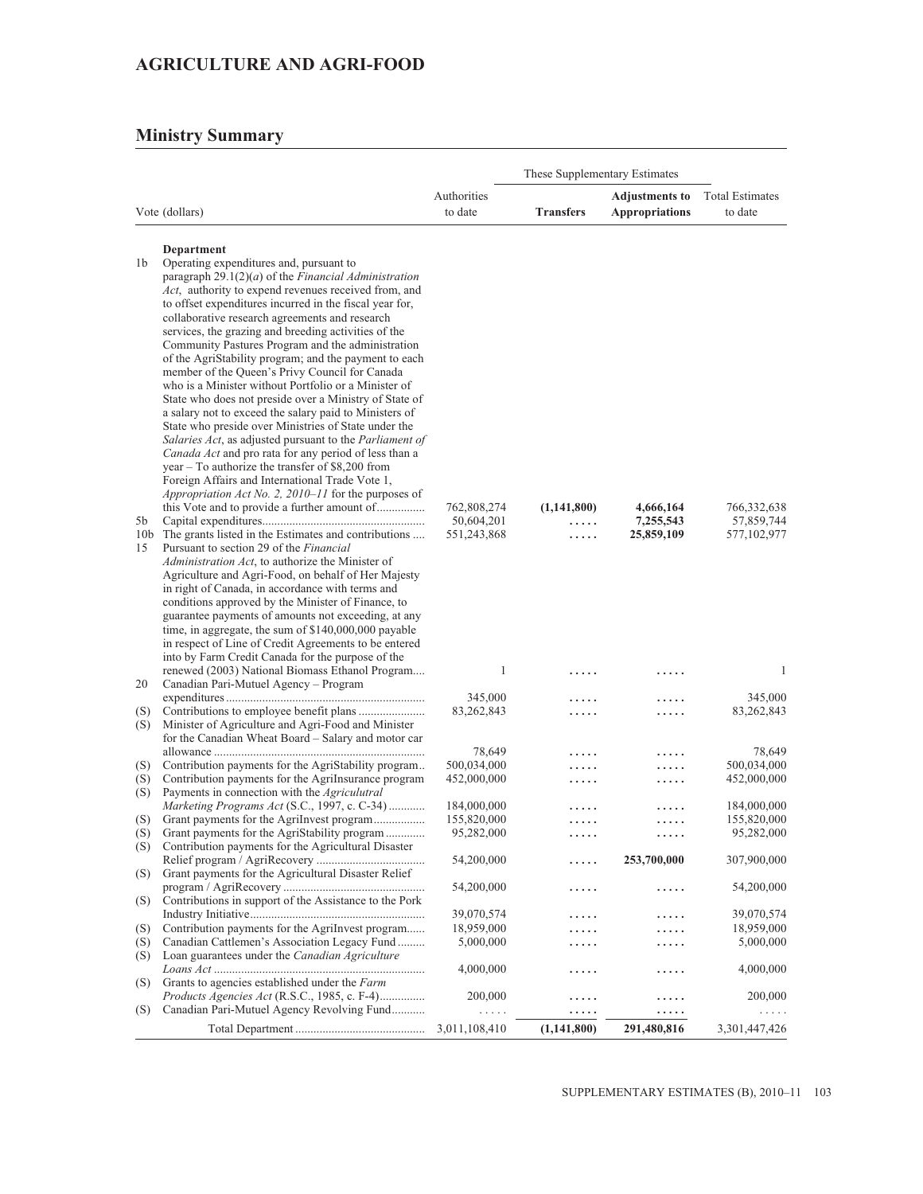# AGRICULTURE AND AGRI-FOOD

## Ministry Summary

| | Vote (dollars) | Authorities to date | These Supplementary Estimates | | Total Estimates to date |
|---|---|---|---|---|---|
| | | | **Transfers** | **Adjustments to Appropriations** | |
| | **Department** | | | | |
| 1b | Operating expenditures and, pursuant to paragraph 29.1(2)(*a*) of the *Financial Administration Act*, authority to expend revenues received from, and to offset expenditures incurred in the fiscal year for, collaborative research agreements and research services, the grazing and breeding activities of the Community Pastures Program and the administration of the AgriStability program; and the payment to each member of the Queen's Privy Council for Canada who is a Minister without Portfolio or a Minister of State who does not preside over a Ministry of State of a salary not to exceed the salary paid to Ministers of State who preside over Ministries of State under the *Salaries Act*, as adjusted pursuant to the *Parliament of Canada Act* and pro rata for any period of less than a year – To authorize the transfer of $8,200 from Foreign Affairs and International Trade Vote 1, *Appropriation Act No. 2, 2010–11* for the purposes of this Vote and to provide a further amount of | 762,808,274 | **(1,141,800)** | **4,666,164** | 766,332,638 |
| 5b | Capital expenditures | 50,604,201 | **.....** | **7,255,543** | 57,859,744 |
| 10b | The grants listed in the Estimates and contributions | 551,243,868 | **.....** | **25,859,109** | 577,102,977 |
| 15 | Pursuant to section 29 of the *Financial Administration Act*, to authorize the Minister of Agriculture and Agri-Food, on behalf of Her Majesty in right of Canada, in accordance with terms and conditions approved by the Minister of Finance, to guarantee payments of amounts not exceeding, at any time, in aggregate, the sum of $140,000,000 payable in respect of Line of Credit Agreements to be entered into by Farm Credit Canada for the purpose of the renewed (2003) National Biomass Ethanol Program | 1 | **.....** | **.....** | 1 |
| 20 | Canadian Pari-Mutuel Agency – Program expenditures | 345,000 | **.....** | **.....** | 345,000 |
| (S) | Contributions to employee benefit plans | 83,262,843 | **.....** | **.....** | 83,262,843 |
| (S) | Minister of Agriculture and Agri-Food and Minister for the Canadian Wheat Board – Salary and motor car allowance | 78,649 | **.....** | **.....** | 78,649 |
| (S) | Contribution payments for the AgriStability program | 500,034,000 | **.....** | **.....** | 500,034,000 |
| (S) | Contribution payments for the AgriInsurance program | 452,000,000 | **.....** | **.....** | 452,000,000 |
| (S) | Payments in connection with the *Agricultral Marketing Programs Act* (S.C., 1997, c. C-34) | 184,000,000 | **.....** | **.....** | 184,000,000 |
| (S) | Grant payments for the AgriInvest program | 155,820,000 | **.....** | **.....** | 155,820,000 |
| (S) | Grant payments for the AgriStability program | 95,282,000 | **.....** | **.....** | 95,282,000 |
| (S) | Contribution payments for the Agricultural Disaster Relief program / AgriRecovery | 54,200,000 | **.....** | **253,700,000** | 307,900,000 |
| (S) | Grant payments for the Agricultural Disaster Relief program / AgriRecovery | 54,200,000 | **.....** | **.....** | 54,200,000 |
| (S) | Contributions in support of the Assistance to the Pork Industry Initiative | 39,070,574 | **.....** | **.....** | 39,070,574 |
| (S) | Contribution payments for the AgriInvest program | 18,959,000 | **.....** | **.....** | 18,959,000 |
| (S) | Canadian Cattlemen's Association Legacy Fund | 5,000,000 | **.....** | **.....** | 5,000,000 |
| (S) | Loan guarantees under the *Canadian Agriculture Loans Act* | 4,000,000 | **.....** | **.....** | 4,000,000 |
| (S) | Grants to agencies established under the *Farm Products Agencies Act* (R.S.C., 1985, c. F-4) | 200,000 | **.....** | **.....** | 200,000 |
| (S) | Canadian Pari-Mutuel Agency Revolving Fund | ..... | **.....** | **.....** | ..... |
| | Total Department | 3,011,108,410 | **(1,141,800)** | **291,480,816** | 3,301,447,426 |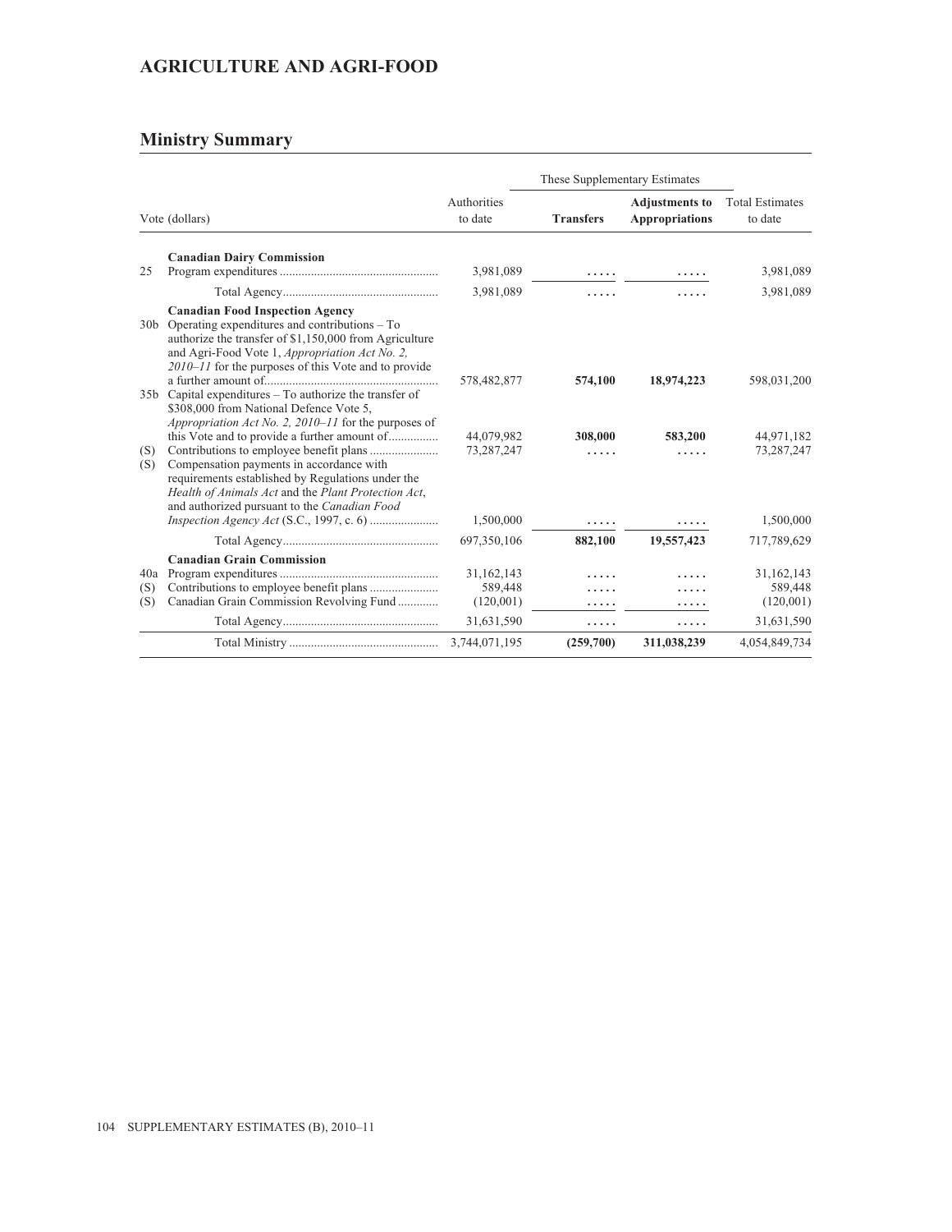## AGRICULTURE AND AGRI-FOOD

## Ministry Summary

| Vote (dollars) | | Authorities to date | These Supplementary Estimates | | Total Estimates to date |
|---|---|---|---|---|---|
| | | | **Transfers** | **Adjustments to Appropriations** | |
| | **Canadian Dairy Commission** | | | | |
| 25 | Program expenditures | 3,981,089 | ..... | ..... | 3,981,089 |
| | Total Agency | 3,981,089 | ..... | ..... | 3,981,089 |
| | **Canadian Food Inspection Agency** | | | | |
| 30b | Operating expenditures and contributions – To authorize the transfer of $1,150,000 from Agriculture and Agri-Food Vote 1, *Appropriation Act No. 2, 2010–11* for the purposes of this Vote and to provide a further amount of | 578,482,877 | **574,100** | **18,974,223** | 598,031,200 |
| 35b | Capital expenditures – To authorize the transfer of $308,000 from National Defence Vote 5, *Appropriation Act No. 2, 2010–11* for the purposes of this Vote and to provide a further amount of | 44,079,982 | **308,000** | **583,200** | 44,971,182 |
| (S) | Contributions to employee benefit plans | 73,287,247 | ..... | ..... | 73,287,247 |
| (S) | Compensation payments in accordance with requirements established by Regulations under the *Health of Animals Act* and the *Plant Protection Act*, and authorized pursuant to the *Canadian Food Inspection Agency Act* (S.C., 1997, c. 6) | 1,500,000 | ..... | ..... | 1,500,000 |
| | Total Agency | 697,350,106 | **882,100** | **19,557,423** | 717,789,629 |
| | **Canadian Grain Commission** | | | | |
| 40a | Program expenditures | 31,162,143 | ..... | ..... | 31,162,143 |
| (S) | Contributions to employee benefit plans | 589,448 | ..... | ..... | 589,448 |
| (S) | Canadian Grain Commission Revolving Fund | (120,001) | ..... | ..... | (120,001) |
| | Total Agency | 31,631,590 | ..... | ..... | 31,631,590 |
| | Total Ministry | 3,744,071,195 | **(259,700)** | **311,038,239** | 4,054,849,734 |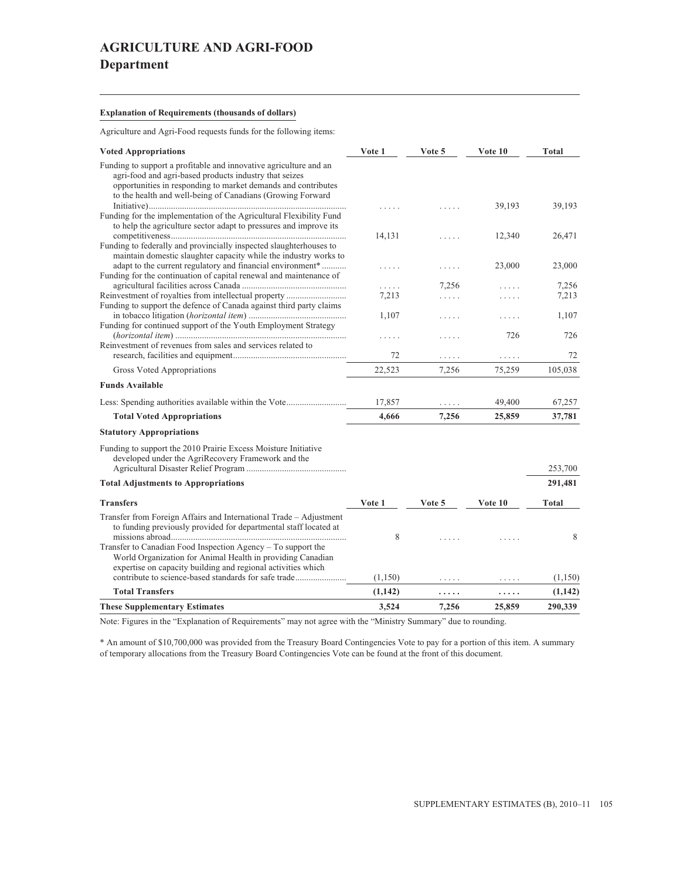# AGRICULTURE AND AGRI-FOOD

## Department

**Explanation of Requirements (thousands of dollars)**

Agriculture and Agri-Food requests funds for the following items:

| Voted Appropriations | Vote 1 | Vote 5 | Vote 10 | Total |
|---|---|---|---|---|
| Funding to support a profitable and innovative agriculture and an agri-food and agri-based products industry that seizes opportunities in responding to market demands and contributes to the health and well-being of Canadians (Growing Forward Initiative) | ..... | ..... | 39,193 | 39,193 |
| Funding for the implementation of the Agricultural Flexibility Fund to help the agriculture sector adapt to pressures and improve its competitiveness | 14,131 | ..... | 12,340 | 26,471 |
| Funding to federally and provincially inspected slaughterhouses to maintain domestic slaughter capacity while the industry works to adapt to the current regulatory and financial environment* | ..... | ..... | 23,000 | 23,000 |
| Funding for the continuation of capital renewal and maintenance of agricultural facilities across Canada | ..... | 7,256 | ..... | 7,256 |
| Reinvestment of royalties from intellectual property | 7,213 | ..... | ..... | 7,213 |
| Funding to support the defence of Canada against third party claims in tobacco litigation (*horizontal item*) | 1,107 | ..... | ..... | 1,107 |
| Funding for continued support of the Youth Employment Strategy (*horizontal item*) | ..... | ..... | 726 | 726 |
| Reinvestment of revenues from sales and services related to research, facilities and equipment | 72 | ..... | ..... | 72 |
| Gross Voted Appropriations | 22,523 | 7,256 | 75,259 | 105,038 |
| **Funds Available** | | | | |
| Less: Spending authorities available within the Vote | 17,857 | ..... | 49,400 | 67,257 |
| **Total Voted Appropriations** | **4,666** | **7,256** | **25,859** | **37,781** |
| **Statutory Appropriations** | | | | |
| Funding to support the 2010 Prairie Excess Moisture Initiative developed under the AgriRecovery Framework and the Agricultural Disaster Relief Program | | | | 253,700 |
| **Total Adjustments to Appropriations** | | | | **291,481** |

| Transfers | Vote 1 | Vote 5 | Vote 10 | Total |
|---|---|---|---|---|
| Transfer from Foreign Affairs and International Trade – Adjustment to funding previously provided for departmental staff located at missions abroad | 8 | ..... | ..... | 8 |
| Transfer to Canadian Food Inspection Agency – To support the World Organization for Animal Health in providing Canadian expertise on capacity building and regional activities which contribute to science-based standards for safe trade | (1,150) | ..... | ..... | (1,150) |
| **Total Transfers** | **(1,142)** | **.....** | **.....** | **(1,142)** |
| **These Supplementary Estimates** | **3,524** | **7,256** | **25,859** | **290,339** |

Note: Figures in the "Explanation of Requirements" may not agree with the "Ministry Summary" due to rounding.

* An amount of $10,700,000 was provided from the Treasury Board Contingencies Vote to pay for a portion of this item. A summary of temporary allocations from the Treasury Board Contingencies Vote can be found at the front of this document.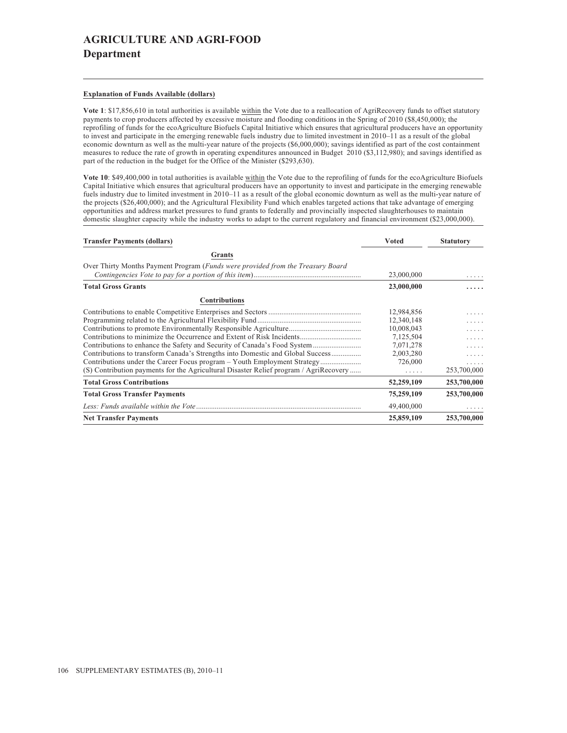# AGRICULTURE AND AGRI-FOOD

## Department

**Explanation of Funds Available (dollars)**

**Vote 1**: $17,856,610 in total authorities is available within the Vote due to a reallocation of AgriRecovery funds to offset statutory payments to crop producers affected by excessive moisture and flooding conditions in the Spring of 2010 ($8,450,000); the reprofiling of funds for the ecoAgriculture Biofuels Capital Initiative which ensures that agricultural producers have an opportunity to invest and participate in the emerging renewable fuels industry due to limited investment in 2010–11 as a result of the global economic downturn as well as the multi-year nature of the projects ($6,000,000); savings identified as part of the cost containment measures to reduce the rate of growth in operating expenditures announced in Budget 2010 ($3,112,980); and savings identified as part of the reduction in the budget for the Office of the Minister ($293,630).

**Vote 10**: $49,400,000 in total authorities is available within the Vote due to the reprofiling of funds for the ecoAgriculture Biofuels Capital Initiative which ensures that agricultural producers have an opportunity to invest and participate in the emerging renewable fuels industry due to limited investment in 2010–11 as a result of the global economic downturn as well as the multi-year nature of the projects ($26,400,000); and the Agricultural Flexibility Fund which enables targeted actions that take advantage of emerging opportunities and address market pressures to fund grants to federally and provincially inspected slaughterhouses to maintain domestic slaughter capacity while the industry works to adapt to the current regulatory and financial environment ($23,000,000).

| Transfer Payments (dollars) | Voted | Statutory |
|---|---|---|
| **Grants** | | |
| Over Thirty Months Payment Program (*Funds were provided from the Treasury Board Contingencies Vote to pay for a portion of this item*) | 23,000,000 | ..... |
| **Total Gross Grants** | **23,000,000** | **.....** |
| **Contributions** | | |
| Contributions to enable Competitive Enterprises and Sectors | 12,984,856 | ..... |
| Programming related to the Agricultural Flexibility Fund | 12,340,148 | ..... |
| Contributions to promote Environmentally Responsible Agriculture | 10,008,043 | ..... |
| Contributions to minimize the Occurrence and Extent of Risk Incidents | 7,125,504 | ..... |
| Contributions to enhance the Safety and Security of Canada's Food System | 7,071,278 | ..... |
| Contributions to transform Canada's Strengths into Domestic and Global Success | 2,003,280 | ..... |
| Contributions under the Career Focus program – Youth Employment Strategy | 726,000 | ..... |
| (S) Contribution payments for the Agricultural Disaster Relief program / AgriRecovery | ..... | 253,700,000 |
| **Total Gross Contributions** | **52,259,109** | **253,700,000** |
| **Total Gross Transfer Payments** | **75,259,109** | **253,700,000** |
| *Less: Funds available within the Vote* | 49,400,000 | ..... |
| **Net Transfer Payments** | **25,859,109** | **253,700,000** |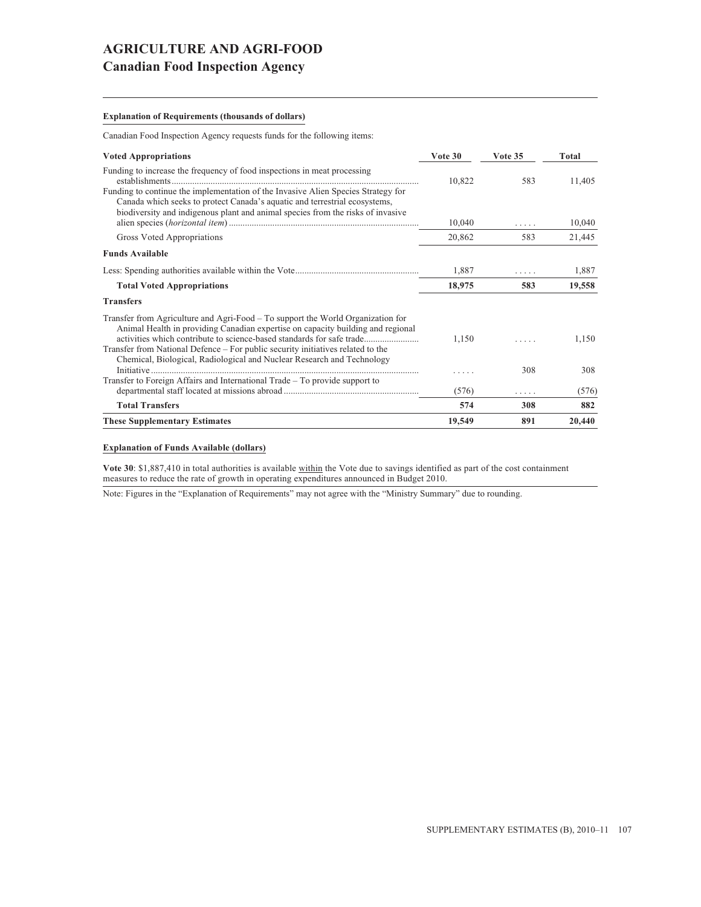# AGRICULTURE AND AGRI-FOOD

## Canadian Food Inspection Agency

**Explanation of Requirements (thousands of dollars)**

Canadian Food Inspection Agency requests funds for the following items:

| **Voted Appropriations** | **Vote 30** | **Vote 35** | **Total** |
|---|---|---|---|
| Funding to increase the frequency of food inspections in meat processing establishments | 10,822 | 583 | 11,405 |
| Funding to continue the implementation of the Invasive Alien Species Strategy for Canada which seeks to protect Canada's aquatic and terrestrial ecosystems, biodiversity and indigenous plant and animal species from the risks of invasive alien species (*horizontal item*) | 10,040 | ..... | 10,040 |
| Gross Voted Appropriations | 20,862 | 583 | 21,445 |
| **Funds Available** | | | |
| Less: Spending authorities available within the Vote | 1,887 | ..... | 1,887 |
| **Total Voted Appropriations** | **18,975** | **583** | **19,558** |
| **Transfers** | | | |
| Transfer from Agriculture and Agri-Food – To support the World Organization for Animal Health in providing Canadian expertise on capacity building and regional activities which contribute to science-based standards for safe trade | 1,150 | ..... | 1,150 |
| Transfer from National Defence – For public security initiatives related to the Chemical, Biological, Radiological and Nuclear Research and Technology Initiative | ..... | 308 | 308 |
| Transfer to Foreign Affairs and International Trade – To provide support to departmental staff located at missions abroad | (576) | ..... | (576) |
| **Total Transfers** | **574** | **308** | **882** |
| **These Supplementary Estimates** | **19,549** | **891** | **20,440** |

**Explanation of Funds Available (dollars)**

**Vote 30**: $1,887,410 in total authorities is available within the Vote due to savings identified as part of the cost containment measures to reduce the rate of growth in operating expenditures announced in Budget 2010.

Note: Figures in the "Explanation of Requirements" may not agree with the "Ministry Summary" due to rounding.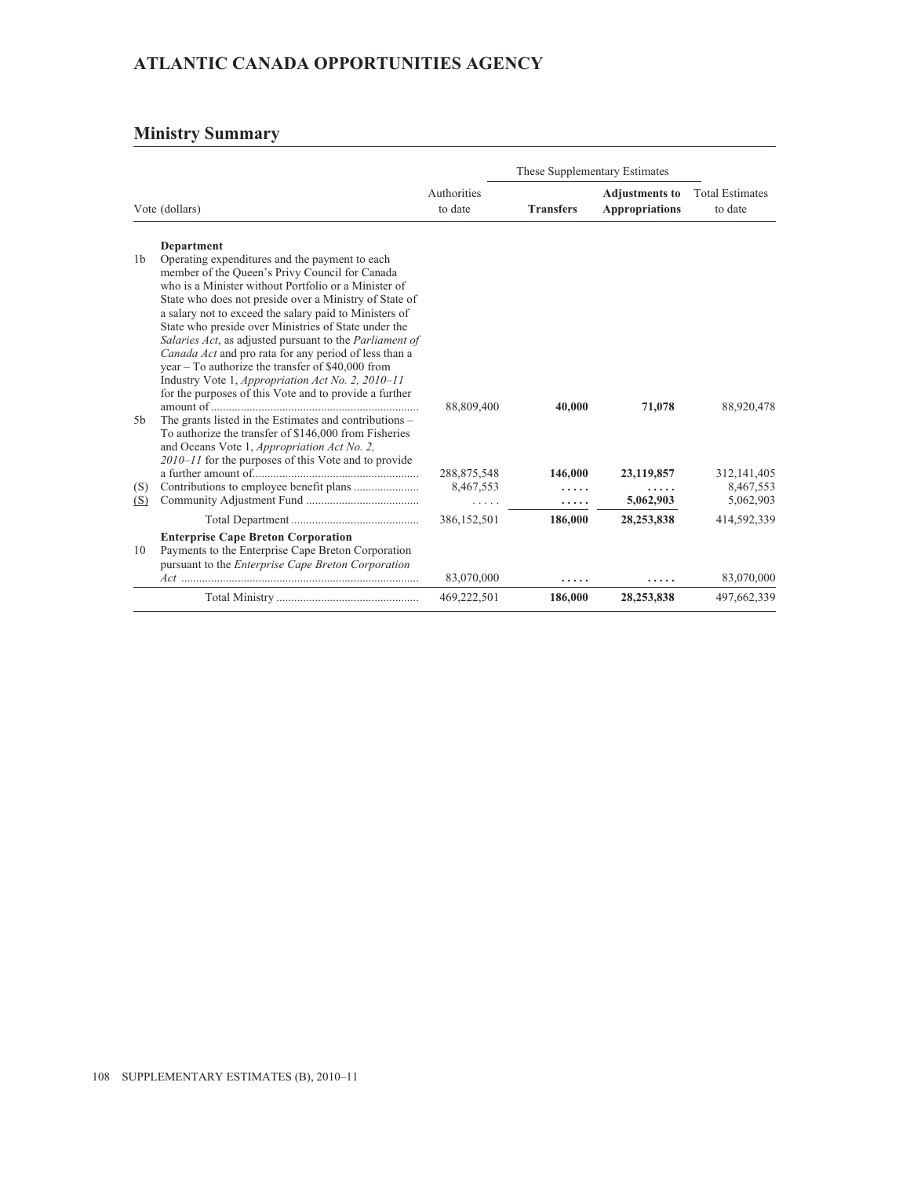# ATLANTIC CANADA OPPORTUNITIES AGENCY

## Ministry Summary

| Vote (dollars) | | Authorities to date | These Supplementary Estimates | | Total Estimates to date |
|---|---|---|---|---|---|
| | | | **Transfers** | **Adjustments to Appropriations** | |
| | **Department** | | | | |
| 1b | Operating expenditures and the payment to each member of the Queen's Privy Council for Canada who is a Minister without Portfolio or a Minister of State who does not preside over a Ministry of State of a salary not to exceed the salary paid to Ministers of State who preside over Ministries of State under the *Salaries Act*, as adjusted pursuant to the *Parliament of Canada Act* and pro rata for any period of less than a year – To authorize the transfer of $40,000 from Industry Vote 1, *Appropriation Act No. 2, 2010–11* for the purposes of this Vote and to provide a further amount of | 88,809,400 | **40,000** | **71,078** | 88,920,478 |
| 5b | The grants listed in the Estimates and contributions – To authorize the transfer of $146,000 from Fisheries and Oceans Vote 1, *Appropriation Act No. 2, 2010–11* for the purposes of this Vote and to provide a further amount of | 288,875,548 | **146,000** | **23,119,857** | 312,141,405 |
| (S) | Contributions to employee benefit plans | 8,467,553 | ..... | ..... | 8,467,553 |
| (S) | Community Adjustment Fund | ..... | ..... | **5,062,903** | 5,062,903 |
| | Total Department | 386,152,501 | **186,000** | **28,253,838** | 414,592,339 |
| | **Enterprise Cape Breton Corporation** | | | | |
| 10 | Payments to the Enterprise Cape Breton Corporation pursuant to the *Enterprise Cape Breton Corporation Act* | 83,070,000 | ..... | ..... | 83,070,000 |
| | Total Ministry | 469,222,501 | **186,000** | **28,253,838** | 497,662,339 |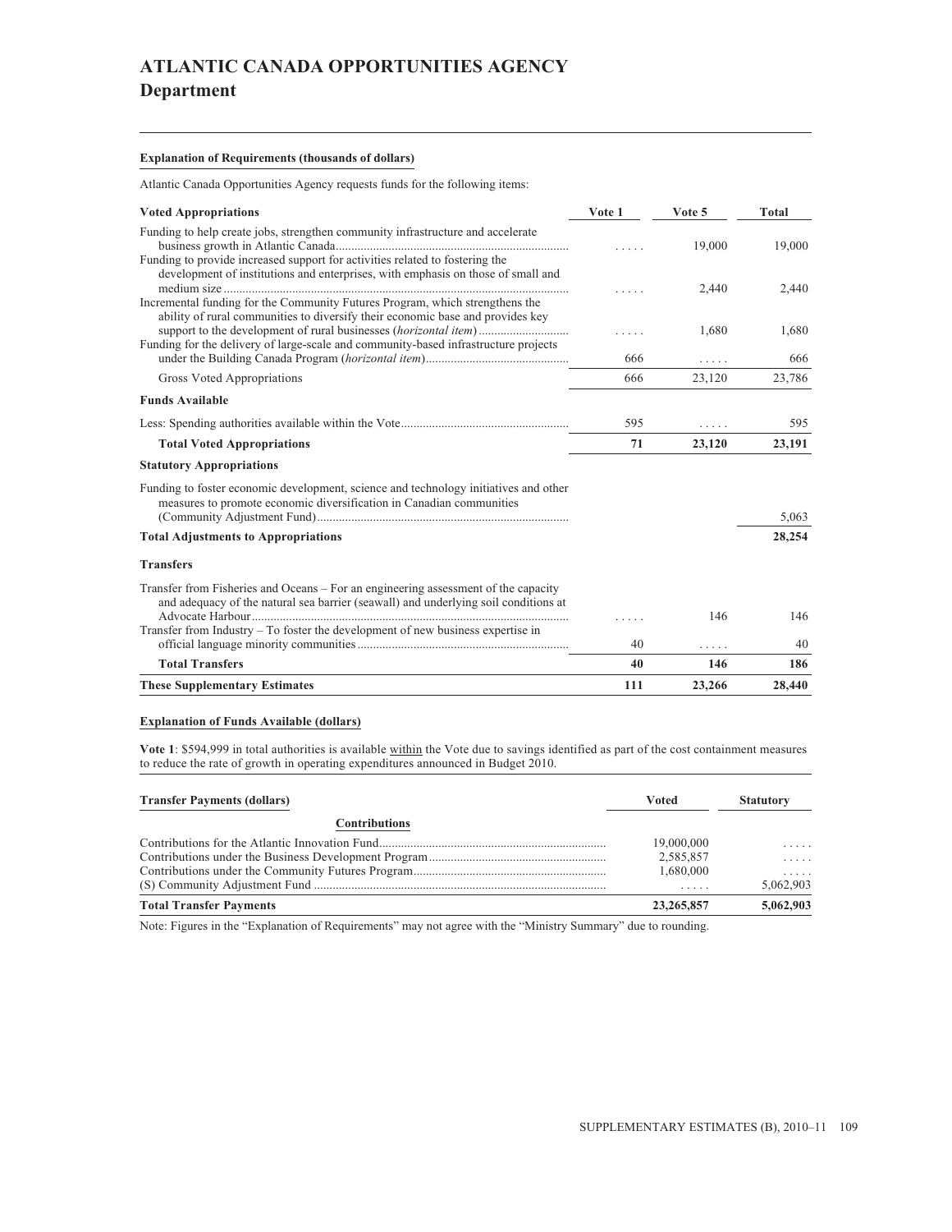# ATLANTIC CANADA OPPORTUNITIES AGENCY
## Department

**Explanation of Requirements (thousands of dollars)**

Atlantic Canada Opportunities Agency requests funds for the following items:

| Voted Appropriations | Vote 1 | Vote 5 | Total |
|---|---|---|---|
| Funding to help create jobs, strengthen community infrastructure and accelerate business growth in Atlantic Canada | ..... | 19,000 | 19,000 |
| Funding to provide increased support for activities related to fostering the development of institutions and enterprises, with emphasis on those of small and medium size | ..... | 2,440 | 2,440 |
| Incremental funding for the Community Futures Program, which strengthens the ability of rural communities to diversify their economic base and provides key support to the development of rural businesses (*horizontal item*) | ..... | 1,680 | 1,680 |
| Funding for the delivery of large-scale and community-based infrastructure projects under the Building Canada Program (*horizontal item*) | 666 | ..... | 666 |
| Gross Voted Appropriations | 666 | 23,120 | 23,786 |
| **Funds Available** | | | |
| Less: Spending authorities available within the Vote | 595 | ..... | 595 |
| **Total Voted Appropriations** | **71** | **23,120** | **23,191** |
| **Statutory Appropriations** | | | |
| Funding to foster economic development, science and technology initiatives and other measures to promote economic diversification in Canadian communities (Community Adjustment Fund) | | | 5,063 |
| **Total Adjustments to Appropriations** | | | **28,254** |
| **Transfers** | | | |
| Transfer from Fisheries and Oceans – For an engineering assessment of the capacity and adequacy of the natural sea barrier (seawall) and underlying soil conditions at Advocate Harbour | ..... | 146 | 146 |
| Transfer from Industry – To foster the development of new business expertise in official language minority communities | 40 | ..... | 40 |
| **Total Transfers** | **40** | **146** | **186** |
| **These Supplementary Estimates** | **111** | **23,266** | **28,440** |

**Explanation of Funds Available (dollars)**

**Vote 1**: $594,999 in total authorities is available within the Vote due to savings identified as part of the cost containment measures to reduce the rate of growth in operating expenditures announced in Budget 2010.

| Transfer Payments (dollars) | Voted | Statutory |
|---|---|---|
| **Contributions** | | |
| Contributions for the Atlantic Innovation Fund | 19,000,000 | ..... |
| Contributions under the Business Development Program | 2,585,857 | ..... |
| Contributions under the Community Futures Program | 1,680,000 | ..... |
| (S) Community Adjustment Fund | ..... | 5,062,903 |
| **Total Transfer Payments** | **23,265,857** | **5,062,903** |

Note: Figures in the "Explanation of Requirements" may not agree with the "Ministry Summary" due to rounding.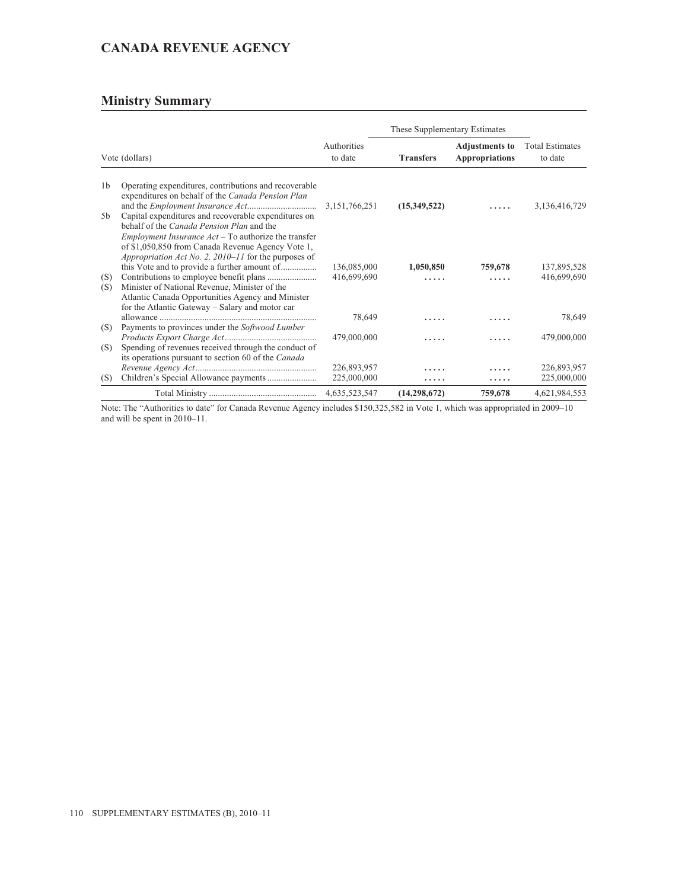# CANADA REVENUE AGENCY

## Ministry Summary

| Vote (dollars) | | Authorities to date | These Supplementary Estimates | | Total Estimates to date |
|---|---|---|---|---|---|
| | | | **Transfers** | **Adjustments to Appropriations** | |
| 1b | Operating expenditures, contributions and recoverable expenditures on behalf of the *Canada Pension Plan* and the *Employment Insurance Act*............................... | 3,151,766,251 | **(15,349,522)** | **. . . . .** | 3,136,416,729 |
| 5b | Capital expenditures and recoverable expenditures on behalf of the *Canada Pension Plan* and the *Employment Insurance Act* – To authorize the transfer of $1,050,850 from Canada Revenue Agency Vote 1, *Appropriation Act No. 2, 2010–11* for the purposes of this Vote and to provide a further amount of................ | 136,085,000 | **1,050,850** | **759,678** | 137,895,528 |
| (S) | Contributions to employee benefit plans ...................... | 416,699,690 | **. . . . .** | **. . . . .** | 416,699,690 |
| (S) | Minister of National Revenue, Minister of the Atlantic Canada Opportunities Agency and Minister for the Atlantic Gateway – Salary and motor car allowance ...................................................................... | 78,649 | **. . . . .** | **. . . . .** | 78,649 |
| (S) | Payments to provinces under the *Softwood Lumber Products Export Charge Act*......................................... | 479,000,000 | **. . . . .** | **. . . . .** | 479,000,000 |
| (S) | Spending of revenues received through the conduct of its operations pursuant to section 60 of the *Canada Revenue Agency Act*...................................................... | 226,893,957 | **. . . . .** | **. . . . .** | 226,893,957 |
| (S) | Children's Special Allowance payments ...................... | 225,000,000 | **. . . . .** | **. . . . .** | 225,000,000 |
| | Total Ministry ................................................ | 4,635,523,547 | **(14,298,672)** | **759,678** | 4,621,984,553 |

Note: The "Authorities to date" for Canada Revenue Agency includes $150,325,582 in Vote 1, which was appropriated in 2009–10 and will be spent in 2010–11.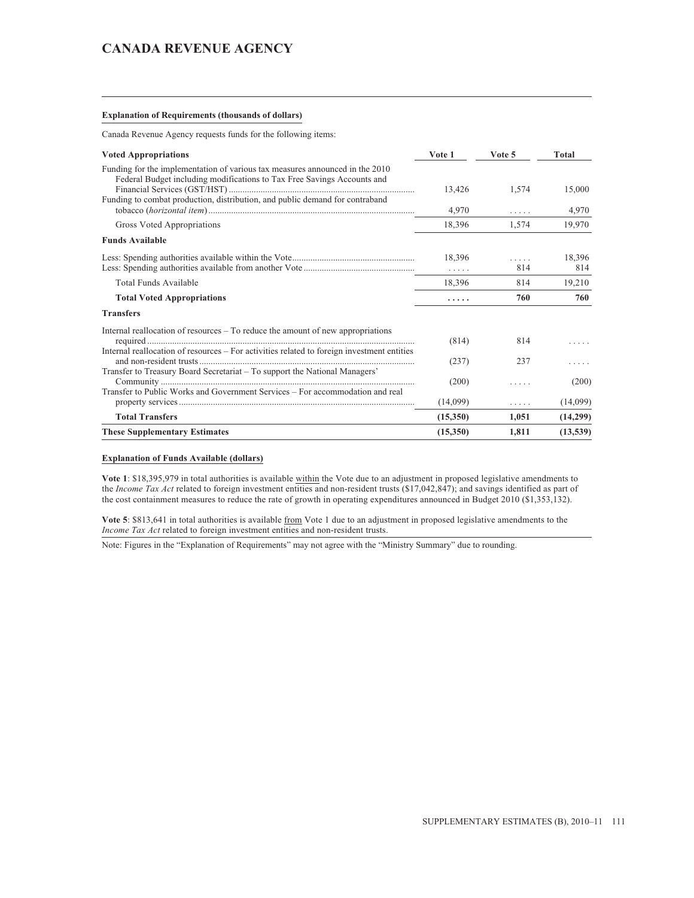# CANADA REVENUE AGENCY

**Explanation of Requirements (thousands of dollars)**

Canada Revenue Agency requests funds for the following items:

| Voted Appropriations | Vote 1 | Vote 5 | Total |
|---|---|---|---|
| Funding for the implementation of various tax measures announced in the 2010 Federal Budget including modifications to Tax Free Savings Accounts and Financial Services (GST/HST) | 13,426 | 1,574 | 15,000 |
| Funding to combat production, distribution, and public demand for contraband tobacco (*horizontal item*) | 4,970 | ..... | 4,970 |
| Gross Voted Appropriations | 18,396 | 1,574 | 19,970 |
| **Funds Available** | | | |
| Less: Spending authorities available within the Vote | 18,396 | ..... | 18,396 |
| Less: Spending authorities available from another Vote | ..... | 814 | 814 |
| Total Funds Available | 18,396 | 814 | 19,210 |
| **Total Voted Appropriations** | **.....** | **760** | **760** |
| **Transfers** | | | |
| Internal reallocation of resources – To reduce the amount of new appropriations required | (814) | 814 | ..... |
| Internal reallocation of resources – For activities related to foreign investment entities and non-resident trusts | (237) | 237 | ..... |
| Transfer to Treasury Board Secretariat – To support the National Managers' Community | (200) | ..... | (200) |
| Transfer to Public Works and Government Services – For accommodation and real property services | (14,099) | ..... | (14,099) |
| **Total Transfers** | **(15,350)** | **1,051** | **(14,299)** |
| **These Supplementary Estimates** | **(15,350)** | **1,811** | **(13,539)** |

**Explanation of Funds Available (dollars)**

**Vote 1**: $18,395,979 in total authorities is available within the Vote due to an adjustment in proposed legislative amendments to the *Income Tax Act* related to foreign investment entities and non-resident trusts ($17,042,847); and savings identified as part of the cost containment measures to reduce the rate of growth in operating expenditures announced in Budget 2010 ($1,353,132).

**Vote 5**: $813,641 in total authorities is available from Vote 1 due to an adjustment in proposed legislative amendments to the *Income Tax Act* related to foreign investment entities and non-resident trusts.

Note: Figures in the "Explanation of Requirements" may not agree with the "Ministry Summary" due to rounding.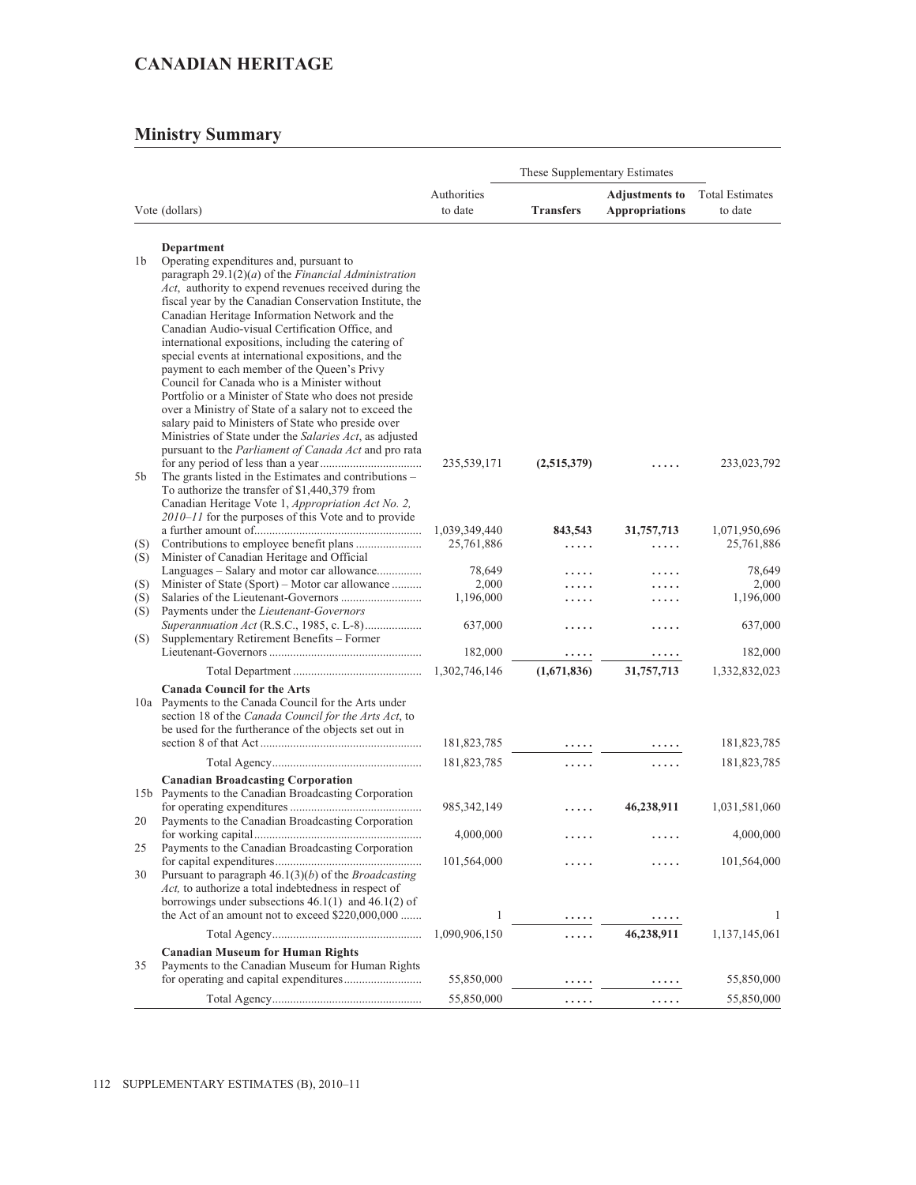## CANADIAN HERITAGE

### Ministry Summary

| Vote (dollars) | | Authorities to date | These Supplementary Estimates | | Total Estimates to date |
|---|---|---|---|---|---|
| | | | **Transfers** | **Adjustments to Appropriations** | |
| | **Department** | | | | |
| 1b | Operating expenditures and, pursuant to paragraph 29.1(2)(*a*) of the *Financial Administration Act*, authority to expend revenues received during the fiscal year by the Canadian Conservation Institute, the Canadian Heritage Information Network and the Canadian Audio-visual Certification Office, and international expositions, including the catering of special events at international expositions, and the payment to each member of the Queen's Privy Council for Canada who is a Minister without Portfolio or a Minister of State who does not preside over a Ministry of State of a salary not to exceed the salary paid to Ministers of State who preside over Ministries of State under the *Salaries Act*, as adjusted pursuant to the *Parliament of Canada Act* and pro rata for any period of less than a year | 235,539,171 | **(2,515,379)** | ..... | 233,023,792 |
| 5b | The grants listed in the Estimates and contributions – To authorize the transfer of $1,440,379 from Canadian Heritage Vote 1, *Appropriation Act No. 2, 2010–11* for the purposes of this Vote and to provide a further amount of | 1,039,349,440 | **843,543** | **31,757,713** | 1,071,950,696 |
| (S) | Contributions to employee benefit plans | 25,761,886 | ..... | ..... | 25,761,886 |
| (S) | Minister of Canadian Heritage and Official Languages – Salary and motor car allowance | 78,649 | ..... | ..... | 78,649 |
| (S) | Minister of State (Sport) – Motor car allowance | 2,000 | ..... | ..... | 2,000 |
| (S) | Salaries of the Lieutenant-Governors | 1,196,000 | ..... | ..... | 1,196,000 |
| (S) | Payments under the *Lieutenant-Governors Superannuation Act* (R.S.C., 1985, c. L-8) | 637,000 | ..... | ..... | 637,000 |
| (S) | Supplementary Retirement Benefits – Former Lieutenant-Governors | 182,000 | ..... | ..... | 182,000 |
| | Total Department | 1,302,746,146 | **(1,671,836)** | **31,757,713** | 1,332,832,023 |
| | **Canada Council for the Arts** | | | | |
| 10a | Payments to the Canada Council for the Arts under section 18 of the *Canada Council for the Arts Act*, to be used for the furtherance of the objects set out in section 8 of that Act | 181,823,785 | ..... | ..... | 181,823,785 |
| | Total Agency | 181,823,785 | ..... | ..... | 181,823,785 |
| | **Canadian Broadcasting Corporation** | | | | |
| 15b | Payments to the Canadian Broadcasting Corporation for operating expenditures | 985,342,149 | ..... | **46,238,911** | 1,031,581,060 |
| 20 | Payments to the Canadian Broadcasting Corporation for working capital | 4,000,000 | ..... | ..... | 4,000,000 |
| 25 | Payments to the Canadian Broadcasting Corporation for capital expenditures | 101,564,000 | ..... | ..... | 101,564,000 |
| 30 | Pursuant to paragraph 46.1(3)(*b*) of the *Broadcasting Act,* to authorize a total indebtedness in respect of borrowings under subsections 46.1(1) and 46.1(2) of the Act of an amount not to exceed $220,000,000 | 1 | ..... | ..... | 1 |
| | Total Agency | 1,090,906,150 | ..... | **46,238,911** | 1,137,145,061 |
| | **Canadian Museum for Human Rights** | | | | |
| 35 | Payments to the Canadian Museum for Human Rights for operating and capital expenditures | 55,850,000 | ..... | ..... | 55,850,000 |
| | Total Agency | 55,850,000 | ..... | ..... | 55,850,000 |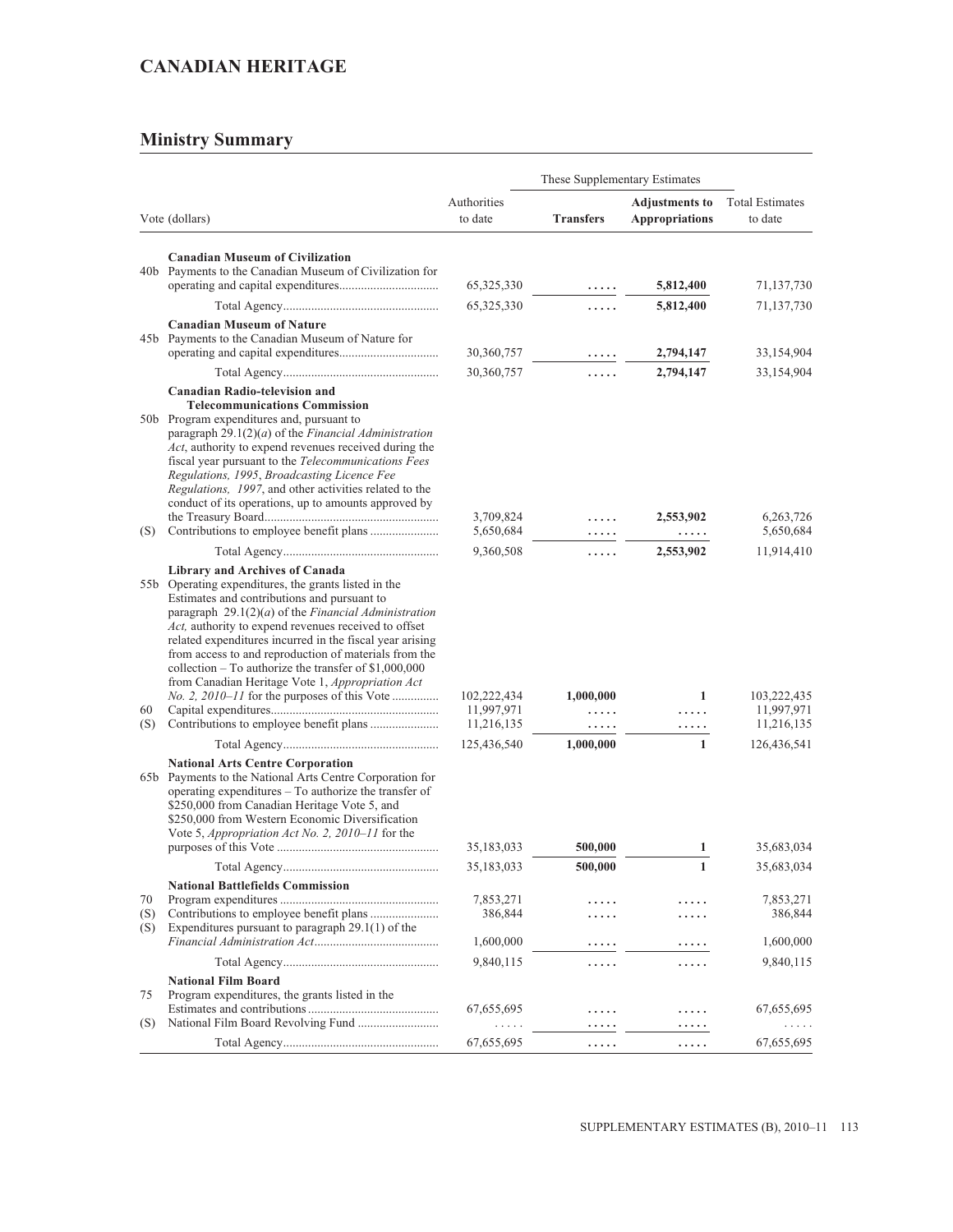## CANADIAN HERITAGE

## Ministry Summary

| Vote (dollars) | | Authorities to date | These Supplementary Estimates Transfers | Adjustments to Appropriations | Total Estimates to date |
|---|---|---|---|---|---|
| | **Canadian Museum of Civilization** | | | | |
| 40b | Payments to the Canadian Museum of Civilization for operating and capital expenditures | 65,325,330 | ..... | **5,812,400** | 71,137,730 |
| | Total Agency | 65,325,330 | ..... | **5,812,400** | 71,137,730 |
| | **Canadian Museum of Nature** | | | | |
| 45b | Payments to the Canadian Museum of Nature for operating and capital expenditures | 30,360,757 | ..... | **2,794,147** | 33,154,904 |
| | Total Agency | 30,360,757 | ..... | **2,794,147** | 33,154,904 |
| | **Canadian Radio-television and Telecommunications Commission** | | | | |
| 50b | Program expenditures and, pursuant to paragraph 29.1(2)(*a*) of the *Financial Administration Act*, authority to expend revenues received during the fiscal year pursuant to the *Telecommunications Fees Regulations, 1995*, *Broadcasting Licence Fee Regulations, 1997*, and other activities related to the conduct of its operations, up to amounts approved by the Treasury Board | 3,709,824 | ..... | **2,553,902** | 6,263,726 |
| (S) | Contributions to employee benefit plans | 5,650,684 | ..... | ..... | 5,650,684 |
| | Total Agency | 9,360,508 | ..... | **2,553,902** | 11,914,410 |
| | **Library and Archives of Canada** | | | | |
| 55b | Operating expenditures, the grants listed in the Estimates and contributions and pursuant to paragraph 29.1(2)(*a*) of the *Financial Administration Act,* authority to expend revenues received to offset related expenditures incurred in the fiscal year arising from access to and reproduction of materials from the collection – To authorize the transfer of $1,000,000 from Canadian Heritage Vote 1, *Appropriation Act No. 2, 2010–11* for the purposes of this Vote | 102,222,434 | **1,000,000** | **1** | 103,222,435 |
| 60 | Capital expenditures | 11,997,971 | ..... | ..... | 11,997,971 |
| (S) | Contributions to employee benefit plans | 11,216,135 | ..... | ..... | 11,216,135 |
| | Total Agency | 125,436,540 | **1,000,000** | **1** | 126,436,541 |
| | **National Arts Centre Corporation** | | | | |
| 65b | Payments to the National Arts Centre Corporation for operating expenditures – To authorize the transfer of $250,000 from Canadian Heritage Vote 5, and $250,000 from Western Economic Diversification Vote 5, *Appropriation Act No. 2, 2010–11* for the purposes of this Vote | 35,183,033 | **500,000** | **1** | 35,683,034 |
| | Total Agency | 35,183,033 | **500,000** | **1** | 35,683,034 |
| | **National Battlefields Commission** | | | | |
| 70 | Program expenditures | 7,853,271 | ..... | ..... | 7,853,271 |
| (S) | Contributions to employee benefit plans | 386,844 | ..... | ..... | 386,844 |
| (S) | Expenditures pursuant to paragraph 29.1(1) of the *Financial Administration Act* | 1,600,000 | ..... | ..... | 1,600,000 |
| | Total Agency | 9,840,115 | ..... | ..... | 9,840,115 |
| | **National Film Board** | | | | |
| 75 | Program expenditures, the grants listed in the Estimates and contributions | 67,655,695 | ..... | ..... | 67,655,695 |
| (S) | National Film Board Revolving Fund | ..... | ..... | ..... | ..... |
| | Total Agency | 67,655,695 | ..... | ..... | 67,655,695 |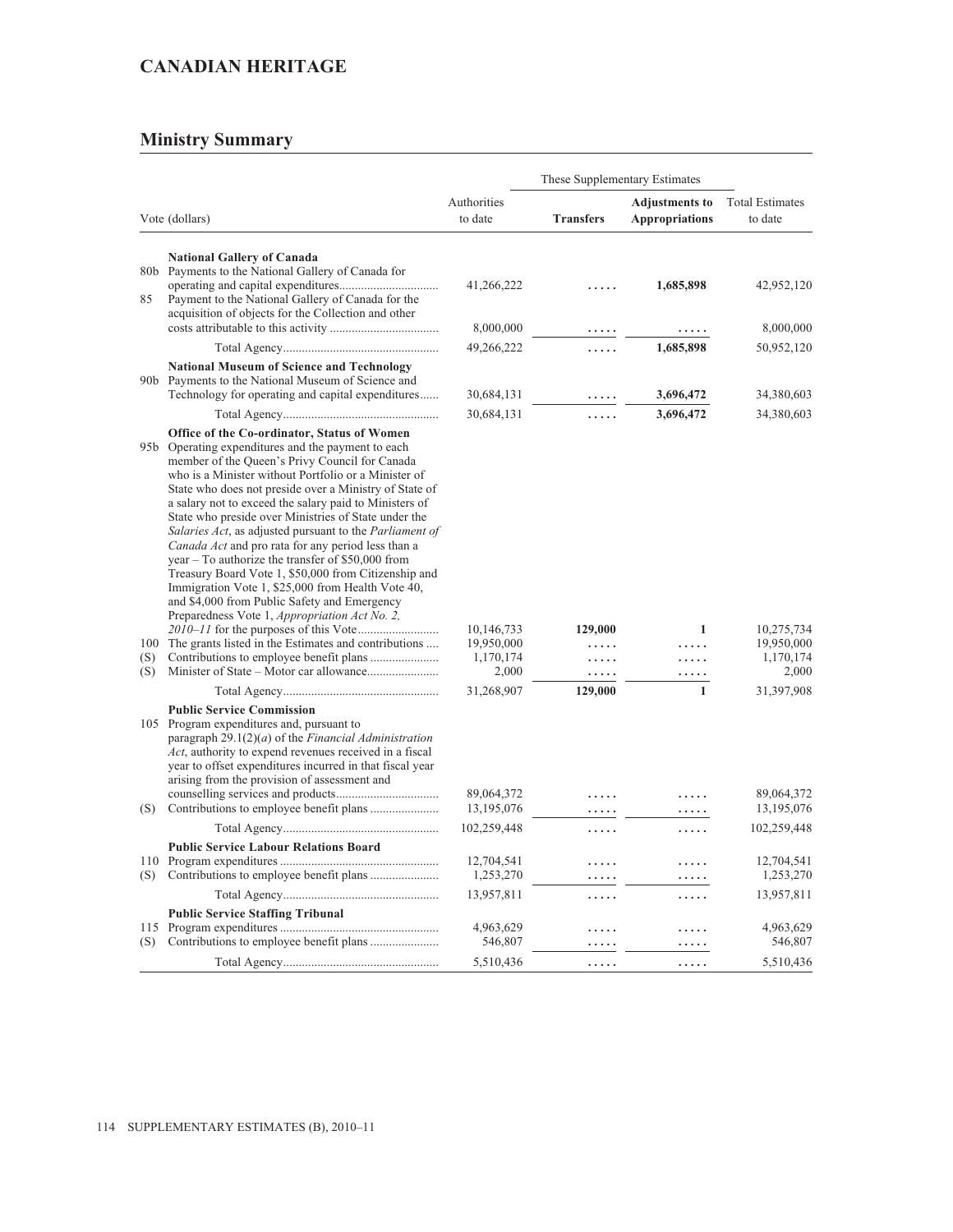## CANADIAN HERITAGE

### Ministry Summary

| Vote (dollars) | | Authorities to date | These Supplementary Estimates | | Total Estimates to date |
|---|---|---|---|---|---|
| | | | **Transfers** | **Adjustments to Appropriations** | |
| | **National Gallery of Canada** | | | | |
| 80b | Payments to the National Gallery of Canada for operating and capital expenditures | 41,266,222 | ..... | **1,685,898** | 42,952,120 |
| 85 | Payment to the National Gallery of Canada for the acquisition of objects for the Collection and other costs attributable to this activity | 8,000,000 | ..... | ..... | 8,000,000 |
| | Total Agency | 49,266,222 | ..... | **1,685,898** | 50,952,120 |
| | **National Museum of Science and Technology** | | | | |
| 90b | Payments to the National Museum of Science and Technology for operating and capital expenditures | 30,684,131 | ..... | **3,696,472** | 34,380,603 |
| | Total Agency | 30,684,131 | ..... | **3,696,472** | 34,380,603 |
| | **Office of the Co-ordinator, Status of Women** | | | | |
| 95b | Operating expenditures and the payment to each member of the Queen's Privy Council for Canada who is a Minister without Portfolio or a Minister of State who does not preside over a Ministry of State of a salary not to exceed the salary paid to Ministers of State who preside over Ministries of State under the *Salaries Act*, as adjusted pursuant to the *Parliament of Canada Act* and pro rata for any period less than a year – To authorize the transfer of $50,000 from Treasury Board Vote 1, $50,000 from Citizenship and Immigration Vote 1, $25,000 from Health Vote 40, and $4,000 from Public Safety and Emergency Preparedness Vote 1, *Appropriation Act No. 2, 2010–11* for the purposes of this Vote | 10,146,733 | **129,000** | **1** | 10,275,734 |
| 100 | The grants listed in the Estimates and contributions | 19,950,000 | ..... | ..... | 19,950,000 |
| (S) | Contributions to employee benefit plans | 1,170,174 | ..... | ..... | 1,170,174 |
| (S) | Minister of State – Motor car allowance | 2,000 | ..... | ..... | 2,000 |
| | Total Agency | 31,268,907 | **129,000** | **1** | 31,397,908 |
| | **Public Service Commission** | | | | |
| 105 | Program expenditures and, pursuant to paragraph 29.1(2)(*a*) of the *Financial Administration Act*, authority to expend revenues received in a fiscal year to offset expenditures incurred in that fiscal year arising from the provision of assessment and counselling services and products | 89,064,372 | ..... | ..... | 89,064,372 |
| (S) | Contributions to employee benefit plans | 13,195,076 | ..... | ..... | 13,195,076 |
| | Total Agency | 102,259,448 | ..... | ..... | 102,259,448 |
| | **Public Service Labour Relations Board** | | | | |
| 110 | Program expenditures | 12,704,541 | ..... | ..... | 12,704,541 |
| (S) | Contributions to employee benefit plans | 1,253,270 | ..... | ..... | 1,253,270 |
| | Total Agency | 13,957,811 | ..... | ..... | 13,957,811 |
| | **Public Service Staffing Tribunal** | | | | |
| 115 | Program expenditures | 4,963,629 | ..... | ..... | 4,963,629 |
| (S) | Contributions to employee benefit plans | 546,807 | ..... | ..... | 546,807 |
| | Total Agency | 5,510,436 | ..... | ..... | 5,510,436 |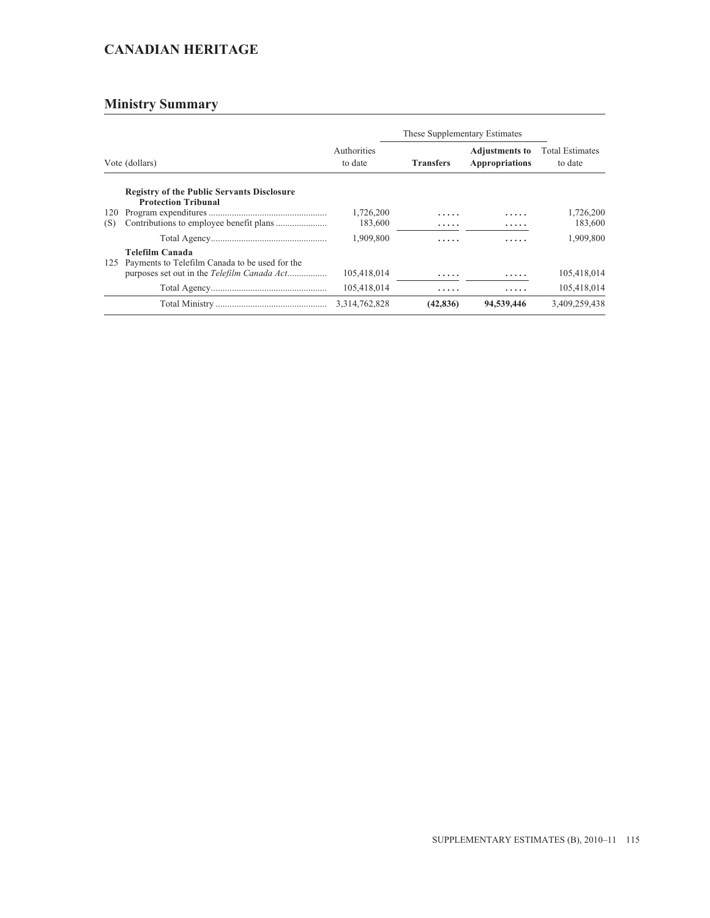## CANADIAN HERITAGE

### Ministry Summary

| Vote (dollars) | | Authorities to date | These Supplementary Estimates | | Total Estimates to date |
|---|---|---|---|---|---|
| | | | **Transfers** | **Adjustments to Appropriations** | |
| | **Registry of the Public Servants Disclosure Protection Tribunal** | | | | |
| 120 | Program expenditures | 1,726,200 | ..... | ..... | 1,726,200 |
| (S) | Contributions to employee benefit plans | 183,600 | ..... | ..... | 183,600 |
| | Total Agency | 1,909,800 | ..... | ..... | 1,909,800 |
| | **Telefilm Canada** | | | | |
| 125 | Payments to Telefilm Canada to be used for the purposes set out in the *Telefilm Canada Act* | 105,418,014 | ..... | ..... | 105,418,014 |
| | Total Agency | 105,418,014 | ..... | ..... | 105,418,014 |
| | Total Ministry | 3,314,762,828 | **(42,836)** | **94,539,446** | 3,409,259,438 |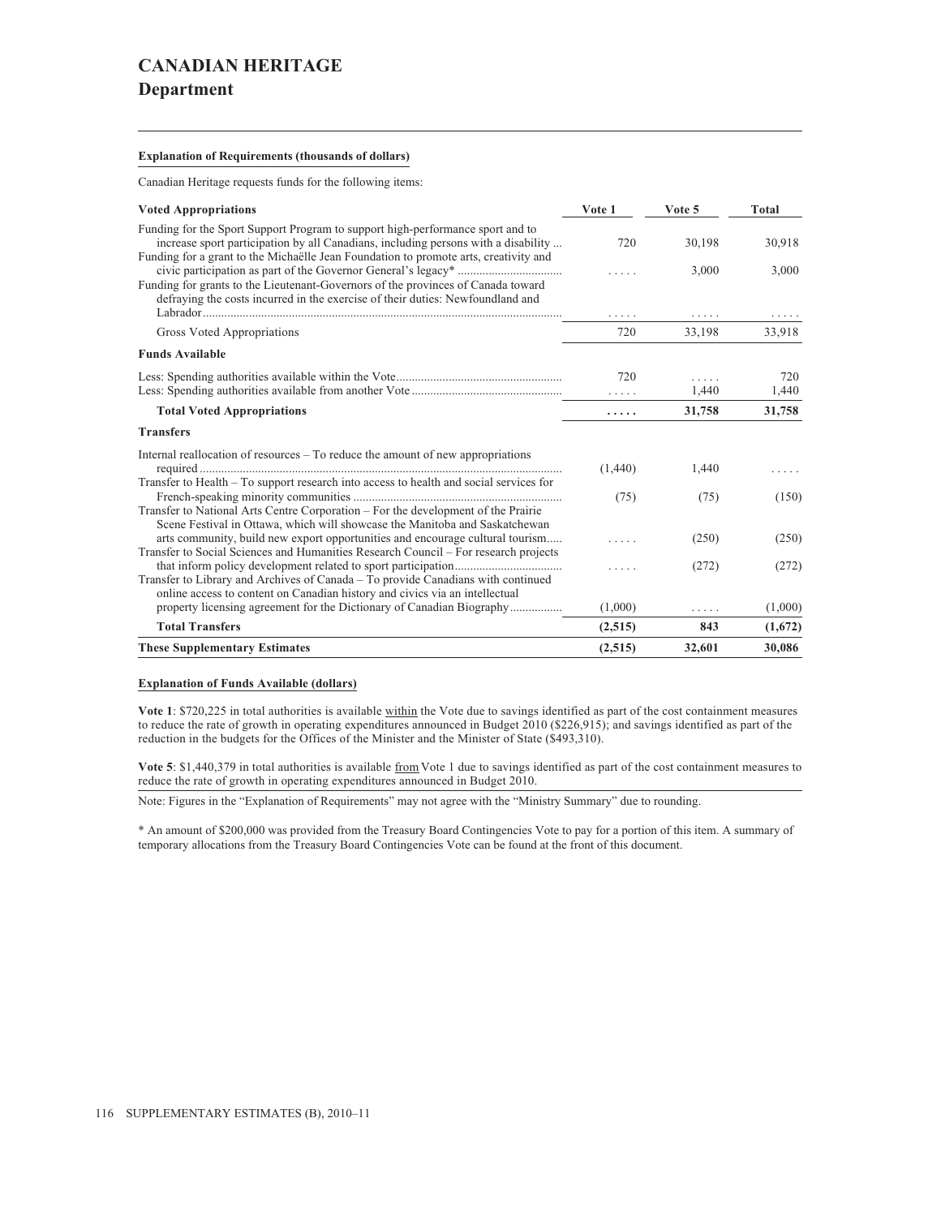# CANADIAN HERITAGE

## Department

**Explanation of Requirements (thousands of dollars)**

Canadian Heritage requests funds for the following items:

| Voted Appropriations | Vote 1 | Vote 5 | Total |
|---|---|---|---|
| Funding for the Sport Support Program to support high-performance sport and to increase sport participation by all Canadians, including persons with a disability ... | 720 | 30,198 | 30,918 |
| Funding for a grant to the Michaëlle Jean Foundation to promote arts, creativity and civic participation as part of the Governor General's legacy* .................................. | ..... | 3,000 | 3,000 |
| Funding for grants to the Lieutenant-Governors of the provinces of Canada toward defraying the costs incurred in the exercise of their duties: Newfoundland and Labrador ........................................ | ..... | ..... | ..... |
| Gross Voted Appropriations | 720 | 33,198 | 33,918 |
| **Funds Available** | | | |
| Less: Spending authorities available within the Vote ........................................ | 720 | ..... | 720 |
| Less: Spending authorities available from another Vote ........................................ | ..... | 1,440 | 1,440 |
| **Total Voted Appropriations** | **.....** | **31,758** | **31,758** |
| **Transfers** | | | |
| Internal reallocation of resources – To reduce the amount of new appropriations required ........................................ | (1,440) | 1,440 | ..... |
| Transfer to Health – To support research into access to health and social services for French-speaking minority communities ........................................ | (75) | (75) | (150) |
| Transfer to National Arts Centre Corporation – For the development of the Prairie Scene Festival in Ottawa, which will showcase the Manitoba and Saskatchewan arts community, build new export opportunities and encourage cultural tourism..... | ..... | (250) | (250) |
| Transfer to Social Sciences and Humanities Research Council – For research projects that inform policy development related to sport participation.................................. | ..... | (272) | (272) |
| Transfer to Library and Archives of Canada – To provide Canadians with continued online access to content on Canadian history and civics via an intellectual property licensing agreement for the Dictionary of Canadian Biography................. | (1,000) | ..... | (1,000) |
| **Total Transfers** | **(2,515)** | **843** | **(1,672)** |
| **These Supplementary Estimates** | **(2,515)** | **32,601** | **30,086** |

**Explanation of Funds Available (dollars)**

**Vote 1**: $720,225 in total authorities is available within the Vote due to savings identified as part of the cost containment measures to reduce the rate of growth in operating expenditures announced in Budget 2010 ($226,915); and savings identified as part of the reduction in the budgets for the Offices of the Minister and the Minister of State ($493,310).

**Vote 5**: $1,440,379 in total authorities is available from Vote 1 due to savings identified as part of the cost containment measures to reduce the rate of growth in operating expenditures announced in Budget 2010.

Note: Figures in the "Explanation of Requirements" may not agree with the "Ministry Summary" due to rounding.

* An amount of $200,000 was provided from the Treasury Board Contingencies Vote to pay for a portion of this item. A summary of temporary allocations from the Treasury Board Contingencies Vote can be found at the front of this document.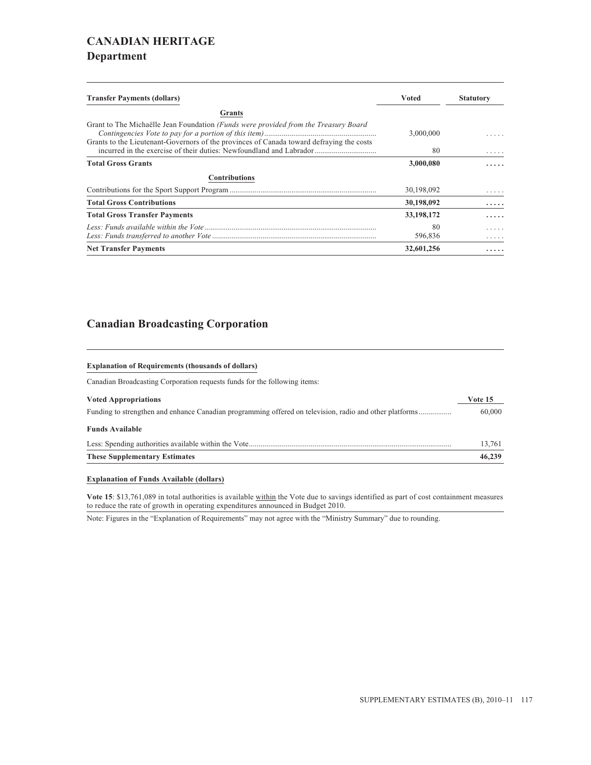# CANADIAN HERITAGE

## Department

| Transfer Payments (dollars) | Voted | Statutory |
|---|---|---|
| **Grants** | | |
| Grant to The Michaëlle Jean Foundation *(Funds were provided from the Treasury Board Contingencies Vote to pay for a portion of this item)* | 3,000,000 | ..... |
| Grants to the Lieutenant-Governors of the provinces of Canada toward defraying the costs incurred in the exercise of their duties: Newfoundland and Labrador | 80 | ..... |
| **Total Gross Grants** | **3,000,080** | **.....** |
| **Contributions** | | |
| Contributions for the Sport Support Program | 30,198,092 | ..... |
| **Total Gross Contributions** | **30,198,092** | **.....** |
| **Total Gross Transfer Payments** | **33,198,172** | **.....** |
| *Less: Funds available within the Vote* | 80 | ..... |
| *Less: Funds transferred to another Vote* | 596,836 | ..... |
| **Net Transfer Payments** | **32,601,256** | **.....** |

## Canadian Broadcasting Corporation

**Explanation of Requirements (thousands of dollars)**

Canadian Broadcasting Corporation requests funds for the following items:

| Voted Appropriations | Vote 15 |
|---|---|
| Funding to strengthen and enhance Canadian programming offered on television, radio and other platforms | 60,000 |
| **Funds Available** | |
| Less: Spending authorities available within the Vote | 13,761 |
| **These Supplementary Estimates** | **46,239** |

**Explanation of Funds Available (dollars)**

**Vote 15**: $13,761,089 in total authorities is available within the Vote due to savings identified as part of cost containment measures to reduce the rate of growth in operating expenditures announced in Budget 2010.

Note: Figures in the "Explanation of Requirements" may not agree with the "Ministry Summary" due to rounding.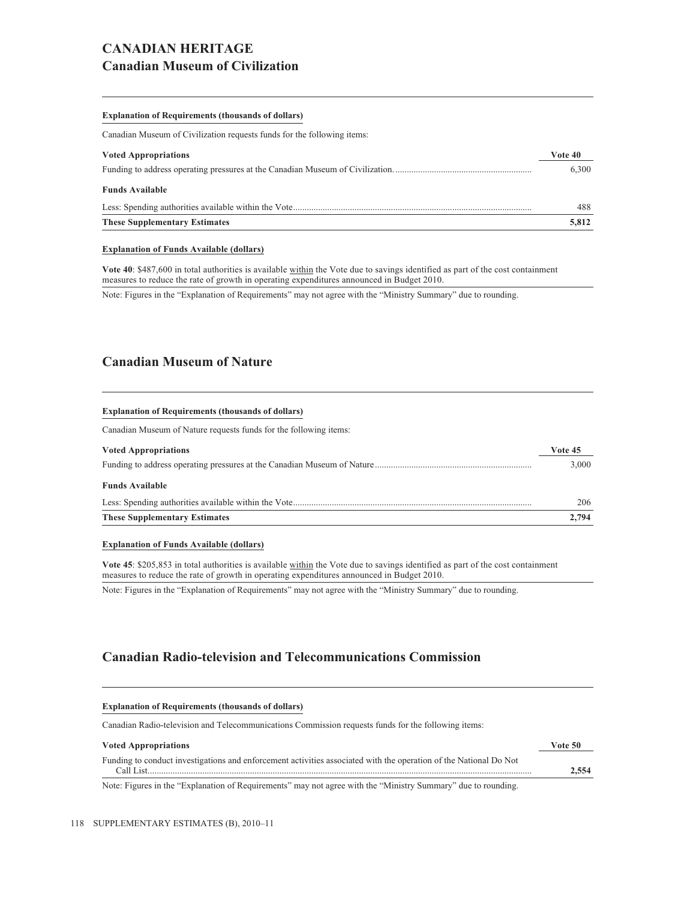# CANADIAN HERITAGE

## Canadian Museum of Civilization

**Explanation of Requirements (thousands of dollars)**

Canadian Museum of Civilization requests funds for the following items:

| **Voted Appropriations** | **Vote 40** |
|---|---|
| Funding to address operating pressures at the Canadian Museum of Civilization. | 6,300 |
| **Funds Available** | |
| Less: Spending authorities available within the Vote | 488 |
| **These Supplementary Estimates** | **5,812** |

**Explanation of Funds Available (dollars)**

**Vote 40**: $487,600 in total authorities is available within the Vote due to savings identified as part of the cost containment measures to reduce the rate of growth in operating expenditures announced in Budget 2010.

Note: Figures in the "Explanation of Requirements" may not agree with the "Ministry Summary" due to rounding.

## Canadian Museum of Nature

**Explanation of Requirements (thousands of dollars)**

Canadian Museum of Nature requests funds for the following items:

| **Voted Appropriations** | **Vote 45** |
|---|---|
| Funding to address operating pressures at the Canadian Museum of Nature | 3,000 |
| **Funds Available** | |
| Less: Spending authorities available within the Vote | 206 |
| **These Supplementary Estimates** | **2,794** |

**Explanation of Funds Available (dollars)**

**Vote 45**: $205,853 in total authorities is available within the Vote due to savings identified as part of the cost containment measures to reduce the rate of growth in operating expenditures announced in Budget 2010.

Note: Figures in the "Explanation of Requirements" may not agree with the "Ministry Summary" due to rounding.

## Canadian Radio-television and Telecommunications Commission

**Explanation of Requirements (thousands of dollars)**

Canadian Radio-television and Telecommunications Commission requests funds for the following items:

| **Voted Appropriations** | **Vote 50** |
|---|---|
| Funding to conduct investigations and enforcement activities associated with the operation of the National Do Not Call List | **2,554** |

Note: Figures in the "Explanation of Requirements" may not agree with the "Ministry Summary" due to rounding.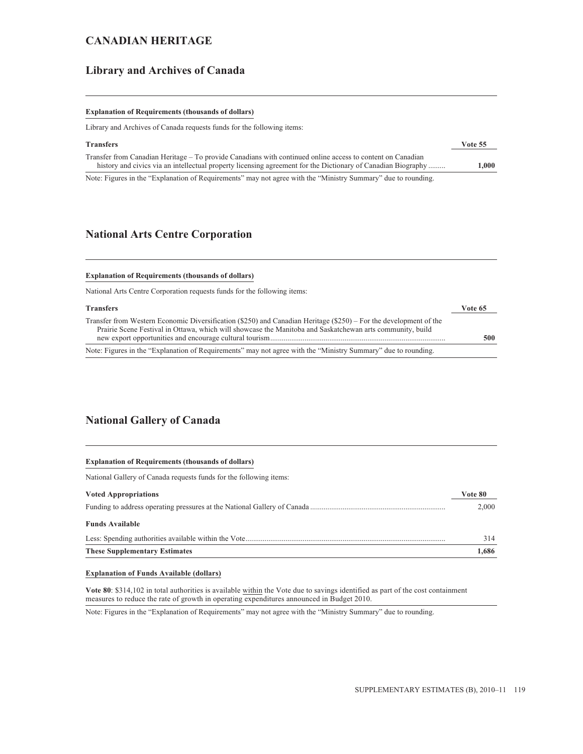# CANADIAN HERITAGE

## Library and Archives of Canada

**Explanation of Requirements (thousands of dollars)**

Library and Archives of Canada requests funds for the following items:

| **Transfers** | **Vote 55** |
| --- | --- |
| Transfer from Canadian Heritage – To provide Canadians with continued online access to content on Canadian history and civics via an intellectual property licensing agreement for the Dictionary of Canadian Biography ......... | **1,000** |

Note: Figures in the "Explanation of Requirements" may not agree with the "Ministry Summary" due to rounding.

## National Arts Centre Corporation

**Explanation of Requirements (thousands of dollars)**

National Arts Centre Corporation requests funds for the following items:

| **Transfers** | **Vote 65** |
| --- | --- |
| Transfer from Western Economic Diversification ($250) and Canadian Heritage ($250) – For the development of the Prairie Scene Festival in Ottawa, which will showcase the Manitoba and Saskatchewan arts community, build new export opportunities and encourage cultural tourism ......... | **500** |

Note: Figures in the "Explanation of Requirements" may not agree with the "Ministry Summary" due to rounding.

## National Gallery of Canada

**Explanation of Requirements (thousands of dollars)**

National Gallery of Canada requests funds for the following items:

| **Voted Appropriations** | **Vote 80** |
| --- | --- |
| Funding to address operating pressures at the National Gallery of Canada ......... | 2,000 |
| **Funds Available** | |
| Less: Spending authorities available within the Vote......... | 314 |
| **These Supplementary Estimates** | **1,686** |

**Explanation of Funds Available (dollars)**

**Vote 80**: $314,102 in total authorities is available within the Vote due to savings identified as part of the cost containment measures to reduce the rate of growth in operating expenditures announced in Budget 2010.

Note: Figures in the "Explanation of Requirements" may not agree with the "Ministry Summary" due to rounding.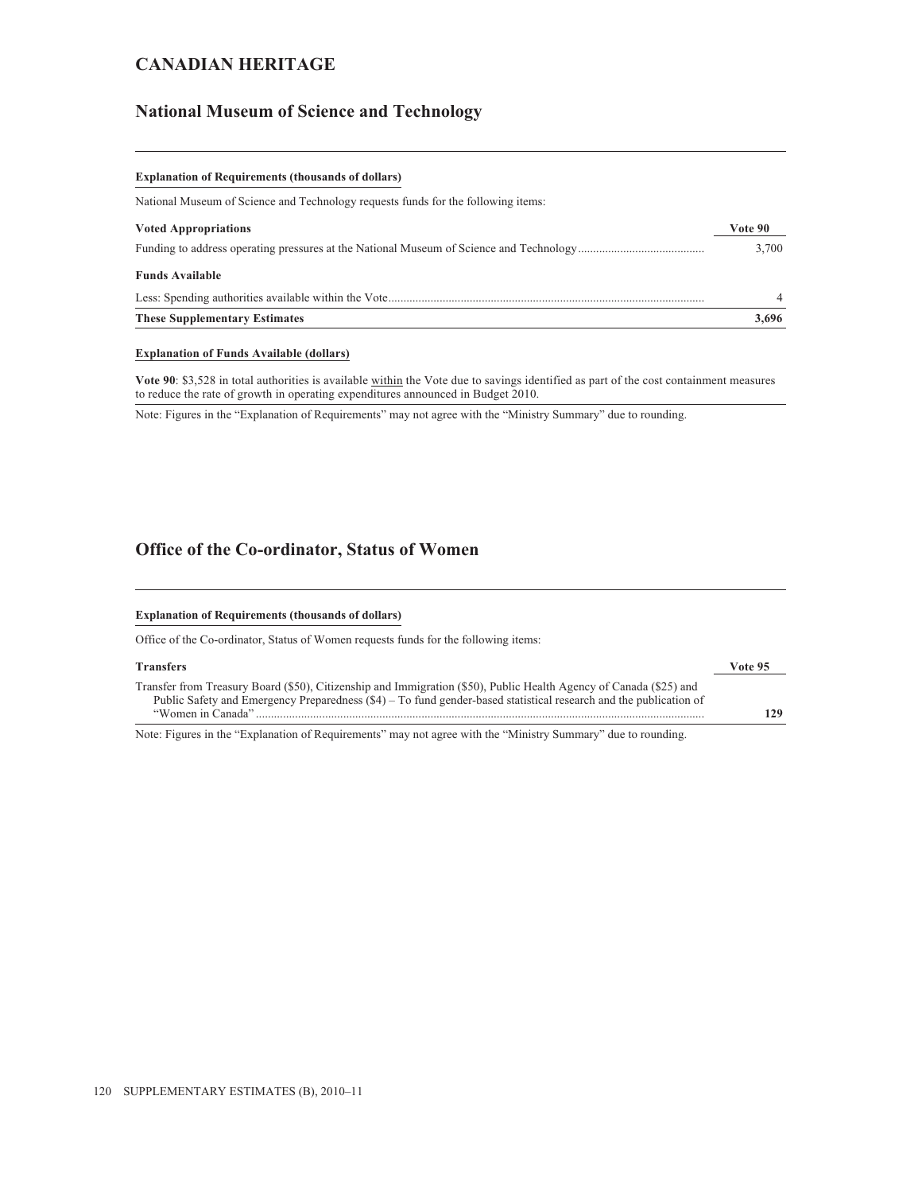## CANADIAN HERITAGE

### National Museum of Science and Technology

**Explanation of Requirements (thousands of dollars)**

National Museum of Science and Technology requests funds for the following items:

| **Voted Appropriations** | **Vote 90** |
|---|---|
| Funding to address operating pressures at the National Museum of Science and Technology | 3,700 |
| **Funds Available** | |
| Less: Spending authorities available within the Vote | 4 |
| **These Supplementary Estimates** | **3,696** |

**Explanation of Funds Available (dollars)**

**Vote 90**: $3,528 in total authorities is available within the Vote due to savings identified as part of the cost containment measures to reduce the rate of growth in operating expenditures announced in Budget 2010.

Note: Figures in the "Explanation of Requirements" may not agree with the "Ministry Summary" due to rounding.

### Office of the Co-ordinator, Status of Women

**Explanation of Requirements (thousands of dollars)**

Office of the Co-ordinator, Status of Women requests funds for the following items:

| **Transfers** | **Vote 95** |
|---|---|
| Transfer from Treasury Board ($50), Citizenship and Immigration ($50), Public Health Agency of Canada ($25) and Public Safety and Emergency Preparedness ($4) – To fund gender-based statistical research and the publication of "Women in Canada" | **129** |

Note: Figures in the "Explanation of Requirements" may not agree with the "Ministry Summary" due to rounding.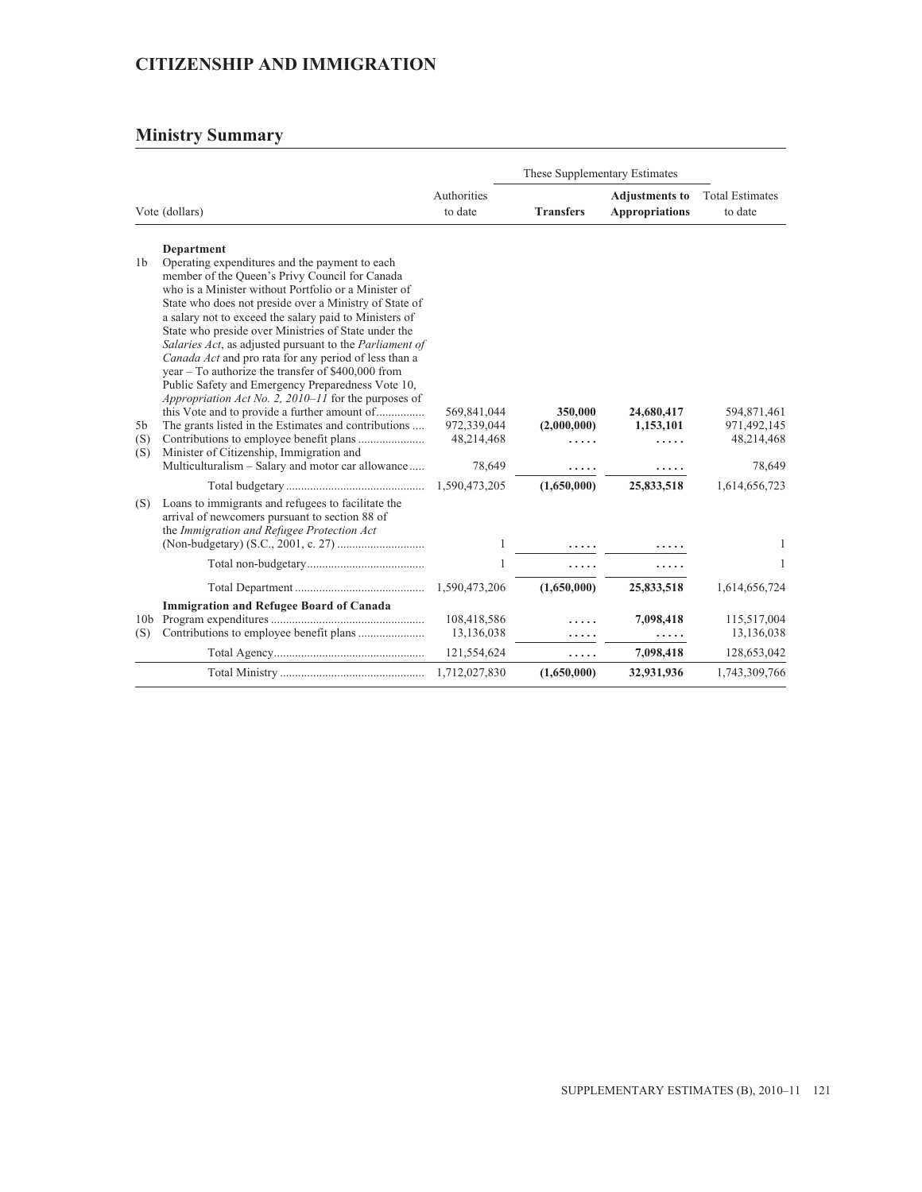## CITIZENSHIP AND IMMIGRATION

### Ministry Summary

| Vote (dollars) | | Authorities to date | These Supplementary Estimates | | Total Estimates to date |
|---|---|---|---|---|---|
| | | | **Transfers** | **Adjustments to Appropriations** | |
| | **Department** | | | | |
| 1b | Operating expenditures and the payment to each member of the Queen's Privy Council for Canada who is a Minister without Portfolio or a Minister of State who does not preside over a Ministry of State of a salary not to exceed the salary paid to Ministers of State who preside over Ministries of State under the *Salaries Act*, as adjusted pursuant to the *Parliament of Canada Act* and pro rata for any period of less than a year – To authorize the transfer of $400,000 from Public Safety and Emergency Preparedness Vote 10, *Appropriation Act No. 2, 2010–11* for the purposes of this Vote and to provide a further amount of................ | 569,841,044 | **350,000** | **24,680,417** | 594,871,461 |
| 5b | The grants listed in the Estimates and contributions .... | 972,339,044 | **(2,000,000)** | **1,153,101** | 971,492,145 |
| (S) | Contributions to employee benefit plans ...................... | 48,214,468 | ..... | ..... | 48,214,468 |
| (S) | Minister of Citizenship, Immigration and Multiculturalism – Salary and motor car allowance..... | 78,649 | ..... | ..... | 78,649 |
| | Total budgetary ............................................. | 1,590,473,205 | **(1,650,000)** | **25,833,518** | 1,614,656,723 |
| (S) | Loans to immigrants and refugees to facilitate the arrival of newcomers pursuant to section 88 of the *Immigration and Refugee Protection Act* (Non-budgetary) (S.C., 2001, c. 27) ............................ | 1 | ..... | ..... | 1 |
| | Total non-budgetary....................................... | 1 | ..... | ..... | 1 |
| | Total Department ........................................... | 1,590,473,206 | **(1,650,000)** | **25,833,518** | 1,614,656,724 |
| | **Immigration and Refugee Board of Canada** | | | | |
| 10b | Program expenditures .................................................. | 108,418,586 | ..... | **7,098,418** | 115,517,004 |
| (S) | Contributions to employee benefit plans ...................... | 13,136,038 | ..... | ..... | 13,136,038 |
| | Total Agency................................................. | 121,554,624 | ..... | **7,098,418** | 128,653,042 |
| | Total Ministry ............................................... | 1,712,027,830 | **(1,650,000)** | **32,931,936** | 1,743,309,766 |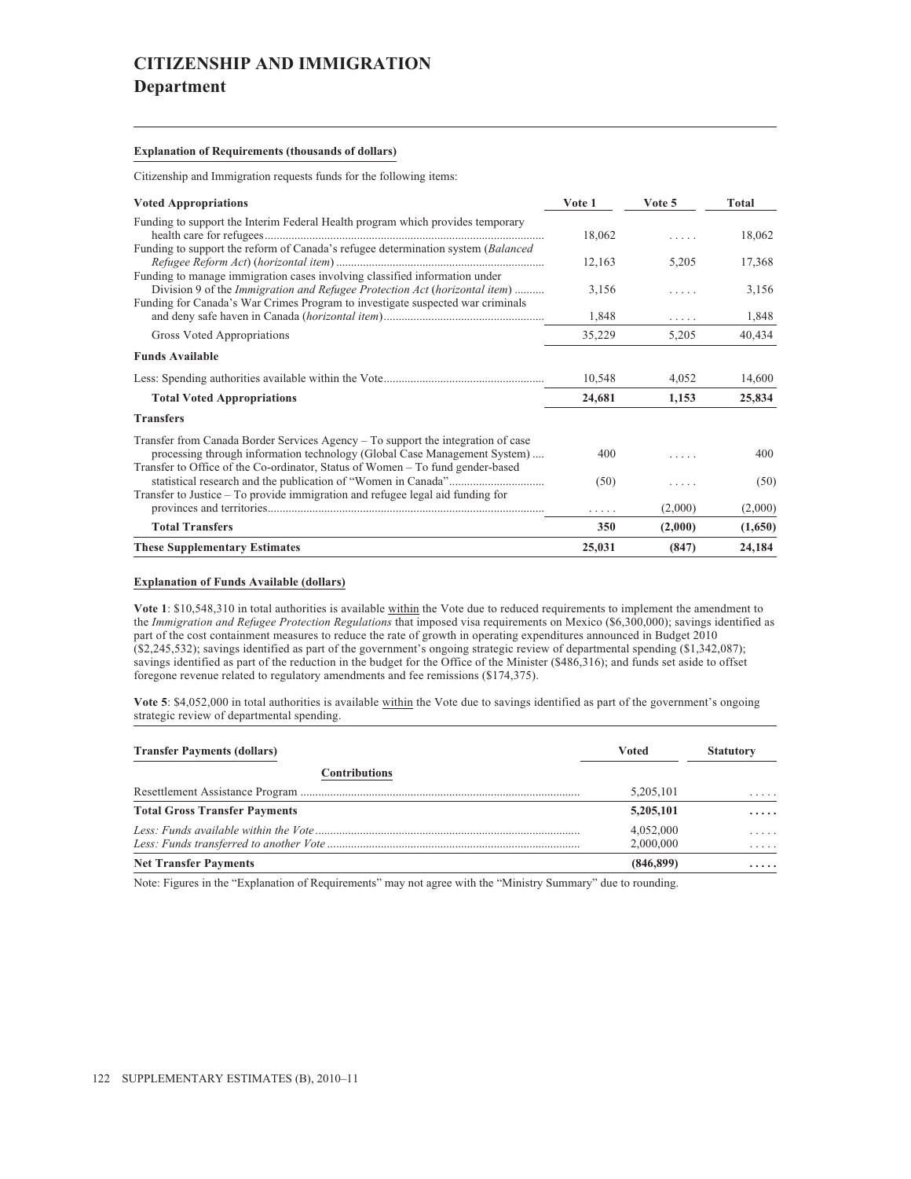# CITIZENSHIP AND IMMIGRATION
## Department

**Explanation of Requirements (thousands of dollars)**

Citizenship and Immigration requests funds for the following items:

| Voted Appropriations | Vote 1 | Vote 5 | Total |
|---|---|---|---|
| Funding to support the Interim Federal Health program which provides temporary health care for refugees | 18,062 | ..... | 18,062 |
| Funding to support the reform of Canada's refugee determination system (*Balanced Refugee Reform Act*) (*horizontal item*) | 12,163 | 5,205 | 17,368 |
| Funding to manage immigration cases involving classified information under Division 9 of the *Immigration and Refugee Protection Act* (*horizontal item*) | 3,156 | ..... | 3,156 |
| Funding for Canada's War Crimes Program to investigate suspected war criminals and deny safe haven in Canada (*horizontal item*) | 1,848 | ..... | 1,848 |
| Gross Voted Appropriations | 35,229 | 5,205 | 40,434 |
| **Funds Available** | | | |
| Less: Spending authorities available within the Vote | 10,548 | 4,052 | 14,600 |
| **Total Voted Appropriations** | **24,681** | **1,153** | **25,834** |
| **Transfers** | | | |
| Transfer from Canada Border Services Agency – To support the integration of case processing through information technology (Global Case Management System) | 400 | ..... | 400 |
| Transfer to Office of the Co-ordinator, Status of Women – To fund gender-based statistical research and the publication of "Women in Canada" | (50) | ..... | (50) |
| Transfer to Justice – To provide immigration and refugee legal aid funding for provinces and territories | ..... | (2,000) | (2,000) |
| **Total Transfers** | **350** | **(2,000)** | **(1,650)** |
| **These Supplementary Estimates** | **25,031** | **(847)** | **24,184** |

**Explanation of Funds Available (dollars)**

**Vote 1**: $10,548,310 in total authorities is available within the Vote due to reduced requirements to implement the amendment to the *Immigration and Refugee Protection Regulations* that imposed visa requirements on Mexico ($6,300,000); savings identified as part of the cost containment measures to reduce the rate of growth in operating expenditures announced in Budget 2010 ($2,245,532); savings identified as part of the government's ongoing strategic review of departmental spending ($1,342,087); savings identified as part of the reduction in the budget for the Office of the Minister ($486,316); and funds set aside to offset foregone revenue related to regulatory amendments and fee remissions ($174,375).

**Vote 5**: $4,052,000 in total authorities is available within the Vote due to savings identified as part of the government's ongoing strategic review of departmental spending.

| Transfer Payments (dollars) | Voted | Statutory |
|---|---|---|
| **Contributions** | | |
| Resettlement Assistance Program | 5,205,101 | ..... |
| **Total Gross Transfer Payments** | **5,205,101** | **.....** |
| *Less: Funds available within the Vote* | 4,052,000 | ..... |
| *Less: Funds transferred to another Vote* | 2,000,000 | ..... |
| **Net Transfer Payments** | **(846,899)** | **.....** |

Note: Figures in the "Explanation of Requirements" may not agree with the "Ministry Summary" due to rounding.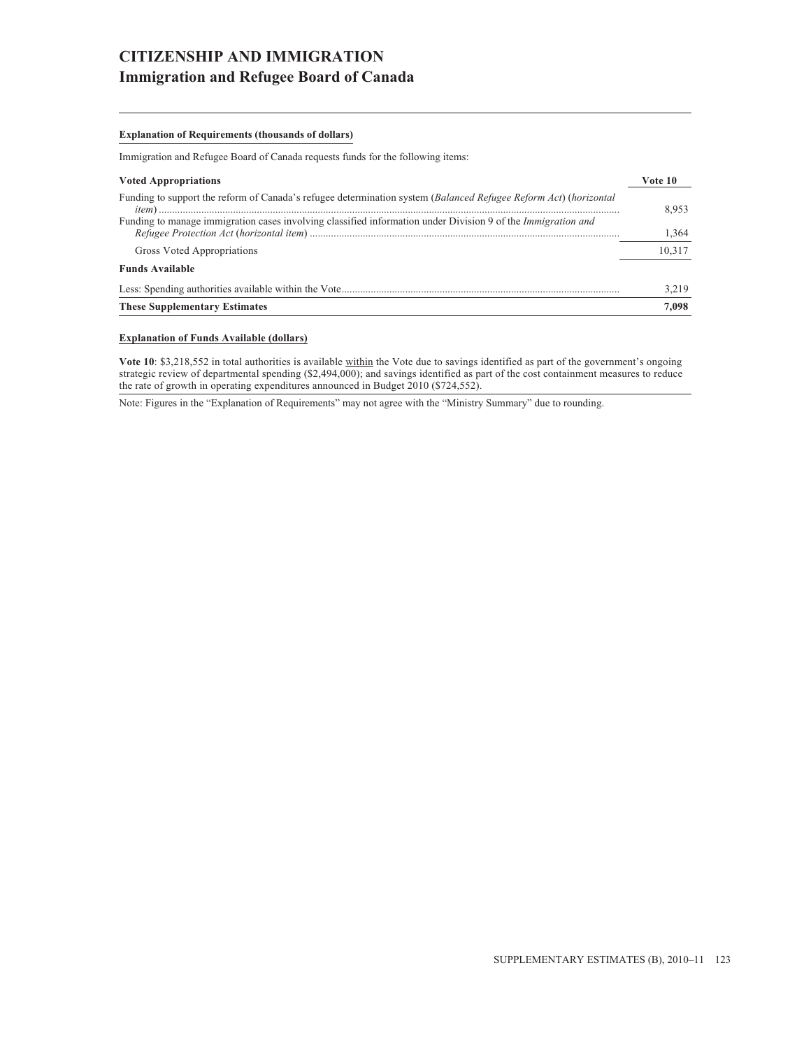# CITIZENSHIP AND IMMIGRATION
## Immigration and Refugee Board of Canada

**Explanation of Requirements (thousands of dollars)**

Immigration and Refugee Board of Canada requests funds for the following items:

| **Voted Appropriations** | **Vote 10** |
|---|---|
| Funding to support the reform of Canada's refugee determination system (*Balanced Refugee Reform Act*) (*horizontal item*) | 8,953 |
| Funding to manage immigration cases involving classified information under Division 9 of the *Immigration and Refugee Protection Act* (*horizontal item*) | 1,364 |
| Gross Voted Appropriations | 10,317 |
| **Funds Available** | |
| Less: Spending authorities available within the Vote | 3,219 |
| **These Supplementary Estimates** | **7,098** |

**Explanation of Funds Available (dollars)**

**Vote 10**: $3,218,552 in total authorities is available within the Vote due to savings identified as part of the government's ongoing strategic review of departmental spending ($2,494,000); and savings identified as part of the cost containment measures to reduce the rate of growth in operating expenditures announced in Budget 2010 ($724,552).

Note: Figures in the "Explanation of Requirements" may not agree with the "Ministry Summary" due to rounding.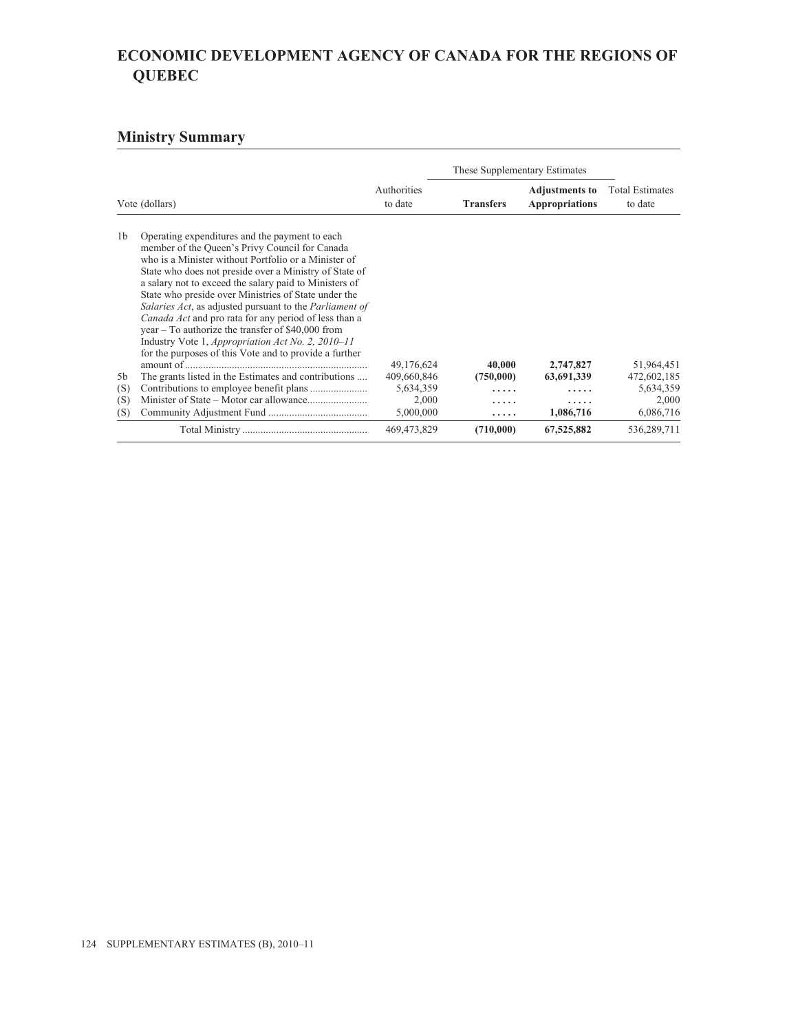# ECONOMIC DEVELOPMENT AGENCY OF CANADA FOR THE REGIONS OF QUEBEC

## Ministry Summary

| Vote (dollars) | | Authorities to date | These Supplementary Estimates | | Total Estimates to date |
|---|---|---|---|---|---|
| | | | **Transfers** | **Adjustments to Appropriations** | |
| 1b | Operating expenditures and the payment to each member of the Queen's Privy Council for Canada who is a Minister without Portfolio or a Minister of State who does not preside over a Ministry of State of a salary not to exceed the salary paid to Ministers of State who preside over Ministries of State under the *Salaries Act*, as adjusted pursuant to the *Parliament of Canada Act* and pro rata for any period of less than a year – To authorize the transfer of $40,000 from Industry Vote 1, *Appropriation Act No. 2, 2010–11* for the purposes of this Vote and to provide a further amount of | 49,176,624 | **40,000** | **2,747,827** | 51,964,451 |
| 5b | The grants listed in the Estimates and contributions | 409,660,846 | **(750,000)** | **63,691,339** | 472,602,185 |
| (S) | Contributions to employee benefit plans | 5,634,359 | ..... | ..... | 5,634,359 |
| (S) | Minister of State – Motor car allowance | 2,000 | ..... | ..... | 2,000 |
| (S) | Community Adjustment Fund | 5,000,000 | ..... | **1,086,716** | 6,086,716 |
| | Total Ministry | 469,473,829 | (710,000) | 67,525,882 | 536,289,711 |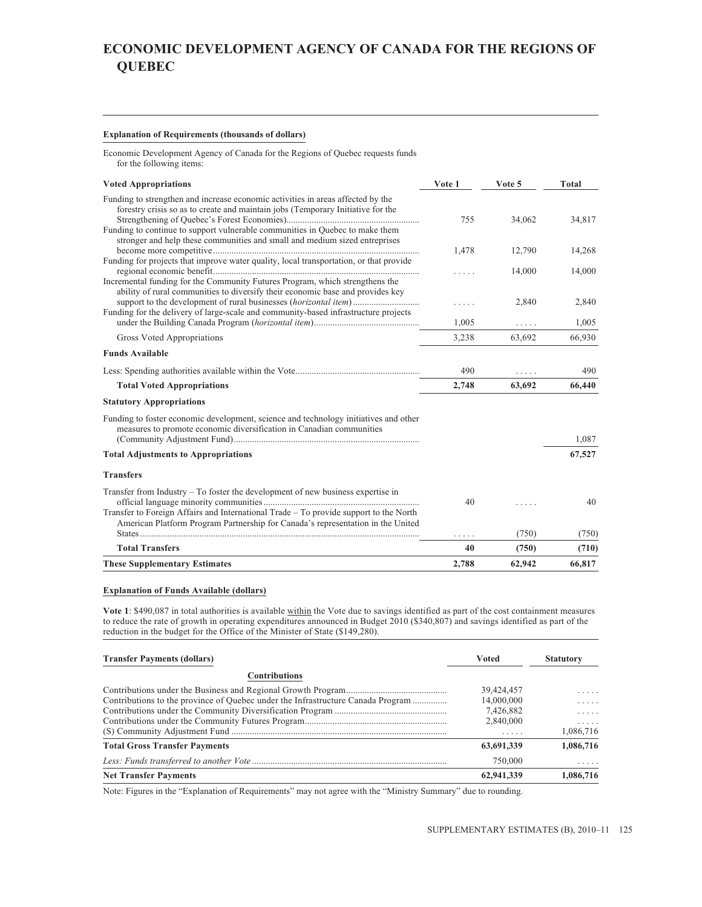# ECONOMIC DEVELOPMENT AGENCY OF CANADA FOR THE REGIONS OF QUEBEC

**Explanation of Requirements (thousands of dollars)**

Economic Development Agency of Canada for the Regions of Quebec requests funds for the following items:

| Voted Appropriations | Vote 1 | Vote 5 | Total |
|---|---|---|---|
| Funding to strengthen and increase economic activities in areas affected by the forestry crisis so as to create and maintain jobs (Temporary Initiative for the Strengthening of Quebec's Forest Economies) | 755 | 34,062 | 34,817 |
| Funding to continue to support vulnerable communities in Quebec to make them stronger and help these communities and small and medium sized entreprises become more competitive | 1,478 | 12,790 | 14,268 |
| Funding for projects that improve water quality, local transportation, or that provide regional economic benefit | ..... | 14,000 | 14,000 |
| Incremental funding for the Community Futures Program, which strengthens the ability of rural communities to diversify their economic base and provides key support to the development of rural businesses (*horizontal item*) | ..... | 2,840 | 2,840 |
| Funding for the delivery of large-scale and community-based infrastructure projects under the Building Canada Program (*horizontal item*) | 1,005 | ..... | 1,005 |
| Gross Voted Appropriations | 3,238 | 63,692 | 66,930 |
| **Funds Available** | | | |
| Less: Spending authorities available within the Vote | 490 | ..... | 490 |
| **Total Voted Appropriations** | **2,748** | **63,692** | **66,440** |
| **Statutory Appropriations** | | | |
| Funding to foster economic development, science and technology initiatives and other measures to promote economic diversification in Canadian communities (Community Adjustment Fund) | | | 1,087 |
| **Total Adjustments to Appropriations** | | | **67,527** |
| **Transfers** | | | |
| Transfer from Industry – To foster the development of new business expertise in official language minority communities | 40 | ..... | 40 |
| Transfer to Foreign Affairs and International Trade – To provide support to the North American Platform Program Partnership for Canada's representation in the United States | ..... | (750) | (750) |
| **Total Transfers** | **40** | **(750)** | **(710)** |
| **These Supplementary Estimates** | **2,788** | **62,942** | **66,817** |

**Explanation of Funds Available (dollars)**

**Vote 1**: $490,087 in total authorities is available within the Vote due to savings identified as part of the cost containment measures to reduce the rate of growth in operating expenditures announced in Budget 2010 ($340,807) and savings identified as part of the reduction in the budget for the Office of the Minister of State ($149,280).

| Transfer Payments (dollars) | Voted | Statutory |
|---|---|---|
| **Contributions** | | |
| Contributions under the Business and Regional Growth Program | 39,424,457 | ..... |
| Contributions to the province of Quebec under the Infrastructure Canada Program | 14,000,000 | ..... |
| Contributions under the Community Diversification Program | 7,426,882 | ..... |
| Contributions under the Community Futures Program | 2,840,000 | ..... |
| (S) Community Adjustment Fund | ..... | 1,086,716 |
| **Total Gross Transfer Payments** | **63,691,339** | **1,086,716** |
| *Less: Funds transferred to another Vote* | 750,000 | ..... |
| **Net Transfer Payments** | **62,941,339** | **1,086,716** |

Note: Figures in the "Explanation of Requirements" may not agree with the "Ministry Summary" due to rounding.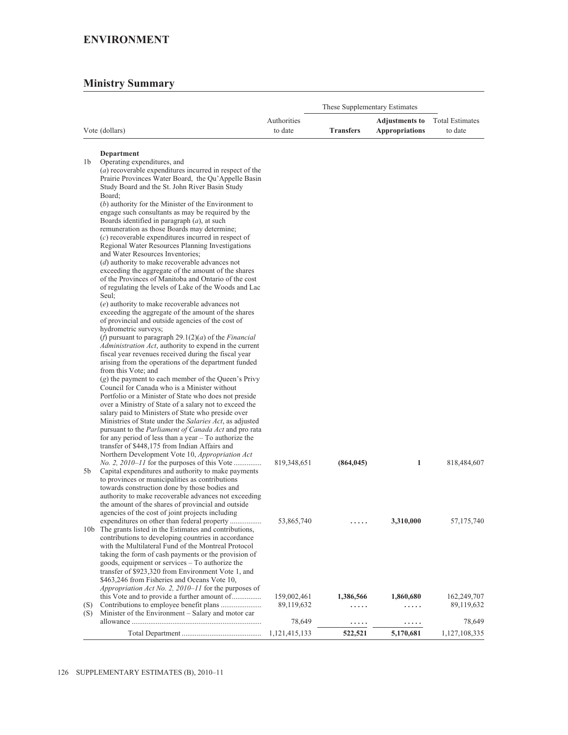## ENVIRONMENT

## Ministry Summary

| | Vote (dollars) | Authorities to date | These Supplementary Estimates | | Total Estimates to date |
|---|---|---|---|---|---|
| | | | **Transfers** | **Adjustments to Appropriations** | |
| | **Department** | | | | |
| 1b | Operating expenditures, and (*a*) recoverable expenditures incurred in respect of the Prairie Provinces Water Board, the Qu'Appelle Basin Study Board and the St. John River Basin Study Board; (*b*) authority for the Minister of the Environment to engage such consultants as may be required by the Boards identified in paragraph (*a*), at such remuneration as those Boards may determine; (*c*) recoverable expenditures incurred in respect of Regional Water Resources Planning Investigations and Water Resources Inventories; (*d*) authority to make recoverable advances not exceeding the aggregate of the amount of the shares of the Provinces of Manitoba and Ontario of the cost of regulating the levels of Lake of the Woods and Lac Seul; (*e*) authority to make recoverable advances not exceeding the aggregate of the amount of the shares of provincial and outside agencies of the cost of hydrometric surveys; (*f*) pursuant to paragraph 29.1(2)(*a*) of the *Financial Administration Act*, authority to expend in the current fiscal year revenues received during the fiscal year arising from the operations of the department funded from this Vote; and (*g*) the payment to each member of the Queen's Privy Council for Canada who is a Minister without Portfolio or a Minister of State who does not preside over a Ministry of State of a salary not to exceed the salary paid to Ministers of State who preside over Ministries of State under the *Salaries Act*, as adjusted pursuant to the *Parliament of Canada Act* and pro rata for any period of less than a year – To authorize the transfer of $448,175 from Indian Affairs and Northern Development Vote 10, *Appropriation Act No. 2, 2010–11* for the purposes of this Vote | 819,348,651 | **(864,045)** | **1** | 818,484,607 |
| 5b | Capital expenditures and authority to make payments to provinces or municipalities as contributions towards construction done by those bodies and authority to make recoverable advances not exceeding the amount of the shares of provincial and outside agencies of the cost of joint projects including expenditures on other than federal property | 53,865,740 | **.....** | **3,310,000** | 57,175,740 |
| 10b | The grants listed in the Estimates and contributions, contributions to developing countries in accordance with the Multilateral Fund of the Montreal Protocol taking the form of cash payments or the provision of goods, equipment or services – To authorize the transfer of $923,320 from Environment Vote 1, and $463,246 from Fisheries and Oceans Vote 10, *Appropriation Act No. 2, 2010–11* for the purposes of this Vote and to provide a further amount of | 159,002,461 | **1,386,566** | **1,860,680** | 162,249,707 |
| (S) | Contributions to employee benefit plans | 89,119,632 | **.....** | **.....** | 89,119,632 |
| (S) | Minister of the Environment – Salary and motor car allowance | 78,649 | **.....** | **.....** | 78,649 |
| | Total Department | 1,121,415,133 | **522,521** | **5,170,681** | 1,127,108,335 |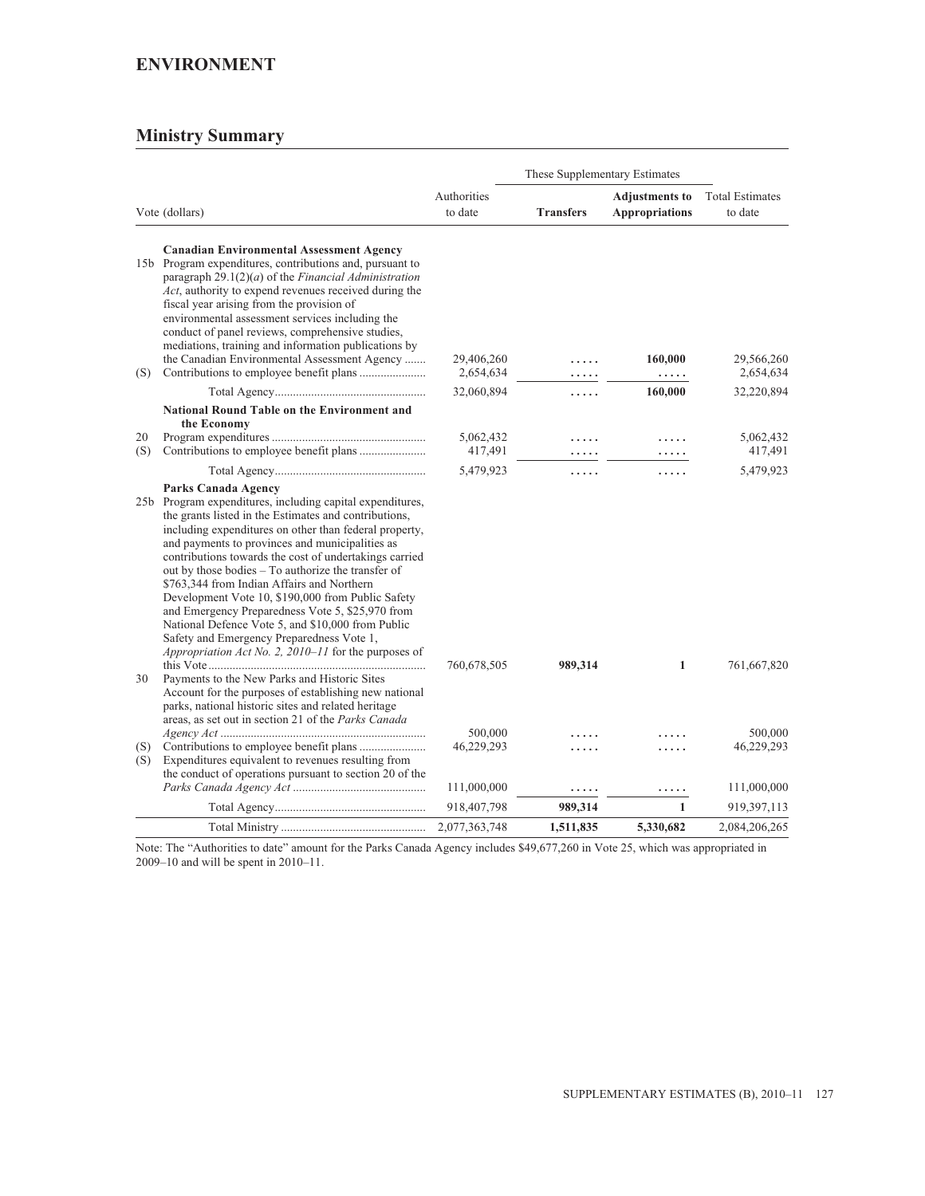## ENVIRONMENT

## Ministry Summary

| Vote (dollars) | | Authorities to date | These Supplementary Estimates | | Total Estimates to date |
|---|---|---|---|---|---|
| | | | **Transfers** | **Adjustments to Appropriations** | |
| | **Canadian Environmental Assessment Agency** | | | | |
| 15b | Program expenditures, contributions and, pursuant to paragraph 29.1(2)(*a*) of the *Financial Administration Act*, authority to expend revenues received during the fiscal year arising from the provision of environmental assessment services including the conduct of panel reviews, comprehensive studies, mediations, training and information publications by the Canadian Environmental Assessment Agency | 29,406,260 | ..... | **160,000** | 29,566,260 |
| (S) | Contributions to employee benefit plans | 2,654,634 | ..... | ..... | 2,654,634 |
| | Total Agency | 32,060,894 | ..... | **160,000** | 32,220,894 |
| | **National Round Table on the Environment and the Economy** | | | | |
| 20 | Program expenditures | 5,062,432 | ..... | ..... | 5,062,432 |
| (S) | Contributions to employee benefit plans | 417,491 | ..... | ..... | 417,491 |
| | Total Agency | 5,479,923 | ..... | ..... | 5,479,923 |
| | **Parks Canada Agency** | | | | |
| 25b | Program expenditures, including capital expenditures, the grants listed in the Estimates and contributions, including expenditures on other than federal property, and payments to provinces and municipalities as contributions towards the cost of undertakings carried out by those bodies – To authorize the transfer of $763,344 from Indian Affairs and Northern Development Vote 10, $190,000 from Public Safety and Emergency Preparedness Vote 5, $25,970 from National Defence Vote 5, and $10,000 from Public Safety and Emergency Preparedness Vote 1, *Appropriation Act No. 2, 2010–11* for the purposes of this Vote | 760,678,505 | **989,314** | **1** | 761,667,820 |
| 30 | Payments to the New Parks and Historic Sites Account for the purposes of establishing new national parks, national historic sites and related heritage areas, as set out in section 21 of the *Parks Canada Agency Act* | 500,000 | ..... | ..... | 500,000 |
| (S) | Contributions to employee benefit plans | 46,229,293 | ..... | ..... | 46,229,293 |
| (S) | Expenditures equivalent to revenues resulting from the conduct of operations pursuant to section 20 of the *Parks Canada Agency Act* | 111,000,000 | ..... | ..... | 111,000,000 |
| | Total Agency | 918,407,798 | **989,314** | **1** | 919,397,113 |
| | Total Ministry | 2,077,363,748 | **1,511,835** | **5,330,682** | 2,084,206,265 |

Note: The "Authorities to date" amount for the Parks Canada Agency includes $49,677,260 in Vote 25, which was appropriated in 2009–10 and will be spent in 2010–11.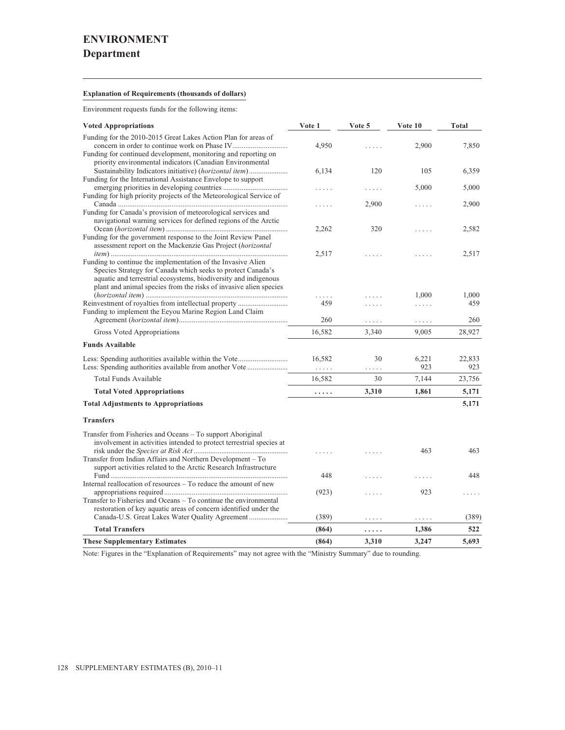# ENVIRONMENT

## Department

**Explanation of Requirements (thousands of dollars)**

Environment requests funds for the following items:

| Voted Appropriations | Vote 1 | Vote 5 | Vote 10 | Total |
|---|---|---|---|---|
| Funding for the 2010-2015 Great Lakes Action Plan for areas of concern in order to continue work on Phase IV | 4,950 | ..... | 2,900 | 7,850 |
| Funding for continued development, monitoring and reporting on priority environmental indicators (Canadian Environmental Sustainability Indicators initiative) (*horizontal item*) | 6,134 | 120 | 105 | 6,359 |
| Funding for the International Assistance Envelope to support emerging priorities in developing countries | ..... | ..... | 5,000 | 5,000 |
| Funding for high priority projects of the Meteorological Service of Canada | ..... | 2,900 | ..... | 2,900 |
| Funding for Canada's provision of meteorological services and navigational warning services for defined regions of the Arctic Ocean (*horizontal item*) | 2,262 | 320 | ..... | 2,582 |
| Funding for the government response to the Joint Review Panel assessment report on the Mackenzie Gas Project (*horizontal item*) | 2,517 | ..... | ..... | 2,517 |
| Funding to continue the implementation of the Invasive Alien Species Strategy for Canada which seeks to protect Canada's aquatic and terrestrial ecosystems, biodiversity and indigenous plant and animal species from the risks of invasive alien species (*horizontal item*) | ..... | ..... | 1,000 | 1,000 |
| Reinvestment of royalties from intellectual property | 459 | ..... | ..... | 459 |
| Funding to implement the Eeyou Marine Region Land Claim Agreement (*horizontal item*) | 260 | ..... | ..... | 260 |
| Gross Voted Appropriations | 16,582 | 3,340 | 9,005 | 28,927 |
| **Funds Available** | | | | |
| Less: Spending authorities available within the Vote | 16,582 | 30 | 6,221 | 22,833 |
| Less: Spending authorities available from another Vote | ..... | ..... | 923 | 923 |
| Total Funds Available | 16,582 | 30 | 7,144 | 23,756 |
| **Total Voted Appropriations** | **.....** | **3,310** | **1,861** | **5,171** |
| **Total Adjustments to Appropriations** | | | | **5,171** |
| **Transfers** | | | | |
| Transfer from Fisheries and Oceans – To support Aboriginal involvement in activities intended to protect terrestrial species at risk under the *Species at Risk Act* | ..... | ..... | 463 | 463 |
| Transfer from Indian Affairs and Northern Development – To support activities related to the Arctic Research Infrastructure Fund | 448 | ..... | ..... | 448 |
| Internal reallocation of resources – To reduce the amount of new appropriations required | (923) | ..... | 923 | ..... |
| Transfer to Fisheries and Oceans – To continue the environmental restoration of key aquatic areas of concern identified under the Canada-U.S. Great Lakes Water Quality Agreement | (389) | ..... | ..... | (389) |
| **Total Transfers** | **(864)** | **.....** | **1,386** | **522** |
| **These Supplementary Estimates** | **(864)** | **3,310** | **3,247** | **5,693** |

Note: Figures in the "Explanation of Requirements" may not agree with the "Ministry Summary" due to rounding.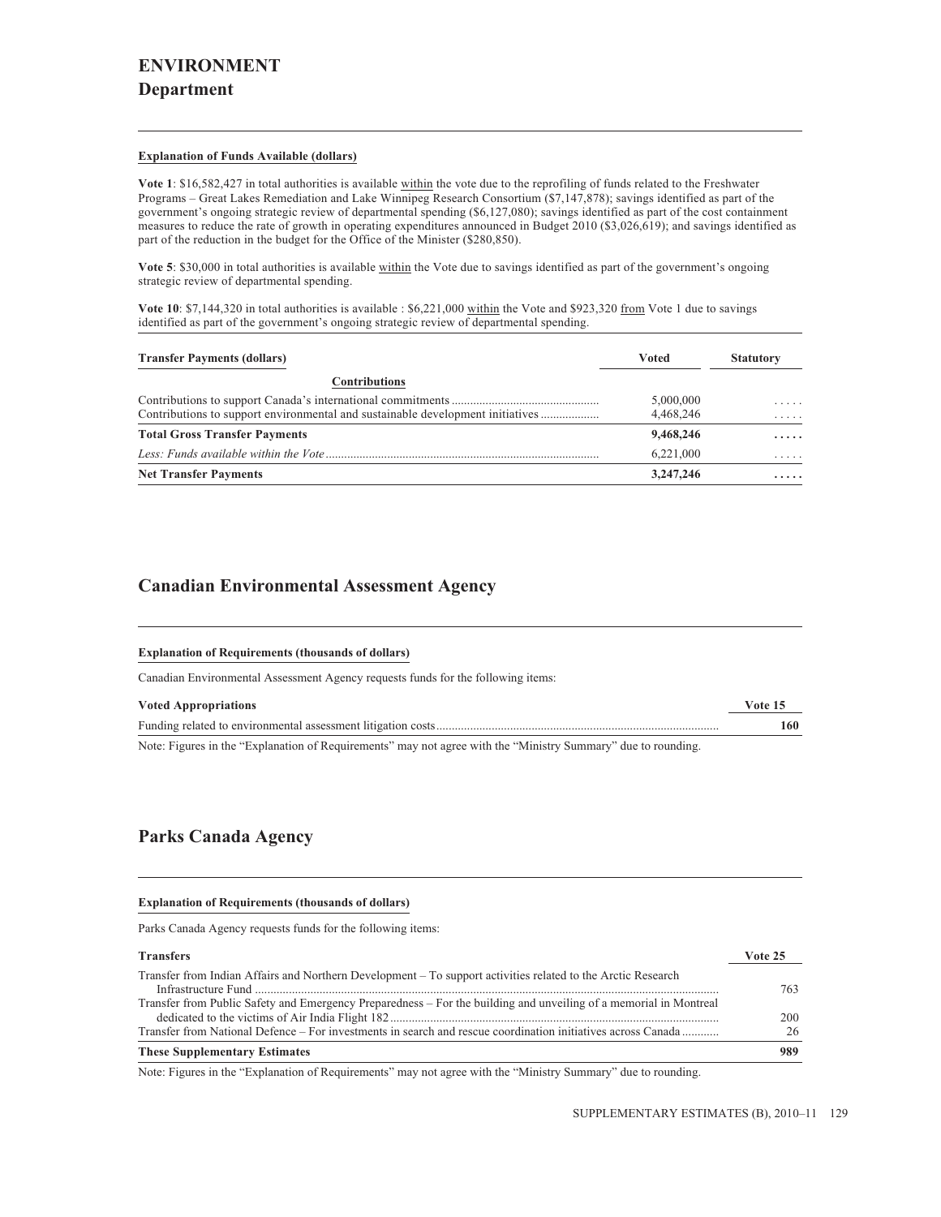# ENVIRONMENT
## Department

**Explanation of Funds Available (dollars)**

**Vote 1**: $16,582,427 in total authorities is available within the vote due to the reprofiling of funds related to the Freshwater Programs – Great Lakes Remediation and Lake Winnipeg Research Consortium ($7,147,878); savings identified as part of the government's ongoing strategic review of departmental spending ($6,127,080); savings identified as part of the cost containment measures to reduce the rate of growth in operating expenditures announced in Budget 2010 ($3,026,619); and savings identified as part of the reduction in the budget for the Office of the Minister ($280,850).

**Vote 5**: $30,000 in total authorities is available within the Vote due to savings identified as part of the government's ongoing strategic review of departmental spending.

**Vote 10**: $7,144,320 in total authorities is available : $6,221,000 within the Vote and $923,320 from Vote 1 due to savings identified as part of the government's ongoing strategic review of departmental spending.

| Transfer Payments (dollars) | Voted | Statutory |
|---|---|---|
| **Contributions** | | |
| Contributions to support Canada's international commitments | 5,000,000 | ..... |
| Contributions to support environmental and sustainable development initiatives | 4,468,246 | ..... |
| **Total Gross Transfer Payments** | **9,468,246** | **.....** |
| *Less: Funds available within the Vote* | 6,221,000 | ..... |
| **Net Transfer Payments** | **3,247,246** | **.....** |

## Canadian Environmental Assessment Agency

**Explanation of Requirements (thousands of dollars)**

Canadian Environmental Assessment Agency requests funds for the following items:

| Voted Appropriations | Vote 15 |
|---|---|
| Funding related to environmental assessment litigation costs | **160** |

Note: Figures in the "Explanation of Requirements" may not agree with the "Ministry Summary" due to rounding.

## Parks Canada Agency

**Explanation of Requirements (thousands of dollars)**

Parks Canada Agency requests funds for the following items:

| Transfers | Vote 25 |
|---|---|
| Transfer from Indian Affairs and Northern Development – To support activities related to the Arctic Research Infrastructure Fund | 763 |
| Transfer from Public Safety and Emergency Preparedness – For the building and unveiling of a memorial in Montreal dedicated to the victims of Air India Flight 182 | 200 |
| Transfer from National Defence – For investments in search and rescue coordination initiatives across Canada | 26 |
| **These Supplementary Estimates** | **989** |

Note: Figures in the "Explanation of Requirements" may not agree with the "Ministry Summary" due to rounding.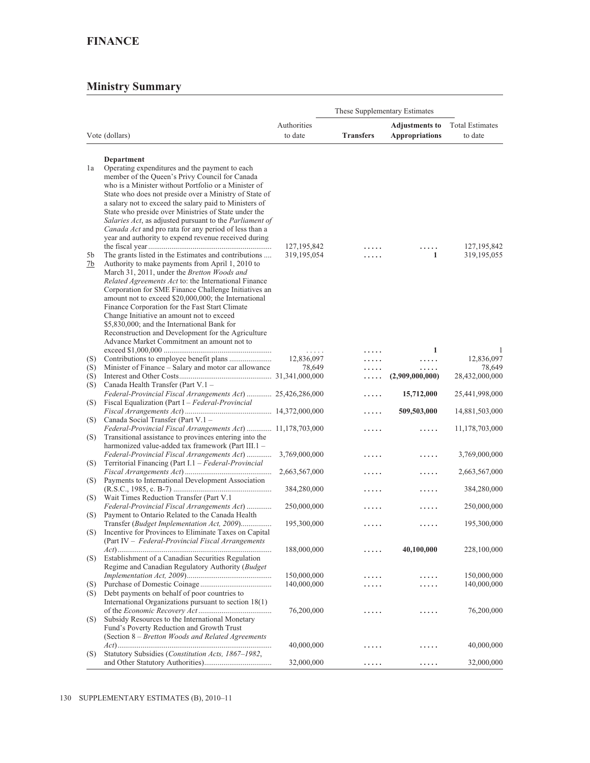## FINANCE

### Ministry Summary

| | Vote (dollars) | Authorities to date | These Supplementary Estimates | | Total Estimates to date |
|---|---|---|---|---|---|
| | | | **Transfers** | **Adjustments to Appropriations** | |
| | **Department** | | | | |
| 1a | Operating expenditures and the payment to each member of the Queen's Privy Council for Canada who is a Minister without Portfolio or a Minister of State who does not preside over a Ministry of State of a salary not to exceed the salary paid to Ministers of State who preside over Ministries of State under the *Salaries Act*, as adjusted pursuant to the *Parliament of Canada Act* and pro rata for any period of less than a year and authority to expend revenue received during the fiscal year | 127,195,842 | ..... | ..... | 127,195,842 |
| 5b | The grants listed in the Estimates and contributions | 319,195,054 | ..... | 1 | 319,195,055 |
| 7b | Authority to make payments from April 1, 2010 to March 31, 2011, under the *Bretton Woods and Related Agreements Act* to: the International Finance Corporation for SME Finance Challenge Initiatives an amount not to exceed $20,000,000; the International Finance Corporation for the Fast Start Climate Change Initiative an amount not to exceed $5,830,000; and the International Bank for Reconstruction and Development for the Agriculture Advance Market Commitment an amount not to exceed $1,000,000 | ..... | ..... | 1 | 1 |
| (S) | Contributions to employee benefit plans | 12,836,097 | ..... | ..... | 12,836,097 |
| (S) | Minister of Finance – Salary and motor car allowance | 78,649 | ..... | ..... | 78,649 |
| (S) | Interest and Other Costs | 31,341,000,000 | ..... | (2,909,000,000) | 28,432,000,000 |
| (S) | Canada Health Transfer (Part V.1 – *Federal-Provincial Fiscal Arrangements Act*) | 25,426,286,000 | ..... | 15,712,000 | 25,441,998,000 |
| (S) | Fiscal Equalization (Part I – *Federal-Provincial Fiscal Arrangements Act*) | 14,372,000,000 | ..... | 509,503,000 | 14,881,503,000 |
| (S) | Canada Social Transfer (Part V.1 – *Federal-Provincial Fiscal Arrangements Act*) | 11,178,703,000 | ..... | ..... | 11,178,703,000 |
| (S) | Transitional assistance to provinces entering into the harmonized value-added tax framework (Part III.1 – *Federal-Provincial Fiscal Arrangements Act*) | 3,769,000,000 | ..... | ..... | 3,769,000,000 |
| (S) | Territorial Financing (Part I.1 – *Federal-Provincial Fiscal Arrangements Act*) | 2,663,567,000 | ..... | ..... | 2,663,567,000 |
| (S) | Payments to International Development Association (R.S.C., 1985, c. B-7) | 384,280,000 | ..... | ..... | 384,280,000 |
| (S) | Wait Times Reduction Transfer (Part V.1 *Federal-Provincial Fiscal Arrangements Act*) | 250,000,000 | ..... | ..... | 250,000,000 |
| (S) | Payment to Ontario Related to the Canada Health Transfer (*Budget Implementation Act, 2009*) | 195,300,000 | ..... | ..... | 195,300,000 |
| (S) | Incentive for Provinces to Eliminate Taxes on Capital (Part IV – *Federal-Provincial Fiscal Arrangements Act*) | 188,000,000 | ..... | 40,100,000 | 228,100,000 |
| (S) | Establishment of a Canadian Securities Regulation Regime and Canadian Regulatory Authority (*Budget Implementation Act, 2009*) | 150,000,000 | ..... | ..... | 150,000,000 |
| (S) | Purchase of Domestic Coinage | 140,000,000 | ..... | ..... | 140,000,000 |
| (S) | Debt payments on behalf of poor countries to International Organizations pursuant to section 18(1) of the *Economic Recovery Act* | 76,200,000 | ..... | ..... | 76,200,000 |
| (S) | Subsidy Resources to the International Monetary Fund's Poverty Reduction and Growth Trust (Section 8 – *Bretton Woods and Related Agreements Act*) | 40,000,000 | ..... | ..... | 40,000,000 |
| (S) | Statutory Subsidies (*Constitution Acts, 1867–1982*, and Other Statutory Authorities) | 32,000,000 | ..... | ..... | 32,000,000 |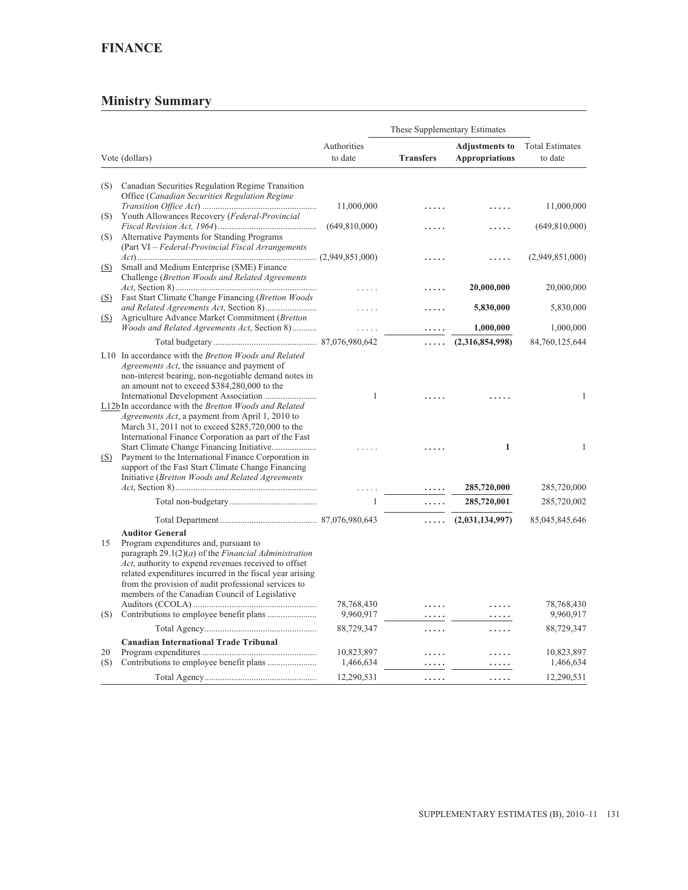# FINANCE

## Ministry Summary

| Vote (dollars) | | Authorities to date | These Supplementary Estimates | | Total Estimates to date |
|---|---|---|---|---|---|
| | | | **Transfers** | **Adjustments to Appropriations** | |
| (S) | Canadian Securities Regulation Regime Transition Office (*Canadian Securities Regulation Regime Transition Office Act*) | 11,000,000 | ..... | ..... | 11,000,000 |
| (S) | Youth Allowances Recovery (*Federal-Provincial Fiscal Revision Act, 1964*) | (649,810,000) | ..... | ..... | (649,810,000) |
| (S) | Alternative Payments for Standing Programs (Part VI – *Federal-Provincial Fiscal Arrangements Act*) | (2,949,851,000) | ..... | ..... | (2,949,851,000) |
| (S) | Small and Medium Enterprise (SME) Finance Challenge (*Bretton Woods and Related Agreements Act*, Section 8) | ..... | ..... | **20,000,000** | 20,000,000 |
| (S) | Fast Start Climate Change Financing (*Bretton Woods and Related Agreements Act*, Section 8) | ..... | ..... | **5,830,000** | 5,830,000 |
| (S) | Agriculture Advance Market Commitment (*Bretton Woods and Related Agreements Act*, Section 8) | ..... | ..... | **1,000,000** | 1,000,000 |
| | Total budgetary | 87,076,980,642 | ..... | **(2,316,854,998)** | 84,760,125,644 |
| L10 | In accordance with the *Bretton Woods and Related Agreements Act*, the issuance and payment of non-interest bearing, non-negotiable demand notes in an amount not to exceed $384,280,000 to the International Development Association | 1 | ..... | ..... | 1 |
| L12b | In accordance with the *Bretton Woods and Related Agreements Act*, a payment from April 1, 2010 to March 31, 2011 not to exceed $285,720,000 to the International Finance Corporation as part of the Fast Start Climate Change Financing Initiative | ..... | ..... | **1** | 1 |
| (S) | Payment to the International Finance Corporation in support of the Fast Start Climate Change Financing Initiative (*Bretton Woods and Related Agreements Act*, Section 8) | ..... | ..... | **285,720,000** | 285,720,000 |
| | Total non-budgetary | 1 | ..... | **285,720,001** | 285,720,002 |
| | Total Department | 87,076,980,643 | ..... | **(2,031,134,997)** | 85,045,845,646 |
| | **Auditor General** | | | | |
| 15 | Program expenditures and, pursuant to paragraph 29.1(2)(*a*) of the *Financial Administration Act*, authority to expend revenues received to offset related expenditures incurred in the fiscal year arising from the provision of audit professional services to members of the Canadian Council of Legislative Auditors (CCOLA) | 78,768,430 | ..... | ..... | 78,768,430 |
| (S) | Contributions to employee benefit plans | 9,960,917 | ..... | ..... | 9,960,917 |
| | Total Agency | 88,729,347 | ..... | ..... | 88,729,347 |
| | **Canadian International Trade Tribunal** | | | | |
| 20 | Program expenditures | 10,823,897 | ..... | ..... | 10,823,897 |
| (S) | Contributions to employee benefit plans | 1,466,634 | ..... | ..... | 1,466,634 |
| | Total Agency | 12,290,531 | ..... | ..... | 12,290,531 |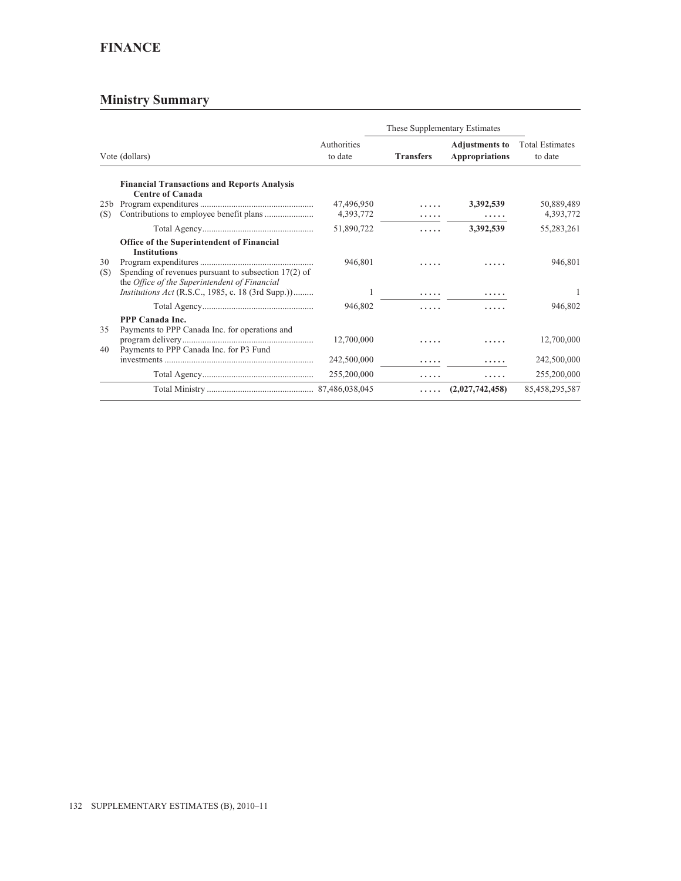# FINANCE

## Ministry Summary

| Vote (dollars) | | Authorities to date | These Supplementary Estimates | | Total Estimates to date |
|---|---|---|---|---|---|
| | | | **Transfers** | **Adjustments to Appropriations** | |
| | **Financial Transactions and Reports Analysis Centre of Canada** | | | | |
| 25b | Program expenditures | 47,496,950 | ..... | **3,392,539** | 50,889,489 |
| (S) | Contributions to employee benefit plans | 4,393,772 | ..... | ..... | 4,393,772 |
| | Total Agency | 51,890,722 | ..... | **3,392,539** | 55,283,261 |
| | **Office of the Superintendent of Financial Institutions** | | | | |
| 30 | Program expenditures | 946,801 | ..... | ..... | 946,801 |
| (S) | Spending of revenues pursuant to subsection 17(2) of the *Office of the Superintendent of Financial Institutions Act* (R.S.C., 1985, c. 18 (3rd Supp.)) | 1 | ..... | ..... | 1 |
| | Total Agency | 946,802 | ..... | ..... | 946,802 |
| | **PPP Canada Inc.** | | | | |
| 35 | Payments to PPP Canada Inc. for operations and program delivery | 12,700,000 | ..... | ..... | 12,700,000 |
| 40 | Payments to PPP Canada Inc. for P3 Fund investments | 242,500,000 | ..... | ..... | 242,500,000 |
| | Total Agency | 255,200,000 | ..... | ..... | 255,200,000 |
| | Total Ministry | 87,486,038,045 | ..... | **(2,027,742,458)** | 85,458,295,587 |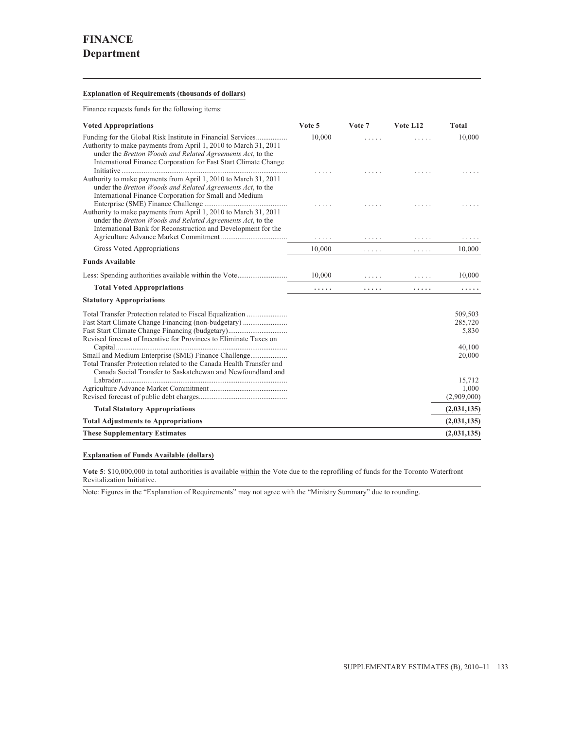# FINANCE
## Department

**Explanation of Requirements (thousands of dollars)**

Finance requests funds for the following items:

| **Voted Appropriations** | Vote 5 | Vote 7 | Vote L12 | Total |
|---|---|---|---|---|
| Funding for the Global Risk Institute in Financial Services | 10,000 | ..... | ..... | 10,000 |
| Authority to make payments from April 1, 2010 to March 31, 2011 under the *Bretton Woods and Related Agreements Act*, to the International Finance Corporation for Fast Start Climate Change Initiative | ..... | ..... | ..... | ..... |
| Authority to make payments from April 1, 2010 to March 31, 2011 under the *Bretton Woods and Related Agreements Act*, to the International Finance Corporation for Small and Medium Enterprise (SME) Finance Challenge | ..... | ..... | ..... | ..... |
| Authority to make payments from April 1, 2010 to March 31, 2011 under the *Bretton Woods and Related Agreements Act*, to the International Bank for Reconstruction and Development for the Agriculture Advance Market Commitment | ..... | ..... | ..... | ..... |
| Gross Voted Appropriations | 10,000 | ..... | ..... | 10,000 |
| **Funds Available** | | | | |
| Less: Spending authorities available within the Vote | 10,000 | ..... | ..... | 10,000 |
| **Total Voted Appropriations** | **.....** | **.....** | **.....** | **.....** |
| **Statutory Appropriations** | | | | |
| Total Transfer Protection related to Fiscal Equalization | | | | 509,503 |
| Fast Start Climate Change Financing (non-budgetary) | | | | 285,720 |
| Fast Start Climate Change Financing (budgetary) | | | | 5,830 |
| Revised forecast of Incentive for Provinces to Eliminate Taxes on Capital | | | | 40,100 |
| Small and Medium Enterprise (SME) Finance Challenge | | | | 20,000 |
| Total Transfer Protection related to the Canada Health Transfer and Canada Social Transfer to Saskatchewan and Newfoundland and Labrador | | | | 15,712 |
| Agriculture Advance Market Commitment | | | | 1,000 |
| Revised forecast of public debt charges | | | | (2,909,000) |
| **Total Statutory Appropriations** | | | | **(2,031,135)** |
| **Total Adjustments to Appropriations** | | | | **(2,031,135)** |
| **These Supplementary Estimates** | | | | **(2,031,135)** |

**Explanation of Funds Available (dollars)**

**Vote 5**: $10,000,000 in total authorities is available within the Vote due to the reprofiling of funds for the Toronto Waterfront Revitalization Initiative.

Note: Figures in the "Explanation of Requirements" may not agree with the "Ministry Summary" due to rounding.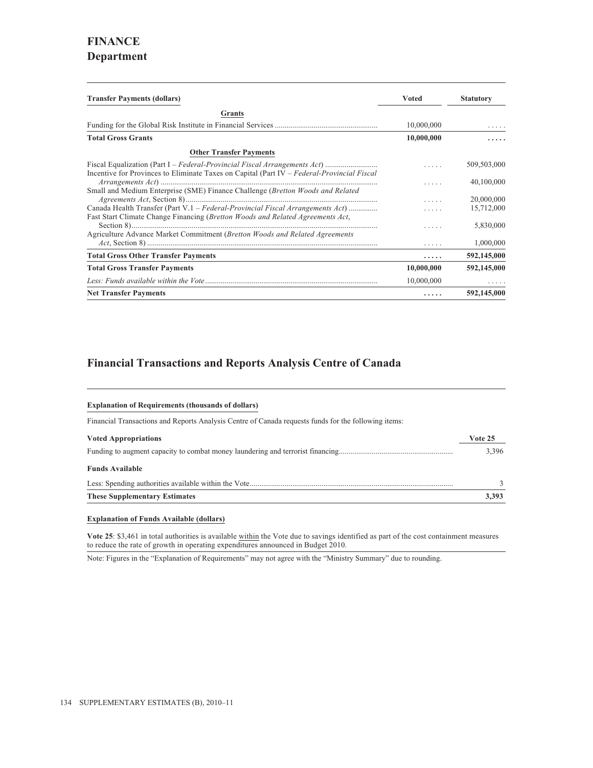# FINANCE
## Department

| Transfer Payments (dollars) | Voted | Statutory |
|---|---|---|
| **Grants** | | |
| Funding for the Global Risk Institute in Financial Services | 10,000,000 | . . . . . |
| **Total Gross Grants** | **10,000,000** | **. . . . .** |
| **Other Transfer Payments** | | |
| Fiscal Equalization (Part I – *Federal-Provincial Fiscal Arrangements Act*) | . . . . . | 509,503,000 |
| Incentive for Provinces to Eliminate Taxes on Capital (Part IV – *Federal-Provincial Fiscal Arrangements Act*) | . . . . . | 40,100,000 |
| Small and Medium Enterprise (SME) Finance Challenge (*Bretton Woods and Related Agreements Act*, Section 8) | . . . . . | 20,000,000 |
| Canada Health Transfer (Part V.1 – *Federal-Provincial Fiscal Arrangements Act*) | . . . . . | 15,712,000 |
| Fast Start Climate Change Financing (*Bretton Woods and Related Agreements Act*, Section 8) | . . . . . | 5,830,000 |
| Agriculture Advance Market Commitment (*Bretton Woods and Related Agreements Act*, Section 8) | . . . . . | 1,000,000 |
| **Total Gross Other Transfer Payments** | **. . . . .** | **592,145,000** |
| **Total Gross Transfer Payments** | **10,000,000** | **592,145,000** |
| *Less: Funds available within the Vote* | 10,000,000 | . . . . . |
| **Net Transfer Payments** | **. . . . .** | **592,145,000** |

## Financial Transactions and Reports Analysis Centre of Canada

**Explanation of Requirements (thousands of dollars)**

Financial Transactions and Reports Analysis Centre of Canada requests funds for the following items:

| Voted Appropriations | Vote 25 |
|---|---|
| Funding to augment capacity to combat money laundering and terrorist financing | 3,396 |
| **Funds Available** | |
| Less: Spending authorities available within the Vote | 3 |
| **These Supplementary Estimates** | **3,393** |

**Explanation of Funds Available (dollars)**

**Vote 25**: $3,461 in total authorities is available within the Vote due to savings identified as part of the cost containment measures to reduce the rate of growth in operating expenditures announced in Budget 2010.

Note: Figures in the "Explanation of Requirements" may not agree with the "Ministry Summary" due to rounding.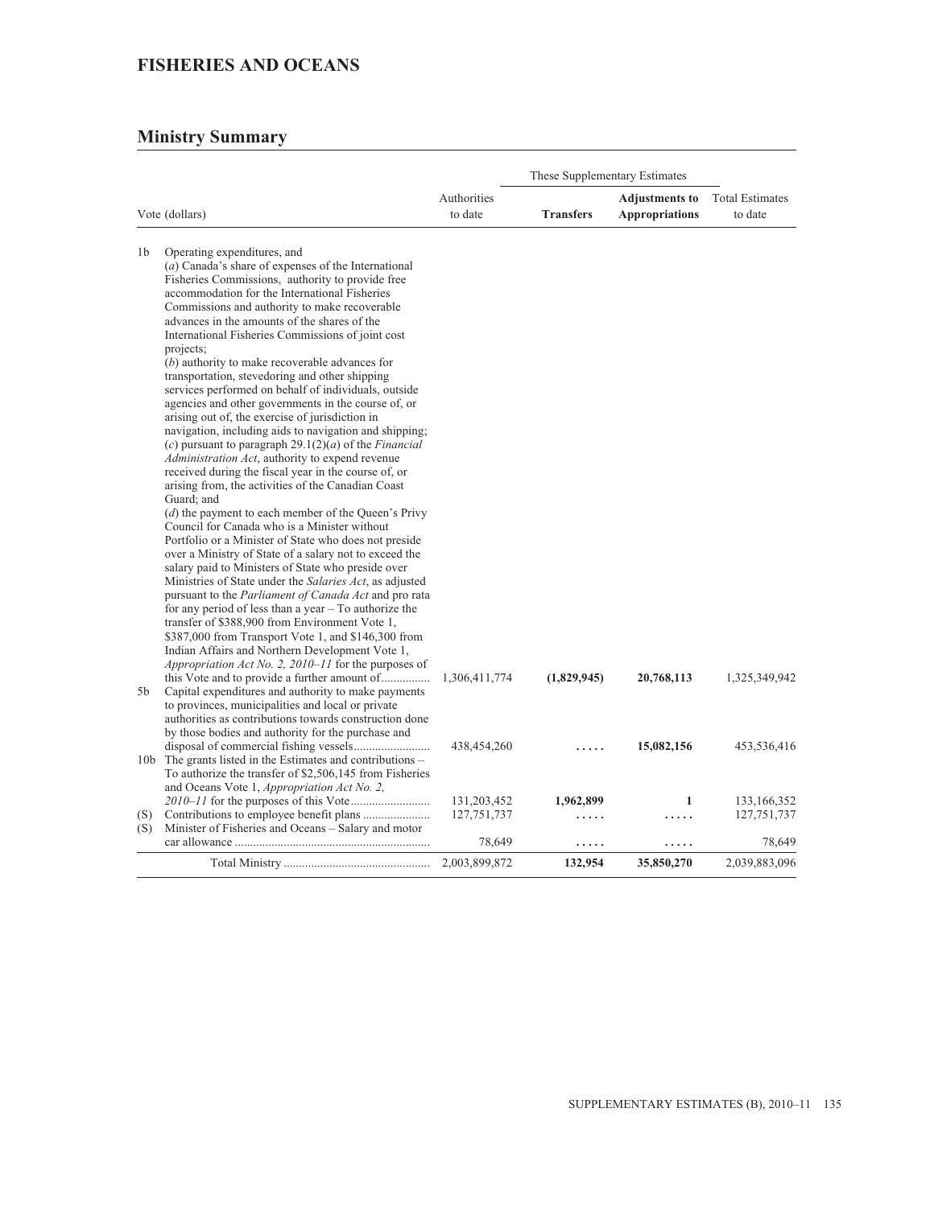## FISHERIES AND OCEANS

## Ministry Summary

| | Vote (dollars) | Authorities to date | These Supplementary Estimates | | Total Estimates to date |
|---|---|---|---|---|---|
| | | | **Transfers** | **Adjustments to Appropriations** | |
| 1b | Operating expenditures, and (*a*) Canada's share of expenses of the International Fisheries Commissions, authority to provide free accommodation for the International Fisheries Commissions and authority to make recoverable advances in the amounts of the shares of the International Fisheries Commissions of joint cost projects; (*b*) authority to make recoverable advances for transportation, stevedoring and other shipping services performed on behalf of individuals, outside agencies and other governments in the course of, or arising out of, the exercise of jurisdiction in navigation, including aids to navigation and shipping; (*c*) pursuant to paragraph 29.1(2)(*a*) of the *Financial Administration Act*, authority to expend revenue received during the fiscal year in the course of, or arising from, the activities of the Canadian Coast Guard; and (*d*) the payment to each member of the Queen's Privy Council for Canada who is a Minister without Portfolio or a Minister of State who does not preside over a Ministry of State of a salary not to exceed the salary paid to Ministers of State who preside over Ministries of State under the *Salaries Act*, as adjusted pursuant to the *Parliament of Canada Act* and pro rata for any period of less than a year – To authorize the transfer of $388,900 from Environment Vote 1, $387,000 from Transport Vote 1, and $146,300 from Indian Affairs and Northern Development Vote 1, *Appropriation Act No. 2, 2010–11* for the purposes of this Vote and to provide a further amount of................ | 1,306,411,774 | **(1,829,945)** | **20,768,113** | 1,325,349,942 |
| 5b | Capital expenditures and authority to make payments to provinces, municipalities and local or private authorities as contributions towards construction done by those bodies and authority for the purchase and disposal of commercial fishing vessels......................... | 438,454,260 | **.....** | **15,082,156** | 453,536,416 |
| 10b | The grants listed in the Estimates and contributions – To authorize the transfer of $2,506,145 from Fisheries and Oceans Vote 1, *Appropriation Act No. 2, 2010–11* for the purposes of this Vote.......................... | 131,203,452 | **1,962,899** | **1** | 133,166,352 |
| (S) | Contributions to employee benefit plans ...................... | 127,751,737 | **.....** | **.....** | 127,751,737 |
| (S) | Minister of Fisheries and Oceans – Salary and motor car allowance ................................................................ | 78,649 | **.....** | **.....** | 78,649 |
| | Total Ministry ............................................... | 2,003,899,872 | **132,954** | **35,850,270** | 2,039,883,096 |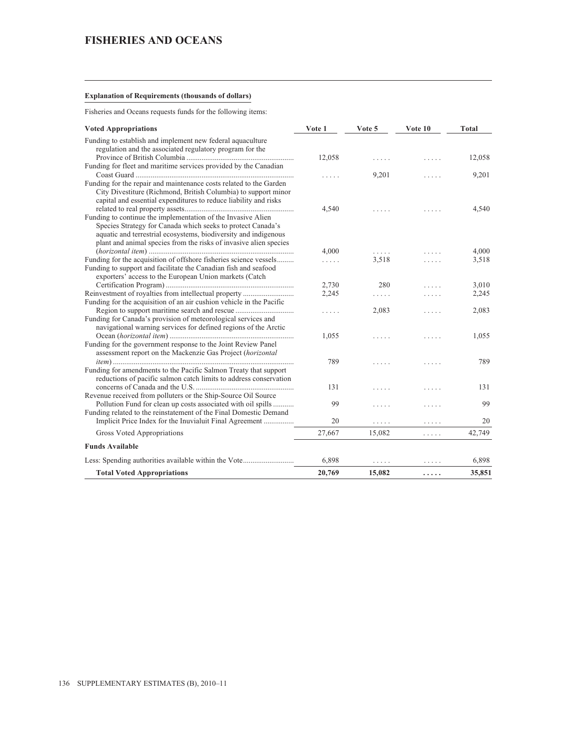# FISHERIES AND OCEANS

**Explanation of Requirements (thousands of dollars)**

Fisheries and Oceans requests funds for the following items:

| Voted Appropriations | Vote 1 | Vote 5 | Vote 10 | Total |
|---|---|---|---|---|
| Funding to establish and implement new federal aquaculture regulation and the associated regulatory program for the Province of British Columbia | 12,058 | ..... | ..... | 12,058 |
| Funding for fleet and maritime services provided by the Canadian Coast Guard | ..... | 9,201 | ..... | 9,201 |
| Funding for the repair and maintenance costs related to the Garden City Divestiture (Richmond, British Columbia) to support minor capital and essential expenditures to reduce liability and risks related to real property assets | 4,540 | ..... | ..... | 4,540 |
| Funding to continue the implementation of the Invasive Alien Species Strategy for Canada which seeks to protect Canada's aquatic and terrestrial ecosystems, biodiversity and indigenous plant and animal species from the risks of invasive alien species (*horizontal item*) | 4,000 | ..... | ..... | 4,000 |
| Funding for the acquisition of offshore fisheries science vessels | ..... | 3,518 | ..... | 3,518 |
| Funding to support and facilitate the Canadian fish and seafood exporters' access to the European Union markets (Catch Certification Program) | 2,730 | 280 | ..... | 3,010 |
| Reinvestment of royalties from intellectual property | 2,245 | ..... | ..... | 2,245 |
| Funding for the acquisition of an air cushion vehicle in the Pacific Region to support maritime search and rescue | ..... | 2,083 | ..... | 2,083 |
| Funding for Canada's provision of meteorological services and navigational warning services for defined regions of the Arctic Ocean (*horizontal item*) | 1,055 | ..... | ..... | 1,055 |
| Funding for the government response to the Joint Review Panel assessment report on the Mackenzie Gas Project (*horizontal item*) | 789 | ..... | ..... | 789 |
| Funding for amendments to the Pacific Salmon Treaty that support reductions of pacific salmon catch limits to address conservation concerns of Canada and the U.S. | 131 | ..... | ..... | 131 |
| Revenue received from polluters or the Ship-Source Oil Source Pollution Fund for clean up costs associated with oil spills | 99 | ..... | ..... | 99 |
| Funding related to the reinstatement of the Final Domestic Demand Implicit Price Index for the Inuvialuit Final Agreement | 20 | ..... | ..... | 20 |
| Gross Voted Appropriations | 27,667 | 15,082 | ..... | 42,749 |
| **Funds Available** | | | | |
| Less: Spending authorities available within the Vote | 6,898 | ..... | ..... | 6,898 |
| **Total Voted Appropriations** | **20,769** | **15,082** | **.....** | **35,851** |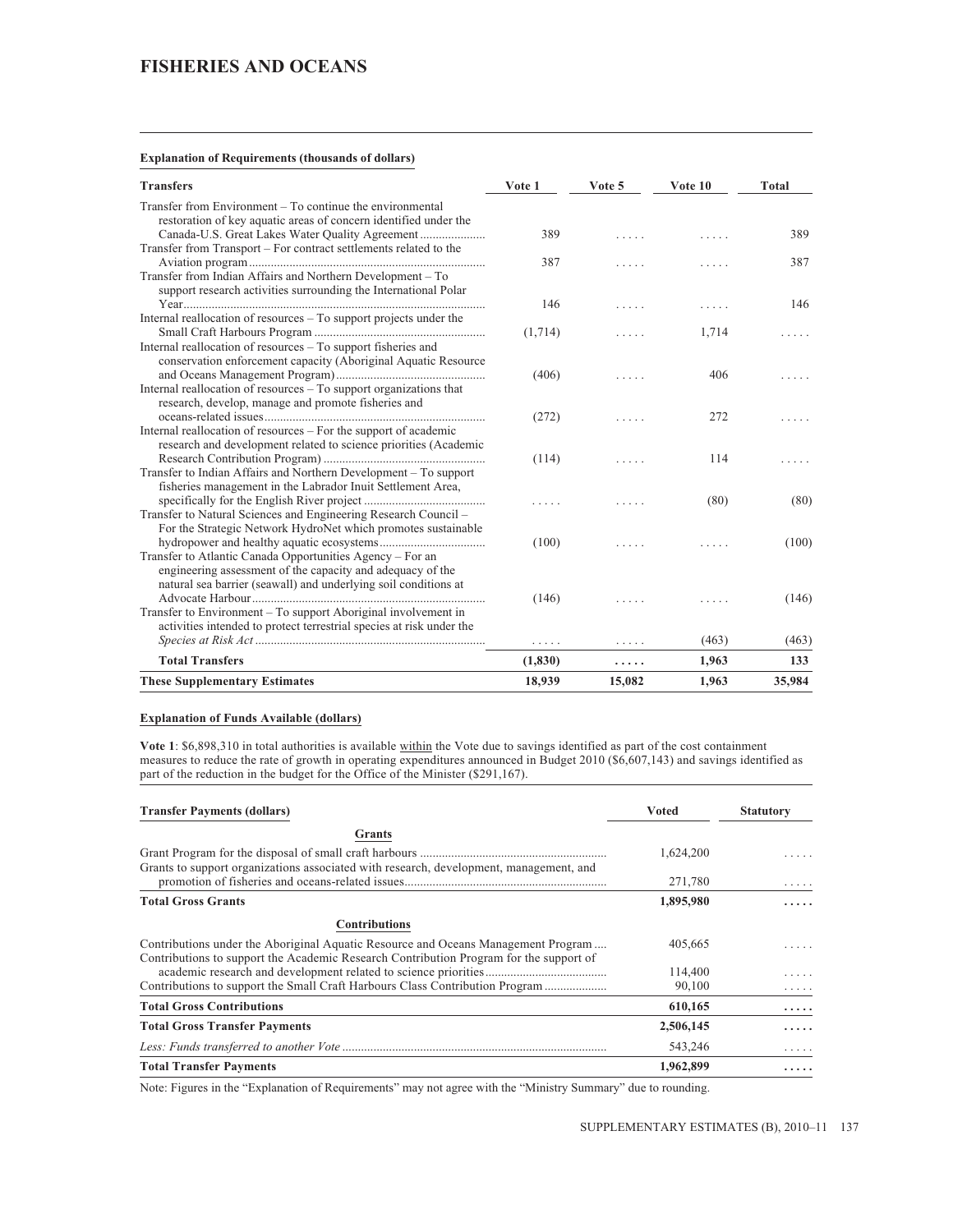# FISHERIES AND OCEANS

**Explanation of Requirements (thousands of dollars)**

| Transfers | Vote 1 | Vote 5 | Vote 10 | Total |
|---|---|---|---|---|
| Transfer from Environment – To continue the environmental restoration of key aquatic areas of concern identified under the Canada-U.S. Great Lakes Water Quality Agreement | 389 | ..... | ..... | 389 |
| Transfer from Transport – For contract settlements related to the Aviation program | 387 | ..... | ..... | 387 |
| Transfer from Indian Affairs and Northern Development – To support research activities surrounding the International Polar Year | 146 | ..... | ..... | 146 |
| Internal reallocation of resources – To support projects under the Small Craft Harbours Program | (1,714) | ..... | 1,714 | ..... |
| Internal reallocation of resources – To support fisheries and conservation enforcement capacity (Aboriginal Aquatic Resource and Oceans Management Program) | (406) | ..... | 406 | ..... |
| Internal reallocation of resources – To support organizations that research, develop, manage and promote fisheries and oceans-related issues | (272) | ..... | 272 | ..... |
| Internal reallocation of resources – For the support of academic research and development related to science priorities (Academic Research Contribution Program) | (114) | ..... | 114 | ..... |
| Transfer to Indian Affairs and Northern Development – To support fisheries management in the Labrador Inuit Settlement Area, specifically for the English River project | ..... | ..... | (80) | (80) |
| Transfer to Natural Sciences and Engineering Research Council – For the Strategic Network HydroNet which promotes sustainable hydropower and healthy aquatic ecosystems | (100) | ..... | ..... | (100) |
| Transfer to Atlantic Canada Opportunities Agency – For an engineering assessment of the capacity and adequacy of the natural sea barrier (seawall) and underlying soil conditions at Advocate Harbour | (146) | ..... | ..... | (146) |
| Transfer to Environment – To support Aboriginal involvement in activities intended to protect terrestrial species at risk under the *Species at Risk Act* | ..... | ..... | (463) | (463) |
| **Total Transfers** | **(1,830)** | **.....** | **1,963** | **133** |
| **These Supplementary Estimates** | **18,939** | **15,082** | **1,963** | **35,984** |

**Explanation of Funds Available (dollars)**

**Vote 1**: $6,898,310 in total authorities is available within the Vote due to savings identified as part of the cost containment measures to reduce the rate of growth in operating expenditures announced in Budget 2010 ($6,607,143) and savings identified as part of the reduction in the budget for the Office of the Minister ($291,167).

| Transfer Payments (dollars) | Voted | Statutory |
|---|---|---|
| **Grants** | | |
| Grant Program for the disposal of small craft harbours | 1,624,200 | ..... |
| Grants to support organizations associated with research, development, management, and promotion of fisheries and oceans-related issues | 271,780 | ..... |
| **Total Gross Grants** | **1,895,980** | **.....** |
| **Contributions** | | |
| Contributions under the Aboriginal Aquatic Resource and Oceans Management Program | 405,665 | ..... |
| Contributions to support the Academic Research Contribution Program for the support of academic research and development related to science priorities | 114,400 | ..... |
| Contributions to support the Small Craft Harbours Class Contribution Program | 90,100 | ..... |
| **Total Gross Contributions** | **610,165** | **.....** |
| **Total Gross Transfer Payments** | **2,506,145** | **.....** |
| *Less: Funds transferred to another Vote* | 543,246 | ..... |
| **Total Transfer Payments** | **1,962,899** | **.....** |

Note: Figures in the “Explanation of Requirements” may not agree with the “Ministry Summary” due to rounding.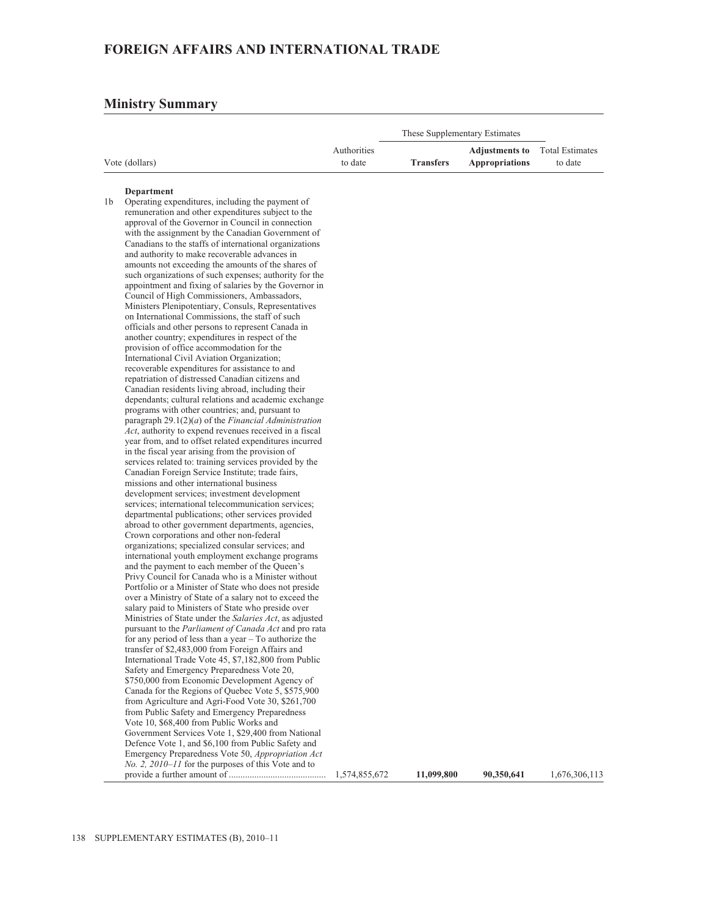# FOREIGN AFFAIRS AND INTERNATIONAL TRADE

## Ministry Summary

| Vote (dollars) | Authorities to date | These Supplementary Estimates | | Total Estimates to date |
|---|---|---|---|---|
| | | **Transfers** | **Adjustments to Appropriations** | |
| **Department** | | | | |
| 1b Operating expenditures, including the payment of remuneration and other expenditures subject to the approval of the Governor in Council in connection with the assignment by the Canadian Government of Canadians to the staffs of international organizations and authority to make recoverable advances in amounts not exceeding the amounts of the shares of such organizations of such expenses; authority for the appointment and fixing of salaries by the Governor in Council of High Commissioners, Ambassadors, Ministers Plenipotentiary, Consuls, Representatives on International Commissions, the staff of such officials and other persons to represent Canada in another country; expenditures in respect of the provision of office accommodation for the International Civil Aviation Organization; recoverable expenditures for assistance to and repatriation of distressed Canadian citizens and Canadian residents living abroad, including their dependants; cultural relations and academic exchange programs with other countries; and, pursuant to paragraph 29.1(2)(*a*) of the *Financial Administration Act*, authority to expend revenues received in a fiscal year from, and to offset related expenditures incurred in the fiscal year arising from the provision of services related to: training services provided by the Canadian Foreign Service Institute; trade fairs, missions and other international business development services; investment development services; international telecommunication services; departmental publications; other services provided abroad to other government departments, agencies, Crown corporations and other non-federal organizations; specialized consular services; and international youth employment exchange programs and the payment to each member of the Queen's Privy Council for Canada who is a Minister without Portfolio or a Minister of State who does not preside over a Ministry of State of a salary not to exceed the salary paid to Ministers of State who preside over Ministries of State under the *Salaries Act*, as adjusted pursuant to the *Parliament of Canada Act* and pro rata for any period of less than a year – To authorize the transfer of $2,483,000 from Foreign Affairs and International Trade Vote 45, $7,182,800 from Public Safety and Emergency Preparedness Vote 20, $750,000 from Economic Development Agency of Canada for the Regions of Quebec Vote 5, $575,900 from Agriculture and Agri-Food Vote 30, $261,700 from Public Safety and Emergency Preparedness Vote 10, $68,400 from Public Works and Government Services Vote 1, $29,400 from National Defence Vote 1, and $6,100 from Public Safety and Emergency Preparedness Vote 50, *Appropriation Act No. 2, 2010–11* for the purposes of this Vote and to provide a further amount of | 1,574,855,672 | **11,099,800** | **90,350,641** | 1,676,306,113 |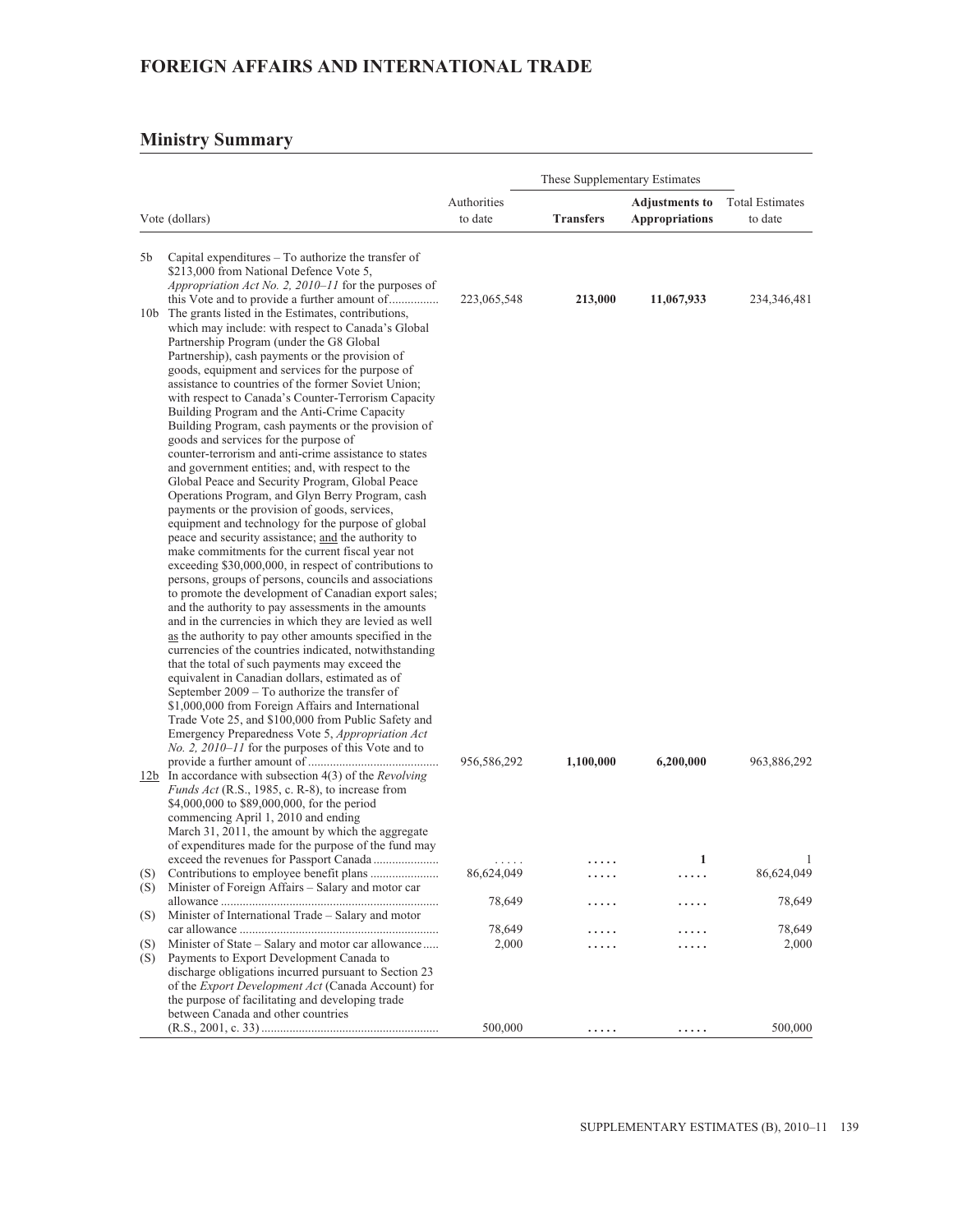# FOREIGN AFFAIRS AND INTERNATIONAL TRADE

## Ministry Summary

| | Vote (dollars) | Authorities to date | These Supplementary Estimates | | Total Estimates to date |
|---|---|---|---|---|---|
| | | | **Transfers** | **Adjustments to Appropriations** | |
| 5b | Capital expenditures – To authorize the transfer of $213,000 from National Defence Vote 5, *Appropriation Act No. 2, 2010–11* for the purposes of this Vote and to provide a further amount of................ | 223,065,548 | **213,000** | **11,067,933** | 234,346,481 |
| 10b | The grants listed in the Estimates, contributions, which may include: with respect to Canada's Global Partnership Program (under the G8 Global Partnership), cash payments or the provision of goods, equipment and services for the purpose of assistance to countries of the former Soviet Union; with respect to Canada's Counter-Terrorism Capacity Building Program and the Anti-Crime Capacity Building Program, cash payments or the provision of goods and services for the purpose of counter-terrorism and anti-crime assistance to states and government entities; and, with respect to the Global Peace and Security Program, Global Peace Operations Program, and Glyn Berry Program, cash payments or the provision of goods, services, equipment and technology for the purpose of global peace and security assistance; and the authority to make commitments for the current fiscal year not exceeding $30,000,000, in respect of contributions to persons, groups of persons, councils and associations to promote the development of Canadian export sales; and the authority to pay assessments in the amounts and in the currencies in which they are levied as well as the authority to pay other amounts specified in the currencies of the countries indicated, notwithstanding that the total of such payments may exceed the equivalent in Canadian dollars, estimated as of September 2009 – To authorize the transfer of $1,000,000 from Foreign Affairs and International Trade Vote 25, and $100,000 from Public Safety and Emergency Preparedness Vote 5, *Appropriation Act No. 2, 2010–11* for the purposes of this Vote and to provide a further amount of ......................................... | 956,586,292 | **1,100,000** | **6,200,000** | 963,886,292 |
| 12b | In accordance with subsection 4(3) of the *Revolving Funds Act* (R.S., 1985, c. R-8), to increase from $4,000,000 to $89,000,000, for the period commencing April 1, 2010 and ending March 31, 2011, the amount by which the aggregate of expenditures made for the purpose of the fund may exceed the revenues for Passport Canada ..................... | ..... | ..... | **1** | 1 |
| (S) | Contributions to employee benefit plans ..................... | 86,624,049 | ..... | ..... | 86,624,049 |
| (S) | Minister of Foreign Affairs – Salary and motor car allowance ..................................................................... | 78,649 | ..... | ..... | 78,649 |
| (S) | Minister of International Trade – Salary and motor car allowance ............................................................... | 78,649 | ..... | ..... | 78,649 |
| (S) | Minister of State – Salary and motor car allowance..... | 2,000 | ..... | ..... | 2,000 |
| (S) | Payments to Export Development Canada to discharge obligations incurred pursuant to Section 23 of the *Export Development Act* (Canada Account) for the purpose of facilitating and developing trade between Canada and other countries (R.S., 2001, c. 33) ........................................................ | 500,000 | ..... | ..... | 500,000 |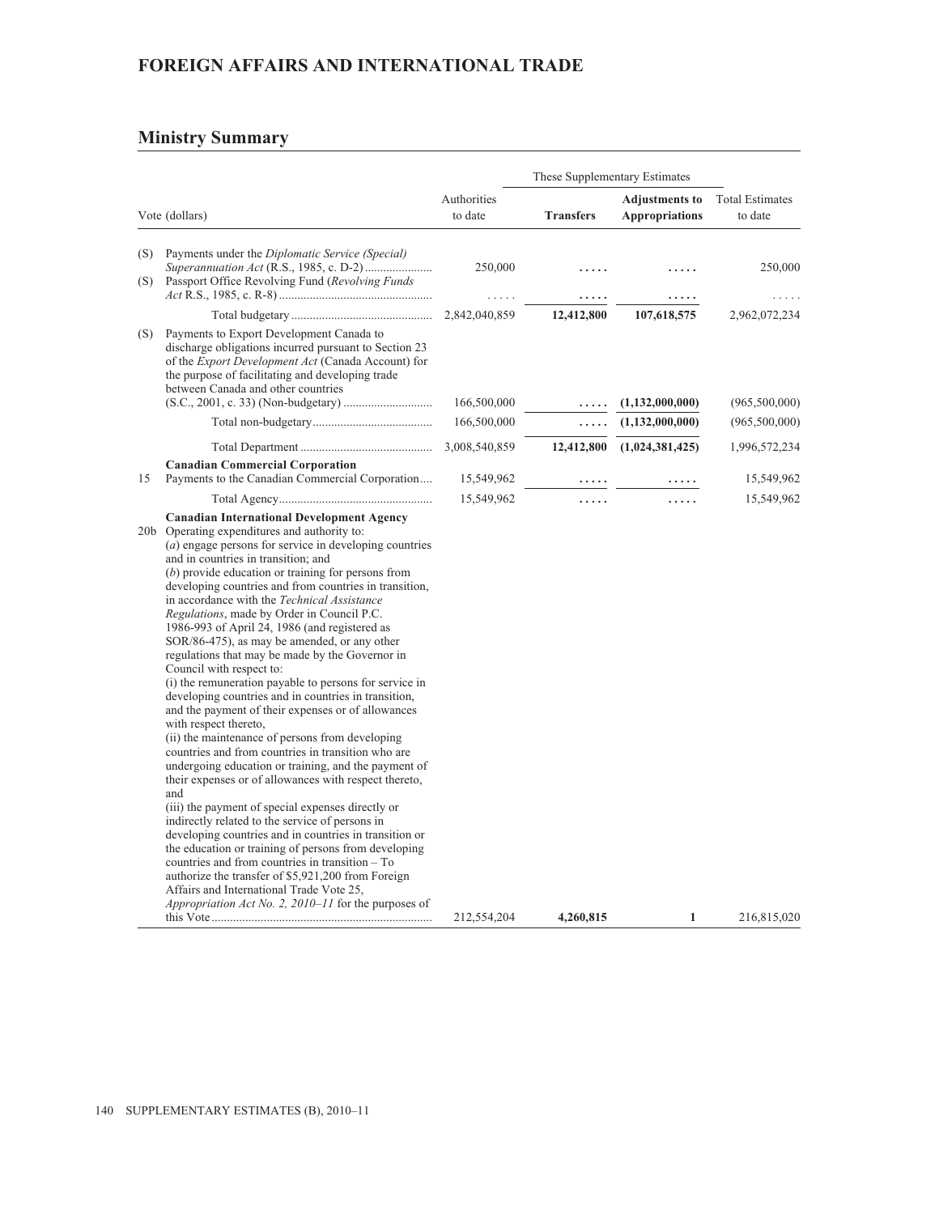## FOREIGN AFFAIRS AND INTERNATIONAL TRADE

### Ministry Summary

| | Vote (dollars) | Authorities to date | These Supplementary Estimates | | Total Estimates to date |
|---|---|---|---|---|---|
| | | | **Transfers** | **Adjustments to Appropriations** | |
| (S) | Payments under the *Diplomatic Service (Special) Superannuation Act* (R.S., 1985, c. D-2) | 250,000 | ..... | ..... | 250,000 |
| (S) | Passport Office Revolving Fund (*Revolving Funds Act* R.S., 1985, c. R-8) | ..... | ..... | ..... | ..... |
| | Total budgetary | 2,842,040,859 | **12,412,800** | **107,618,575** | 2,962,072,234 |
| (S) | Payments to Export Development Canada to discharge obligations incurred pursuant to Section 23 of the *Export Development Act* (Canada Account) for the purpose of facilitating and developing trade between Canada and other countries (S.C., 2001, c. 33) (Non-budgetary) | 166,500,000 | ..... | **(1,132,000,000)** | (965,500,000) |
| | Total non-budgetary | 166,500,000 | ..... | **(1,132,000,000)** | (965,500,000) |
| | Total Department | 3,008,540,859 | **12,412,800** | **(1,024,381,425)** | 1,996,572,234 |
| | **Canadian Commercial Corporation** | | | | |
| 15 | Payments to the Canadian Commercial Corporation | 15,549,962 | ..... | ..... | 15,549,962 |
| | Total Agency | 15,549,962 | ..... | ..... | 15,549,962 |
| | **Canadian International Development Agency** | | | | |
| 20b | Operating expenditures and authority to: (*a*) engage persons for service in developing countries and in countries in transition; and (*b*) provide education or training for persons from developing countries and from countries in transition, in accordance with the *Technical Assistance Regulations*, made by Order in Council P.C. 1986-993 of April 24, 1986 (and registered as SOR/86-475), as may be amended, or any other regulations that may be made by the Governor in Council with respect to: (i) the remuneration payable to persons for service in developing countries and in countries in transition, and the payment of their expenses or of allowances with respect thereto, (ii) the maintenance of persons from developing countries and from countries in transition who are undergoing education or training, and the payment of their expenses or of allowances with respect thereto, and (iii) the payment of special expenses directly or indirectly related to the service of persons in developing countries and in countries in transition or the education or training of persons from developing countries and from countries in transition – To authorize the transfer of $5,921,200 from Foreign Affairs and International Trade Vote 25, *Appropriation Act No. 2, 2010–11* for the purposes of this Vote | 212,554,204 | **4,260,815** | **1** | 216,815,020 |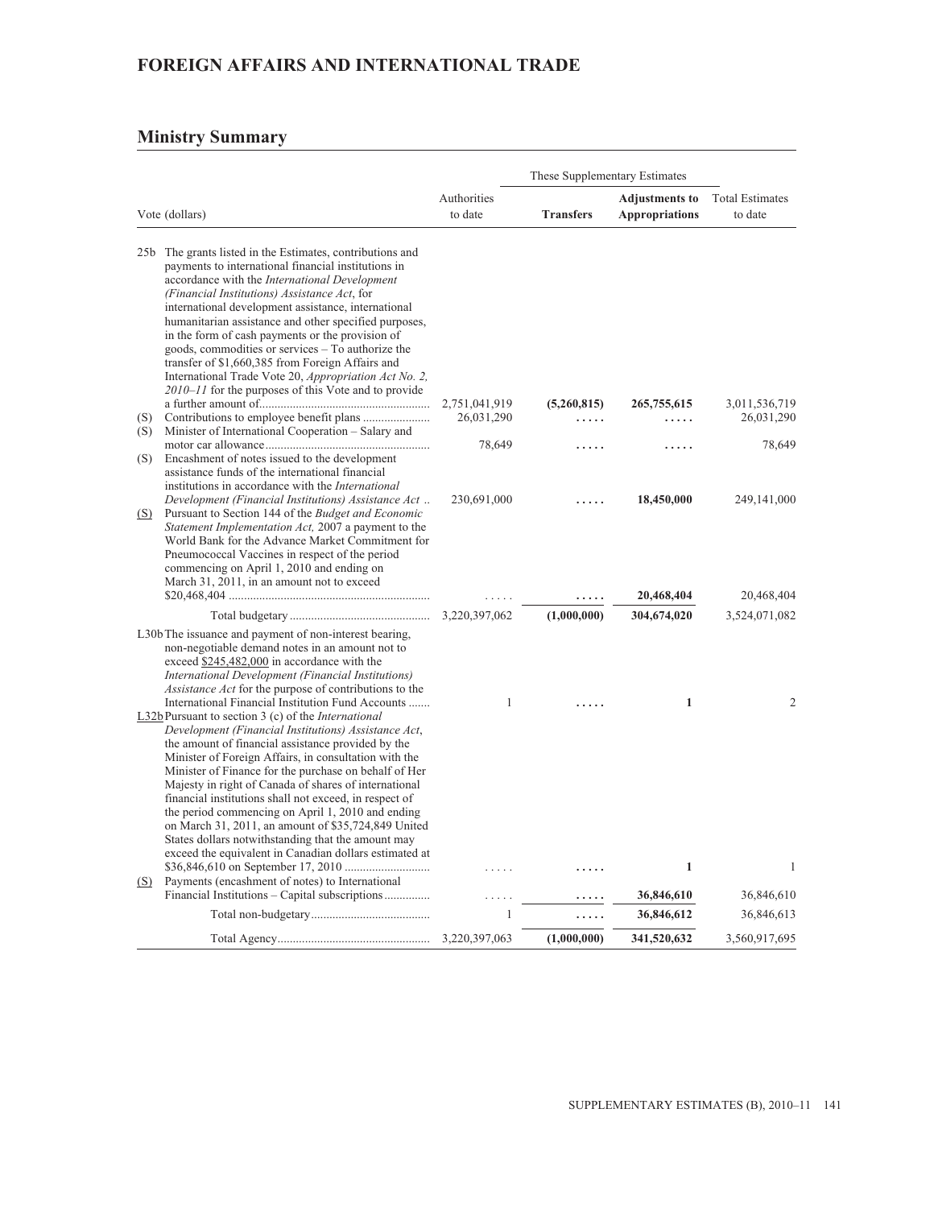## FOREIGN AFFAIRS AND INTERNATIONAL TRADE

## Ministry Summary

| | Vote (dollars) | Authorities to date | These Supplementary Estimates Transfers | These Supplementary Estimates Adjustments to Appropriations | Total Estimates to date |
|---|---|---|---|---|---|
| 25b | The grants listed in the Estimates, contributions and payments to international financial institutions in accordance with the *International Development (Financial Institutions) Assistance Act*, for international development assistance, international humanitarian assistance and other specified purposes, in the form of cash payments or the provision of goods, commodities or services – To authorize the transfer of $1,660,385 from Foreign Affairs and International Trade Vote 20, *Appropriation Act No. 2, 2010–11* for the purposes of this Vote and to provide a further amount of | 2,751,041,919 | **(5,260,815)** | **265,755,615** | 3,011,536,719 |
| (S) | Contributions to employee benefit plans | 26,031,290 | ..... | ..... | 26,031,290 |
| (S) | Minister of International Cooperation – Salary and motor car allowance | 78,649 | ..... | ..... | 78,649 |
| (S) | Encashment of notes issued to the development assistance funds of the international financial institutions in accordance with the *International Development (Financial Institutions) Assistance Act* | 230,691,000 | ..... | **18,450,000** | 249,141,000 |
| (S) | Pursuant to Section 144 of the *Budget and Economic Statement Implementation Act,* 2007 a payment to the World Bank for the Advance Market Commitment for Pneumococcal Vaccines in respect of the period commencing on April 1, 2010 and ending on March 31, 2011, in an amount not to exceed $20,468,404 | ..... | ..... | **20,468,404** | 20,468,404 |
| | Total budgetary | 3,220,397,062 | **(1,000,000)** | **304,674,020** | 3,524,071,082 |
| L30b | The issuance and payment of non-interest bearing, non-negotiable demand notes in an amount not to exceed $245,482,000 in accordance with the *International Development (Financial Institutions) Assistance Act* for the purpose of contributions to the International Financial Institution Fund Accounts | 1 | ..... | **1** | 2 |
| L32b | Pursuant to section 3 (c) of the *International Development (Financial Institutions) Assistance Act*, the amount of financial assistance provided by the Minister of Foreign Affairs, in consultation with the Minister of Finance for the purchase on behalf of Her Majesty in right of Canada of shares of international financial institutions shall not exceed, in respect of the period commencing on April 1, 2010 and ending on March 31, 2011, an amount of $35,724,849 United States dollars notwithstanding that the amount may exceed the equivalent in Canadian dollars estimated at $36,846,610 on September 17, 2010 | ..... | ..... | **1** | 1 |
| (S) | Payments (encashment of notes) to International Financial Institutions – Capital subscriptions | ..... | ..... | **36,846,610** | 36,846,610 |
| | Total non-budgetary | 1 | ..... | **36,846,612** | 36,846,613 |
| | Total Agency | 3,220,397,063 | **(1,000,000)** | **341,520,632** | 3,560,917,695 |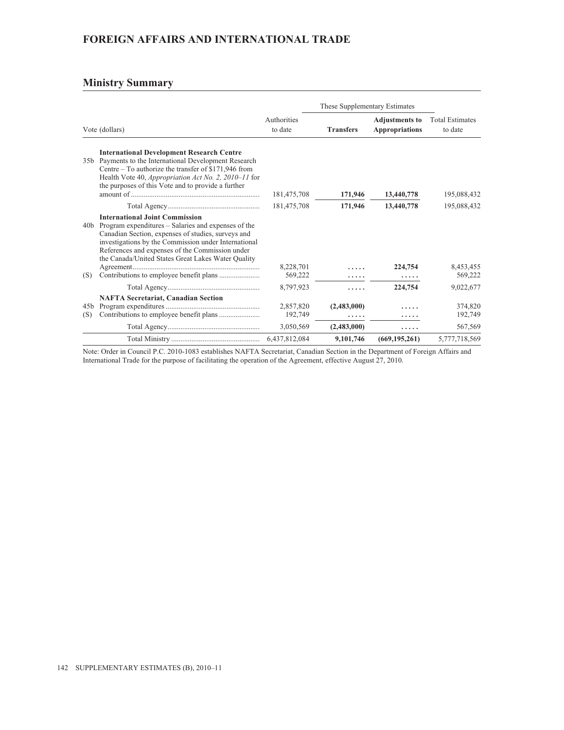# FOREIGN AFFAIRS AND INTERNATIONAL TRADE

## Ministry Summary

| | Vote (dollars) | Authorities to date | These Supplementary Estimates | | Total Estimates to date |
|---|---|---|---|---|---|
| | | | **Transfers** | **Adjustments to Appropriations** | |
| | **International Development Research Centre** | | | | |
| 35b | Payments to the International Development Research Centre – To authorize the transfer of $171,946 from Health Vote 40, *Appropriation Act No. 2, 2010–11* for the purposes of this Vote and to provide a further amount of | 181,475,708 | **171,946** | **13,440,778** | 195,088,432 |
| | Total Agency | 181,475,708 | **171,946** | **13,440,778** | 195,088,432 |
| | **International Joint Commission** | | | | |
| 40b | Program expenditures – Salaries and expenses of the Canadian Section, expenses of studies, surveys and investigations by the Commission under International References and expenses of the Commission under the Canada/United States Great Lakes Water Quality Agreement | 8,228,701 | ..... | **224,754** | 8,453,455 |
| (S) | Contributions to employee benefit plans | 569,222 | ..... | ..... | 569,222 |
| | Total Agency | 8,797,923 | ..... | **224,754** | 9,022,677 |
| | **NAFTA Secretariat, Canadian Section** | | | | |
| 45b | Program expenditures | 2,857,820 | **(2,483,000)** | ..... | 374,820 |
| (S) | Contributions to employee benefit plans | 192,749 | ..... | ..... | 192,749 |
| | Total Agency | 3,050,569 | **(2,483,000)** | ..... | 567,569 |
| | Total Ministry | 6,437,812,084 | **9,101,746** | **(669,195,261)** | 5,777,718,569 |

Note: Order in Council P.C. 2010-1083 establishes NAFTA Secretariat, Canadian Section in the Department of Foreign Affairs and International Trade for the purpose of facilitating the operation of the Agreement, effective August 27, 2010.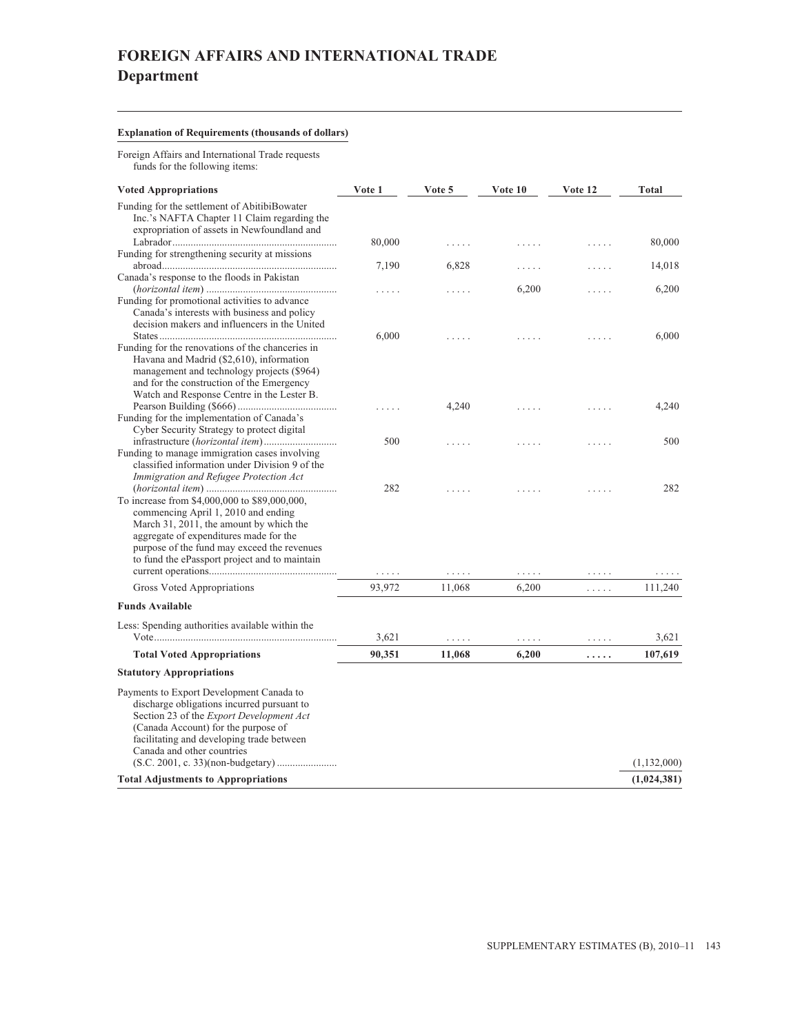# FOREIGN AFFAIRS AND INTERNATIONAL TRADE
## Department

**Explanation of Requirements (thousands of dollars)**

Foreign Affairs and International Trade requests funds for the following items:

| Voted Appropriations | Vote 1 | Vote 5 | Vote 10 | Vote 12 | Total |
|---|---|---|---|---|---|
| Funding for the settlement of AbitibiBowater Inc.'s NAFTA Chapter 11 Claim regarding the expropriation of assets in Newfoundland and Labrador | 80,000 | ..... | ..... | ..... | 80,000 |
| Funding for strengthening security at missions abroad | 7,190 | 6,828 | ..... | ..... | 14,018 |
| Canada's response to the floods in Pakistan (*horizontal item*) | ..... | ..... | 6,200 | ..... | 6,200 |
| Funding for promotional activities to advance Canada's interests with business and policy decision makers and influencers in the United States | 6,000 | ..... | ..... | ..... | 6,000 |
| Funding for the renovations of the chanceries in Havana and Madrid ($2,610), information management and technology projects ($964) and for the construction of the Emergency Watch and Response Centre in the Lester B. Pearson Building ($666) | ..... | 4,240 | ..... | ..... | 4,240 |
| Funding for the implementation of Canada's Cyber Security Strategy to protect digital infrastructure (*horizontal item*) | 500 | ..... | ..... | ..... | 500 |
| Funding to manage immigration cases involving classified information under Division 9 of the *Immigration and Refugee Protection Act* (*horizontal item*) | 282 | ..... | ..... | ..... | 282 |
| To increase from $4,000,000 to $89,000,000, commencing April 1, 2010 and ending March 31, 2011, the amount by which the aggregate of expenditures made for the purpose of the fund may exceed the revenues to fund the ePassport project and to maintain current operations | ..... | ..... | ..... | ..... | ..... |
| Gross Voted Appropriations | 93,972 | 11,068 | 6,200 | ..... | 111,240 |
| **Funds Available** | | | | | |
| Less: Spending authorities available within the Vote | 3,621 | ..... | ..... | ..... | 3,621 |
| **Total Voted Appropriations** | **90,351** | **11,068** | **6,200** | **.....** | **107,619** |
| **Statutory Appropriations** | | | | | |
| Payments to Export Development Canada to discharge obligations incurred pursuant to Section 23 of the *Export Development Act* (Canada Account) for the purpose of facilitating and developing trade between Canada and other countries (S.C. 2001, c. 33)(non-budgetary) | | | | | (1,132,000) |
| **Total Adjustments to Appropriations** | | | | | **(1,024,381)** |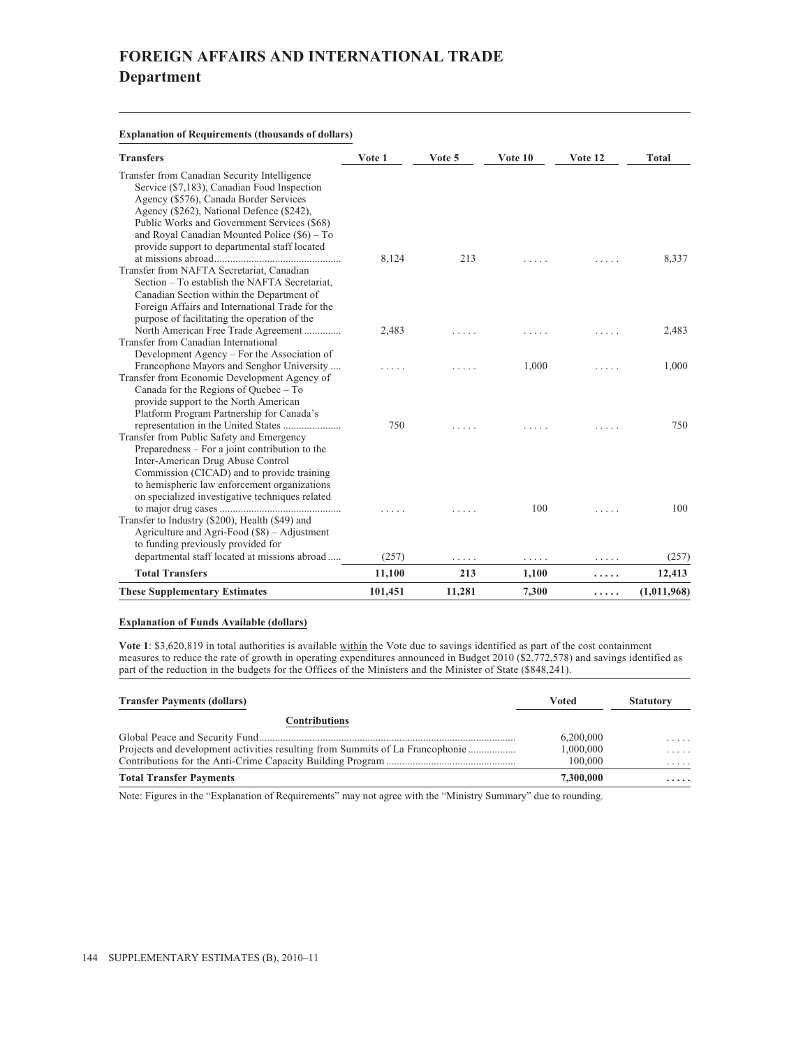# FOREIGN AFFAIRS AND INTERNATIONAL TRADE
## Department

**Explanation of Requirements (thousands of dollars)**

| Transfers | Vote 1 | Vote 5 | Vote 10 | Vote 12 | Total |
|---|---|---|---|---|---|
| Transfer from Canadian Security Intelligence Service ($7,183), Canadian Food Inspection Agency ($576), Canada Border Services Agency ($262), National Defence ($242), Public Works and Government Services ($68) and Royal Canadian Mounted Police ($6) – To provide support to departmental staff located at missions abroad | 8,124 | 213 | ..... | ..... | 8,337 |
| Transfer from NAFTA Secretariat, Canadian Section – To establish the NAFTA Secretariat, Canadian Section within the Department of Foreign Affairs and International Trade for the purpose of facilitating the operation of the North American Free Trade Agreement | 2,483 | ..... | ..... | ..... | 2,483 |
| Transfer from Canadian International Development Agency – For the Association of Francophone Mayors and Senghor University | ..... | ..... | 1,000 | ..... | 1,000 |
| Transfer from Economic Development Agency of Canada for the Regions of Quebec – To provide support to the North American Platform Program Partnership for Canada's representation in the United States | 750 | ..... | ..... | ..... | 750 |
| Transfer from Public Safety and Emergency Preparedness – For a joint contribution to the Inter-American Drug Abuse Control Commission (CICAD) and to provide training to hemispheric law enforcement organizations on specialized investigative techniques related to major drug cases | ..... | ..... | 100 | ..... | 100 |
| Transfer to Industry ($200), Health ($49) and Agriculture and Agri-Food ($8) – Adjustment to funding previously provided for departmental staff located at missions abroad | (257) | ..... | ..... | ..... | (257) |
| **Total Transfers** | **11,100** | **213** | **1,100** | **.....** | **12,413** |
| **These Supplementary Estimates** | **101,451** | **11,281** | **7,300** | **.....** | **(1,011,968)** |

**Explanation of Funds Available (dollars)**

**Vote 1**: $3,620,819 in total authorities is available within the Vote due to savings identified as part of the cost containment measures to reduce the rate of growth in operating expenditures announced in Budget 2010 ($2,772,578) and savings identified as part of the reduction in the budgets for the Offices of the Ministers and the Minister of State ($848,241).

| Transfer Payments (dollars) | Voted | Statutory |
|---|---|---|
| **Contributions** | | |
| Global Peace and Security Fund | 6,200,000 | ..... |
| Projects and development activities resulting from Summits of La Francophonie | 1,000,000 | ..... |
| Contributions for the Anti-Crime Capacity Building Program | 100,000 | ..... |
| **Total Transfer Payments** | **7,300,000** | **.....** |

Note: Figures in the "Explanation of Requirements" may not agree with the "Ministry Summary" due to rounding.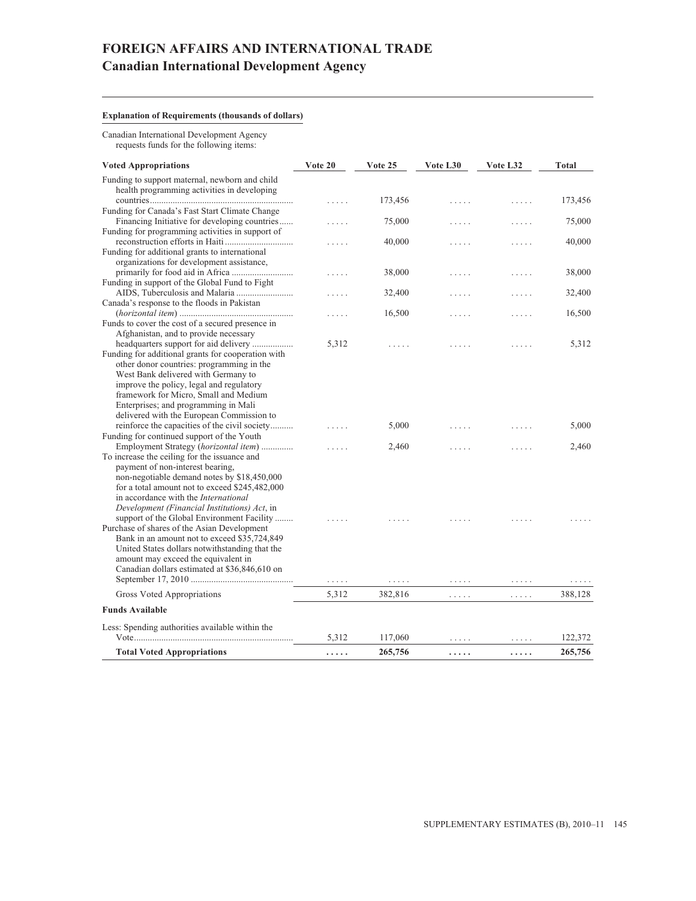# FOREIGN AFFAIRS AND INTERNATIONAL TRADE
## Canadian International Development Agency

**Explanation of Requirements (thousands of dollars)**

Canadian International Development Agency requests funds for the following items:

| Voted Appropriations | Vote 20 | Vote 25 | Vote L30 | Vote L32 | Total |
|---|---|---|---|---|---|
| Funding to support maternal, newborn and child health programming activities in developing countries | ..... | 173,456 | ..... | ..... | 173,456 |
| Funding for Canada's Fast Start Climate Change Financing Initiative for developing countries | ..... | 75,000 | ..... | ..... | 75,000 |
| Funding for programming activities in support of reconstruction efforts in Haiti | ..... | 40,000 | ..... | ..... | 40,000 |
| Funding for additional grants to international organizations for development assistance, primarily for food aid in Africa | ..... | 38,000 | ..... | ..... | 38,000 |
| Funding in support of the Global Fund to Fight AIDS, Tuberculosis and Malaria | ..... | 32,400 | ..... | ..... | 32,400 |
| Canada's response to the floods in Pakistan (*horizontal item*) | ..... | 16,500 | ..... | ..... | 16,500 |
| Funds to cover the cost of a secured presence in Afghanistan, and to provide necessary headquarters support for aid delivery | 5,312 | ..... | ..... | ..... | 5,312 |
| Funding for additional grants for cooperation with other donor countries: programming in the West Bank delivered with Germany to improve the policy, legal and regulatory framework for Micro, Small and Medium Enterprises; and programming in Mali delivered with the European Commission to reinforce the capacities of the civil society | ..... | 5,000 | ..... | ..... | 5,000 |
| Funding for continued support of the Youth Employment Strategy (*horizontal item*) | ..... | 2,460 | ..... | ..... | 2,460 |
| To increase the ceiling for the issuance and payment of non-interest bearing, non-negotiable demand notes by $18,450,000 for a total amount not to exceed $245,482,000 in accordance with the *International Development (Financial Institutions) Act*, in support of the Global Environment Facility | ..... | ..... | ..... | ..... | ..... |
| Purchase of shares of the Asian Development Bank in an amount not to exceed $35,724,849 United States dollars notwithstanding that the amount may exceed the equivalent in Canadian dollars estimated at $36,846,610 on September 17, 2010 | ..... | ..... | ..... | ..... | ..... |
| Gross Voted Appropriations | 5,312 | 382,816 | ..... | ..... | 388,128 |
| **Funds Available** | | | | | |
| Less: Spending authorities available within the Vote | 5,312 | 117,060 | ..... | ..... | 122,372 |
| **Total Voted Appropriations** | **.....** | **265,756** | **.....** | **.....** | **265,756** |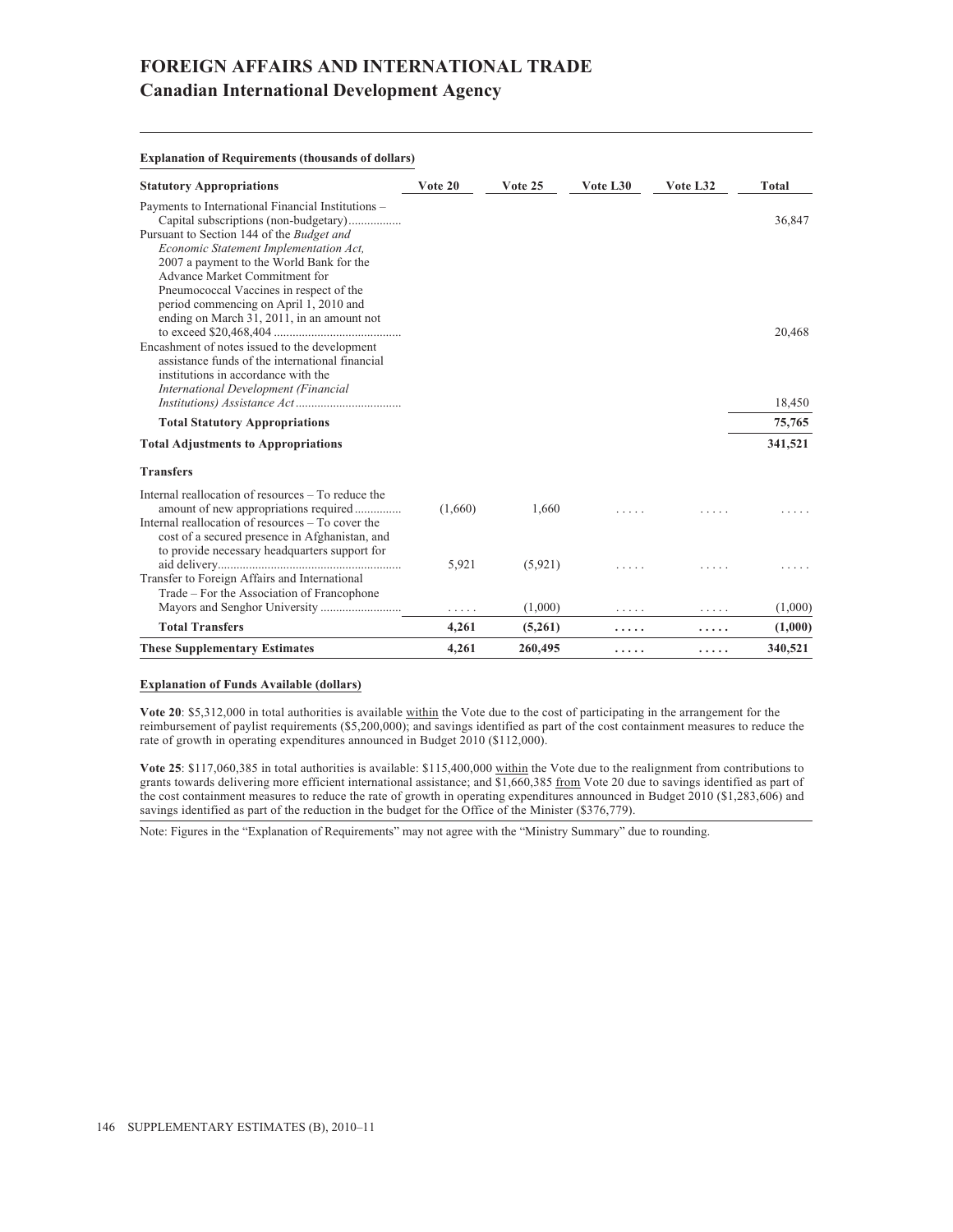# FOREIGN AFFAIRS AND INTERNATIONAL TRADE
## Canadian International Development Agency

**Explanation of Requirements (thousands of dollars)**

| Statutory Appropriations | Vote 20 | Vote 25 | Vote L30 | Vote L32 | Total |
|---|---|---|---|---|---|
| Payments to International Financial Institutions – Capital subscriptions (non-budgetary) | | | | | 36,847 |
| Pursuant to Section 144 of the *Budget and Economic Statement Implementation Act,* 2007 a payment to the World Bank for the Advance Market Commitment for Pneumococcal Vaccines in respect of the period commencing on April 1, 2010 and ending on March 31, 2011, in an amount not to exceed $20,468,404 | | | | | 20,468 |
| Encashment of notes issued to the development assistance funds of the international financial institutions in accordance with the *International Development (Financial Institutions) Assistance Act* | | | | | 18,450 |
| **Total Statutory Appropriations** | | | | | **75,765** |
| **Total Adjustments to Appropriations** | | | | | **341,521** |
| **Transfers** | | | | | |
| Internal reallocation of resources – To reduce the amount of new appropriations required | (1,660) | 1,660 | ..... | ..... | ..... |
| Internal reallocation of resources – To cover the cost of a secured presence in Afghanistan, and to provide necessary headquarters support for aid delivery | 5,921 | (5,921) | ..... | ..... | ..... |
| Transfer to Foreign Affairs and International Trade – For the Association of Francophone Mayors and Senghor University | ..... | (1,000) | ..... | ..... | (1,000) |
| **Total Transfers** | **4,261** | **(5,261)** | **.....** | **.....** | **(1,000)** |
| **These Supplementary Estimates** | **4,261** | **260,495** | **.....** | **.....** | **340,521** |

**Explanation of Funds Available (dollars)**

**Vote 20**: $5,312,000 in total authorities is available within the Vote due to the cost of participating in the arrangement for the reimbursement of paylist requirements ($5,200,000); and savings identified as part of the cost containment measures to reduce the rate of growth in operating expenditures announced in Budget 2010 ($112,000).

**Vote 25**: $117,060,385 in total authorities is available: $115,400,000 within the Vote due to the realignment from contributions to grants towards delivering more efficient international assistance; and $1,660,385 from Vote 20 due to savings identified as part of the cost containment measures to reduce the rate of growth in operating expenditures announced in Budget 2010 ($1,283,606) and savings identified as part of the reduction in the budget for the Office of the Minister ($376,779).

Note: Figures in the "Explanation of Requirements" may not agree with the "Ministry Summary" due to rounding.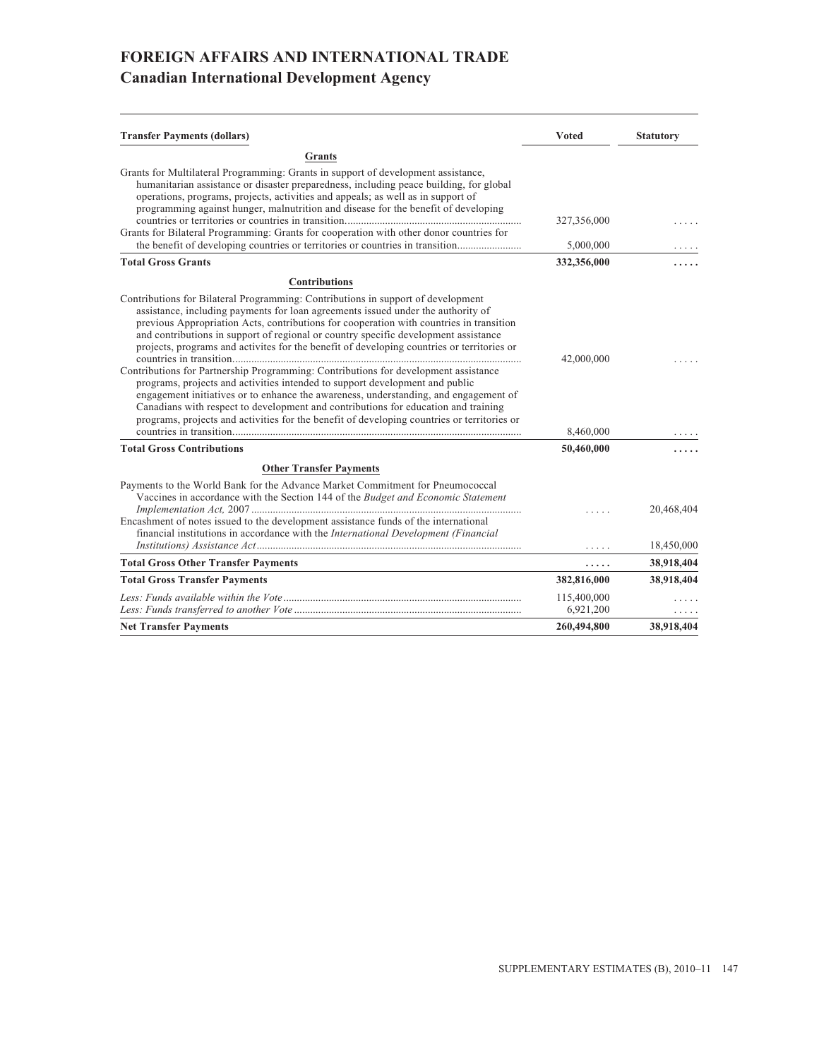# FOREIGN AFFAIRS AND INTERNATIONAL TRADE
## Canadian International Development Agency

| Transfer Payments (dollars) | Voted | Statutory |
|---|---|---|
| **Grants** | | |
| Grants for Multilateral Programming: Grants in support of development assistance, humanitarian assistance or disaster preparedness, including peace building, for global operations, programs, projects, activities and appeals; as well as in support of programming against hunger, malnutrition and disease for the benefit of developing countries or territories or countries in transition | 327,356,000 | ..... |
| Grants for Bilateral Programming: Grants for cooperation with other donor countries for the benefit of developing countries or territories or countries in transition | 5,000,000 | ..... |
| **Total Gross Grants** | **332,356,000** | **.....** |
| **Contributions** | | |
| Contributions for Bilateral Programming: Contributions in support of development assistance, including payments for loan agreements issued under the authority of previous Appropriation Acts, contributions for cooperation with countries in transition and contributions in support of regional or country specific development assistance projects, programs and activites for the benefit of developing countries or territories or countries in transition | 42,000,000 | ..... |
| Contributions for Partnership Programming: Contributions for development assistance programs, projects and activities intended to support development and public engagement initiatives or to enhance the awareness, understanding, and engagement of Canadians with respect to development and contributions for education and training programs, projects and activities for the benefit of developing countries or territories or countries in transition | 8,460,000 | ..... |
| **Total Gross Contributions** | **50,460,000** | **.....** |
| **Other Transfer Payments** | | |
| Payments to the World Bank for the Advance Market Commitment for Pneumococcal Vaccines in accordance with the Section 144 of the *Budget and Economic Statement Implementation Act,* 2007 | ..... | 20,468,404 |
| Encashment of notes issued to the development assistance funds of the international financial institutions in accordance with the *International Development (Financial Institutions) Assistance Act* | ..... | 18,450,000 |
| **Total Gross Other Transfer Payments** | **.....** | **38,918,404** |
| **Total Gross Transfer Payments** | **382,816,000** | **38,918,404** |
| *Less: Funds available within the Vote* | 115,400,000 | ..... |
| *Less: Funds transferred to another Vote* | 6,921,200 | ..... |
| **Net Transfer Payments** | **260,494,800** | **38,918,404** |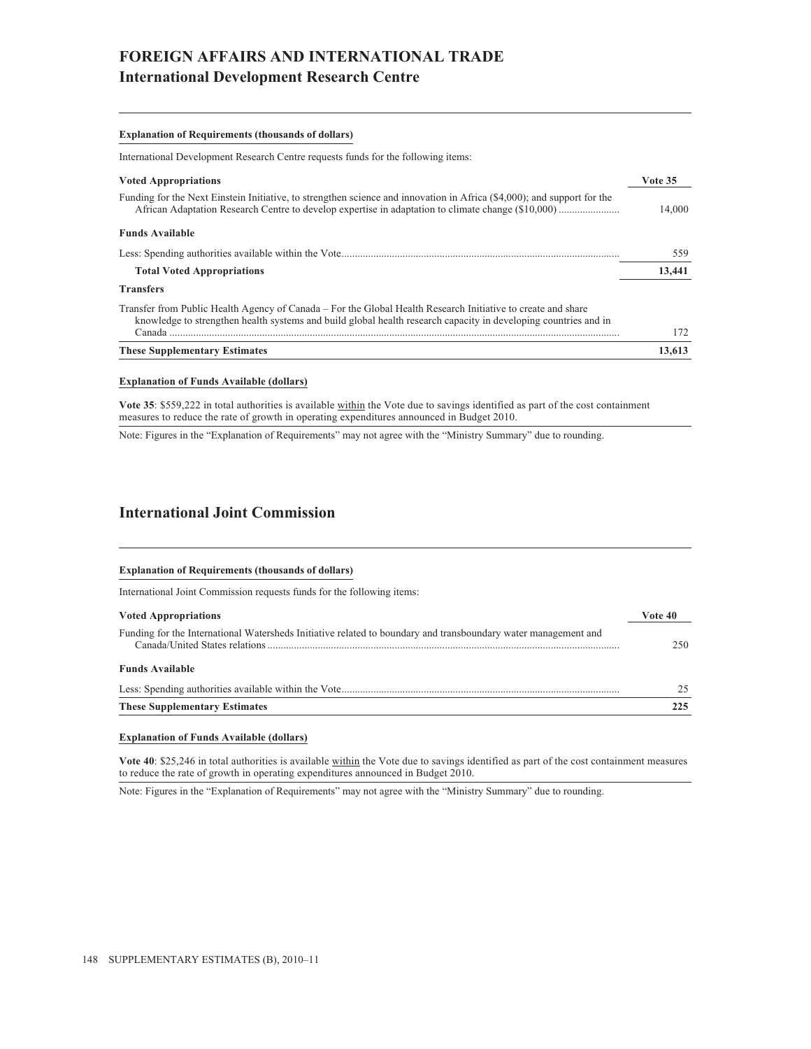# FOREIGN AFFAIRS AND INTERNATIONAL TRADE

## International Development Research Centre

**Explanation of Requirements (thousands of dollars)**

International Development Research Centre requests funds for the following items:

| **Voted Appropriations** | **Vote 35** |
|---|---|
| Funding for the Next Einstein Initiative, to strengthen science and innovation in Africa ($4,000); and support for the African Adaptation Research Centre to develop expertise in adaptation to climate change ($10,000) | 14,000 |
| **Funds Available** | |
| Less: Spending authorities available within the Vote | 559 |
| **Total Voted Appropriations** | **13,441** |
| **Transfers** | |
| Transfer from Public Health Agency of Canada – For the Global Health Research Initiative to create and share knowledge to strengthen health systems and build global health research capacity in developing countries and in Canada | 172 |
| **These Supplementary Estimates** | **13,613** |

**Explanation of Funds Available (dollars)**

**Vote 35**: $559,222 in total authorities is available within the Vote due to savings identified as part of the cost containment measures to reduce the rate of growth in operating expenditures announced in Budget 2010.

Note: Figures in the "Explanation of Requirements" may not agree with the "Ministry Summary" due to rounding.

## International Joint Commission

**Explanation of Requirements (thousands of dollars)**

International Joint Commission requests funds for the following items:

| **Voted Appropriations** | **Vote 40** |
|---|---|
| Funding for the International Watersheds Initiative related to boundary and transboundary water management and Canada/United States relations | 250 |
| **Funds Available** | |
| Less: Spending authorities available within the Vote | 25 |
| **These Supplementary Estimates** | **225** |

**Explanation of Funds Available (dollars)**

**Vote 40**: $25,246 in total authorities is available within the Vote due to savings identified as part of the cost containment measures to reduce the rate of growth in operating expenditures announced in Budget 2010.

Note: Figures in the "Explanation of Requirements" may not agree with the "Ministry Summary" due to rounding.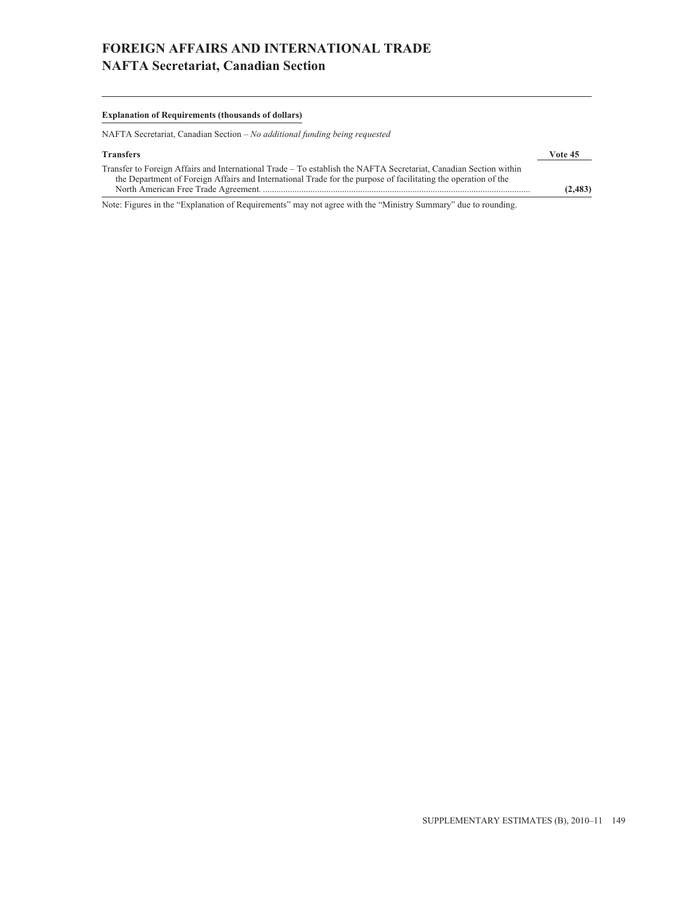# FOREIGN AFFAIRS AND INTERNATIONAL TRADE
## NAFTA Secretariat, Canadian Section

**Explanation of Requirements (thousands of dollars)**

NAFTA Secretariat, Canadian Section – *No additional funding being requested*

| **Transfers** | **Vote 45** |
|---|---|
| Transfer to Foreign Affairs and International Trade – To establish the NAFTA Secretariat, Canadian Section within the Department of Foreign Affairs and International Trade for the purpose of facilitating the operation of the North American Free Trade Agreement. | **(2,483)** |

Note: Figures in the "Explanation of Requirements" may not agree with the "Ministry Summary" due to rounding.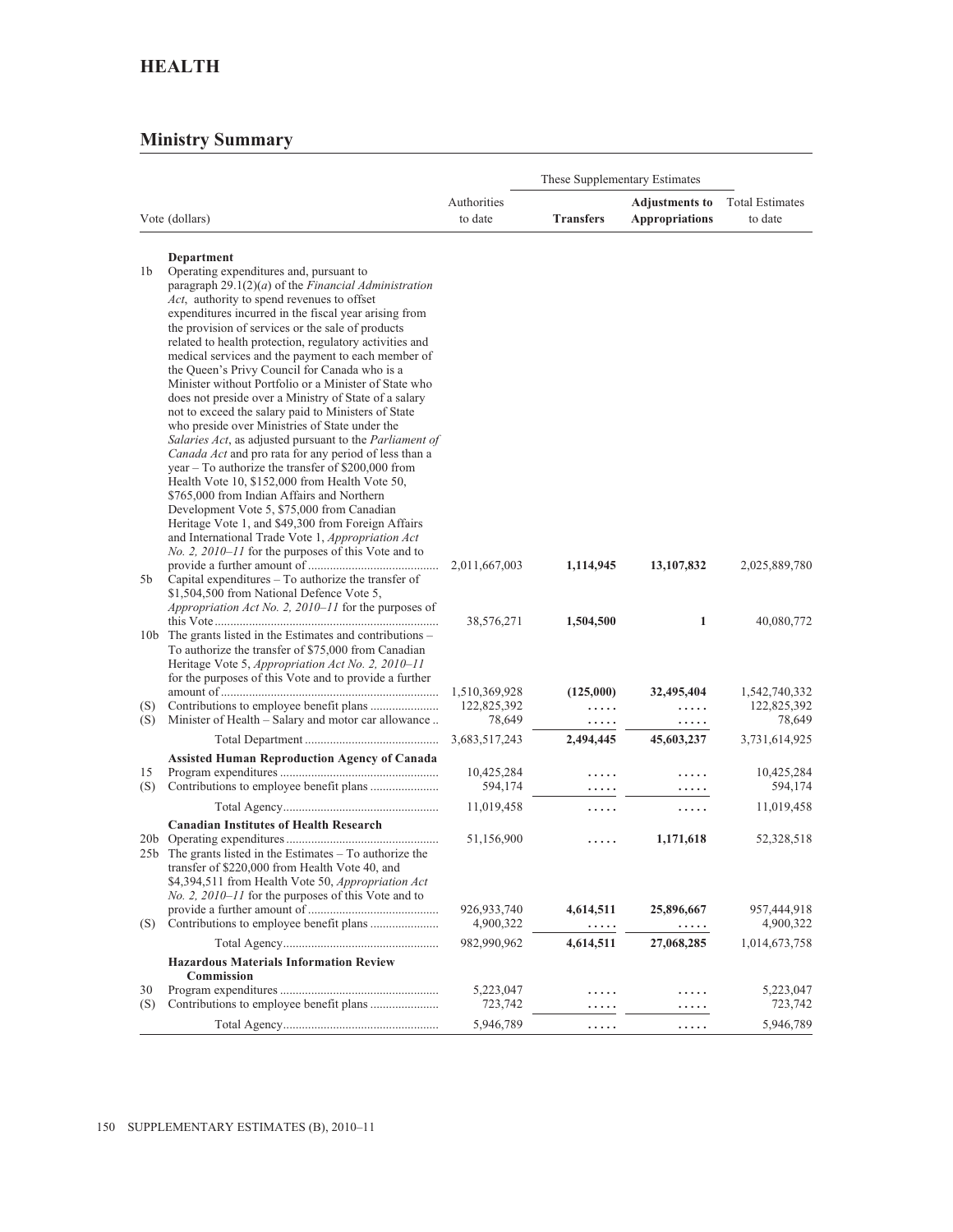# HEALTH

## Ministry Summary

| Vote (dollars) | | Authorities to date | These Supplementary Estimates | | Total Estimates to date |
|---|---|---|---|---|---|
| | | | **Transfers** | **Adjustments to Appropriations** | |
| | **Department** | | | | |
| 1b | Operating expenditures and, pursuant to paragraph 29.1(2)(*a*) of the *Financial Administration Act*, authority to spend revenues to offset expenditures incurred in the fiscal year arising from the provision of services or the sale of products related to health protection, regulatory activities and medical services and the payment to each member of the Queen's Privy Council for Canada who is a Minister without Portfolio or a Minister of State who does not preside over a Ministry of State of a salary not to exceed the salary paid to Ministers of State who preside over Ministries of State under the *Salaries Act*, as adjusted pursuant to the *Parliament of Canada Act* and pro rata for any period of less than a year – To authorize the transfer of $200,000 from Health Vote 10, $152,000 from Health Vote 50, $765,000 from Indian Affairs and Northern Development Vote 5, $75,000 from Canadian Heritage Vote 1, and $49,300 from Foreign Affairs and International Trade Vote 1, *Appropriation Act No. 2, 2010–11* for the purposes of this Vote and to provide a further amount of | 2,011,667,003 | **1,114,945** | **13,107,832** | 2,025,889,780 |
| 5b | Capital expenditures – To authorize the transfer of $1,504,500 from National Defence Vote 5, *Appropriation Act No. 2, 2010–11* for the purposes of this Vote | 38,576,271 | **1,504,500** | **1** | 40,080,772 |
| 10b | The grants listed in the Estimates and contributions – To authorize the transfer of $75,000 from Canadian Heritage Vote 5, *Appropriation Act No. 2, 2010–11* for the purposes of this Vote and to provide a further amount of | 1,510,369,928 | **(125,000)** | **32,495,404** | 1,542,740,332 |
| (S) | Contributions to employee benefit plans | 122,825,392 | ..... | ..... | 122,825,392 |
| (S) | Minister of Health – Salary and motor car allowance | 78,649 | ..... | ..... | 78,649 |
| | Total Department | 3,683,517,243 | **2,494,445** | **45,603,237** | 3,731,614,925 |
| | **Assisted Human Reproduction Agency of Canada** | | | | |
| 15 | Program expenditures | 10,425,284 | ..... | ..... | 10,425,284 |
| (S) | Contributions to employee benefit plans | 594,174 | ..... | ..... | 594,174 |
| | Total Agency | 11,019,458 | ..... | ..... | 11,019,458 |
| | **Canadian Institutes of Health Research** | | | | |
| 20b | Operating expenditures | 51,156,900 | ..... | **1,171,618** | 52,328,518 |
| 25b | The grants listed in the Estimates – To authorize the transfer of $220,000 from Health Vote 40, and $4,394,511 from Health Vote 50, *Appropriation Act No. 2, 2010–11* for the purposes of this Vote and to provide a further amount of | 926,933,740 | **4,614,511** | **25,896,667** | 957,444,918 |
| (S) | Contributions to employee benefit plans | 4,900,322 | ..... | ..... | 4,900,322 |
| | Total Agency | 982,990,962 | **4,614,511** | **27,068,285** | 1,014,673,758 |
| | **Hazardous Materials Information Review Commission** | | | | |
| 30 | Program expenditures | 5,223,047 | ..... | ..... | 5,223,047 |
| (S) | Contributions to employee benefit plans | 723,742 | ..... | ..... | 723,742 |
| | Total Agency | 5,946,789 | ..... | ..... | 5,946,789 |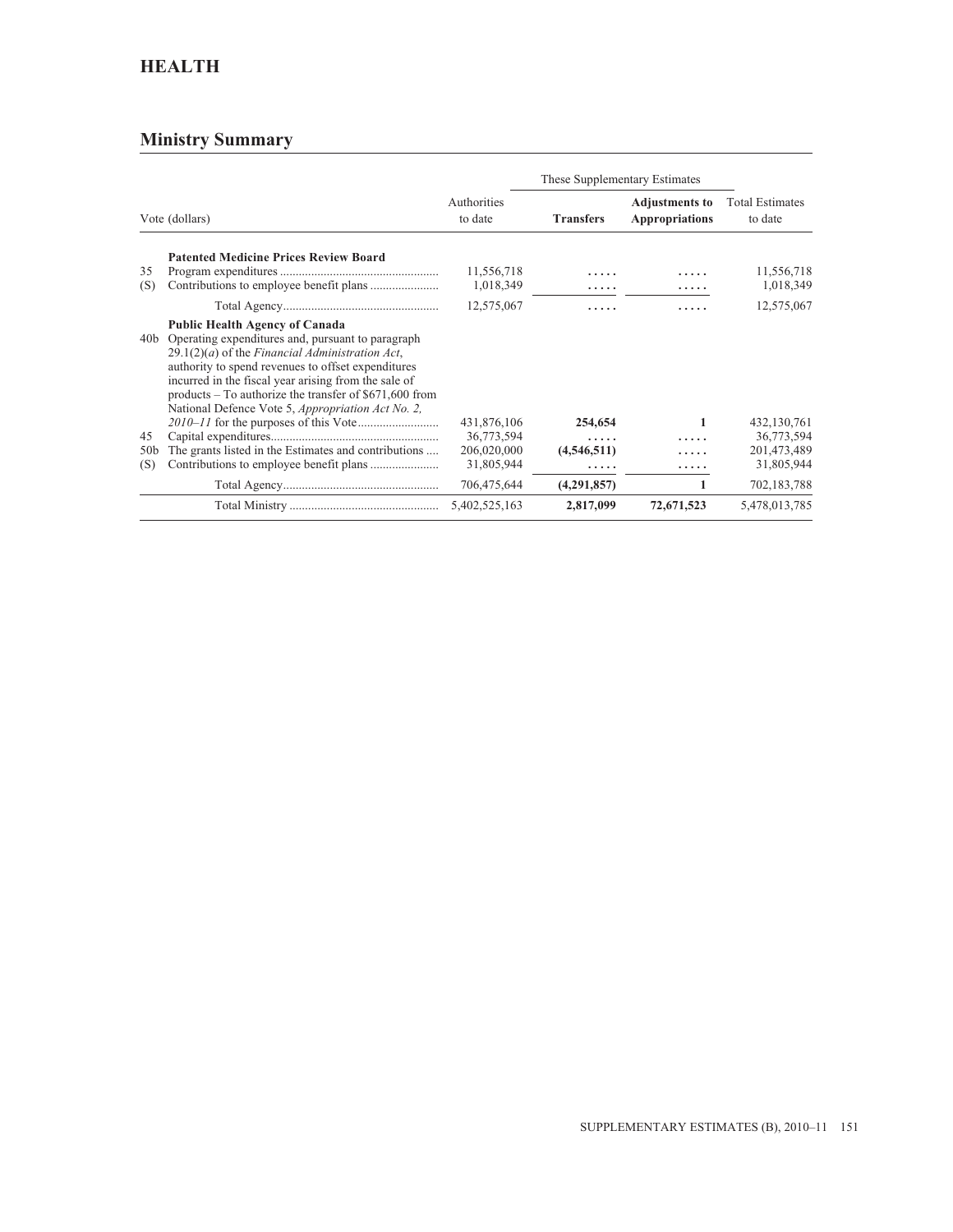## HEALTH

### Ministry Summary

| Vote (dollars) | | Authorities to date | These Supplementary Estimates | | Total Estimates to date |
|---|---|---|---|---|---|
| | | | **Transfers** | **Adjustments to Appropriations** | |
| | **Patented Medicine Prices Review Board** | | | | |
| 35 | Program expenditures | 11,556,718 | ..... | ..... | 11,556,718 |
| (S) | Contributions to employee benefit plans | 1,018,349 | ..... | ..... | 1,018,349 |
| | Total Agency | 12,575,067 | ..... | ..... | 12,575,067 |
| | **Public Health Agency of Canada** | | | | |
| 40b | Operating expenditures and, pursuant to paragraph 29.1(2)(*a*) of the *Financial Administration Act*, authority to spend revenues to offset expenditures incurred in the fiscal year arising from the sale of products – To authorize the transfer of $671,600 from National Defence Vote 5, *Appropriation Act No. 2, 2010–11* for the purposes of this Vote | 431,876,106 | **254,654** | **1** | 432,130,761 |
| 45 | Capital expenditures | 36,773,594 | ..... | ..... | 36,773,594 |
| 50b | The grants listed in the Estimates and contributions | 206,020,000 | **(4,546,511)** | ..... | 201,473,489 |
| (S) | Contributions to employee benefit plans | 31,805,944 | ..... | ..... | 31,805,944 |
| | Total Agency | 706,475,644 | **(4,291,857)** | **1** | 702,183,788 |
| | Total Ministry | 5,402,525,163 | **2,817,099** | **72,671,523** | 5,478,013,785 |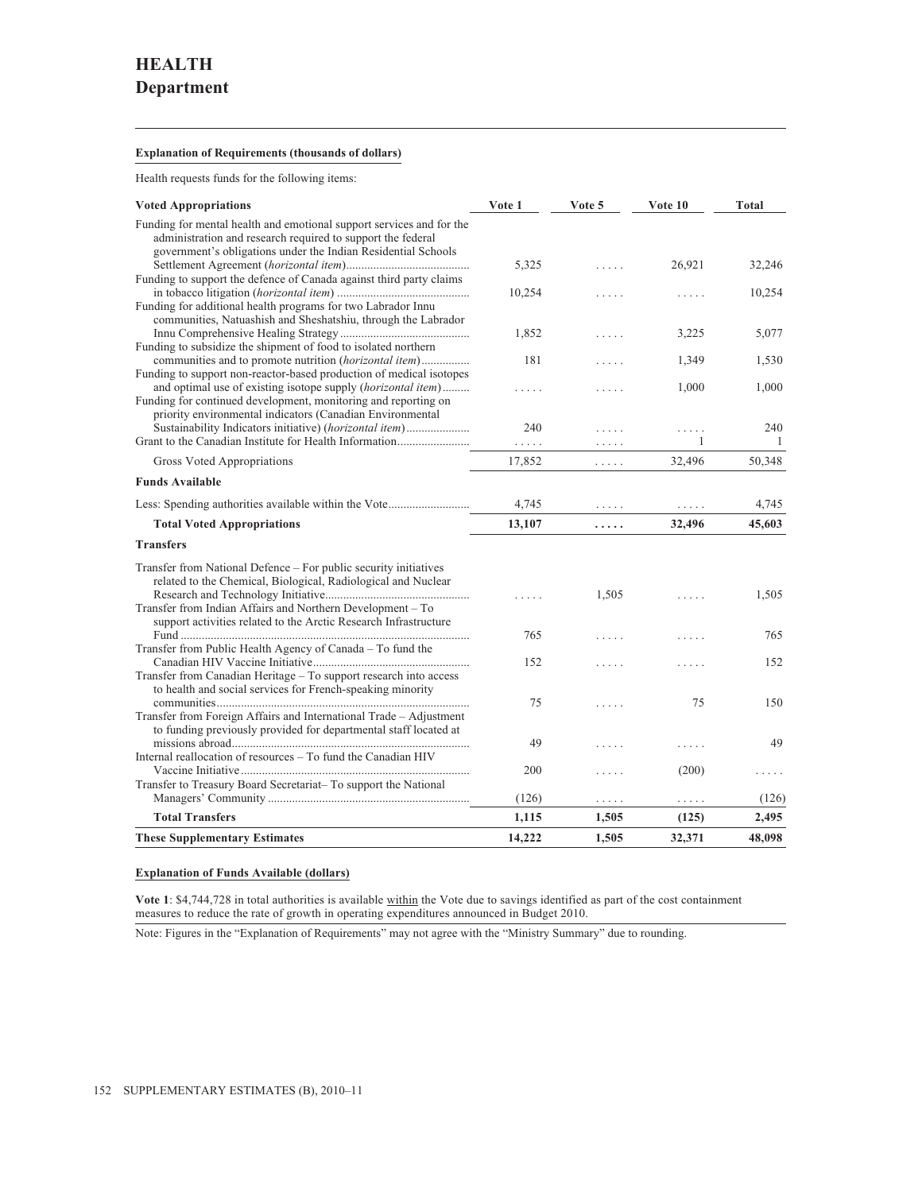# HEALTH
## Department

**Explanation of Requirements (thousands of dollars)**

Health requests funds for the following items:

| **Voted Appropriations** | Vote 1 | Vote 5 | Vote 10 | Total |
|---|---|---|---|---|
| Funding for mental health and emotional support services and for the administration and research required to support the federal government's obligations under the Indian Residential Schools Settlement Agreement (*horizontal item*) | 5,325 | ..... | 26,921 | 32,246 |
| Funding to support the defence of Canada against third party claims in tobacco litigation (*horizontal item*) | 10,254 | ..... | ..... | 10,254 |
| Funding for additional health programs for two Labrador Innu communities, Natuashish and Sheshatshiu, through the Labrador Innu Comprehensive Healing Strategy | 1,852 | ..... | 3,225 | 5,077 |
| Funding to subsidize the shipment of food to isolated northern communities and to promote nutrition (*horizontal item*) | 181 | ..... | 1,349 | 1,530 |
| Funding to support non-reactor-based production of medical isotopes and optimal use of existing isotope supply (*horizontal item*) | ..... | ..... | 1,000 | 1,000 |
| Funding for continued development, monitoring and reporting on priority environmental indicators (Canadian Environmental Sustainability Indicators initiative) (*horizontal item*) | 240 | ..... | ..... | 240 |
| Grant to the Canadian Institute for Health Information | ..... | ..... | 1 | 1 |
| Gross Voted Appropriations | 17,852 | ..... | 32,496 | 50,348 |
| **Funds Available** | | | | |
| Less: Spending authorities available within the Vote | 4,745 | ..... | ..... | 4,745 |
| **Total Voted Appropriations** | **13,107** | **.....** | **32,496** | **45,603** |
| **Transfers** | | | | |
| Transfer from National Defence – For public security initiatives related to the Chemical, Biological, Radiological and Nuclear Research and Technology Initiative | ..... | 1,505 | ..... | 1,505 |
| Transfer from Indian Affairs and Northern Development – To support activities related to the Arctic Research Infrastructure Fund | 765 | ..... | ..... | 765 |
| Transfer from Public Health Agency of Canada – To fund the Canadian HIV Vaccine Initiative | 152 | ..... | ..... | 152 |
| Transfer from Canadian Heritage – To support research into access to health and social services for French-speaking minority communities | 75 | ..... | 75 | 150 |
| Transfer from Foreign Affairs and International Trade – Adjustment to funding previously provided for departmental staff located at missions abroad | 49 | ..... | ..... | 49 |
| Internal reallocation of resources – To fund the Canadian HIV Vaccine Initiative | 200 | ..... | (200) | ..... |
| Transfer to Treasury Board Secretariat– To support the National Managers' Community | (126) | ..... | ..... | (126) |
| **Total Transfers** | **1,115** | **1,505** | **(125)** | **2,495** |
| **These Supplementary Estimates** | **14,222** | **1,505** | **32,371** | **48,098** |

**Explanation of Funds Available (dollars)**

**Vote 1**: $4,744,728 in total authorities is available within the Vote due to savings identified as part of the cost containment measures to reduce the rate of growth in operating expenditures announced in Budget 2010.

Note: Figures in the "Explanation of Requirements" may not agree with the "Ministry Summary" due to rounding.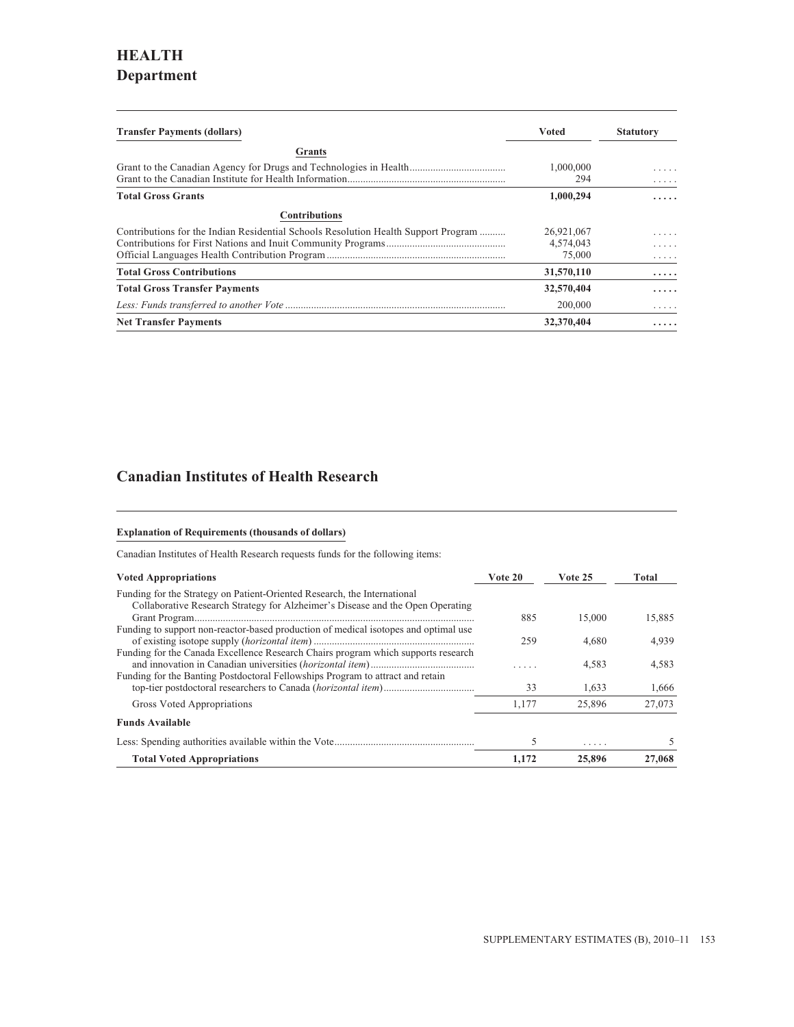# HEALTH
## Department

| Transfer Payments (dollars) | Voted | Statutory |
|---|---|---|
| **Grants** | | |
| Grant to the Canadian Agency for Drugs and Technologies in Health | 1,000,000 | ..... |
| Grant to the Canadian Institute for Health Information | 294 | ..... |
| **Total Gross Grants** | **1,000,294** | **.....** |
| **Contributions** | | |
| Contributions for the Indian Residential Schools Resolution Health Support Program | 26,921,067 | ..... |
| Contributions for First Nations and Inuit Community Programs | 4,574,043 | ..... |
| Official Languages Health Contribution Program | 75,000 | ..... |
| **Total Gross Contributions** | **31,570,110** | **.....** |
| **Total Gross Transfer Payments** | **32,570,404** | **.....** |
| *Less: Funds transferred to another Vote* | 200,000 | ..... |
| **Net Transfer Payments** | **32,370,404** | **.....** |

## Canadian Institutes of Health Research

**Explanation of Requirements (thousands of dollars)**

Canadian Institutes of Health Research requests funds for the following items:

| Voted Appropriations | Vote 20 | Vote 25 | Total |
|---|---|---|---|
| Funding for the Strategy on Patient-Oriented Research, the International Collaborative Research Strategy for Alzheimer's Disease and the Open Operating Grant Program | 885 | 15,000 | 15,885 |
| Funding to support non-reactor-based production of medical isotopes and optimal use of existing isotope supply (*horizontal item*) | 259 | 4,680 | 4,939 |
| Funding for the Canada Excellence Research Chairs program which supports research and innovation in Canadian universities (*horizontal item*) | ..... | 4,583 | 4,583 |
| Funding for the Banting Postdoctoral Fellowships Program to attract and retain top-tier postdoctoral researchers to Canada (*horizontal item*) | 33 | 1,633 | 1,666 |
| Gross Voted Appropriations | 1,177 | 25,896 | 27,073 |
| **Funds Available** | | | |
| Less: Spending authorities available within the Vote | 5 | ..... | 5 |
| **Total Voted Appropriations** | **1,172** | **25,896** | **27,068** |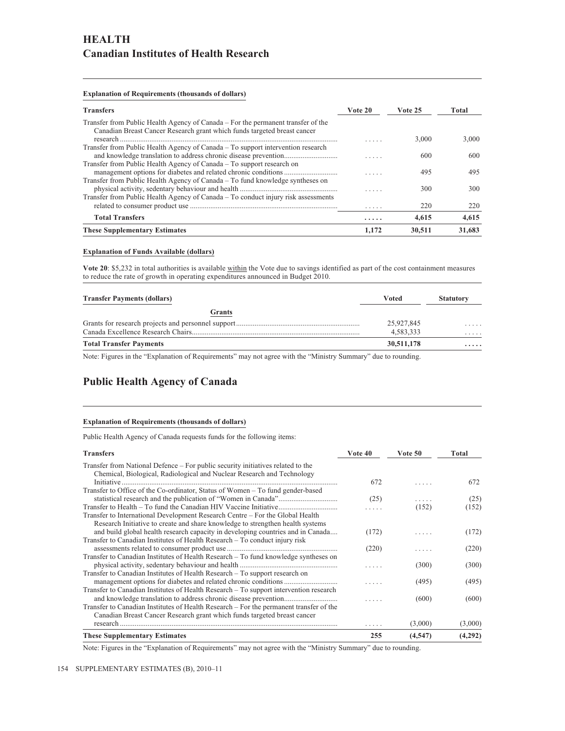# HEALTH

## Canadian Institutes of Health Research

**Explanation of Requirements (thousands of dollars)**

| Transfers | Vote 20 | Vote 25 | Total |
|---|---|---|---|
| Transfer from Public Health Agency of Canada – For the permanent transfer of the Canadian Breast Cancer Research grant which funds targeted breast cancer research | ..... | 3,000 | 3,000 |
| Transfer from Public Health Agency of Canada – To support intervention research and knowledge translation to address chronic disease prevention | ..... | 600 | 600 |
| Transfer from Public Health Agency of Canada – To support research on management options for diabetes and related chronic conditions | ..... | 495 | 495 |
| Transfer from Public Health Agency of Canada – To fund knowledge syntheses on physical activity, sedentary behaviour and health | ..... | 300 | 300 |
| Transfer from Public Health Agency of Canada – To conduct injury risk assessments related to consumer product use | ..... | 220 | 220 |
| **Total Transfers** | **.....** | **4,615** | **4,615** |
| **These Supplementary Estimates** | **1,172** | **30,511** | **31,683** |

**Explanation of Funds Available (dollars)**

**Vote 20**: $5,232 in total authorities is available within the Vote due to savings identified as part of the cost containment measures to reduce the rate of growth in operating expenditures announced in Budget 2010.

| Transfer Payments (dollars) | Voted | Statutory |
|---|---|---|
| **Grants** | | |
| Grants for research projects and personnel support | 25,927,845 | ..... |
| Canada Excellence Research Chairs | 4,583,333 | ..... |
| **Total Transfer Payments** | **30,511,178** | **.....** |

Note: Figures in the "Explanation of Requirements" may not agree with the "Ministry Summary" due to rounding.

## Public Health Agency of Canada

**Explanation of Requirements (thousands of dollars)**

Public Health Agency of Canada requests funds for the following items:

| Transfers | Vote 40 | Vote 50 | Total |
|---|---|---|---|
| Transfer from National Defence – For public security initiatives related to the Chemical, Biological, Radiological and Nuclear Research and Technology Initiative | 672 | ..... | 672 |
| Transfer to Office of the Co-ordinator, Status of Women – To fund gender-based statistical research and the publication of "Women in Canada" | (25) | ..... | (25) |
| Transfer to Health – To fund the Canadian HIV Vaccine Initiative | ..... | (152) | (152) |
| Transfer to International Development Research Centre – For the Global Health Research Initiative to create and share knowledge to strengthen health systems and build global health research capacity in developing countries and in Canada | (172) | ..... | (172) |
| Transfer to Canadian Institutes of Health Research – To conduct injury risk assessments related to consumer product use | (220) | ..... | (220) |
| Transfer to Canadian Institutes of Health Research – To fund knowledge syntheses on physical activity, sedentary behaviour and health | ..... | (300) | (300) |
| Transfer to Canadian Institutes of Health Research – To support research on management options for diabetes and related chronic conditions | ..... | (495) | (495) |
| Transfer to Canadian Institutes of Health Research – To support intervention research and knowledge translation to address chronic disease prevention | ..... | (600) | (600) |
| Transfer to Canadian Institutes of Health Research – For the permanent transfer of the Canadian Breast Cancer Research grant which funds targeted breast cancer research | ..... | (3,000) | (3,000) |
| **These Supplementary Estimates** | **255** | **(4,547)** | **(4,292)** |

Note: Figures in the "Explanation of Requirements" may not agree with the "Ministry Summary" due to rounding.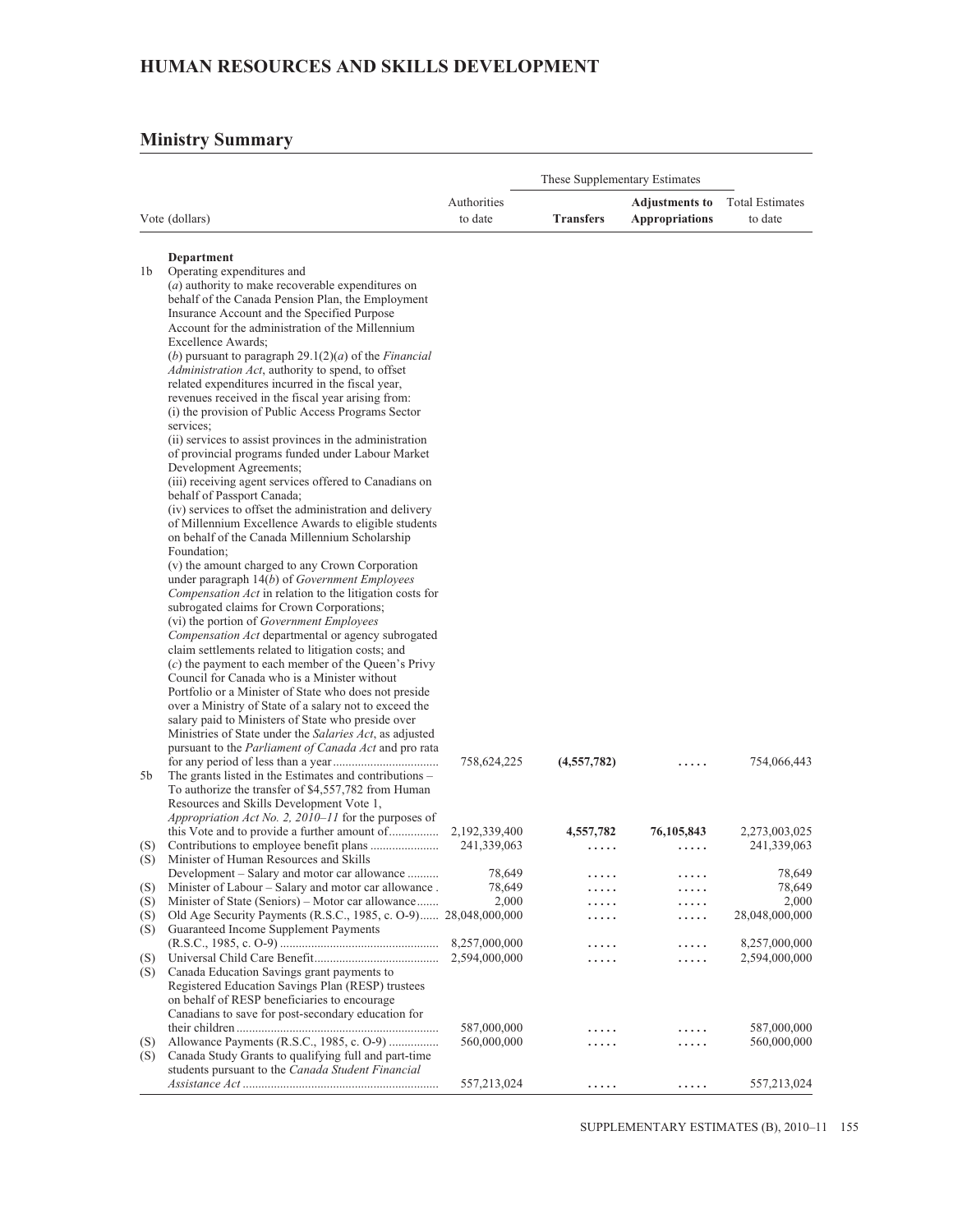# HUMAN RESOURCES AND SKILLS DEVELOPMENT

## Ministry Summary

| | Vote (dollars) | Authorities to date | These Supplementary Estimates | | Total Estimates to date |
|---|---|---|---|---|---|
| | | | **Transfers** | **Adjustments to Appropriations** | |
| | **Department** | | | | |
| 1b | Operating expenditures and (*a*) authority to make recoverable expenditures on behalf of the Canada Pension Plan, the Employment Insurance Account and the Specified Purpose Account for the administration of the Millennium Excellence Awards; (*b*) pursuant to paragraph 29.1(2)(*a*) of the *Financial Administration Act*, authority to spend, to offset related expenditures incurred in the fiscal year, revenues received in the fiscal year arising from: (i) the provision of Public Access Programs Sector services; (ii) services to assist provinces in the administration of provincial programs funded under Labour Market Development Agreements; (iii) receiving agent services offered to Canadians on behalf of Passport Canada; (iv) services to offset the administration and delivery of Millennium Excellence Awards to eligible students on behalf of the Canada Millennium Scholarship Foundation; (v) the amount charged to any Crown Corporation under paragraph 14(*b*) of *Government Employees Compensation Act* in relation to the litigation costs for subrogated claims for Crown Corporations; (vi) the portion of *Government Employees Compensation Act* departmental or agency subrogated claim settlements related to litigation costs; and (*c*) the payment to each member of the Queen's Privy Council for Canada who is a Minister without Portfolio or a Minister of State who does not preside over a Ministry of State of a salary not to exceed the salary paid to Ministers of State who preside over Ministries of State under the *Salaries Act*, as adjusted pursuant to the *Parliament of Canada Act* and pro rata for any period of less than a year | 758,624,225 | **(4,557,782)** | ..... | 754,066,443 |
| 5b | The grants listed in the Estimates and contributions – To authorize the transfer of $4,557,782 from Human Resources and Skills Development Vote 1, *Appropriation Act No. 2, 2010–11* for the purposes of this Vote and to provide a further amount of | 2,192,339,400 | **4,557,782** | **76,105,843** | 2,273,003,025 |
| (S) | Contributions to employee benefit plans | 241,339,063 | ..... | ..... | 241,339,063 |
| (S) | Minister of Human Resources and Skills Development – Salary and motor car allowance | 78,649 | ..... | ..... | 78,649 |
| (S) | Minister of Labour – Salary and motor car allowance | 78,649 | ..... | ..... | 78,649 |
| (S) | Minister of State (Seniors) – Motor car allowance | 2,000 | ..... | ..... | 2,000 |
| (S) | Old Age Security Payments (R.S.C., 1985, c. O-9) | 28,048,000,000 | ..... | ..... | 28,048,000,000 |
| (S) | Guaranteed Income Supplement Payments (R.S.C., 1985, c. O-9) | 8,257,000,000 | ..... | ..... | 8,257,000,000 |
| (S) | Universal Child Care Benefit | 2,594,000,000 | ..... | ..... | 2,594,000,000 |
| (S) | Canada Education Savings grant payments to Registered Education Savings Plan (RESP) trustees on behalf of RESP beneficiaries to encourage Canadians to save for post-secondary education for their children | 587,000,000 | ..... | ..... | 587,000,000 |
| (S) | Allowance Payments (R.S.C., 1985, c. O-9) | 560,000,000 | ..... | ..... | 560,000,000 |
| (S) | Canada Study Grants to qualifying full and part-time students pursuant to the *Canada Student Financial Assistance Act* | 557,213,024 | ..... | ..... | 557,213,024 |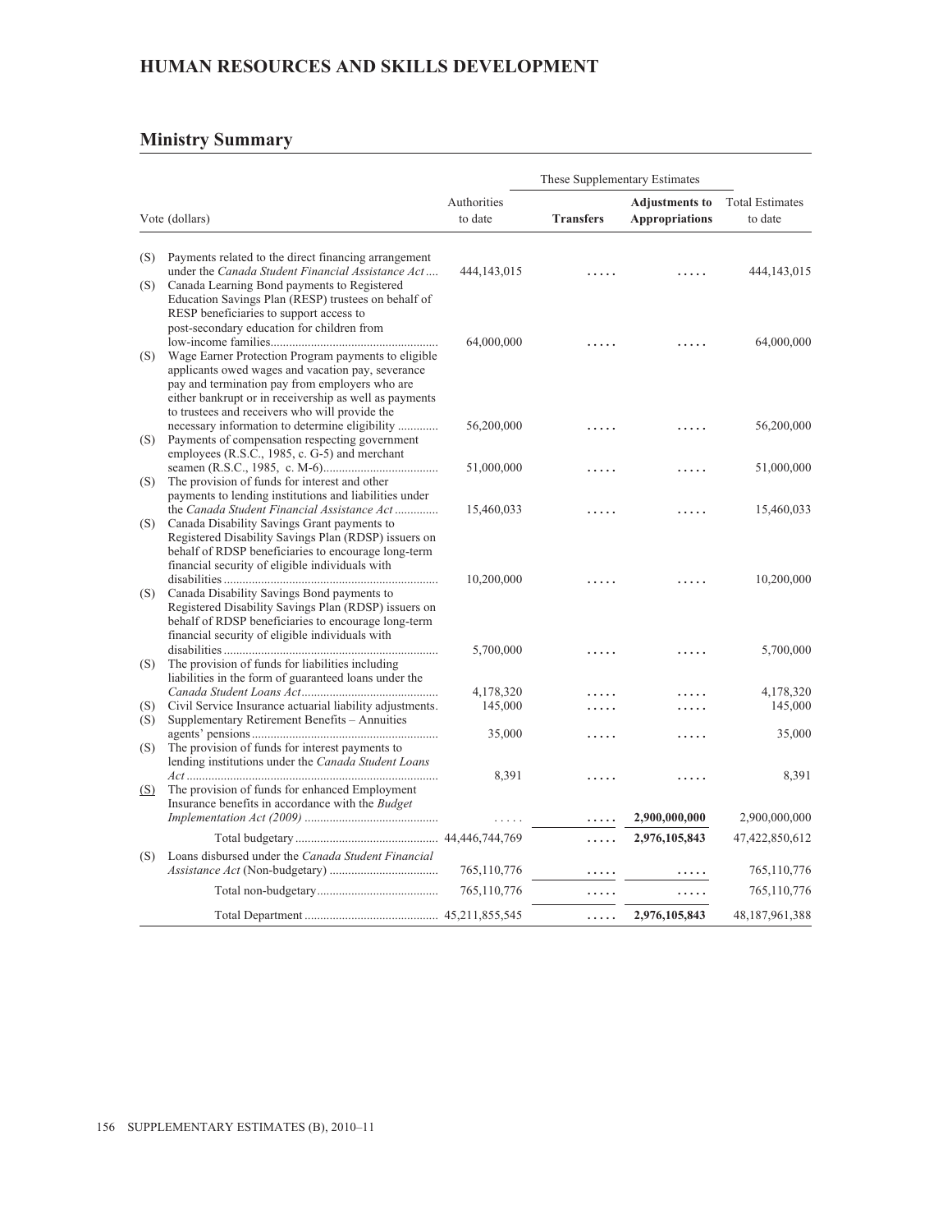## HUMAN RESOURCES AND SKILLS DEVELOPMENT

## Ministry Summary

| | Vote (dollars) | Authorities to date | These Supplementary Estimates | | Total Estimates to date |
|---|---|---|---|---|---|
| | | | **Transfers** | **Adjustments to Appropriations** | |
| (S) | Payments related to the direct financing arrangement under the *Canada Student Financial Assistance Act* | 444,143,015 | ..... | ..... | 444,143,015 |
| (S) | Canada Learning Bond payments to Registered Education Savings Plan (RESP) trustees on behalf of RESP beneficiaries to support access to post-secondary education for children from low-income families | 64,000,000 | ..... | ..... | 64,000,000 |
| (S) | Wage Earner Protection Program payments to eligible applicants owed wages and vacation pay, severance pay and termination pay from employers who are either bankrupt or in receivership as well as payments to trustees and receivers who will provide the necessary information to determine eligibility | 56,200,000 | ..... | ..... | 56,200,000 |
| (S) | Payments of compensation respecting government employees (R.S.C., 1985, c. G-5) and merchant seamen (R.S.C., 1985, c. M-6) | 51,000,000 | ..... | ..... | 51,000,000 |
| (S) | The provision of funds for interest and other payments to lending institutions and liabilities under the *Canada Student Financial Assistance Act* | 15,460,033 | ..... | ..... | 15,460,033 |
| (S) | Canada Disability Savings Grant payments to Registered Disability Savings Plan (RDSP) issuers on behalf of RDSP beneficiaries to encourage long-term financial security of eligible individuals with disabilities | 10,200,000 | ..... | ..... | 10,200,000 |
| (S) | Canada Disability Savings Bond payments to Registered Disability Savings Plan (RDSP) issuers on behalf of RDSP beneficiaries to encourage long-term financial security of eligible individuals with disabilities | 5,700,000 | ..... | ..... | 5,700,000 |
| (S) | The provision of funds for liabilities including liabilities in the form of guaranteed loans under the *Canada Student Loans Act* | 4,178,320 | ..... | ..... | 4,178,320 |
| (S) | Civil Service Insurance actuarial liability adjustments. | 145,000 | ..... | ..... | 145,000 |
| (S) | Supplementary Retirement Benefits – Annuities agents' pensions | 35,000 | ..... | ..... | 35,000 |
| (S) | The provision of funds for interest payments to lending institutions under the *Canada Student Loans Act* | 8,391 | ..... | ..... | 8,391 |
| (S) | The provision of funds for enhanced Employment Insurance benefits in accordance with the *Budget Implementation Act (2009)* | ..... | ..... | 2,900,000,000 | 2,900,000,000 |
| | Total budgetary | 44,446,744,769 | ..... | 2,976,105,843 | 47,422,850,612 |
| (S) | Loans disbursed under the *Canada Student Financial Assistance Act* (Non-budgetary) | 765,110,776 | ..... | ..... | 765,110,776 |
| | Total non-budgetary | 765,110,776 | ..... | ..... | 765,110,776 |
| | Total Department | 45,211,855,545 | ..... | 2,976,105,843 | 48,187,961,388 |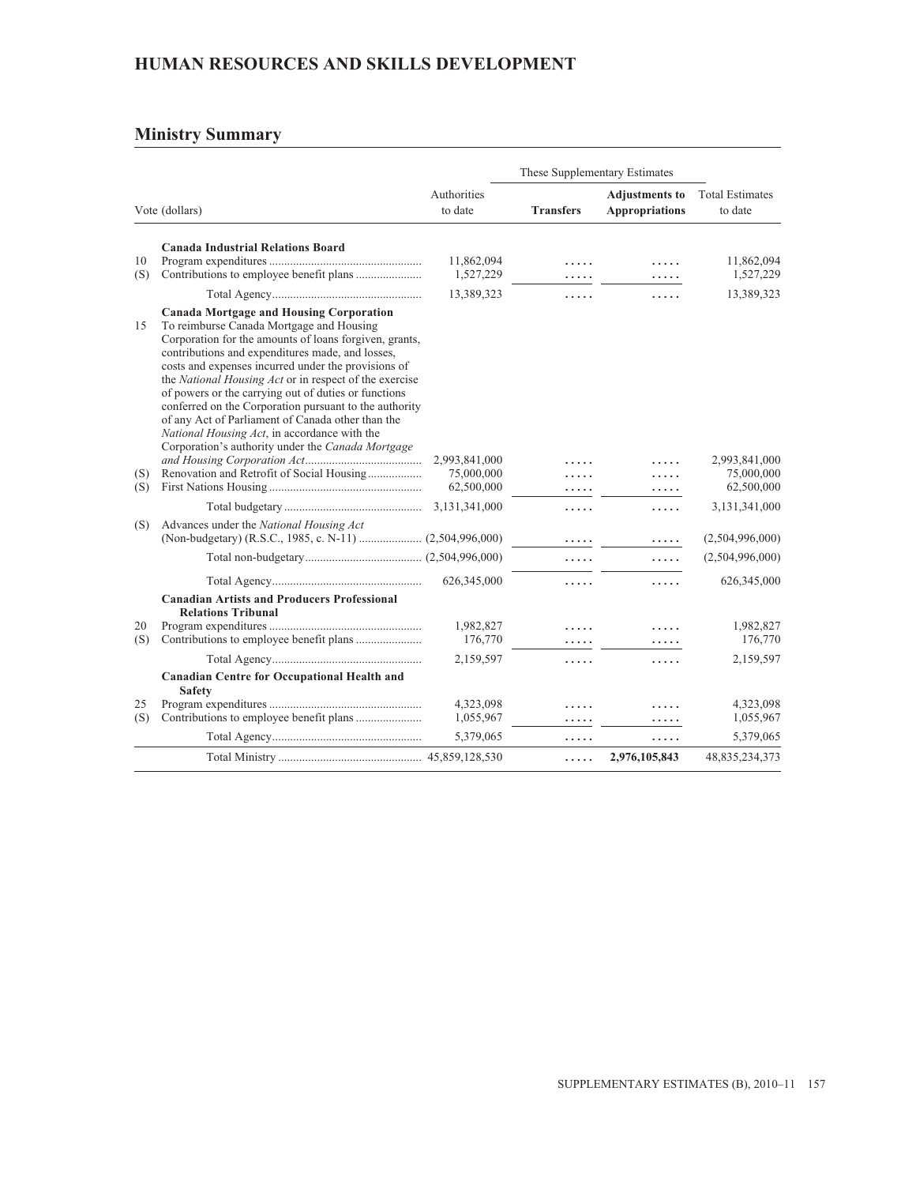## HUMAN RESOURCES AND SKILLS DEVELOPMENT

## Ministry Summary

| Vote (dollars) | | Authorities to date | These Supplementary Estimates | | Total Estimates to date |
|---|---|---|---|---|---|
| | | | **Transfers** | **Adjustments to Appropriations** | |
| | **Canada Industrial Relations Board** | | | | |
| 10 | Program expenditures | 11,862,094 | ..... | ..... | 11,862,094 |
| (S) | Contributions to employee benefit plans | 1,527,229 | ..... | ..... | 1,527,229 |
| | Total Agency | 13,389,323 | ..... | ..... | 13,389,323 |
| | **Canada Mortgage and Housing Corporation** | | | | |
| 15 | To reimburse Canada Mortgage and Housing Corporation for the amounts of loans forgiven, grants, contributions and expenditures made, and losses, costs and expenses incurred under the provisions of the *National Housing Act* or in respect of the exercise of powers or the carrying out of duties or functions conferred on the Corporation pursuant to the authority of any Act of Parliament of Canada other than the *National Housing Act*, in accordance with the Corporation's authority under the *Canada Mortgage and Housing Corporation Act* | 2,993,841,000 | ..... | ..... | 2,993,841,000 |
| (S) | Renovation and Retrofit of Social Housing | 75,000,000 | ..... | ..... | 75,000,000 |
| (S) | First Nations Housing | 62,500,000 | ..... | ..... | 62,500,000 |
| | Total budgetary | 3,131,341,000 | ..... | ..... | 3,131,341,000 |
| (S) | Advances under the *National Housing Act* (Non-budgetary) (R.S.C., 1985, c. N-11) | (2,504,996,000) | ..... | ..... | (2,504,996,000) |
| | Total non-budgetary | (2,504,996,000) | ..... | ..... | (2,504,996,000) |
| | Total Agency | 626,345,000 | ..... | ..... | 626,345,000 |
| | **Canadian Artists and Producers Professional Relations Tribunal** | | | | |
| 20 | Program expenditures | 1,982,827 | ..... | ..... | 1,982,827 |
| (S) | Contributions to employee benefit plans | 176,770 | ..... | ..... | 176,770 |
| | Total Agency | 2,159,597 | ..... | ..... | 2,159,597 |
| | **Canadian Centre for Occupational Health and Safety** | | | | |
| 25 | Program expenditures | 4,323,098 | ..... | ..... | 4,323,098 |
| (S) | Contributions to employee benefit plans | 1,055,967 | ..... | ..... | 1,055,967 |
| | Total Agency | 5,379,065 | ..... | ..... | 5,379,065 |
| | Total Ministry | 45,859,128,530 | ..... | **2,976,105,843** | 48,835,234,373 |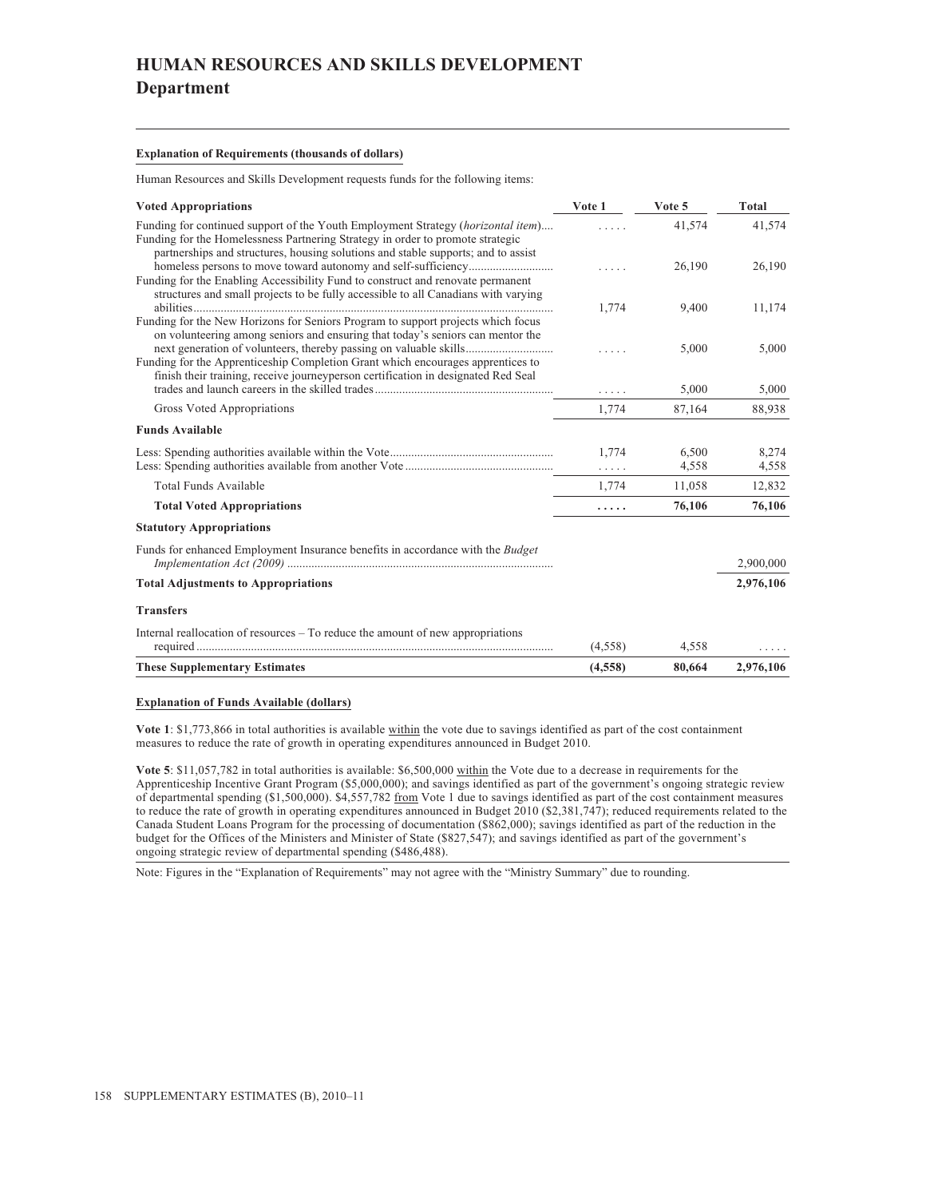# HUMAN RESOURCES AND SKILLS DEVELOPMENT
## Department

**Explanation of Requirements (thousands of dollars)**

Human Resources and Skills Development requests funds for the following items:

| Voted Appropriations | Vote 1 | Vote 5 | Total |
|---|---|---|---|
| Funding for continued support of the Youth Employment Strategy (*horizontal item*) | ..... | 41,574 | 41,574 |
| Funding for the Homelessness Partnering Strategy in order to promote strategic partnerships and structures, housing solutions and stable supports; and to assist homeless persons to move toward autonomy and self-sufficiency | ..... | 26,190 | 26,190 |
| Funding for the Enabling Accessibility Fund to construct and renovate permanent structures and small projects to be fully accessible to all Canadians with varying abilities | 1,774 | 9,400 | 11,174 |
| Funding for the New Horizons for Seniors Program to support projects which focus on volunteering among seniors and ensuring that today's seniors can mentor the next generation of volunteers, thereby passing on valuable skills | ..... | 5,000 | 5,000 |
| Funding for the Apprenticeship Completion Grant which encourages apprentices to finish their training, receive journeyperson certification in designated Red Seal trades and launch careers in the skilled trades | ..... | 5,000 | 5,000 |
| Gross Voted Appropriations | 1,774 | 87,164 | 88,938 |
| **Funds Available** | | | |
| Less: Spending authorities available within the Vote | 1,774 | 6,500 | 8,274 |
| Less: Spending authorities available from another Vote | ..... | 4,558 | 4,558 |
| Total Funds Available | 1,774 | 11,058 | 12,832 |
| **Total Voted Appropriations** | **.....** | **76,106** | **76,106** |
| **Statutory Appropriations** | | | |
| Funds for enhanced Employment Insurance benefits in accordance with the *Budget Implementation Act (2009)* | | | 2,900,000 |
| **Total Adjustments to Appropriations** | | | **2,976,106** |
| **Transfers** | | | |
| Internal reallocation of resources – To reduce the amount of new appropriations required | (4,558) | 4,558 | ..... |
| **These Supplementary Estimates** | **(4,558)** | **80,664** | **2,976,106** |

**Explanation of Funds Available (dollars)**

**Vote 1**: $1,773,866 in total authorities is available within the vote due to savings identified as part of the cost containment measures to reduce the rate of growth in operating expenditures announced in Budget 2010.

**Vote 5**: $11,057,782 in total authorities is available: $6,500,000 within the Vote due to a decrease in requirements for the Apprenticeship Incentive Grant Program ($5,000,000); and savings identified as part of the government's ongoing strategic review of departmental spending ($1,500,000). $4,557,782 from Vote 1 due to savings identified as part of the cost containment measures to reduce the rate of growth in operating expenditures announced in Budget 2010 ($2,381,747); reduced requirements related to the Canada Student Loans Program for the processing of documentation ($862,000); savings identified as part of the reduction in the budget for the Offices of the Ministers and Minister of State ($827,547); and savings identified as part of the government's ongoing strategic review of departmental spending ($486,488).

Note: Figures in the "Explanation of Requirements" may not agree with the "Ministry Summary" due to rounding.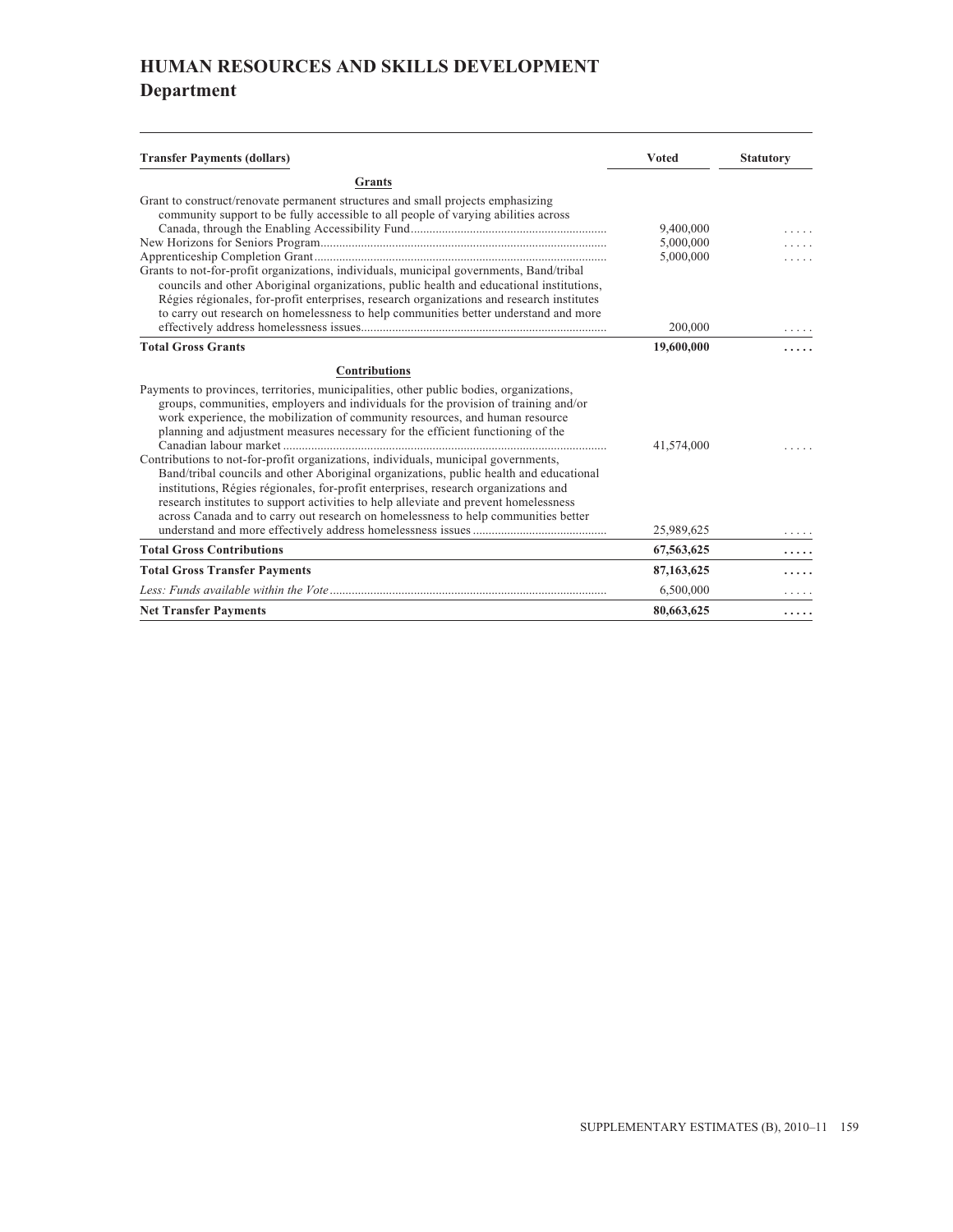# HUMAN RESOURCES AND SKILLS DEVELOPMENT

## Department

| Transfer Payments (dollars) | Voted | Statutory |
|---|---|---|
| **Grants** | | |
| Grant to construct/renovate permanent structures and small projects emphasizing community support to be fully accessible to all people of varying abilities across Canada, through the Enabling Accessibility Fund | 9,400,000 | ..... |
| New Horizons for Seniors Program | 5,000,000 | ..... |
| Apprenticeship Completion Grant | 5,000,000 | ..... |
| Grants to not-for-profit organizations, individuals, municipal governments, Band/tribal councils and other Aboriginal organizations, public health and educational institutions, Régies régionales, for-profit enterprises, research organizations and research institutes to carry out research on homelessness to help communities better understand and more effectively address homelessness issues | 200,000 | ..... |
| **Total Gross Grants** | **19,600,000** | **.....** |
| **Contributions** | | |
| Payments to provinces, territories, municipalities, other public bodies, organizations, groups, communities, employers and individuals for the provision of training and/or work experience, the mobilization of community resources, and human resource planning and adjustment measures necessary for the efficient functioning of the Canadian labour market | 41,574,000 | ..... |
| Contributions to not-for-profit organizations, individuals, municipal governments, Band/tribal councils and other Aboriginal organizations, public health and educational institutions, Régies régionales, for-profit enterprises, research organizations and research institutes to support activities to help alleviate and prevent homelessness across Canada and to carry out research on homelessness to help communities better understand and more effectively address homelessness issues | 25,989,625 | ..... |
| **Total Gross Contributions** | **67,563,625** | **.....** |
| **Total Gross Transfer Payments** | **87,163,625** | **.....** |
| *Less: Funds available within the Vote* | 6,500,000 | ..... |
| **Net Transfer Payments** | **80,663,625** | **.....** |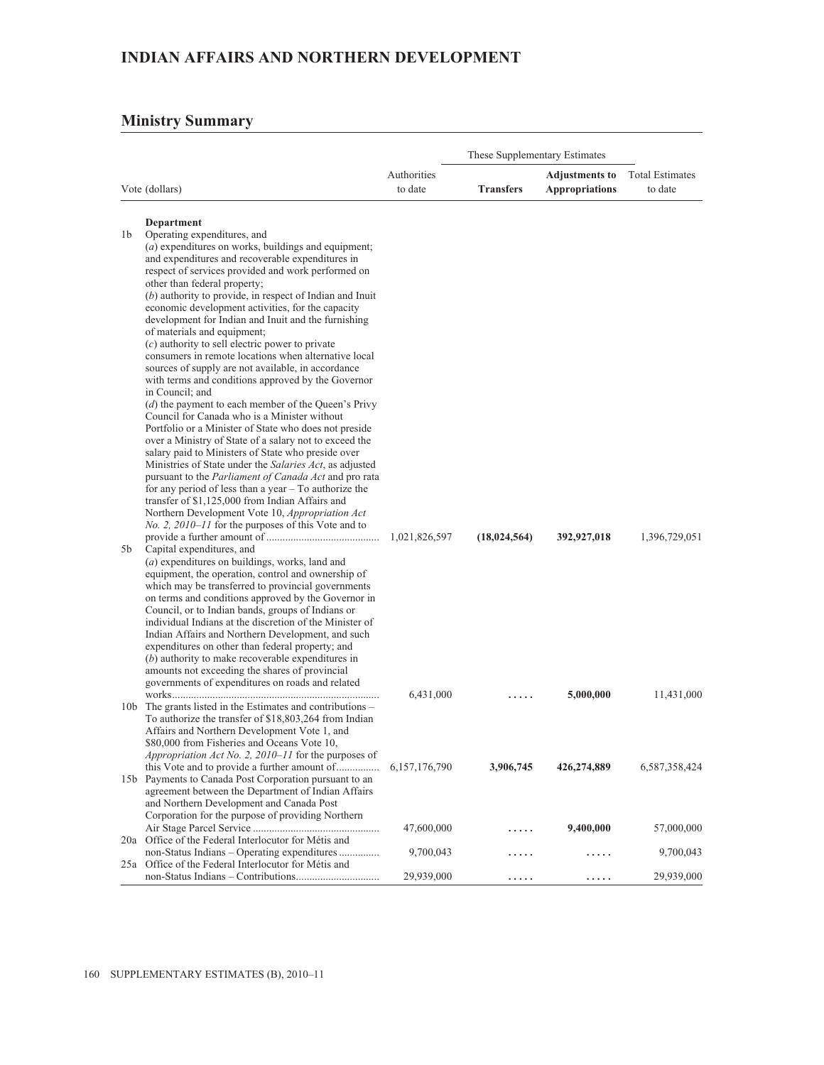# INDIAN AFFAIRS AND NORTHERN DEVELOPMENT

## Ministry Summary

| Vote (dollars) | Authorities to date | These Supplementary Estimates | | Total Estimates to date |
|---|---|---|---|---|
| | | **Transfers** | **Adjustments to Appropriations** | |
| **Department** | | | | |
| 1b Operating expenditures, and (*a*) expenditures on works, buildings and equipment; and expenditures and recoverable expenditures in respect of services provided and work performed on other than federal property; (*b*) authority to provide, in respect of Indian and Inuit economic development activities, for the capacity development for Indian and Inuit and the furnishing of materials and equipment; (*c*) authority to sell electric power to private consumers in remote locations when alternative local sources of supply are not available, in accordance with terms and conditions approved by the Governor in Council; and (*d*) the payment to each member of the Queen's Privy Council for Canada who is a Minister without Portfolio or a Minister of State who does not preside over a Ministry of State of a salary not to exceed the salary paid to Ministers of State who preside over Ministries of State under the *Salaries Act*, as adjusted pursuant to the *Parliament of Canada Act* and pro rata for any period of less than a year – To authorize the transfer of $1,125,000 from Indian Affairs and Northern Development Vote 10, *Appropriation Act No. 2, 2010–11* for the purposes of this Vote and to provide a further amount of | 1,021,826,597 | **(18,024,564)** | **392,927,018** | 1,396,729,051 |
| 5b Capital expenditures, and (*a*) expenditures on buildings, works, land and equipment, the operation, control and ownership of which may be transferred to provincial governments on terms and conditions approved by the Governor in Council, or to Indian bands, groups of Indians or individual Indians at the discretion of the Minister of Indian Affairs and Northern Development, and such expenditures on other than federal property; and (*b*) authority to make recoverable expenditures in amounts not exceeding the shares of provincial governments of expenditures on roads and related works | 6,431,000 | ..... | **5,000,000** | 11,431,000 |
| 10b The grants listed in the Estimates and contributions – To authorize the transfer of $18,803,264 from Indian Affairs and Northern Development Vote 1, and $80,000 from Fisheries and Oceans Vote 10, *Appropriation Act No. 2, 2010–11* for the purposes of this Vote and to provide a further amount of | 6,157,176,790 | **3,906,745** | **426,274,889** | 6,587,358,424 |
| 15b Payments to Canada Post Corporation pursuant to an agreement between the Department of Indian Affairs and Northern Development and Canada Post Corporation for the purpose of providing Northern Air Stage Parcel Service | 47,600,000 | ..... | **9,400,000** | 57,000,000 |
| 20a Office of the Federal Interlocutor for Métis and non-Status Indians – Operating expenditures | 9,700,043 | ..... | ..... | 9,700,043 |
| 25a Office of the Federal Interlocutor for Métis and non-Status Indians – Contributions | 29,939,000 | ..... | ..... | 29,939,000 |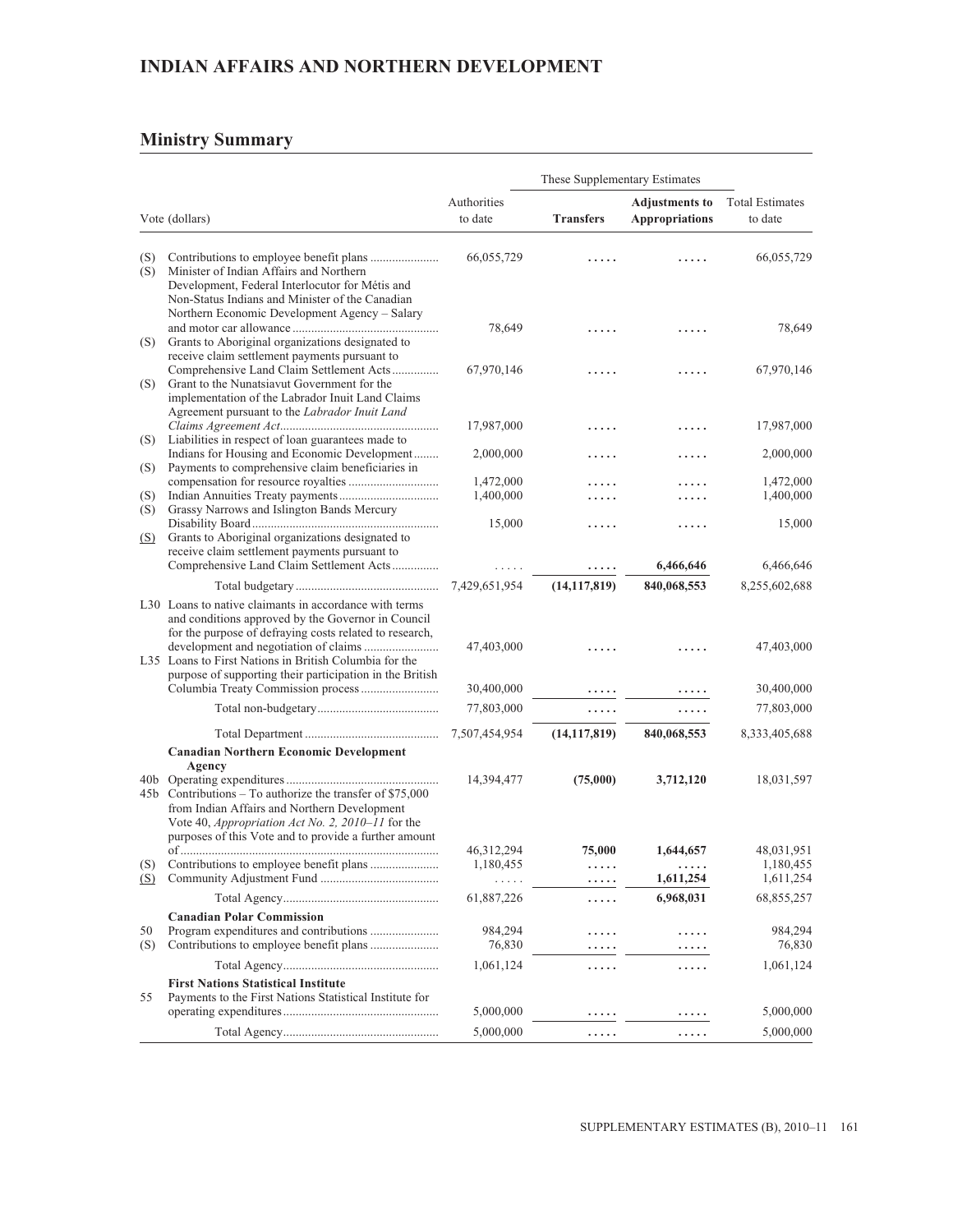## INDIAN AFFAIRS AND NORTHERN DEVELOPMENT

### Ministry Summary

| Vote (dollars) | | Authorities to date | These Supplementary Estimates | | Total Estimates to date |
|---|---|---|---|---|---|
| | | | **Transfers** | **Adjustments to Appropriations** | |
| (S) | Contributions to employee benefit plans | 66,055,729 | ..... | ..... | 66,055,729 |
| (S) | Minister of Indian Affairs and Northern Development, Federal Interlocutor for Métis and Non-Status Indians and Minister of the Canadian Northern Economic Development Agency – Salary and motor car allowance | 78,649 | ..... | ..... | 78,649 |
| (S) | Grants to Aboriginal organizations designated to receive claim settlement payments pursuant to Comprehensive Land Claim Settlement Acts | 67,970,146 | ..... | ..... | 67,970,146 |
| (S) | Grant to the Nunatsiavut Government for the implementation of the Labrador Inuit Land Claims Agreement pursuant to the *Labrador Inuit Land Claims Agreement Act* | 17,987,000 | ..... | ..... | 17,987,000 |
| (S) | Liabilities in respect of loan guarantees made to Indians for Housing and Economic Development | 2,000,000 | ..... | ..... | 2,000,000 |
| (S) | Payments to comprehensive claim beneficiaries in compensation for resource royalties | 1,472,000 | ..... | ..... | 1,472,000 |
| (S) | Indian Annuities Treaty payments | 1,400,000 | ..... | ..... | 1,400,000 |
| (S) | Grassy Narrows and Islington Bands Mercury Disability Board | 15,000 | ..... | ..... | 15,000 |
| (S) | Grants to Aboriginal organizations designated to receive claim settlement payments pursuant to Comprehensive Land Claim Settlement Acts | ..... | ..... | **6,466,646** | 6,466,646 |
| | Total budgetary | 7,429,651,954 | **(14,117,819)** | **840,068,553** | 8,255,602,688 |
| L30 | Loans to native claimants in accordance with terms and conditions approved by the Governor in Council for the purpose of defraying costs related to research, development and negotiation of claims | 47,403,000 | ..... | ..... | 47,403,000 |
| L35 | Loans to First Nations in British Columbia for the purpose of supporting their participation in the British Columbia Treaty Commission process | 30,400,000 | ..... | ..... | 30,400,000 |
| | Total non-budgetary | 77,803,000 | ..... | ..... | 77,803,000 |
| | Total Department | 7,507,454,954 | **(14,117,819)** | **840,068,553** | 8,333,405,688 |
| | **Canadian Northern Economic Development Agency** | | | | |
| 40b | Operating expenditures | 14,394,477 | **(75,000)** | **3,712,120** | 18,031,597 |
| 45b | Contributions – To authorize the transfer of $75,000 from Indian Affairs and Northern Development Vote 40, *Appropriation Act No. 2, 2010–11* for the purposes of this Vote and to provide a further amount of | 46,312,294 | **75,000** | **1,644,657** | 48,031,951 |
| (S) | Contributions to employee benefit plans | 1,180,455 | ..... | ..... | 1,180,455 |
| (S) | Community Adjustment Fund | ..... | ..... | **1,611,254** | 1,611,254 |
| | Total Agency | 61,887,226 | ..... | **6,968,031** | 68,855,257 |
| | **Canadian Polar Commission** | | | | |
| 50 | Program expenditures and contributions | 984,294 | ..... | ..... | 984,294 |
| (S) | Contributions to employee benefit plans | 76,830 | ..... | ..... | 76,830 |
| | Total Agency | 1,061,124 | ..... | ..... | 1,061,124 |
| | **First Nations Statistical Institute** | | | | |
| 55 | Payments to the First Nations Statistical Institute for operating expenditures | 5,000,000 | ..... | ..... | 5,000,000 |
| | Total Agency | 5,000,000 | ..... | ..... | 5,000,000 |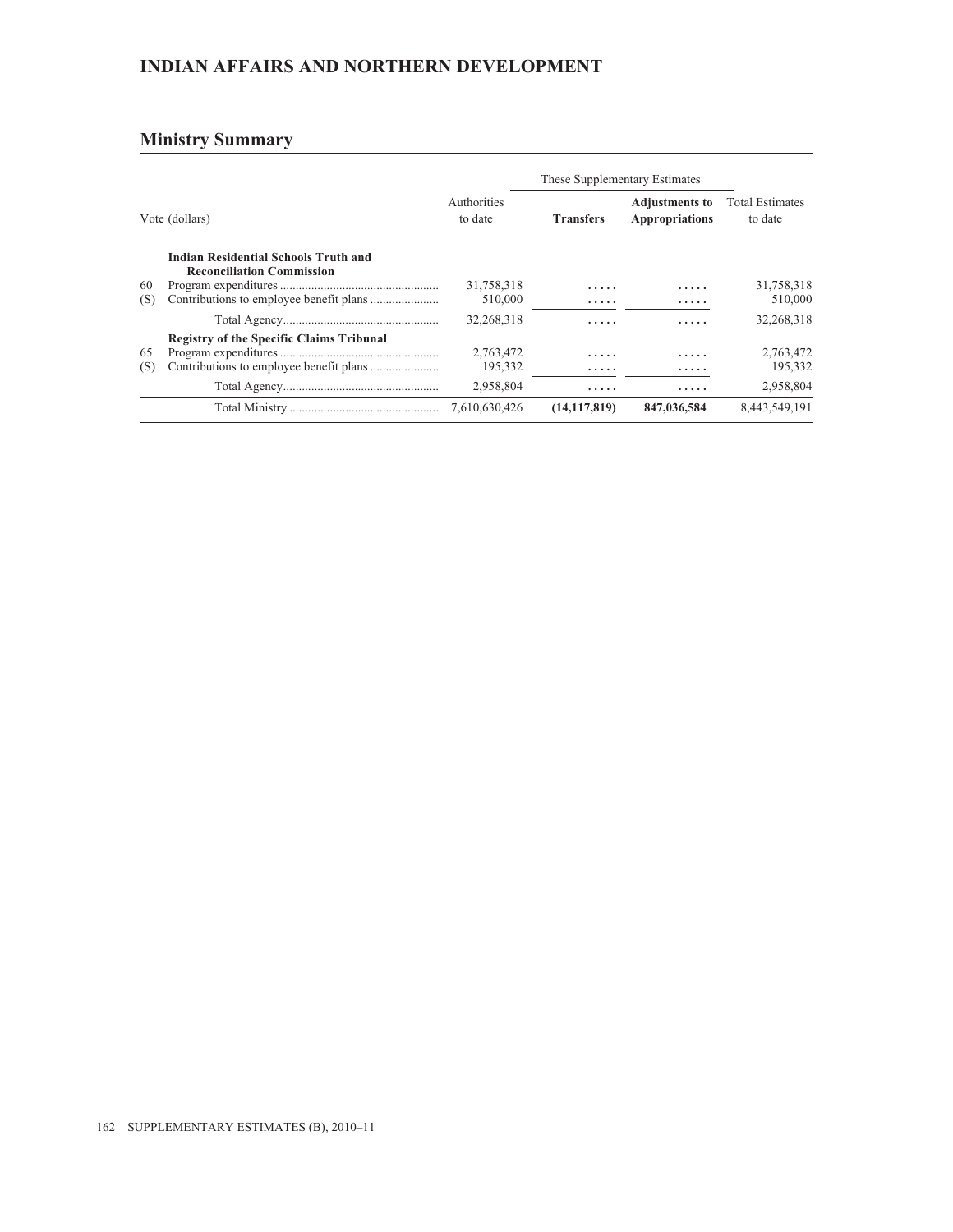## INDIAN AFFAIRS AND NORTHERN DEVELOPMENT

### Ministry Summary

| Vote (dollars) | | Authorities to date | These Supplementary Estimates | | Total Estimates to date |
|---|---|---|---|---|---|
| | | | **Transfers** | **Adjustments to Appropriations** | |
| | **Indian Residential Schools Truth and Reconciliation Commission** | | | | |
| 60 | Program expenditures | 31,758,318 | ..... | ..... | 31,758,318 |
| (S) | Contributions to employee benefit plans | 510,000 | ..... | ..... | 510,000 |
| | Total Agency | 32,268,318 | ..... | ..... | 32,268,318 |
| | **Registry of the Specific Claims Tribunal** | | | | |
| 65 | Program expenditures | 2,763,472 | ..... | ..... | 2,763,472 |
| (S) | Contributions to employee benefit plans | 195,332 | ..... | ..... | 195,332 |
| | Total Agency | 2,958,804 | ..... | ..... | 2,958,804 |
| | Total Ministry | 7,610,630,426 | **(14,117,819)** | **847,036,584** | 8,443,549,191 |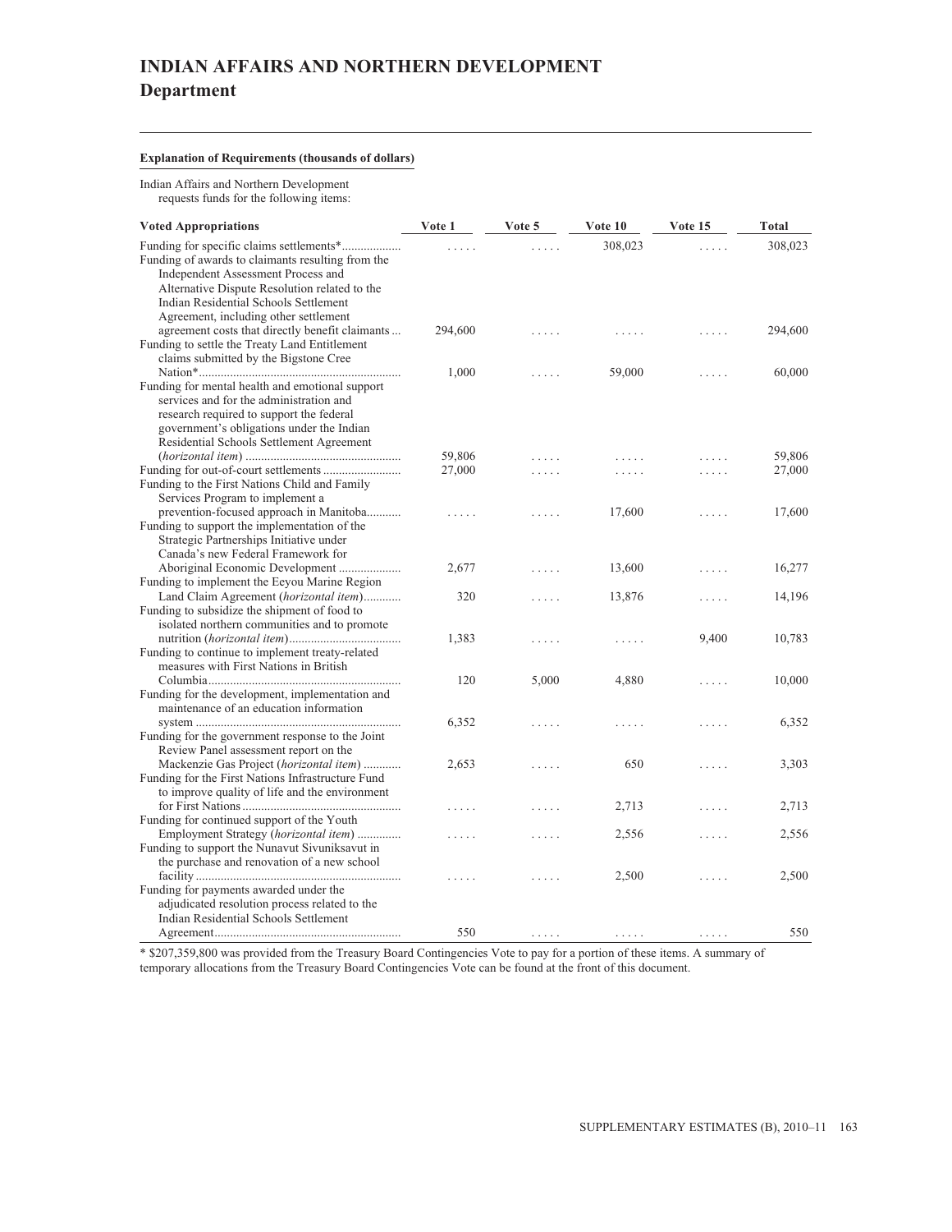# INDIAN AFFAIRS AND NORTHERN DEVELOPMENT
## Department

**Explanation of Requirements (thousands of dollars)**

Indian Affairs and Northern Development requests funds for the following items:

| Voted Appropriations | Vote 1 | Vote 5 | Vote 10 | Vote 15 | Total |
|---|---|---|---|---|---|
| Funding for specific claims settlements* | ..... | ..... | 308,023 | ..... | 308,023 |
| Funding of awards to claimants resulting from the Independent Assessment Process and Alternative Dispute Resolution related to the Indian Residential Schools Settlement Agreement, including other settlement agreement costs that directly benefit claimants | 294,600 | ..... | ..... | ..... | 294,600 |
| Funding to settle the Treaty Land Entitlement claims submitted by the Bigstone Cree Nation* | 1,000 | ..... | 59,000 | ..... | 60,000 |
| Funding for mental health and emotional support services and for the administration and research required to support the federal government's obligations under the Indian Residential Schools Settlement Agreement (*horizontal item*) | 59,806 | ..... | ..... | ..... | 59,806 |
| Funding for out-of-court settlements | 27,000 | ..... | ..... | ..... | 27,000 |
| Funding to the First Nations Child and Family Services Program to implement a prevention-focused approach in Manitoba | ..... | ..... | 17,600 | ..... | 17,600 |
| Funding to support the implementation of the Strategic Partnerships Initiative under Canada's new Federal Framework for Aboriginal Economic Development | 2,677 | ..... | 13,600 | ..... | 16,277 |
| Funding to implement the Eeyou Marine Region Land Claim Agreement (*horizontal item*) | 320 | ..... | 13,876 | ..... | 14,196 |
| Funding to subsidize the shipment of food to isolated northern communities and to promote nutrition (*horizontal item*) | 1,383 | ..... | ..... | 9,400 | 10,783 |
| Funding to continue to implement treaty-related measures with First Nations in British Columbia | 120 | 5,000 | 4,880 | ..... | 10,000 |
| Funding for the development, implementation and maintenance of an education information system | 6,352 | ..... | ..... | ..... | 6,352 |
| Funding for the government response to the Joint Review Panel assessment report on the Mackenzie Gas Project (*horizontal item*) | 2,653 | ..... | 650 | ..... | 3,303 |
| Funding for the First Nations Infrastructure Fund to improve quality of life and the environment for First Nations | ..... | ..... | 2,713 | ..... | 2,713 |
| Funding for continued support of the Youth Employment Strategy (*horizontal item*) | ..... | ..... | 2,556 | ..... | 2,556 |
| Funding to support the Nunavut Sivuniksavut in the purchase and renovation of a new school facility | ..... | ..... | 2,500 | ..... | 2,500 |
| Funding for payments awarded under the adjudicated resolution process related to the Indian Residential Schools Settlement Agreement | 550 | ..... | ..... | ..... | 550 |

* $207,359,800 was provided from the Treasury Board Contingencies Vote to pay for a portion of these items. A summary of temporary allocations from the Treasury Board Contingencies Vote can be found at the front of this document.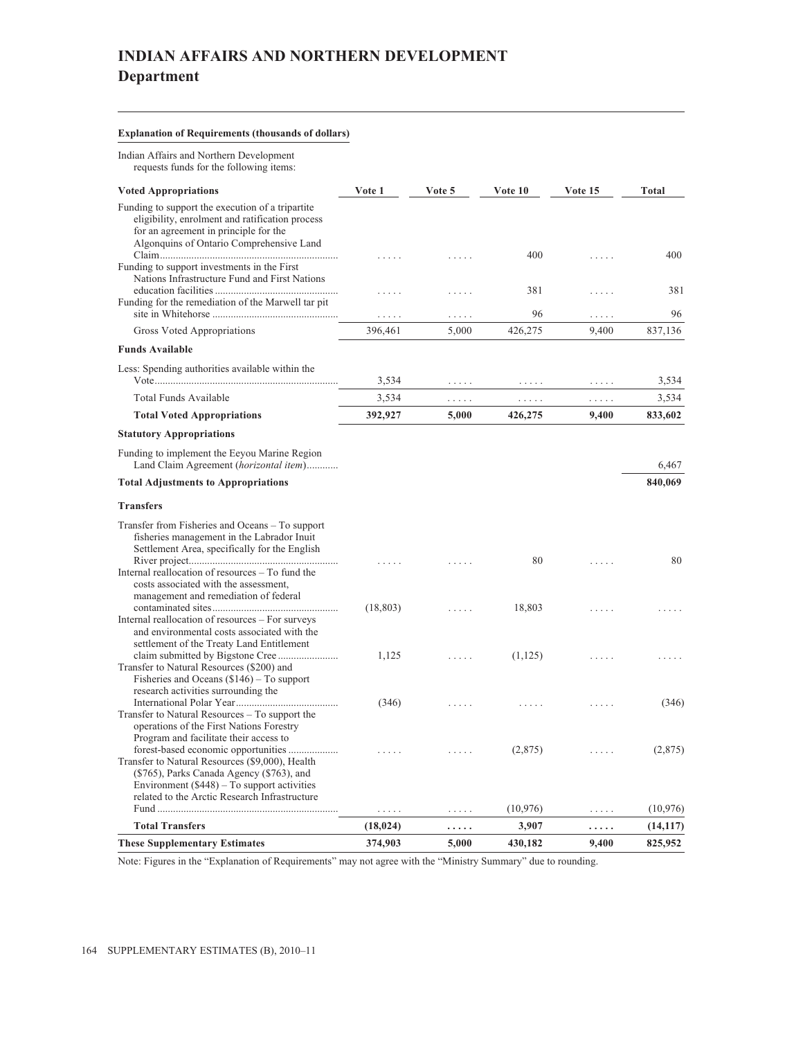# INDIAN AFFAIRS AND NORTHERN DEVELOPMENT

## Department

**Explanation of Requirements (thousands of dollars)**

Indian Affairs and Northern Development requests funds for the following items:

| Voted Appropriations | Vote 1 | Vote 5 | Vote 10 | Vote 15 | Total |
|---|---|---|---|---|---|
| Funding to support the execution of a tripartite eligibility, enrolment and ratification process for an agreement in principle for the Algonquins of Ontario Comprehensive Land Claim | ..... | ..... | 400 | ..... | 400 |
| Funding to support investments in the First Nations Infrastructure Fund and First Nations education facilities | ..... | ..... | 381 | ..... | 381 |
| Funding for the remediation of the Marwell tar pit site in Whitehorse | ..... | ..... | 96 | ..... | 96 |
| Gross Voted Appropriations | 396,461 | 5,000 | 426,275 | 9,400 | 837,136 |
| **Funds Available** | | | | | |
| Less: Spending authorities available within the Vote | 3,534 | ..... | ..... | ..... | 3,534 |
| Total Funds Available | 3,534 | ..... | ..... | ..... | 3,534 |
| **Total Voted Appropriations** | **392,927** | **5,000** | **426,275** | **9,400** | **833,602** |
| **Statutory Appropriations** | | | | | |
| Funding to implement the Eeyou Marine Region Land Claim Agreement (*horizontal item*) | | | | | 6,467 |
| **Total Adjustments to Appropriations** | | | | | **840,069** |
| **Transfers** | | | | | |
| Transfer from Fisheries and Oceans – To support fisheries management in the Labrador Inuit Settlement Area, specifically for the English River project | ..... | ..... | 80 | ..... | 80 |
| Internal reallocation of resources – To fund the costs associated with the assessment, management and remediation of federal contaminated sites | (18,803) | ..... | 18,803 | ..... | ..... |
| Internal reallocation of resources – For surveys and environmental costs associated with the settlement of the Treaty Land Entitlement claim submitted by Bigstone Cree | 1,125 | ..... | (1,125) | ..... | ..... |
| Transfer to Natural Resources ($200) and Fisheries and Oceans ($146) – To support research activities surrounding the International Polar Year | (346) | ..... | ..... | ..... | (346) |
| Transfer to Natural Resources – To support the operations of the First Nations Forestry Program and facilitate their access to forest-based economic opportunities | ..... | ..... | (2,875) | ..... | (2,875) |
| Transfer to Natural Resources ($9,000), Health ($765), Parks Canada Agency ($763), and Environment ($448) – To support activities related to the Arctic Research Infrastructure Fund | ..... | ..... | (10,976) | ..... | (10,976) |
| **Total Transfers** | **(18,024)** | **.....** | **3,907** | **.....** | **(14,117)** |
| **These Supplementary Estimates** | **374,903** | **5,000** | **430,182** | **9,400** | **825,952** |

Note: Figures in the "Explanation of Requirements" may not agree with the "Ministry Summary" due to rounding.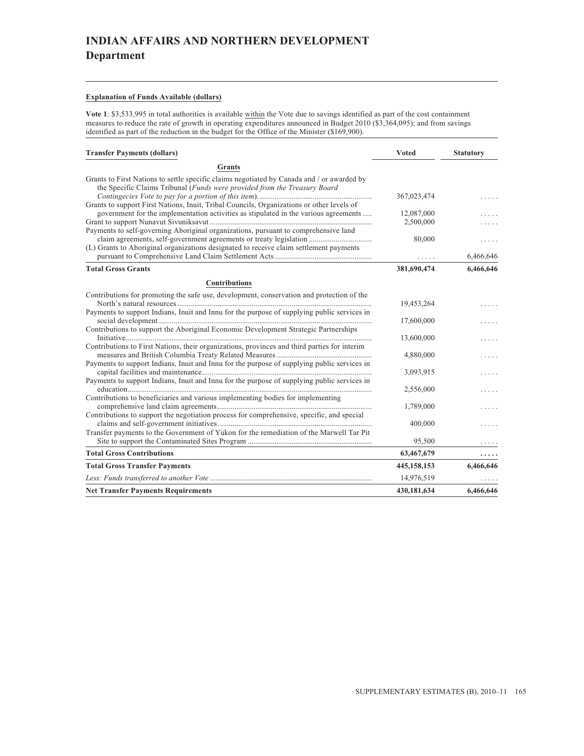# INDIAN AFFAIRS AND NORTHERN DEVELOPMENT
## Department

**Explanation of Funds Available (dollars)**

**Vote 1**: $3,533,995 in total authorities is available within the Vote due to savings identified as part of the cost containment measures to reduce the rate of growth in operating expenditures announced in Budget 2010 ($3,364,095); and from savings identified as part of the reduction in the budget for the Office of the Minister ($169,900).

| **Transfer Payments (dollars)** | **Voted** | **Statutory** |
|---|---|---|
| **Grants** | | |
| Grants to First Nations to settle specific claims negotiated by Canada and / or awarded by the Specific Claims Tribunal (*Funds were provided from the Treasury Board Contingecies Vote to pay for a portion of this item*) | 367,023,474 | ..... |
| Grants to support First Nations, Inuit, Tribal Councils, Organizations or other levels of government for the implementation activities as stipulated in the various agreements | 12,087,000 | ..... |
| Grant to support Nunavut Sivuniksavut | 2,500,000 | ..... |
| Payments to self-governing Aboriginal organizations, pursuant to comprehensive land claim agreements, self-government agreements or treaty legislation | 80,000 | ..... |
| (L) Grants to Aboriginal organizations designated to receive claim settlement payments pursuant to Comprehensive Land Claim Settlement Acts | ..... | 6,466,646 |
| **Total Gross Grants** | **381,690,474** | **6,466,646** |
| **Contributions** | | |
| Contributions for promoting the safe use, development, conservation and protection of the North's natural resources | 19,453,264 | ..... |
| Payments to support Indians, Inuit and Innu for the purpose of supplying public services in social development | 17,600,000 | ..... |
| Contributions to support the Aboriginal Economic Development Strategic Partnerships Initiative | 13,600,000 | ..... |
| Contributions to First Nations, their organizations, provinces and third parties for interim measures and British Columbia Treaty Related Measures | 4,880,000 | ..... |
| Payments to support Indians, Inuit and Innu for the purpose of supplying public services in capital facilities and maintenance | 3,093,915 | ..... |
| Payments to support Indians, Inuit and Innu for the purpose of supplying public services in education | 2,556,000 | ..... |
| Contributions to beneficiaries and various implementing bodies for implementing comprehensive land claim agreements | 1,789,000 | ..... |
| Contributions to support the negotiation process for comprehensive, specific, and special claims and self-government initiatives | 400,000 | ..... |
| Transfer payments to the Government of Yukon for the remediation of the Marwell Tar Pit Site to support the Contaminated Sites Program | 95,500 | ..... |
| **Total Gross Contributions** | **63,467,679** | **.....** |
| **Total Gross Transfer Payments** | **445,158,153** | **6,466,646** |
| *Less: Funds transferred to another Vote* | 14,976,519 | ..... |
| **Net Transfer Payments Requirements** | **430,181,634** | **6,466,646** |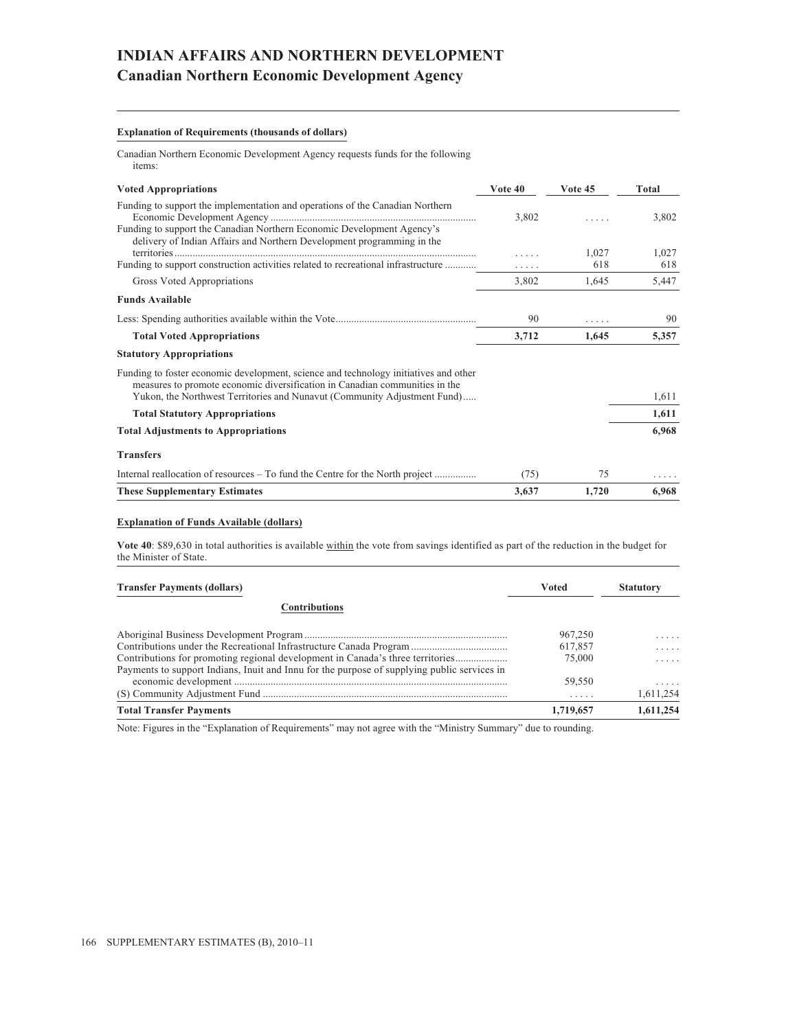# INDIAN AFFAIRS AND NORTHERN DEVELOPMENT
## Canadian Northern Economic Development Agency

**Explanation of Requirements (thousands of dollars)**

Canadian Northern Economic Development Agency requests funds for the following items:

| Voted Appropriations | Vote 40 | Vote 45 | Total |
|---|---|---|---|
| Funding to support the implementation and operations of the Canadian Northern Economic Development Agency | 3,802 | ..... | 3,802 |
| Funding to support the Canadian Northern Economic Development Agency's delivery of Indian Affairs and Northern Development programming in the territories | ..... | 1,027 | 1,027 |
| Funding to support construction activities related to recreational infrastructure | ..... | 618 | 618 |
| Gross Voted Appropriations | 3,802 | 1,645 | 5,447 |
| **Funds Available** | | | |
| Less: Spending authorities available within the Vote | 90 | ..... | 90 |
| **Total Voted Appropriations** | **3,712** | **1,645** | **5,357** |
| **Statutory Appropriations** | | | |
| Funding to foster economic development, science and technology initiatives and other measures to promote economic diversification in Canadian communities in the Yukon, the Northwest Territories and Nunavut (Community Adjustment Fund) | | | 1,611 |
| **Total Statutory Appropriations** | | | **1,611** |
| **Total Adjustments to Appropriations** | | | **6,968** |
| **Transfers** | | | |
| Internal reallocation of resources – To fund the Centre for the North project | (75) | 75 | ..... |
| **These Supplementary Estimates** | **3,637** | **1,720** | **6,968** |

**Explanation of Funds Available (dollars)**

**Vote 40**: $89,630 in total authorities is available within the vote from savings identified as part of the reduction in the budget for the Minister of State.

| Transfer Payments (dollars) | Voted | Statutory |
|---|---|---|
| **Contributions** | | |
| Aboriginal Business Development Program | 967,250 | ..... |
| Contributions under the Recreational Infrastructure Canada Program | 617,857 | ..... |
| Contributions for promoting regional development in Canada's three territories | 75,000 | ..... |
| Payments to support Indians, Inuit and Innu for the purpose of supplying public services in economic development | 59,550 | ..... |
| (S) Community Adjustment Fund | ..... | 1,611,254 |
| **Total Transfer Payments** | **1,719,657** | **1,611,254** |

Note: Figures in the "Explanation of Requirements" may not agree with the "Ministry Summary" due to rounding.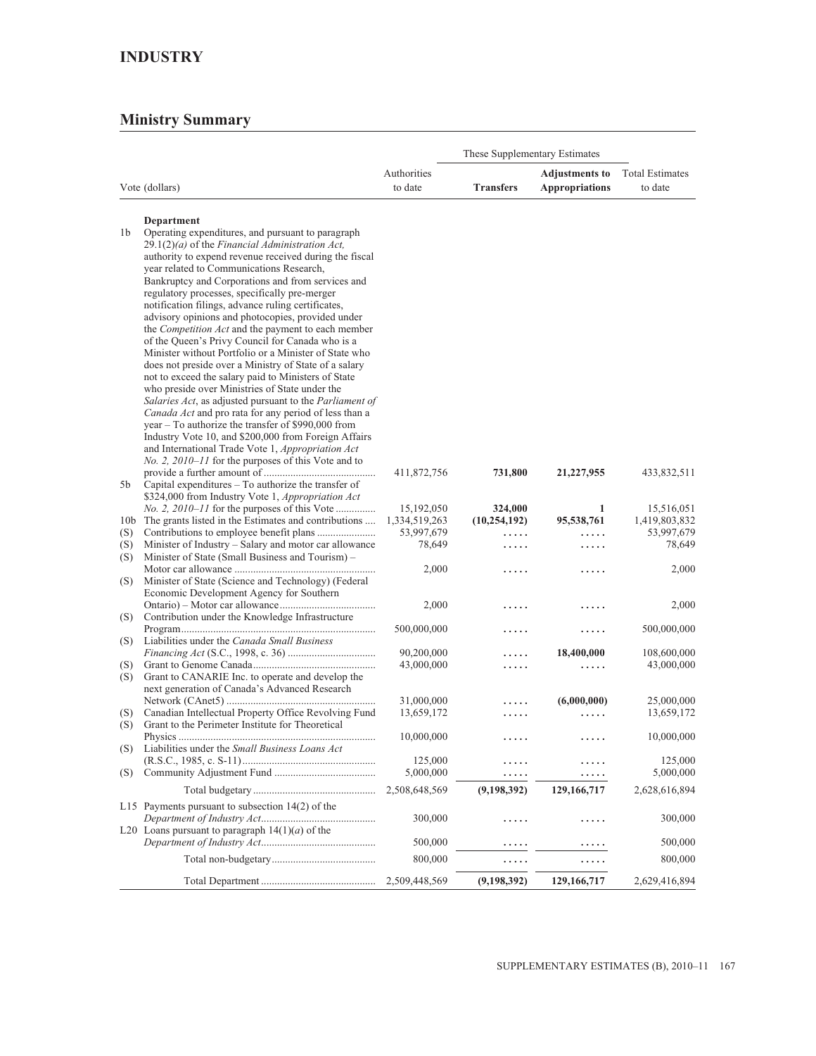## INDUSTRY

### Ministry Summary

| Vote (dollars) | | Authorities to date | These Supplementary Estimates | | Total Estimates to date |
|---|---|---|---|---|---|
| | | | **Transfers** | **Adjustments to Appropriations** | |
| | **Department** | | | | |
| 1b | Operating expenditures, and pursuant to paragraph 29.1(2)*(a)* of the *Financial Administration Act,* authority to expend revenue received during the fiscal year related to Communications Research, Bankruptcy and Corporations and from services and regulatory processes, specifically pre-merger notification filings, advance ruling certificates, advisory opinions and photocopies, provided under the *Competition Act* and the payment to each member of the Queen's Privy Council for Canada who is a Minister without Portfolio or a Minister of State who does not preside over a Ministry of State of a salary not to exceed the salary paid to Ministers of State who preside over Ministries of State under the *Salaries Act*, as adjusted pursuant to the *Parliament of Canada Act* and pro rata for any period of less than a year – To authorize the transfer of $990,000 from Industry Vote 10, and $200,000 from Foreign Affairs and International Trade Vote 1, *Appropriation Act No. 2, 2010–11* for the purposes of this Vote and to provide a further amount of | 411,872,756 | **731,800** | **21,227,955** | 433,832,511 |
| 5b | Capital expenditures – To authorize the transfer of $324,000 from Industry Vote 1, *Appropriation Act No. 2, 2010–11* for the purposes of this Vote | 15,192,050 | **324,000** | **1** | 15,516,051 |
| 10b | The grants listed in the Estimates and contributions | 1,334,519,263 | **(10,254,192)** | **95,538,761** | 1,419,803,832 |
| (S) | Contributions to employee benefit plans | 53,997,679 | ..... | ..... | 53,997,679 |
| (S) | Minister of Industry – Salary and motor car allowance | 78,649 | ..... | ..... | 78,649 |
| (S) | Minister of State (Small Business and Tourism) – Motor car allowance | 2,000 | ..... | ..... | 2,000 |
| (S) | Minister of State (Science and Technology) (Federal Economic Development Agency for Southern Ontario) – Motor car allowance | 2,000 | ..... | ..... | 2,000 |
| (S) | Contribution under the Knowledge Infrastructure Program | 500,000,000 | ..... | ..... | 500,000,000 |
| (S) | Liabilities under the *Canada Small Business Financing Act* (S.C., 1998, c. 36) | 90,200,000 | ..... | **18,400,000** | 108,600,000 |
| (S) | Grant to Genome Canada | 43,000,000 | ..... | ..... | 43,000,000 |
| (S) | Grant to CANARIE Inc. to operate and develop the next generation of Canada's Advanced Research Network (CAnet5) | 31,000,000 | ..... | **(6,000,000)** | 25,000,000 |
| (S) | Canadian Intellectual Property Office Revolving Fund | 13,659,172 | ..... | ..... | 13,659,172 |
| (S) | Grant to the Perimeter Institute for Theoretical Physics | 10,000,000 | ..... | ..... | 10,000,000 |
| (S) | Liabilities under the *Small Business Loans Act* (R.S.C., 1985, c. S-11) | 125,000 | ..... | ..... | 125,000 |
| (S) | Community Adjustment Fund | 5,000,000 | ..... | ..... | 5,000,000 |
| | Total budgetary | 2,508,648,569 | **(9,198,392)** | **129,166,717** | 2,628,616,894 |
| L15 | Payments pursuant to subsection 14(2) of the *Department of Industry Act* | 300,000 | ..... | ..... | 300,000 |
| L20 | Loans pursuant to paragraph 14(1)(*a*) of the *Department of Industry Act* | 500,000 | ..... | ..... | 500,000 |
| | Total non-budgetary | 800,000 | ..... | ..... | 800,000 |
| | Total Department | 2,509,448,569 | **(9,198,392)** | **129,166,717** | 2,629,416,894 |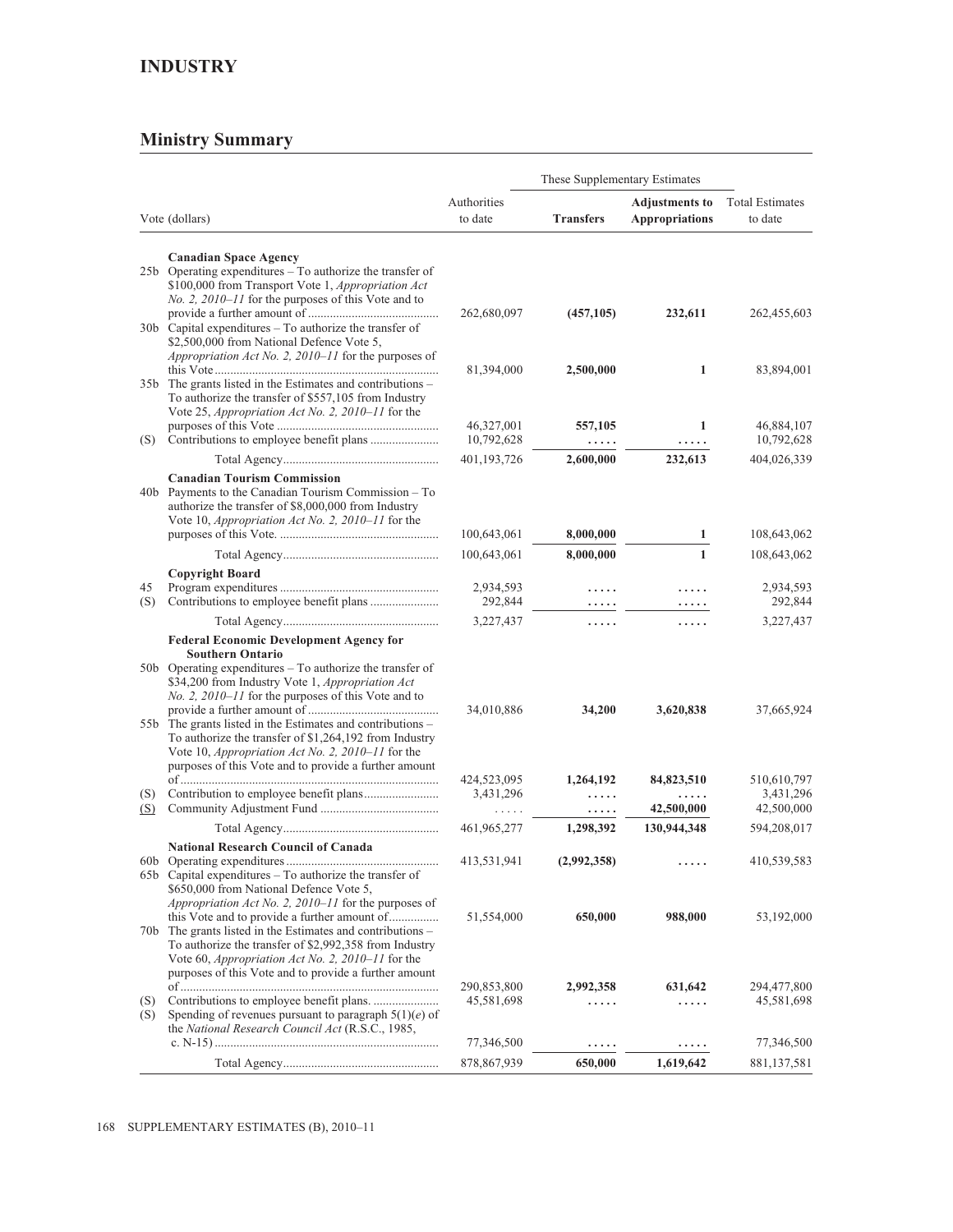# INDUSTRY

## Ministry Summary

| Vote (dollars) | | Authorities to date | These Supplementary Estimates | | Total Estimates to date |
|---|---|---|---|---|---|
| | | | **Transfers** | **Adjustments to Appropriations** | |
| | **Canadian Space Agency** | | | | |
| 25b | Operating expenditures – To authorize the transfer of $100,000 from Transport Vote 1, *Appropriation Act No. 2, 2010–11* for the purposes of this Vote and to provide a further amount of | 262,680,097 | **(457,105)** | **232,611** | 262,455,603 |
| 30b | Capital expenditures – To authorize the transfer of $2,500,000 from National Defence Vote 5, *Appropriation Act No. 2, 2010–11* for the purposes of this Vote | 81,394,000 | **2,500,000** | **1** | 83,894,001 |
| 35b | The grants listed in the Estimates and contributions – To authorize the transfer of $557,105 from Industry Vote 25, *Appropriation Act No. 2, 2010–11* for the purposes of this Vote | 46,327,001 | **557,105** | **1** | 46,884,107 |
| (S) | Contributions to employee benefit plans | 10,792,628 | ..... | ..... | 10,792,628 |
| | Total Agency | 401,193,726 | **2,600,000** | **232,613** | 404,026,339 |
| | **Canadian Tourism Commission** | | | | |
| 40b | Payments to the Canadian Tourism Commission – To authorize the transfer of $8,000,000 from Industry Vote 10, *Appropriation Act No. 2, 2010–11* for the purposes of this Vote. | 100,643,061 | **8,000,000** | **1** | 108,643,062 |
| | Total Agency | 100,643,061 | **8,000,000** | **1** | 108,643,062 |
| | **Copyright Board** | | | | |
| 45 | Program expenditures | 2,934,593 | ..... | ..... | 2,934,593 |
| (S) | Contributions to employee benefit plans | 292,844 | ..... | ..... | 292,844 |
| | Total Agency | 3,227,437 | ..... | ..... | 3,227,437 |
| | **Federal Economic Development Agency for Southern Ontario** | | | | |
| 50b | Operating expenditures – To authorize the transfer of $34,200 from Industry Vote 1, *Appropriation Act No. 2, 2010–11* for the purposes of this Vote and to provide a further amount of | 34,010,886 | **34,200** | **3,620,838** | 37,665,924 |
| 55b | The grants listed in the Estimates and contributions – To authorize the transfer of $1,264,192 from Industry Vote 10, *Appropriation Act No. 2, 2010–11* for the purposes of this Vote and to provide a further amount of | 424,523,095 | **1,264,192** | **84,823,510** | 510,610,797 |
| (S) | Contribution to employee benefit plans | 3,431,296 | ..... | ..... | 3,431,296 |
| (S) | Community Adjustment Fund | ..... | ..... | **42,500,000** | 42,500,000 |
| | Total Agency | 461,965,277 | **1,298,392** | **130,944,348** | 594,208,017 |
| | **National Research Council of Canada** | | | | |
| 60b | Operating expenditures | 413,531,941 | **(2,992,358)** | ..... | 410,539,583 |
| 65b | Capital expenditures – To authorize the transfer of $650,000 from National Defence Vote 5, *Appropriation Act No. 2, 2010–11* for the purposes of this Vote and to provide a further amount of | 51,554,000 | **650,000** | **988,000** | 53,192,000 |
| 70b | The grants listed in the Estimates and contributions – To authorize the transfer of $2,992,358 from Industry Vote 60, *Appropriation Act No. 2, 2010–11* for the purposes of this Vote and to provide a further amount of | 290,853,800 | **2,992,358** | **631,642** | 294,477,800 |
| (S) | Contributions to employee benefit plans. | 45,581,698 | ..... | ..... | 45,581,698 |
| (S) | Spending of revenues pursuant to paragraph 5(1)(*e*) of the *National Research Council Act* (R.S.C., 1985, c. N-15) | 77,346,500 | ..... | ..... | 77,346,500 |
| | Total Agency | 878,867,939 | **650,000** | **1,619,642** | 881,137,581 |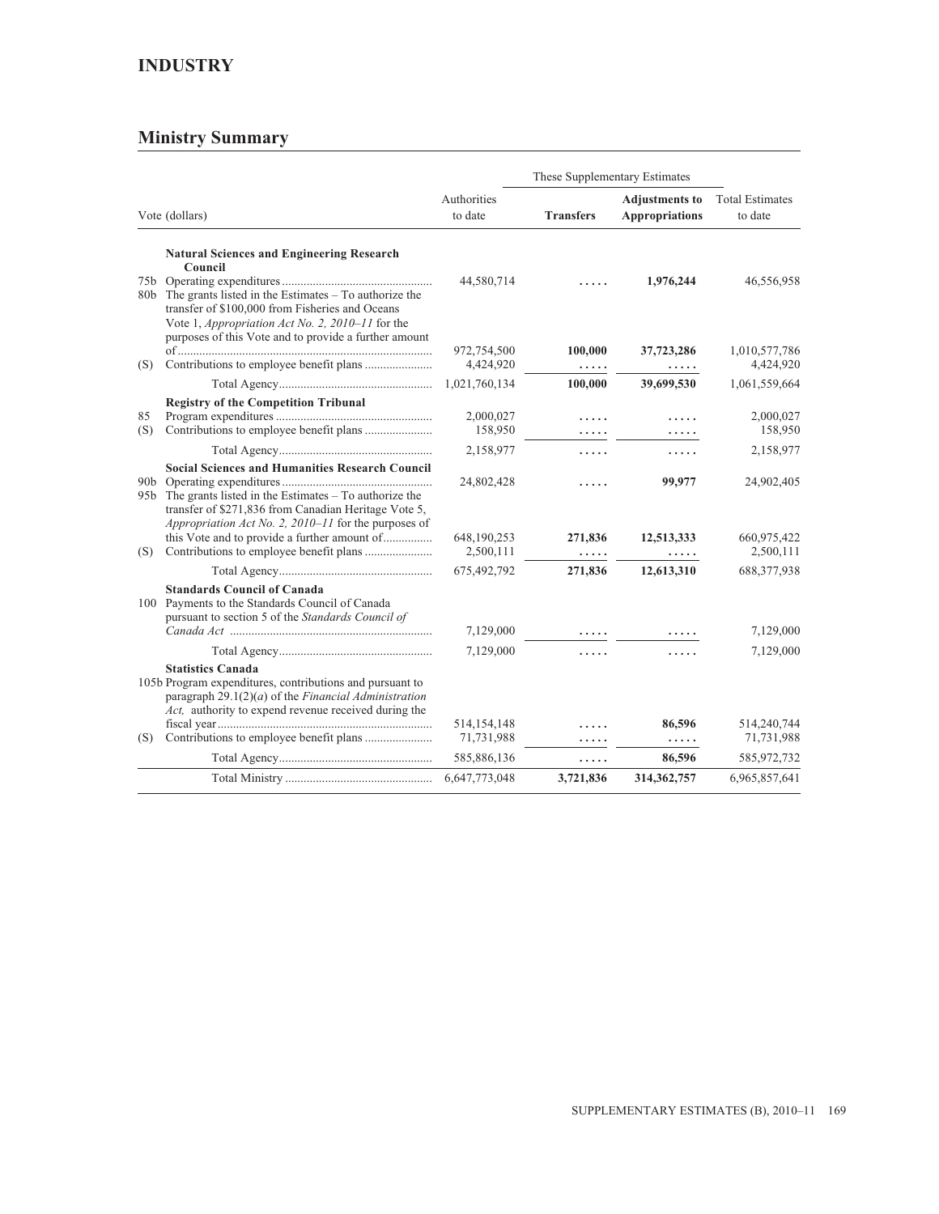## INDUSTRY

### Ministry Summary

| Vote (dollars) | | Authorities to date | These Supplementary Estimates | | Total Estimates to date |
|---|---|---|---|---|---|
| | | | **Transfers** | **Adjustments to Appropriations** | |
| | **Natural Sciences and Engineering Research Council** | | | | |
| 75b | Operating expenditures | 44,580,714 | ..... | **1,976,244** | 46,556,958 |
| 80b | The grants listed in the Estimates – To authorize the transfer of $100,000 from Fisheries and Oceans Vote 1, *Appropriation Act No. 2, 2010–11* for the purposes of this Vote and to provide a further amount of | 972,754,500 | **100,000** | **37,723,286** | 1,010,577,786 |
| (S) | Contributions to employee benefit plans | 4,424,920 | ..... | ..... | 4,424,920 |
| | Total Agency | 1,021,760,134 | **100,000** | **39,699,530** | 1,061,559,664 |
| | **Registry of the Competition Tribunal** | | | | |
| 85 | Program expenditures | 2,000,027 | ..... | ..... | 2,000,027 |
| (S) | Contributions to employee benefit plans | 158,950 | ..... | ..... | 158,950 |
| | Total Agency | 2,158,977 | ..... | ..... | 2,158,977 |
| | **Social Sciences and Humanities Research Council** | | | | |
| 90b | Operating expenditures | 24,802,428 | ..... | **99,977** | 24,902,405 |
| 95b | The grants listed in the Estimates – To authorize the transfer of $271,836 from Canadian Heritage Vote 5, *Appropriation Act No. 2, 2010–11* for the purposes of this Vote and to provide a further amount of | 648,190,253 | **271,836** | **12,513,333** | 660,975,422 |
| (S) | Contributions to employee benefit plans | 2,500,111 | ..... | ..... | 2,500,111 |
| | Total Agency | 675,492,792 | **271,836** | **12,613,310** | 688,377,938 |
| | **Standards Council of Canada** | | | | |
| 100 | Payments to the Standards Council of Canada pursuant to section 5 of the *Standards Council of Canada Act* | 7,129,000 | ..... | ..... | 7,129,000 |
| | Total Agency | 7,129,000 | ..... | ..... | 7,129,000 |
| | **Statistics Canada** | | | | |
| 105b | Program expenditures, contributions and pursuant to paragraph 29.1(2)(*a*) of the *Financial Administration Act,* authority to expend revenue received during the fiscal year | 514,154,148 | ..... | **86,596** | 514,240,744 |
| (S) | Contributions to employee benefit plans | 71,731,988 | ..... | ..... | 71,731,988 |
| | Total Agency | 585,886,136 | ..... | **86,596** | 585,972,732 |
| | Total Ministry | 6,647,773,048 | **3,721,836** | **314,362,757** | 6,965,857,641 |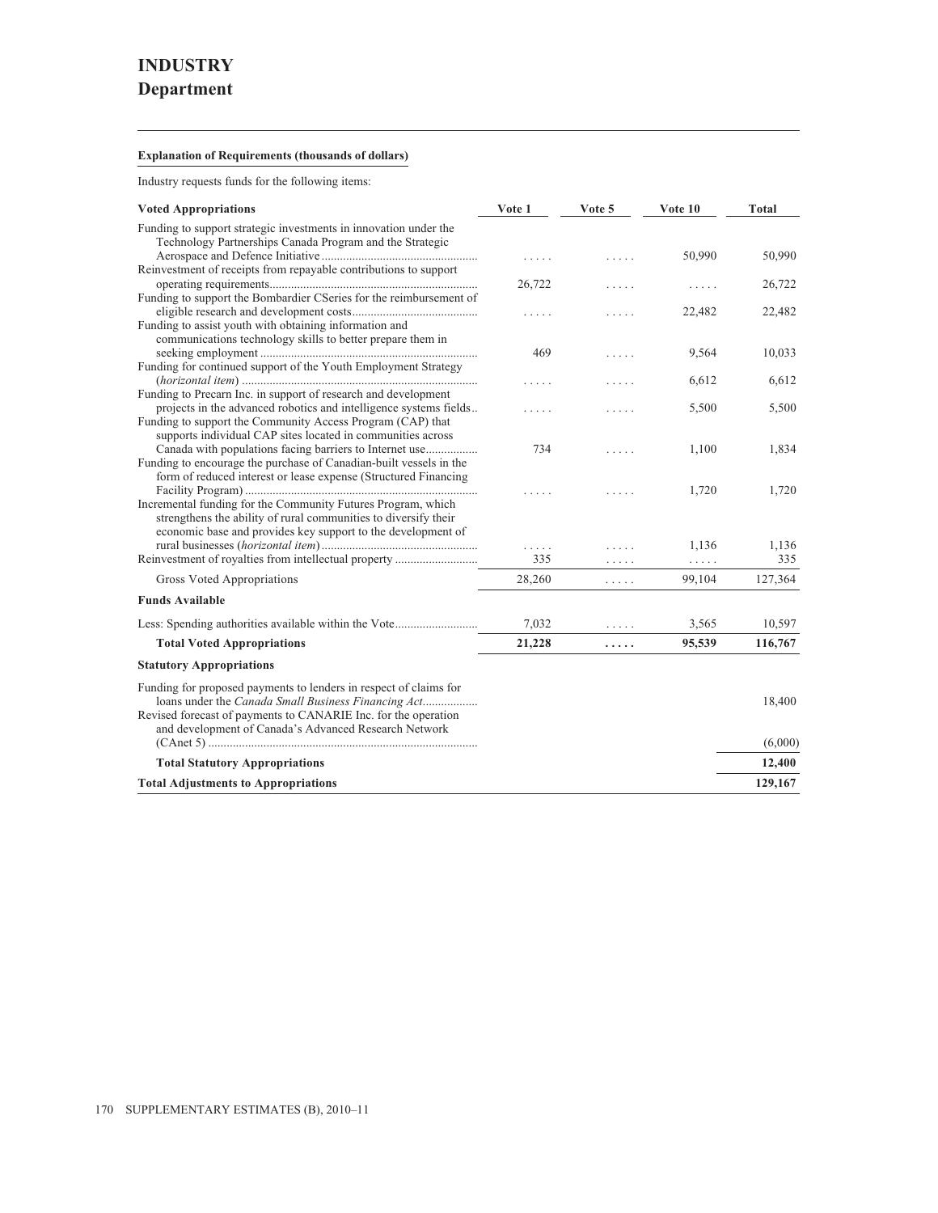# INDUSTRY
## Department

**Explanation of Requirements (thousands of dollars)**

Industry requests funds for the following items:

| Voted Appropriations | Vote 1 | Vote 5 | Vote 10 | Total |
|---|---|---|---|---|
| Funding to support strategic investments in innovation under the Technology Partnerships Canada Program and the Strategic Aerospace and Defence Initiative | ..... | ..... | 50,990 | 50,990 |
| Reinvestment of receipts from repayable contributions to support operating requirements | 26,722 | ..... | ..... | 26,722 |
| Funding to support the Bombardier CSeries for the reimbursement of eligible research and development costs | ..... | ..... | 22,482 | 22,482 |
| Funding to assist youth with obtaining information and communications technology skills to better prepare them in seeking employment | 469 | ..... | 9,564 | 10,033 |
| Funding for continued support of the Youth Employment Strategy (*horizontal item*) | ..... | ..... | 6,612 | 6,612 |
| Funding to Precarn Inc. in support of research and development projects in the advanced robotics and intelligence systems fields | ..... | ..... | 5,500 | 5,500 |
| Funding to support the Community Access Program (CAP) that supports individual CAP sites located in communities across Canada with populations facing barriers to Internet use | 734 | ..... | 1,100 | 1,834 |
| Funding to encourage the purchase of Canadian-built vessels in the form of reduced interest or lease expense (Structured Financing Facility Program) | ..... | ..... | 1,720 | 1,720 |
| Incremental funding for the Community Futures Program, which strengthens the ability of rural communities to diversify their economic base and provides key support to the development of rural businesses (*horizontal item*) | ..... | ..... | 1,136 | 1,136 |
| Reinvestment of royalties from intellectual property | 335 | ..... | ..... | 335 |
| Gross Voted Appropriations | 28,260 | ..... | 99,104 | 127,364 |
| **Funds Available** | | | | |
| Less: Spending authorities available within the Vote | 7,032 | ..... | 3,565 | 10,597 |
| **Total Voted Appropriations** | **21,228** | **.....** | **95,539** | **116,767** |

| Statutory Appropriations | Total |
|---|---|
| Funding for proposed payments to lenders in respect of claims for loans under the *Canada Small Business Financing Act* | 18,400 |
| Revised forecast of payments to CANARIE Inc. for the operation and development of Canada's Advanced Research Network (CAnet 5) | (6,000) |
| **Total Statutory Appropriations** | **12,400** |
| **Total Adjustments to Appropriations** | **129,167** |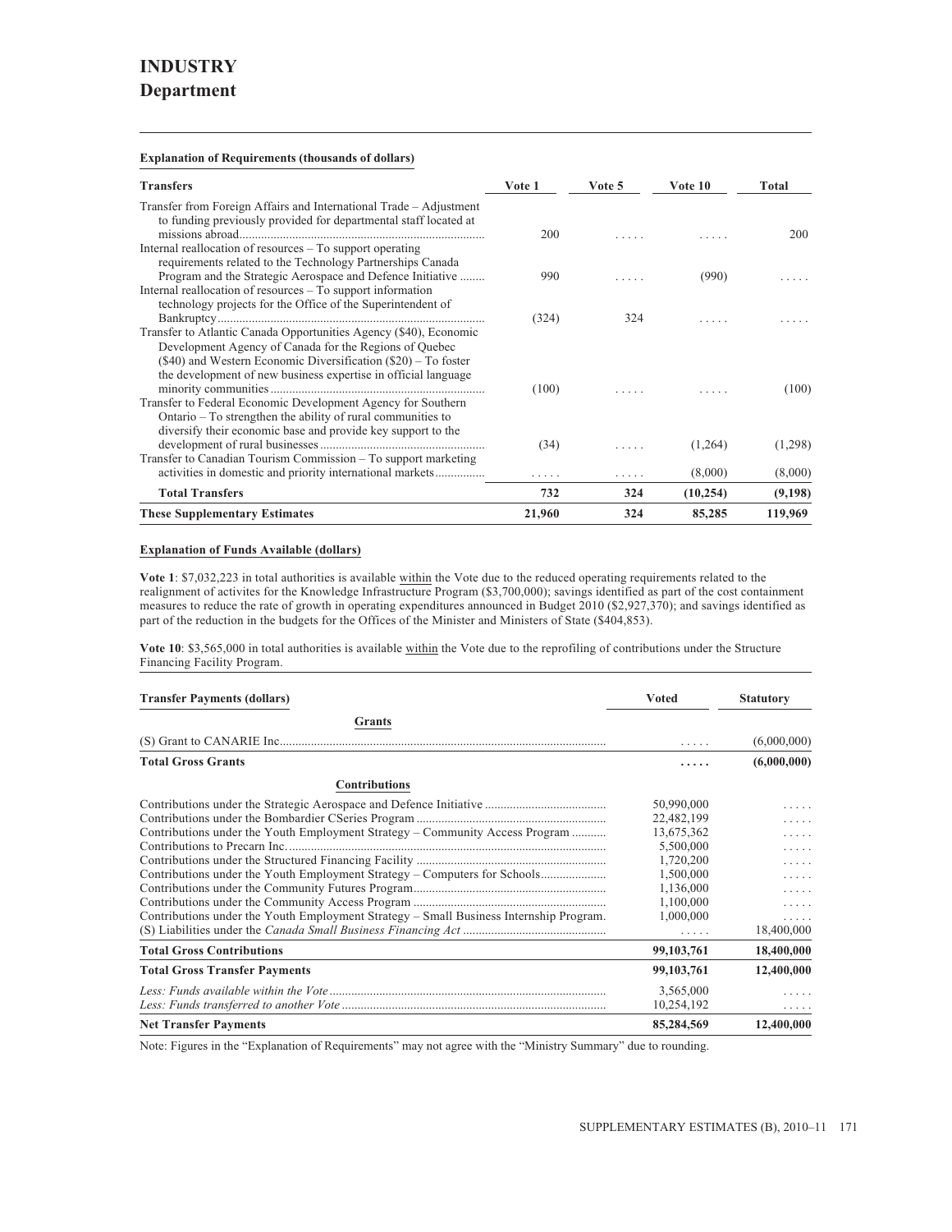# INDUSTRY
## Department

**Explanation of Requirements (thousands of dollars)**

| Transfers | Vote 1 | Vote 5 | Vote 10 | Total |
|---|---|---|---|---|
| Transfer from Foreign Affairs and International Trade – Adjustment to funding previously provided for departmental staff located at missions abroad | 200 | ..... | ..... | 200 |
| Internal reallocation of resources – To support operating requirements related to the Technology Partnerships Canada Program and the Strategic Aerospace and Defence Initiative | 990 | ..... | (990) | ..... |
| Internal reallocation of resources – To support information technology projects for the Office of the Superintendent of Bankruptcy | (324) | 324 | ..... | ..... |
| Transfer to Atlantic Canada Opportunities Agency ($40), Economic Development Agency of Canada for the Regions of Quebec ($40) and Western Economic Diversification ($20) – To foster the development of new business expertise in official language minority communities | (100) | ..... | ..... | (100) |
| Transfer to Federal Economic Development Agency for Southern Ontario – To strengthen the ability of rural communities to diversify their economic base and provide key support to the development of rural businesses | (34) | ..... | (1,264) | (1,298) |
| Transfer to Canadian Tourism Commission – To support marketing activities in domestic and priority international markets | ..... | ..... | (8,000) | (8,000) |
| **Total Transfers** | **732** | **324** | **(10,254)** | **(9,198)** |
| **These Supplementary Estimates** | **21,960** | **324** | **85,285** | **119,969** |

**Explanation of Funds Available (dollars)**

**Vote 1**: $7,032,223 in total authorities is available within the Vote due to the reduced operating requirements related to the realignment of activites for the Knowledge Infrastructure Program ($3,700,000); savings identified as part of the cost containment measures to reduce the rate of growth in operating expenditures announced in Budget 2010 ($2,927,370); and savings identified as part of the reduction in the budgets for the Offices of the Minister and Ministers of State ($404,853).

**Vote 10**: $3,565,000 in total authorities is available within the Vote due to the reprofiling of contributions under the Structure Financing Facility Program.

| Transfer Payments (dollars) | Voted | Statutory |
|---|---|---|
| **Grants** | | |
| (S) Grant to CANARIE Inc. | ..... | (6,000,000) |
| **Total Gross Grants** | ..... | **(6,000,000)** |
| **Contributions** | | |
| Contributions under the Strategic Aerospace and Defence Initiative | 50,990,000 | ..... |
| Contributions under the Bombardier CSeries Program | 22,482,199 | ..... |
| Contributions under the Youth Employment Strategy – Community Access Program | 13,675,362 | ..... |
| Contributions to Precarn Inc. | 5,500,000 | ..... |
| Contributions under the Structured Financing Facility | 1,720,200 | ..... |
| Contributions under the Youth Employment Strategy – Computers for Schools | 1,500,000 | ..... |
| Contributions under the Community Futures Program | 1,136,000 | ..... |
| Contributions under the Community Access Program | 1,100,000 | ..... |
| Contributions under the Youth Employment Strategy – Small Business Internship Program. | 1,000,000 | ..... |
| (S) Liabilities under the *Canada Small Business Financing Act* | ..... | 18,400,000 |
| **Total Gross Contributions** | **99,103,761** | **18,400,000** |
| **Total Gross Transfer Payments** | **99,103,761** | **12,400,000** |
| *Less: Funds available within the Vote* | 3,565,000 | ..... |
| *Less: Funds transferred to another Vote* | 10,254,192 | ..... |
| **Net Transfer Payments** | **85,284,569** | **12,400,000** |

Note: Figures in the "Explanation of Requirements" may not agree with the "Ministry Summary" due to rounding.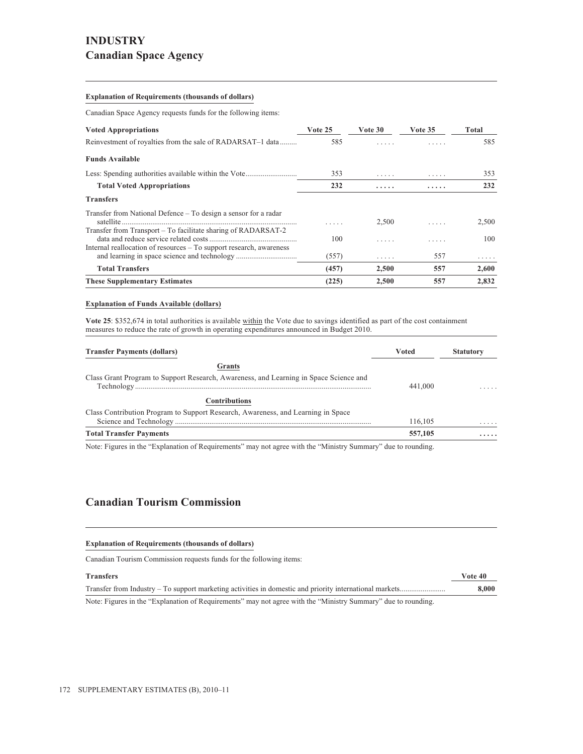# INDUSTRY

## Canadian Space Agency

**Explanation of Requirements (thousands of dollars)**

Canadian Space Agency requests funds for the following items:

| Voted Appropriations | Vote 25 | Vote 30 | Vote 35 | Total |
|---|---|---|---|---|
| Reinvestment of royalties from the sale of RADARSAT–1 data | 585 | ..... | ..... | 585 |
| **Funds Available** | | | | |
| Less: Spending authorities available within the Vote | 353 | ..... | ..... | 353 |
| **Total Voted Appropriations** | **232** | **.....** | **.....** | **232** |
| **Transfers** | | | | |
| Transfer from National Defence – To design a sensor for a radar satellite | ..... | 2,500 | ..... | 2,500 |
| Transfer from Transport – To facilitate sharing of RADARSAT-2 data and reduce service related costs | 100 | ..... | ..... | 100 |
| Internal reallocation of resources – To support research, awareness and learning in space science and technology | (557) | ..... | 557 | ..... |
| **Total Transfers** | **(457)** | **2,500** | **557** | **2,600** |
| **These Supplementary Estimates** | **(225)** | **2,500** | **557** | **2,832** |

**Explanation of Funds Available (dollars)**

**Vote 25**: $352,674 in total authorities is available within the Vote due to savings identified as part of the cost containment measures to reduce the rate of growth in operating expenditures announced in Budget 2010.

| Transfer Payments (dollars) | Voted | Statutory |
|---|---|---|
| **Grants** | | |
| Class Grant Program to Support Research, Awareness, and Learning in Space Science and Technology | 441,000 | ..... |
| **Contributions** | | |
| Class Contribution Program to Support Research, Awareness, and Learning in Space Science and Technology | 116,105 | ..... |
| **Total Transfer Payments** | **557,105** | **.....** |

Note: Figures in the "Explanation of Requirements" may not agree with the "Ministry Summary" due to rounding.

## Canadian Tourism Commission

**Explanation of Requirements (thousands of dollars)**

Canadian Tourism Commission requests funds for the following items:

| Transfers | Vote 40 |
|---|---|
| Transfer from Industry – To support marketing activities in domestic and priority international markets | **8,000** |

Note: Figures in the "Explanation of Requirements" may not agree with the "Ministry Summary" due to rounding.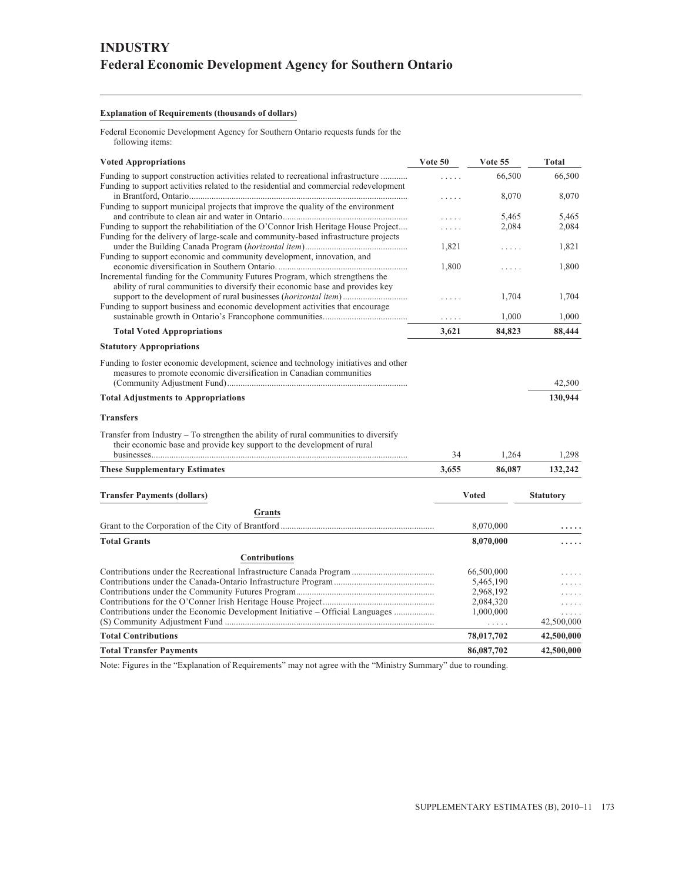# INDUSTRY
## Federal Economic Development Agency for Southern Ontario

**Explanation of Requirements (thousands of dollars)**

Federal Economic Development Agency for Southern Ontario requests funds for the following items:

| Voted Appropriations | Vote 50 | Vote 55 | Total |
|---|---|---|---|
| Funding to support construction activities related to recreational infrastructure ............ | ..... | 66,500 | 66,500 |
| Funding to support activities related to the residential and commercial redevelopment in Brantford, Ontario.................................................................................................. | ..... | 8,070 | 8,070 |
| Funding to support municipal projects that improve the quality of the environment and contribute to clean air and water in Ontario........................................................ | ..... | 5,465 | 5,465 |
| Funding to support the rehabilitation of the O'Connor Irish Heritage House Project.... | ..... | 2,084 | 2,084 |
| Funding for the delivery of large-scale and community-based infrastructure projects under the Building Canada Program (*horizontal item*)............................................. | 1,821 | ..... | 1,821 |
| Funding to support economic and community development, innovation, and economic diversification in Southern Ontario. .......................................................... | 1,800 | ..... | 1,800 |
| Incremental funding for the Community Futures Program, which strengthens the ability of rural communities to diversify their economic base and provides key support to the development of rural businesses (*horizontal item*) ............................ | ..... | 1,704 | 1,704 |
| Funding to support business and economic development activities that encourage sustainable growth in Ontario's Francophone communities...................................... | ..... | 1,000 | 1,000 |
| **Total Voted Appropriations** | **3,621** | **84,823** | **88,444** |
| **Statutory Appropriations** | | | |
| Funding to foster economic development, science and technology initiatives and other measures to promote economic diversification in Canadian communities (Community Adjustment Fund)................................................................................ | | | 42,500 |
| **Total Adjustments to Appropriations** | | | **130,944** |
| **Transfers** | | | |
| Transfer from Industry – To strengthen the ability of rural communities to diversify their economic base and provide key support to the development of rural businesses.................................................................................................................. | 34 | 1,264 | 1,298 |
| **These Supplementary Estimates** | **3,655** | **86,087** | **132,242** |

| Transfer Payments (dollars) | Voted | Statutory |
|---|---|---|
| **Grants** | | |
| Grant to the Corporation of the City of Brantford ..................................................................... | 8,070,000 | ..... |
| **Total Grants** | **8,070,000** | **.....** |
| **Contributions** | | |
| Contributions under the Recreational Infrastructure Canada Program ..................................... | 66,500,000 | ..... |
| Contributions under the Canada-Ontario Infrastructure Program............................................. | 5,465,190 | ..... |
| Contributions under the Community Futures Program............................................................. | 2,968,192 | ..... |
| Contributions for the O'Conner Irish Heritage House Project................................................. | 2,084,320 | ..... |
| Contributions under the Economic Development Initiative – Official Languages .................. | 1,000,000 | ..... |
| (S) Community Adjustment Fund ............................................................................................. | ..... | 42,500,000 |
| **Total Contributions** | **78,017,702** | **42,500,000** |
| **Total Transfer Payments** | **86,087,702** | **42,500,000** |

Note: Figures in the "Explanation of Requirements" may not agree with the "Ministry Summary" due to rounding.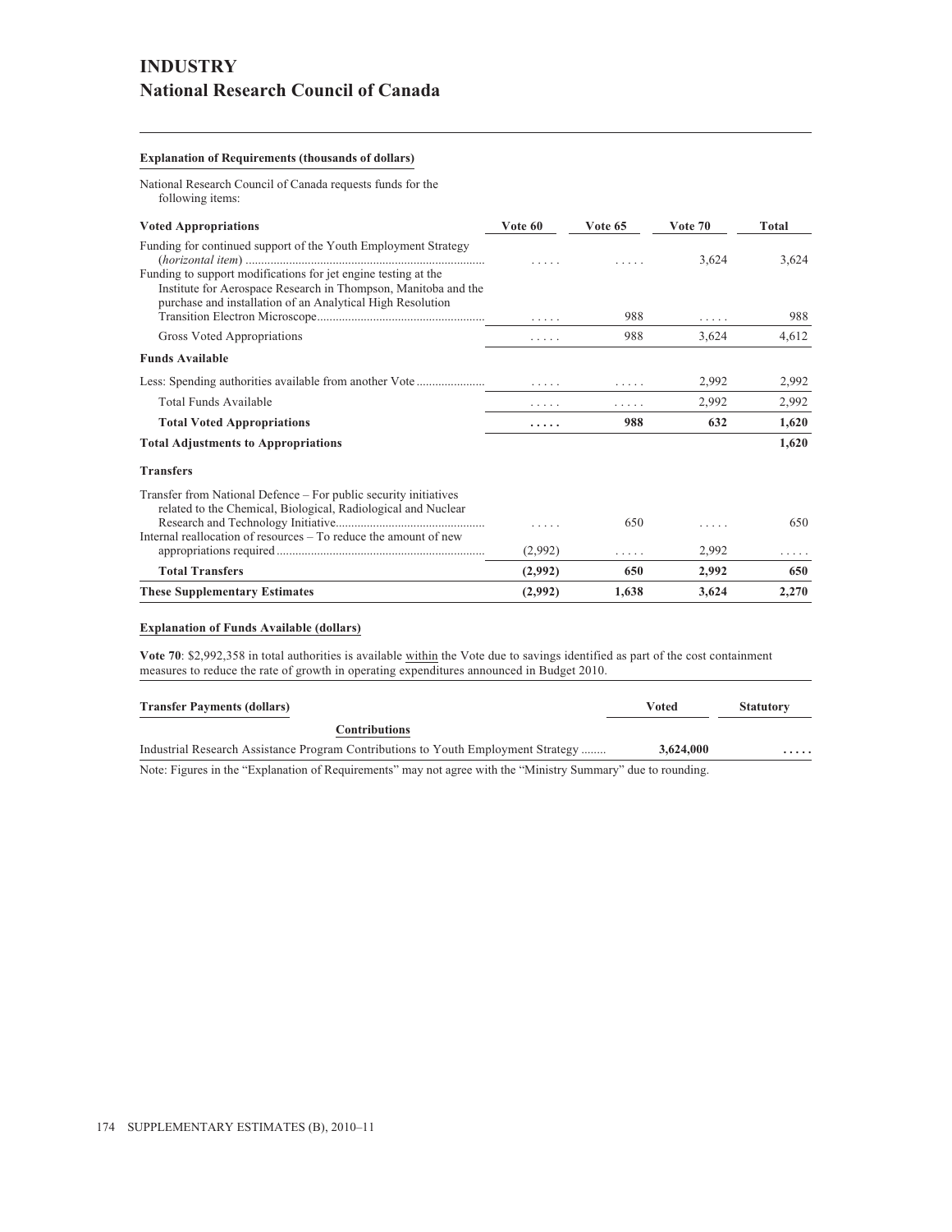# INDUSTRY
## National Research Council of Canada

### Explanation of Requirements (thousands of dollars)

National Research Council of Canada requests funds for the following items:

| Voted Appropriations | Vote 60 | Vote 65 | Vote 70 | Total |
|---|---|---|---|---|
| Funding for continued support of the Youth Employment Strategy (*horizontal item*) | ..... | ..... | 3,624 | 3,624 |
| Funding to support modifications for jet engine testing at the Institute for Aerospace Research in Thompson, Manitoba and the purchase and installation of an Analytical High Resolution Transition Electron Microscope | ..... | 988 | ..... | 988 |
| Gross Voted Appropriations | ..... | 988 | 3,624 | 4,612 |
| **Funds Available** | | | | |
| Less: Spending authorities available from another Vote | ..... | ..... | 2,992 | 2,992 |
| Total Funds Available | ..... | ..... | 2,992 | 2,992 |
| **Total Voted Appropriations** | **.....** | **988** | **632** | **1,620** |
| **Total Adjustments to Appropriations** | | | | **1,620** |
| **Transfers** | | | | |
| Transfer from National Defence – For public security initiatives related to the Chemical, Biological, Radiological and Nuclear Research and Technology Initiative | ..... | 650 | ..... | 650 |
| Internal reallocation of resources – To reduce the amount of new appropriations required | (2,992) | ..... | 2,992 | ..... |
| **Total Transfers** | **(2,992)** | **650** | **2,992** | **650** |
| **These Supplementary Estimates** | **(2,992)** | **1,638** | **3,624** | **2,270** |

### Explanation of Funds Available (dollars)

**Vote 70**: $2,992,358 in total authorities is available within the Vote due to savings identified as part of the cost containment measures to reduce the rate of growth in operating expenditures announced in Budget 2010.

| Transfer Payments (dollars) | Voted | Statutory |
|---|---|---|
| **Contributions** | | |
| Industrial Research Assistance Program Contributions to Youth Employment Strategy | **3,624,000** | **.....** |

Note: Figures in the "Explanation of Requirements" may not agree with the "Ministry Summary" due to rounding.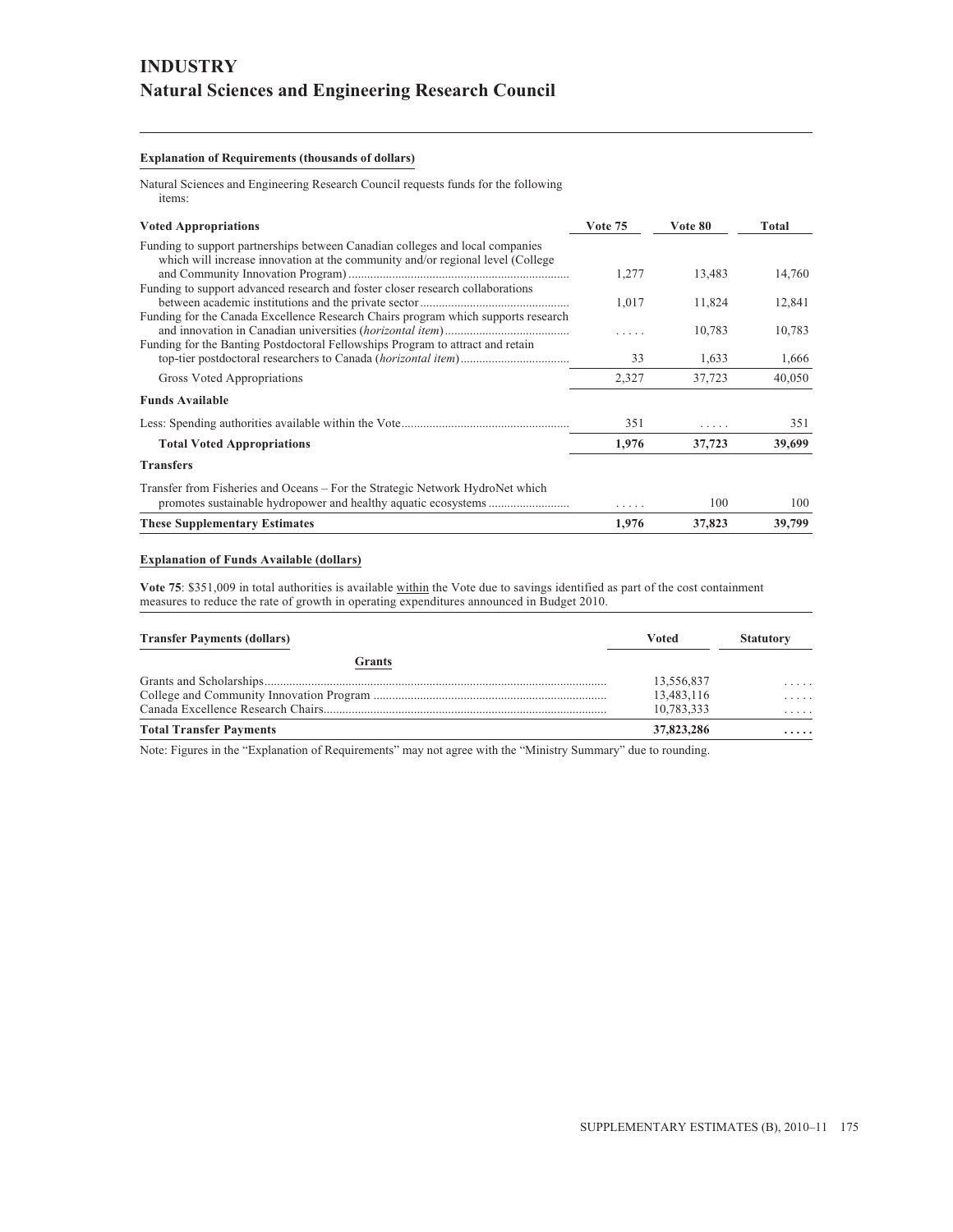# INDUSTRY

## Natural Sciences and Engineering Research Council

**Explanation of Requirements (thousands of dollars)**

Natural Sciences and Engineering Research Council requests funds for the following items:

| **Voted Appropriations** | **Vote 75** | **Vote 80** | **Total** |
|---|---|---|---|
| Funding to support partnerships between Canadian colleges and local companies which will increase innovation at the community and/or regional level (College and Community Innovation Program) | 1,277 | 13,483 | 14,760 |
| Funding to support advanced research and foster closer research collaborations between academic institutions and the private sector | 1,017 | 11,824 | 12,841 |
| Funding for the Canada Excellence Research Chairs program which supports research and innovation in Canadian universities (*horizontal item*) | ..... | 10,783 | 10,783 |
| Funding for the Banting Postdoctoral Fellowships Program to attract and retain top-tier postdoctoral researchers to Canada (*horizontal item*) | 33 | 1,633 | 1,666 |
| Gross Voted Appropriations | 2,327 | 37,723 | 40,050 |
| **Funds Available** | | | |
| Less: Spending authorities available within the Vote | 351 | ..... | 351 |
| **Total Voted Appropriations** | **1,976** | **37,723** | **39,699** |
| **Transfers** | | | |
| Transfer from Fisheries and Oceans – For the Strategic Network HydroNet which promotes sustainable hydropower and healthy aquatic ecosystems | ..... | 100 | 100 |
| **These Supplementary Estimates** | **1,976** | **37,823** | **39,799** |

**Explanation of Funds Available (dollars)**

**Vote 75**: $351,009 in total authorities is available within the Vote due to savings identified as part of the cost containment measures to reduce the rate of growth in operating expenditures announced in Budget 2010.

| **Transfer Payments (dollars)** | **Voted** | **Statutory** |
|---|---|---|
| **Grants** | | |
| Grants and Scholarships | 13,556,837 | ..... |
| College and Community Innovation Program | 13,483,116 | ..... |
| Canada Excellence Research Chairs | 10,783,333 | ..... |
| **Total Transfer Payments** | **37,823,286** | **.....** |

Note: Figures in the "Explanation of Requirements" may not agree with the "Ministry Summary" due to rounding.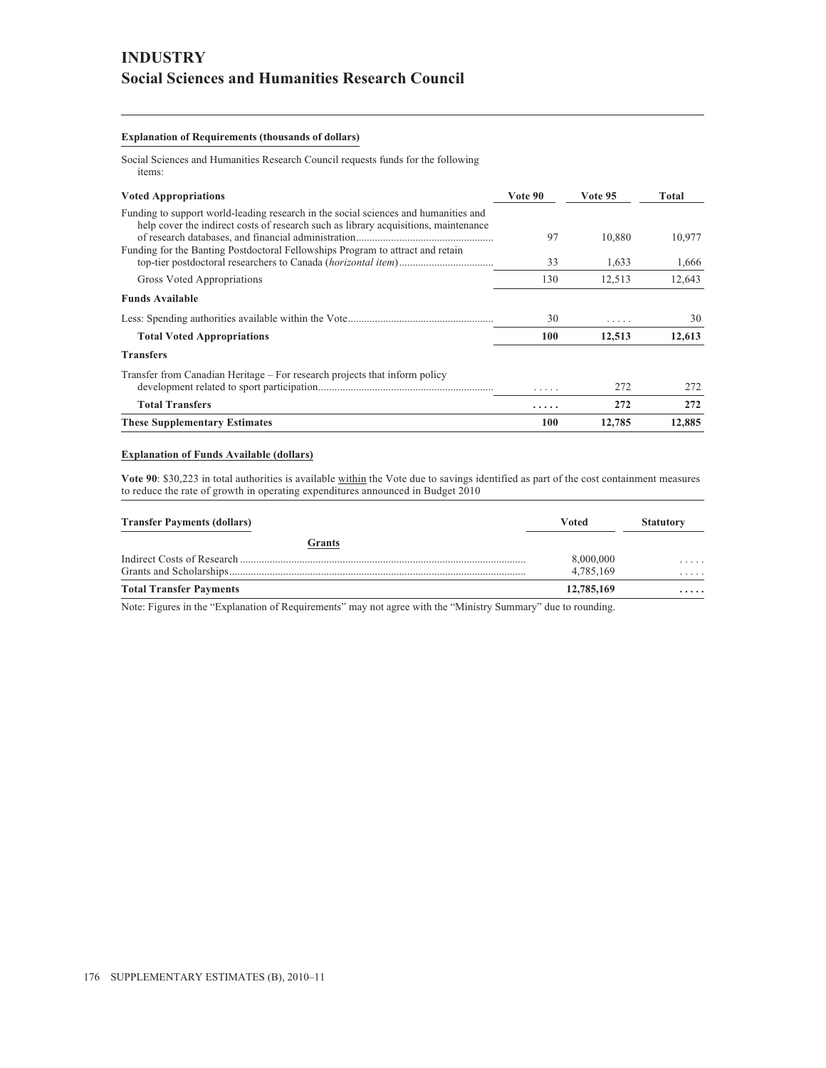# INDUSTRY
## Social Sciences and Humanities Research Council

**Explanation of Requirements (thousands of dollars)**

Social Sciences and Humanities Research Council requests funds for the following items:

| **Voted Appropriations** | **Vote 90** | **Vote 95** | **Total** |
|---|---|---|---|
| Funding to support world-leading research in the social sciences and humanities and help cover the indirect costs of research such as library acquisitions, maintenance of research databases, and financial administration | 97 | 10,880 | 10,977 |
| Funding for the Banting Postdoctoral Fellowships Program to attract and retain top-tier postdoctoral researchers to Canada (*horizontal item*) | 33 | 1,633 | 1,666 |
| Gross Voted Appropriations | 130 | 12,513 | 12,643 |
| **Funds Available** | | | |
| Less: Spending authorities available within the Vote | 30 | ..... | 30 |
| **Total Voted Appropriations** | **100** | **12,513** | **12,613** |
| **Transfers** | | | |
| Transfer from Canadian Heritage – For research projects that inform policy development related to sport participation | ..... | 272 | 272 |
| **Total Transfers** | **.....** | **272** | **272** |
| **These Supplementary Estimates** | **100** | **12,785** | **12,885** |

**Explanation of Funds Available (dollars)**

**Vote 90**: $30,223 in total authorities is available within the Vote due to savings identified as part of the cost containment measures to reduce the rate of growth in operating expenditures announced in Budget 2010

| **Transfer Payments (dollars)** | **Voted** | **Statutory** |
|---|---|---|
| **Grants** | | |
| Indirect Costs of Research | 8,000,000 | ..... |
| Grants and Scholarships | 4,785,169 | ..... |
| **Total Transfer Payments** | **12,785,169** | **.....** |

Note: Figures in the "Explanation of Requirements" may not agree with the "Ministry Summary" due to rounding.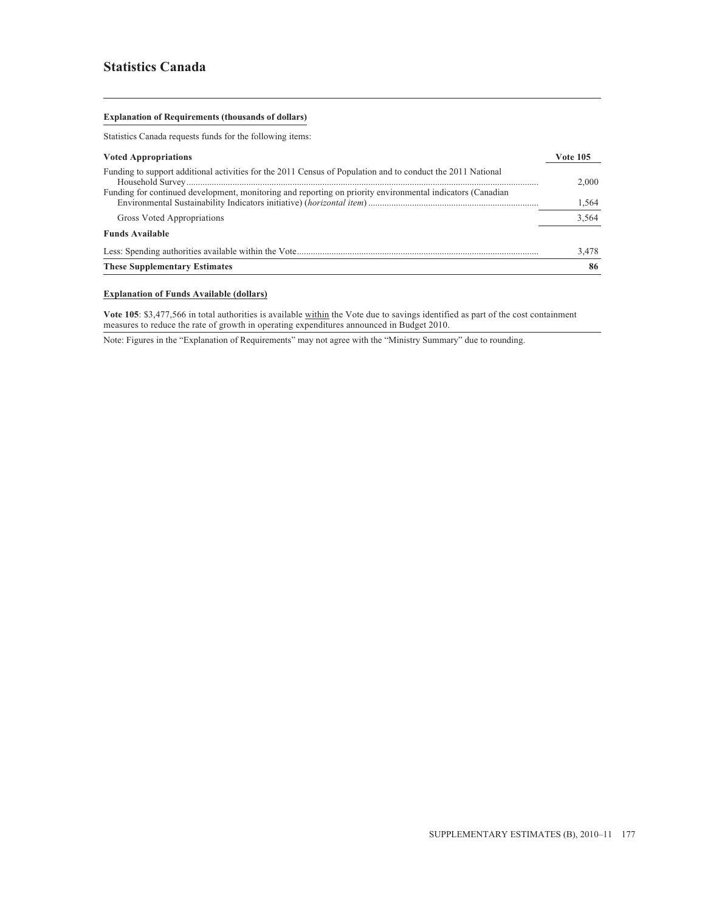## Statistics Canada

**Explanation of Requirements (thousands of dollars)**

Statistics Canada requests funds for the following items:

| **Voted Appropriations** | **Vote 105** |
|---|---|
| Funding to support additional activities for the 2011 Census of Population and to conduct the 2011 National Household Survey | 2,000 |
| Funding for continued development, monitoring and reporting on priority environmental indicators (Canadian Environmental Sustainability Indicators initiative) (*horizontal item*) | 1,564 |
| Gross Voted Appropriations | 3,564 |
| **Funds Available** | |
| Less: Spending authorities available within the Vote | 3,478 |
| **These Supplementary Estimates** | **86** |

**Explanation of Funds Available (dollars)**

**Vote 105**: $3,477,566 in total authorities is available within the Vote due to savings identified as part of the cost containment measures to reduce the rate of growth in operating expenditures announced in Budget 2010.

Note: Figures in the "Explanation of Requirements" may not agree with the "Ministry Summary" due to rounding.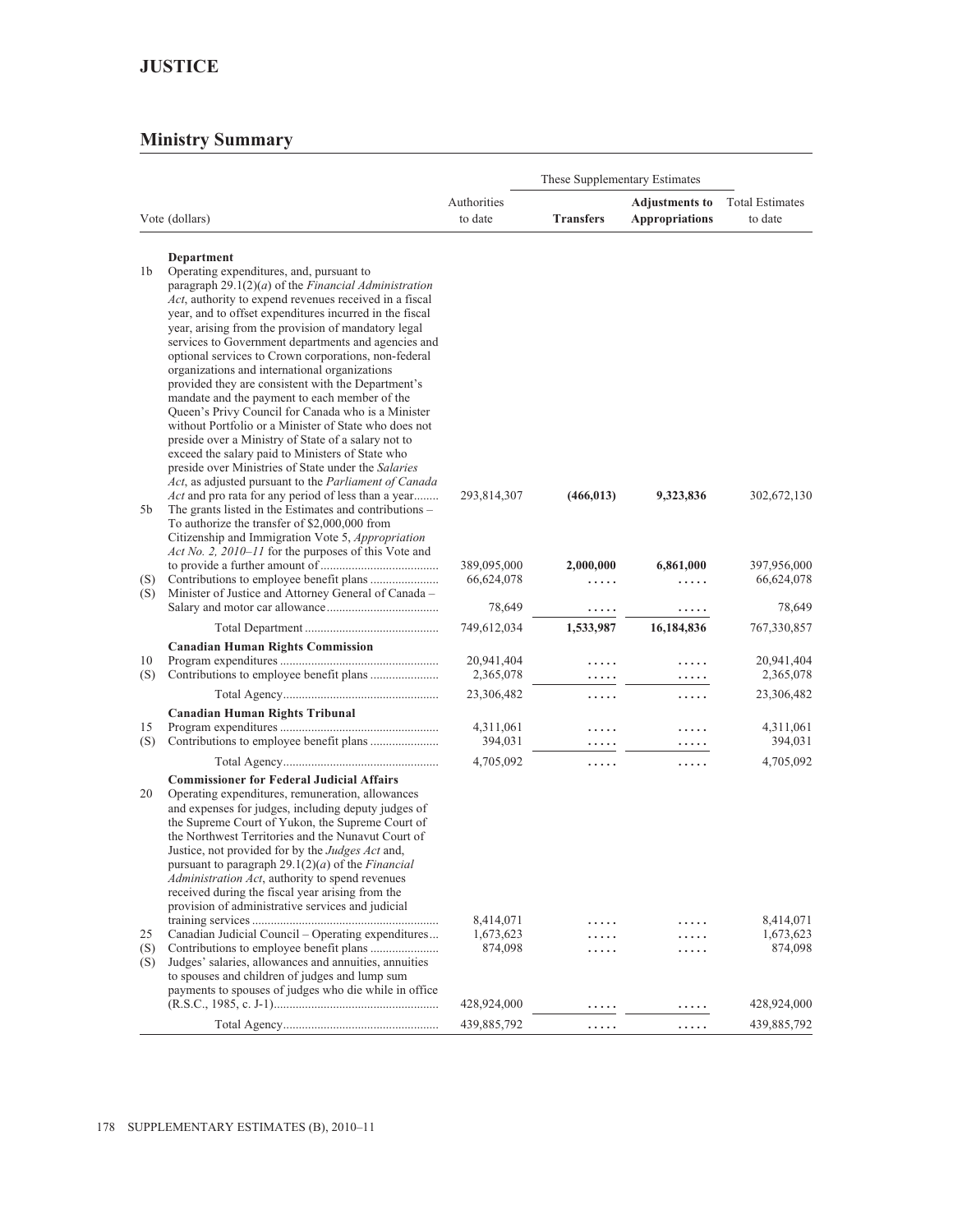# JUSTICE

## Ministry Summary

| | Vote (dollars) | Authorities to date | These Supplementary Estimates | | Total Estimates to date |
|---|---|---|---|---|---|
| | | | **Transfers** | **Adjustments to Appropriations** | |
| | **Department** | | | | |
| 1b | Operating expenditures, and, pursuant to paragraph 29.1(2)(*a*) of the *Financial Administration Act*, authority to expend revenues received in a fiscal year, and to offset expenditures incurred in the fiscal year, arising from the provision of mandatory legal services to Government departments and agencies and optional services to Crown corporations, non-federal organizations and international organizations provided they are consistent with the Department's mandate and the payment to each member of the Queen's Privy Council for Canada who is a Minister without Portfolio or a Minister of State who does not preside over a Ministry of State of a salary not to exceed the salary paid to Ministers of State who preside over Ministries of State under the *Salaries Act*, as adjusted pursuant to the *Parliament of Canada Act* and pro rata for any period of less than a year | 293,814,307 | **(466,013)** | **9,323,836** | 302,672,130 |
| 5b | The grants listed in the Estimates and contributions – To authorize the transfer of $2,000,000 from Citizenship and Immigration Vote 5, *Appropriation Act No. 2, 2010–11* for the purposes of this Vote and to provide a further amount of | 389,095,000 | **2,000,000** | **6,861,000** | 397,956,000 |
| (S) | Contributions to employee benefit plans | 66,624,078 | ..... | ..... | 66,624,078 |
| (S) | Minister of Justice and Attorney General of Canada – Salary and motor car allowance | 78,649 | ..... | ..... | 78,649 |
| | Total Department | 749,612,034 | 1,533,987 | 16,184,836 | 767,330,857 |
| | **Canadian Human Rights Commission** | | | | |
| 10 | Program expenditures | 20,941,404 | ..... | ..... | 20,941,404 |
| (S) | Contributions to employee benefit plans | 2,365,078 | ..... | ..... | 2,365,078 |
| | Total Agency | 23,306,482 | ..... | ..... | 23,306,482 |
| | **Canadian Human Rights Tribunal** | | | | |
| 15 | Program expenditures | 4,311,061 | ..... | ..... | 4,311,061 |
| (S) | Contributions to employee benefit plans | 394,031 | ..... | ..... | 394,031 |
| | Total Agency | 4,705,092 | ..... | ..... | 4,705,092 |
| | **Commissioner for Federal Judicial Affairs** | | | | |
| 20 | Operating expenditures, remuneration, allowances and expenses for judges, including deputy judges of the Supreme Court of Yukon, the Supreme Court of the Northwest Territories and the Nunavut Court of Justice, not provided for by the *Judges Act* and, pursuant to paragraph 29.1(2)(*a*) of the *Financial Administration Act*, authority to spend revenues received during the fiscal year arising from the provision of administrative services and judicial training services | 8,414,071 | ..... | ..... | 8,414,071 |
| 25 | Canadian Judicial Council – Operating expenditures | 1,673,623 | ..... | ..... | 1,673,623 |
| (S) | Contributions to employee benefit plans | 874,098 | ..... | ..... | 874,098 |
| (S) | Judges' salaries, allowances and annuities, annuities to spouses and children of judges and lump sum payments to spouses of judges who die while in office (R.S.C., 1985, c. J-1) | 428,924,000 | ..... | ..... | 428,924,000 |
| | Total Agency | 439,885,792 | ..... | ..... | 439,885,792 |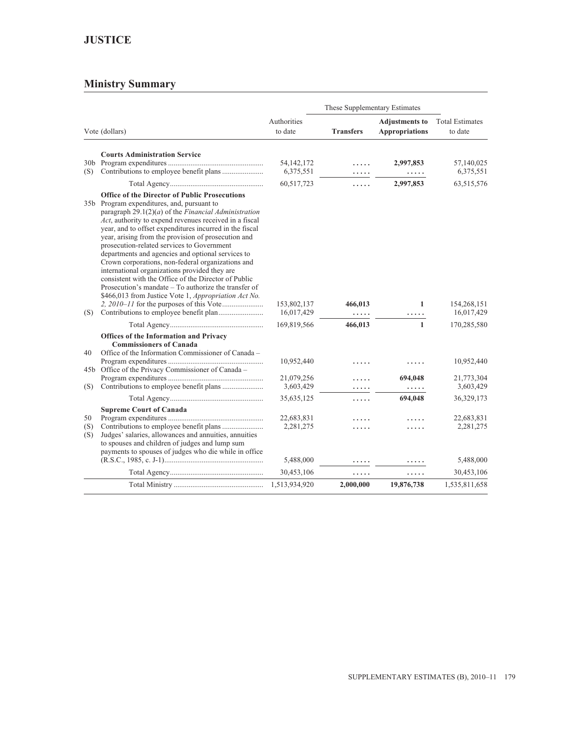## JUSTICE

### Ministry Summary

| Vote (dollars) | | Authorities to date | These Supplementary Estimates | | Total Estimates to date |
|---|---|---|---|---|---|
| | | | **Transfers** | **Adjustments to Appropriations** | |
| | **Courts Administration Service** | | | | |
| 30b | Program expenditures | 54,142,172 | ..... | **2,997,853** | 57,140,025 |
| (S) | Contributions to employee benefit plans | 6,375,551 | ..... | ..... | 6,375,551 |
| | Total Agency | 60,517,723 | ..... | **2,997,853** | 63,515,576 |
| | **Office of the Director of Public Prosecutions** | | | | |
| 35b | Program expenditures, and, pursuant to paragraph 29.1(2)(*a*) of the *Financial Administration Act*, authority to expend revenues received in a fiscal year, and to offset expenditures incurred in the fiscal year, arising from the provision of prosecution and prosecution-related services to Government departments and agencies and optional services to Crown corporations, non-federal organizations and international organizations provided they are consistent with the Office of the Director of Public Prosecution's mandate – To authorize the transfer of $466,013 from Justice Vote 1, *Appropriation Act No. 2, 2010–11* for the purposes of this Vote | 153,802,137 | **466,013** | **1** | 154,268,151 |
| (S) | Contributions to employee benefit plan | 16,017,429 | ..... | ..... | 16,017,429 |
| | Total Agency | 169,819,566 | **466,013** | **1** | 170,285,580 |
| | **Offices of the Information and Privacy Commissioners of Canada** | | | | |
| 40 | Office of the Information Commissioner of Canada – Program expenditures | 10,952,440 | ..... | ..... | 10,952,440 |
| 45b | Office of the Privacy Commissioner of Canada – Program expenditures | 21,079,256 | ..... | **694,048** | 21,773,304 |
| (S) | Contributions to employee benefit plans | 3,603,429 | ..... | ..... | 3,603,429 |
| | Total Agency | 35,635,125 | ..... | **694,048** | 36,329,173 |
| | **Supreme Court of Canada** | | | | |
| 50 | Program expenditures | 22,683,831 | ..... | ..... | 22,683,831 |
| (S) | Contributions to employee benefit plans | 2,281,275 | ..... | ..... | 2,281,275 |
| (S) | Judges' salaries, allowances and annuities, annuities to spouses and children of judges and lump sum payments to spouses of judges who die while in office (R.S.C., 1985, c. J-1) | 5,488,000 | ..... | ..... | 5,488,000 |
| | Total Agency | 30,453,106 | ..... | ..... | 30,453,106 |
| | Total Ministry | 1,513,934,920 | **2,000,000** | **19,876,738** | 1,535,811,658 |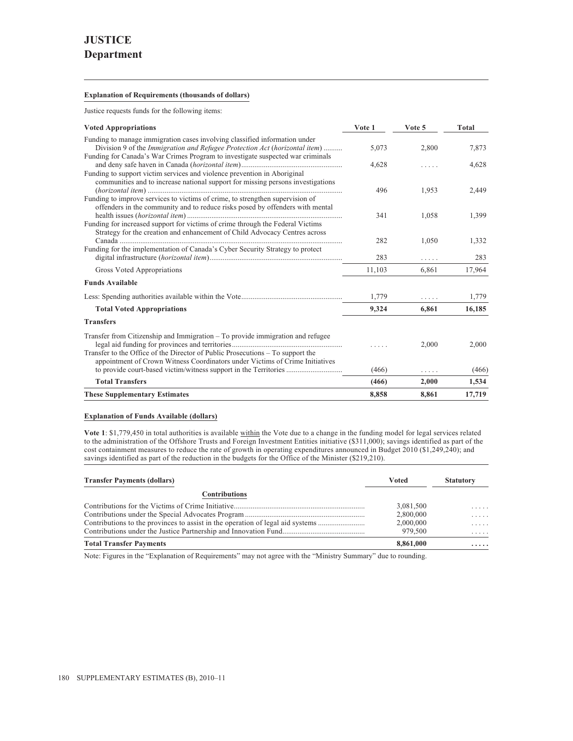# JUSTICE
## Department

**Explanation of Requirements (thousands of dollars)**

Justice requests funds for the following items:

| Voted Appropriations | Vote 1 | Vote 5 | Total |
|---|---|---|---|
| Funding to manage immigration cases involving classified information under Division 9 of the *Immigration and Refugee Protection Act* (*horizontal item*) | 5,073 | 2,800 | 7,873 |
| Funding for Canada's War Crimes Program to investigate suspected war criminals and deny safe haven in Canada (*horizontal item*) | 4,628 | ..... | 4,628 |
| Funding to support victim services and violence prevention in Aboriginal communities and to increase national support for missing persons investigations (*horizontal item*) | 496 | 1,953 | 2,449 |
| Funding to improve services to victims of crime, to strengthen supervision of offenders in the community and to reduce risks posed by offenders with mental health issues (*horizontal item*) | 341 | 1,058 | 1,399 |
| Funding for increased support for victims of crime through the Federal Victims Strategy for the creation and enhancement of Child Advocacy Centres across Canada | 282 | 1,050 | 1,332 |
| Funding for the implementation of Canada's Cyber Security Strategy to protect digital infrastructure (*horizontal item*) | 283 | ..... | 283 |
| Gross Voted Appropriations | 11,103 | 6,861 | 17,964 |
| **Funds Available** | | | |
| Less: Spending authorities available within the Vote | 1,779 | ..... | 1,779 |
| **Total Voted Appropriations** | **9,324** | **6,861** | **16,185** |
| **Transfers** | | | |
| Transfer from Citizenship and Immigration – To provide immigration and refugee legal aid funding for provinces and territories | ..... | 2,000 | 2,000 |
| Transfer to the Office of the Director of Public Prosecutions – To support the appointment of Crown Witness Coordinators under Victims of Crime Initiatives to provide court-based victim/witness support in the Territories | (466) | ..... | (466) |
| **Total Transfers** | **(466)** | **2,000** | **1,534** |
| **These Supplementary Estimates** | **8,858** | **8,861** | **17,719** |

**Explanation of Funds Available (dollars)**

**Vote 1**: $1,779,450 in total authorities is available within the Vote due to a change in the funding model for legal services related to the administration of the Offshore Trusts and Foreign Investment Entities initiative ($311,000); savings identified as part of the cost containment measures to reduce the rate of growth in operating expenditures announced in Budget 2010 ($1,249,240); and savings identified as part of the reduction in the budgets for the Office of the Minister ($219,210).

| Transfer Payments (dollars) | Voted | Statutory |
|---|---|---|
| **Contributions** | | |
| Contributions for the Victims of Crime Initiative | 3,081,500 | ..... |
| Contributions under the Special Advocates Program | 2,800,000 | ..... |
| Contributions to the provinces to assist in the operation of legal aid systems | 2,000,000 | ..... |
| Contributions under the Justice Partnership and Innovation Fund | 979,500 | ..... |
| **Total Transfer Payments** | **8,861,000** | **.....** |

Note: Figures in the "Explanation of Requirements" may not agree with the "Ministry Summary" due to rounding.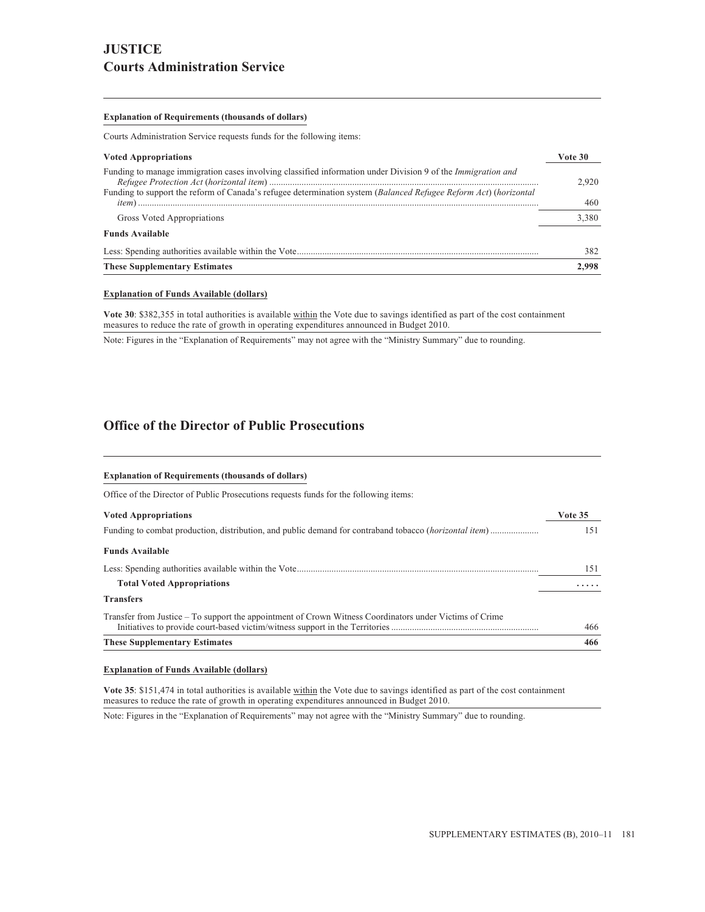# JUSTICE

## Courts Administration Service

**Explanation of Requirements (thousands of dollars)**

Courts Administration Service requests funds for the following items:

| **Voted Appropriations** | **Vote 30** |
|---|---|
| Funding to manage immigration cases involving classified information under Division 9 of the *Immigration and Refugee Protection Act* (*horizontal item*) | 2,920 |
| Funding to support the reform of Canada's refugee determination system (*Balanced Refugee Reform Act*) (*horizontal item*) | 460 |
| Gross Voted Appropriations | 3,380 |
| **Funds Available** | |
| Less: Spending authorities available within the Vote | 382 |
| **These Supplementary Estimates** | **2,998** |

**Explanation of Funds Available (dollars)**

**Vote 30**: $382,355 in total authorities is available within the Vote due to savings identified as part of the cost containment measures to reduce the rate of growth in operating expenditures announced in Budget 2010.

Note: Figures in the "Explanation of Requirements" may not agree with the "Ministry Summary" due to rounding.

## Office of the Director of Public Prosecutions

**Explanation of Requirements (thousands of dollars)**

Office of the Director of Public Prosecutions requests funds for the following items:

| **Voted Appropriations** | **Vote 35** |
|---|---|
| Funding to combat production, distribution, and public demand for contraband tobacco (*horizontal item*) | 151 |
| **Funds Available** | |
| Less: Spending authorities available within the Vote | 151 |
| **Total Voted Appropriations** | ..... |
| **Transfers** | |
| Transfer from Justice – To support the appointment of Crown Witness Coordinators under Victims of Crime Initiatives to provide court-based victim/witness support in the Territories | 466 |
| **These Supplementary Estimates** | **466** |

**Explanation of Funds Available (dollars)**

**Vote 35**: $151,474 in total authorities is available within the Vote due to savings identified as part of the cost containment measures to reduce the rate of growth in operating expenditures announced in Budget 2010.

Note: Figures in the "Explanation of Requirements" may not agree with the "Ministry Summary" due to rounding.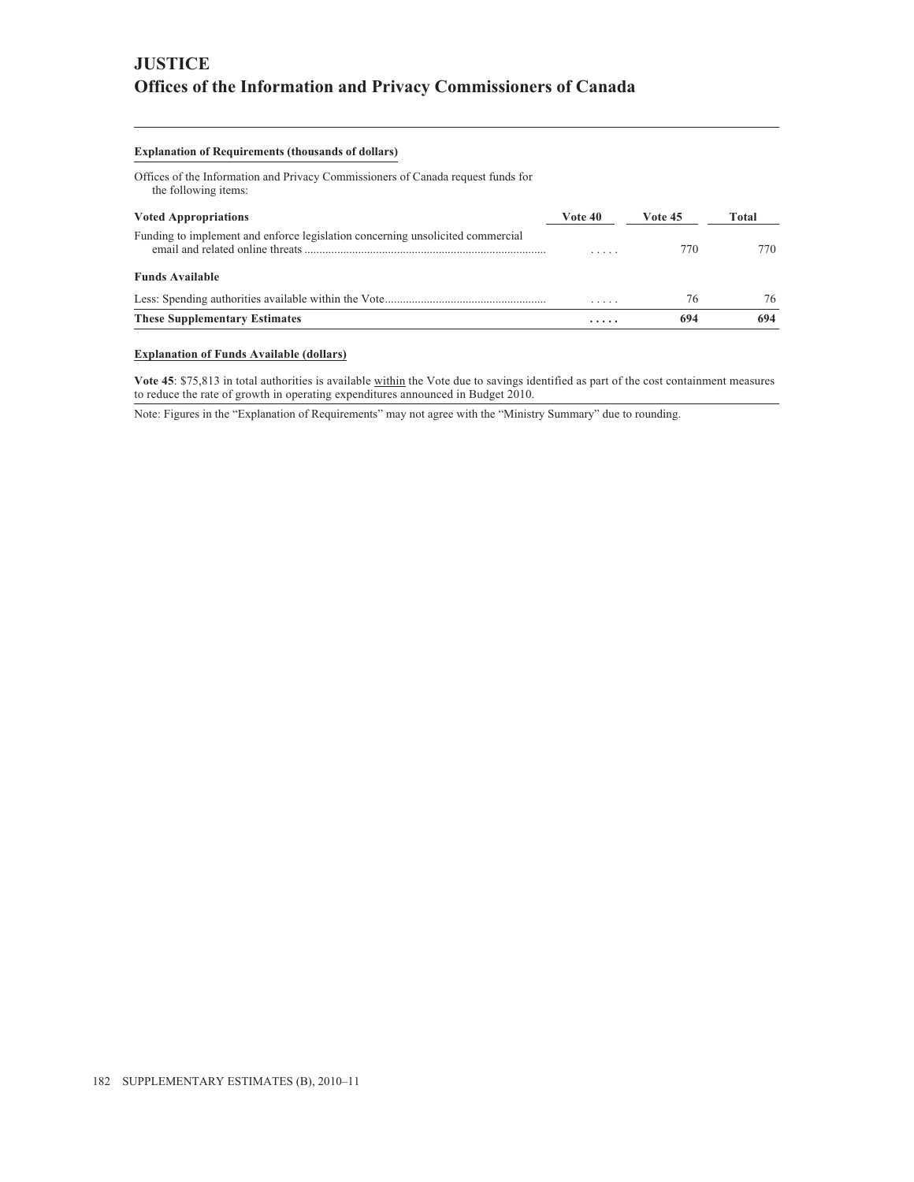# JUSTICE
## Offices of the Information and Privacy Commissioners of Canada

**Explanation of Requirements (thousands of dollars)**

Offices of the Information and Privacy Commissioners of Canada request funds for the following items:

| Voted Appropriations | Vote 40 | Vote 45 | Total |
|---|---|---|---|
| Funding to implement and enforce legislation concerning unsolicited commercial email and related online threats | ..... | 770 | 770 |
| **Funds Available** | | | |
| Less: Spending authorities available within the Vote | ..... | 76 | 76 |
| **These Supplementary Estimates** | **.....** | **694** | **694** |

**Explanation of Funds Available (dollars)**

**Vote 45**: $75,813 in total authorities is available within the Vote due to savings identified as part of the cost containment measures to reduce the rate of growth in operating expenditures announced in Budget 2010.

Note: Figures in the "Explanation of Requirements" may not agree with the "Ministry Summary" due to rounding.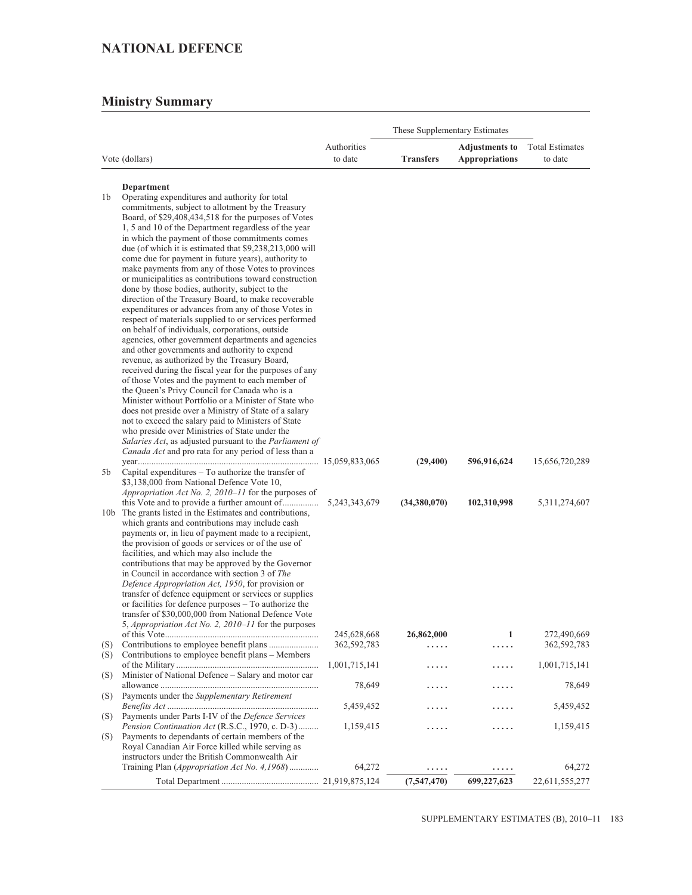# NATIONAL DEFENCE

## Ministry Summary

| Vote (dollars) | | Authorities to date | These Supplementary Estimates | | Total Estimates to date |
|---|---|---|---|---|---|
| | | | **Transfers** | **Adjustments to Appropriations** | |
| | **Department** | | | | |
| 1b | Operating expenditures and authority for total commitments, subject to allotment by the Treasury Board, of $29,408,434,518 for the purposes of Votes 1, 5 and 10 of the Department regardless of the year in which the payment of those commitments comes due (of which it is estimated that $9,238,213,000 will come due for payment in future years), authority to make payments from any of those Votes to provinces or municipalities as contributions toward construction done by those bodies, authority, subject to the direction of the Treasury Board, to make recoverable expenditures or advances from any of those Votes in respect of materials supplied to or services performed on behalf of individuals, corporations, outside agencies, other government departments and agencies and other governments and authority to expend revenue, as authorized by the Treasury Board, received during the fiscal year for the purposes of any of those Votes and the payment to each member of the Queen's Privy Council for Canada who is a Minister without Portfolio or a Minister of State who does not preside over a Ministry of State of a salary not to exceed the salary paid to Ministers of State who preside over Ministries of State under the *Salaries Act*, as adjusted pursuant to the *Parliament of Canada Act* and pro rata for any period of less than a year | 15,059,833,065 | **(29,400)** | **596,916,624** | 15,656,720,289 |
| 5b | Capital expenditures – To authorize the transfer of $3,138,000 from National Defence Vote 10, *Appropriation Act No. 2, 2010–11* for the purposes of this Vote and to provide a further amount of | 5,243,343,679 | **(34,380,070)** | **102,310,998** | 5,311,274,607 |
| 10b | The grants listed in the Estimates and contributions, which grants and contributions may include cash payments or, in lieu of payment made to a recipient, the provision of goods or services or of the use of facilities, and which may also include the contributions that may be approved by the Governor in Council in accordance with section 3 of *The Defence Appropriation Act, 1950*, for provision or transfer of defence equipment or services or supplies or facilities for defence purposes – To authorize the transfer of $30,000,000 from National Defence Vote 5, *Appropriation Act No. 2, 2010–11* for the purposes of this Vote | 245,628,668 | **26,862,000** | **1** | 272,490,669 |
| (S) | Contributions to employee benefit plans | 362,592,783 | ..... | ..... | 362,592,783 |
| (S) | Contributions to employee benefit plans – Members of the Military | 1,001,715,141 | ..... | ..... | 1,001,715,141 |
| (S) | Minister of National Defence – Salary and motor car allowance | 78,649 | ..... | ..... | 78,649 |
| (S) | Payments under the *Supplementary Retirement Benefits Act* | 5,459,452 | ..... | ..... | 5,459,452 |
| (S) | Payments under Parts I-IV of the *Defence Services Pension Continuation Act* (R.S.C., 1970, c. D-3) | 1,159,415 | ..... | ..... | 1,159,415 |
| (S) | Payments to dependants of certain members of the Royal Canadian Air Force killed while serving as instructors under the British Commonwealth Air Training Plan (*Appropriation Act No. 4,1968*) | 64,272 | ..... | ..... | 64,272 |
| | Total Department | 21,919,875,124 | **(7,547,470)** | **699,227,623** | 22,611,555,277 |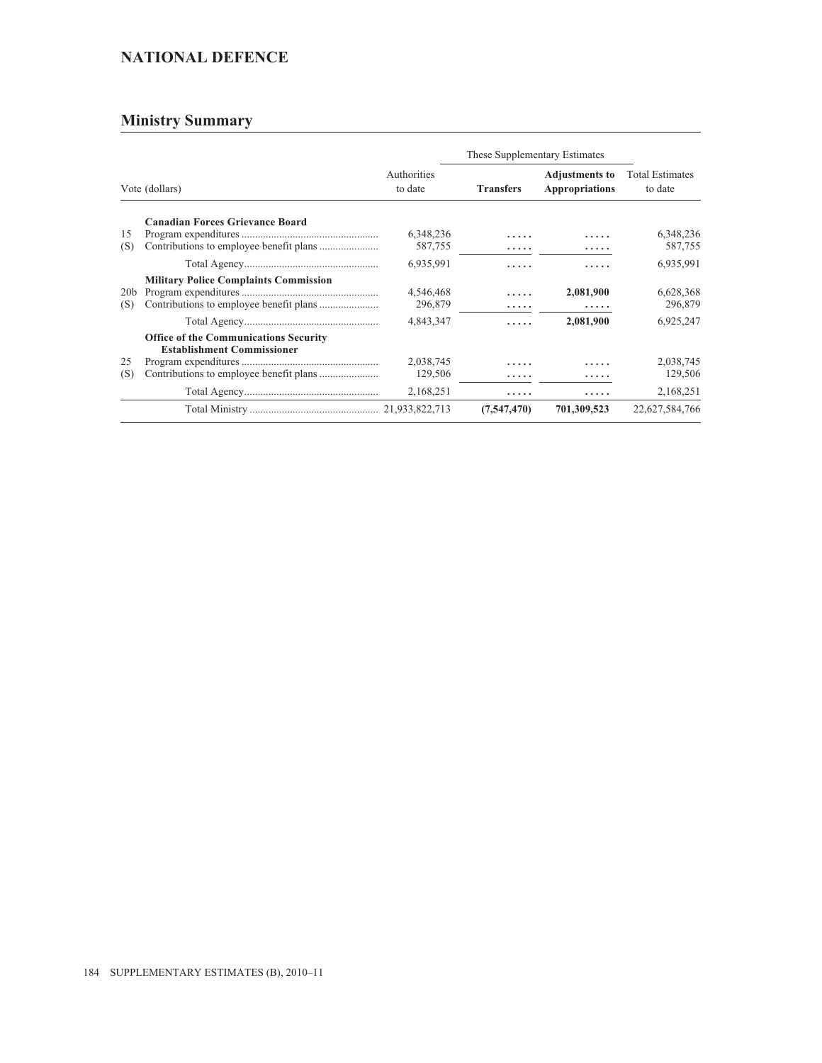## NATIONAL DEFENCE

### Ministry Summary

| Vote (dollars) | | Authorities to date | These Supplementary Estimates | | Total Estimates to date |
|---|---|---|---|---|---|
| | | | **Transfers** | **Adjustments to Appropriations** | |
| | **Canadian Forces Grievance Board** | | | | |
| 15 | Program expenditures | 6,348,236 | ..... | ..... | 6,348,236 |
| (S) | Contributions to employee benefit plans | 587,755 | ..... | ..... | 587,755 |
| | Total Agency | 6,935,991 | ..... | ..... | 6,935,991 |
| | **Military Police Complaints Commission** | | | | |
| 20b | Program expenditures | 4,546,468 | ..... | **2,081,900** | 6,628,368 |
| (S) | Contributions to employee benefit plans | 296,879 | ..... | ..... | 296,879 |
| | Total Agency | 4,843,347 | ..... | **2,081,900** | 6,925,247 |
| | **Office of the Communications Security Establishment Commissioner** | | | | |
| 25 | Program expenditures | 2,038,745 | ..... | ..... | 2,038,745 |
| (S) | Contributions to employee benefit plans | 129,506 | ..... | ..... | 129,506 |
| | Total Agency | 2,168,251 | ..... | ..... | 2,168,251 |
| | Total Ministry | 21,933,822,713 | **(7,547,470)** | **701,309,523** | 22,627,584,766 |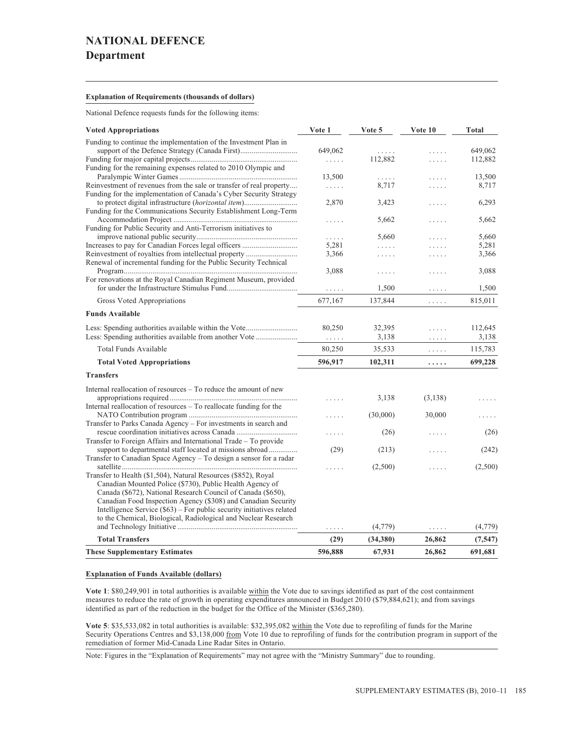# NATIONAL DEFENCE

## Department

**Explanation of Requirements (thousands of dollars)**

National Defence requests funds for the following items:

| Voted Appropriations | Vote 1 | Vote 5 | Vote 10 | Total |
|---|---|---|---|---|
| Funding to continue the implementation of the Investment Plan in support of the Defence Strategy (Canada First) | 649,062 | ..... | ..... | 649,062 |
| Funding for major capital projects | ..... | 112,882 | ..... | 112,882 |
| Funding for the remaining expenses related to 2010 Olympic and Paralympic Winter Games | 13,500 | ..... | ..... | 13,500 |
| Reinvestment of revenues from the sale or transfer of real property | ..... | 8,717 | ..... | 8,717 |
| Funding for the implementation of Canada's Cyber Security Strategy to protect digital infrastructure (*horizontal item*) | 2,870 | 3,423 | ..... | 6,293 |
| Funding for the Communications Security Establishment Long-Term Accommodation Project | ..... | 5,662 | ..... | 5,662 |
| Funding for Public Security and Anti-Terrorism initiatives to improve national public security | ..... | 5,660 | ..... | 5,660 |
| Increases to pay for Canadian Forces legal officers | 5,281 | ..... | ..... | 5,281 |
| Reinvestment of royalties from intellectual property | 3,366 | ..... | ..... | 3,366 |
| Renewal of incremental funding for the Public Security Technical Program | 3,088 | ..... | ..... | 3,088 |
| For renovations at the Royal Canadian Regiment Museum, provided for under the Infrastructure Stimulus Fund | ..... | 1,500 | ..... | 1,500 |
| Gross Voted Appropriations | 677,167 | 137,844 | ..... | 815,011 |
| **Funds Available** | | | | |
| Less: Spending authorities available within the Vote | 80,250 | 32,395 | ..... | 112,645 |
| Less: Spending authorities available from another Vote | ..... | 3,138 | ..... | 3,138 |
| Total Funds Available | 80,250 | 35,533 | ..... | 115,783 |
| **Total Voted Appropriations** | **596,917** | **102,311** | **.....** | **699,228** |
| **Transfers** | | | | |
| Internal reallocation of resources – To reduce the amount of new appropriations required | ..... | 3,138 | (3,138) | ..... |
| Internal reallocation of resources – To reallocate funding for the NATO Contribution program | ..... | (30,000) | 30,000 | ..... |
| Transfer to Parks Canada Agency – For investments in search and rescue coordination initiatives across Canada | ..... | (26) | ..... | (26) |
| Transfer to Foreign Affairs and International Trade – To provide support to departmental staff located at missions abroad | (29) | (213) | ..... | (242) |
| Transfer to Canadian Space Agency – To design a sensor for a radar satellite | ..... | (2,500) | ..... | (2,500) |
| Transfer to Health ($1,504), Natural Resources ($852), Royal Canadian Mounted Police ($730), Public Health Agency of Canada ($672), National Research Council of Canada ($650), Canadian Food Inspection Agency ($308) and Canadian Security Intelligence Service ($63) – For public security initiatives related to the Chemical, Biological, Radiological and Nuclear Research and Technology Initiative | ..... | (4,779) | ..... | (4,779) |
| **Total Transfers** | **(29)** | **(34,380)** | **26,862** | **(7,547)** |
| **These Supplementary Estimates** | **596,888** | **67,931** | **26,862** | **691,681** |

**Explanation of Funds Available (dollars)**

**Vote 1**: $80,249,901 in total authorities is available within the Vote due to savings identified as part of the cost containment measures to reduce the rate of growth in operating expenditures announced in Budget 2010 ($79,884,621); and from savings identified as part of the reduction in the budget for the Office of the Minister ($365,280).

**Vote 5**: $35,533,082 in total authorities is available: $32,395,082 within the Vote due to reprofiling of funds for the Marine Security Operations Centres and $3,138,000 from Vote 10 due to reprofiling of funds for the contribution program in support of the remediation of former Mid-Canada Line Radar Sites in Ontario.

Note: Figures in the "Explanation of Requirements" may not agree with the "Ministry Summary" due to rounding.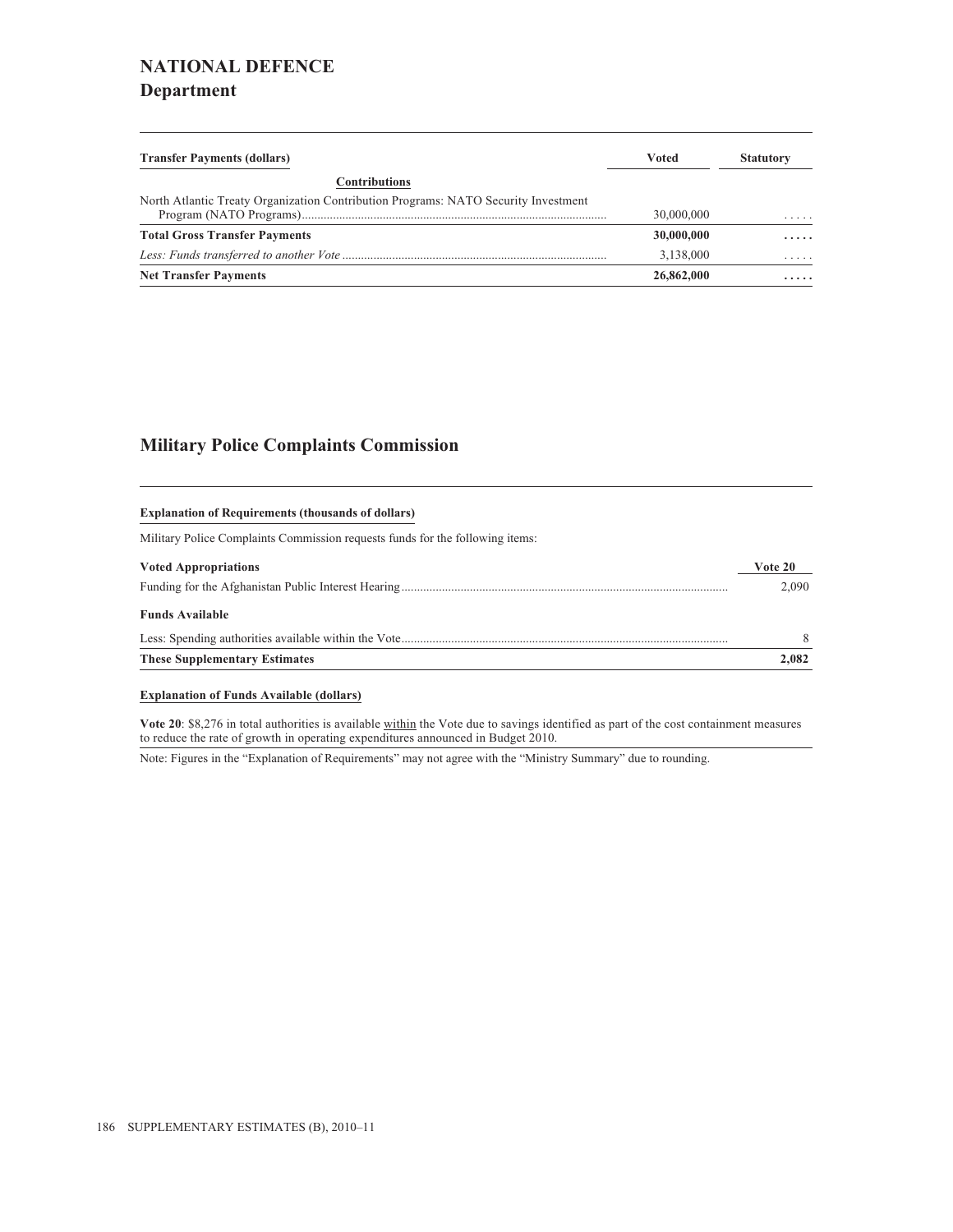# NATIONAL DEFENCE

## Department

| Transfer Payments (dollars) | Voted | Statutory |
|---|---|---|
| **Contributions** | | |
| North Atlantic Treaty Organization Contribution Programs: NATO Security Investment Program (NATO Programs) | 30,000,000 | ..... |
| **Total Gross Transfer Payments** | **30,000,000** | **.....** |
| *Less: Funds transferred to another Vote* | 3,138,000 | ..... |
| **Net Transfer Payments** | **26,862,000** | **.....** |

## Military Police Complaints Commission

**Explanation of Requirements (thousands of dollars)**

Military Police Complaints Commission requests funds for the following items:

| Voted Appropriations | Vote 20 |
|---|---|
| Funding for the Afghanistan Public Interest Hearing | 2,090 |
| **Funds Available** | |
| Less: Spending authorities available within the Vote | 8 |
| **These Supplementary Estimates** | **2,082** |

**Explanation of Funds Available (dollars)**

**Vote 20**: $8,276 in total authorities is available within the Vote due to savings identified as part of the cost containment measures to reduce the rate of growth in operating expenditures announced in Budget 2010.

Note: Figures in the "Explanation of Requirements" may not agree with the "Ministry Summary" due to rounding.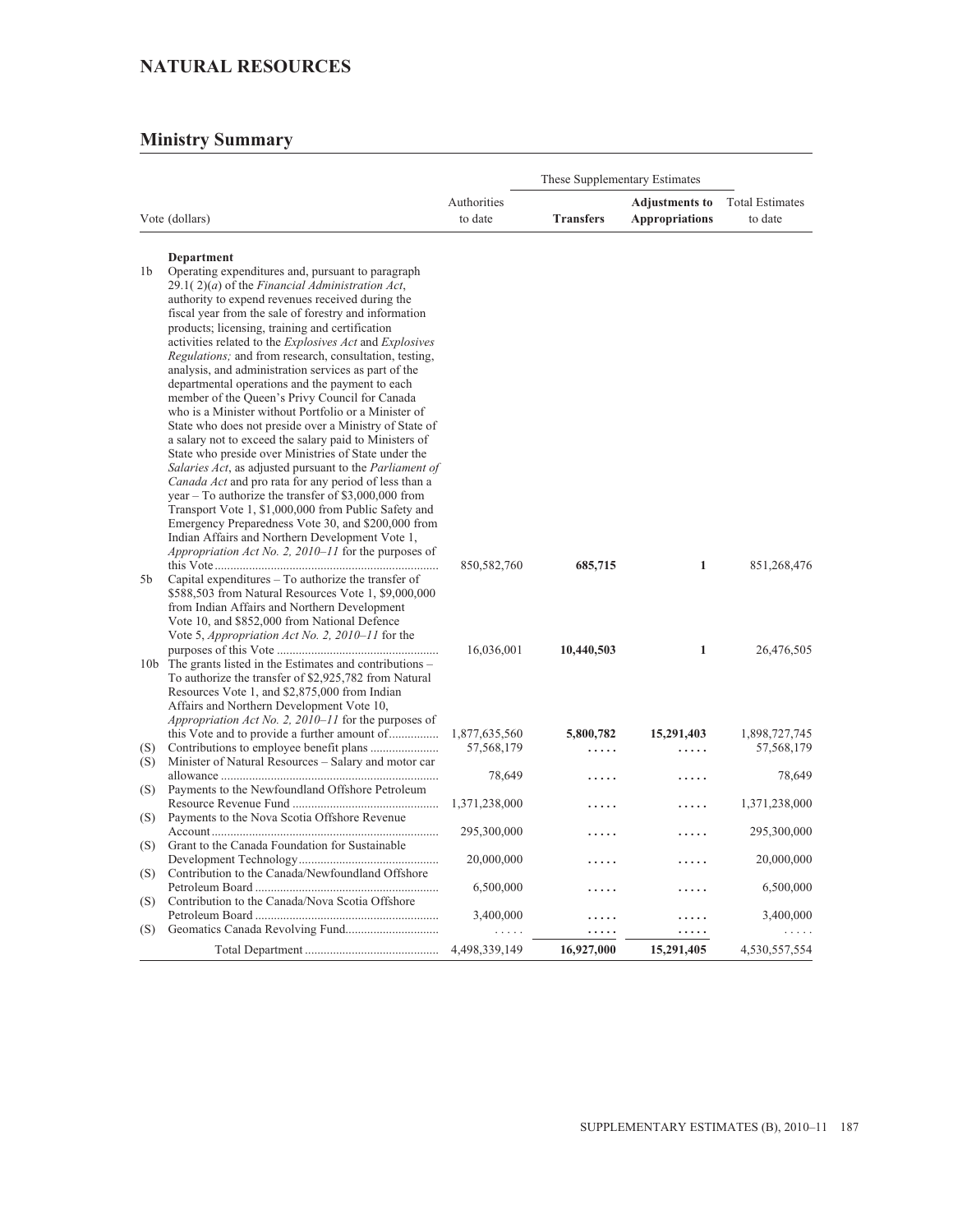## NATURAL RESOURCES

### Ministry Summary

| Vote (dollars) | | Authorities to date | These Supplementary Estimates | | Total Estimates to date |
|---|---|---|---|---|---|
| | | | **Transfers** | **Adjustments to Appropriations** | |
| | **Department** | | | | |
| 1b | Operating expenditures and, pursuant to paragraph 29.1( 2)(*a*) of the *Financial Administration Act*, authority to expend revenues received during the fiscal year from the sale of forestry and information products; licensing, training and certification activities related to the *Explosives Act* and *Explosives Regulations;* and from research, consultation, testing, analysis, and administration services as part of the departmental operations and the payment to each member of the Queen's Privy Council for Canada who is a Minister without Portfolio or a Minister of State who does not preside over a Ministry of State of a salary not to exceed the salary paid to Ministers of State who preside over Ministries of State under the *Salaries Act*, as adjusted pursuant to the *Parliament of Canada Act* and pro rata for any period of less than a year – To authorize the transfer of $3,000,000 from Transport Vote 1, $1,000,000 from Public Safety and Emergency Preparedness Vote 30, and $200,000 from Indian Affairs and Northern Development Vote 1, *Appropriation Act No. 2, 2010–11* for the purposes of this Vote | 850,582,760 | **685,715** | **1** | 851,268,476 |
| 5b | Capital expenditures – To authorize the transfer of $588,503 from Natural Resources Vote 1, $9,000,000 from Indian Affairs and Northern Development Vote 10, and $852,000 from National Defence Vote 5, *Appropriation Act No. 2, 2010–11* for the purposes of this Vote | 16,036,001 | **10,440,503** | **1** | 26,476,505 |
| 10b | The grants listed in the Estimates and contributions – To authorize the transfer of $2,925,782 from Natural Resources Vote 1, and $2,875,000 from Indian Affairs and Northern Development Vote 10, *Appropriation Act No. 2, 2010–11* for the purposes of this Vote and to provide a further amount of | 1,877,635,560 | **5,800,782** | **15,291,403** | 1,898,727,745 |
| (S) | Contributions to employee benefit plans | 57,568,179 | ..... | ..... | 57,568,179 |
| (S) | Minister of Natural Resources – Salary and motor car allowance | 78,649 | ..... | ..... | 78,649 |
| (S) | Payments to the Newfoundland Offshore Petroleum Resource Revenue Fund | 1,371,238,000 | ..... | ..... | 1,371,238,000 |
| (S) | Payments to the Nova Scotia Offshore Revenue Account | 295,300,000 | ..... | ..... | 295,300,000 |
| (S) | Grant to the Canada Foundation for Sustainable Development Technology | 20,000,000 | ..... | ..... | 20,000,000 |
| (S) | Contribution to the Canada/Newfoundland Offshore Petroleum Board | 6,500,000 | ..... | ..... | 6,500,000 |
| (S) | Contribution to the Canada/Nova Scotia Offshore Petroleum Board | 3,400,000 | ..... | ..... | 3,400,000 |
| (S) | Geomatics Canada Revolving Fund | ..... | ..... | ..... | ..... |
| | Total Department | 4,498,339,149 | **16,927,000** | **15,291,405** | 4,530,557,554 |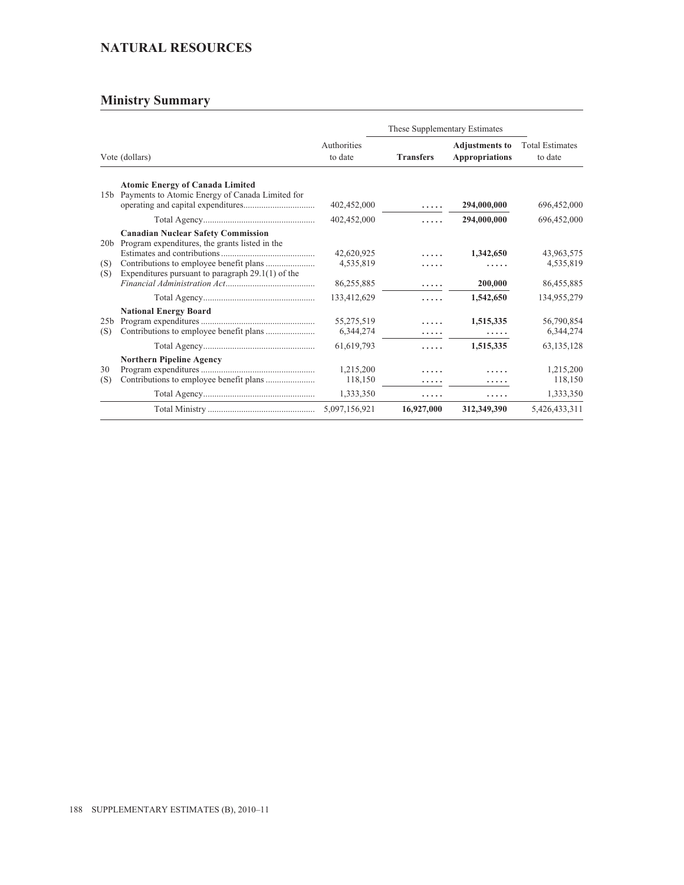## NATURAL RESOURCES

## Ministry Summary

| Vote (dollars) | | Authorities to date | These Supplementary Estimates | | Total Estimates to date |
|---|---|---|---|---|---|
| | | | **Transfers** | **Adjustments to Appropriations** | |
| | **Atomic Energy of Canada Limited** | | | | |
| 15b | Payments to Atomic Energy of Canada Limited for operating and capital expenditures | 402,452,000 | ..... | **294,000,000** | 696,452,000 |
| | Total Agency | 402,452,000 | ..... | **294,000,000** | 696,452,000 |
| | **Canadian Nuclear Safety Commission** | | | | |
| 20b | Program expenditures, the grants listed in the Estimates and contributions | 42,620,925 | ..... | **1,342,650** | 43,963,575 |
| (S) | Contributions to employee benefit plans | 4,535,819 | ..... | ..... | 4,535,819 |
| (S) | Expenditures pursuant to paragraph 29.1(1) of the *Financial Administration Act* | 86,255,885 | ..... | **200,000** | 86,455,885 |
| | Total Agency | 133,412,629 | ..... | **1,542,650** | 134,955,279 |
| | **National Energy Board** | | | | |
| 25b | Program expenditures | 55,275,519 | ..... | **1,515,335** | 56,790,854 |
| (S) | Contributions to employee benefit plans | 6,344,274 | ..... | ..... | 6,344,274 |
| | Total Agency | 61,619,793 | ..... | **1,515,335** | 63,135,128 |
| | **Northern Pipeline Agency** | | | | |
| 30 | Program expenditures | 1,215,200 | ..... | ..... | 1,215,200 |
| (S) | Contributions to employee benefit plans | 118,150 | ..... | ..... | 118,150 |
| | Total Agency | 1,333,350 | ..... | ..... | 1,333,350 |
| | Total Ministry | 5,097,156,921 | **16,927,000** | **312,349,390** | 5,426,433,311 |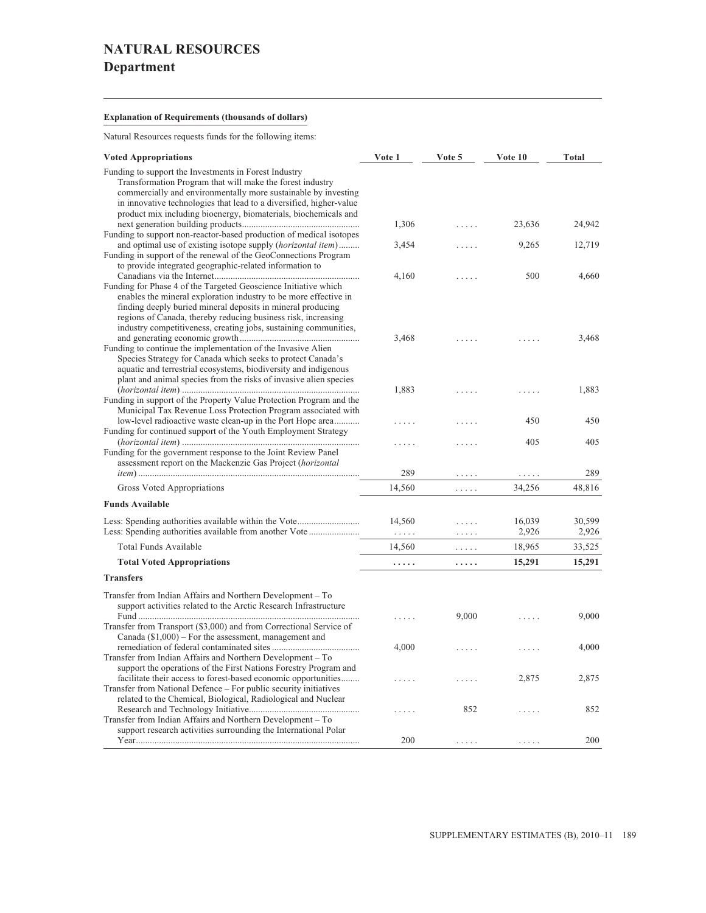# NATURAL RESOURCES
## Department

**Explanation of Requirements (thousands of dollars)**

Natural Resources requests funds for the following items:

| Voted Appropriations | Vote 1 | Vote 5 | Vote 10 | Total |
|---|---|---|---|---|
| Funding to support the Investments in Forest Industry Transformation Program that will make the forest industry commercially and environmentally more sustainable by investing in innovative technologies that lead to a diversified, higher-value product mix including bioenergy, biomaterials, biochemicals and next generation building products | 1,306 | ..... | 23,636 | 24,942 |
| Funding to support non-reactor-based production of medical isotopes and optimal use of existing isotope supply (*horizontal item*) | 3,454 | ..... | 9,265 | 12,719 |
| Funding in support of the renewal of the GeoConnections Program to provide integrated geographic-related information to Canadians via the Internet | 4,160 | ..... | 500 | 4,660 |
| Funding for Phase 4 of the Targeted Geoscience Initiative which enables the mineral exploration industry to be more effective in finding deeply buried mineral deposits in mineral producing regions of Canada, thereby reducing business risk, increasing industry competitiveness, creating jobs, sustaining communities, and generating economic growth | 3,468 | ..... | ..... | 3,468 |
| Funding to continue the implementation of the Invasive Alien Species Strategy for Canada which seeks to protect Canada's aquatic and terrestrial ecosystems, biodiversity and indigenous plant and animal species from the risks of invasive alien species (*horizontal item*) | 1,883 | ..... | ..... | 1,883 |
| Funding in support of the Property Value Protection Program and the Municipal Tax Revenue Loss Protection Program associated with low-level radioactive waste clean-up in the Port Hope area | ..... | ..... | 450 | 450 |
| Funding for continued support of the Youth Employment Strategy (*horizontal item*) | ..... | ..... | 405 | 405 |
| Funding for the government response to the Joint Review Panel assessment report on the Mackenzie Gas Project (*horizontal item*) | 289 | ..... | ..... | 289 |
| Gross Voted Appropriations | 14,560 | ..... | 34,256 | 48,816 |
| **Funds Available** | | | | |
| Less: Spending authorities available within the Vote | 14,560 | ..... | 16,039 | 30,599 |
| Less: Spending authorities available from another Vote | ..... | ..... | 2,926 | 2,926 |
| Total Funds Available | 14,560 | ..... | 18,965 | 33,525 |
| **Total Voted Appropriations** | **.....** | **.....** | **15,291** | **15,291** |
| **Transfers** | | | | |
| Transfer from Indian Affairs and Northern Development – To support activities related to the Arctic Research Infrastructure Fund | ..... | 9,000 | ..... | 9,000 |
| Transfer from Transport ($3,000) and from Correctional Service of Canada ($1,000) – For the assessment, management and remediation of federal contaminated sites | 4,000 | ..... | ..... | 4,000 |
| Transfer from Indian Affairs and Northern Development – To support the operations of the First Nations Forestry Program and facilitate their access to forest-based economic opportunities | ..... | ..... | 2,875 | 2,875 |
| Transfer from National Defence – For public security initiatives related to the Chemical, Biological, Radiological and Nuclear Research and Technology Initiative | ..... | 852 | ..... | 852 |
| Transfer from Indian Affairs and Northern Development – To support research activities surrounding the International Polar Year | 200 | ..... | ..... | 200 |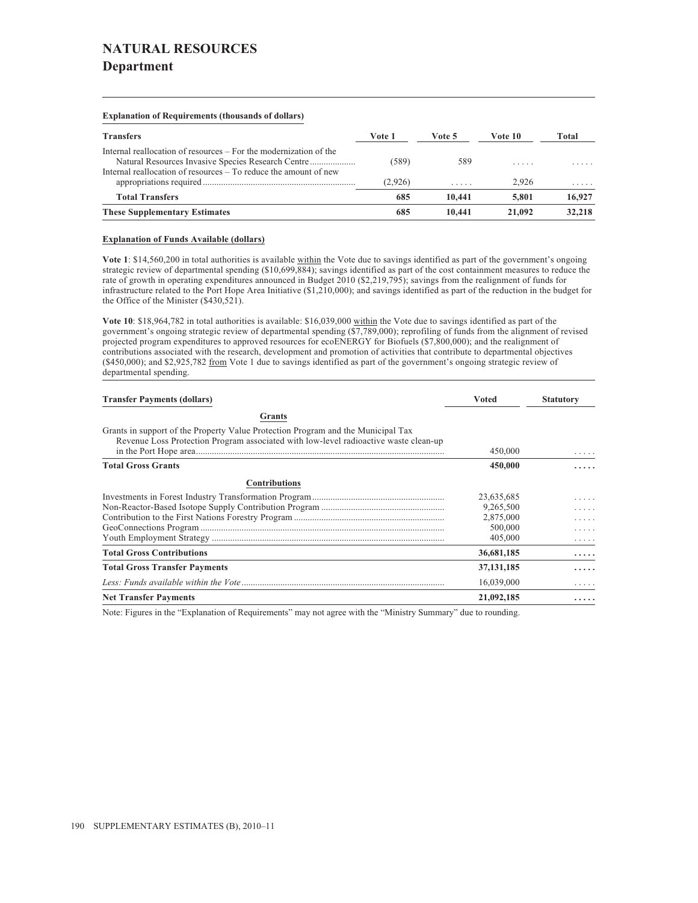# NATURAL RESOURCES
## Department

**Explanation of Requirements (thousands of dollars)**

| Transfers | Vote 1 | Vote 5 | Vote 10 | Total |
|---|---|---|---|---|
| Internal reallocation of resources – For the modernization of the Natural Resources Invasive Species Research Centre | (589) | 589 | ..... | ..... |
| Internal reallocation of resources – To reduce the amount of new appropriations required | (2,926) | ..... | 2,926 | ..... |
| **Total Transfers** | **685** | **10,441** | **5,801** | **16,927** |
| **These Supplementary Estimates** | **685** | **10,441** | **21,092** | **32,218** |

**Explanation of Funds Available (dollars)**

**Vote 1**: $14,560,200 in total authorities is available within the Vote due to savings identified as part of the government's ongoing strategic review of departmental spending ($10,699,884); savings identified as part of the cost containment measures to reduce the rate of growth in operating expenditures announced in Budget 2010 ($2,219,795); savings from the realignment of funds for infrastructure related to the Port Hope Area Initiative ($1,210,000); and savings identified as part of the reduction in the budget for the Office of the Minister ($430,521).

**Vote 10**: $18,964,782 in total authorities is available: $16,039,000 within the Vote due to savings identified as part of the government's ongoing strategic review of departmental spending ($7,789,000); reprofiling of funds from the alignment of revised projected program expenditures to approved resources for ecoENERGY for Biofuels ($7,800,000); and the realignment of contributions associated with the research, development and promotion of activities that contribute to departmental objectives ($450,000); and $2,925,782 from Vote 1 due to savings identified as part of the government's ongoing strategic review of departmental spending.

| Transfer Payments (dollars) | Voted | Statutory |
|---|---|---|
| **Grants** | | |
| Grants in support of the Property Value Protection Program and the Municipal Tax Revenue Loss Protection Program associated with low-level radioactive waste clean-up in the Port Hope area | 450,000 | ..... |
| **Total Gross Grants** | **450,000** | **.....** |
| **Contributions** | | |
| Investments in Forest Industry Transformation Program | 23,635,685 | ..... |
| Non-Reactor-Based Isotope Supply Contribution Program | 9,265,500 | ..... |
| Contribution to the First Nations Forestry Program | 2,875,000 | ..... |
| GeoConnections Program | 500,000 | ..... |
| Youth Employment Strategy | 405,000 | ..... |
| **Total Gross Contributions** | **36,681,185** | **.....** |
| **Total Gross Transfer Payments** | **37,131,185** | **.....** |
| *Less: Funds available within the Vote* | 16,039,000 | ..... |
| **Net Transfer Payments** | **21,092,185** | **.....** |

Note: Figures in the "Explanation of Requirements" may not agree with the "Ministry Summary" due to rounding.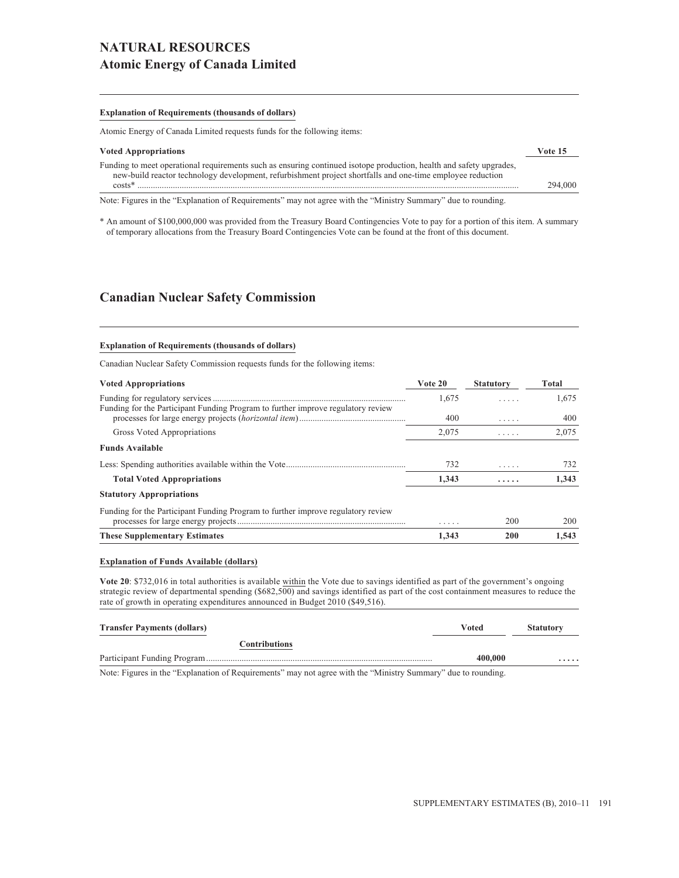# NATURAL RESOURCES
## Atomic Energy of Canada Limited

**Explanation of Requirements (thousands of dollars)**

Atomic Energy of Canada Limited requests funds for the following items:

| Voted Appropriations | Vote 15 |
|---|---|
| Funding to meet operational requirements such as ensuring continued isotope production, health and safety upgrades, new-build reactor technology development, refurbishment project shortfalls and one-time employee reduction costs* | 294,000 |

Note: Figures in the “Explanation of Requirements” may not agree with the “Ministry Summary” due to rounding.

* An amount of $100,000,000 was provided from the Treasury Board Contingencies Vote to pay for a portion of this item. A summary of temporary allocations from the Treasury Board Contingencies Vote can be found at the front of this document.

## Canadian Nuclear Safety Commission

**Explanation of Requirements (thousands of dollars)**

Canadian Nuclear Safety Commission requests funds for the following items:

| Voted Appropriations | Vote 20 | Statutory | Total |
|---|---|---|---|
| Funding for regulatory services | 1,675 | ..... | 1,675 |
| Funding for the Participant Funding Program to further improve regulatory review processes for large energy projects (*horizontal item*) | 400 | ..... | 400 |
| Gross Voted Appropriations | 2,075 | ..... | 2,075 |
| **Funds Available** | | | |
| Less: Spending authorities available within the Vote | 732 | ..... | 732 |
| **Total Voted Appropriations** | **1,343** | **.....** | **1,343** |
| **Statutory Appropriations** | | | |
| Funding for the Participant Funding Program to further improve regulatory review processes for large energy projects | ..... | 200 | 200 |
| **These Supplementary Estimates** | **1,343** | **200** | **1,543** |

**Explanation of Funds Available (dollars)**

**Vote 20**: $732,016 in total authorities is available within the Vote due to savings identified as part of the government’s ongoing strategic review of departmental spending ($682,500) and savings identified as part of the cost containment measures to reduce the rate of growth in operating expenditures announced in Budget 2010 ($49,516).

| Transfer Payments (dollars) | Voted | Statutory |
|---|---|---|
| **Contributions** | | |
| Participant Funding Program | **400,000** | **.....** |

Note: Figures in the “Explanation of Requirements” may not agree with the “Ministry Summary” due to rounding.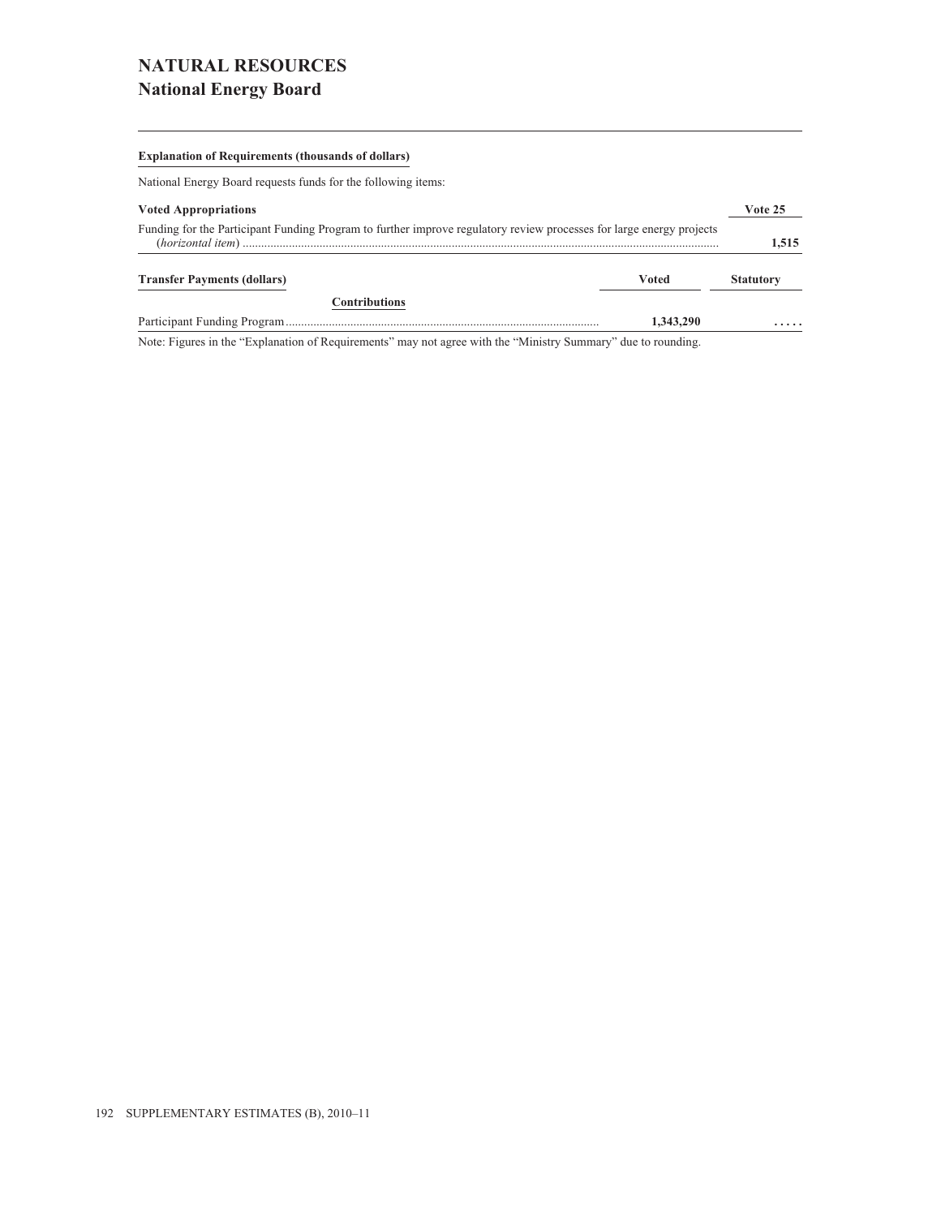# NATURAL RESOURCES
## National Energy Board

**Explanation of Requirements (thousands of dollars)**

National Energy Board requests funds for the following items:

| Voted Appropriations | Vote 25 |
|---|---|
| Funding for the Participant Funding Program to further improve regulatory review processes for large energy projects (*horizontal item*) | **1,515** |

| Transfer Payments (dollars) | Voted | Statutory |
|---|---|---|
| **Contributions** | | |
| Participant Funding Program | **1,343,290** | **. . . . .** |

Note: Figures in the “Explanation of Requirements” may not agree with the “Ministry Summary” due to rounding.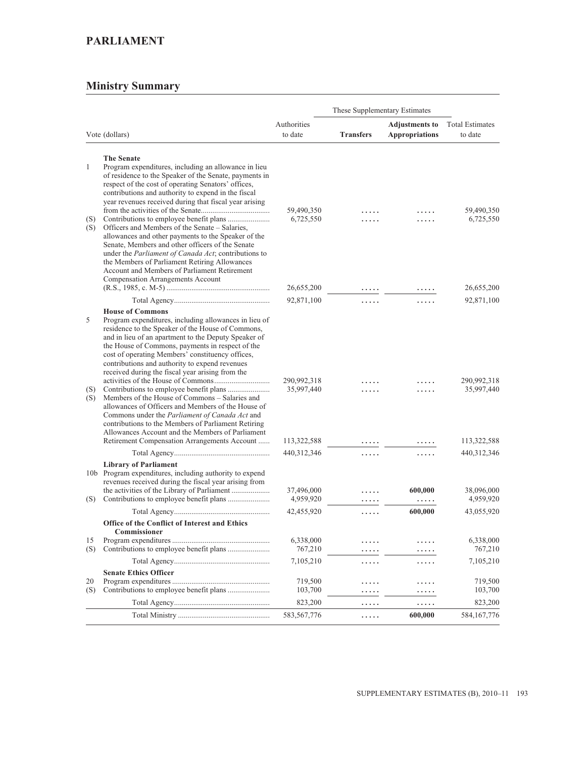# PARLIAMENT

## Ministry Summary

| Vote (dollars) | | Authorities to date | These Supplementary Estimates | | Total Estimates to date |
|---|---|---|---|---|---|
| | | | **Transfers** | **Adjustments to Appropriations** | |
| | **The Senate** | | | | |
| 1 | Program expenditures, including an allowance in lieu of residence to the Speaker of the Senate, payments in respect of the cost of operating Senators' offices, contributions and authority to expend in the fiscal year revenues received during that fiscal year arising from the activities of the Senate | 59,490,350 | ..... | ..... | 59,490,350 |
| (S) | Contributions to employee benefit plans | 6,725,550 | ..... | ..... | 6,725,550 |
| (S) | Officers and Members of the Senate – Salaries, allowances and other payments to the Speaker of the Senate, Members and other officers of the Senate under the *Parliament of Canada Act*; contributions to the Members of Parliament Retiring Allowances Account and Members of Parliament Retirement Compensation Arrangements Account (R.S., 1985, c. M-5) | 26,655,200 | ..... | ..... | 26,655,200 |
| | Total Agency | 92,871,100 | ..... | ..... | 92,871,100 |
| | **House of Commons** | | | | |
| 5 | Program expenditures, including allowances in lieu of residence to the Speaker of the House of Commons, and in lieu of an apartment to the Deputy Speaker of the House of Commons, payments in respect of the cost of operating Members' constituency offices, contributions and authority to expend revenues received during the fiscal year arising from the activities of the House of Commons | 290,992,318 | ..... | ..... | 290,992,318 |
| (S) | Contributions to employee benefit plans | 35,997,440 | ..... | ..... | 35,997,440 |
| (S) | Members of the House of Commons – Salaries and allowances of Officers and Members of the House of Commons under the *Parliament of Canada Act* and contributions to the Members of Parliament Retiring Allowances Account and the Members of Parliament Retirement Compensation Arrangements Account | 113,322,588 | ..... | ..... | 113,322,588 |
| | Total Agency | 440,312,346 | ..... | ..... | 440,312,346 |
| | **Library of Parliament** | | | | |
| 10b | Program expenditures, including authority to expend revenues received during the fiscal year arising from the activities of the Library of Parliament | 37,496,000 | ..... | 600,000 | 38,096,000 |
| (S) | Contributions to employee benefit plans | 4,959,920 | ..... | ..... | 4,959,920 |
| | Total Agency | 42,455,920 | ..... | 600,000 | 43,055,920 |
| | **Office of the Conflict of Interest and Ethics Commissioner** | | | | |
| 15 | Program expenditures | 6,338,000 | ..... | ..... | 6,338,000 |
| (S) | Contributions to employee benefit plans | 767,210 | ..... | ..... | 767,210 |
| | Total Agency | 7,105,210 | ..... | ..... | 7,105,210 |
| | **Senate Ethics Officer** | | | | |
| 20 | Program expenditures | 719,500 | ..... | ..... | 719,500 |
| (S) | Contributions to employee benefit plans | 103,700 | ..... | ..... | 103,700 |
| | Total Agency | 823,200 | ..... | ..... | 823,200 |
| | Total Ministry | 583,567,776 | ..... | 600,000 | 584,167,776 |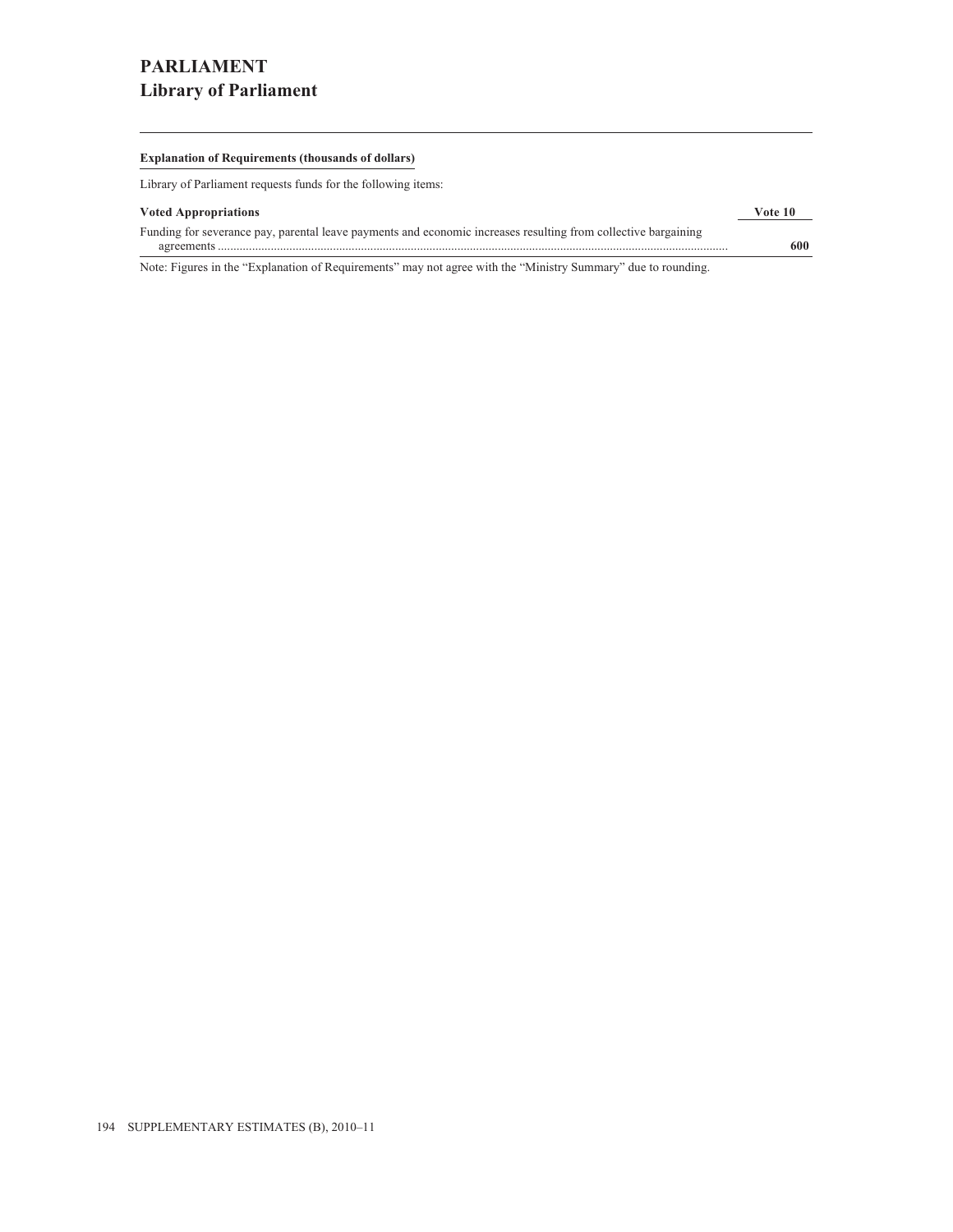# PARLIAMENT
## Library of Parliament

**Explanation of Requirements (thousands of dollars)**

Library of Parliament requests funds for the following items:

| **Voted Appropriations** | **Vote 10** |
|---|---|
| Funding for severance pay, parental leave payments and economic increases resulting from collective bargaining agreements | **600** |

Note: Figures in the “Explanation of Requirements” may not agree with the “Ministry Summary” due to rounding.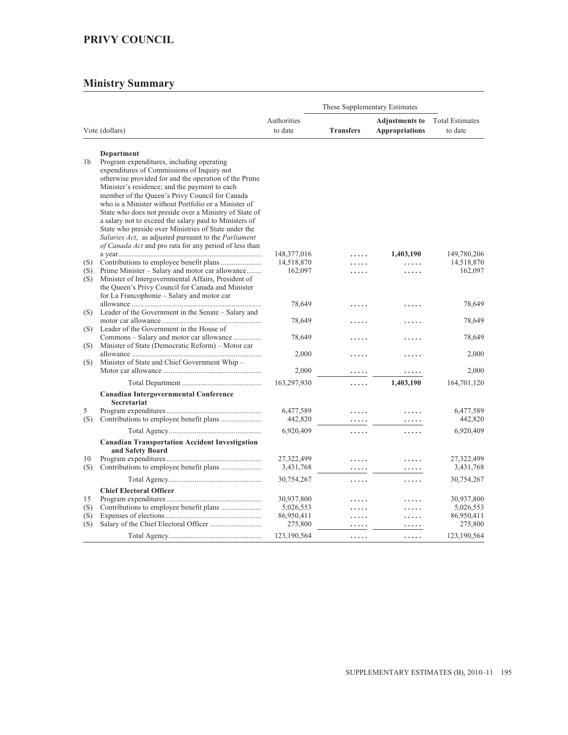# PRIVY COUNCIL

## Ministry Summary

| Vote (dollars) | | Authorities to date | These Supplementary Estimates | | Total Estimates to date |
|---|---|---|---|---|---|
| | | | **Transfers** | **Adjustments to Appropriations** | |
| | **Department** | | | | |
| 1b | Program expenditures, including operating expenditures of Commissions of Inquiry not otherwise provided for and the operation of the Prime Minister's residence; and the payment to each member of the Queen's Privy Council for Canada who is a Minister without Portfolio or a Minister of State who does not preside over a Ministry of State of a salary not to exceed the salary paid to Ministers of State who preside over Ministries of State under the *Salaries Act*, as adjusted pursuant to the *Parliament of Canada Act* and pro rata for any period of less than a year | 148,377,016 | ..... | **1,403,190** | 149,780,206 |
| (S) | Contributions to employee benefit plans | 14,518,870 | ..... | ..... | 14,518,870 |
| (S) | Prime Minister – Salary and motor car allowance | 162,097 | ..... | ..... | 162,097 |
| (S) | Minister of Intergovernmental Affairs, President of the Queen's Privy Council for Canada and Minister for La Francophonie – Salary and motor car allowance | 78,649 | ..... | ..... | 78,649 |
| (S) | Leader of the Government in the Senate – Salary and motor car allowance | 78,649 | ..... | ..... | 78,649 |
| (S) | Leader of the Government in the House of Commons – Salary and motor car allowance | 78,649 | ..... | ..... | 78,649 |
| (S) | Minister of State (Democratic Reform) – Motor car allowance | 2,000 | ..... | ..... | 2,000 |
| (S) | Minister of State and Chief Government Whip – Motor car allowance | 2,000 | ..... | ..... | 2,000 |
| | Total Department | 163,297,930 | ..... | 1,403,190 | 164,701,120 |
| | **Canadian Intergovernmental Conference Secretariat** | | | | |
| 5 | Program expenditures | 6,477,589 | ..... | ..... | 6,477,589 |
| (S) | Contributions to employee benefit plans | 442,820 | ..... | ..... | 442,820 |
| | Total Agency | 6,920,409 | ..... | ..... | 6,920,409 |
| | **Canadian Transportation Accident Investigation and Safety Board** | | | | |
| 10 | Program expenditures | 27,322,499 | ..... | ..... | 27,322,499 |
| (S) | Contributions to employee benefit plans | 3,431,768 | ..... | ..... | 3,431,768 |
| | Total Agency | 30,754,267 | ..... | ..... | 30,754,267 |
| | **Chief Electoral Officer** | | | | |
| 15 | Program expenditures | 30,937,800 | ..... | ..... | 30,937,800 |
| (S) | Contributions to employee benefit plans | 5,026,553 | ..... | ..... | 5,026,553 |
| (S) | Expenses of elections | 86,950,411 | ..... | ..... | 86,950,411 |
| (S) | Salary of the Chief Electoral Officer | 275,800 | ..... | ..... | 275,800 |
| | Total Agency | 123,190,564 | ..... | ..... | 123,190,564 |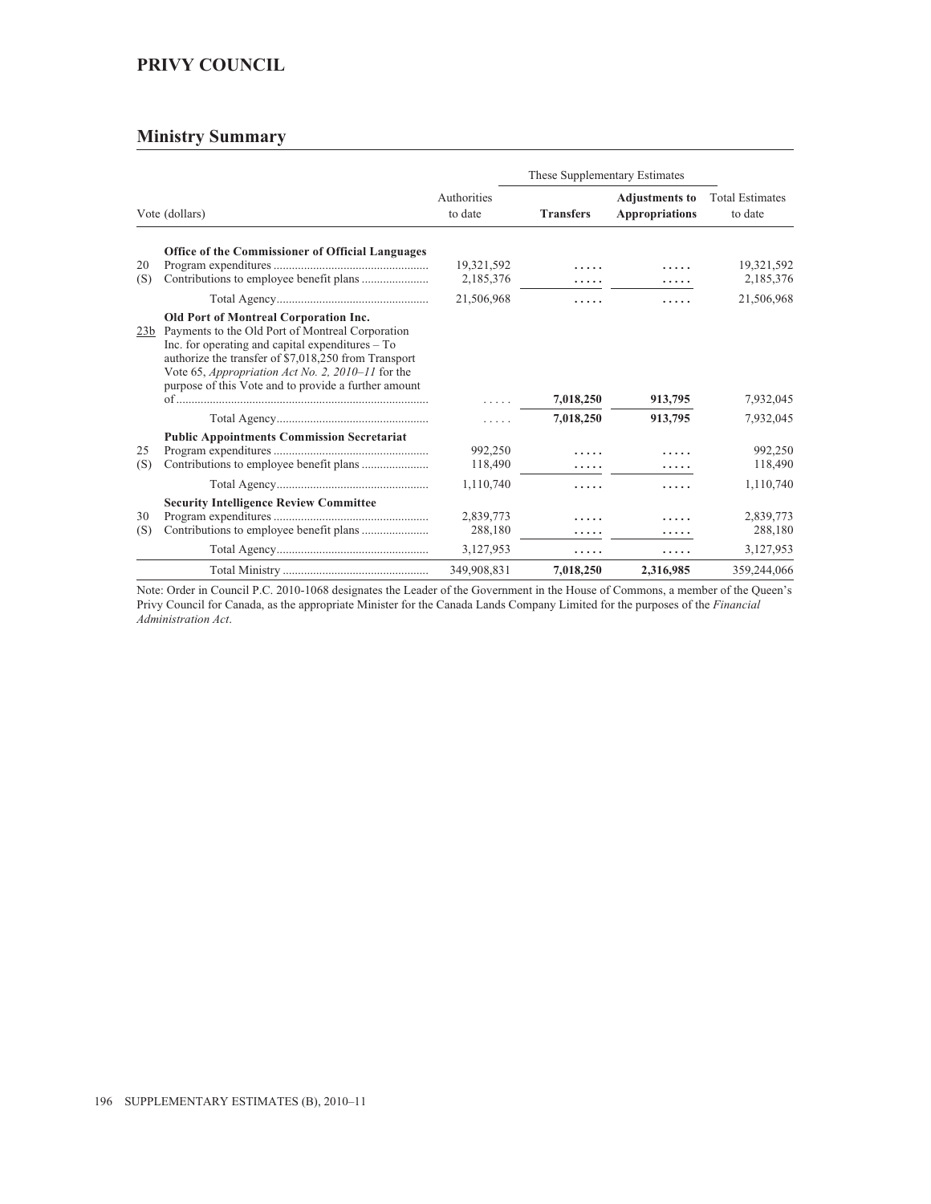## PRIVY COUNCIL

### Ministry Summary

| Vote (dollars) | | Authorities to date | These Supplementary Estimates | | Total Estimates to date |
|---|---|---|---|---|---|
| | | | **Transfers** | **Adjustments to Appropriations** | |
| | **Office of the Commissioner of Official Languages** | | | | |
| 20 | Program expenditures | 19,321,592 | ..... | ..... | 19,321,592 |
| (S) | Contributions to employee benefit plans | 2,185,376 | ..... | ..... | 2,185,376 |
| | Total Agency | 21,506,968 | ..... | ..... | 21,506,968 |
| | **Old Port of Montreal Corporation Inc.** | | | | |
| 23b | Payments to the Old Port of Montreal Corporation Inc. for operating and capital expenditures – To authorize the transfer of $7,018,250 from Transport Vote 65, *Appropriation Act No. 2, 2010–11* for the purpose of this Vote and to provide a further amount of | ..... | **7,018,250** | **913,795** | 7,932,045 |
| | Total Agency | ..... | **7,018,250** | **913,795** | 7,932,045 |
| | **Public Appointments Commission Secretariat** | | | | |
| 25 | Program expenditures | 992,250 | ..... | ..... | 992,250 |
| (S) | Contributions to employee benefit plans | 118,490 | ..... | ..... | 118,490 |
| | Total Agency | 1,110,740 | ..... | ..... | 1,110,740 |
| | **Security Intelligence Review Committee** | | | | |
| 30 | Program expenditures | 2,839,773 | ..... | ..... | 2,839,773 |
| (S) | Contributions to employee benefit plans | 288,180 | ..... | ..... | 288,180 |
| | Total Agency | 3,127,953 | ..... | ..... | 3,127,953 |
| | Total Ministry | 349,908,831 | **7,018,250** | **2,316,985** | 359,244,066 |

Note: Order in Council P.C. 2010-1068 designates the Leader of the Government in the House of Commons, a member of the Queen's Privy Council for Canada, as the appropriate Minister for the Canada Lands Company Limited for the purposes of the *Financial Administration Act*.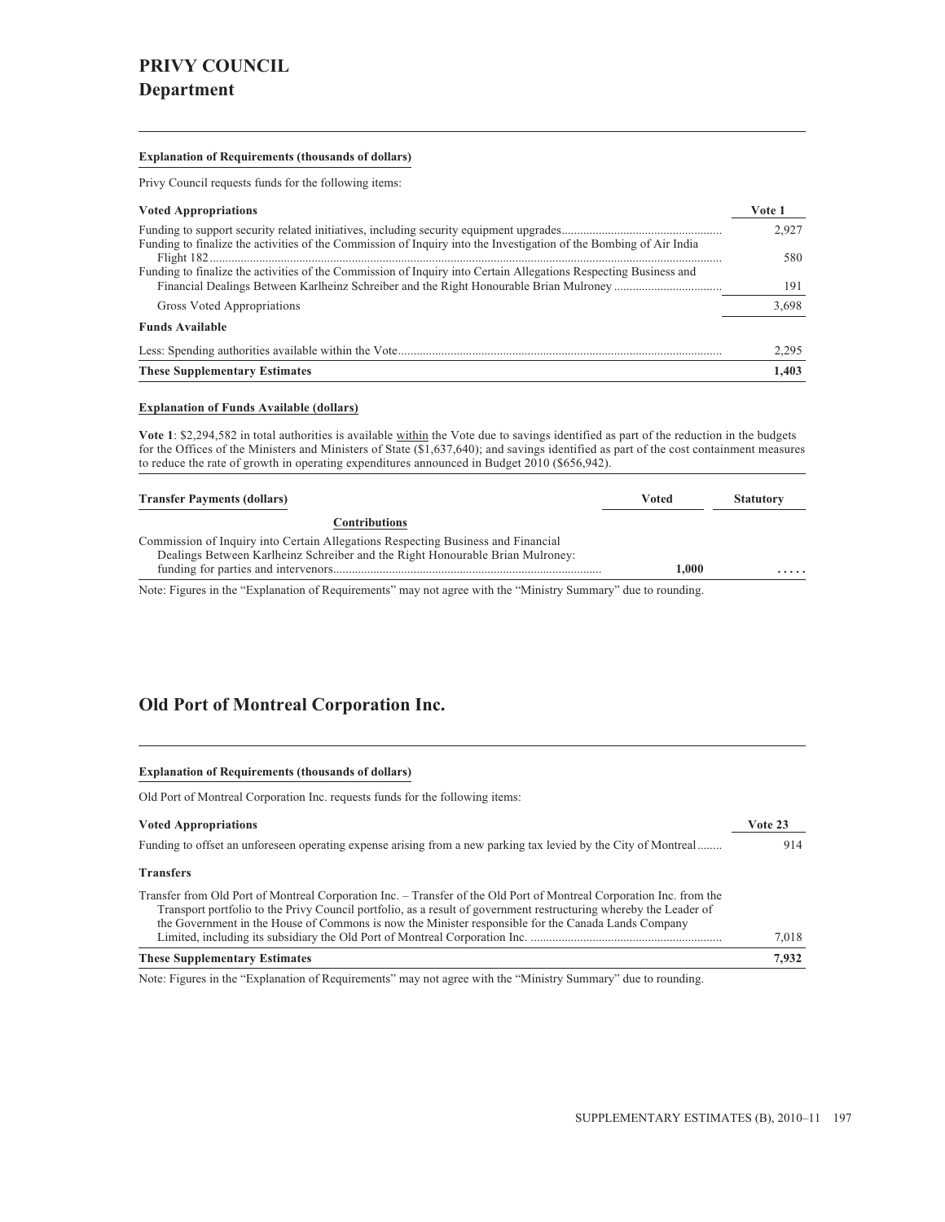# PRIVY COUNCIL

## Department

#### Explanation of Requirements (thousands of dollars)

Privy Council requests funds for the following items:

| Voted Appropriations | Vote 1 |
|---|---|
| Funding to support security related initiatives, including security equipment upgrades | 2,927 |
| Funding to finalize the activities of the Commission of Inquiry into the Investigation of the Bombing of Air India Flight 182 | 580 |
| Funding to finalize the activities of the Commission of Inquiry into Certain Allegations Respecting Business and Financial Dealings Between Karlheinz Schreiber and the Right Honourable Brian Mulroney | 191 |
| Gross Voted Appropriations | 3,698 |
| **Funds Available** | |
| Less: Spending authorities available within the Vote | 2,295 |
| **These Supplementary Estimates** | **1,403** |

#### Explanation of Funds Available (dollars)

**Vote 1**: $2,294,582 in total authorities is available within the Vote due to savings identified as part of the reduction in the budgets for the Offices of the Ministers and Ministers of State ($1,637,640); and savings identified as part of the cost containment measures to reduce the rate of growth in operating expenditures announced in Budget 2010 ($656,942).

| Transfer Payments (dollars) | Voted | Statutory |
|---|---|---|
| **Contributions** | | |
| Commission of Inquiry into Certain Allegations Respecting Business and Financial Dealings Between Karlheinz Schreiber and the Right Honourable Brian Mulroney: funding for parties and intervenors | **1,000** | **. . . . .** |

Note: Figures in the "Explanation of Requirements" may not agree with the "Ministry Summary" due to rounding.

## Old Port of Montreal Corporation Inc.

#### Explanation of Requirements (thousands of dollars)

Old Port of Montreal Corporation Inc. requests funds for the following items:

| Voted Appropriations | Vote 23 |
|---|---|
| Funding to offset an unforeseen operating expense arising from a new parking tax levied by the City of Montreal | 914 |
| **Transfers** | |
| Transfer from Old Port of Montreal Corporation Inc. – Transfer of the Old Port of Montreal Corporation Inc. from the Transport portfolio to the Privy Council portfolio, as a result of government restructuring whereby the Leader of the Government in the House of Commons is now the Minister responsible for the Canada Lands Company Limited, including its subsidiary the Old Port of Montreal Corporation Inc. | 7,018 |
| **These Supplementary Estimates** | **7,932** |

Note: Figures in the "Explanation of Requirements" may not agree with the "Ministry Summary" due to rounding.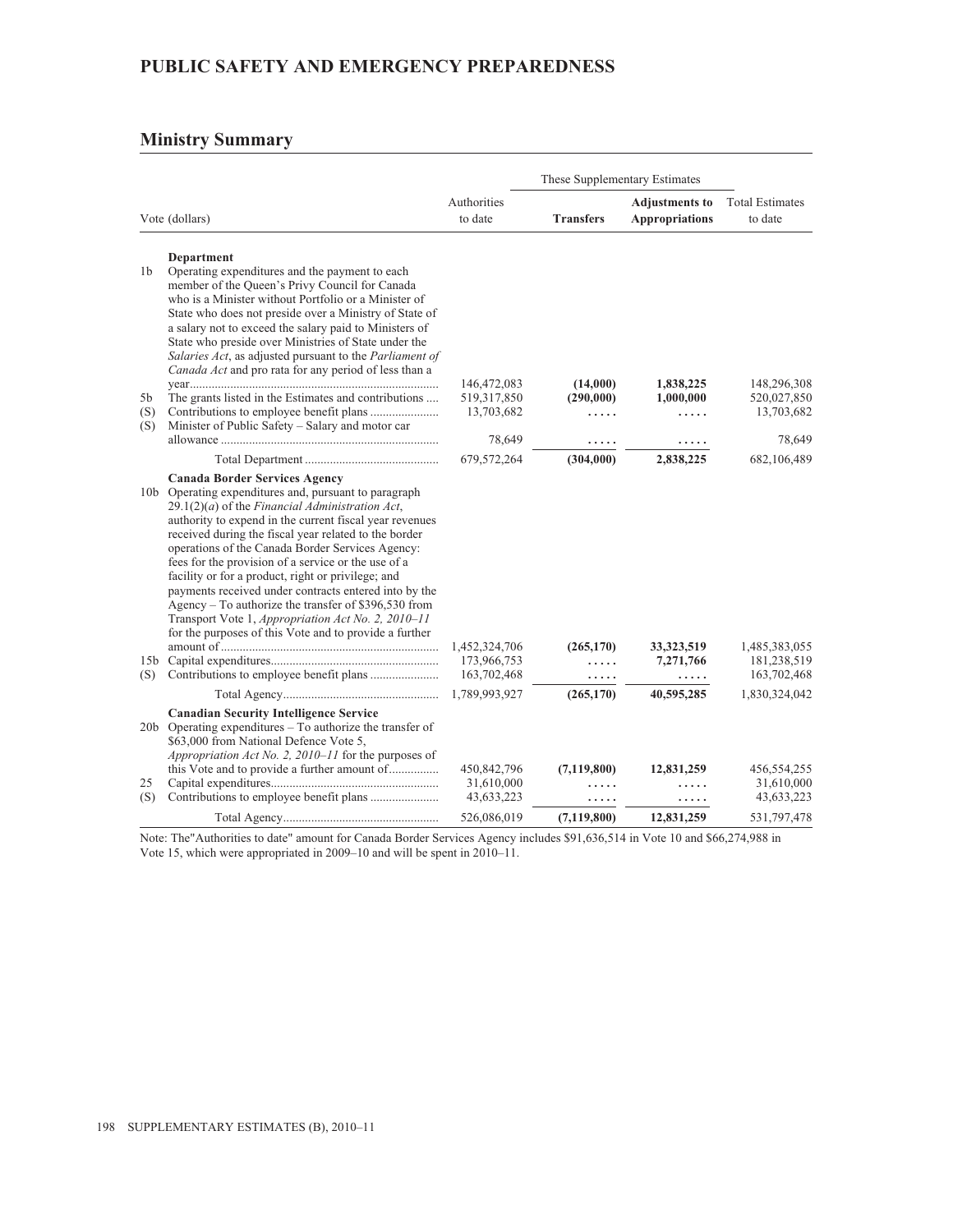## PUBLIC SAFETY AND EMERGENCY PREPAREDNESS

### Ministry Summary

| Vote (dollars) | | Authorities to date | These Supplementary Estimates Transfers | Adjustments to Appropriations | Total Estimates to date |
|---|---|---|---|---|---|
| | **Department** | | | | |
| 1b | Operating expenditures and the payment to each member of the Queen's Privy Council for Canada who is a Minister without Portfolio or a Minister of State who does not preside over a Ministry of State of a salary not to exceed the salary paid to Ministers of State who preside over Ministries of State under the *Salaries Act*, as adjusted pursuant to the *Parliament of Canada Act* and pro rata for any period of less than a year | 146,472,083 | **(14,000)** | **1,838,225** | 148,296,308 |
| 5b | The grants listed in the Estimates and contributions | 519,317,850 | **(290,000)** | **1,000,000** | 520,027,850 |
| (S) | Contributions to employee benefit plans | 13,703,682 | ..... | ..... | 13,703,682 |
| (S) | Minister of Public Safety – Salary and motor car allowance | 78,649 | ..... | ..... | 78,649 |
| | Total Department | 679,572,264 | **(304,000)** | **2,838,225** | 682,106,489 |
| | **Canada Border Services Agency** | | | | |
| 10b | Operating expenditures and, pursuant to paragraph 29.1(2)(*a*) of the *Financial Administration Act*, authority to expend in the current fiscal year revenues received during the fiscal year related to the border operations of the Canada Border Services Agency: fees for the provision of a service or the use of a facility or for a product, right or privilege; and payments received under contracts entered into by the Agency – To authorize the transfer of $396,530 from Transport Vote 1, *Appropriation Act No. 2, 2010–11* for the purposes of this Vote and to provide a further amount of | 1,452,324,706 | **(265,170)** | **33,323,519** | 1,485,383,055 |
| 15b | Capital expenditures | 173,966,753 | ..... | **7,271,766** | 181,238,519 |
| (S) | Contributions to employee benefit plans | 163,702,468 | ..... | ..... | 163,702,468 |
| | Total Agency | 1,789,993,927 | **(265,170)** | **40,595,285** | 1,830,324,042 |
| | **Canadian Security Intelligence Service** | | | | |
| 20b | Operating expenditures – To authorize the transfer of $63,000 from National Defence Vote 5, *Appropriation Act No. 2, 2010–11* for the purposes of this Vote and to provide a further amount of | 450,842,796 | **(7,119,800)** | **12,831,259** | 456,554,255 |
| 25 | Capital expenditures | 31,610,000 | ..... | ..... | 31,610,000 |
| (S) | Contributions to employee benefit plans | 43,633,223 | ..... | ..... | 43,633,223 |
| | Total Agency | 526,086,019 | **(7,119,800)** | **12,831,259** | 531,797,478 |

Note: The"Authorities to date" amount for Canada Border Services Agency includes $91,636,514 in Vote 10 and $66,274,988 in Vote 15, which were appropriated in 2009–10 and will be spent in 2010–11.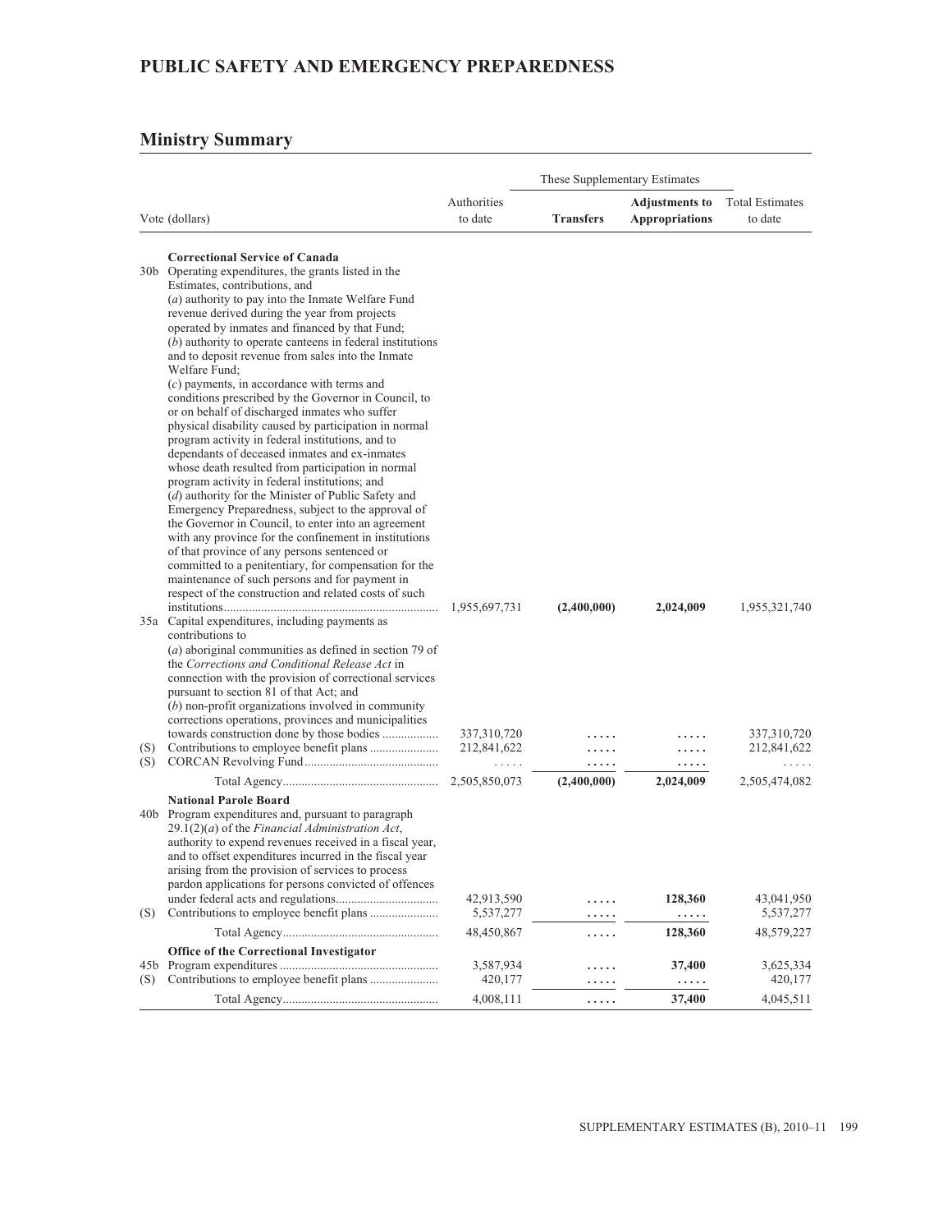# PUBLIC SAFETY AND EMERGENCY PREPAREDNESS

## Ministry Summary

| Vote (dollars) | | Authorities to date | These Supplementary Estimates Transfers | These Supplementary Estimates Adjustments to Appropriations | Total Estimates to date |
|---|---|---|---|---|---|
| | **Correctional Service of Canada** | | | | |
| 30b | Operating expenditures, the grants listed in the Estimates, contributions, and (*a*) authority to pay into the Inmate Welfare Fund revenue derived during the year from projects operated by inmates and financed by that Fund; (*b*) authority to operate canteens in federal institutions and to deposit revenue from sales into the Inmate Welfare Fund; (*c*) payments, in accordance with terms and conditions prescribed by the Governor in Council, to or on behalf of discharged inmates who suffer physical disability caused by participation in normal program activity in federal institutions, and to dependants of deceased inmates and ex-inmates whose death resulted from participation in normal program activity in federal institutions; and (*d*) authority for the Minister of Public Safety and Emergency Preparedness, subject to the approval of the Governor in Council, to enter into an agreement with any province for the confinement in institutions of that province of any persons sentenced or committed to a penitentiary, for compensation for the maintenance of such persons and for payment in respect of the construction and related costs of such institutions | 1,955,697,731 | **(2,400,000)** | **2,024,009** | 1,955,321,740 |
| 35a | Capital expenditures, including payments as contributions to (*a*) aboriginal communities as defined in section 79 of the *Corrections and Conditional Release Act* in connection with the provision of correctional services pursuant to section 81 of that Act; and (*b*) non-profit organizations involved in community corrections operations, provinces and municipalities towards construction done by those bodies | 337,310,720 | ..... | ..... | 337,310,720 |
| (S) | Contributions to employee benefit plans | 212,841,622 | ..... | ..... | 212,841,622 |
| (S) | CORCAN Revolving Fund | ..... | ..... | ..... | ..... |
| | Total Agency | 2,505,850,073 | **(2,400,000)** | **2,024,009** | 2,505,474,082 |
| | **National Parole Board** | | | | |
| 40b | Program expenditures and, pursuant to paragraph 29.1(2)(*a*) of the *Financial Administration Act*, authority to expend revenues received in a fiscal year, and to offset expenditures incurred in the fiscal year arising from the provision of services to process pardon applications for persons convicted of offences under federal acts and regulations | 42,913,590 | ..... | **128,360** | 43,041,950 |
| (S) | Contributions to employee benefit plans | 5,537,277 | ..... | ..... | 5,537,277 |
| | Total Agency | 48,450,867 | ..... | **128,360** | 48,579,227 |
| | **Office of the Correctional Investigator** | | | | |
| 45b | Program expenditures | 3,587,934 | ..... | **37,400** | 3,625,334 |
| (S) | Contributions to employee benefit plans | 420,177 | ..... | ..... | 420,177 |
| | Total Agency | 4,008,111 | ..... | **37,400** | 4,045,511 |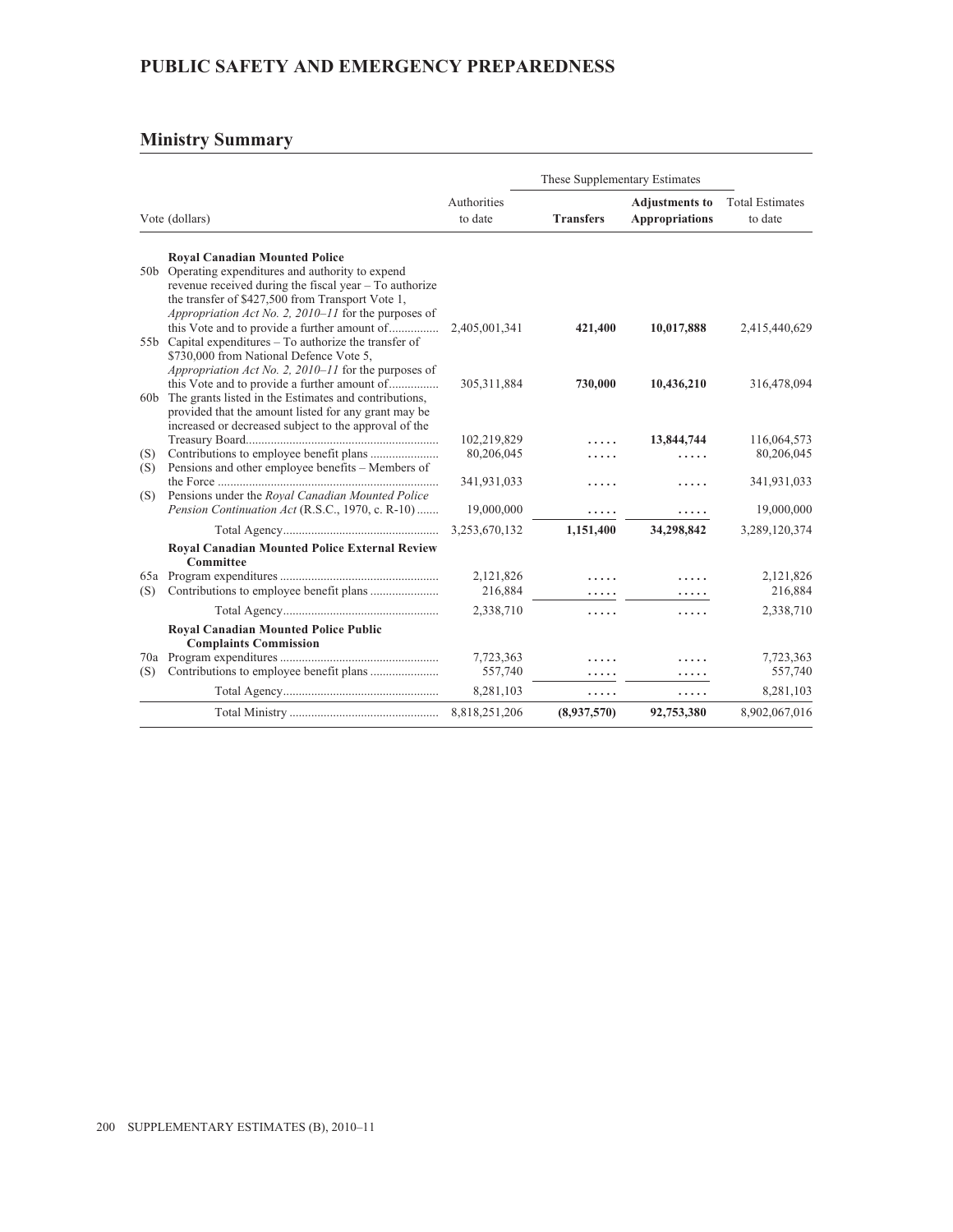## PUBLIC SAFETY AND EMERGENCY PREPAREDNESS

### Ministry Summary

| Vote (dollars) | | Authorities to date | These Supplementary Estimates | | Total Estimates to date |
|---|---|---|---|---|---|
| | | | **Transfers** | **Adjustments to Appropriations** | |
| | **Royal Canadian Mounted Police** | | | | |
| 50b | Operating expenditures and authority to expend revenue received during the fiscal year – To authorize the transfer of $427,500 from Transport Vote 1, *Appropriation Act No. 2, 2010–11* for the purposes of this Vote and to provide a further amount of................ | 2,405,001,341 | **421,400** | **10,017,888** | 2,415,440,629 |
| 55b | Capital expenditures – To authorize the transfer of $730,000 from National Defence Vote 5, *Appropriation Act No. 2, 2010–11* for the purposes of this Vote and to provide a further amount of................ | 305,311,884 | **730,000** | **10,436,210** | 316,478,094 |
| 60b | The grants listed in the Estimates and contributions, provided that the amount listed for any grant may be increased or decreased subject to the approval of the Treasury Board.............................................................. | 102,219,829 | ..... | **13,844,744** | 116,064,573 |
| (S) | Contributions to employee benefit plans ...................... | 80,206,045 | ..... | ..... | 80,206,045 |
| (S) | Pensions and other employee benefits – Members of the Force ....................................................................... | 341,931,033 | ..... | ..... | 341,931,033 |
| (S) | Pensions under the *Royal Canadian Mounted Police Pension Continuation Act* (R.S.C., 1970, c. R-10) ....... | 19,000,000 | ..... | ..... | 19,000,000 |
| | Total Agency.................................................. | 3,253,670,132 | **1,151,400** | **34,298,842** | 3,289,120,374 |
| | **Royal Canadian Mounted Police External Review Committee** | | | | |
| 65a | Program expenditures ................................................... | 2,121,826 | ..... | ..... | 2,121,826 |
| (S) | Contributions to employee benefit plans ...................... | 216,884 | ..... | ..... | 216,884 |
| | Total Agency.................................................. | 2,338,710 | ..... | ..... | 2,338,710 |
| | **Royal Canadian Mounted Police Public Complaints Commission** | | | | |
| 70a | Program expenditures ................................................... | 7,723,363 | ..... | ..... | 7,723,363 |
| (S) | Contributions to employee benefit plans ...................... | 557,740 | ..... | ..... | 557,740 |
| | Total Agency.................................................. | 8,281,103 | ..... | ..... | 8,281,103 |
| | Total Ministry ................................................ | 8,818,251,206 | **(8,937,570)** | **92,753,380** | 8,902,067,016 |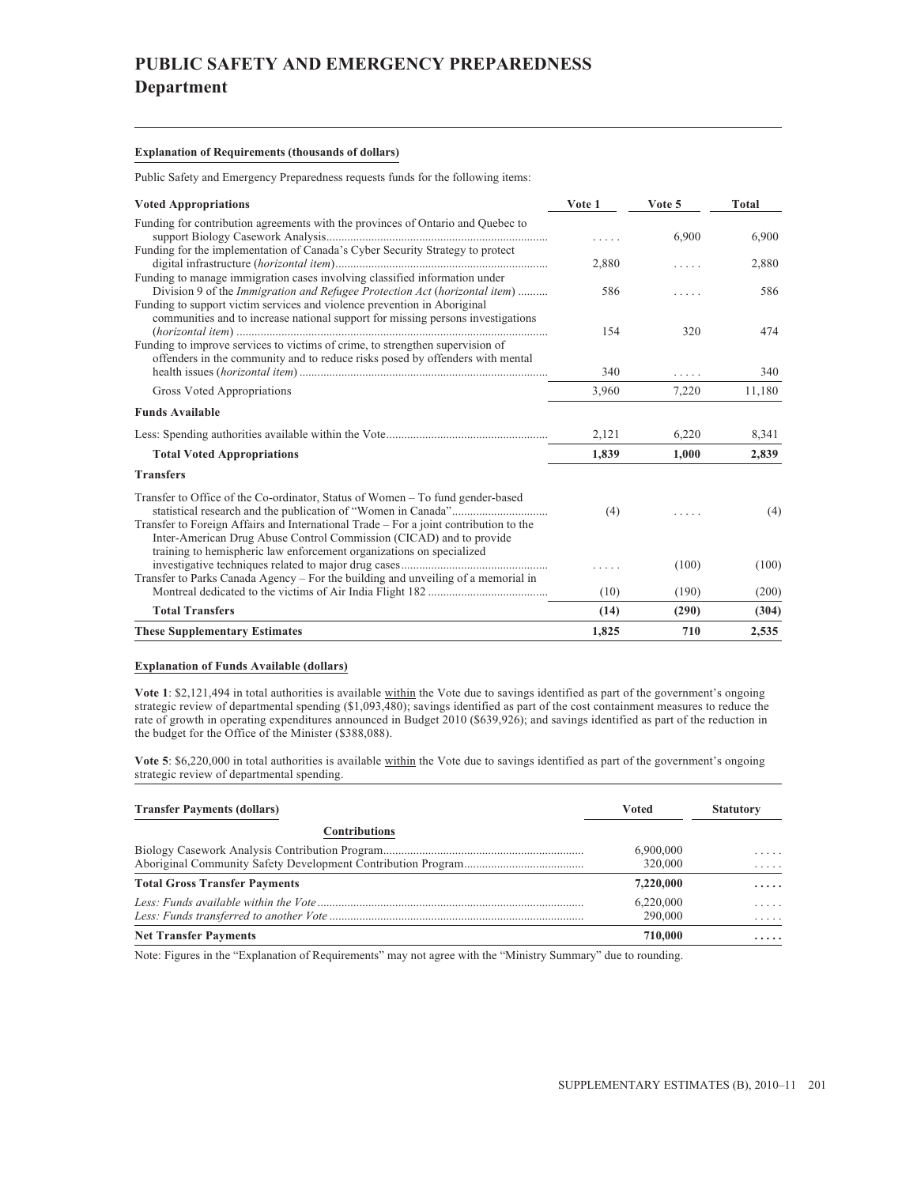# PUBLIC SAFETY AND EMERGENCY PREPAREDNESS

## Department

**Explanation of Requirements (thousands of dollars)**

Public Safety and Emergency Preparedness requests funds for the following items:

| Voted Appropriations | Vote 1 | Vote 5 | Total |
|---|---|---|---|
| Funding for contribution agreements with the provinces of Ontario and Quebec to support Biology Casework Analysis | ..... | 6,900 | 6,900 |
| Funding for the implementation of Canada's Cyber Security Strategy to protect digital infrastructure (*horizontal item*) | 2,880 | ..... | 2,880 |
| Funding to manage immigration cases involving classified information under Division 9 of the *Immigration and Refugee Protection Act* (*horizontal item*) | 586 | ..... | 586 |
| Funding to support victim services and violence prevention in Aboriginal communities and to increase national support for missing persons investigations (*horizontal item*) | 154 | 320 | 474 |
| Funding to improve services to victims of crime, to strengthen supervision of offenders in the community and to reduce risks posed by offenders with mental health issues (*horizontal item*) | 340 | ..... | 340 |
| Gross Voted Appropriations | 3,960 | 7,220 | 11,180 |
| **Funds Available** | | | |
| Less: Spending authorities available within the Vote | 2,121 | 6,220 | 8,341 |
| **Total Voted Appropriations** | **1,839** | **1,000** | **2,839** |
| **Transfers** | | | |
| Transfer to Office of the Co-ordinator, Status of Women – To fund gender-based statistical research and the publication of "Women in Canada" | (4) | ..... | (4) |
| Transfer to Foreign Affairs and International Trade – For a joint contribution to the Inter-American Drug Abuse Control Commission (CICAD) and to provide training to hemispheric law enforcement organizations on specialized investigative techniques related to major drug cases | ..... | (100) | (100) |
| Transfer to Parks Canada Agency – For the building and unveiling of a memorial in Montreal dedicated to the victims of Air India Flight 182 | (10) | (190) | (200) |
| **Total Transfers** | **(14)** | **(290)** | **(304)** |
| **These Supplementary Estimates** | **1,825** | **710** | **2,535** |

**Explanation of Funds Available (dollars)**

**Vote 1**: $2,121,494 in total authorities is available within the Vote due to savings identified as part of the government's ongoing strategic review of departmental spending ($1,093,480); savings identified as part of the cost containment measures to reduce the rate of growth in operating expenditures announced in Budget 2010 ($639,926); and savings identified as part of the reduction in the budget for the Office of the Minister ($388,088).

**Vote 5**: $6,220,000 in total authorities is available within the Vote due to savings identified as part of the government's ongoing strategic review of departmental spending.

| Transfer Payments (dollars) | Voted | Statutory |
|---|---|---|
| **Contributions** | | |
| Biology Casework Analysis Contribution Program | 6,900,000 | ..... |
| Aboriginal Community Safety Development Contribution Program | 320,000 | ..... |
| **Total Gross Transfer Payments** | **7,220,000** | **.....** |
| *Less: Funds available within the Vote* | 6,220,000 | ..... |
| *Less: Funds transferred to another Vote* | 290,000 | ..... |
| **Net Transfer Payments** | **710,000** | **.....** |

Note: Figures in the "Explanation of Requirements" may not agree with the "Ministry Summary" due to rounding.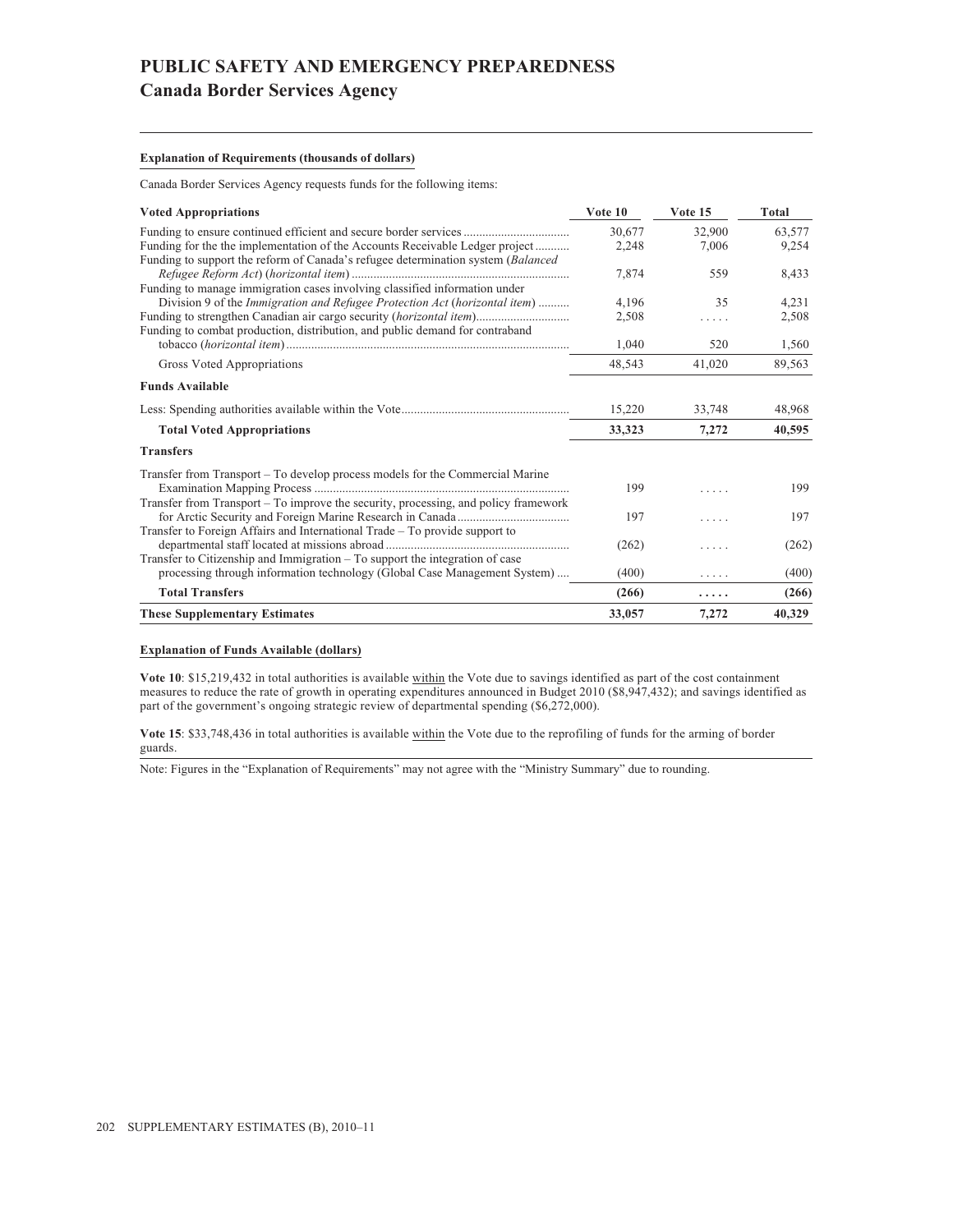# PUBLIC SAFETY AND EMERGENCY PREPAREDNESS

## Canada Border Services Agency

**Explanation of Requirements (thousands of dollars)**

Canada Border Services Agency requests funds for the following items:

| Voted Appropriations | Vote 10 | Vote 15 | Total |
|---|---|---|---|
| Funding to ensure continued efficient and secure border services | 30,677 | 32,900 | 63,577 |
| Funding for the the implementation of the Accounts Receivable Ledger project | 2,248 | 7,006 | 9,254 |
| Funding to support the reform of Canada's refugee determination system (*Balanced Refugee Reform Act*) (*horizontal item*) | 7,874 | 559 | 8,433 |
| Funding to manage immigration cases involving classified information under Division 9 of the *Immigration and Refugee Protection Act* (*horizontal item*) | 4,196 | 35 | 4,231 |
| Funding to strengthen Canadian air cargo security (*horizontal item*) | 2,508 | ..... | 2,508 |
| Funding to combat production, distribution, and public demand for contraband tobacco (*horizontal item*) | 1,040 | 520 | 1,560 |
| Gross Voted Appropriations | 48,543 | 41,020 | 89,563 |
| **Funds Available** | | | |
| Less: Spending authorities available within the Vote | 15,220 | 33,748 | 48,968 |
| **Total Voted Appropriations** | **33,323** | **7,272** | **40,595** |
| **Transfers** | | | |
| Transfer from Transport – To develop process models for the Commercial Marine Examination Mapping Process | 199 | ..... | 199 |
| Transfer from Transport – To improve the security, processing, and policy framework for Arctic Security and Foreign Marine Research in Canada | 197 | ..... | 197 |
| Transfer to Foreign Affairs and International Trade – To provide support to departmental staff located at missions abroad | (262) | ..... | (262) |
| Transfer to Citizenship and Immigration – To support the integration of case processing through information technology (Global Case Management System) | (400) | ..... | (400) |
| **Total Transfers** | **(266)** | **.....** | **(266)** |
| **These Supplementary Estimates** | **33,057** | **7,272** | **40,329** |

**Explanation of Funds Available (dollars)**

**Vote 10**: $15,219,432 in total authorities is available within the Vote due to savings identified as part of the cost containment measures to reduce the rate of growth in operating expenditures announced in Budget 2010 ($8,947,432); and savings identified as part of the government's ongoing strategic review of departmental spending ($6,272,000).

**Vote 15**: $33,748,436 in total authorities is available within the Vote due to the reprofiling of funds for the arming of border guards.

Note: Figures in the "Explanation of Requirements" may not agree with the "Ministry Summary" due to rounding.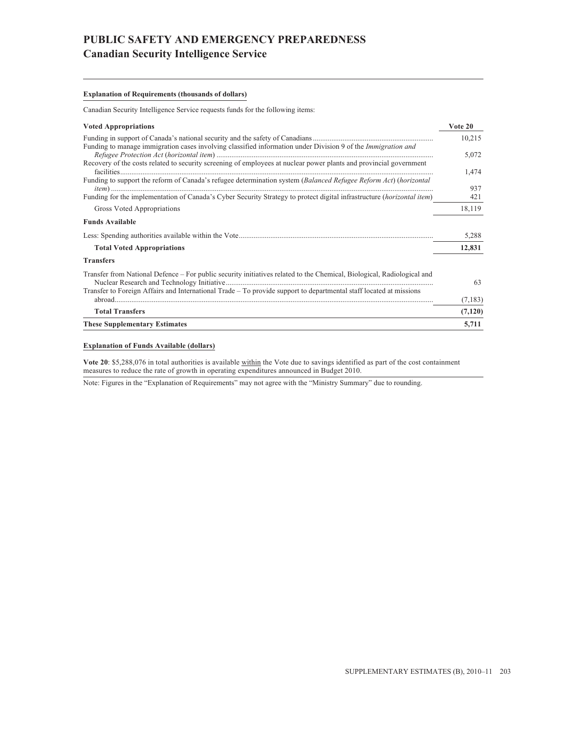# PUBLIC SAFETY AND EMERGENCY PREPAREDNESS

## Canadian Security Intelligence Service

**Explanation of Requirements (thousands of dollars)**

Canadian Security Intelligence Service requests funds for the following items:

| **Voted Appropriations** | **Vote 20** |
|---|---|
| Funding in support of Canada's national security and the safety of Canadians | 10,215 |
| Funding to manage immigration cases involving classified information under Division 9 of the *Immigration and Refugee Protection Act* (*horizontal item*) | 5,072 |
| Recovery of the costs related to security screening of employees at nuclear power plants and provincial government facilities | 1,474 |
| Funding to support the reform of Canada's refugee determination system (*Balanced Refugee Reform Act*) (*horizontal item*) | 937 |
| Funding for the implementation of Canada's Cyber Security Strategy to protect digital infrastructure (*horizontal item*) | 421 |
| Gross Voted Appropriations | 18,119 |
| **Funds Available** | |
| Less: Spending authorities available within the Vote | 5,288 |
| **Total Voted Appropriations** | **12,831** |
| **Transfers** | |
| Transfer from National Defence – For public security initiatives related to the Chemical, Biological, Radiological and Nuclear Research and Technology Initiative | 63 |
| Transfer to Foreign Affairs and International Trade – To provide support to departmental staff located at missions abroad | (7,183) |
| **Total Transfers** | **(7,120)** |
| **These Supplementary Estimates** | **5,711** |

**Explanation of Funds Available (dollars)**

**Vote 20**: $5,288,076 in total authorities is available within the Vote due to savings identified as part of the cost containment measures to reduce the rate of growth in operating expenditures announced in Budget 2010.

Note: Figures in the "Explanation of Requirements" may not agree with the "Ministry Summary" due to rounding.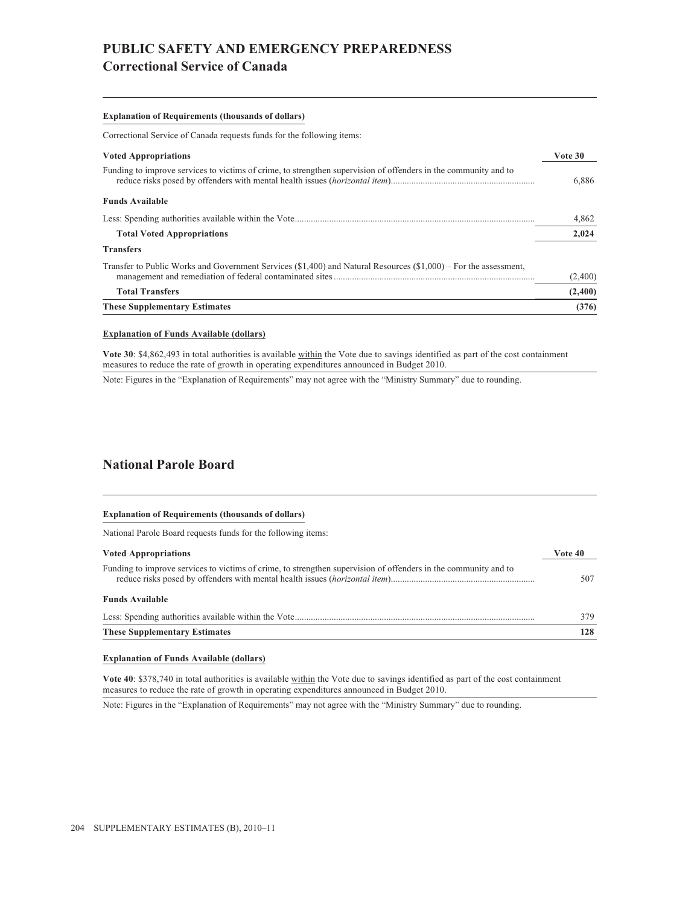# PUBLIC SAFETY AND EMERGENCY PREPAREDNESS

## Correctional Service of Canada

**Explanation of Requirements (thousands of dollars)**

Correctional Service of Canada requests funds for the following items:

| Voted Appropriations | Vote 30 |
|---|---|
| Funding to improve services to victims of crime, to strengthen supervision of offenders in the community and to reduce risks posed by offenders with mental health issues (*horizontal item*) | 6,886 |
| **Funds Available** | |
| Less: Spending authorities available within the Vote | 4,862 |
| **Total Voted Appropriations** | **2,024** |
| **Transfers** | |
| Transfer to Public Works and Government Services ($1,400) and Natural Resources ($1,000) – For the assessment, management and remediation of federal contaminated sites | (2,400) |
| **Total Transfers** | **(2,400)** |
| **These Supplementary Estimates** | **(376)** |

**Explanation of Funds Available (dollars)**

**Vote 30**: $4,862,493 in total authorities is available within the Vote due to savings identified as part of the cost containment measures to reduce the rate of growth in operating expenditures announced in Budget 2010.

Note: Figures in the "Explanation of Requirements" may not agree with the "Ministry Summary" due to rounding.

## National Parole Board

**Explanation of Requirements (thousands of dollars)**

National Parole Board requests funds for the following items:

| Voted Appropriations | Vote 40 |
|---|---|
| Funding to improve services to victims of crime, to strengthen supervision of offenders in the community and to reduce risks posed by offenders with mental health issues (*horizontal item*) | 507 |
| **Funds Available** | |
| Less: Spending authorities available within the Vote | 379 |
| **These Supplementary Estimates** | **128** |

**Explanation of Funds Available (dollars)**

**Vote 40**: $378,740 in total authorities is available within the Vote due to savings identified as part of the cost containment measures to reduce the rate of growth in operating expenditures announced in Budget 2010.

Note: Figures in the "Explanation of Requirements" may not agree with the "Ministry Summary" due to rounding.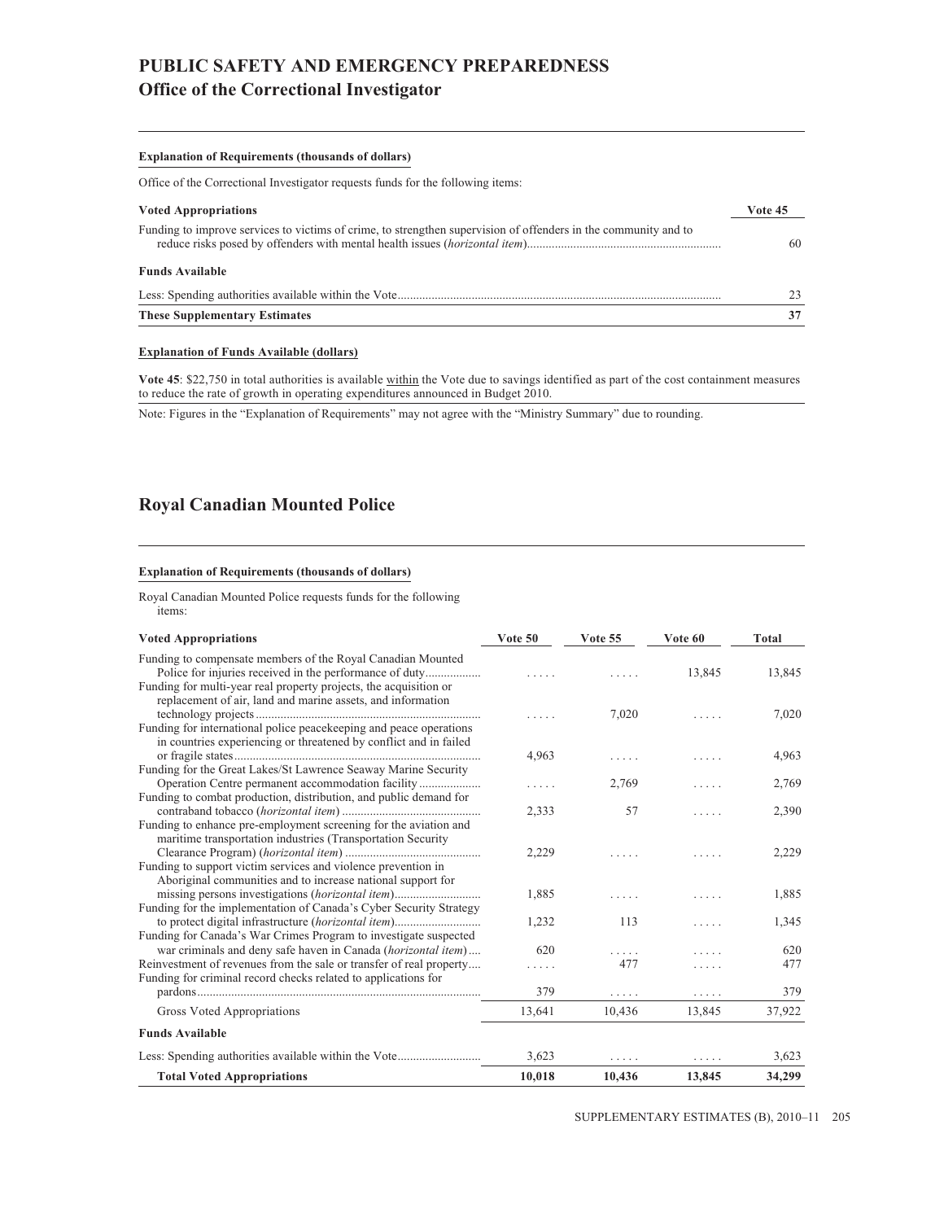# PUBLIC SAFETY AND EMERGENCY PREPAREDNESS

## Office of the Correctional Investigator

**Explanation of Requirements (thousands of dollars)**

Office of the Correctional Investigator requests funds for the following items:

| **Voted Appropriations** | **Vote 45** |
|---|---|
| Funding to improve services to victims of crime, to strengthen supervision of offenders in the community and to reduce risks posed by offenders with mental health issues (*horizontal item*) | 60 |
| **Funds Available** | |
| Less: Spending authorities available within the Vote | 23 |
| **These Supplementary Estimates** | **37** |

**Explanation of Funds Available (dollars)**

**Vote 45**: $22,750 in total authorities is available within the Vote due to savings identified as part of the cost containment measures to reduce the rate of growth in operating expenditures announced in Budget 2010.

Note: Figures in the "Explanation of Requirements" may not agree with the "Ministry Summary" due to rounding.

## Royal Canadian Mounted Police

**Explanation of Requirements (thousands of dollars)**

Royal Canadian Mounted Police requests funds for the following items:

| **Voted Appropriations** | **Vote 50** | **Vote 55** | **Vote 60** | **Total** |
|---|---|---|---|---|
| Funding to compensate members of the Royal Canadian Mounted Police for injuries received in the performance of duty | ..... | ..... | 13,845 | 13,845 |
| Funding for multi-year real property projects, the acquisition or replacement of air, land and marine assets, and information technology projects | ..... | 7,020 | ..... | 7,020 |
| Funding for international police peacekeeping and peace operations in countries experiencing or threatened by conflict and in failed or fragile states | 4,963 | ..... | ..... | 4,963 |
| Funding for the Great Lakes/St Lawrence Seaway Marine Security Operation Centre permanent accommodation facility | ..... | 2,769 | ..... | 2,769 |
| Funding to combat production, distribution, and public demand for contraband tobacco (*horizontal item*) | 2,333 | 57 | ..... | 2,390 |
| Funding to enhance pre-employment screening for the aviation and maritime transportation industries (Transportation Security Clearance Program) (*horizontal item*) | 2,229 | ..... | ..... | 2,229 |
| Funding to support victim services and violence prevention in Aboriginal communities and to increase national support for missing persons investigations (*horizontal item*) | 1,885 | ..... | ..... | 1,885 |
| Funding for the implementation of Canada's Cyber Security Strategy to protect digital infrastructure (*horizontal item*) | 1,232 | 113 | ..... | 1,345 |
| Funding for Canada's War Crimes Program to investigate suspected war criminals and deny safe haven in Canada (*horizontal item*) | 620 | ..... | ..... | 620 |
| Reinvestment of revenues from the sale or transfer of real property | ..... | 477 | ..... | 477 |
| Funding for criminal record checks related to applications for pardons | 379 | ..... | ..... | 379 |
| Gross Voted Appropriations | 13,641 | 10,436 | 13,845 | 37,922 |
| **Funds Available** | | | | |
| Less: Spending authorities available within the Vote | 3,623 | ..... | ..... | 3,623 |
| **Total Voted Appropriations** | **10,018** | **10,436** | **13,845** | **34,299** |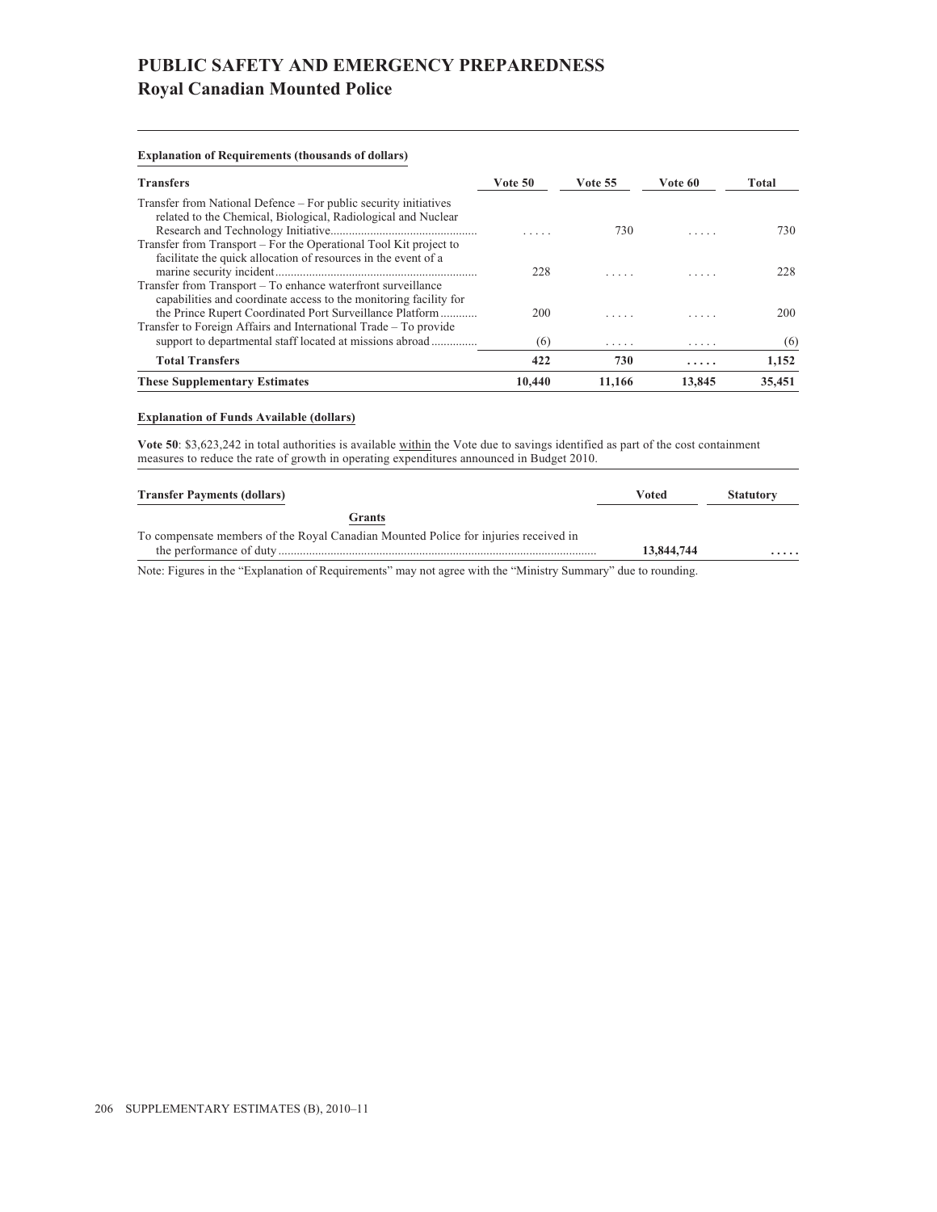# PUBLIC SAFETY AND EMERGENCY PREPAREDNESS

## Royal Canadian Mounted Police

**Explanation of Requirements (thousands of dollars)**

| Transfers | Vote 50 | Vote 55 | Vote 60 | Total |
|---|---|---|---|---|
| Transfer from National Defence – For public security initiatives related to the Chemical, Biological, Radiological and Nuclear Research and Technology Initiative | ..... | 730 | ..... | 730 |
| Transfer from Transport – For the Operational Tool Kit project to facilitate the quick allocation of resources in the event of a marine security incident | 228 | ..... | ..... | 228 |
| Transfer from Transport – To enhance waterfront surveillance capabilities and coordinate access to the monitoring facility for the Prince Rupert Coordinated Port Surveillance Platform | 200 | ..... | ..... | 200 |
| Transfer to Foreign Affairs and International Trade – To provide support to departmental staff located at missions abroad | (6) | ..... | ..... | (6) |
| **Total Transfers** | **422** | **730** | **.....** | **1,152** |
| **These Supplementary Estimates** | **10,440** | **11,166** | **13,845** | **35,451** |

**Explanation of Funds Available (dollars)**

**Vote 50**: $3,623,242 in total authorities is available within the Vote due to savings identified as part of the cost containment measures to reduce the rate of growth in operating expenditures announced in Budget 2010.

| Transfer Payments (dollars) | Voted | Statutory |
|---|---|---|
| **Grants** | | |
| To compensate members of the Royal Canadian Mounted Police for injuries received in the performance of duty | **13,844,744** | **.....** |

Note: Figures in the "Explanation of Requirements" may not agree with the "Ministry Summary" due to rounding.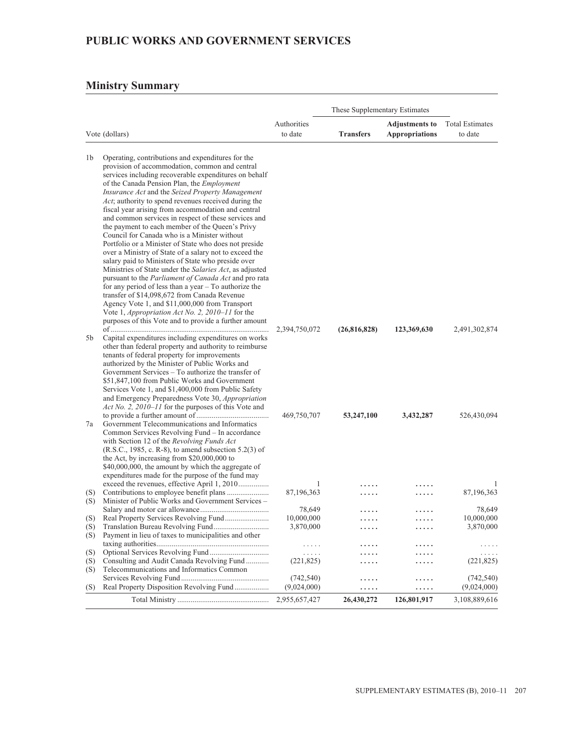# PUBLIC WORKS AND GOVERNMENT SERVICES

## Ministry Summary

| Vote (dollars) | | Authorities to date | These Supplementary Estimates Transfers | Adjustments to Appropriations | Total Estimates to date |
|---|---|---|---|---|---|
| 1b | Operating, contributions and expenditures for the provision of accommodation, common and central services including recoverable expenditures on behalf of the Canada Pension Plan, the *Employment Insurance Act* and the *Seized Property Management Act*; authority to spend revenues received during the fiscal year arising from accommodation and central and common services in respect of these services and the payment to each member of the Queen's Privy Council for Canada who is a Minister without Portfolio or a Minister of State who does not preside over a Ministry of State of a salary not to exceed the salary paid to Ministers of State who preside over Ministries of State under the *Salaries Act*, as adjusted pursuant to the *Parliament of Canada Act* and pro rata for any period of less than a year – To authorize the transfer of $14,098,672 from Canada Revenue Agency Vote 1, and $11,000,000 from Transport Vote 1, *Appropriation Act No. 2, 2010–11* for the purposes of this Vote and to provide a further amount of | 2,394,750,072 | **(26,816,828)** | **123,369,630** | 2,491,302,874 |
| 5b | Capital expenditures including expenditures on works other than federal property and authority to reimburse tenants of federal property for improvements authorized by the Minister of Public Works and Government Services – To authorize the transfer of $51,847,100 from Public Works and Government Services Vote 1, and $1,400,000 from Public Safety and Emergency Preparedness Vote 30, *Appropriation Act No. 2, 2010–11* for the purposes of this Vote and to provide a further amount of | 469,750,707 | **53,247,100** | **3,432,287** | 526,430,094 |
| 7a | Government Telecommunications and Informatics Common Services Revolving Fund – In accordance with Section 12 of the *Revolving Funds Act* (R.S.C., 1985, c. R-8), to amend subsection 5.2(3) of the Act, by increasing from $20,000,000 to $40,000,000, the amount by which the aggregate of expenditures made for the purpose of the fund may exceed the revenues, effective April 1, 2010 | 1 | ..... | ..... | 1 |
| (S) | Contributions to employee benefit plans | 87,196,363 | ..... | ..... | 87,196,363 |
| (S) | Minister of Public Works and Government Services – Salary and motor car allowance | 78,649 | ..... | ..... | 78,649 |
| (S) | Real Property Services Revolving Fund | 10,000,000 | ..... | ..... | 10,000,000 |
| (S) | Translation Bureau Revolving Fund | 3,870,000 | ..... | ..... | 3,870,000 |
| (S) | Payment in lieu of taxes to municipalities and other taxing authorities | ..... | ..... | ..... | ..... |
| (S) | Optional Services Revolving Fund | ..... | ..... | ..... | ..... |
| (S) | Consulting and Audit Canada Revolving Fund | (221,825) | ..... | ..... | (221,825) |
| (S) | Telecommunications and Informatics Common Services Revolving Fund | (742,540) | ..... | ..... | (742,540) |
| (S) | Real Property Disposition Revolving Fund | (9,024,000) | ..... | ..... | (9,024,000) |
| | Total Ministry | 2,955,657,427 | 26,430,272 | 126,801,917 | 3,108,889,616 |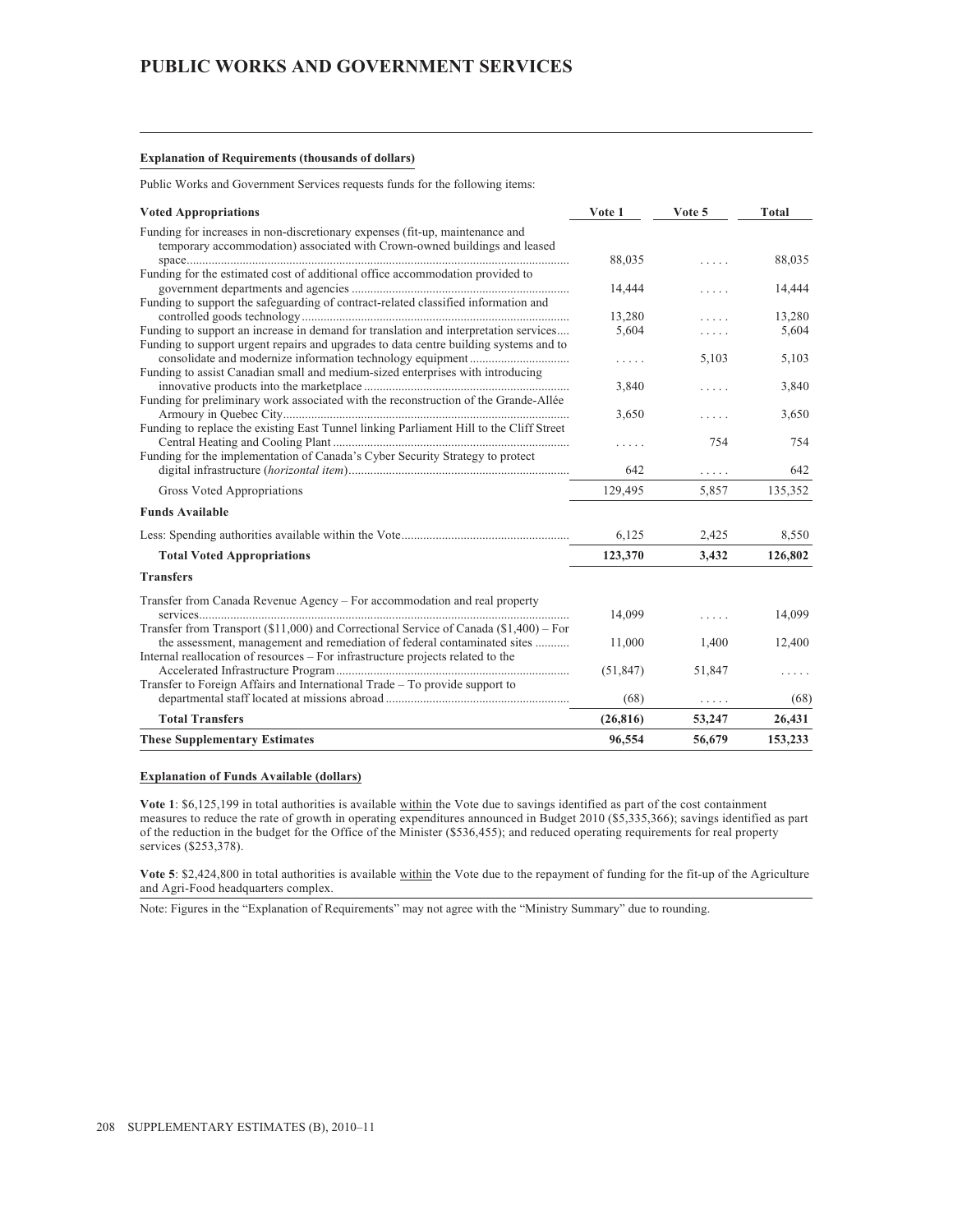# PUBLIC WORKS AND GOVERNMENT SERVICES

**Explanation of Requirements (thousands of dollars)**

Public Works and Government Services requests funds for the following items:

| Voted Appropriations | Vote 1 | Vote 5 | Total |
|---|---|---|---|
| Funding for increases in non-discretionary expenses (fit-up, maintenance and temporary accommodation) associated with Crown-owned buildings and leased space | 88,035 | ..... | 88,035 |
| Funding for the estimated cost of additional office accommodation provided to government departments and agencies | 14,444 | ..... | 14,444 |
| Funding to support the safeguarding of contract-related classified information and controlled goods technology | 13,280 | ..... | 13,280 |
| Funding to support an increase in demand for translation and interpretation services | 5,604 | ..... | 5,604 |
| Funding to support urgent repairs and upgrades to data centre building systems and to consolidate and modernize information technology equipment | ..... | 5,103 | 5,103 |
| Funding to assist Canadian small and medium-sized enterprises with introducing innovative products into the marketplace | 3,840 | ..... | 3,840 |
| Funding for preliminary work associated with the reconstruction of the Grande-Allée Armoury in Quebec City | 3,650 | ..... | 3,650 |
| Funding to replace the existing East Tunnel linking Parliament Hill to the Cliff Street Central Heating and Cooling Plant | ..... | 754 | 754 |
| Funding for the implementation of Canada's Cyber Security Strategy to protect digital infrastructure (*horizontal item*) | 642 | ..... | 642 |
| Gross Voted Appropriations | 129,495 | 5,857 | 135,352 |
| **Funds Available** | | | |
| Less: Spending authorities available within the Vote | 6,125 | 2,425 | 8,550 |
| **Total Voted Appropriations** | **123,370** | **3,432** | **126,802** |
| **Transfers** | | | |
| Transfer from Canada Revenue Agency – For accommodation and real property services | 14,099 | ..... | 14,099 |
| Transfer from Transport ($11,000) and Correctional Service of Canada ($1,400) – For the assessment, management and remediation of federal contaminated sites | 11,000 | 1,400 | 12,400 |
| Internal reallocation of resources – For infrastructure projects related to the Accelerated Infrastructure Program | (51,847) | 51,847 | ..... |
| Transfer to Foreign Affairs and International Trade – To provide support to departmental staff located at missions abroad | (68) | ..... | (68) |
| **Total Transfers** | **(26,816)** | **53,247** | **26,431** |
| **These Supplementary Estimates** | **96,554** | **56,679** | **153,233** |

**Explanation of Funds Available (dollars)**

**Vote 1**: $6,125,199 in total authorities is available within the Vote due to savings identified as part of the cost containment measures to reduce the rate of growth in operating expenditures announced in Budget 2010 ($5,335,366); savings identified as part of the reduction in the budget for the Office of the Minister ($536,455); and reduced operating requirements for real property services ($253,378).

**Vote 5**: $2,424,800 in total authorities is available within the Vote due to the repayment of funding for the fit-up of the Agriculture and Agri-Food headquarters complex.

Note: Figures in the "Explanation of Requirements" may not agree with the "Ministry Summary" due to rounding.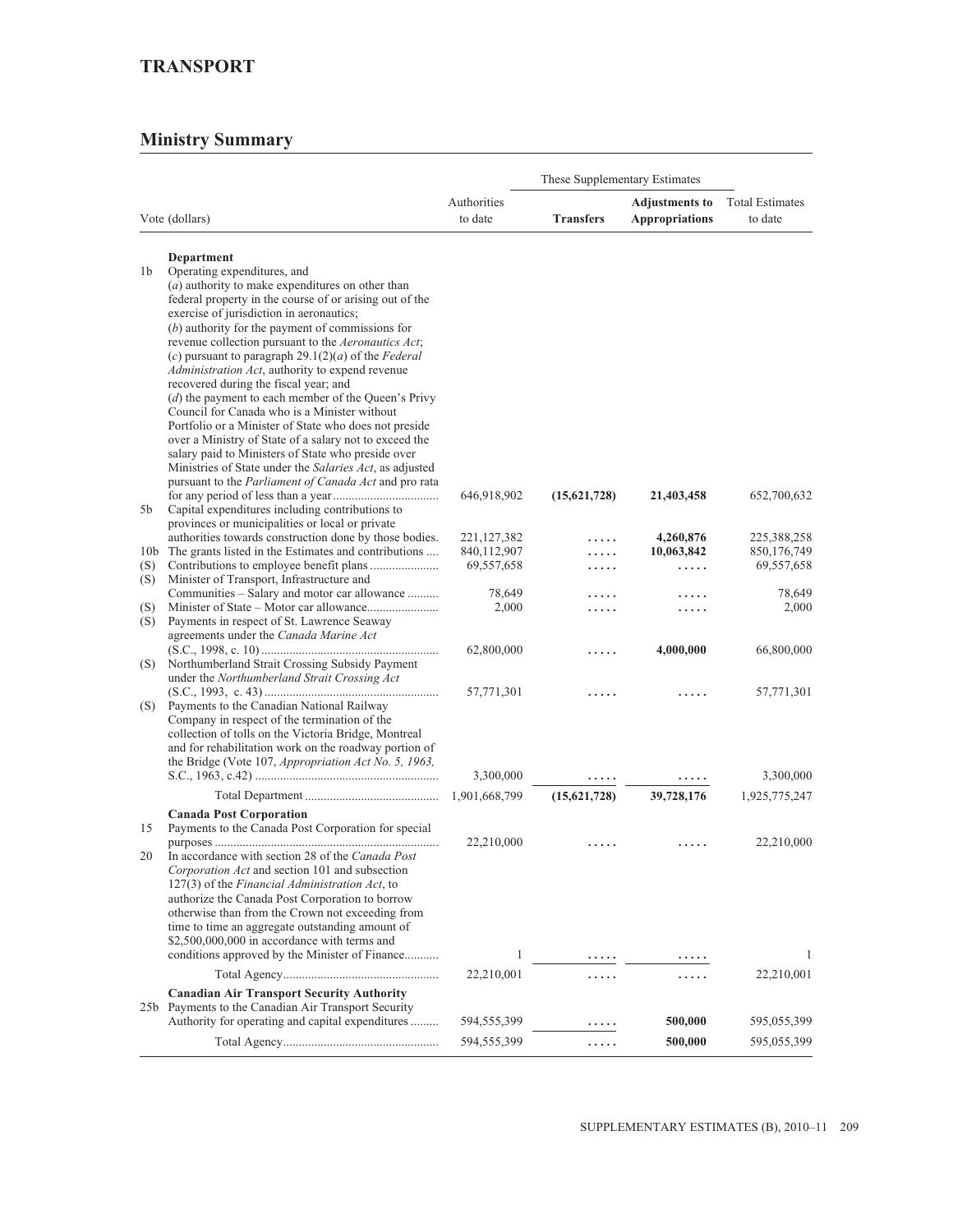## TRANSPORT

## Ministry Summary

| Vote (dollars) | | Authorities to date | These Supplementary Estimates | | Total Estimates to date |
|---|---|---|---|---|---|
| | | | **Transfers** | **Adjustments to Appropriations** | |
| | **Department** | | | | |
| 1b | Operating expenditures, and (*a*) authority to make expenditures on other than federal property in the course of or arising out of the exercise of jurisdiction in aeronautics; (*b*) authority for the payment of commissions for revenue collection pursuant to the *Aeronautics Act*; (*c*) pursuant to paragraph 29.1(2)(*a*) of the *Federal Administration Act*, authority to expend revenue recovered during the fiscal year; and (*d*) the payment to each member of the Queen's Privy Council for Canada who is a Minister without Portfolio or a Minister of State who does not preside over a Ministry of State of a salary not to exceed the salary paid to Ministers of State who preside over Ministries of State under the *Salaries Act*, as adjusted pursuant to the *Parliament of Canada Act* and pro rata for any period of less than a year | 646,918,902 | **(15,621,728)** | **21,403,458** | 652,700,632 |
| 5b | Capital expenditures including contributions to provinces or municipalities or local or private authorities towards construction done by those bodies. | 221,127,382 | ..... | **4,260,876** | 225,388,258 |
| 10b | The grants listed in the Estimates and contributions | 840,112,907 | ..... | **10,063,842** | 850,176,749 |
| (S) | Contributions to employee benefit plans | 69,557,658 | ..... | ..... | 69,557,658 |
| (S) | Minister of Transport, Infrastructure and Communities – Salary and motor car allowance | 78,649 | ..... | ..... | 78,649 |
| (S) | Minister of State – Motor car allowance | 2,000 | ..... | ..... | 2,000 |
| (S) | Payments in respect of St. Lawrence Seaway agreements under the *Canada Marine Act* (S.C., 1998, c. 10) | 62,800,000 | ..... | **4,000,000** | 66,800,000 |
| (S) | Northumberland Strait Crossing Subsidy Payment under the *Northumberland Strait Crossing Act* (S.C., 1993, c. 43) | 57,771,301 | ..... | ..... | 57,771,301 |
| (S) | Payments to the Canadian National Railway Company in respect of the termination of the collection of tolls on the Victoria Bridge, Montreal and for rehabilitation work on the roadway portion of the Bridge (Vote 107, *Appropriation Act No. 5, 1963,* S.C., 1963, c.42) | 3,300,000 | ..... | ..... | 3,300,000 |
| | Total Department | 1,901,668,799 | **(15,621,728)** | **39,728,176** | 1,925,775,247 |
| | **Canada Post Corporation** | | | | |
| 15 | Payments to the Canada Post Corporation for special purposes | 22,210,000 | ..... | ..... | 22,210,000 |
| 20 | In accordance with section 28 of the *Canada Post Corporation Act* and section 101 and subsection 127(3) of the *Financial Administration Act*, to authorize the Canada Post Corporation to borrow otherwise than from the Crown not exceeding from time to time an aggregate outstanding amount of $2,500,000,000 in accordance with terms and conditions approved by the Minister of Finance | 1 | ..... | ..... | 1 |
| | Total Agency | 22,210,001 | ..... | ..... | 22,210,001 |
| | **Canadian Air Transport Security Authority** | | | | |
| 25b | Payments to the Canadian Air Transport Security Authority for operating and capital expenditures | 594,555,399 | ..... | **500,000** | 595,055,399 |
| | Total Agency | 594,555,399 | ..... | **500,000** | 595,055,399 |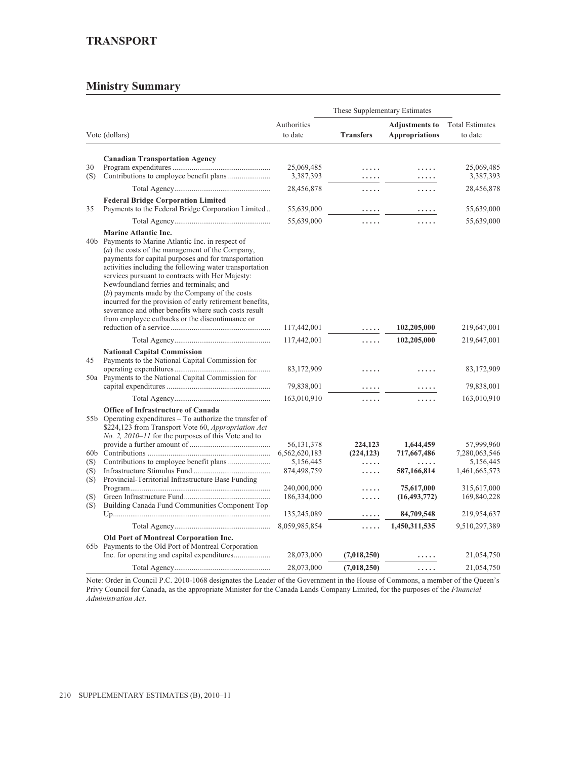## TRANSPORT

### Ministry Summary

| Vote (dollars) | | Authorities to date | These Supplementary Estimates | | Total Estimates to date |
|---|---|---|---|---|---|
| | | | **Transfers** | **Adjustments to Appropriations** | |
| | **Canadian Transportation Agency** | | | | |
| 30 | Program expenditures | 25,069,485 | ..... | ..... | 25,069,485 |
| (S) | Contributions to employee benefit plans | 3,387,393 | ..... | ..... | 3,387,393 |
| | Total Agency | 28,456,878 | ..... | ..... | 28,456,878 |
| | **Federal Bridge Corporation Limited** | | | | |
| 35 | Payments to the Federal Bridge Corporation Limited | 55,639,000 | ..... | ..... | 55,639,000 |
| | Total Agency | 55,639,000 | ..... | ..... | 55,639,000 |
| | **Marine Atlantic Inc.** | | | | |
| 40b | Payments to Marine Atlantic Inc. in respect of (*a*) the costs of the management of the Company, payments for capital purposes and for transportation activities including the following water transportation services pursuant to contracts with Her Majesty: Newfoundland ferries and terminals; and (*b*) payments made by the Company of the costs incurred for the provision of early retirement benefits, severance and other benefits where such costs result from employee cutbacks or the discontinuance or reduction of a service | 117,442,001 | ..... | **102,205,000** | 219,647,001 |
| | Total Agency | 117,442,001 | ..... | **102,205,000** | 219,647,001 |
| | **National Capital Commission** | | | | |
| 45 | Payments to the National Capital Commission for operating expenditures | 83,172,909 | ..... | ..... | 83,172,909 |
| 50a | Payments to the National Capital Commission for capital expenditures | 79,838,001 | ..... | ..... | 79,838,001 |
| | Total Agency | 163,010,910 | ..... | ..... | 163,010,910 |
| | **Office of Infrastructure of Canada** | | | | |
| 55b | Operating expenditures – To authorize the transfer of $224,123 from Transport Vote 60, *Appropriation Act No. 2, 2010–11* for the purposes of this Vote and to provide a further amount of | 56,131,378 | **224,123** | **1,644,459** | 57,999,960 |
| 60b | Contributions | 6,562,620,183 | **(224,123)** | **717,667,486** | 7,280,063,546 |
| (S) | Contributions to employee benefit plans | 5,156,445 | ..... | ..... | 5,156,445 |
| (S) | Infrastructure Stimulus Fund | 874,498,759 | ..... | **587,166,814** | 1,461,665,573 |
| (S) | Provincial-Territorial Infrastructure Base Funding Program | 240,000,000 | ..... | **75,617,000** | 315,617,000 |
| (S) | Green Infrastructure Fund | 186,334,000 | ..... | **(16,493,772)** | 169,840,228 |
| (S) | Building Canada Fund Communities Component Top Up | 135,245,089 | ..... | **84,709,548** | 219,954,637 |
| | Total Agency | 8,059,985,854 | ..... | **1,450,311,535** | 9,510,297,389 |
| | **Old Port of Montreal Corporation Inc.** | | | | |
| 65b | Payments to the Old Port of Montreal Corporation Inc. for operating and capital expenditures | 28,073,000 | **(7,018,250)** | ..... | 21,054,750 |
| | Total Agency | 28,073,000 | **(7,018,250)** | ..... | 21,054,750 |

Note: Order in Council P.C. 2010-1068 designates the Leader of the Government in the House of Commons, a member of the Queen's Privy Council for Canada, as the appropriate Minister for the Canada Lands Company Limited, for the purposes of the *Financial Administration Act*.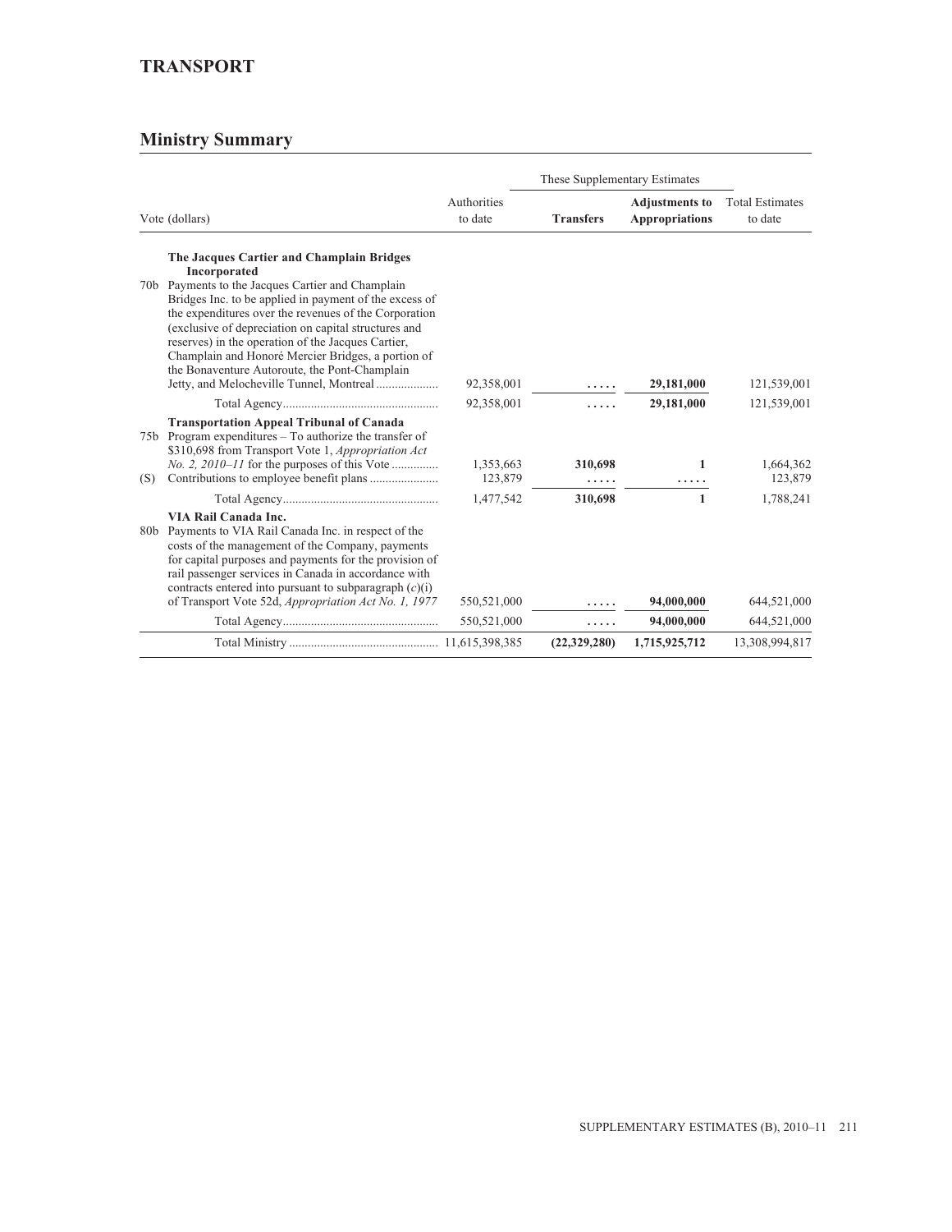# TRANSPORT

## Ministry Summary

| Vote (dollars) | | Authorities to date | These Supplementary Estimates | | Total Estimates to date |
|---|---|---|---|---|---|
| | | | **Transfers** | **Adjustments to Appropriations** | |
| | **The Jacques Cartier and Champlain Bridges Incorporated** | | | | |
| 70b | Payments to the Jacques Cartier and Champlain Bridges Inc. to be applied in payment of the excess of the expenditures over the revenues of the Corporation (exclusive of depreciation on capital structures and reserves) in the operation of the Jacques Cartier, Champlain and Honoré Mercier Bridges, a portion of the Bonaventure Autoroute, the Pont-Champlain Jetty, and Melocheville Tunnel, Montreal | 92,358,001 | ..... | 29,181,000 | 121,539,001 |
| | Total Agency | 92,358,001 | ..... | 29,181,000 | 121,539,001 |
| | **Transportation Appeal Tribunal of Canada** | | | | |
| 75b | Program expenditures – To authorize the transfer of $310,698 from Transport Vote 1, *Appropriation Act No. 2, 2010–11* for the purposes of this Vote | 1,353,663 | 310,698 | 1 | 1,664,362 |
| (S) | Contributions to employee benefit plans | 123,879 | ..... | ..... | 123,879 |
| | Total Agency | 1,477,542 | 310,698 | 1 | 1,788,241 |
| | **VIA Rail Canada Inc.** | | | | |
| 80b | Payments to VIA Rail Canada Inc. in respect of the costs of the management of the Company, payments for capital purposes and payments for the provision of rail passenger services in Canada in accordance with contracts entered into pursuant to subparagraph (*c*)(i) of Transport Vote 52d, *Appropriation Act No. 1, 1977* | 550,521,000 | ..... | 94,000,000 | 644,521,000 |
| | Total Agency | 550,521,000 | ..... | 94,000,000 | 644,521,000 |
| | Total Ministry | 11,615,398,385 | (22,329,280) | 1,715,925,712 | 13,308,994,817 |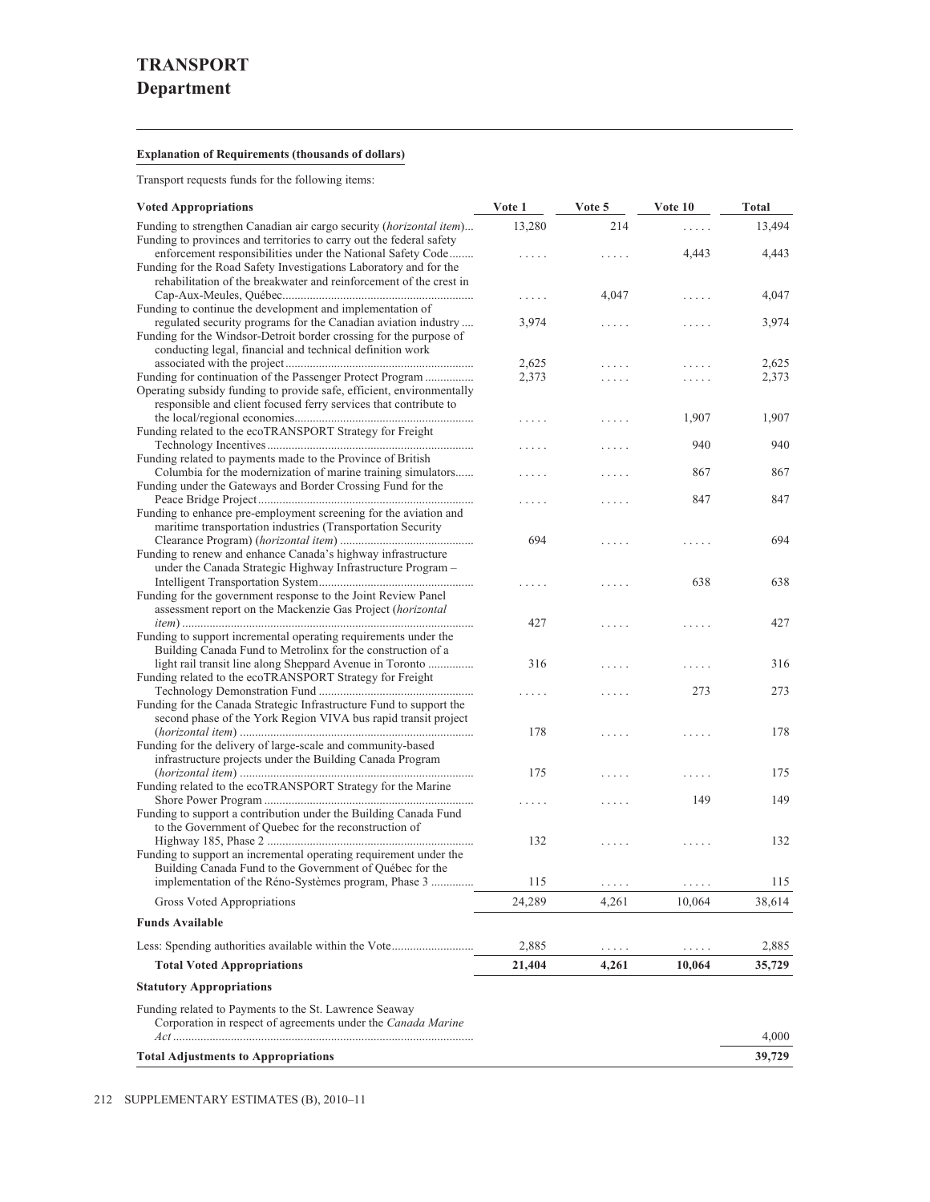# TRANSPORT
## Department

**Explanation of Requirements (thousands of dollars)**

Transport requests funds for the following items:

| Voted Appropriations | Vote 1 | Vote 5 | Vote 10 | Total |
|---|---|---|---|---|
| Funding to strengthen Canadian air cargo security (*horizontal item*) | 13,280 | 214 | ..... | 13,494 |
| Funding to provinces and territories to carry out the federal safety enforcement responsibilities under the National Safety Code | ..... | ..... | 4,443 | 4,443 |
| Funding for the Road Safety Investigations Laboratory and for the rehabilitation of the breakwater and reinforcement of the crest in Cap-Aux-Meules, Québec | ..... | 4,047 | ..... | 4,047 |
| Funding to continue the development and implementation of regulated security programs for the Canadian aviation industry | 3,974 | ..... | ..... | 3,974 |
| Funding for the Windsor-Detroit border crossing for the purpose of conducting legal, financial and technical definition work associated with the project | 2,625 | ..... | ..... | 2,625 |
| Funding for continuation of the Passenger Protect Program | 2,373 | ..... | ..... | 2,373 |
| Operating subsidy funding to provide safe, efficient, environmentally responsible and client focused ferry services that contribute to the local/regional economies | ..... | ..... | 1,907 | 1,907 |
| Funding related to the ecoTRANSPORT Strategy for Freight Technology Incentives | ..... | ..... | 940 | 940 |
| Funding related to payments made to the Province of British Columbia for the modernization of marine training simulators | ..... | ..... | 867 | 867 |
| Funding under the Gateways and Border Crossing Fund for the Peace Bridge Project | ..... | ..... | 847 | 847 |
| Funding to enhance pre-employment screening for the aviation and maritime transportation industries (Transportation Security Clearance Program) (*horizontal item*) | 694 | ..... | ..... | 694 |
| Funding to renew and enhance Canada's highway infrastructure under the Canada Strategic Highway Infrastructure Program – Intelligent Transportation System | ..... | ..... | 638 | 638 |
| Funding for the government response to the Joint Review Panel assessment report on the Mackenzie Gas Project (*horizontal item*) | 427 | ..... | ..... | 427 |
| Funding to support incremental operating requirements under the Building Canada Fund to Metrolinx for the construction of a light rail transit line along Sheppard Avenue in Toronto | 316 | ..... | ..... | 316 |
| Funding related to the ecoTRANSPORT Strategy for Freight Technology Demonstration Fund | ..... | ..... | 273 | 273 |
| Funding for the Canada Strategic Infrastructure Fund to support the second phase of the York Region VIVA bus rapid transit project (*horizontal item*) | 178 | ..... | ..... | 178 |
| Funding for the delivery of large-scale and community-based infrastructure projects under the Building Canada Program (*horizontal item*) | 175 | ..... | ..... | 175 |
| Funding related to the ecoTRANSPORT Strategy for the Marine Shore Power Program | ..... | ..... | 149 | 149 |
| Funding to support a contribution under the Building Canada Fund to the Government of Quebec for the reconstruction of Highway 185, Phase 2 | 132 | ..... | ..... | 132 |
| Funding to support an incremental operating requirement under the Building Canada Fund to the Government of Québec for the implementation of the Réno-Systèmes program, Phase 3 | 115 | ..... | ..... | 115 |
| Gross Voted Appropriations | 24,289 | 4,261 | 10,064 | 38,614 |
| **Funds Available** | | | | |
| Less: Spending authorities available within the Vote | 2,885 | ..... | ..... | 2,885 |
| **Total Voted Appropriations** | **21,404** | **4,261** | **10,064** | **35,729** |
| **Statutory Appropriations** | | | | |
| Funding related to Payments to the St. Lawrence Seaway Corporation in respect of agreements under the *Canada Marine Act* | | | | 4,000 |
| **Total Adjustments to Appropriations** | | | | **39,729** |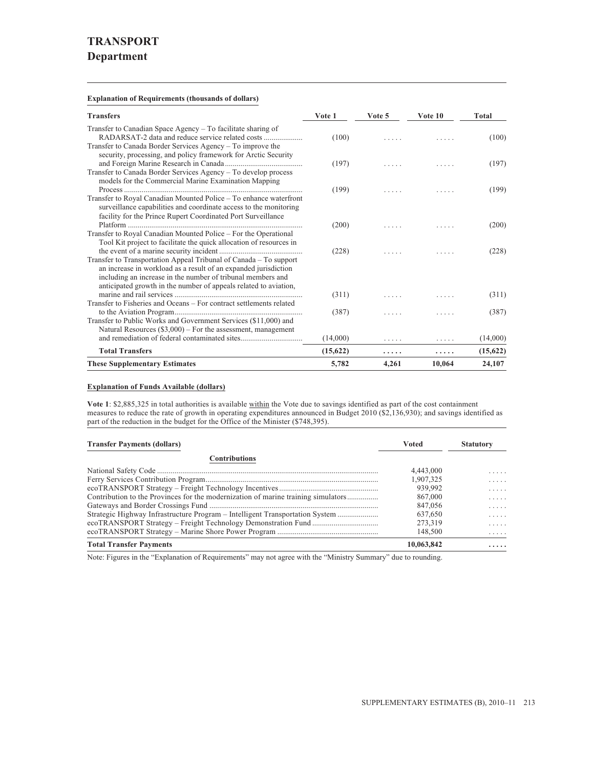# TRANSPORT
## Department

**Explanation of Requirements (thousands of dollars)**

| Transfers | Vote 1 | Vote 5 | Vote 10 | Total |
|---|---|---|---|---|
| Transfer to Canadian Space Agency – To facilitate sharing of RADARSAT-2 data and reduce service related costs | (100) | ..... | ..... | (100) |
| Transfer to Canada Border Services Agency – To improve the security, processing, and policy framework for Arctic Security and Foreign Marine Research in Canada | (197) | ..... | ..... | (197) |
| Transfer to Canada Border Services Agency – To develop process models for the Commercial Marine Examination Mapping Process | (199) | ..... | ..... | (199) |
| Transfer to Royal Canadian Mounted Police – To enhance waterfront surveillance capabilities and coordinate access to the monitoring facility for the Prince Rupert Coordinated Port Surveillance Platform | (200) | ..... | ..... | (200) |
| Transfer to Royal Canadian Mounted Police – For the Operational Tool Kit project to facilitate the quick allocation of resources in the event of a marine security incident | (228) | ..... | ..... | (228) |
| Transfer to Transportation Appeal Tribunal of Canada – To support an increase in workload as a result of an expanded jurisdiction including an increase in the number of tribunal members and anticipated growth in the number of appeals related to aviation, marine and rail services | (311) | ..... | ..... | (311) |
| Transfer to Fisheries and Oceans – For contract settlements related to the Aviation Program | (387) | ..... | ..... | (387) |
| Transfer to Public Works and Government Services ($11,000) and Natural Resources ($3,000) – For the assessment, management and remediation of federal contaminated sites | (14,000) | ..... | ..... | (14,000) |
| **Total Transfers** | **(15,622)** | **.....** | **.....** | **(15,622)** |
| **These Supplementary Estimates** | **5,782** | **4,261** | **10,064** | **24,107** |

**Explanation of Funds Available (dollars)**

**Vote 1**: $2,885,325 in total authorities is available within the Vote due to savings identified as part of the cost containment measures to reduce the rate of growth in operating expenditures announced in Budget 2010 ($2,136,930); and savings identified as part of the reduction in the budget for the Office of the Minister ($748,395).

| Transfer Payments (dollars) | Voted | Statutory |
|---|---|---|
| **Contributions** | | |
| National Safety Code | 4,443,000 | ..... |
| Ferry Services Contribution Program | 1,907,325 | ..... |
| ecoTRANSPORT Strategy – Freight Technology Incentives | 939,992 | ..... |
| Contribution to the Provinces for the modernization of marine training simulators | 867,000 | ..... |
| Gateways and Border Crossings Fund | 847,056 | ..... |
| Strategic Highway Infrastructure Program – Intelligent Transportation System | 637,650 | ..... |
| ecoTRANSPORT Strategy – Freight Technology Demonstration Fund | 273,319 | ..... |
| ecoTRANSPORT Strategy – Marine Shore Power Program | 148,500 | ..... |
| **Total Transfer Payments** | **10,063,842** | **.....** |

Note: Figures in the "Explanation of Requirements" may not agree with the "Ministry Summary" due to rounding.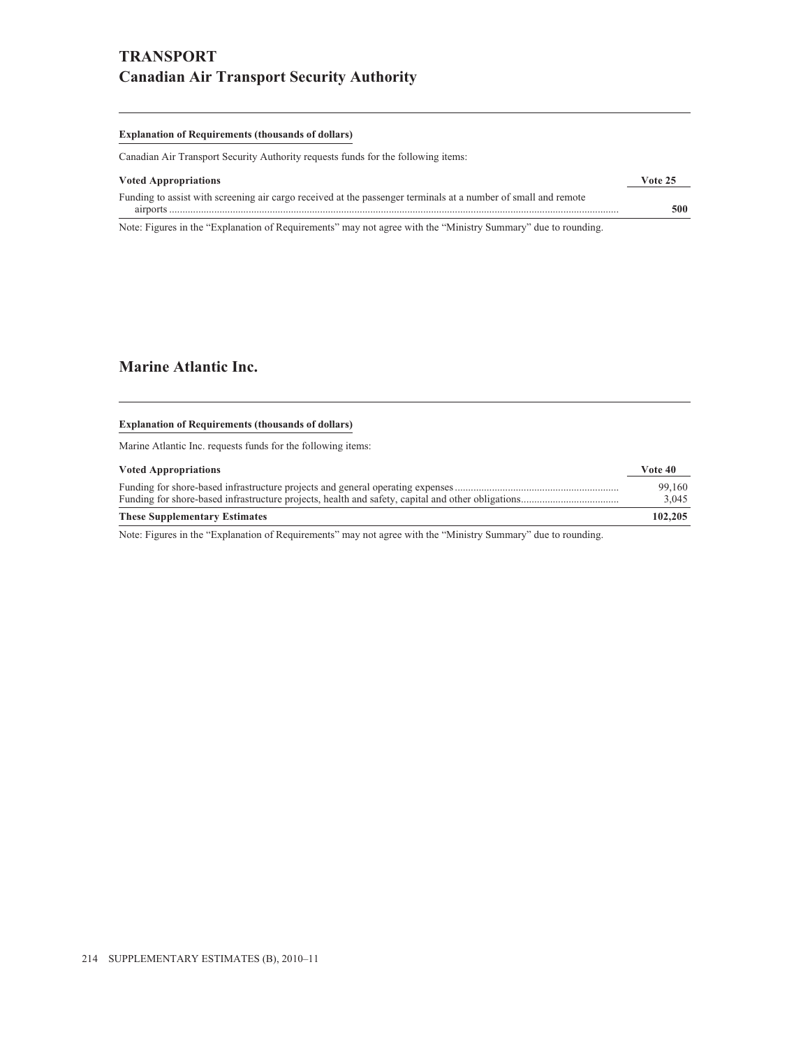# TRANSPORT

## Canadian Air Transport Security Authority

**Explanation of Requirements (thousands of dollars)**

Canadian Air Transport Security Authority requests funds for the following items:

| Voted Appropriations | Vote 25 |
|---|---|
| Funding to assist with screening air cargo received at the passenger terminals at a number of small and remote airports | **500** |

Note: Figures in the "Explanation of Requirements" may not agree with the "Ministry Summary" due to rounding.

## Marine Atlantic Inc.

**Explanation of Requirements (thousands of dollars)**

Marine Atlantic Inc. requests funds for the following items:

| Voted Appropriations | Vote 40 |
|---|---|
| Funding for shore-based infrastructure projects and general operating expenses | 99,160 |
| Funding for shore-based infrastructure projects, health and safety, capital and other obligations | 3,045 |
| **These Supplementary Estimates** | **102,205** |

Note: Figures in the "Explanation of Requirements" may not agree with the "Ministry Summary" due to rounding.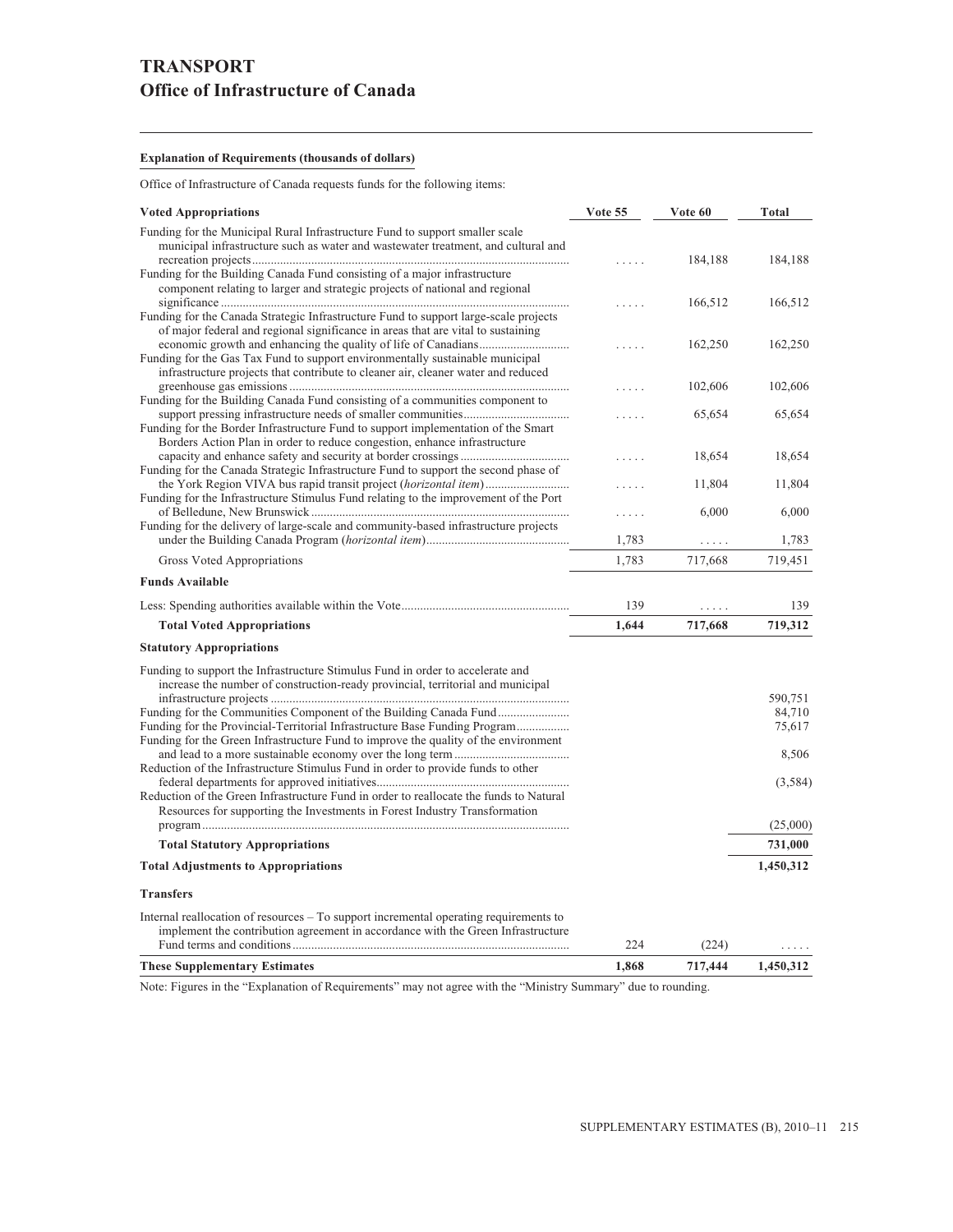# TRANSPORT

## Office of Infrastructure of Canada

**Explanation of Requirements (thousands of dollars)**

Office of Infrastructure of Canada requests funds for the following items:

| Voted Appropriations | Vote 55 | Vote 60 | Total |
|---|---|---|---|
| Funding for the Municipal Rural Infrastructure Fund to support smaller scale municipal infrastructure such as water and wastewater treatment, and cultural and recreation projects | ..... | 184,188 | 184,188 |
| Funding for the Building Canada Fund consisting of a major infrastructure component relating to larger and strategic projects of national and regional significance | ..... | 166,512 | 166,512 |
| Funding for the Canada Strategic Infrastructure Fund to support large-scale projects of major federal and regional significance in areas that are vital to sustaining economic growth and enhancing the quality of life of Canadians | ..... | 162,250 | 162,250 |
| Funding for the Gas Tax Fund to support environmentally sustainable municipal infrastructure projects that contribute to cleaner air, cleaner water and reduced greenhouse gas emissions | ..... | 102,606 | 102,606 |
| Funding for the Building Canada Fund consisting of a communities component to support pressing infrastructure needs of smaller communities | ..... | 65,654 | 65,654 |
| Funding for the Border Infrastructure Fund to support implementation of the Smart Borders Action Plan in order to reduce congestion, enhance infrastructure capacity and enhance safety and security at border crossings | ..... | 18,654 | 18,654 |
| Funding for the Canada Strategic Infrastructure Fund to support the second phase of the York Region VIVA bus rapid transit project (*horizontal item*) | ..... | 11,804 | 11,804 |
| Funding for the Infrastructure Stimulus Fund relating to the improvement of the Port of Belledune, New Brunswick | ..... | 6,000 | 6,000 |
| Funding for the delivery of large-scale and community-based infrastructure projects under the Building Canada Program (*horizontal item*) | 1,783 | ..... | 1,783 |
| Gross Voted Appropriations | 1,783 | 717,668 | 719,451 |
| **Funds Available** | | | |
| Less: Spending authorities available within the Vote | 139 | ..... | 139 |
| **Total Voted Appropriations** | **1,644** | **717,668** | **719,312** |
| **Statutory Appropriations** | | | |
| Funding to support the Infrastructure Stimulus Fund in order to accelerate and increase the number of construction-ready provincial, territorial and municipal infrastructure projects | | | 590,751 |
| Funding for the Communities Component of the Building Canada Fund | | | 84,710 |
| Funding for the Provincial-Territorial Infrastructure Base Funding Program | | | 75,617 |
| Funding for the Green Infrastructure Fund to improve the quality of the environment and lead to a more sustainable economy over the long term | | | 8,506 |
| Reduction of the Infrastructure Stimulus Fund in order to provide funds to other federal departments for approved initiatives | | | (3,584) |
| Reduction of the Green Infrastructure Fund in order to reallocate the funds to Natural Resources for supporting the Investments in Forest Industry Transformation program | | | (25,000) |
| **Total Statutory Appropriations** | | | **731,000** |
| **Total Adjustments to Appropriations** | | | **1,450,312** |
| **Transfers** | | | |
| Internal reallocation of resources – To support incremental operating requirements to implement the contribution agreement in accordance with the Green Infrastructure Fund terms and conditions | 224 | (224) | ..... |
| **These Supplementary Estimates** | **1,868** | **717,444** | **1,450,312** |

Note: Figures in the "Explanation of Requirements" may not agree with the "Ministry Summary" due to rounding.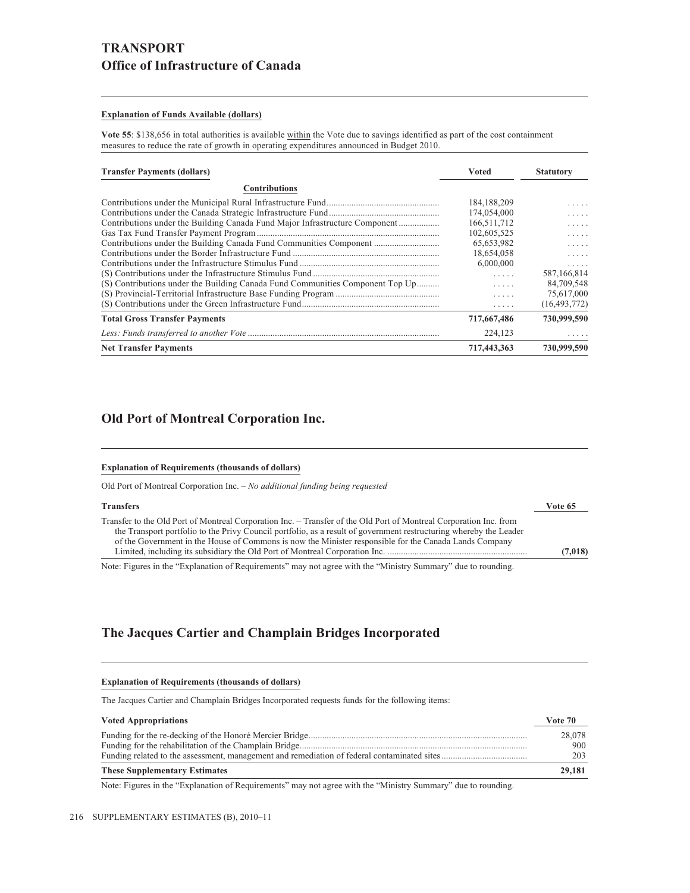# TRANSPORT

## Office of Infrastructure of Canada

**Explanation of Funds Available (dollars)**

**Vote 55**: $138,656 in total authorities is available within the Vote due to savings identified as part of the cost containment measures to reduce the rate of growth in operating expenditures announced in Budget 2010.

| Transfer Payments (dollars) | Voted | Statutory |
|---|---|---|
| **Contributions** | | |
| Contributions under the Municipal Rural Infrastructure Fund | 184,188,209 | ..... |
| Contributions under the Canada Strategic Infrastructure Fund | 174,054,000 | ..... |
| Contributions under the Building Canada Fund Major Infrastructure Component | 166,511,712 | ..... |
| Gas Tax Fund Transfer Payment Program | 102,605,525 | ..... |
| Contributions under the Building Canada Fund Communities Component | 65,653,982 | ..... |
| Contributions under the Border Infrastructure Fund | 18,654,058 | ..... |
| Contributions under the Infrastructure Stimulus Fund | 6,000,000 | ..... |
| (S) Contributions under the Infrastructure Stimulus Fund | ..... | 587,166,814 |
| (S) Contributions under the Building Canada Fund Communities Component Top Up | ..... | 84,709,548 |
| (S) Provincial-Territorial Infrastructure Base Funding Program | ..... | 75,617,000 |
| (S) Contributions under the Green Infrastructure Fund | ..... | (16,493,772) |
| **Total Gross Transfer Payments** | **717,667,486** | **730,999,590** |
| *Less: Funds transferred to another Vote* | 224,123 | ..... |
| **Net Transfer Payments** | **717,443,363** | **730,999,590** |

## Old Port of Montreal Corporation Inc.

**Explanation of Requirements (thousands of dollars)**

Old Port of Montreal Corporation Inc. – *No additional funding being requested*

| Transfers | Vote 65 |
|---|---|
| Transfer to the Old Port of Montreal Corporation Inc. – Transfer of the Old Port of Montreal Corporation Inc. from the Transport portfolio to the Privy Council portfolio, as a result of government restructuring whereby the Leader of the Government in the House of Commons is now the Minister responsible for the Canada Lands Company Limited, including its subsidiary the Old Port of Montreal Corporation Inc. | **(7,018)** |

Note: Figures in the "Explanation of Requirements" may not agree with the "Ministry Summary" due to rounding.

## The Jacques Cartier and Champlain Bridges Incorporated

**Explanation of Requirements (thousands of dollars)**

The Jacques Cartier and Champlain Bridges Incorporated requests funds for the following items:

| Voted Appropriations | Vote 70 |
|---|---|
| Funding for the re-decking of the Honoré Mercier Bridge | 28,078 |
| Funding for the rehabilitation of the Champlain Bridge | 900 |
| Funding related to the assessment, management and remediation of federal contaminated sites | 203 |
| **These Supplementary Estimates** | **29,181** |

Note: Figures in the "Explanation of Requirements" may not agree with the "Ministry Summary" due to rounding.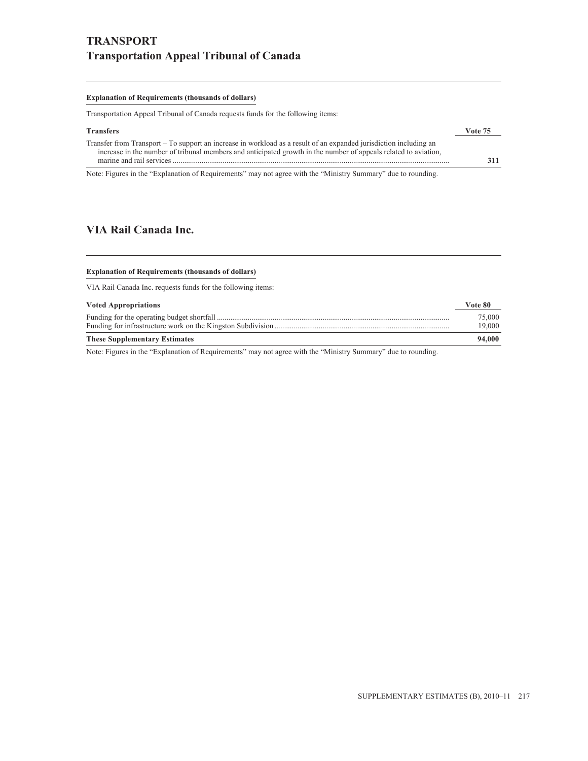# TRANSPORT
## Transportation Appeal Tribunal of Canada

**Explanation of Requirements (thousands of dollars)**

Transportation Appeal Tribunal of Canada requests funds for the following items:

| **Transfers** | **Vote 75** |
|---|---|
| Transfer from Transport – To support an increase in workload as a result of an expanded jurisdiction including an increase in the number of tribunal members and anticipated growth in the number of appeals related to aviation, marine and rail services | **311** |

Note: Figures in the "Explanation of Requirements" may not agree with the "Ministry Summary" due to rounding.

## VIA Rail Canada Inc.

**Explanation of Requirements (thousands of dollars)**

VIA Rail Canada Inc. requests funds for the following items:

| **Voted Appropriations** | **Vote 80** |
|---|---|
| Funding for the operating budget shortfall | 75,000 |
| Funding for infrastructure work on the Kingston Subdivision | 19,000 |
| **These Supplementary Estimates** | **94,000** |

Note: Figures in the "Explanation of Requirements" may not agree with the "Ministry Summary" due to rounding.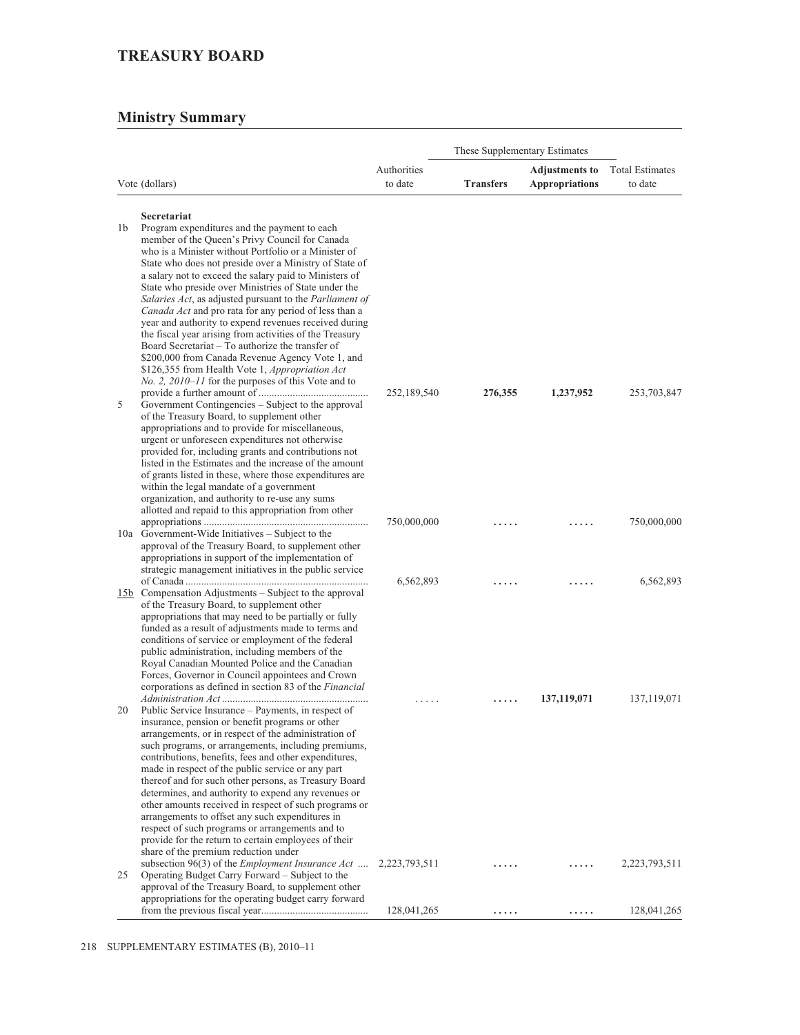## TREASURY BOARD

## Ministry Summary

| Vote (dollars) | | Authorities to date | These Supplementary Estimates | | Total Estimates to date |
|---|---|---|---|---|---|
| | | | **Transfers** | **Adjustments to Appropriations** | |
| | **Secretariat** | | | | |
| 1b | Program expenditures and the payment to each member of the Queen's Privy Council for Canada who is a Minister without Portfolio or a Minister of State who does not preside over a Ministry of State of a salary not to exceed the salary paid to Ministers of State who preside over Ministries of State under the *Salaries Act*, as adjusted pursuant to the *Parliament of Canada Act* and pro rata for any period of less than a year and authority to expend revenues received during the fiscal year arising from activities of the Treasury Board Secretariat – To authorize the transfer of $200,000 from Canada Revenue Agency Vote 1, and $126,355 from Health Vote 1, *Appropriation Act No. 2, 2010–11* for the purposes of this Vote and to provide a further amount of | 252,189,540 | **276,355** | **1,237,952** | 253,703,847 |
| 5 | Government Contingencies – Subject to the approval of the Treasury Board, to supplement other appropriations and to provide for miscellaneous, urgent or unforeseen expenditures not otherwise provided for, including grants and contributions not listed in the Estimates and the increase of the amount of grants listed in these, where those expenditures are within the legal mandate of a government organization, and authority to re-use any sums allotted and repaid to this appropriation from other appropriations | 750,000,000 | ..... | ..... | 750,000,000 |
| 10a | Government-Wide Initiatives – Subject to the approval of the Treasury Board, to supplement other appropriations in support of the implementation of strategic management initiatives in the public service of Canada | 6,562,893 | ..... | ..... | 6,562,893 |
| 15b | Compensation Adjustments – Subject to the approval of the Treasury Board, to supplement other appropriations that may need to be partially or fully funded as a result of adjustments made to terms and conditions of service or employment of the federal public administration, including members of the Royal Canadian Mounted Police and the Canadian Forces, Governor in Council appointees and Crown corporations as defined in section 83 of the *Financial Administration Act* | ..... | ..... | **137,119,071** | 137,119,071 |
| 20 | Public Service Insurance – Payments, in respect of insurance, pension or benefit programs or other arrangements, or in respect of the administration of such programs, or arrangements, including premiums, contributions, benefits, fees and other expenditures, made in respect of the public service or any part thereof and for such other persons, as Treasury Board determines, and authority to expend any revenues or other amounts received in respect of such programs or arrangements to offset any such expenditures in respect of such programs or arrangements and to provide for the return to certain employees of their share of the premium reduction under subsection 96(3) of the *Employment Insurance Act* | 2,223,793,511 | ..... | ..... | 2,223,793,511 |
| 25 | Operating Budget Carry Forward – Subject to the approval of the Treasury Board, to supplement other appropriations for the operating budget carry forward from the previous fiscal year | 128,041,265 | ..... | ..... | 128,041,265 |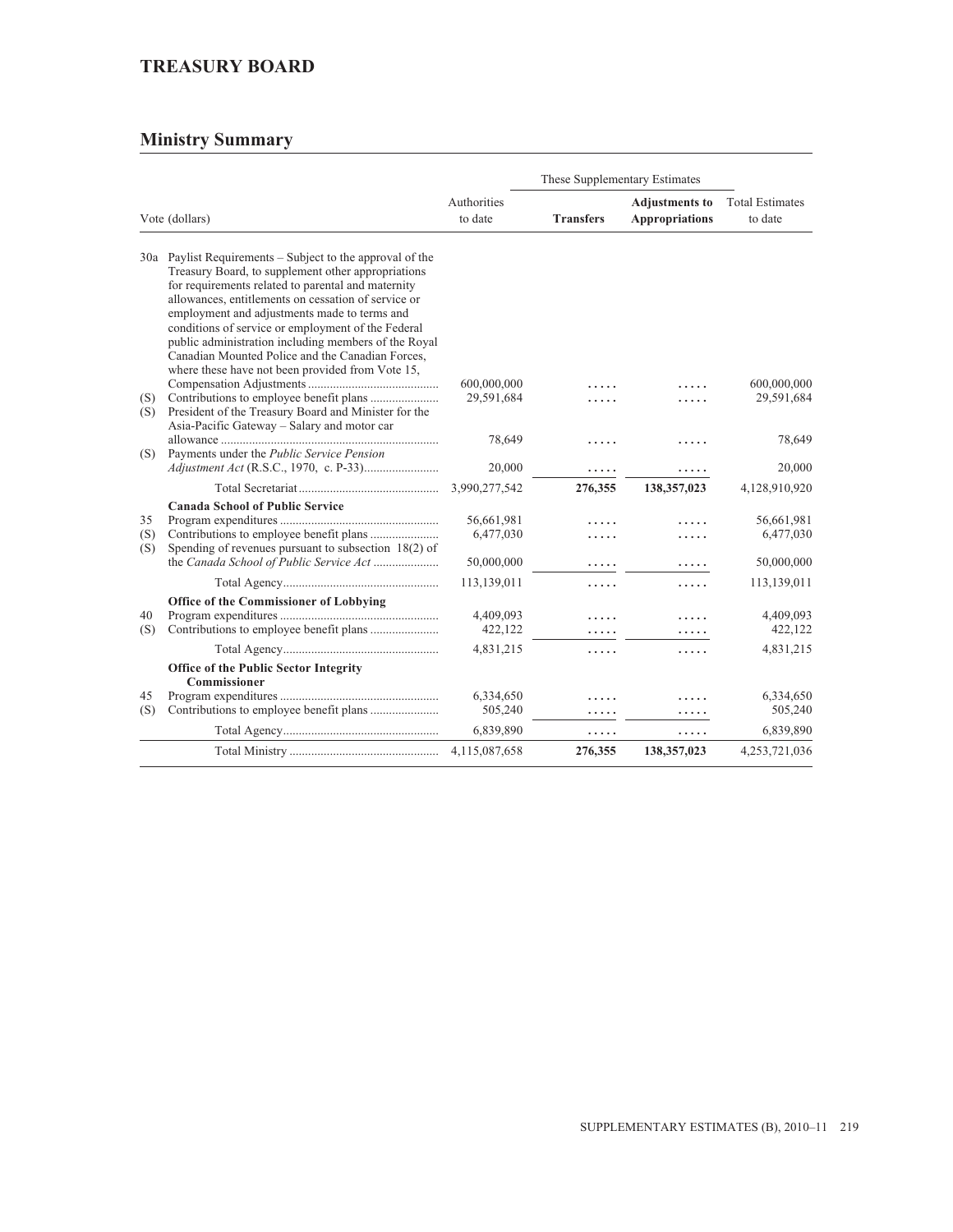# TREASURY BOARD

## Ministry Summary

| Vote (dollars) | | Authorities to date | These Supplementary Estimates | | Total Estimates to date |
|---|---|---|---|---|---|
| | | | **Transfers** | **Adjustments to Appropriations** | |
| 30a | Paylist Requirements – Subject to the approval of the Treasury Board, to supplement other appropriations for requirements related to parental and maternity allowances, entitlements on cessation of service or employment and adjustments made to terms and conditions of service or employment of the Federal public administration including members of the Royal Canadian Mounted Police and the Canadian Forces, where these have not been provided from Vote 15, Compensation Adjustments | 600,000,000 | ..... | ..... | 600,000,000 |
| (S) | Contributions to employee benefit plans | 29,591,684 | ..... | ..... | 29,591,684 |
| (S) | President of the Treasury Board and Minister for the Asia-Pacific Gateway – Salary and motor car allowance | 78,649 | ..... | ..... | 78,649 |
| (S) | Payments under the *Public Service Pension Adjustment Act* (R.S.C., 1970, c. P-33) | 20,000 | ..... | ..... | 20,000 |
| | Total Secretariat | 3,990,277,542 | 276,355 | 138,357,023 | 4,128,910,920 |
| | **Canada School of Public Service** | | | | |
| 35 | Program expenditures | 56,661,981 | ..... | ..... | 56,661,981 |
| (S) | Contributions to employee benefit plans | 6,477,030 | ..... | ..... | 6,477,030 |
| (S) | Spending of revenues pursuant to subsection 18(2) of the *Canada School of Public Service Act* | 50,000,000 | ..... | ..... | 50,000,000 |
| | Total Agency | 113,139,011 | ..... | ..... | 113,139,011 |
| | **Office of the Commissioner of Lobbying** | | | | |
| 40 | Program expenditures | 4,409,093 | ..... | ..... | 4,409,093 |
| (S) | Contributions to employee benefit plans | 422,122 | ..... | ..... | 422,122 |
| | Total Agency | 4,831,215 | ..... | ..... | 4,831,215 |
| | **Office of the Public Sector Integrity Commissioner** | | | | |
| 45 | Program expenditures | 6,334,650 | ..... | ..... | 6,334,650 |
| (S) | Contributions to employee benefit plans | 505,240 | ..... | ..... | 505,240 |
| | Total Agency | 6,839,890 | ..... | ..... | 6,839,890 |
| | Total Ministry | 4,115,087,658 | 276,355 | 138,357,023 | 4,253,721,036 |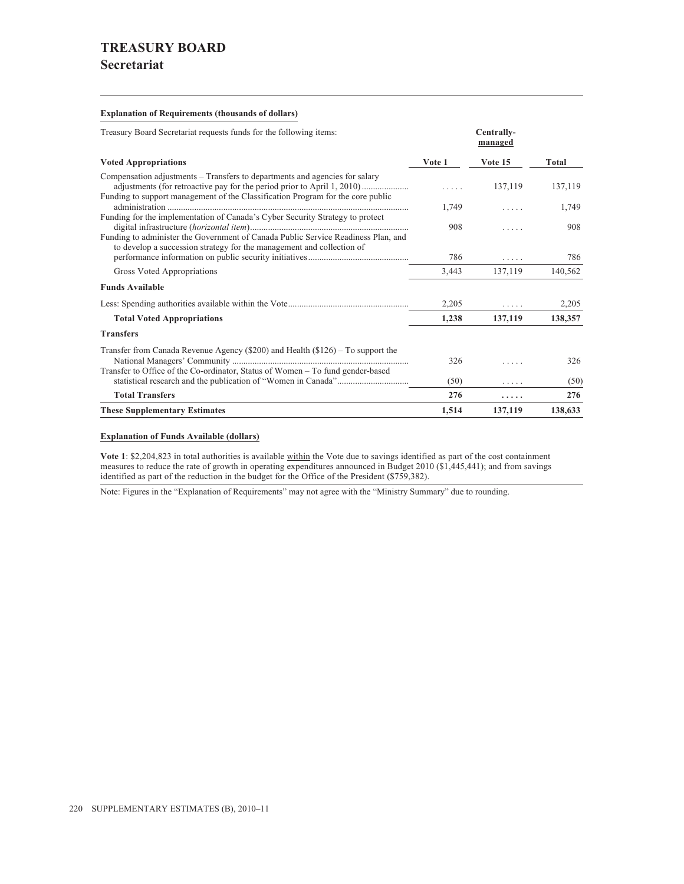# TREASURY BOARD
## Secretariat

**Explanation of Requirements (thousands of dollars)**

| Treasury Board Secretariat requests funds for the following items: | | Centrally-managed | |
|---|---|---|---|
| **Voted Appropriations** | **Vote 1** | **Vote 15** | **Total** |
| Compensation adjustments – Transfers to departments and agencies for salary adjustments (for retroactive pay for the period prior to April 1, 2010) | ..... | 137,119 | 137,119 |
| Funding to support management of the Classification Program for the core public administration | 1,749 | ..... | 1,749 |
| Funding for the implementation of Canada's Cyber Security Strategy to protect digital infrastructure (*horizontal item*) | 908 | ..... | 908 |
| Funding to administer the Government of Canada Public Service Readiness Plan, and to develop a succession strategy for the management and collection of performance information on public security initiatives | 786 | ..... | 786 |
| Gross Voted Appropriations | 3,443 | 137,119 | 140,562 |
| **Funds Available** | | | |
| Less: Spending authorities available within the Vote | 2,205 | ..... | 2,205 |
| **Total Voted Appropriations** | **1,238** | **137,119** | **138,357** |
| **Transfers** | | | |
| Transfer from Canada Revenue Agency ($200) and Health ($126) – To support the National Managers' Community | 326 | ..... | 326 |
| Transfer to Office of the Co-ordinator, Status of Women – To fund gender-based statistical research and the publication of "Women in Canada" | (50) | ..... | (50) |
| **Total Transfers** | **276** | **.....** | **276** |
| **These Supplementary Estimates** | **1,514** | **137,119** | **138,633** |

**Explanation of Funds Available (dollars)**

**Vote 1**: $2,204,823 in total authorities is available within the Vote due to savings identified as part of the cost containment measures to reduce the rate of growth in operating expenditures announced in Budget 2010 ($1,445,441); and from savings identified as part of the reduction in the budget for the Office of the President ($759,382).

Note: Figures in the "Explanation of Requirements" may not agree with the "Ministry Summary" due to rounding.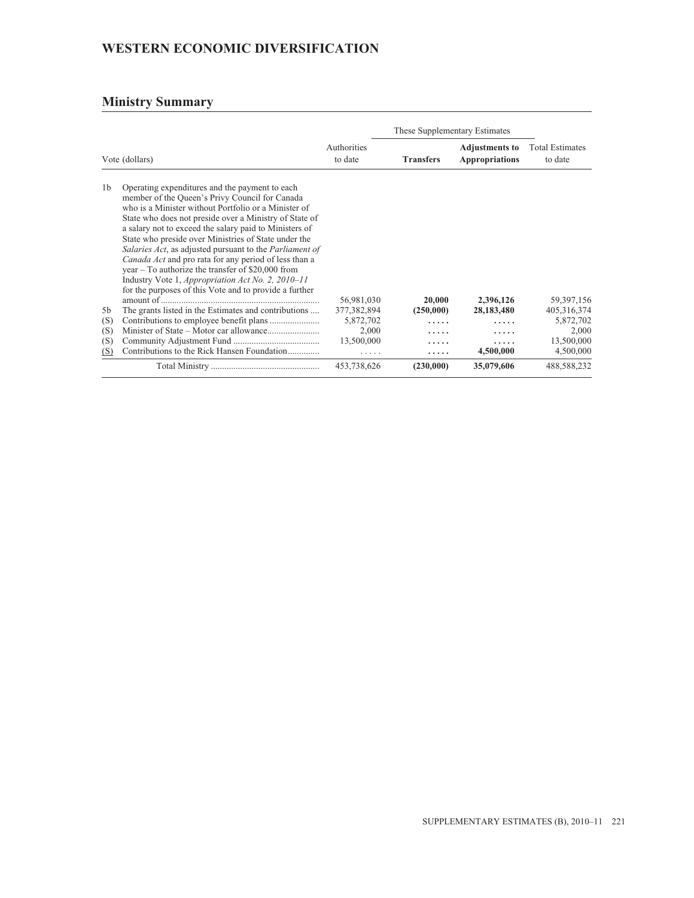## WESTERN ECONOMIC DIVERSIFICATION

### Ministry Summary

| Vote (dollars) | | Authorities to date | These Supplementary Estimates — Transfers | These Supplementary Estimates — Adjustments to Appropriations | Total Estimates to date |
|---|---|---|---|---|---|
| 1b | Operating expenditures and the payment to each member of the Queen's Privy Council for Canada who is a Minister without Portfolio or a Minister of State who does not preside over a Ministry of State of a salary not to exceed the salary paid to Ministers of State who preside over Ministries of State under the *Salaries Act*, as adjusted pursuant to the *Parliament of Canada Act* and pro rata for any period of less than a year – To authorize the transfer of $20,000 from Industry Vote 1, *Appropriation Act No. 2, 2010–11* for the purposes of this Vote and to provide a further amount of | 56,981,030 | **20,000** | **2,396,126** | 59,397,156 |
| 5b | The grants listed in the Estimates and contributions | 377,382,894 | **(250,000)** | **28,183,480** | 405,316,374 |
| (S) | Contributions to employee benefit plans | 5,872,702 | ..... | ..... | 5,872,702 |
| (S) | Minister of State – Motor car allowance | 2,000 | ..... | ..... | 2,000 |
| (S) | Community Adjustment Fund | 13,500,000 | ..... | ..... | 13,500,000 |
| (S) | Contributions to the Rick Hansen Foundation | ..... | ..... | **4,500,000** | 4,500,000 |
| | Total Ministry | 453,738,626 | **(230,000)** | **35,079,606** | 488,588,232 |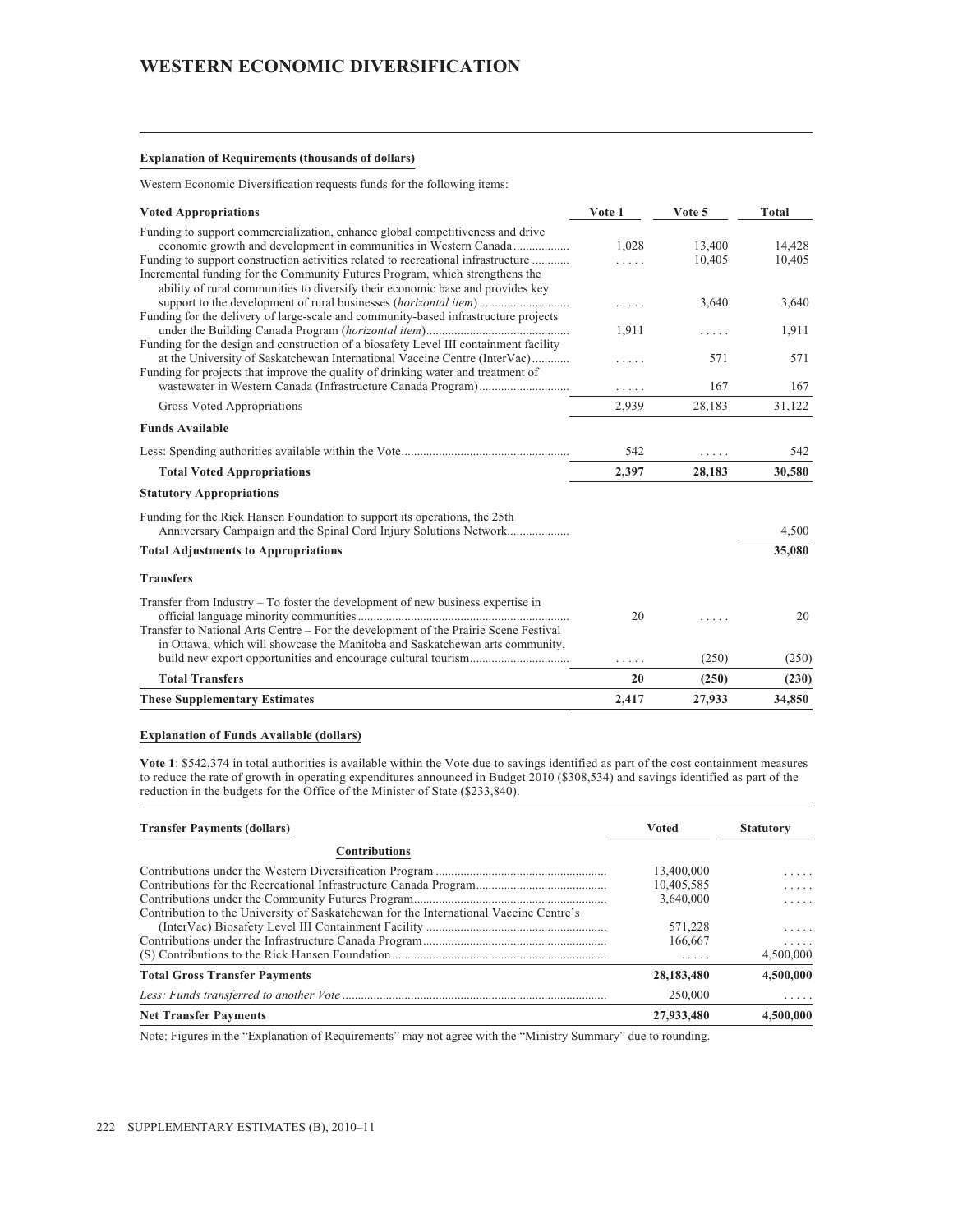# WESTERN ECONOMIC DIVERSIFICATION

**Explanation of Requirements (thousands of dollars)**

Western Economic Diversification requests funds for the following items:

| **Voted Appropriations** | **Vote 1** | **Vote 5** | **Total** |
|---|---|---|---|
| Funding to support commercialization, enhance global competitiveness and drive economic growth and development in communities in Western Canada | 1,028 | 13,400 | 14,428 |
| Funding to support construction activities related to recreational infrastructure | ..... | 10,405 | 10,405 |
| Incremental funding for the Community Futures Program, which strengthens the ability of rural communities to diversify their economic base and provides key support to the development of rural businesses (*horizontal item*) | ..... | 3,640 | 3,640 |
| Funding for the delivery of large-scale and community-based infrastructure projects under the Building Canada Program (*horizontal item*) | 1,911 | ..... | 1,911 |
| Funding for the design and construction of a biosafety Level III containment facility at the University of Saskatchewan International Vaccine Centre (InterVac) | ..... | 571 | 571 |
| Funding for projects that improve the quality of drinking water and treatment of wastewater in Western Canada (Infrastructure Canada Program) | ..... | 167 | 167 |
| Gross Voted Appropriations | 2,939 | 28,183 | 31,122 |
| **Funds Available** | | | |
| Less: Spending authorities available within the Vote | 542 | ..... | 542 |
| **Total Voted Appropriations** | **2,397** | **28,183** | **30,580** |
| **Statutory Appropriations** | | | |
| Funding for the Rick Hansen Foundation to support its operations, the 25th Anniversary Campaign and the Spinal Cord Injury Solutions Network | | | 4,500 |
| **Total Adjustments to Appropriations** | | | **35,080** |
| **Transfers** | | | |
| Transfer from Industry – To foster the development of new business expertise in official language minority communities | 20 | ..... | 20 |
| Transfer to National Arts Centre – For the development of the Prairie Scene Festival in Ottawa, which will showcase the Manitoba and Saskatchewan arts community, build new export opportunities and encourage cultural tourism | ..... | (250) | (250) |
| **Total Transfers** | **20** | **(250)** | **(230)** |
| **These Supplementary Estimates** | **2,417** | **27,933** | **34,850** |

**Explanation of Funds Available (dollars)**

**Vote 1**: $542,374 in total authorities is available within the Vote due to savings identified as part of the cost containment measures to reduce the rate of growth in operating expenditures announced in Budget 2010 ($308,534) and savings identified as part of the reduction in the budgets for the Office of the Minister of State ($233,840).

| **Transfer Payments (dollars)** | **Voted** | **Statutory** |
|---|---|---|
| **Contributions** | | |
| Contributions under the Western Diversification Program | 13,400,000 | ..... |
| Contributions for the Recreational Infrastructure Canada Program | 10,405,585 | ..... |
| Contributions under the Community Futures Program | 3,640,000 | ..... |
| Contribution to the University of Saskatchewan for the International Vaccine Centre's (InterVac) Biosafety Level III Containment Facility | 571,228 | ..... |
| Contributions under the Infrastructure Canada Program | 166,667 | ..... |
| (S) Contributions to the Rick Hansen Foundation | ..... | 4,500,000 |
| **Total Gross Transfer Payments** | **28,183,480** | **4,500,000** |
| *Less: Funds transferred to another Vote* | 250,000 | ..... |
| **Net Transfer Payments** | **27,933,480** | **4,500,000** |

Note: Figures in the "Explanation of Requirements" may not agree with the "Ministry Summary" due to rounding.